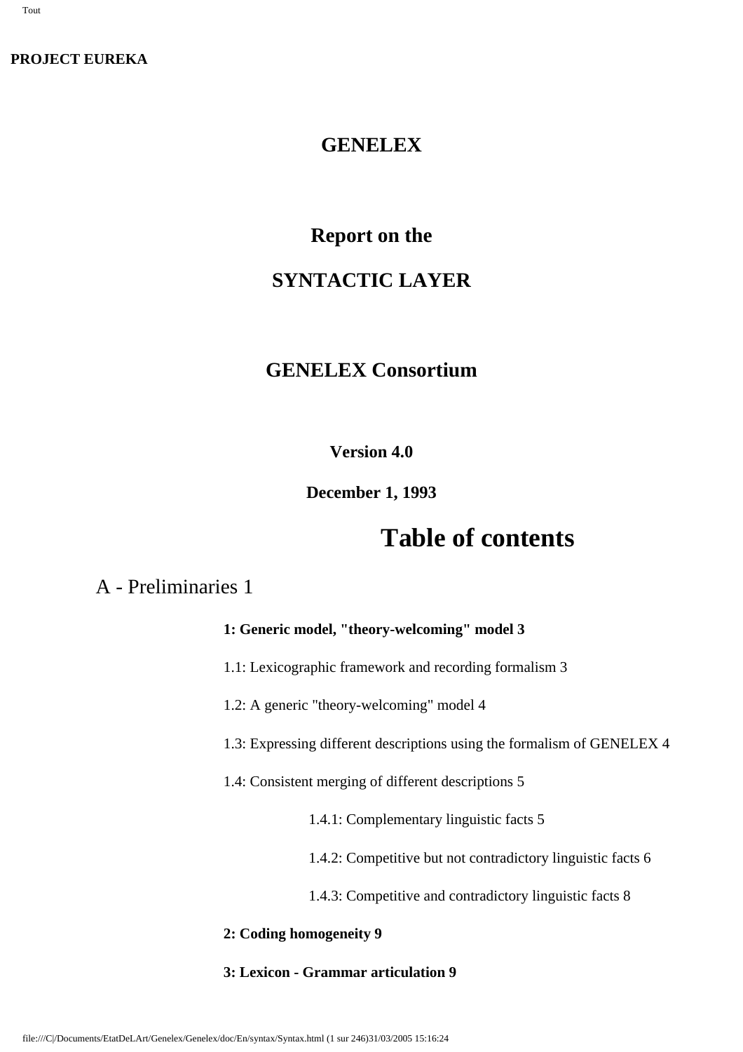**PROJECT EUREKA**

# GENELEX

## Report on the

## SYNTACTIC LAYER

## GENELEX Consortium

**Version 4.0**

**December 1, 1993**

# Table of contents

A - Preliminaries 1

**1: Generic model, "theory-welcoming" model 3**

1.1: Lexicographic framework and recording formalism 3

1.2: A generic "theory-welcoming" model 4

1.3: Expressing different descriptions using the formalism of GENELEX 4

1.4: Consistent merging of different descriptions 5

1.4.1: Complementary linguistic facts 5

1.4.2: Competitive but not contradictory linguistic facts 6

1.4.3: Competitive and contradictory linguistic facts 8

**2: Coding homogeneity 9**

**3: Lexicon - Grammar articulation 9**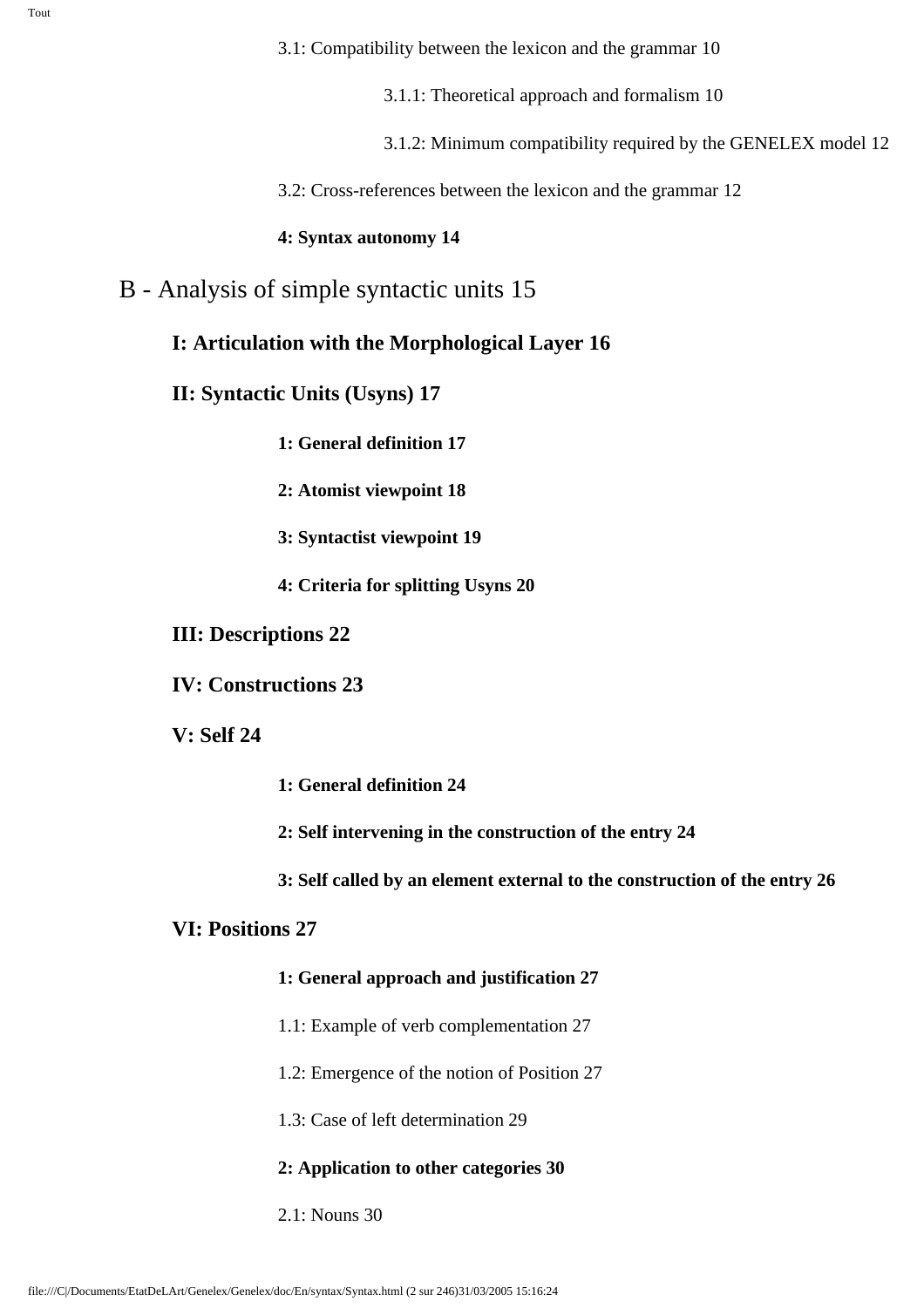3.1: Compatibility between the lexicon and the grammar 10

3.1.1: Theoretical approach and formalism 10

3.1.2: Minimum compatibility required by the GENELEX model 12

3.2: Cross-references between the lexicon and the grammar 12

**4: Syntax autonomy 14**

# B - Analysis of simple syntactic units 15

## I: Articulation with the Morphological Layer 16

## II: Syntactic Units (Usyns) 17

**1: General definition 17**

**2: Atomist viewpoint 18**

**3: Syntactist viewpoint 19**

**4: Criteria for splitting Usyns 20**

## III: Descriptions 22

## IV: Constructions 23

## V: Self 24

**1: General definition 24**

**2: Self intervening in the construction of the entry 24**

**3: Self called by an element external to the construction of the entry 26**

## VI: Positions 27

**1: General approach and justification 27**

1.1: Example of verb complementation 27

1.2: Emergence of the notion of Position 27

1.3: Case of left determination 29

**2: Application to other categories 30**

2.1: Nouns 30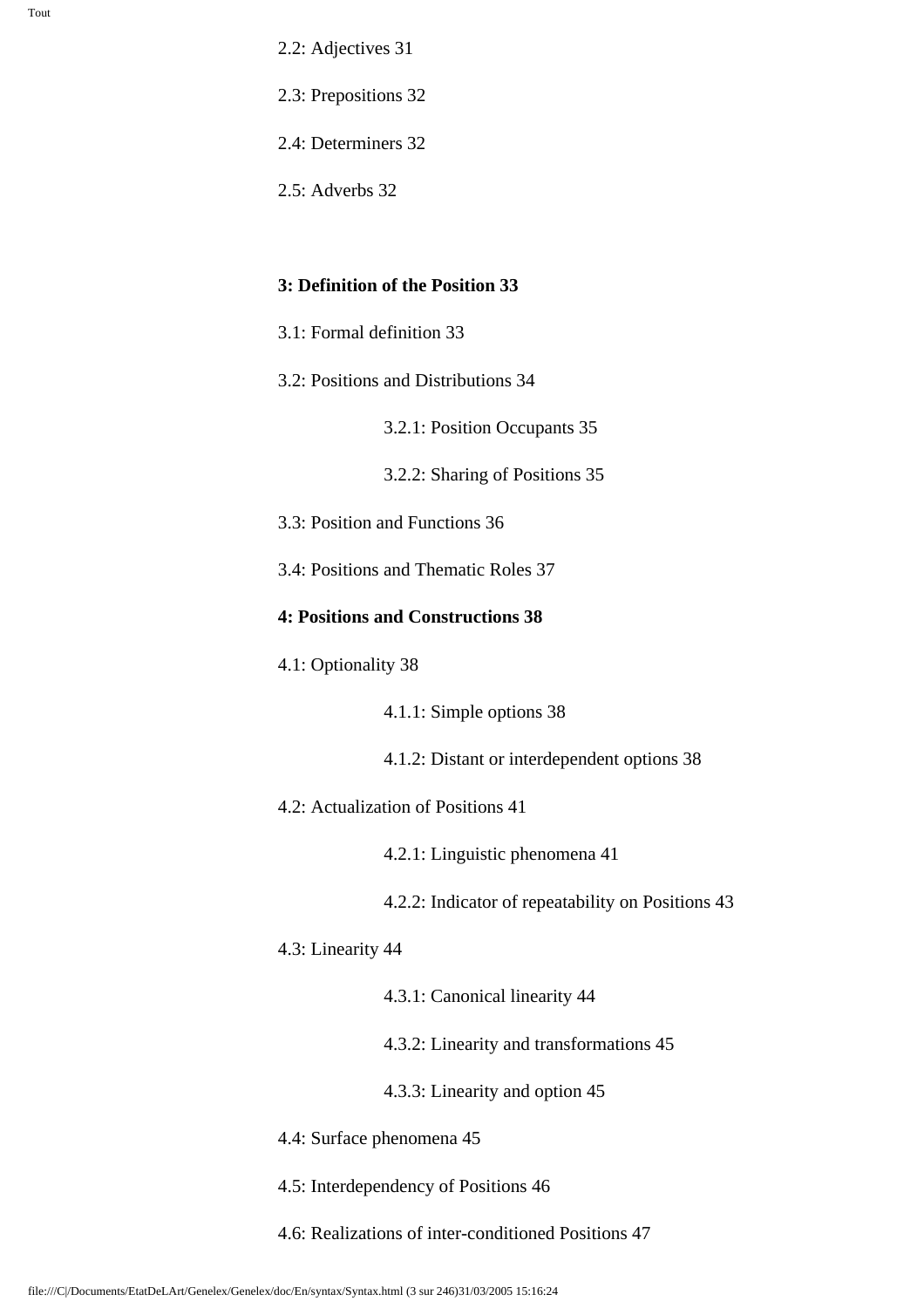2.2: Adjectives 31

2.3: Prepositions 32

2.4: Determiners 32

2.5: Adverbs 32

**3: Definition of the Position 33**

3.1: Formal definition 33

3.2: Positions and Distributions 34

- 3.2.1: Position Occupants 35
- 3.2.2: Sharing of Positions 35

3.3: Position and Functions 36

3.4: Positions and Thematic Roles 37

**4: Positions and Constructions 38**

4.1: Optionality 38

- 4.1.1: Simple options 38
- 4.1.2: Distant or interdependent options 38

4.2: Actualization of Positions 41

- 4.2.1: Linguistic phenomena 41
- 4.2.2: Indicator of repeatability on Positions 43

4.3: Linearity 44

- 4.3.1: Canonical linearity 44
- 4.3.2: Linearity and transformations 45
- 4.3.3: Linearity and option 45

4.4: Surface phenomena 45

4.5: Interdependency of Positions 46

4.6: Realizations of inter-conditioned Positions 47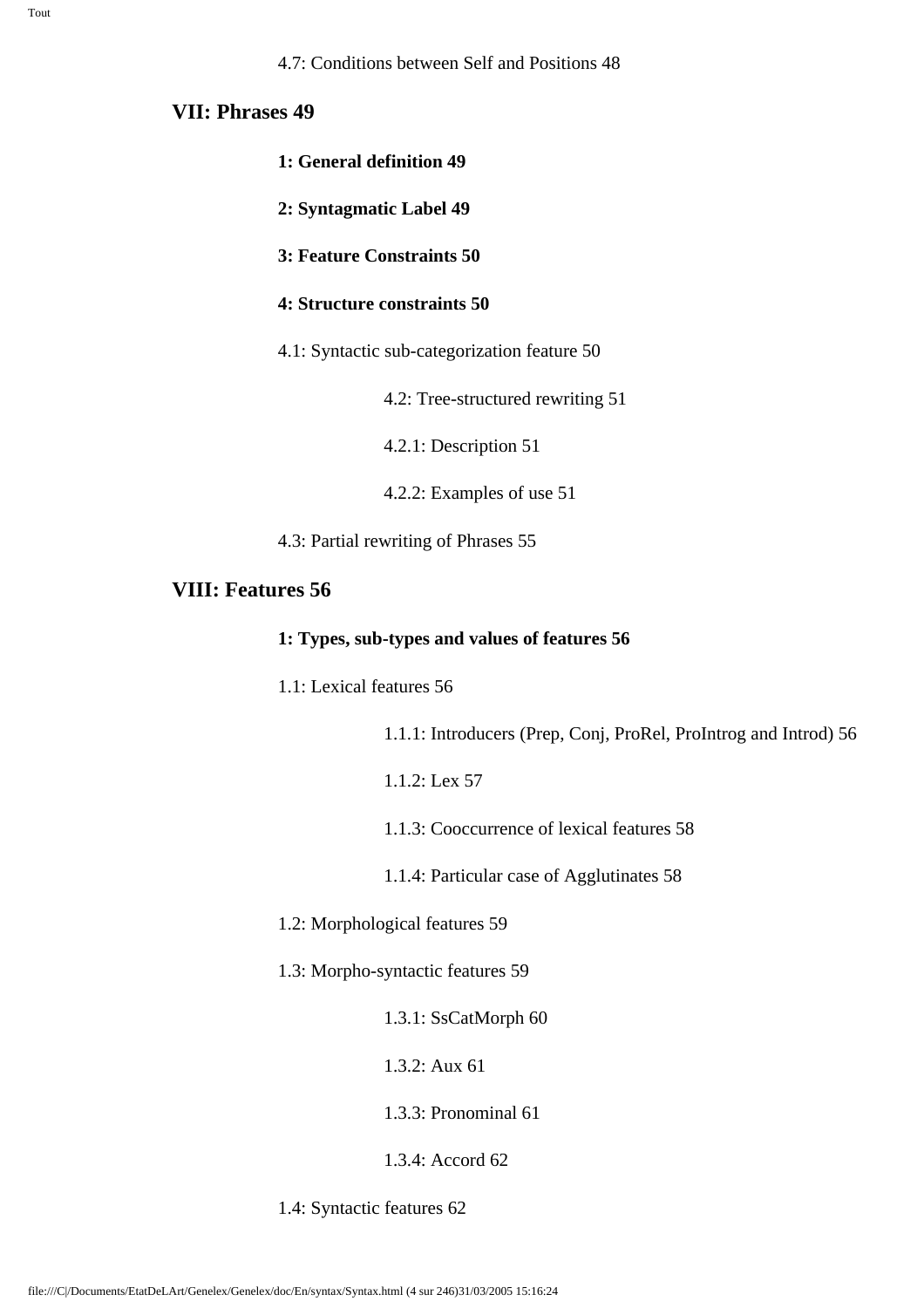4.7: Conditions between Self and Positions 48

**VII: Phrases 49**

**1: General definition 49**

**2: Syntagmatic Label 49**

**3: Feature Constraints 50**

**4: Structure constraints 50**

4.1: Syntactic sub-categorization feature 50

4.2: Tree-structured rewriting 51

4.2.1: Description 51

4.2.2: Examples of use 51

4.3: Partial rewriting of Phrases 55

**VIII: Features 56**

**1: Types, sub-types and values of features 56**

1.1: Lexical features 56

1.1.1: Introducers (Prep, Conj, ProRel, ProIntrog and Introd) 56

1.1.2: Lex 57

1.1.3: Cooccurrence of lexical features 58

1.1.4: Particular case of Agglutinates 58

1.2: Morphological features 59

1.3: Morpho-syntactic features 59

1.3.1: SsCatMorph 60

1.3.2: Aux 61

1.3.3: Pronominal 61

1.3.4: Accord 62

1.4: Syntactic features 62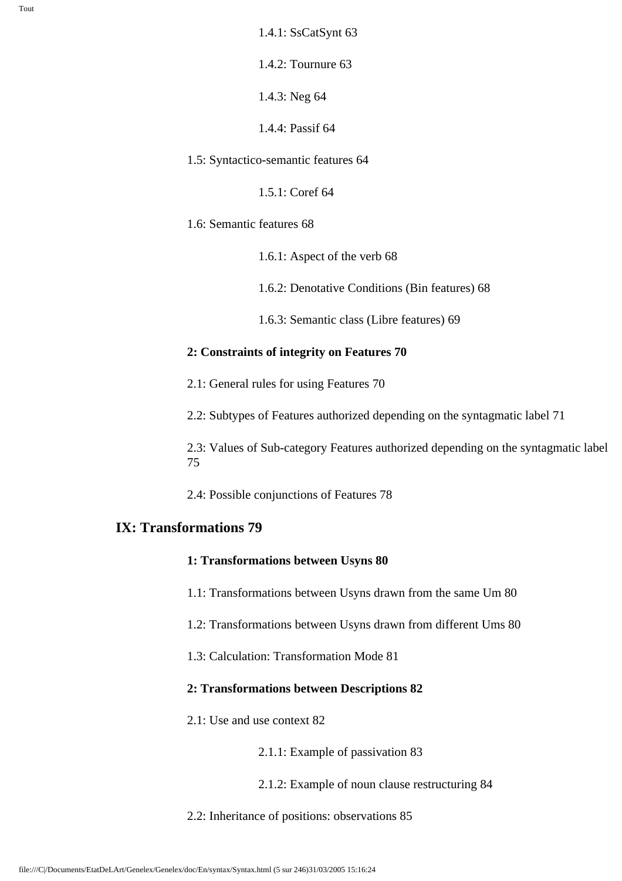1.4.1: SsCatSynt 63

1.4.2: Tournure 63

1.4.3: Neg 64

1.4.4: Passif 64

1.5: Syntactico-semantic features 64

1.5.1: Coref 64

1.6: Semantic features 68

1.6.1: Aspect of the verb 68

1.6.2: Denotative Conditions (Bin features) 68

1.6.3: Semantic class (Libre features) 69

**2: Constraints of integrity on Features 70**

2.1: General rules for using Features 70

2.2: Subtypes of Features authorized depending on the syntagmatic label 71

2.3: Values of Sub-category Features authorized depending on the syntagmatic label 75

2.4: Possible conjunctions of Features 78

## IX: Transformations 79

**1: Transformations between Usyns 80**

1.1: Transformations between Usyns drawn from the same Um 80

1.2: Transformations between Usyns drawn from different Ums 80

1.3: Calculation: Transformation Mode 81

**2: Transformations between Descriptions 82**

2.1: Use and use context 82

2.1.1: Example of passivation 83

2.1.2: Example of noun clause restructuring 84

2.2: Inheritance of positions: observations 85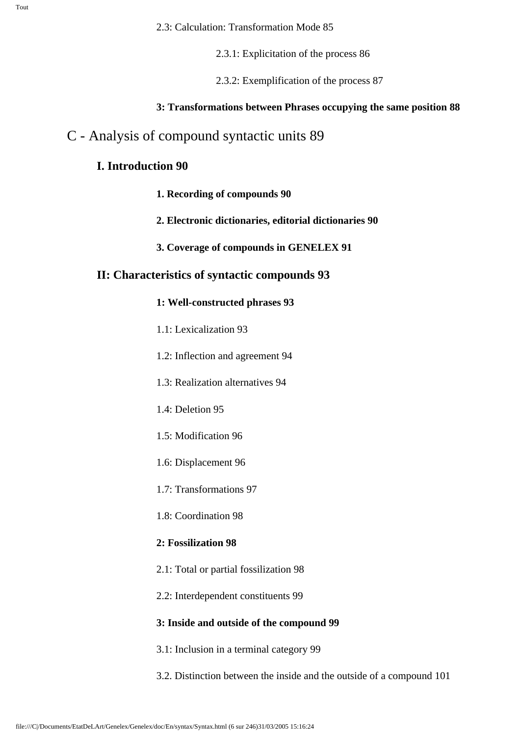2.3: Calculation: Transformation Mode 85

2.3.1: Explicitation of the process 86

2.3.2: Exemplification of the process 87

**3: Transformations between Phrases occupying the same position 88**

# C - Analysis of compound syntactic units 89

## I. Introduction 90

**1. Recording of compounds 90**

**2. Electronic dictionaries, editorial dictionaries 90**

**3. Coverage of compounds in GENELEX 91**

## II: Characteristics of syntactic compounds 93

**1: Well-constructed phrases 93**

1.1: Lexicalization 93

1.2: Inflection and agreement 94

1.3: Realization alternatives 94

1.4: Deletion 95

1.5: Modification 96

1.6: Displacement 96

1.7: Transformations 97

1.8: Coordination 98

**2: Fossilization 98**

2.1: Total or partial fossilization 98

2.2: Interdependent constituents 99

**3: Inside and outside of the compound 99**

3.1: Inclusion in a terminal category 99

3.2. Distinction between the inside and the outside of a compound 101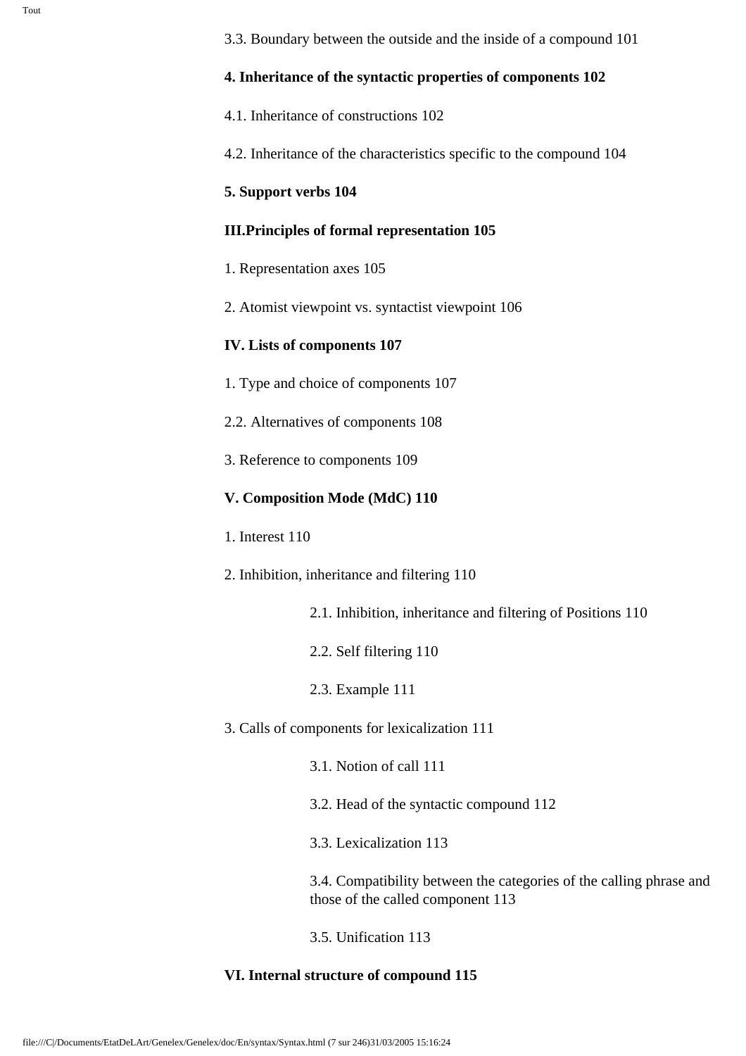3.3. Boundary between the outside and the inside of a compound 101

**4. Inheritance of the syntactic properties of components 102**

4.1. Inheritance of constructions 102

4.2. Inheritance of the characteristics specific to the compound 104

**5. Support verbs 104**

**III.Principles of formal representation 105**

1. Representation axes 105

2. Atomist viewpoint vs. syntactist viewpoint 106

**IV. Lists of components 107**

1. Type and choice of components 107

2.2. Alternatives of components 108

3. Reference to components 109

**V. Composition Mode (MdC) 110**

1. Interest 110

2. Inhibition, inheritance and filtering 110

   2.1. Inhibition, inheritance and filtering of Positions 110

   2.2. Self filtering 110

   2.3. Example 111

3. Calls of components for lexicalization 111

   3.1. Notion of call 111

   3.2. Head of the syntactic compound 112

   3.3. Lexicalization 113

   3.4. Compatibility between the categories of the calling phrase and those of the called component 113

   3.5. Unification 113

**VI. Internal structure of compound 115**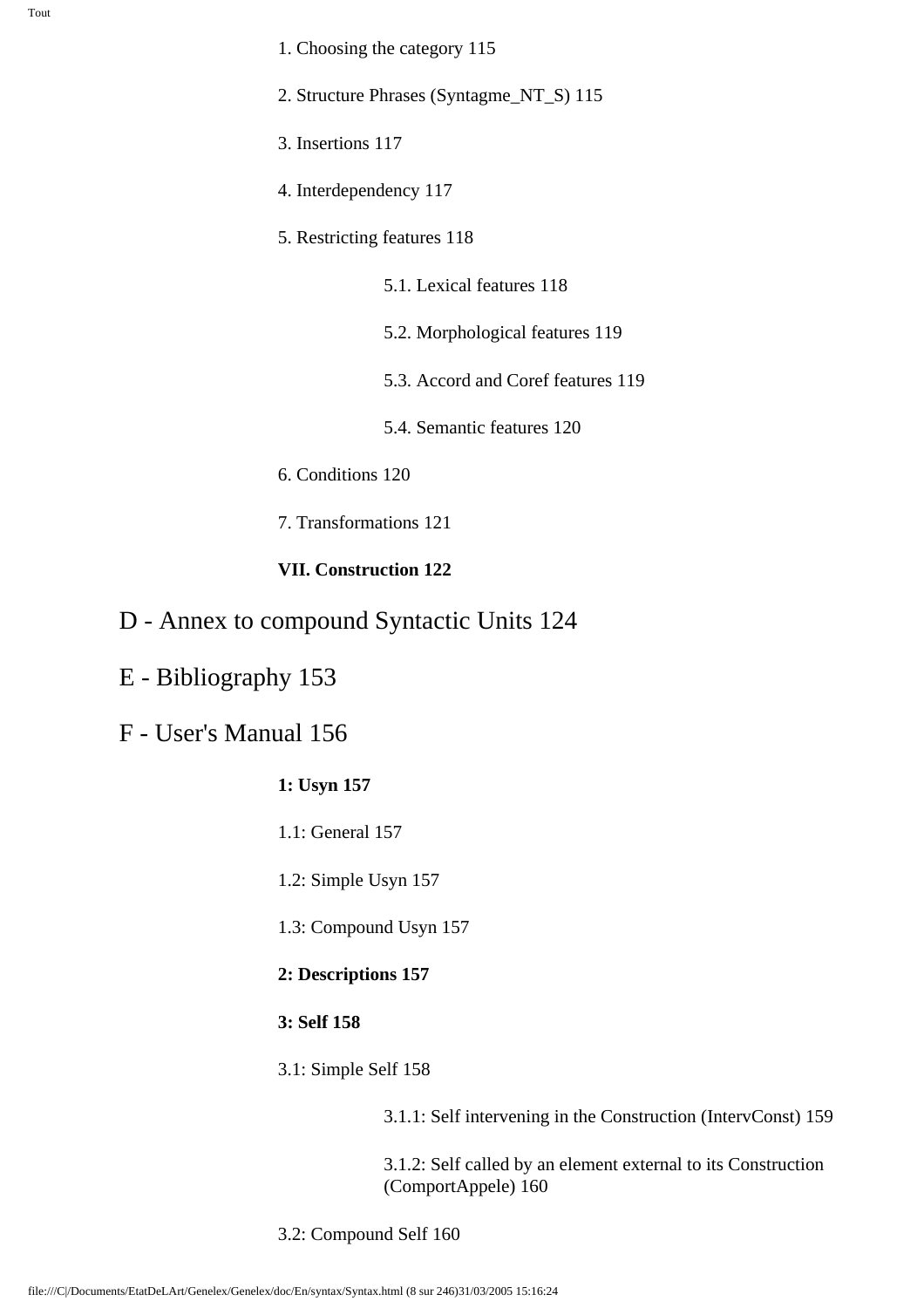1. Choosing the category 115

2. Structure Phrases (Syntagme_NT_S) 115

3. Insertions 117

4. Interdependency 117

5. Restricting features 118

    5.1. Lexical features 118

    5.2. Morphological features 119

    5.3. Accord and Coref features 119

    5.4. Semantic features 120

6. Conditions 120

7. Transformations 121

**VII. Construction 122**

## D - Annex to compound Syntactic Units 124

## E - Bibliography 153

## F - User's Manual 156

**1: Usyn 157**

1.1: General 157

1.2: Simple Usyn 157

1.3: Compound Usyn 157

**2: Descriptions 157**

**3: Self 158**

3.1: Simple Self 158

    3.1.1: Self intervening in the Construction (IntervConst) 159

    3.1.2: Self called by an element external to its Construction (ComportAppele) 160

3.2: Compound Self 160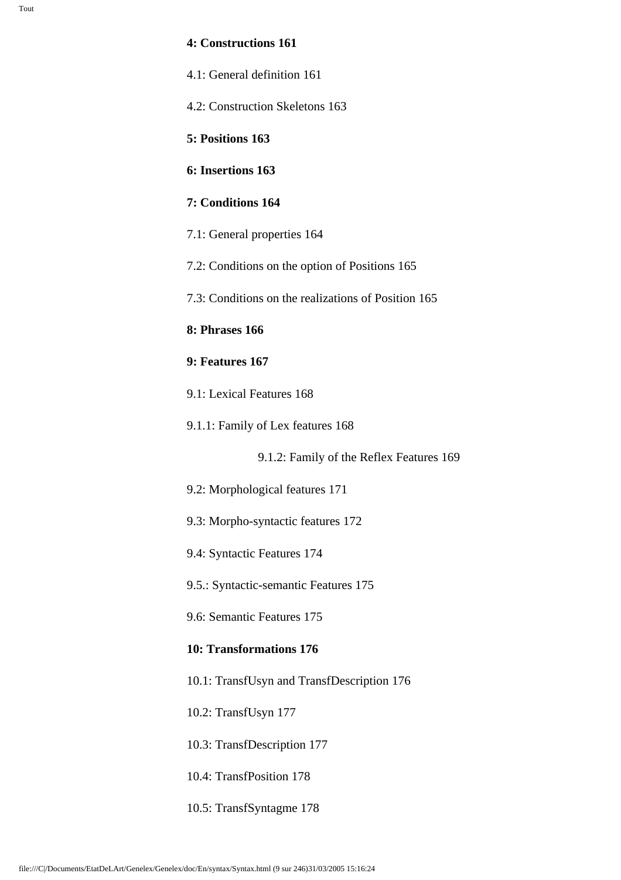**4: Constructions 161**

4.1: General definition 161

4.2: Construction Skeletons 163

**5: Positions 163**

**6: Insertions 163**

**7: Conditions 164**

7.1: General properties 164

7.2: Conditions on the option of Positions 165

7.3: Conditions on the realizations of Position 165

**8: Phrases 166**

**9: Features 167**

9.1: Lexical Features 168

9.1.1: Family of Lex features 168

9.1.2: Family of the Reflex Features 169

9.2: Morphological features 171

9.3: Morpho-syntactic features 172

9.4: Syntactic Features 174

9.5.: Syntactic-semantic Features 175

9.6: Semantic Features 175

**10: Transformations 176**

10.1: TransfUsyn and TransfDescription 176

10.2: TransfUsyn 177

10.3: TransfDescription 177

10.4: TransfPosition 178

10.5: TransfSyntagme 178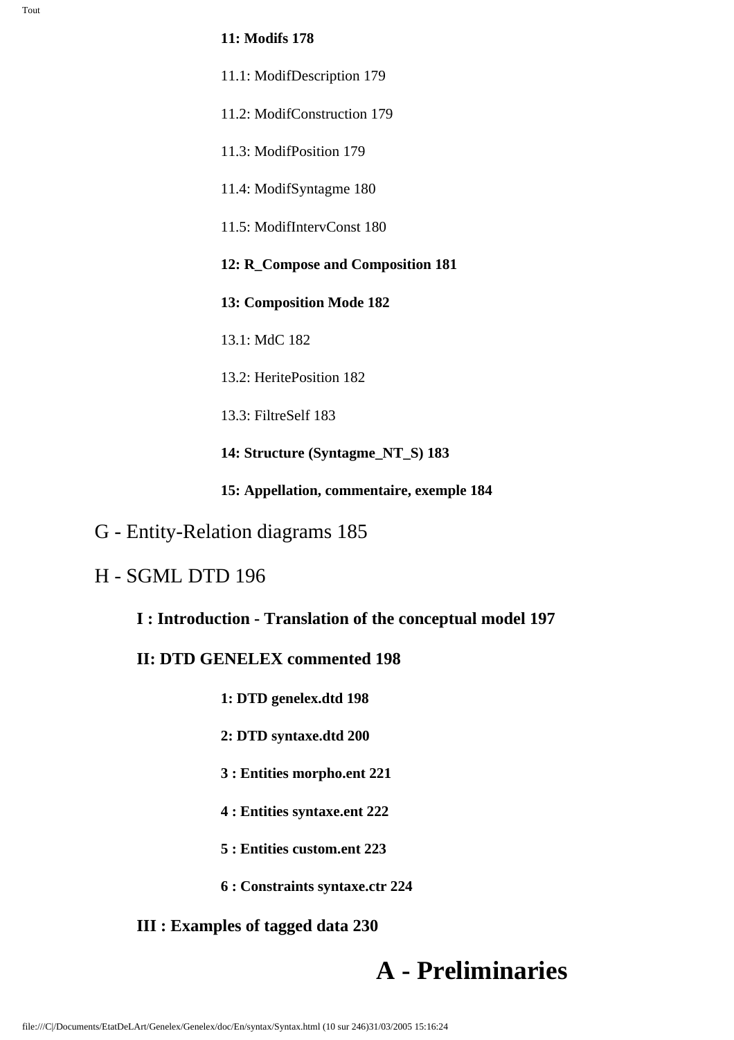**11: Modifs 178**

11.1: ModifDescription 179

11.2: ModifConstruction 179

11.3: ModifPosition 179

11.4: ModifSyntagme 180

11.5: ModifIntervConst 180

**12: R_Compose and Composition 181**

**13: Composition Mode 182**

13.1: MdC 182

13.2: HeritePosition 182

13.3: FiltreSelf 183

**14: Structure (Syntagme_NT_S) 183**

**15: Appellation, commentaire, exemple 184**

G - Entity-Relation diagrams 185

H - SGML DTD 196

**I : Introduction - Translation of the conceptual model 197**

**II: DTD GENELEX commented 198**

**1: DTD genelex.dtd 198**

**2: DTD syntaxe.dtd 200**

**3 : Entities morpho.ent 221**

**4 : Entities syntaxe.ent 222**

**5 : Entities custom.ent 223**

**6 : Constraints syntaxe.ctr 224**

**III : Examples of tagged data 230**

# A - Preliminaries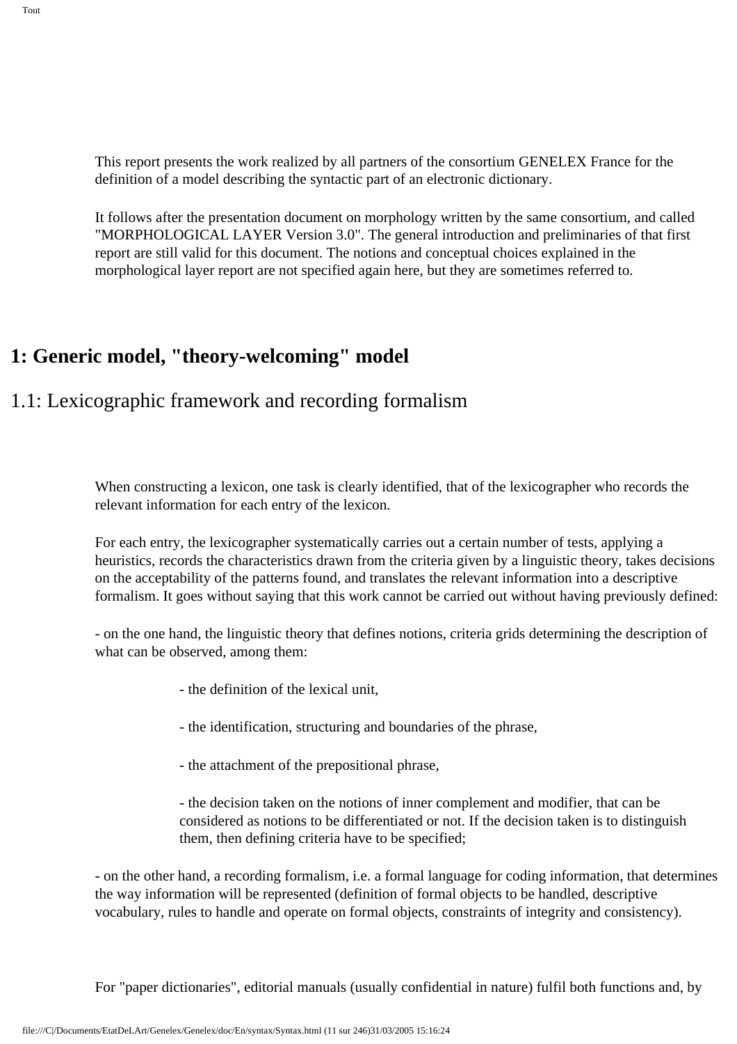This report presents the work realized by all partners of the consortium GENELEX France for the definition of a model describing the syntactic part of an electronic dictionary.

It follows after the presentation document on morphology written by the same consortium, and called "MORPHOLOGICAL LAYER Version 3.0". The general introduction and preliminaries of that first report are still valid for this document. The notions and conceptual choices explained in the morphological layer report are not specified again here, but they are sometimes referred to.

# 1: Generic model, "theory-welcoming" model

## 1.1: Lexicographic framework and recording formalism

When constructing a lexicon, one task is clearly identified, that of the lexicographer who records the relevant information for each entry of the lexicon.

For each entry, the lexicographer systematically carries out a certain number of tests, applying a heuristics, records the characteristics drawn from the criteria given by a linguistic theory, takes decisions on the acceptability of the patterns found, and translates the relevant information into a descriptive formalism. It goes without saying that this work cannot be carried out without having previously defined:

- on the one hand, the linguistic theory that defines notions, criteria grids determining the description of what can be observed, among them:

    - the definition of the lexical unit,

    - the identification, structuring and boundaries of the phrase,

    - the attachment of the prepositional phrase,

    - the decision taken on the notions of inner complement and modifier, that can be considered as notions to be differentiated or not. If the decision taken is to distinguish them, then defining criteria have to be specified;

- on the other hand, a recording formalism, i.e. a formal language for coding information, that determines the way information will be represented (definition of formal objects to be handled, descriptive vocabulary, rules to handle and operate on formal objects, constraints of integrity and consistency).

For "paper dictionaries", editorial manuals (usually confidential in nature) fulfil both functions and, by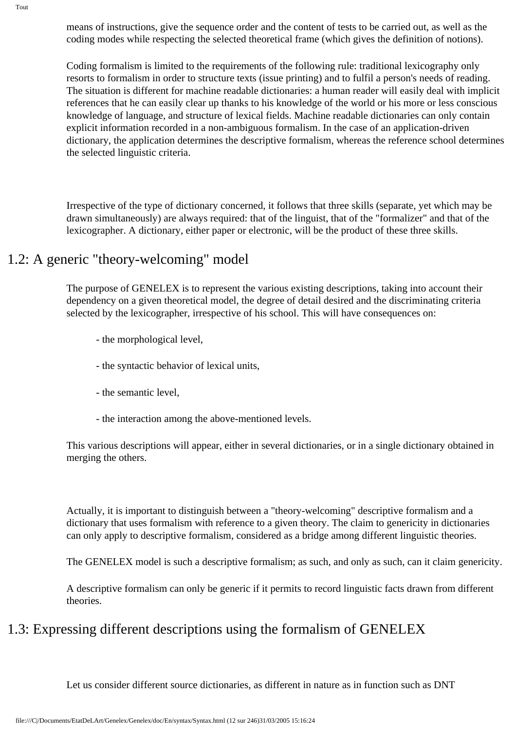means of instructions, give the sequence order and the content of tests to be carried out, as well as the coding modes while respecting the selected theoretical frame (which gives the definition of notions).

Coding formalism is limited to the requirements of the following rule: traditional lexicography only resorts to formalism in order to structure texts (issue printing) and to fulfil a person's needs of reading. The situation is different for machine readable dictionaries: a human reader will easily deal with implicit references that he can easily clear up thanks to his knowledge of the world or his more or less conscious knowledge of language, and structure of lexical fields. Machine readable dictionaries can only contain explicit information recorded in a non-ambiguous formalism. In the case of an application-driven dictionary, the application determines the descriptive formalism, whereas the reference school determines the selected linguistic criteria.

Irrespective of the type of dictionary concerned, it follows that three skills (separate, yet which may be drawn simultaneously) are always required: that of the linguist, that of the "formalizer" and that of the lexicographer. A dictionary, either paper or electronic, will be the product of these three skills.

## 1.2: A generic "theory-welcoming" model

The purpose of GENELEX is to represent the various existing descriptions, taking into account their dependency on a given theoretical model, the degree of detail desired and the discriminating criteria selected by the lexicographer, irrespective of his school. This will have consequences on:

- the morphological level,

- the syntactic behavior of lexical units,

- the semantic level,

- the interaction among the above-mentioned levels.

This various descriptions will appear, either in several dictionaries, or in a single dictionary obtained in merging the others.

Actually, it is important to distinguish between a "theory-welcoming" descriptive formalism and a dictionary that uses formalism with reference to a given theory. The claim to genericity in dictionaries can only apply to descriptive formalism, considered as a bridge among different linguistic theories.

The GENELEX model is such a descriptive formalism; as such, and only as such, can it claim genericity.

A descriptive formalism can only be generic if it permits to record linguistic facts drawn from different theories.

## 1.3: Expressing different descriptions using the formalism of GENELEX

Let us consider different source dictionaries, as different in nature as in function such as DNT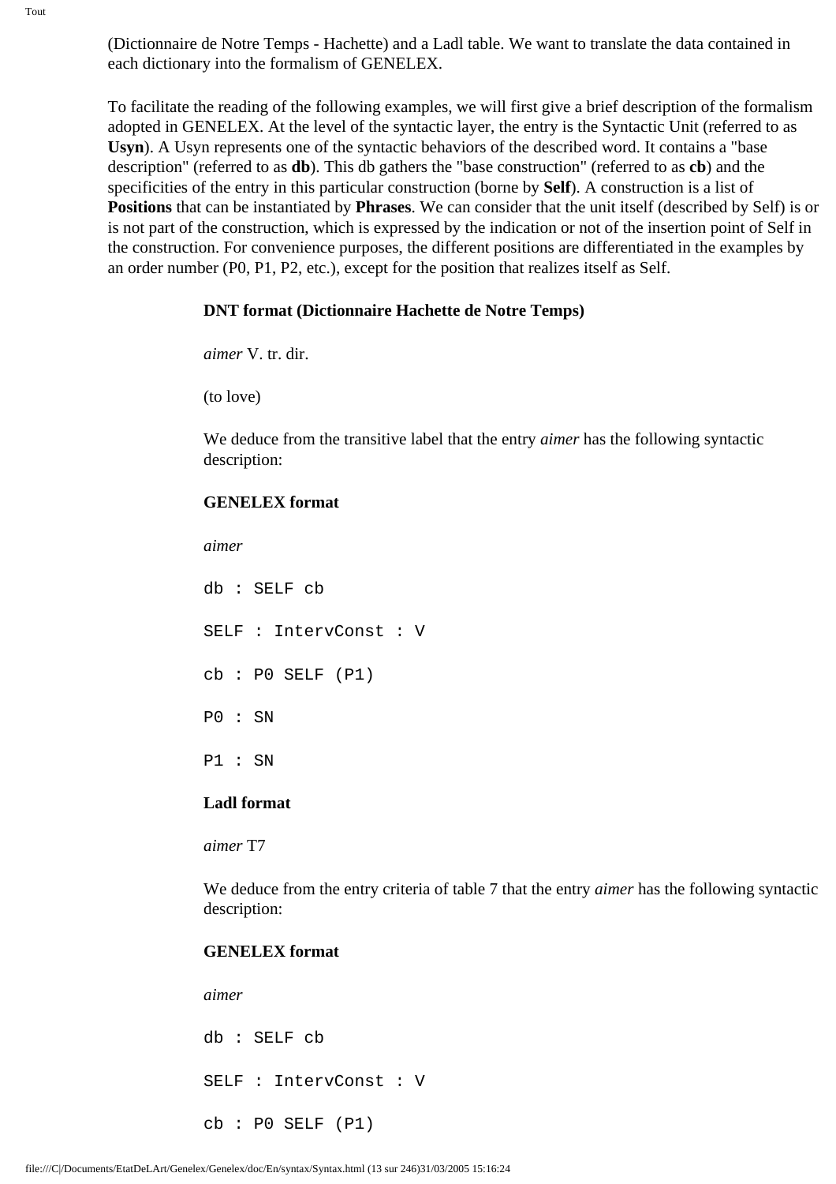(Dictionnaire de Notre Temps - Hachette) and a Ladl table. We want to translate the data contained in each dictionary into the formalism of GENELEX.

To facilitate the reading of the following examples, we will first give a brief description of the formalism adopted in GENELEX. At the level of the syntactic layer, the entry is the Syntactic Unit (referred to as **Usyn**). A Usyn represents one of the syntactic behaviors of the described word. It contains a "base description" (referred to as **db**). This db gathers the "base construction" (referred to as **cb**) and the specificities of the entry in this particular construction (borne by **Self**). A construction is a list of **Positions** that can be instantiated by **Phrases**. We can consider that the unit itself (described by Self) is or is not part of the construction, which is expressed by the indication or not of the insertion point of Self in the construction. For convenience purposes, the different positions are differentiated in the examples by an order number (P0, P1, P2, etc.), except for the position that realizes itself as Self.

**DNT format (Dictionnaire Hachette de Notre Temps)**

*aimer* V. tr. dir.

(to love)

We deduce from the transitive label that the entry *aimer* has the following syntactic description:

**GENELEX format**

*aimer*

```
db : SELF cb

SELF : IntervConst : V

cb : P0 SELF (P1)

P0 : SN

P1 : SN
```

**Ladl format**

*aimer* T7

We deduce from the entry criteria of table 7 that the entry *aimer* has the following syntactic description:

**GENELEX format**

*aimer*

```
db : SELF cb

SELF : IntervConst : V

cb : P0 SELF (P1)
```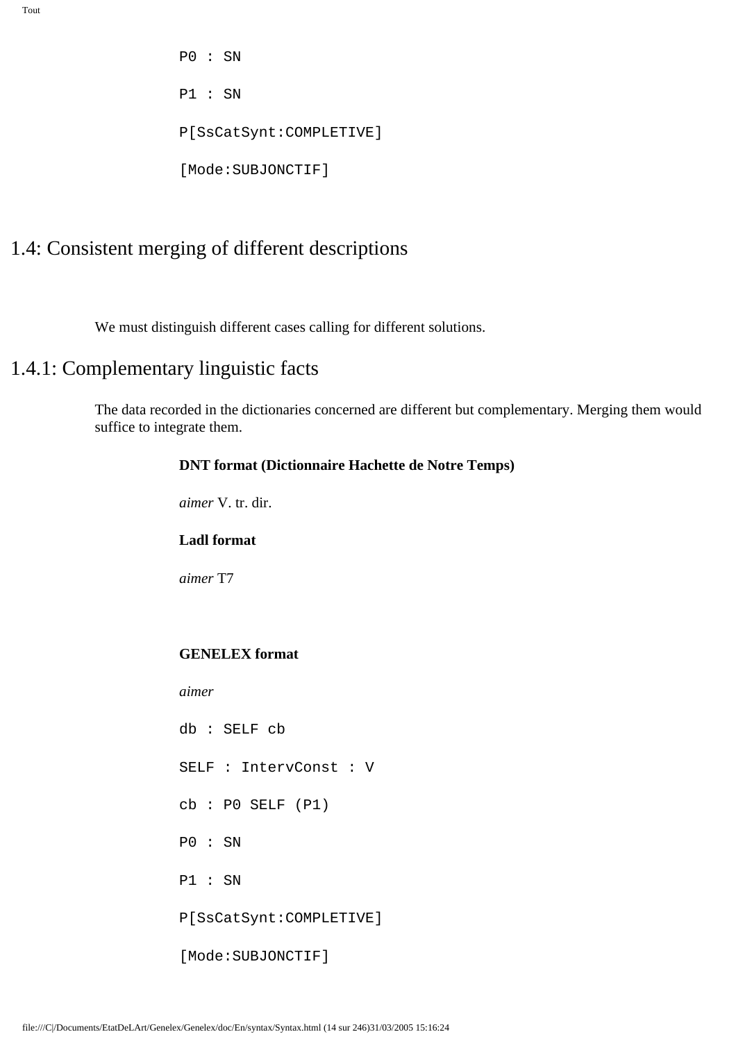```
P0 : SN

P1 : SN

P[SsCatSynt:COMPLETIVE]

[Mode:SUBJONCTIF]
```

## 1.4: Consistent merging of different descriptions

We must distinguish different cases calling for different solutions.

### 1.4.1: Complementary linguistic facts

The data recorded in the dictionaries concerned are different but complementary. Merging them would suffice to integrate them.

**DNT format (Dictionnaire Hachette de Notre Temps)**

*aimer* V. tr. dir.

**Ladl format**

*aimer* T7

**GENELEX format**

*aimer*

```
db : SELF cb

SELF : IntervConst : V

cb : P0 SELF (P1)

P0 : SN

P1 : SN

P[SsCatSynt:COMPLETIVE]

[Mode:SUBJONCTIF]
```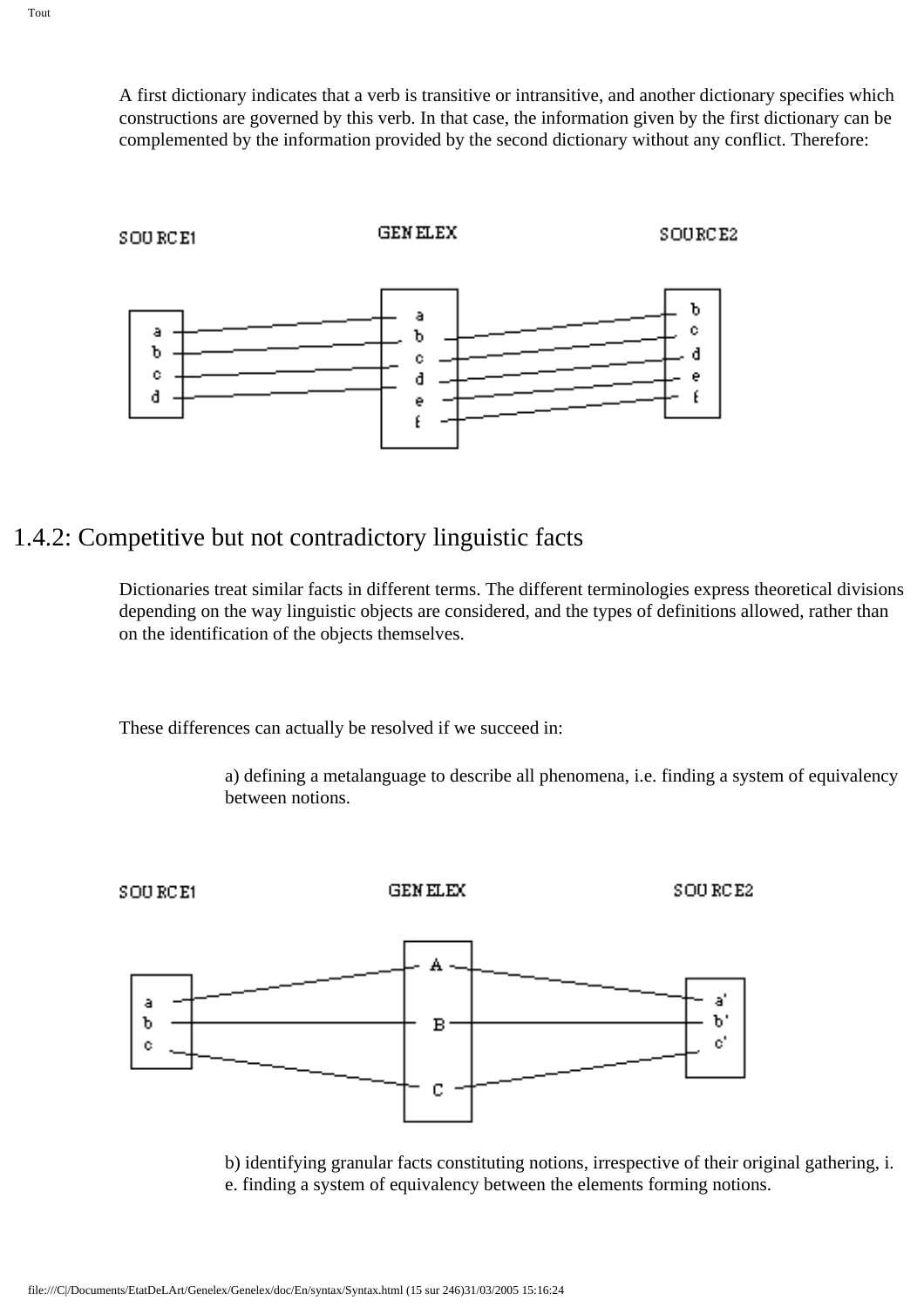A first dictionary indicates that a verb is transitive or intransitive, and another dictionary specifies which constructions are governed by this verb. In that case, the information given by the first dictionary can be complemented by the information provided by the second dictionary without any conflict. Therefore:

## 1.4.2: Competitive but not contradictory linguistic facts

Dictionaries treat similar facts in different terms. The different terminologies express theoretical divisions depending on the way linguistic objects are considered, and the types of definitions allowed, rather than on the identification of the objects themselves.

These differences can actually be resolved if we succeed in:

a) defining a metalanguage to describe all phenomena, i.e. finding a system of equivalency between notions.

b) identifying granular facts constituting notions, irrespective of their original gathering, i.e. finding a system of equivalency between the elements forming notions.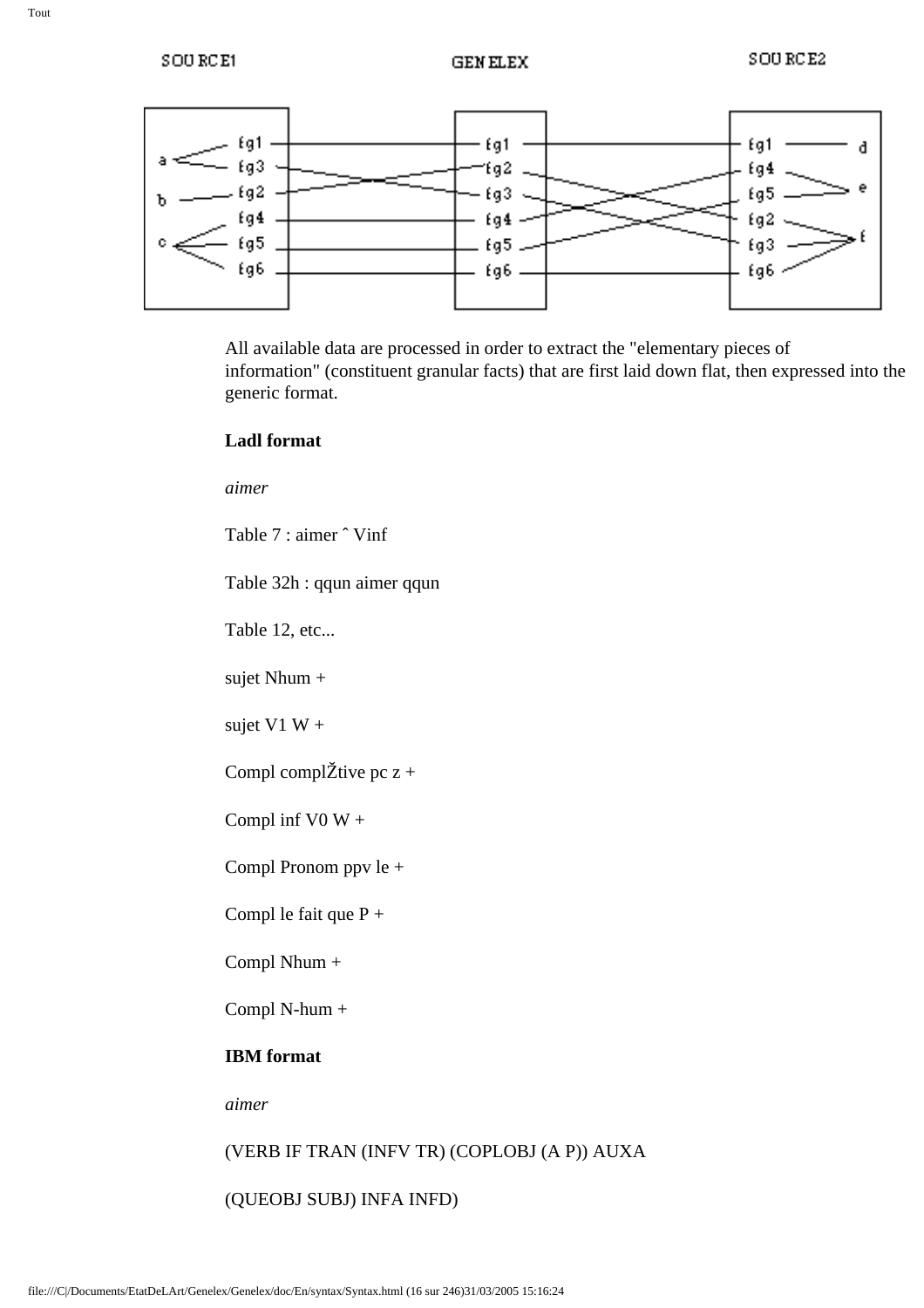All available data are processed in order to extract the "elementary pieces of information" (constituent granular facts) that are first laid down flat, then expressed into the generic format.

**Ladl format**

*aimer*

Table 7 : aimer ˆ Vinf

Table 32h : qqun aimer qqun

Table 12, etc...

sujet Nhum +

sujet V1 W +

Compl complŽtive pc z +

Compl inf V0 W +

Compl Pronom ppv le +

Compl le fait que P +

Compl Nhum +

Compl N-hum +

**IBM format**

*aimer*

(VERB IF TRAN (INFV TR) (COPLOBJ (A P)) AUXA

(QUEOBJ SUBJ) INFA INFD)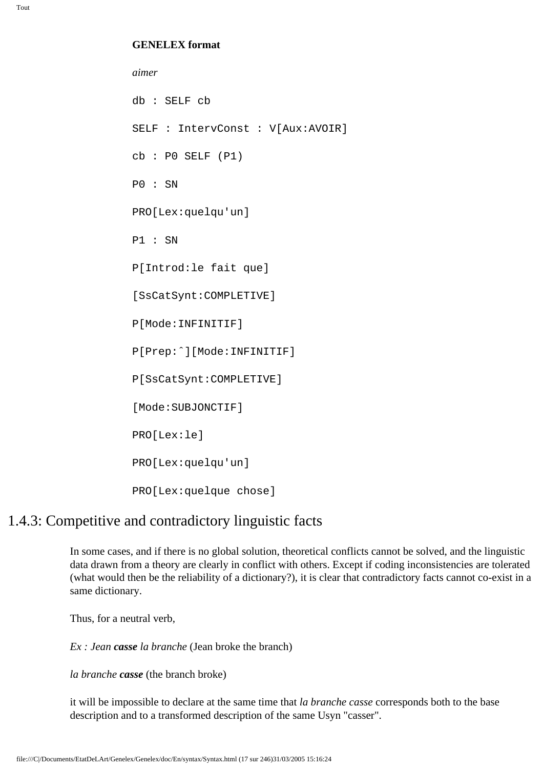**GENELEX format**

*aimer*

```
db : SELF cb

SELF : IntervConst : V[Aux:AVOIR]

cb : P0 SELF (P1)

P0 : SN

PRO[Lex:quelqu'un]

P1 : SN

P[Introd:le fait que]

[SsCatSynt:COMPLETIVE]

P[Mode:INFINITIF]

P[Prep:ˆ][Mode:INFINITIF]

P[SsCatSynt:COMPLETIVE]

[Mode:SUBJONCTIF]

PRO[Lex:le]

PRO[Lex:quelqu'un]

PRO[Lex:quelque chose]
```

## 1.4.3: Competitive and contradictory linguistic facts

In some cases, and if there is no global solution, theoretical conflicts cannot be solved, and the linguistic data drawn from a theory are clearly in conflict with others. Except if coding inconsistencies are tolerated (what would then be the reliability of a dictionary?), it is clear that contradictory facts cannot co-exist in a same dictionary.

Thus, for a neutral verb,

*Ex : Jean* ***casse*** *la branche* (Jean broke the branch)

*la branche* ***casse*** (the branch broke)

it will be impossible to declare at the same time that *la branche casse* corresponds both to the base description and to a transformed description of the same Usyn "casser".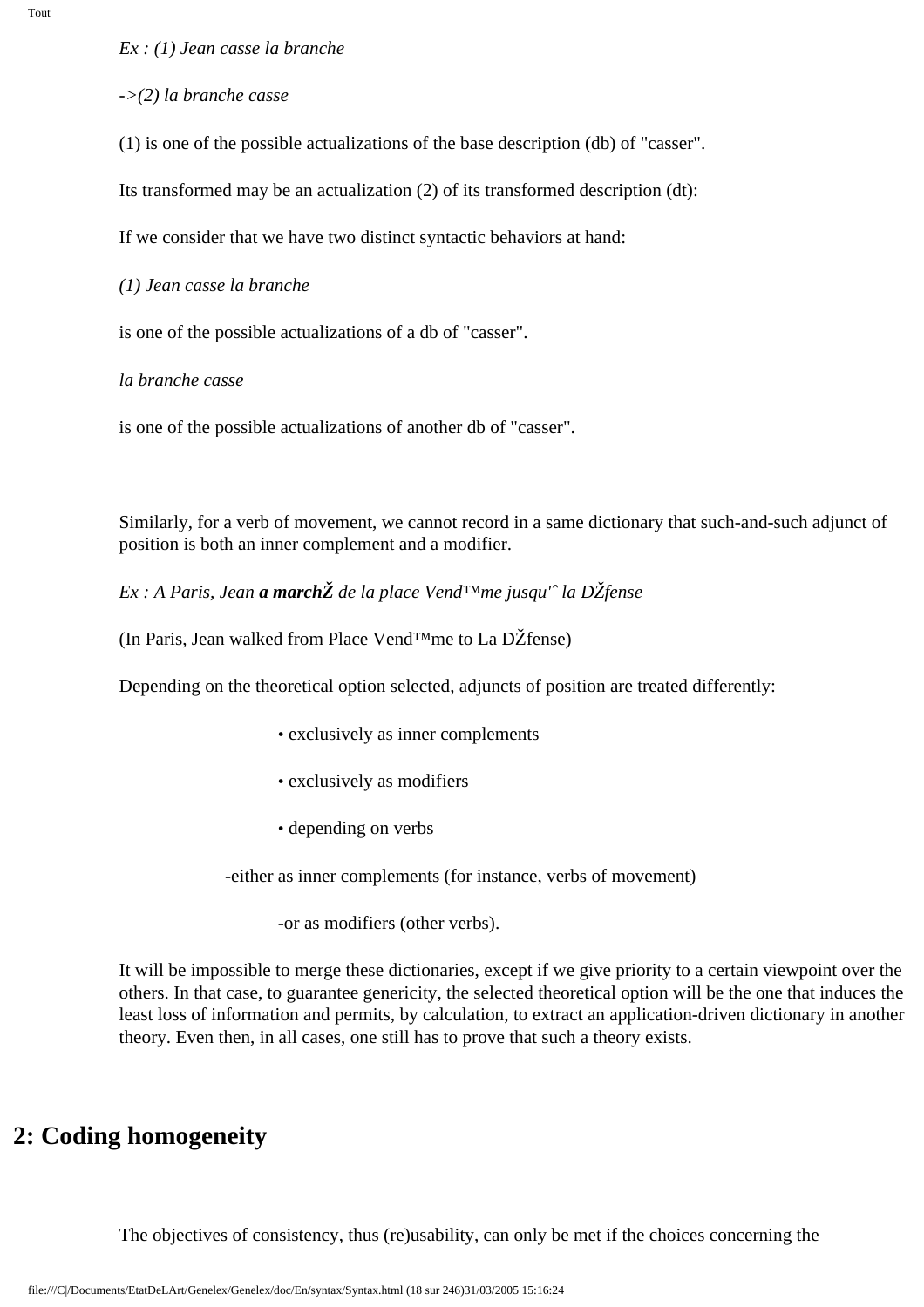*Ex : (1) Jean casse la branche*

*->(2) la branche casse*

(1) is one of the possible actualizations of the base description (db) of "casser".

Its transformed may be an actualization (2) of its transformed description (dt):

If we consider that we have two distinct syntactic behaviors at hand:

*(1) Jean casse la branche*

is one of the possible actualizations of a db of "casser".

*la branche casse*

is one of the possible actualizations of another db of "casser".

Similarly, for a verb of movement, we cannot record in a same dictionary that such-and-such adjunct of position is both an inner complement and a modifier.

*Ex : A Paris, Jean **a marchŽ** de la place Vend™me jusqu'ˆ la DŽfense*

(In Paris, Jean walked from Place Vend™me to La DŽfense)

Depending on the theoretical option selected, adjuncts of position are treated differently:

- exclusively as inner complements
- exclusively as modifiers
- depending on verbs

-either as inner complements (for instance, verbs of movement)

-or as modifiers (other verbs).

It will be impossible to merge these dictionaries, except if we give priority to a certain viewpoint over the others. In that case, to guarantee genericity, the selected theoretical option will be the one that induces the least loss of information and permits, by calculation, to extract an application-driven dictionary in another theory. Even then, in all cases, one still has to prove that such a theory exists.

## 2: Coding homogeneity

The objectives of consistency, thus (re)usability, can only be met if the choices concerning the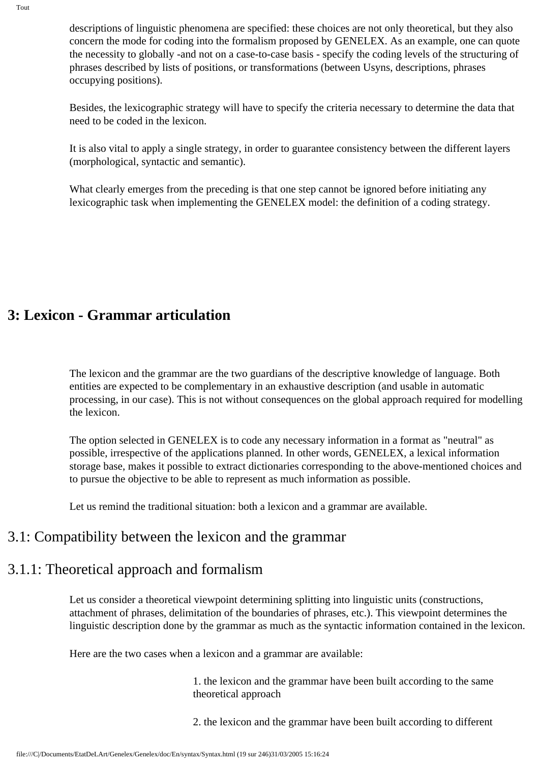descriptions of linguistic phenomena are specified: these choices are not only theoretical, but they also concern the mode for coding into the formalism proposed by GENELEX. As an example, one can quote the necessity to globally -and not on a case-to-case basis - specify the coding levels of the structuring of phrases described by lists of positions, or transformations (between Usyns, descriptions, phrases occupying positions).

Besides, the lexicographic strategy will have to specify the criteria necessary to determine the data that need to be coded in the lexicon.

It is also vital to apply a single strategy, in order to guarantee consistency between the different layers (morphological, syntactic and semantic).

What clearly emerges from the preceding is that one step cannot be ignored before initiating any lexicographic task when implementing the GENELEX model: the definition of a coding strategy.

# 3: Lexicon - Grammar articulation

The lexicon and the grammar are the two guardians of the descriptive knowledge of language. Both entities are expected to be complementary in an exhaustive description (and usable in automatic processing, in our case). This is not without consequences on the global approach required for modelling the lexicon.

The option selected in GENELEX is to code any necessary information in a format as "neutral" as possible, irrespective of the applications planned. In other words, GENELEX, a lexical information storage base, makes it possible to extract dictionaries corresponding to the above-mentioned choices and to pursue the objective to be able to represent as much information as possible.

Let us remind the traditional situation: both a lexicon and a grammar are available.

## 3.1: Compatibility between the lexicon and the grammar

### 3.1.1: Theoretical approach and formalism

Let us consider a theoretical viewpoint determining splitting into linguistic units (constructions, attachment of phrases, delimitation of the boundaries of phrases, etc.). This viewpoint determines the linguistic description done by the grammar as much as the syntactic information contained in the lexicon.

Here are the two cases when a lexicon and a grammar are available:

1. the lexicon and the grammar have been built according to the same theoretical approach

2. the lexicon and the grammar have been built according to different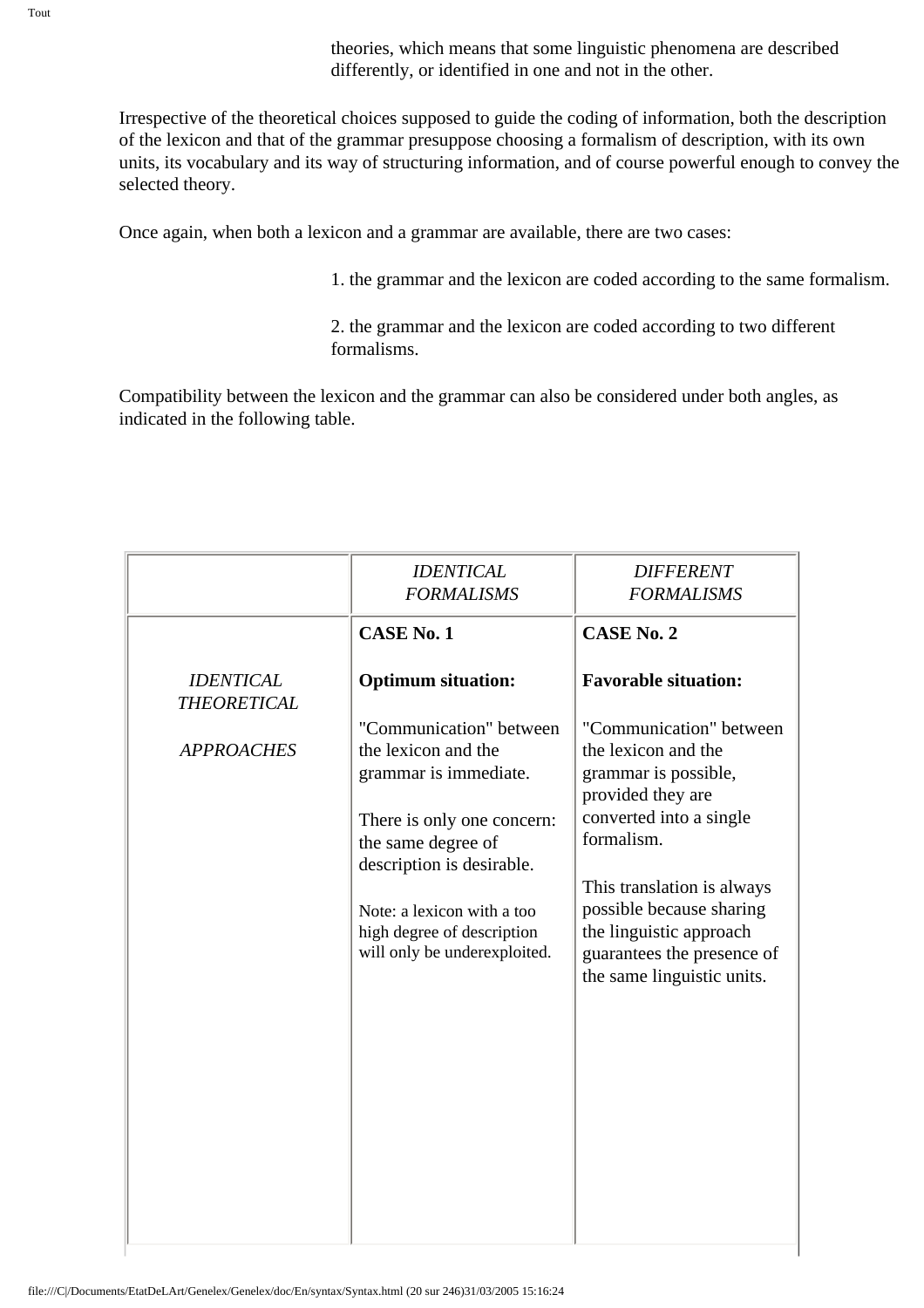theories, which means that some linguistic phenomena are described differently, or identified in one and not in the other.

Irrespective of the theoretical choices supposed to guide the coding of information, both the description of the lexicon and that of the grammar presuppose choosing a formalism of description, with its own units, its vocabulary and its way of structuring information, and of course powerful enough to convey the selected theory.

Once again, when both a lexicon and a grammar are available, there are two cases:

1. the grammar and the lexicon are coded according to the same formalism.

2. the grammar and the lexicon are coded according to two different formalisms.

Compatibility between the lexicon and the grammar can also be considered under both angles, as indicated in the following table.

| | *IDENTICAL FORMALISMS* | *DIFFERENT FORMALISMS* |
|---|---|---|
| *IDENTICAL THEORETICAL APPROACHES* | **CASE No. 1**<br><br>**Optimum situation:**<br><br>"Communication" between the lexicon and the grammar is immediate.<br><br>There is only one concern: the same degree of description is desirable.<br><br>Note: a lexicon with a too high degree of description will only be underexploited. | **CASE No. 2**<br><br>**Favorable situation:**<br><br>"Communication" between the lexicon and the grammar is possible, provided they are converted into a single formalism.<br><br>This translation is always possible because sharing the linguistic approach guarantees the presence of the same linguistic units. |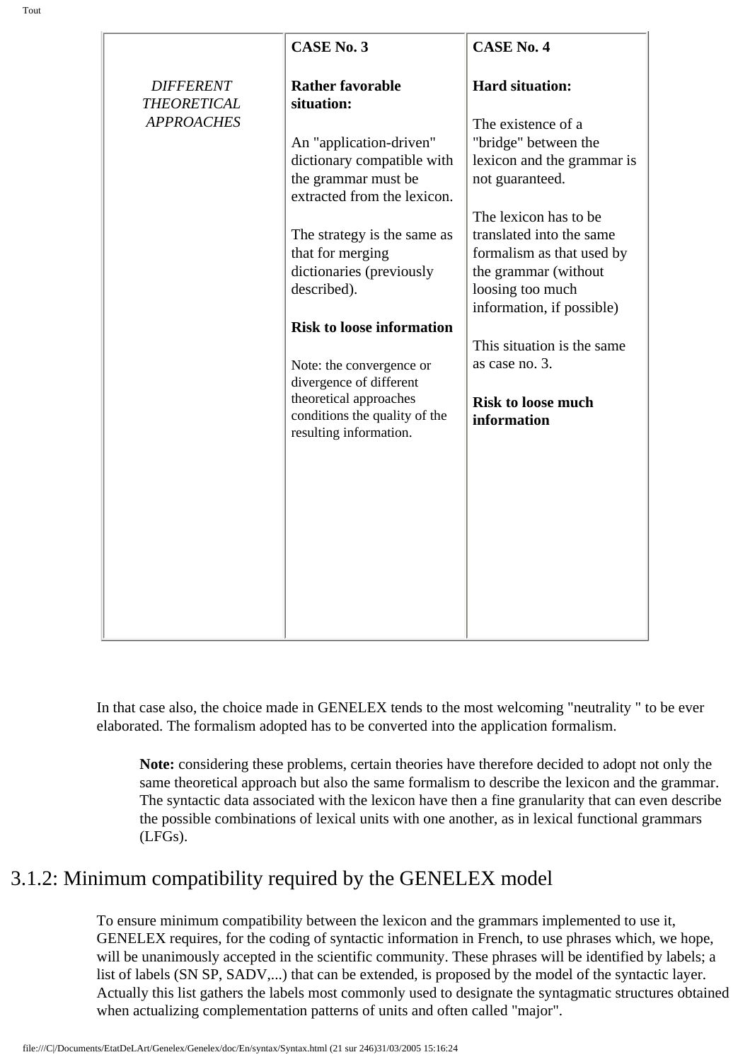| | CASE No. 3 | CASE No. 4 |
|---|---|---|
| *DIFFERENT THEORETICAL APPROACHES* | **Rather favorable situation:**<br><br>An "application-driven" dictionary compatible with the grammar must be extracted from the lexicon.<br><br>The strategy is the same as that for merging dictionaries (previously described).<br><br>**Risk to loose information**<br><br>Note: the convergence or divergence of different theoretical approaches conditions the quality of the resulting information. | **Hard situation:**<br><br>The existence of a "bridge" between the lexicon and the grammar is not guaranteed.<br><br>The lexicon has to be translated into the same formalism as that used by the grammar (without loosing too much information, if possible)<br><br>This situation is the same as case no. 3.<br><br>**Risk to loose much information** |

In that case also, the choice made in GENELEX tends to the most welcoming "neutrality " to be ever elaborated. The formalism adopted has to be converted into the application formalism.

> **Note:** considering these problems, certain theories have therefore decided to adopt not only the same theoretical approach but also the same formalism to describe the lexicon and the grammar. The syntactic data associated with the lexicon have then a fine granularity that can even describe the possible combinations of lexical units with one another, as in lexical functional grammars (LFGs).

## 3.1.2: Minimum compatibility required by the GENELEX model

To ensure minimum compatibility between the lexicon and the grammars implemented to use it, GENELEX requires, for the coding of syntactic information in French, to use phrases which, we hope, will be unanimously accepted in the scientific community. These phrases will be identified by labels; a list of labels (SN SP, SADV,...) that can be extended, is proposed by the model of the syntactic layer. Actually this list gathers the labels most commonly used to designate the syntagmatic structures obtained when actualizing complementation patterns of units and often called "major".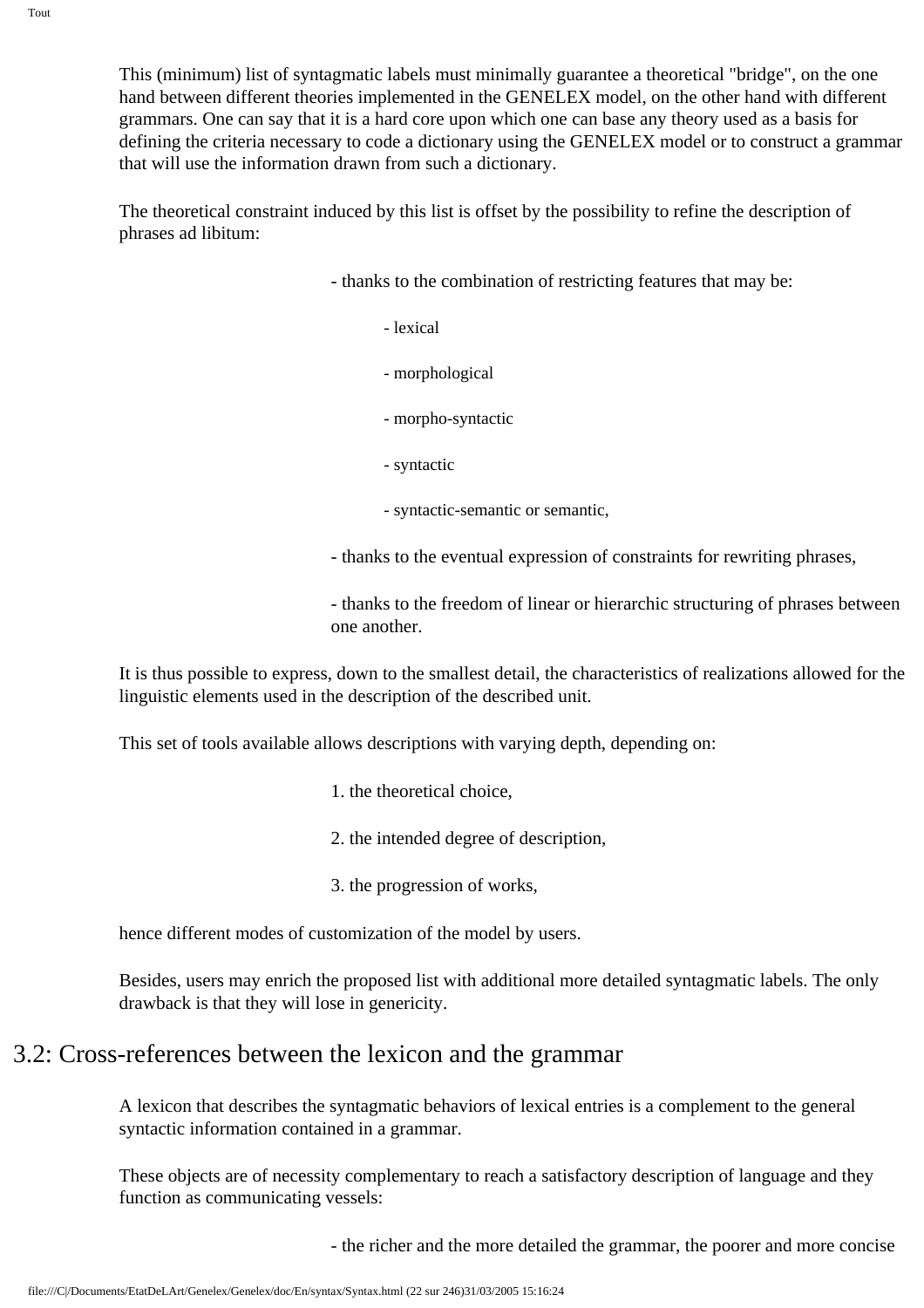This (minimum) list of syntagmatic labels must minimally guarantee a theoretical "bridge", on the one hand between different theories implemented in the GENELEX model, on the other hand with different grammars. One can say that it is a hard core upon which one can base any theory used as a basis for defining the criteria necessary to code a dictionary using the GENELEX model or to construct a grammar that will use the information drawn from such a dictionary.

The theoretical constraint induced by this list is offset by the possibility to refine the description of phrases ad libitum:

- thanks to the combination of restricting features that may be:
  - lexical
  - morphological
  - morpho-syntactic
  - syntactic
  - syntactic-semantic or semantic,
- thanks to the eventual expression of constraints for rewriting phrases,
- thanks to the freedom of linear or hierarchic structuring of phrases between one another.

It is thus possible to express, down to the smallest detail, the characteristics of realizations allowed for the linguistic elements used in the description of the described unit.

This set of tools available allows descriptions with varying depth, depending on:

1. the theoretical choice,
2. the intended degree of description,
3. the progression of works,

hence different modes of customization of the model by users.

Besides, users may enrich the proposed list with additional more detailed syntagmatic labels. The only drawback is that they will lose in genericity.

## 3.2: Cross-references between the lexicon and the grammar

A lexicon that describes the syntagmatic behaviors of lexical entries is a complement to the general syntactic information contained in a grammar.

These objects are of necessity complementary to reach a satisfactory description of language and they function as communicating vessels:

- the richer and the more detailed the grammar, the poorer and more concise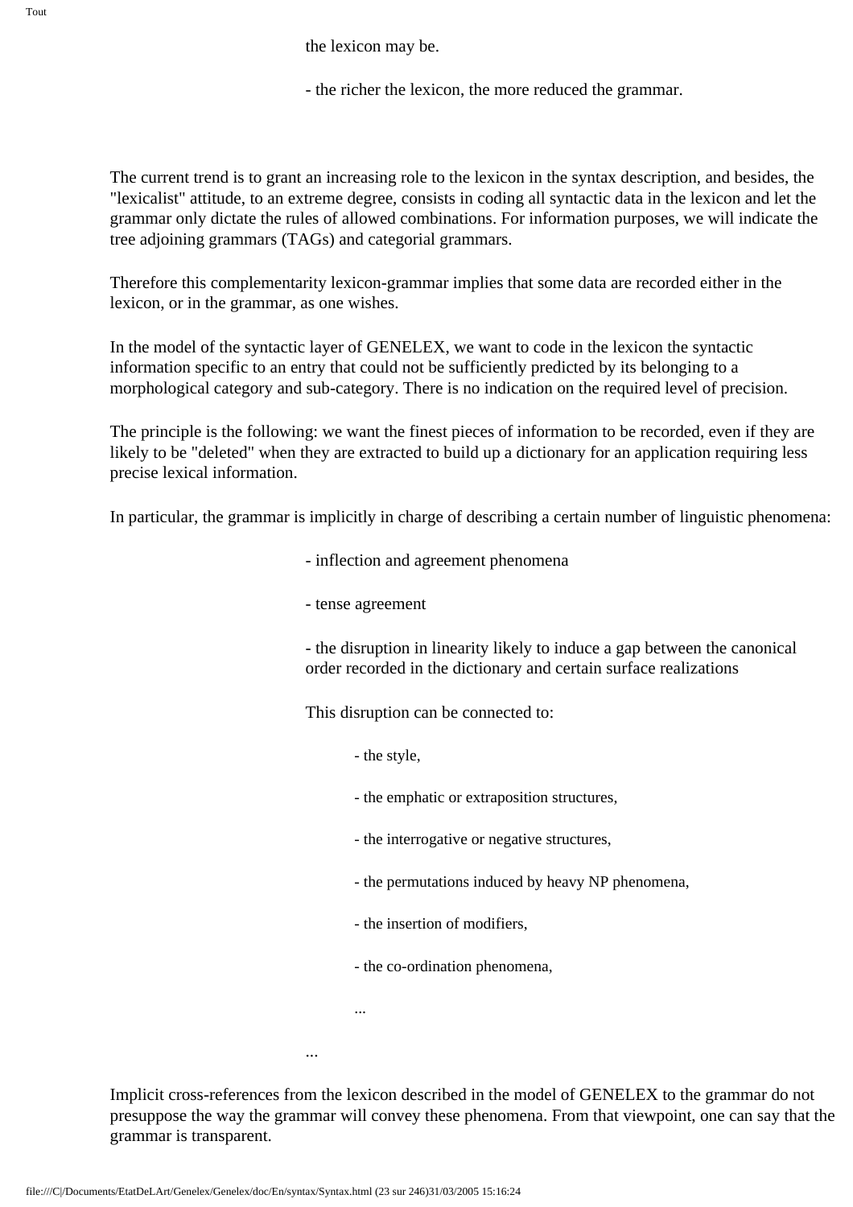the lexicon may be.

- the richer the lexicon, the more reduced the grammar.

The current trend is to grant an increasing role to the lexicon in the syntax description, and besides, the "lexicalist" attitude, to an extreme degree, consists in coding all syntactic data in the lexicon and let the grammar only dictate the rules of allowed combinations. For information purposes, we will indicate the tree adjoining grammars (TAGs) and categorial grammars.

Therefore this complementarity lexicon-grammar implies that some data are recorded either in the lexicon, or in the grammar, as one wishes.

In the model of the syntactic layer of GENELEX, we want to code in the lexicon the syntactic information specific to an entry that could not be sufficiently predicted by its belonging to a morphological category and sub-category. There is no indication on the required level of precision.

The principle is the following: we want the finest pieces of information to be recorded, even if they are likely to be "deleted" when they are extracted to build up a dictionary for an application requiring less precise lexical information.

In particular, the grammar is implicitly in charge of describing a certain number of linguistic phenomena:

- inflection and agreement phenomena

- tense agreement

- the disruption in linearity likely to induce a gap between the canonical order recorded in the dictionary and certain surface realizations

This disruption can be connected to:

- the style,

- the emphatic or extraposition structures,

- the interrogative or negative structures,

- the permutations induced by heavy NP phenomena,

- the insertion of modifiers,

- the co-ordination phenomena,

...

...

Implicit cross-references from the lexicon described in the model of GENELEX to the grammar do not presuppose the way the grammar will convey these phenomena. From that viewpoint, one can say that the grammar is transparent.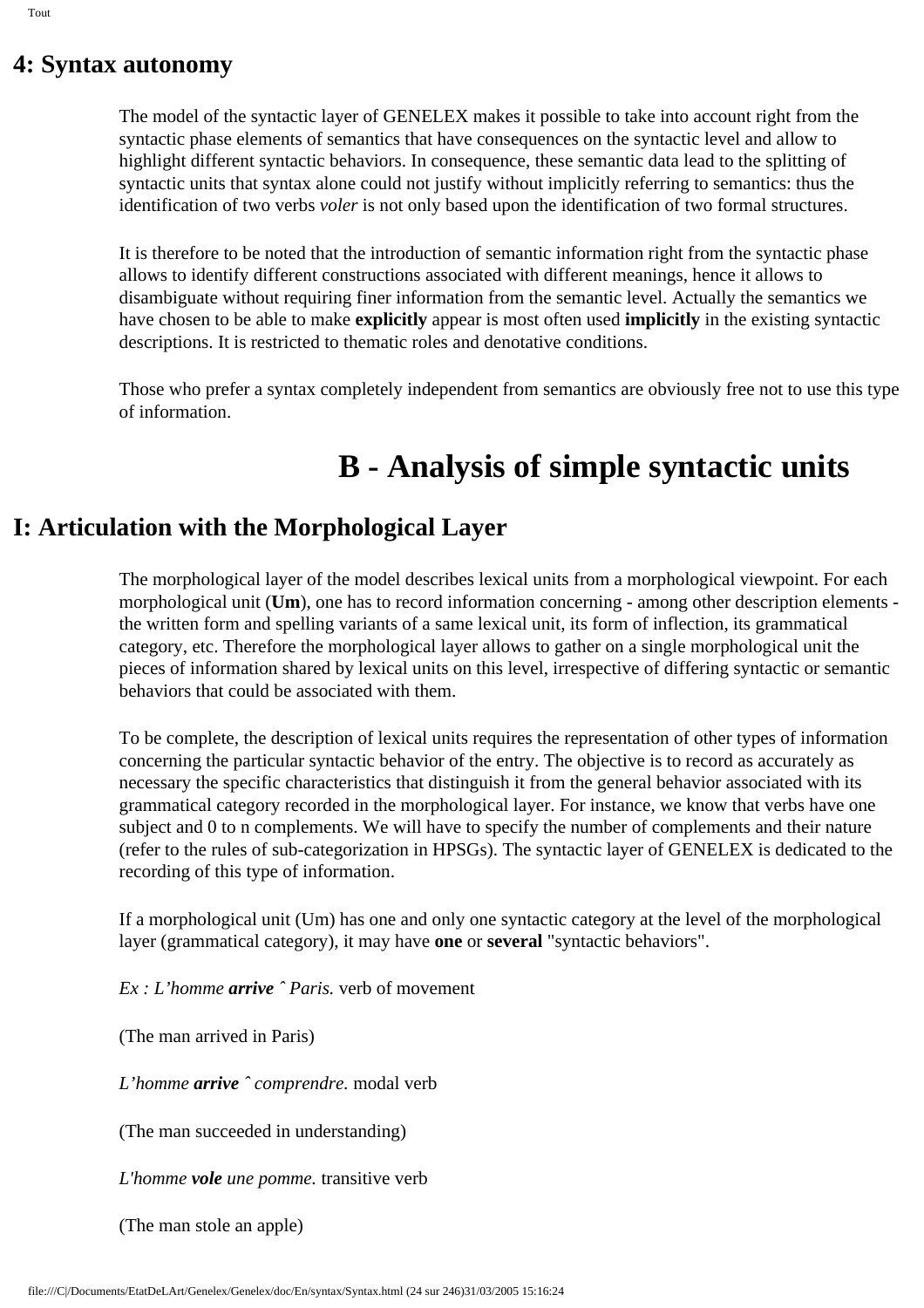# 4: Syntax autonomy

The model of the syntactic layer of GENELEX makes it possible to take into account right from the syntactic phase elements of semantics that have consequences on the syntactic level and allow to highlight different syntactic behaviors. In consequence, these semantic data lead to the splitting of syntactic units that syntax alone could not justify without implicitly referring to semantics: thus the identification of two verbs *voler* is not only based upon the identification of two formal structures.

It is therefore to be noted that the introduction of semantic information right from the syntactic phase allows to identify different constructions associated with different meanings, hence it allows to disambiguate without requiring finer information from the semantic level. Actually the semantics we have chosen to be able to make **explicitly** appear is most often used **implicitly** in the existing syntactic descriptions. It is restricted to thematic roles and denotative conditions.

Those who prefer a syntax completely independent from semantics are obviously free not to use this type of information.

# B - Analysis of simple syntactic units

## I: Articulation with the Morphological Layer

The morphological layer of the model describes lexical units from a morphological viewpoint. For each morphological unit (**Um**), one has to record information concerning - among other description elements - the written form and spelling variants of a same lexical unit, its form of inflection, its grammatical category, etc. Therefore the morphological layer allows to gather on a single morphological unit the pieces of information shared by lexical units on this level, irrespective of differing syntactic or semantic behaviors that could be associated with them.

To be complete, the description of lexical units requires the representation of other types of information concerning the particular syntactic behavior of the entry. The objective is to record as accurately as necessary the specific characteristics that distinguish it from the general behavior associated with its grammatical category recorded in the morphological layer. For instance, we know that verbs have one subject and 0 to n complements. We will have to specify the number of complements and their nature (refer to the rules of sub-categorization in HPSGs). The syntactic layer of GENELEX is dedicated to the recording of this type of information.

If a morphological unit (Um) has one and only one syntactic category at the level of the morphological layer (grammatical category), it may have **one** or **several** "syntactic behaviors".

*Ex : L'homme **arrive** ˆ Paris.* verb of movement

(The man arrived in Paris)

*L'homme **arrive** ˆ comprendre.* modal verb

(The man succeeded in understanding)

*L'homme **vole** une pomme.* transitive verb

(The man stole an apple)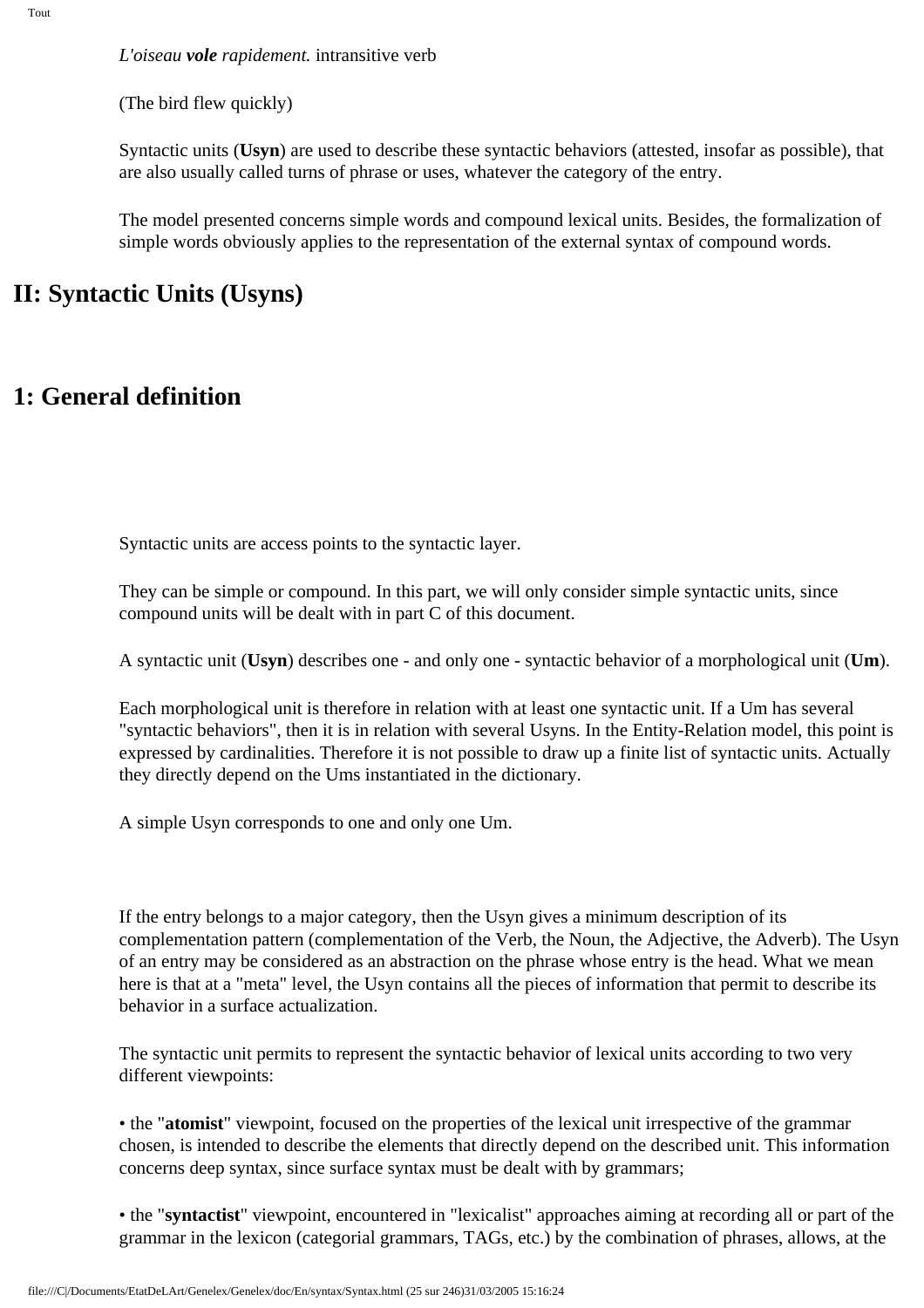*L'oiseau **vole** rapidement.* intransitive verb

(The bird flew quickly)

Syntactic units (**Usyn**) are used to describe these syntactic behaviors (attested, insofar as possible), that are also usually called turns of phrase or uses, whatever the category of the entry.

The model presented concerns simple words and compound lexical units. Besides, the formalization of simple words obviously applies to the representation of the external syntax of compound words.

# II: Syntactic Units (Usyns)

## 1: General definition

Syntactic units are access points to the syntactic layer.

They can be simple or compound. In this part, we will only consider simple syntactic units, since compound units will be dealt with in part C of this document.

A syntactic unit (**Usyn**) describes one - and only one - syntactic behavior of a morphological unit (**Um**).

Each morphological unit is therefore in relation with at least one syntactic unit. If a Um has several "syntactic behaviors", then it is in relation with several Usyns. In the Entity-Relation model, this point is expressed by cardinalities. Therefore it is not possible to draw up a finite list of syntactic units. Actually they directly depend on the Ums instantiated in the dictionary.

A simple Usyn corresponds to one and only one Um.

If the entry belongs to a major category, then the Usyn gives a minimum description of its complementation pattern (complementation of the Verb, the Noun, the Adjective, the Adverb). The Usyn of an entry may be considered as an abstraction on the phrase whose entry is the head. What we mean here is that at a "meta" level, the Usyn contains all the pieces of information that permit to describe its behavior in a surface actualization.

The syntactic unit permits to represent the syntactic behavior of lexical units according to two very different viewpoints:

• the "**atomist**" viewpoint, focused on the properties of the lexical unit irrespective of the grammar chosen, is intended to describe the elements that directly depend on the described unit. This information concerns deep syntax, since surface syntax must be dealt with by grammars;

• the "**syntactist**" viewpoint, encountered in "lexicalist" approaches aiming at recording all or part of the grammar in the lexicon (categorial grammars, TAGs, etc.) by the combination of phrases, allows, at the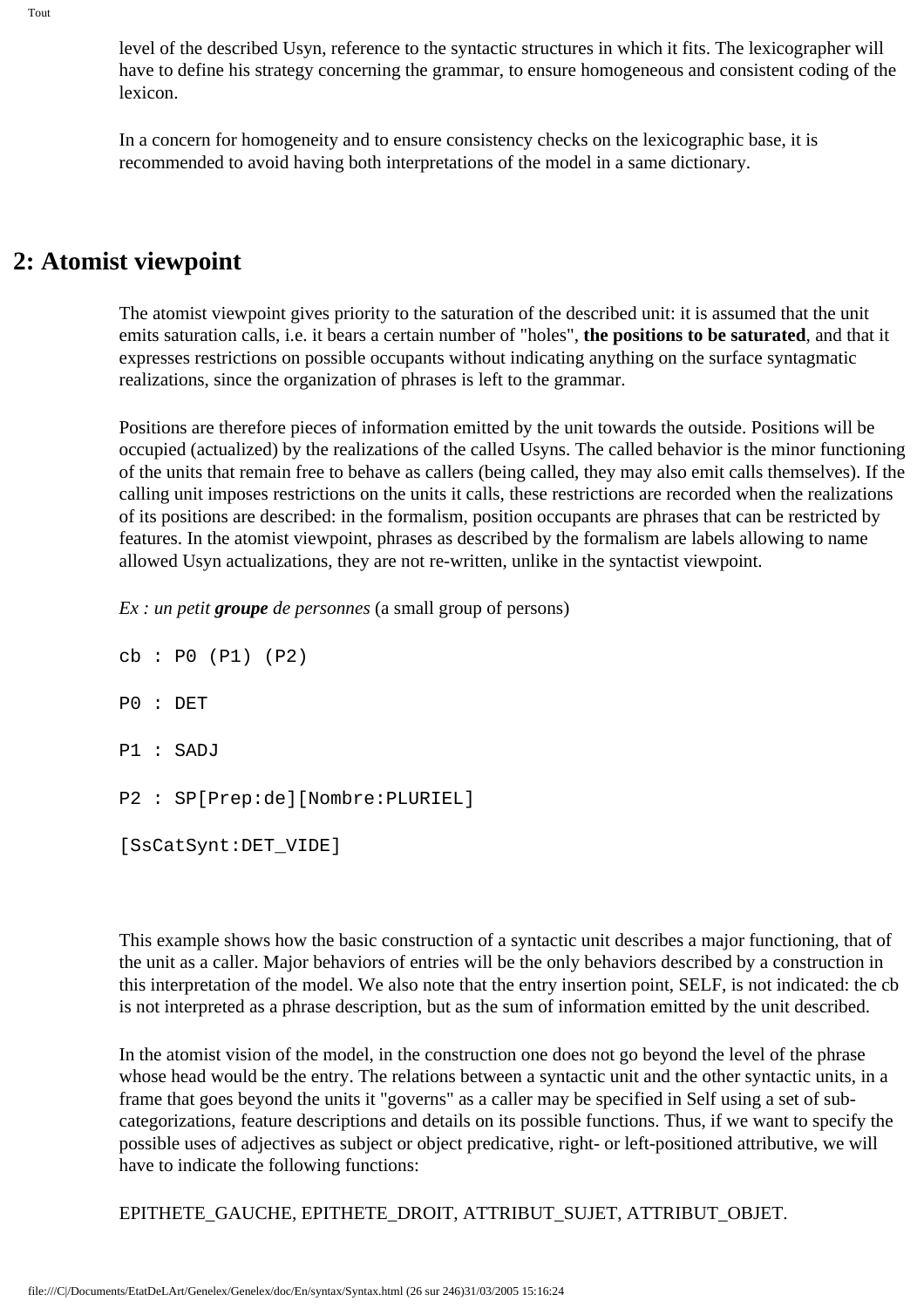level of the described Usyn, reference to the syntactic structures in which it fits. The lexicographer will have to define his strategy concerning the grammar, to ensure homogeneous and consistent coding of the lexicon.

In a concern for homogeneity and to ensure consistency checks on the lexicographic base, it is recommended to avoid having both interpretations of the model in a same dictionary.

## 2: Atomist viewpoint

The atomist viewpoint gives priority to the saturation of the described unit: it is assumed that the unit emits saturation calls, i.e. it bears a certain number of "holes", **the positions to be saturated**, and that it expresses restrictions on possible occupants without indicating anything on the surface syntagmatic realizations, since the organization of phrases is left to the grammar.

Positions are therefore pieces of information emitted by the unit towards the outside. Positions will be occupied (actualized) by the realizations of the called Usyns. The called behavior is the minor functioning of the units that remain free to behave as callers (being called, they may also emit calls themselves). If the calling unit imposes restrictions on the units it calls, these restrictions are recorded when the realizations of its positions are described: in the formalism, position occupants are phrases that can be restricted by features. In the atomist viewpoint, phrases as described by the formalism are labels allowing to name allowed Usyn actualizations, they are not re-written, unlike in the syntactist viewpoint.

*Ex : un petit **groupe** de personnes* (a small group of persons)

```
cb : P0 (P1) (P2)

P0 : DET

P1 : SADJ

P2 : SP[Prep:de][Nombre:PLURIEL]

[SsCatSynt:DET_VIDE]
```

This example shows how the basic construction of a syntactic unit describes a major functioning, that of the unit as a caller. Major behaviors of entries will be the only behaviors described by a construction in this interpretation of the model. We also note that the entry insertion point, SELF, is not indicated: the cb is not interpreted as a phrase description, but as the sum of information emitted by the unit described.

In the atomist vision of the model, in the construction one does not go beyond the level of the phrase whose head would be the entry. The relations between a syntactic unit and the other syntactic units, in a frame that goes beyond the units it "governs" as a caller may be specified in Self using a set of sub-categorizations, feature descriptions and details on its possible functions. Thus, if we want to specify the possible uses of adjectives as subject or object predicative, right- or left-positioned attributive, we will have to indicate the following functions:

EPITHETE_GAUCHE, EPITHETE_DROIT, ATTRIBUT_SUJET, ATTRIBUT_OBJET.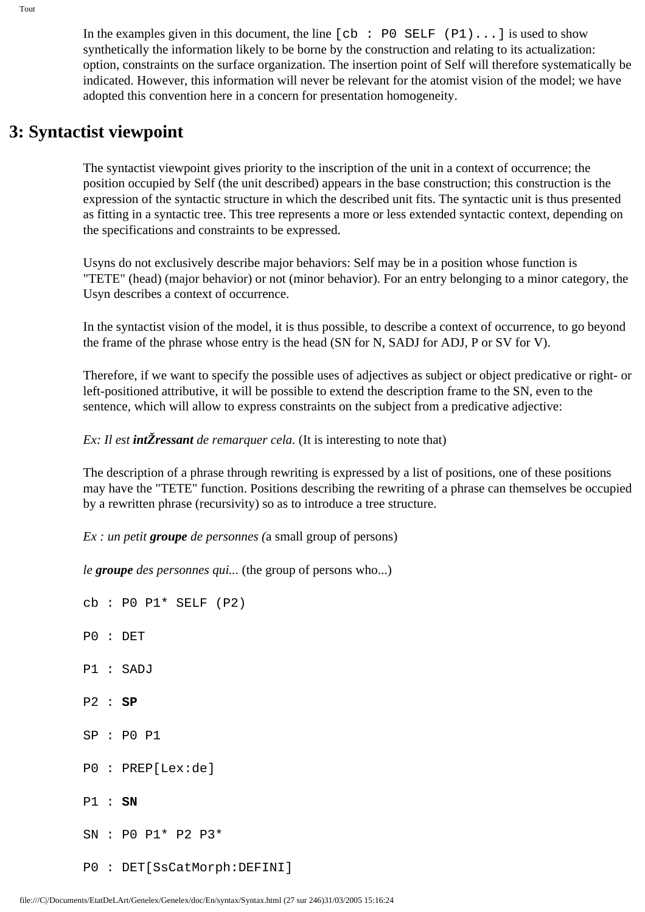In the examples given in this document, the line `[cb : P0 SELF (P1)...]` is used to show synthetically the information likely to be borne by the construction and relating to its actualization: option, constraints on the surface organization. The insertion point of Self will therefore systematically be indicated. However, this information will never be relevant for the atomist vision of the model; we have adopted this convention here in a concern for presentation homogeneity.

# 3: Syntactist viewpoint

The syntactist viewpoint gives priority to the inscription of the unit in a context of occurrence; the position occupied by Self (the unit described) appears in the base construction; this construction is the expression of the syntactic structure in which the described unit fits. The syntactic unit is thus presented as fitting in a syntactic tree. This tree represents a more or less extended syntactic context, depending on the specifications and constraints to be expressed.

Usyns do not exclusively describe major behaviors: Self may be in a position whose function is "TETE" (head) (major behavior) or not (minor behavior). For an entry belonging to a minor category, the Usyn describes a context of occurrence.

In the syntactist vision of the model, it is thus possible, to describe a context of occurrence, to go beyond the frame of the phrase whose entry is the head (SN for N, SADJ for ADJ, P or SV for V).

Therefore, if we want to specify the possible uses of adjectives as subject or object predicative or right- or left-positioned attributive, it will be possible to extend the description frame to the SN, even to the sentence, which will allow to express constraints on the subject from a predicative adjective:

*Ex: Il est* ***intŽressant*** *de remarquer cela.* (It is interesting to note that)

The description of a phrase through rewriting is expressed by a list of positions, one of these positions may have the "TETE" function. Positions describing the rewriting of a phrase can themselves be occupied by a rewritten phrase (recursivity) so as to introduce a tree structure.

*Ex : un petit* ***groupe*** *de personnes (*a small group of persons)

*le* ***groupe*** *des personnes qui...* (the group of persons who...)

```
cb : P0 P1* SELF (P2)

P0 : DET

P1 : SADJ

P2 : SP

SP : P0 P1

P0 : PREP[Lex:de]

P1 : SN

SN : P0 P1* P2 P3*

P0 : DET[SsCatMorph:DEFINI]
```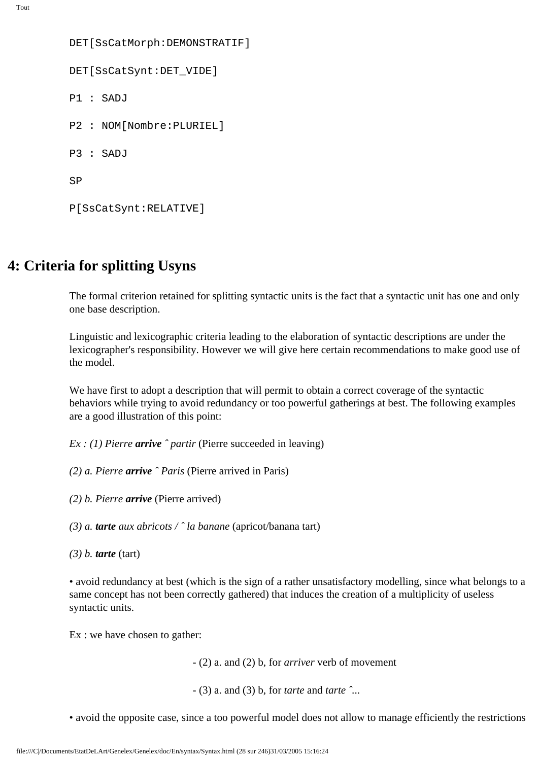```
DET[SsCatMorph:DEMONSTRATIF]

DET[SsCatSynt:DET_VIDE]

P1 : SADJ

P2 : NOM[Nombre:PLURIEL]

P3 : SADJ

SP

P[SsCatSynt:RELATIVE]
```

## 4: Criteria for splitting Usyns

The formal criterion retained for splitting syntactic units is the fact that a syntactic unit has one and only one base description.

Linguistic and lexicographic criteria leading to the elaboration of syntactic descriptions are under the lexicographer's responsibility. However we will give here certain recommendations to make good use of the model.

We have first to adopt a description that will permit to obtain a correct coverage of the syntactic behaviors while trying to avoid redundancy or too powerful gatherings at best. The following examples are a good illustration of this point:

*Ex : (1) Pierre **arrive** ˆ partir* (Pierre succeeded in leaving)

*(2) a. Pierre **arrive** ˆ Paris* (Pierre arrived in Paris)

*(2) b. Pierre **arrive*** (Pierre arrived)

*(3) a. **tarte** aux abricots / ˆ la banane* (apricot/banana tart)

*(3) b. **tarte*** (tart)

• avoid redundancy at best (which is the sign of a rather unsatisfactory modelling, since what belongs to a same concept has not been correctly gathered) that induces the creation of a multiplicity of useless syntactic units.

Ex : we have chosen to gather:

- (2) a. and (2) b, for *arriver* verb of movement

- (3) a. and (3) b, for *tarte* and *tarte ˆ*...

• avoid the opposite case, since a too powerful model does not allow to manage efficiently the restrictions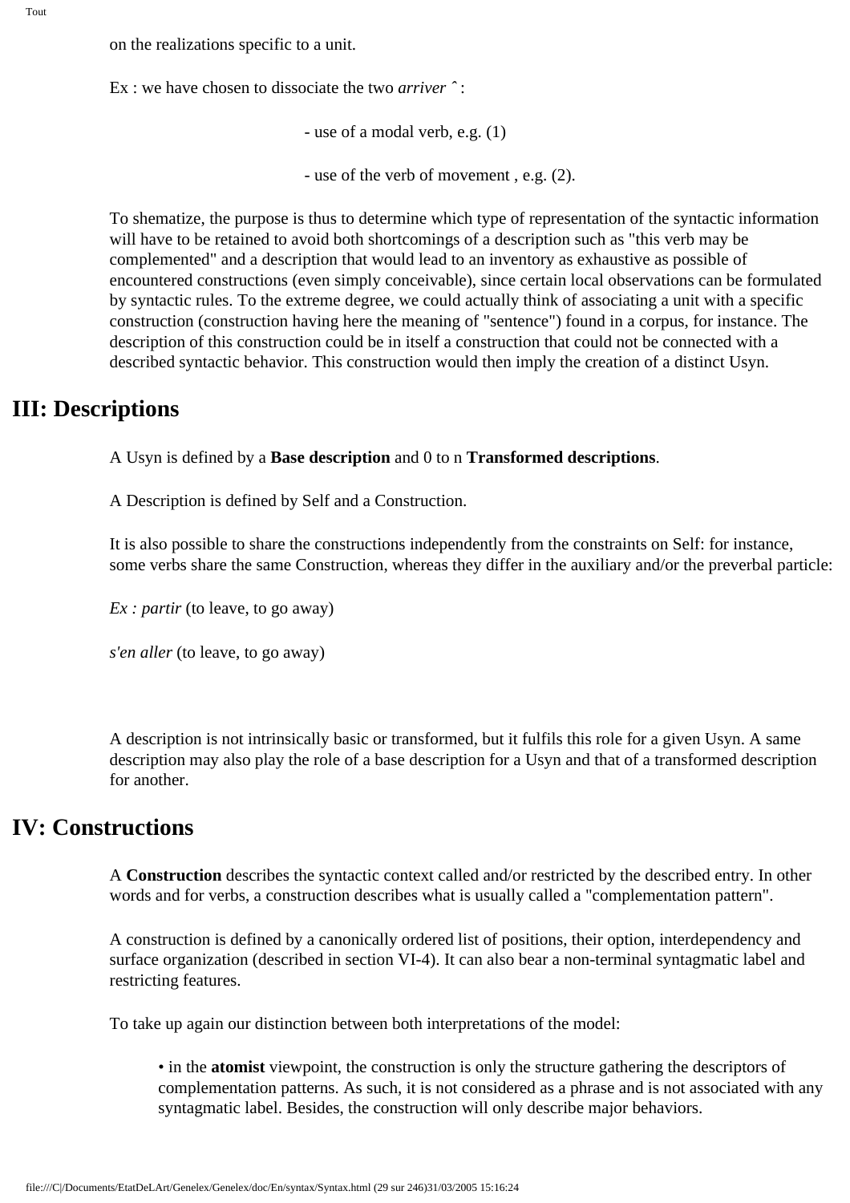on the realizations specific to a unit.

Ex : we have chosen to dissociate the two *arriver* ˆ :

- use of a modal verb, e.g. (1)

- use of the verb of movement , e.g. (2).

To shematize, the purpose is thus to determine which type of representation of the syntactic information will have to be retained to avoid both shortcomings of a description such as "this verb may be complemented" and a description that would lead to an inventory as exhaustive as possible of encountered constructions (even simply conceivable), since certain local observations can be formulated by syntactic rules. To the extreme degree, we could actually think of associating a unit with a specific construction (construction having here the meaning of "sentence") found in a corpus, for instance. The description of this construction could be in itself a construction that could not be connected with a described syntactic behavior. This construction would then imply the creation of a distinct Usyn.

# III: Descriptions

A Usyn is defined by a **Base description** and 0 to n **Transformed descriptions**.

A Description is defined by Self and a Construction.

It is also possible to share the constructions independently from the constraints on Self: for instance, some verbs share the same Construction, whereas they differ in the auxiliary and/or the preverbal particle:

*Ex : partir* (to leave, to go away)

*s'en aller* (to leave, to go away)

A description is not intrinsically basic or transformed, but it fulfils this role for a given Usyn. A same description may also play the role of a base description for a Usyn and that of a transformed description for another.

# IV: Constructions

A **Construction** describes the syntactic context called and/or restricted by the described entry. In other words and for verbs, a construction describes what is usually called a "complementation pattern".

A construction is defined by a canonically ordered list of positions, their option, interdependency and surface organization (described in section VI-4). It can also bear a non-terminal syntagmatic label and restricting features.

To take up again our distinction between both interpretations of the model:

- in the **atomist** viewpoint, the construction is only the structure gathering the descriptors of complementation patterns. As such, it is not considered as a phrase and is not associated with any syntagmatic label. Besides, the construction will only describe major behaviors.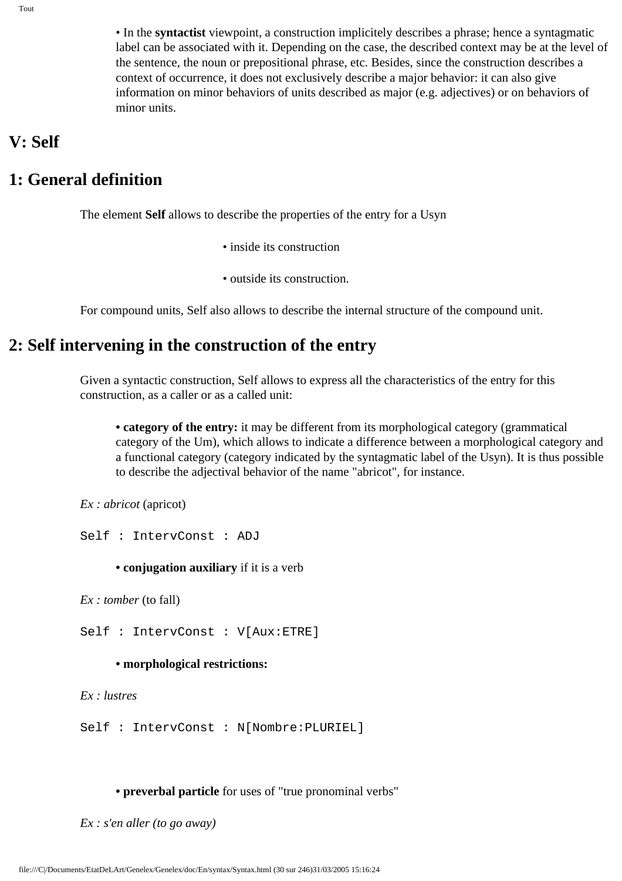- In the **syntactist** viewpoint, a construction implicitely describes a phrase; hence a syntagmatic label can be associated with it. Depending on the case, the described context may be at the level of the sentence, the noun or prepositional phrase, etc. Besides, since the construction describes a context of occurrence, it does not exclusively describe a major behavior: it can also give information on minor behaviors of units described as major (e.g. adjectives) or on behaviors of minor units.

# V: Self

# 1: General definition

The element **Self** allows to describe the properties of the entry for a Usyn

- inside its construction
- outside its construction.

For compound units, Self also allows to describe the internal structure of the compound unit.

# 2: Self intervening in the construction of the entry

Given a syntactic construction, Self allows to express all the characteristics of the entry for this construction, as a caller or as a called unit:

- **category of the entry:** it may be different from its morphological category (grammatical category of the Um), which allows to indicate a difference between a morphological category and a functional category (category indicated by the syntagmatic label of the Usyn). It is thus possible to describe the adjectival behavior of the name "abricot", for instance.

*Ex : abricot* (apricot)

```
Self : IntervConst : ADJ
```

- **conjugation auxiliary** if it is a verb

*Ex : tomber* (to fall)

```
Self : IntervConst : V[Aux:ETRE]
```

- **morphological restrictions:**

*Ex : lustres*

```
Self : IntervConst : N[Nombre:PLURIEL]
```

- **preverbal particle** for uses of "true pronominal verbs"

*Ex : s'en aller (to go away)*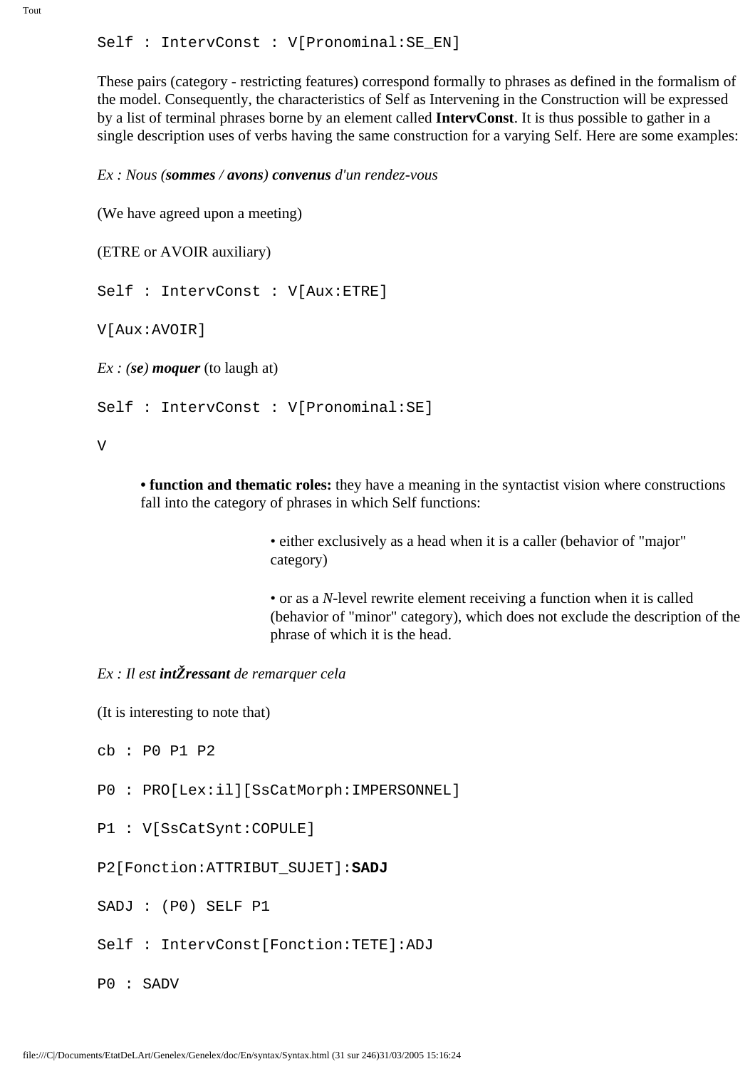```
Self : IntervConst : V[Pronominal:SE_EN]
```

These pairs (category - restricting features) correspond formally to phrases as defined in the formalism of the model. Consequently, the characteristics of Self as Intervening in the Construction will be expressed by a list of terminal phrases borne by an element called **IntervConst**. It is thus possible to gather in a single description uses of verbs having the same construction for a varying Self. Here are some examples:

*Ex : Nous (**sommes / avons**) **convenus** d'un rendez-vous*

(We have agreed upon a meeting)

(ETRE or AVOIR auxiliary)

```
Self : IntervConst : V[Aux:ETRE]

V[Aux:AVOIR]
```

*Ex : (**se**) **moquer*** (to laugh at)

```
Self : IntervConst : V[Pronominal:SE]

V
```

- **function and thematic roles:** they have a meaning in the syntactist vision where constructions fall into the category of phrases in which Self functions:
  - either exclusively as a head when it is a caller (behavior of "major" category)
  - or as a *N*-level rewrite element receiving a function when it is called (behavior of "minor" category), which does not exclude the description of the phrase of which it is the head.

*Ex : Il est **intŽressant** de remarquer cela*

(It is interesting to note that)

```
cb : P0 P1 P2

P0 : PRO[Lex:il][SsCatMorph:IMPERSONNEL]

P1 : V[SsCatSynt:COPULE]

P2[Fonction:ATTRIBUT_SUJET]:SADJ

SADJ : (P0) SELF P1

Self : IntervConst[Fonction:TETE]:ADJ

P0 : SADV
```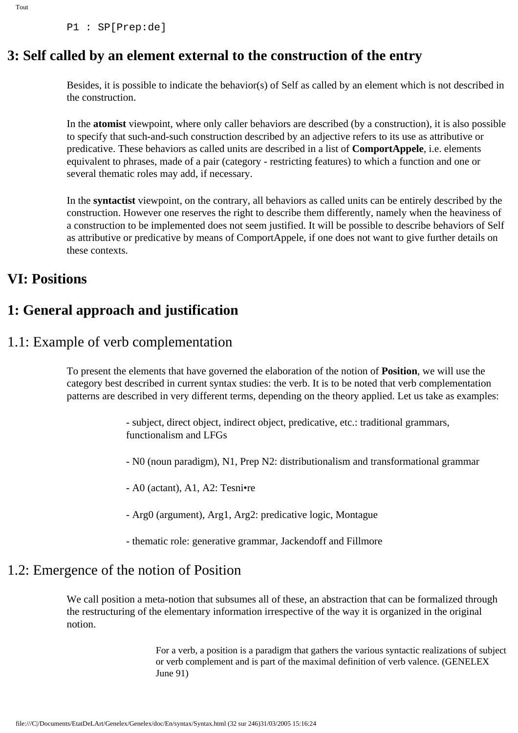```
P1 : SP[Prep:de]
```

## 3: Self called by an element external to the construction of the entry

Besides, it is possible to indicate the behavior(s) of Self as called by an element which is not described in the construction.

In the **atomist** viewpoint, where only caller behaviors are described (by a construction), it is also possible to specify that such-and-such construction described by an adjective refers to its use as attributive or predicative. These behaviors as called units are described in a list of **ComportAppele**, i.e. elements equivalent to phrases, made of a pair (category - restricting features) to which a function and one or several thematic roles may add, if necessary.

In the **syntactist** viewpoint, on the contrary, all behaviors as called units can be entirely described by the construction. However one reserves the right to describe them differently, namely when the heaviness of a construction to be implemented does not seem justified. It will be possible to describe behaviors of Self as attributive or predicative by means of ComportAppele, if one does not want to give further details on these contexts.

# VI: Positions

## 1: General approach and justification

### 1.1: Example of verb complementation

To present the elements that have governed the elaboration of the notion of **Position**, we will use the category best described in current syntax studies: the verb. It is to be noted that verb complementation patterns are described in very different terms, depending on the theory applied. Let us take as examples:

- subject, direct object, indirect object, predicative, etc.: traditional grammars, functionalism and LFGs

- N0 (noun paradigm), N1, Prep N2: distributionalism and transformational grammar

- A0 (actant), A1, A2: Tesni•re

- Arg0 (argument), Arg1, Arg2: predicative logic, Montague

- thematic role: generative grammar, Jackendoff and Fillmore

### 1.2: Emergence of the notion of Position

We call position a meta-notion that subsumes all of these, an abstraction that can be formalized through the restructuring of the elementary information irrespective of the way it is organized in the original notion.

> For a verb, a position is a paradigm that gathers the various syntactic realizations of subject or verb complement and is part of the maximal definition of verb valence. (GENELEX June 91)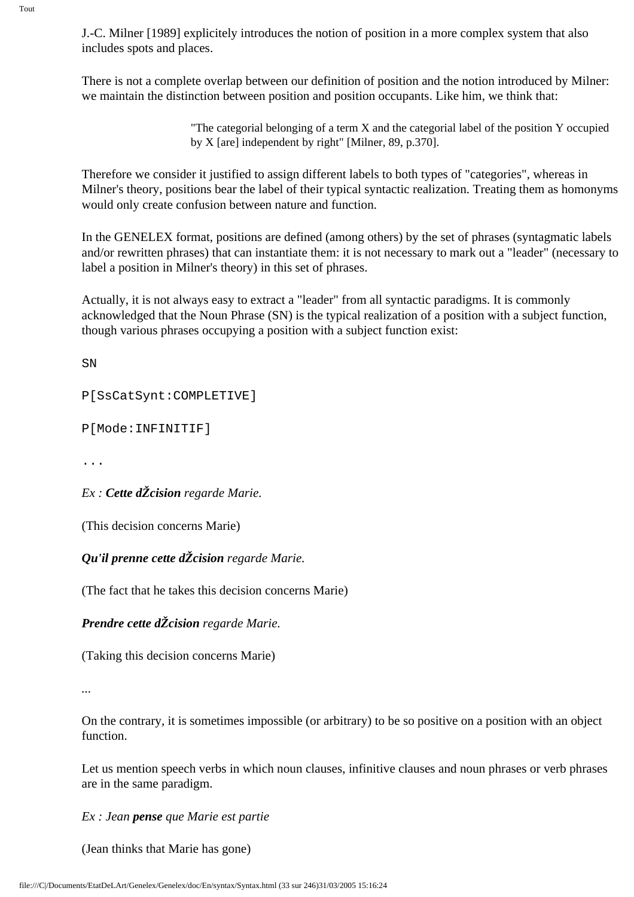J.-C. Milner [1989] explicitely introduces the notion of position in a more complex system that also includes spots and places.

There is not a complete overlap between our definition of position and the notion introduced by Milner: we maintain the distinction between position and position occupants. Like him, we think that:

> "The categorial belonging of a term X and the categorial label of the position Y occupied by X [are] independent by right" [Milner, 89, p.370].

Therefore we consider it justified to assign different labels to both types of "categories", whereas in Milner's theory, positions bear the label of their typical syntactic realization. Treating them as homonyms would only create confusion between nature and function.

In the GENELEX format, positions are defined (among others) by the set of phrases (syntagmatic labels and/or rewritten phrases) that can instantiate them: it is not necessary to mark out a "leader" (necessary to label a position in Milner's theory) in this set of phrases.

Actually, it is not always easy to extract a "leader" from all syntactic paradigms. It is commonly acknowledged that the Noun Phrase (SN) is the typical realization of a position with a subject function, though various phrases occupying a position with a subject function exist:

```
SN

P[SsCatSynt:COMPLETIVE]

P[Mode:INFINITIF]

...
```

*Ex : **Cette dŽcision** regarde Marie.*

(This decision concerns Marie)

***Qu'il prenne cette dŽcision** regarde Marie.*

(The fact that he takes this decision concerns Marie)

***Prendre cette dŽcision** regarde Marie.*

(Taking this decision concerns Marie)

...

On the contrary, it is sometimes impossible (or arbitrary) to be so positive on a position with an object function.

Let us mention speech verbs in which noun clauses, infinitive clauses and noun phrases or verb phrases are in the same paradigm.

*Ex : Jean **pense** que Marie est partie*

(Jean thinks that Marie has gone)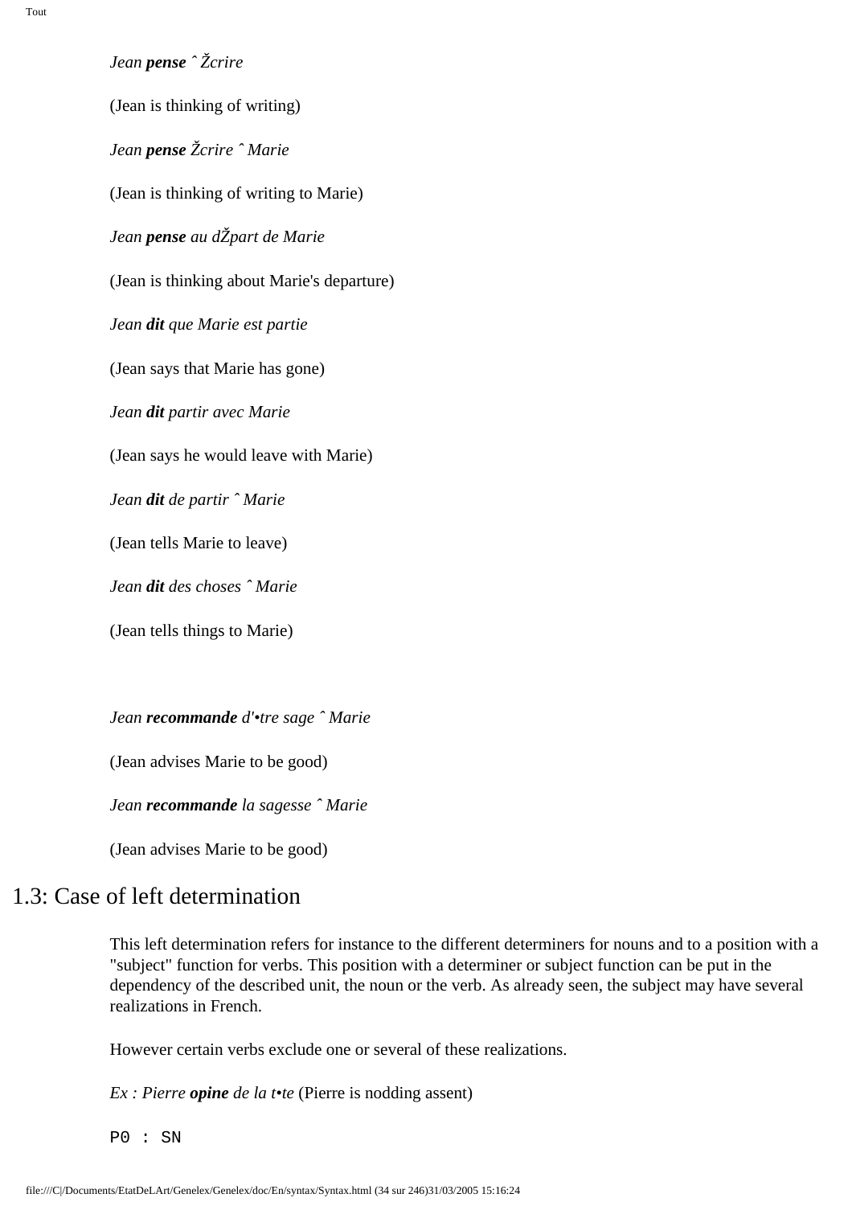*Jean **pense** ˆ Žcrire*

(Jean is thinking of writing)

*Jean **pense** Žcrire ˆ Marie*

(Jean is thinking of writing to Marie)

*Jean **pense** au dŽpart de Marie*

(Jean is thinking about Marie's departure)

*Jean **dit** que Marie est partie*

(Jean says that Marie has gone)

*Jean **dit** partir avec Marie*

(Jean says he would leave with Marie)

*Jean **dit** de partir ˆ Marie*

(Jean tells Marie to leave)

*Jean **dit** des choses ˆ Marie*

(Jean tells things to Marie)

*Jean **recommande** d'•tre sage ˆ Marie*

(Jean advises Marie to be good)

*Jean **recommande** la sagesse ˆ Marie*

(Jean advises Marie to be good)

## 1.3: Case of left determination

This left determination refers for instance to the different determiners for nouns and to a position with a "subject" function for verbs. This position with a determiner or subject function can be put in the dependency of the described unit, the noun or the verb. As already seen, the subject may have several realizations in French.

However certain verbs exclude one or several of these realizations.

*Ex : Pierre **opine** de la t•te* (Pierre is nodding assent)

```
P0 : SN
```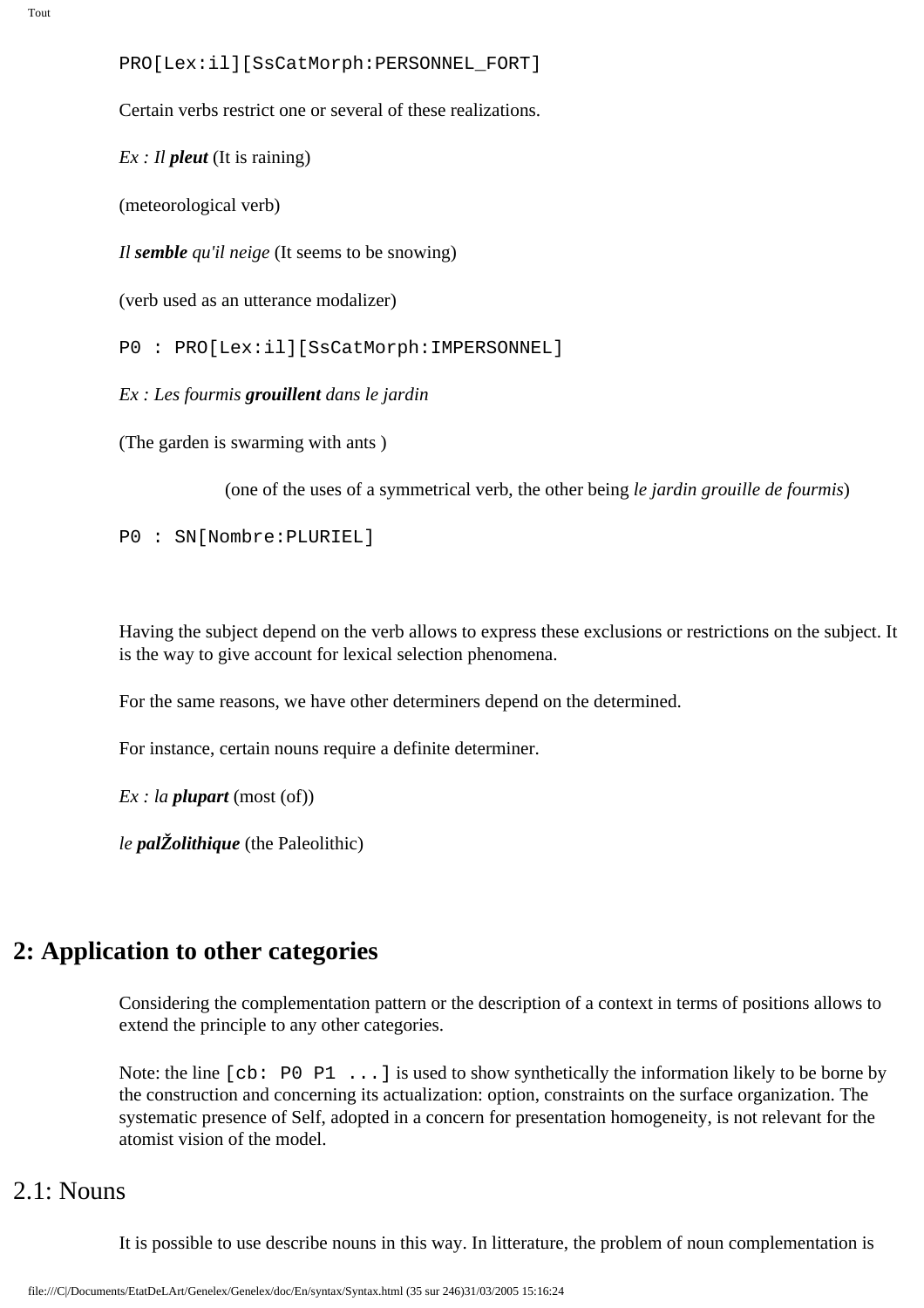```
PRO[Lex:il][SsCatMorph:PERSONNEL_FORT]
```

Certain verbs restrict one or several of these realizations.

*Ex : Il* ***pleut*** (It is raining)

(meteorological verb)

*Il* ***semble*** *qu'il neige* (It seems to be snowing)

(verb used as an utterance modalizer)

```
P0 : PRO[Lex:il][SsCatMorph:IMPERSONNEL]
```

*Ex : Les fourmis* ***grouillent*** *dans le jardin*

(The garden is swarming with ants )

(one of the uses of a symmetrical verb, the other being *le jardin grouille de fourmis*)

```
P0 : SN[Nombre:PLURIEL]
```

Having the subject depend on the verb allows to express these exclusions or restrictions on the subject. It is the way to give account for lexical selection phenomena.

For the same reasons, we have other determiners depend on the determined.

For instance, certain nouns require a definite determiner.

*Ex : la* ***plupart*** (most (of))

*le* ***palŽolithique*** (the Paleolithic)

# 2: Application to other categories

Considering the complementation pattern or the description of a context in terms of positions allows to extend the principle to any other categories.

Note: the line `[cb: P0 P1 ...]` is used to show synthetically the information likely to be borne by the construction and concerning its actualization: option, constraints on the surface organization. The systematic presence of Self, adopted in a concern for presentation homogeneity, is not relevant for the atomist vision of the model.

## 2.1: Nouns

It is possible to use describe nouns in this way. In litterature, the problem of noun complementation is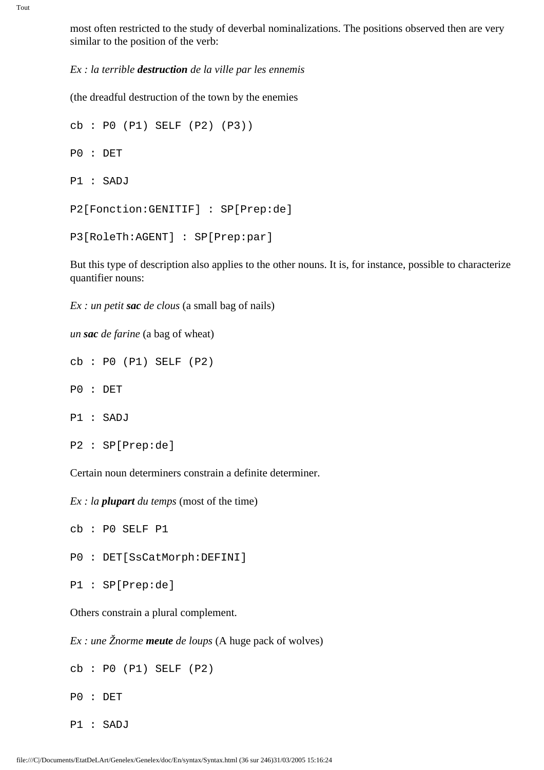most often restricted to the study of deverbal nominalizations. The positions observed then are very similar to the position of the verb:

*Ex : la terrible **destruction** de la ville par les ennemis*

(the dreadful destruction of the town by the enemies

```
cb : P0 (P1) SELF (P2) (P3))

P0 : DET

P1 : SADJ

P2[Fonction:GENITIF] : SP[Prep:de]

P3[RoleTh:AGENT] : SP[Prep:par]
```

But this type of description also applies to the other nouns. It is, for instance, possible to characterize quantifier nouns:

*Ex : un petit **sac** de clous* (a small bag of nails)

*un **sac** de farine* (a bag of wheat)

```
cb : P0 (P1) SELF (P2)

P0 : DET

P1 : SADJ

P2 : SP[Prep:de]
```

Certain noun determiners constrain a definite determiner.

*Ex : la **plupart** du temps* (most of the time)

```
cb : P0 SELF P1

P0 : DET[SsCatMorph:DEFINI]

P1 : SP[Prep:de]
```

Others constrain a plural complement.

*Ex : une Žnorme **meute** de loups* (A huge pack of wolves)

```
cb : P0 (P1) SELF (P2)

P0 : DET

P1 : SADJ
```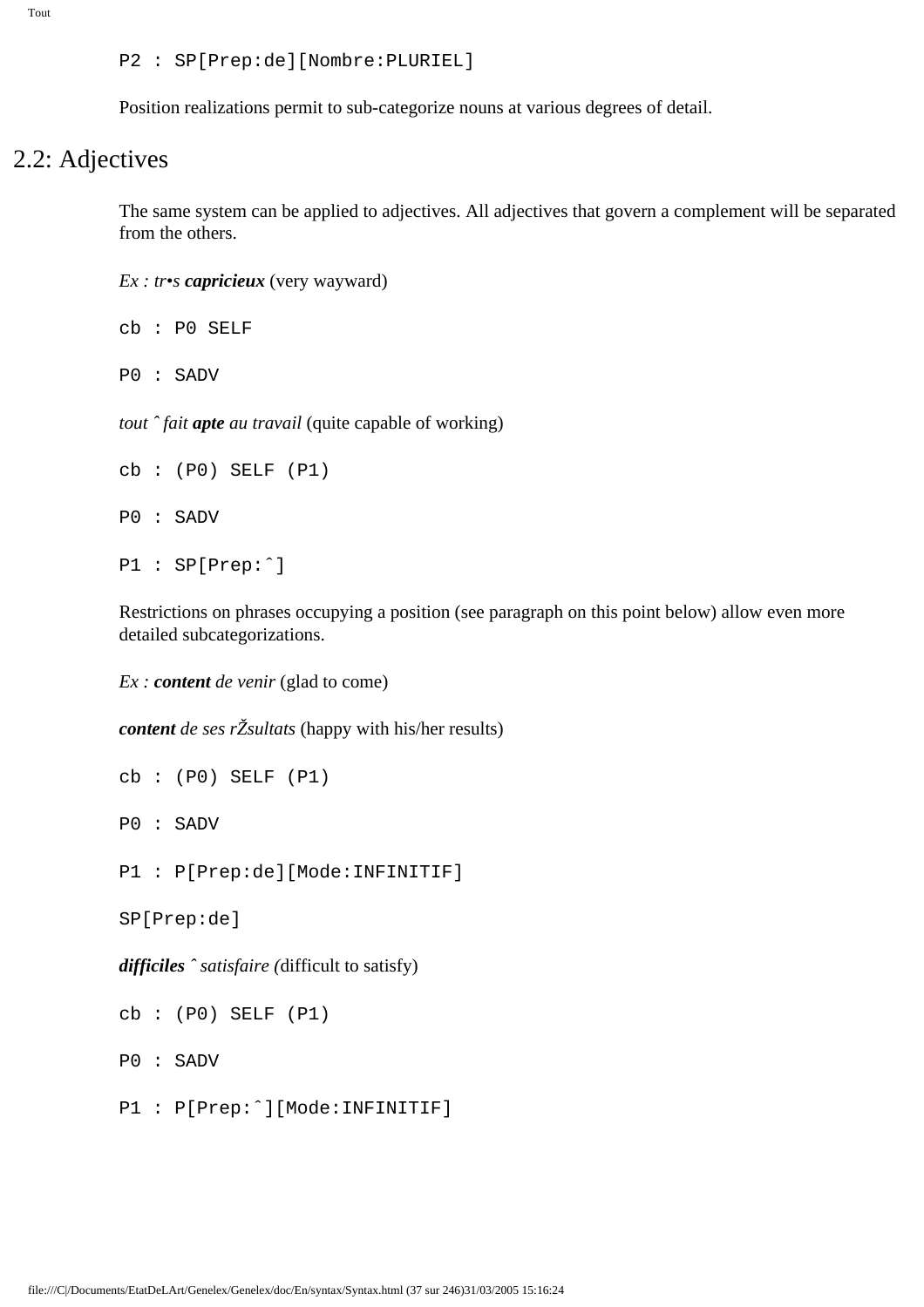```
P2 : SP[Prep:de][Nombre:PLURIEL]
```

Position realizations permit to sub-categorize nouns at various degrees of detail.

## 2.2: Adjectives

The same system can be applied to adjectives. All adjectives that govern a complement will be separated from the others.

*Ex : tr•s **capricieux*** (very wayward)

```
cb : P0 SELF

P0 : SADV
```

*tout ˆ fait **apte** au travail* (quite capable of working)

```
cb : (P0) SELF (P1)

P0 : SADV

P1 : SP[Prep:ˆ]
```

Restrictions on phrases occupying a position (see paragraph on this point below) allow even more detailed subcategorizations.

*Ex : **content** de venir* (glad to come)

***content** de ses rŽsultats* (happy with his/her results)

```
cb : (P0) SELF (P1)

P0 : SADV

P1 : P[Prep:de][Mode:INFINITIF]

SP[Prep:de]
```

***difficiles** ˆ satisfaire (*difficult to satisfy)

```
cb : (P0) SELF (P1)

P0 : SADV

P1 : P[Prep:ˆ][Mode:INFINITIF]
```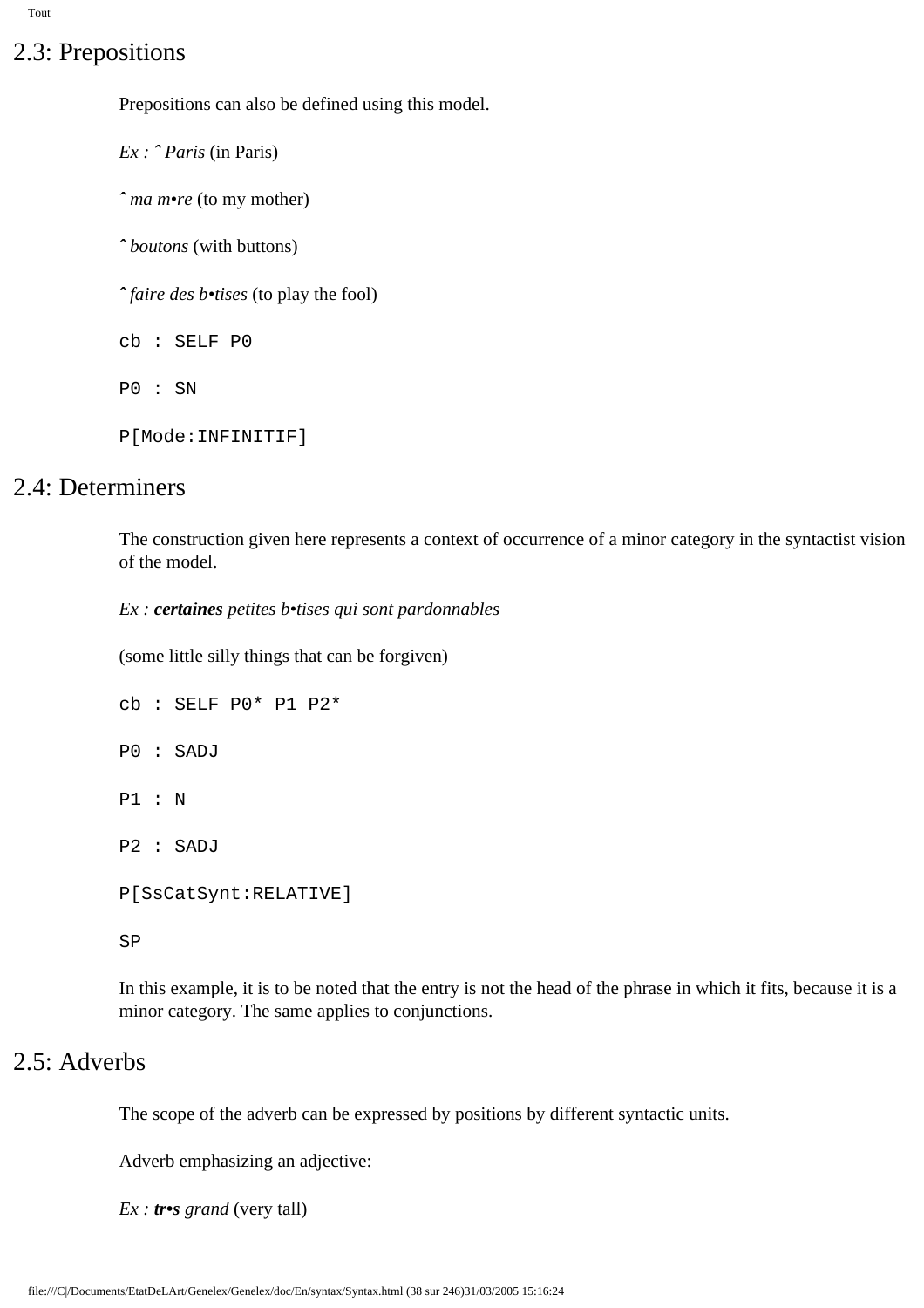## 2.3: Prepositions

Prepositions can also be defined using this model.

*Ex : ˆ Paris* (in Paris)

*ˆ ma m•re* (to my mother)

*ˆ boutons* (with buttons)

*ˆ faire des b•tises* (to play the fool)

```
cb : SELF P0

P0 : SN

P[Mode:INFINITIF]
```

## 2.4: Determiners

The construction given here represents a context of occurrence of a minor category in the syntactist vision of the model.

*Ex : **certaines** petites b•tises qui sont pardonnables*

(some little silly things that can be forgiven)

```
cb : SELF P0* P1 P2*

P0 : SADJ

P1 : N

P2 : SADJ

P[SsCatSynt:RELATIVE]

SP
```

In this example, it is to be noted that the entry is not the head of the phrase in which it fits, because it is a minor category. The same applies to conjunctions.

## 2.5: Adverbs

The scope of the adverb can be expressed by positions by different syntactic units.

Adverb emphasizing an adjective:

*Ex : **tr•s** grand* (very tall)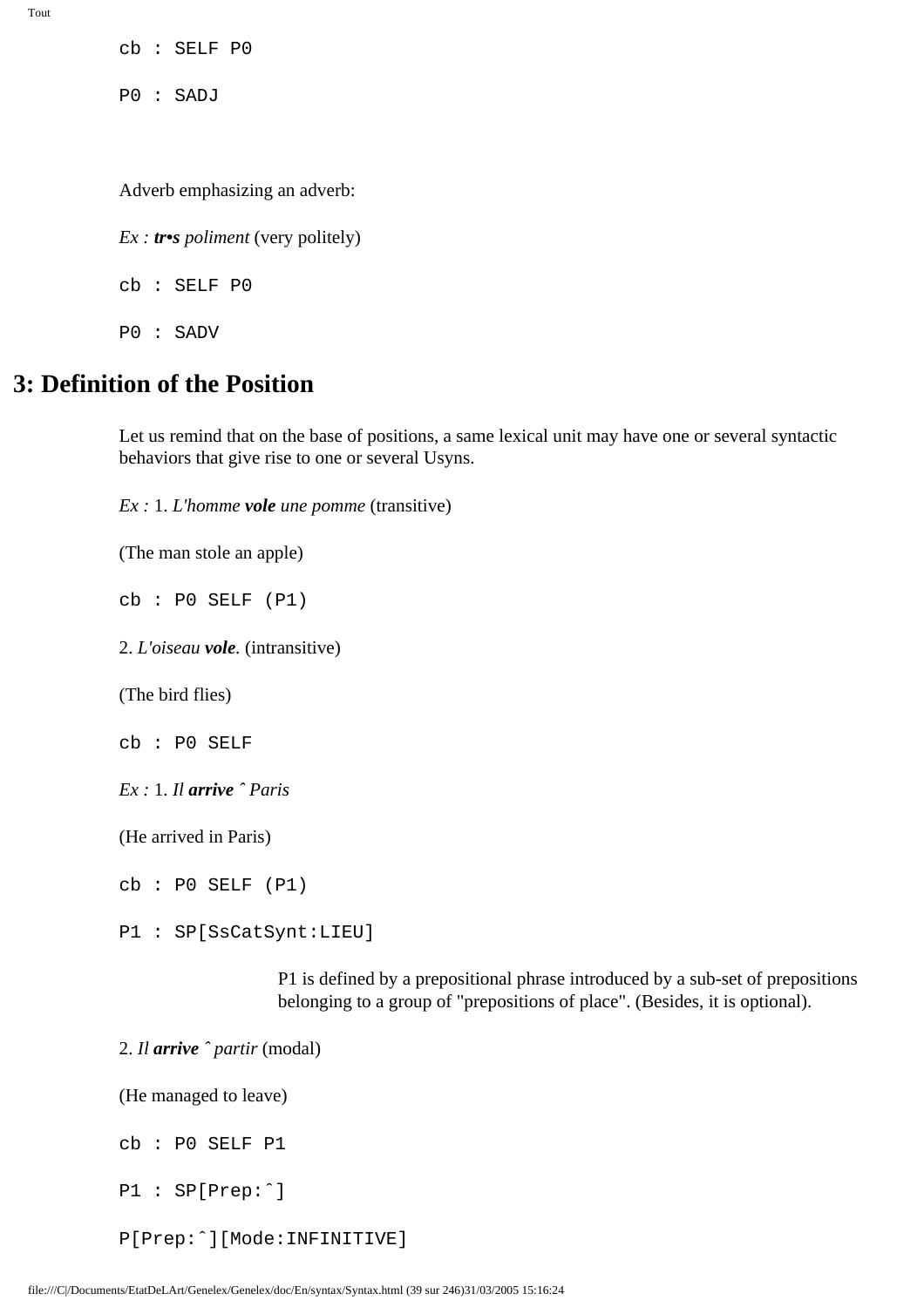cb : SELF P0

P0 : SADJ

Adverb emphasizing an adverb:

*Ex :* ***tr•s*** *poliment* (very politely)

cb : SELF P0

P0 : SADV

# 3: Definition of the Position

Let us remind that on the base of positions, a same lexical unit may have one or several syntactic behaviors that give rise to one or several Usyns.

*Ex :* 1. *L'homme* ***vole*** *une pomme* (transitive)

(The man stole an apple)

cb : P0 SELF (P1)

2. *L'oiseau* ***vole****.* (intransitive)

(The bird flies)

cb : P0 SELF

*Ex :* 1. *Il* ***arrive*** *ˆ Paris*

(He arrived in Paris)

cb : P0 SELF (P1)

P1 : SP[SsCatSynt:LIEU]

P1 is defined by a prepositional phrase introduced by a sub-set of prepositions belonging to a group of "prepositions of place". (Besides, it is optional).

2. *Il* ***arrive*** *ˆ partir* (modal)

(He managed to leave)

cb : P0 SELF P1

P1 : SP[Prep:ˆ]

P[Prep:ˆ][Mode:INFINITIVE]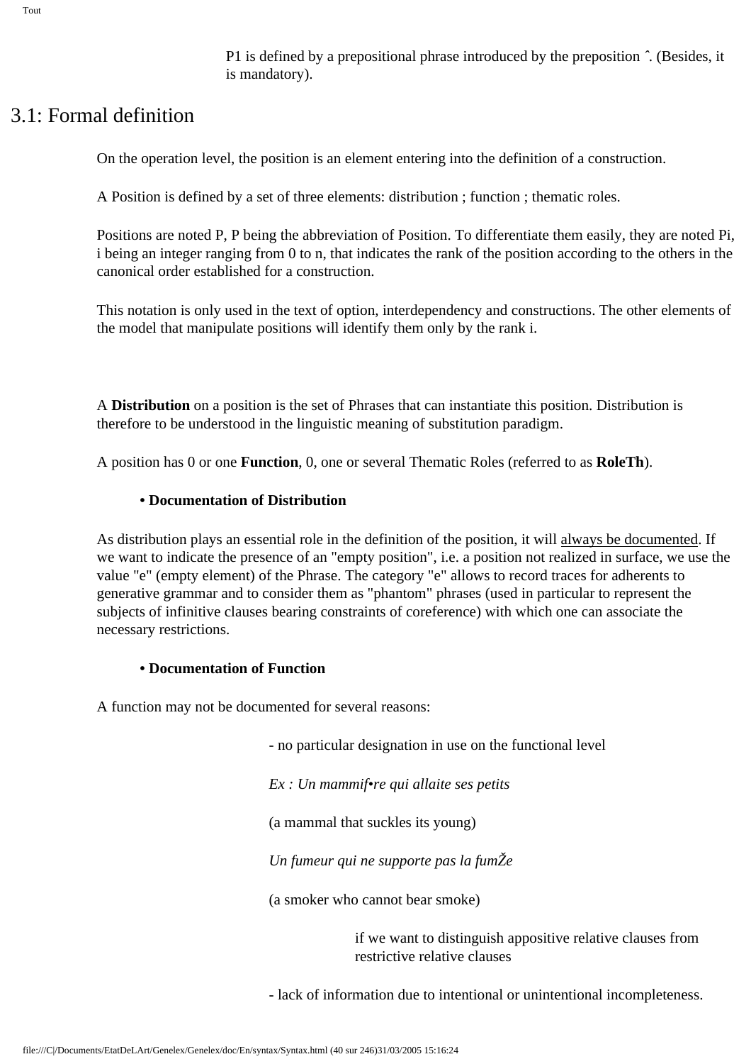P1 is defined by a prepositional phrase introduced by the preposition ˆ. (Besides, it is mandatory).

## 3.1: Formal definition

On the operation level, the position is an element entering into the definition of a construction.

A Position is defined by a set of three elements: distribution ; function ; thematic roles.

Positions are noted P, P being the abbreviation of Position. To differentiate them easily, they are noted Pi, i being an integer ranging from 0 to n, that indicates the rank of the position according to the others in the canonical order established for a construction.

This notation is only used in the text of option, interdependency and constructions. The other elements of the model that manipulate positions will identify them only by the rank i.

A **Distribution** on a position is the set of Phrases that can instantiate this position. Distribution is therefore to be understood in the linguistic meaning of substitution paradigm.

A position has 0 or one **Function**, 0, one or several Thematic Roles (referred to as **RoleTh**).

**• Documentation of Distribution**

As distribution plays an essential role in the definition of the position, it will always be documented. If we want to indicate the presence of an "empty position", i.e. a position not realized in surface, we use the value "e" (empty element) of the Phrase. The category "e" allows to record traces for adherents to generative grammar and to consider them as "phantom" phrases (used in particular to represent the subjects of infinitive clauses bearing constraints of coreference) with which one can associate the necessary restrictions.

**• Documentation of Function**

A function may not be documented for several reasons:

- no particular designation in use on the functional level

*Ex : Un mammif•re qui allaite ses petits*

(a mammal that suckles its young)

*Un fumeur qui ne supporte pas la fumŽe*

(a smoker who cannot bear smoke)

if we want to distinguish appositive relative clauses from restrictive relative clauses

- lack of information due to intentional or unintentional incompleteness.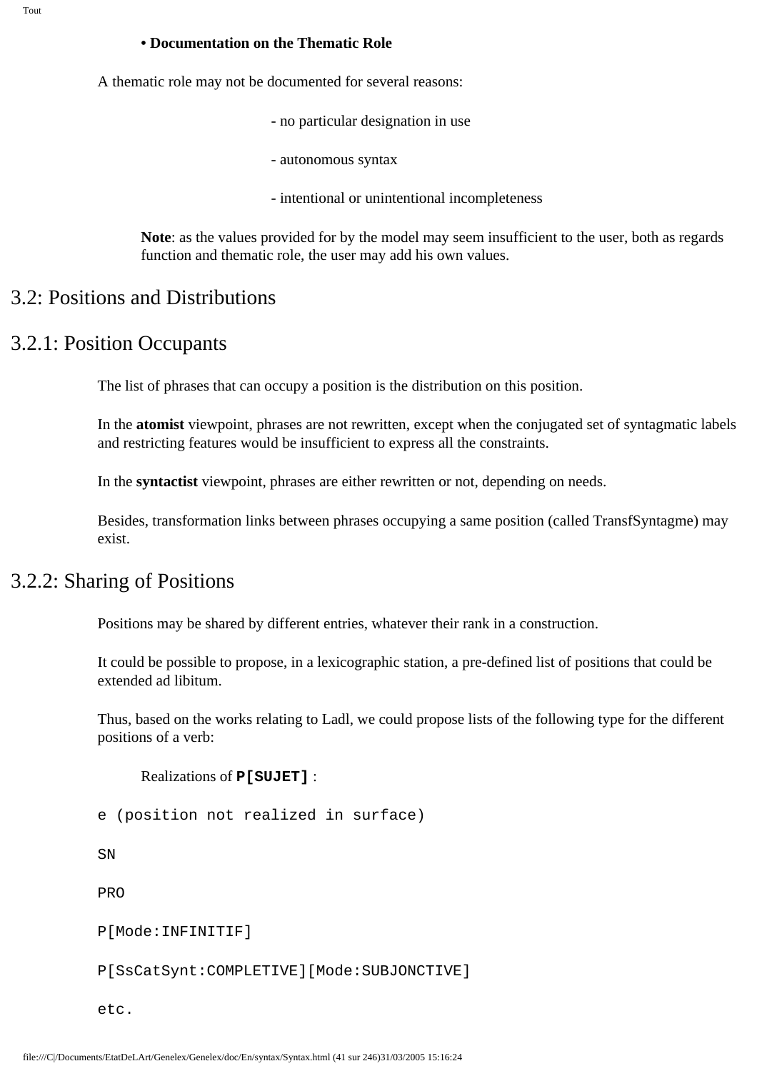**• Documentation on the Thematic Role**

A thematic role may not be documented for several reasons:

- no particular designation in use
- autonomous syntax
- intentional or unintentional incompleteness

**Note**: as the values provided for by the model may seem insufficient to the user, both as regards function and thematic role, the user may add his own values.

# 3.2: Positions and Distributions

## 3.2.1: Position Occupants

The list of phrases that can occupy a position is the distribution on this position.

In the **atomist** viewpoint, phrases are not rewritten, except when the conjugated set of syntagmatic labels and restricting features would be insufficient to express all the constraints.

In the **syntactist** viewpoint, phrases are either rewritten or not, depending on needs.

Besides, transformation links between phrases occupying a same position (called TransfSyntagme) may exist.

## 3.2.2: Sharing of Positions

Positions may be shared by different entries, whatever their rank in a construction.

It could be possible to propose, in a lexicographic station, a pre-defined list of positions that could be extended ad libitum.

Thus, based on the works relating to Ladl, we could propose lists of the following type for the different positions of a verb:

Realizations of **`P[SUJET]`** :

```
e (position not realized in surface)

SN

PRO

P[Mode:INFINITIF]

P[SsCatSynt:COMPLETIVE][Mode:SUBJONCTIVE]

etc.
```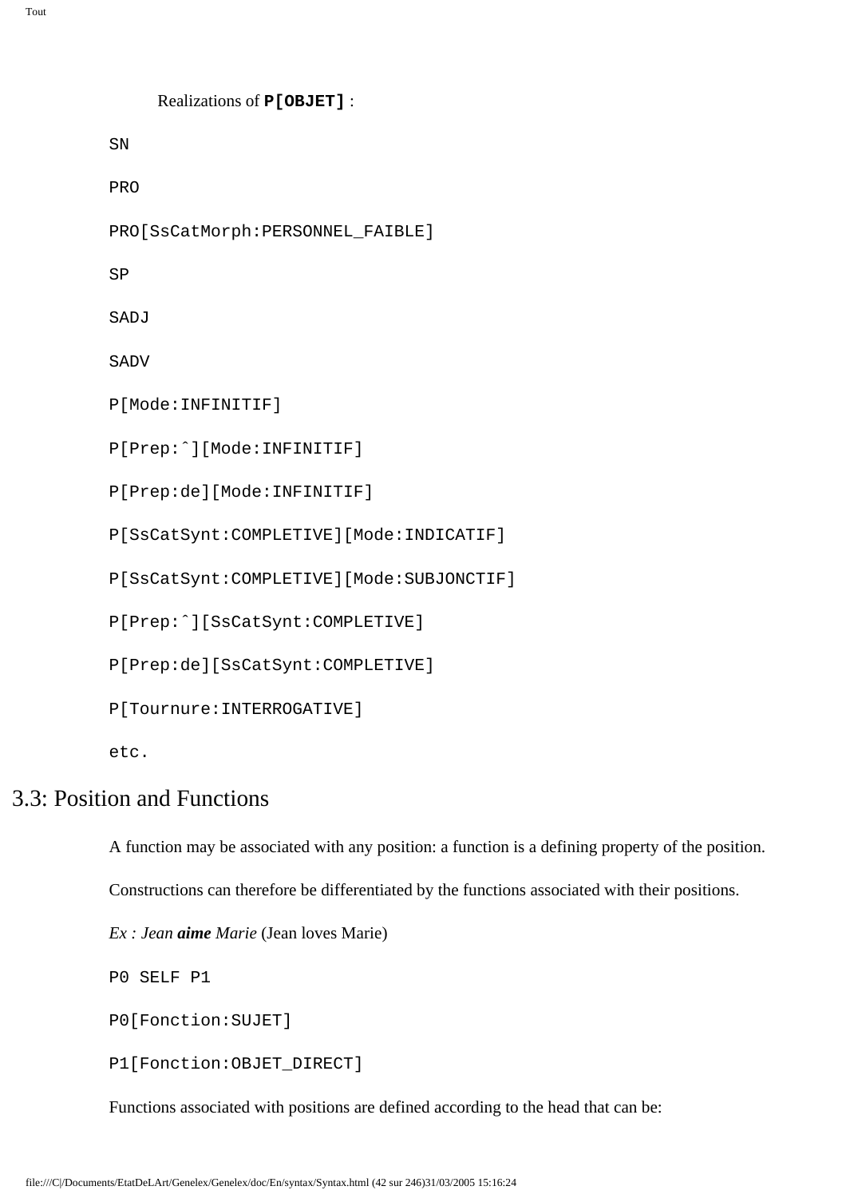Realizations of **`P[OBJET]`** :

```
SN

PRO

PRO[SsCatMorph:PERSONNEL_FAIBLE]

SP

SADJ

SADV

P[Mode:INFINITIF]

P[Prep:ˆ][Mode:INFINITIF]

P[Prep:de][Mode:INFINITIF]

P[SsCatSynt:COMPLETIVE][Mode:INDICATIF]

P[SsCatSynt:COMPLETIVE][Mode:SUBJONCTIF]

P[Prep:ˆ][SsCatSynt:COMPLETIVE]

P[Prep:de][SsCatSynt:COMPLETIVE]

P[Tournure:INTERROGATIVE]

etc.
```

## 3.3: Position and Functions

A function may be associated with any position: a function is a defining property of the position.

Constructions can therefore be differentiated by the functions associated with their positions.

*Ex : Jean* ***aime*** *Marie* (Jean loves Marie)

```
P0 SELF P1

P0[Fonction:SUJET]

P1[Fonction:OBJET_DIRECT]
```

Functions associated with positions are defined according to the head that can be: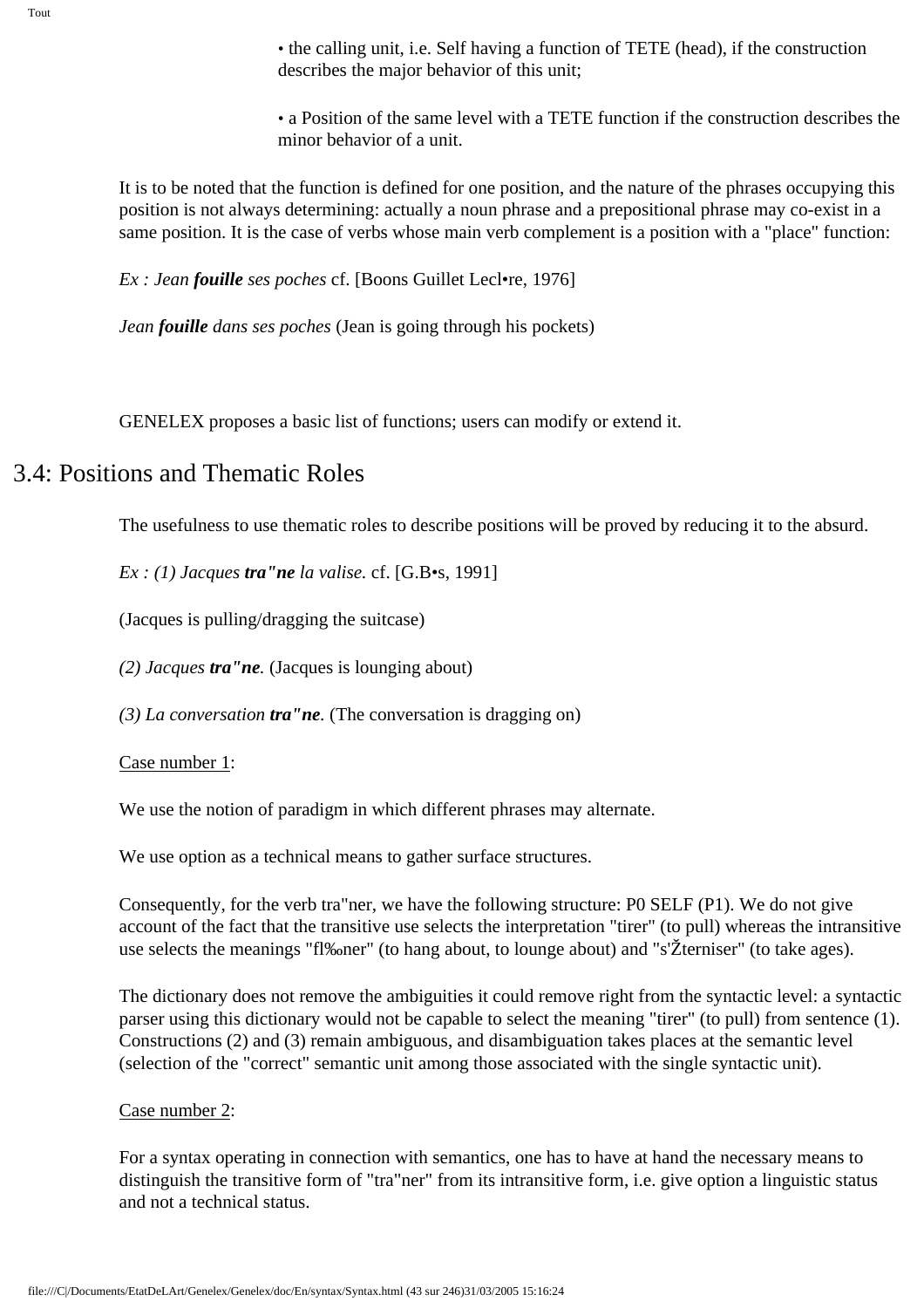• the calling unit, i.e. Self having a function of TETE (head), if the construction describes the major behavior of this unit;

• a Position of the same level with a TETE function if the construction describes the minor behavior of a unit.

It is to be noted that the function is defined for one position, and the nature of the phrases occupying this position is not always determining: actually a noun phrase and a prepositional phrase may co-exist in a same position. It is the case of verbs whose main verb complement is a position with a "place" function:

*Ex : Jean **fouille** ses poches* cf. [Boons Guillet Lecl•re, 1976]

*Jean **fouille** dans ses poches* (Jean is going through his pockets)

GENELEX proposes a basic list of functions; users can modify or extend it.

## 3.4: Positions and Thematic Roles

The usefulness to use thematic roles to describe positions will be proved by reducing it to the absurd.

*Ex : (1) Jacques **tra"ne** la valise.* cf. [G.B•s, 1991]

(Jacques is pulling/dragging the suitcase)

*(2) Jacques **tra"ne**.* (Jacques is lounging about)

*(3) La conversation **tra"ne**.* (The conversation is dragging on)

Case number 1:

We use the notion of paradigm in which different phrases may alternate.

We use option as a technical means to gather surface structures.

Consequently, for the verb tra"ner, we have the following structure: P0 SELF (P1). We do not give account of the fact that the transitive use selects the interpretation "tirer" (to pull) whereas the intransitive use selects the meanings "fl‰ner" (to hang about, to lounge about) and "s'Žterniser" (to take ages).

The dictionary does not remove the ambiguities it could remove right from the syntactic level: a syntactic parser using this dictionary would not be capable to select the meaning "tirer" (to pull) from sentence (1). Constructions (2) and (3) remain ambiguous, and disambiguation takes places at the semantic level (selection of the "correct" semantic unit among those associated with the single syntactic unit).

Case number 2:

For a syntax operating in connection with semantics, one has to have at hand the necessary means to distinguish the transitive form of "tra"ner" from its intransitive form, i.e. give option a linguistic status and not a technical status.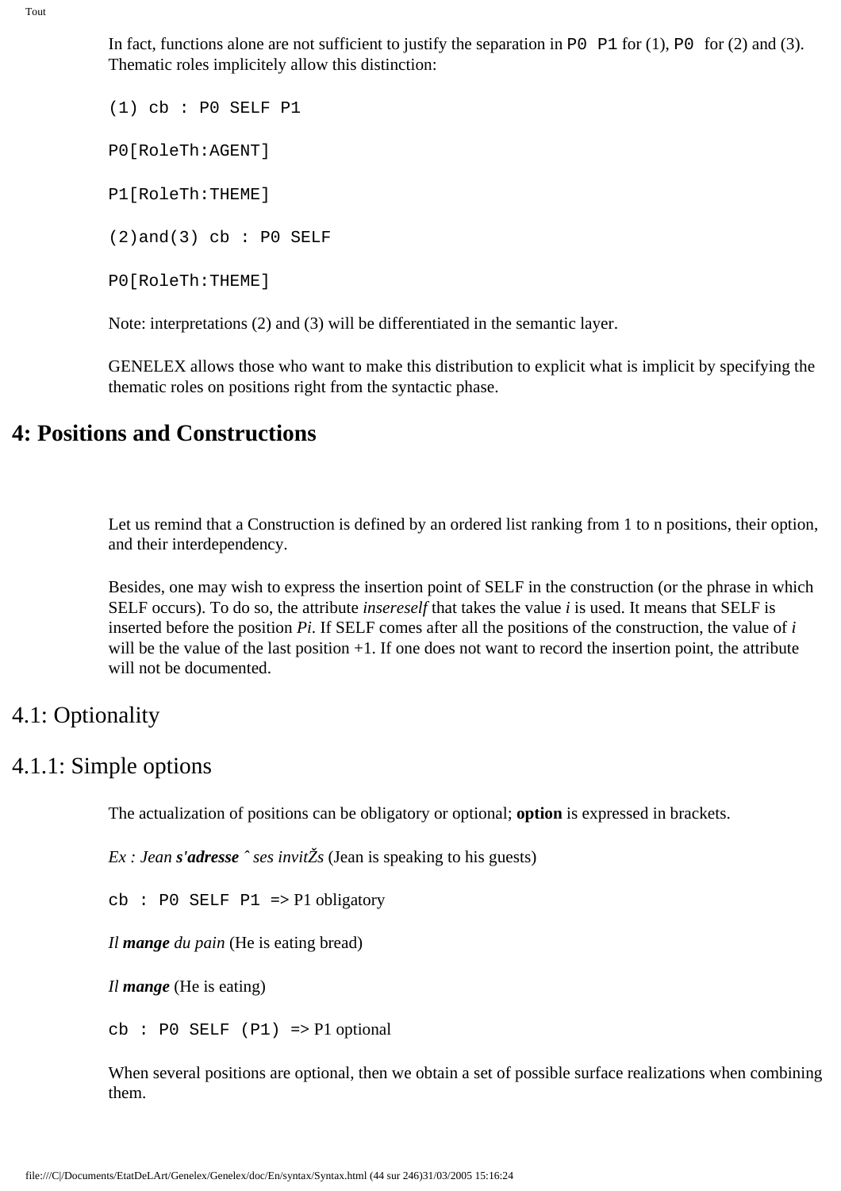In fact, functions alone are not sufficient to justify the separation in `P0 P1` for (1), `P0` for (2) and (3). Thematic roles implicitely allow this distinction:

```
(1) cb : P0 SELF P1

P0[RoleTh:AGENT]

P1[RoleTh:THEME]

(2)and(3) cb : P0 SELF

P0[RoleTh:THEME]
```

Note: interpretations (2) and (3) will be differentiated in the semantic layer.

GENELEX allows those who want to make this distribution to explicit what is implicit by specifying the thematic roles on positions right from the syntactic phase.

# 4: Positions and Constructions

Let us remind that a Construction is defined by an ordered list ranking from 1 to n positions, their option, and their interdependency.

Besides, one may wish to express the insertion point of SELF in the construction (or the phrase in which SELF occurs). To do so, the attribute *insereself* that takes the value *i* is used. It means that SELF is inserted before the position *Pi*. If SELF comes after all the positions of the construction, the value of *i* will be the value of the last position +1. If one does not want to record the insertion point, the attribute will not be documented.

## 4.1: Optionality

### 4.1.1: Simple options

The actualization of positions can be obligatory or optional; **option** is expressed in brackets.

*Ex : Jean* ***s'adresse*** *ˆ ses invitŽs* (Jean is speaking to his guests)

`cb : P0 SELF P1` => P1 obligatory

*Il* ***mange*** *du pain* (He is eating bread)

*Il* ***mange*** (He is eating)

`cb : P0 SELF (P1)` => P1 optional

When several positions are optional, then we obtain a set of possible surface realizations when combining them.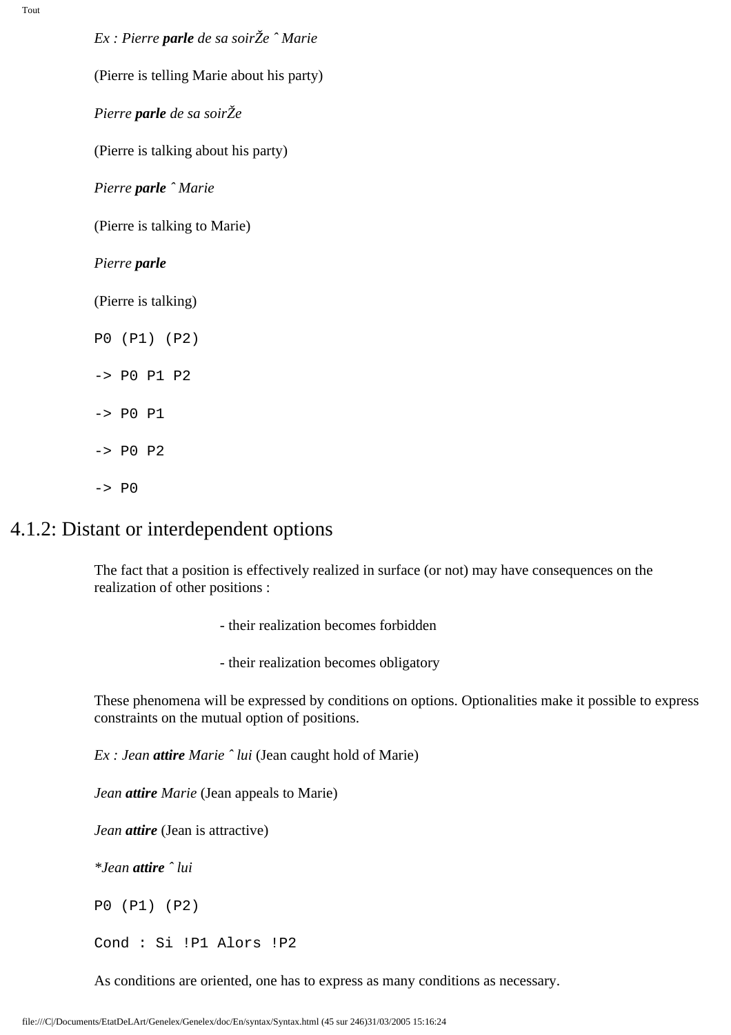*Ex : Pierre **parle** de sa soirŽe ˆ Marie*

(Pierre is telling Marie about his party)

*Pierre **parle** de sa soirŽe*

(Pierre is talking about his party)

*Pierre **parle** ˆ Marie*

(Pierre is talking to Marie)

*Pierre **parle***

(Pierre is talking)

```
P0 (P1) (P2)

-> P0 P1 P2

-> P0 P1

-> P0 P2

-> P0
```

## 4.1.2: Distant or interdependent options

The fact that a position is effectively realized in surface (or not) may have consequences on the realization of other positions :

- their realization becomes forbidden
- their realization becomes obligatory

These phenomena will be expressed by conditions on options. Optionalities make it possible to express constraints on the mutual option of positions.

*Ex : Jean **attire** Marie ˆ lui* (Jean caught hold of Marie)

*Jean **attire** Marie* (Jean appeals to Marie)

*Jean **attire*** (Jean is attractive)

*\*Jean **attire** ˆ lui*

```
P0 (P1) (P2)

Cond : Si !P1 Alors !P2
```

As conditions are oriented, one has to express as many conditions as necessary.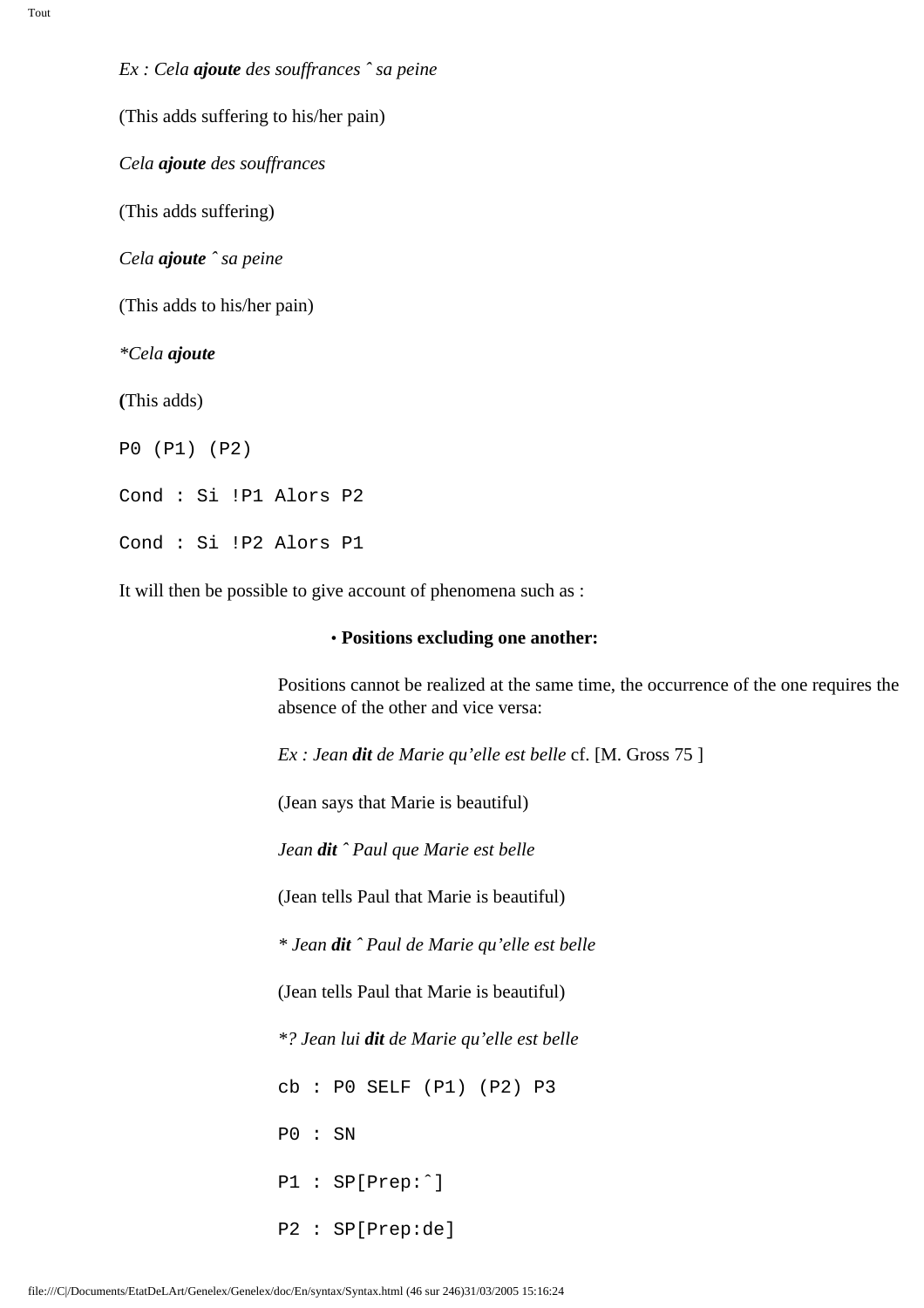*Ex : Cela **ajoute** des souffrances ˆ sa peine*

(This adds suffering to his/her pain)

*Cela **ajoute** des souffrances*

(This adds suffering)

*Cela **ajoute** ˆ sa peine*

(This adds to his/her pain)

*\*Cela **ajoute***

**(**This adds)

```
P0 (P1) (P2)

Cond : Si !P1 Alors P2

Cond : Si !P2 Alors P1
```

It will then be possible to give account of phenomena such as :

- **Positions excluding one another:**

Positions cannot be realized at the same time, the occurrence of the one requires the absence of the other and vice versa:

*Ex : Jean **dit** de Marie qu'elle est belle* cf. [M. Gross 75 ]

(Jean says that Marie is beautiful)

*Jean **dit** ˆ Paul que Marie est belle*

(Jean tells Paul that Marie is beautiful)

*\* Jean **dit** ˆ Paul de Marie qu'elle est belle*

(Jean tells Paul that Marie is beautiful)

*\*? Jean lui **dit** de Marie qu'elle est belle*

```
cb : P0 SELF (P1) (P2) P3

P0 : SN

P1 : SP[Prep:ˆ]

P2 : SP[Prep:de]
```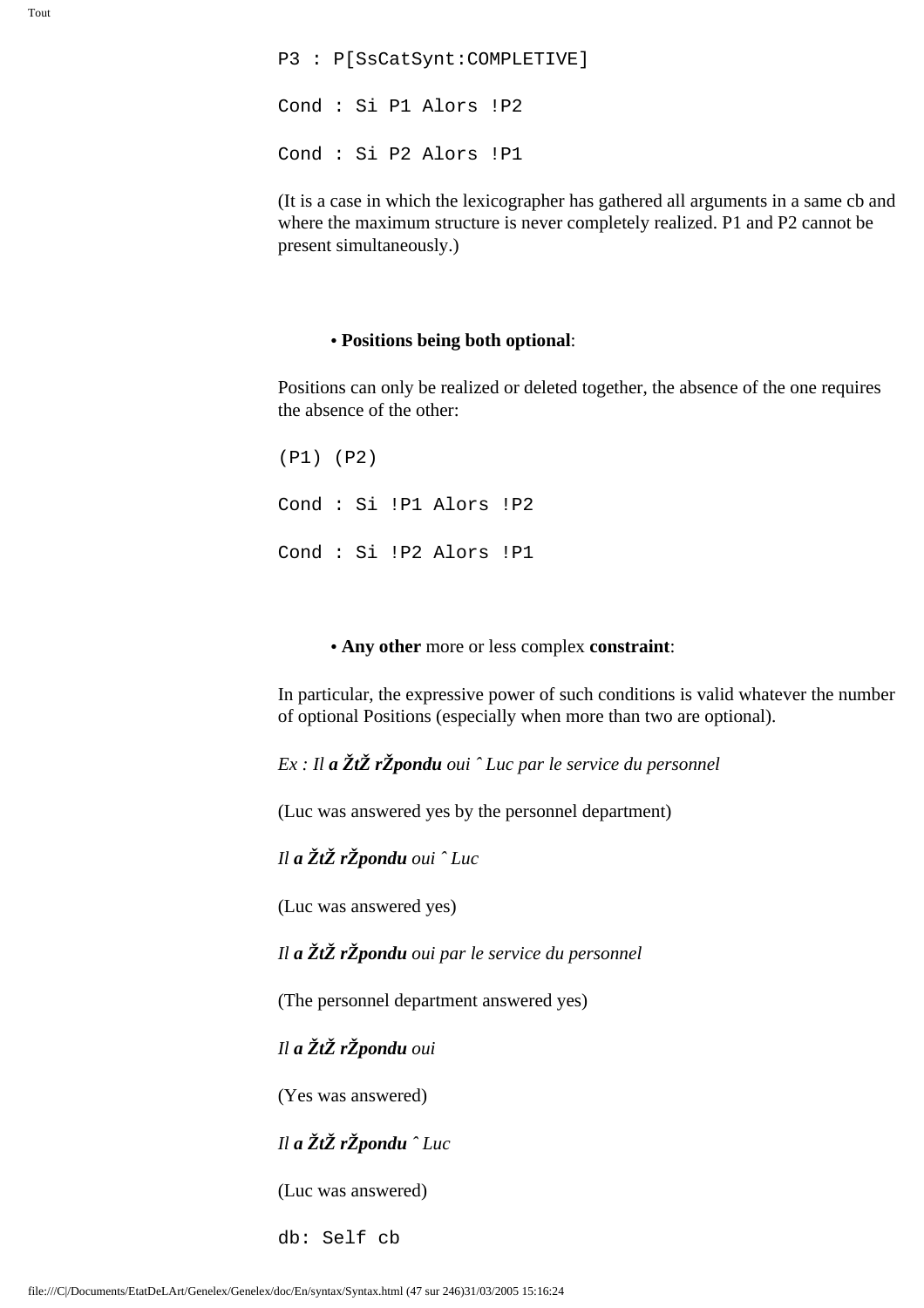```
P3 : P[SsCatSynt:COMPLETIVE]

Cond : Si P1 Alors !P2

Cond : Si P2 Alors !P1
```

(It is a case in which the lexicographer has gathered all arguments in a same cb and where the maximum structure is never completely realized. P1 and P2 cannot be present simultaneously.)

- **Positions being both optional**:

Positions can only be realized or deleted together, the absence of the one requires the absence of the other:

```
(P1) (P2)

Cond : Si !P1 Alors !P2

Cond : Si !P2 Alors !P1
```

- **Any other** more or less complex **constraint**:

In particular, the expressive power of such conditions is valid whatever the number of optional Positions (especially when more than two are optional).

*Ex : Il **a ŽtŽ rŽpondu** oui ˆ Luc par le service du personnel*

(Luc was answered yes by the personnel department)

*Il **a ŽtŽ rŽpondu** oui ˆ Luc*

(Luc was answered yes)

*Il **a ŽtŽ rŽpondu** oui par le service du personnel*

(The personnel department answered yes)

*Il **a ŽtŽ rŽpondu** oui*

(Yes was answered)

*Il **a ŽtŽ rŽpondu** ˆ Luc*

(Luc was answered)

```
db: Self cb
```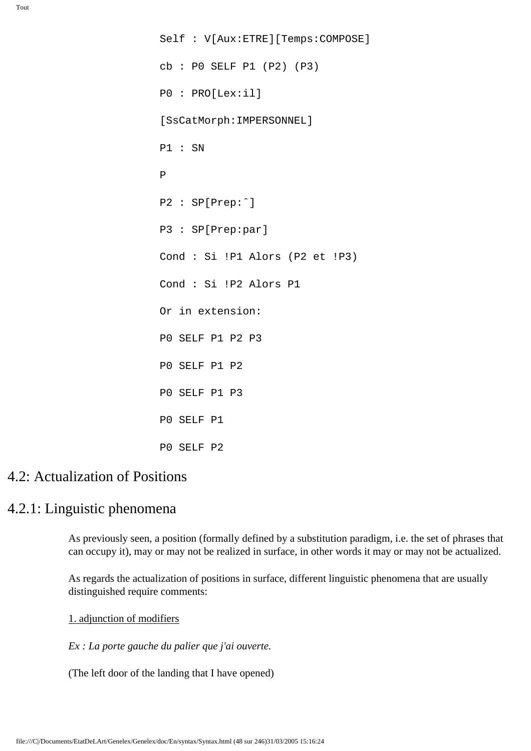```
Self : V[Aux:ETRE][Temps:COMPOSE]

cb : P0 SELF P1 (P2) (P3)

P0 : PRO[Lex:il]

[SsCatMorph:IMPERSONNEL]

P1 : SN

P

P2 : SP[Prep:ˆ]

P3 : SP[Prep:par]

Cond : Si !P1 Alors (P2 et !P3)

Cond : Si !P2 Alors P1

Or in extension:

P0 SELF P1 P2 P3

P0 SELF P1 P2

P0 SELF P1 P3

P0 SELF P1

P0 SELF P2
```

## 4.2: Actualization of Positions

### 4.2.1: Linguistic phenomena

As previously seen, a position (formally defined by a substitution paradigm, i.e. the set of phrases that can occupy it), may or may not be realized in surface, in other words it may or may not be actualized.

As regards the actualization of positions in surface, different linguistic phenomena that are usually distinguished require comments:

1. adjunction of modifiers

*Ex : La porte gauche du palier que j'ai ouverte.*

(The left door of the landing that I have opened)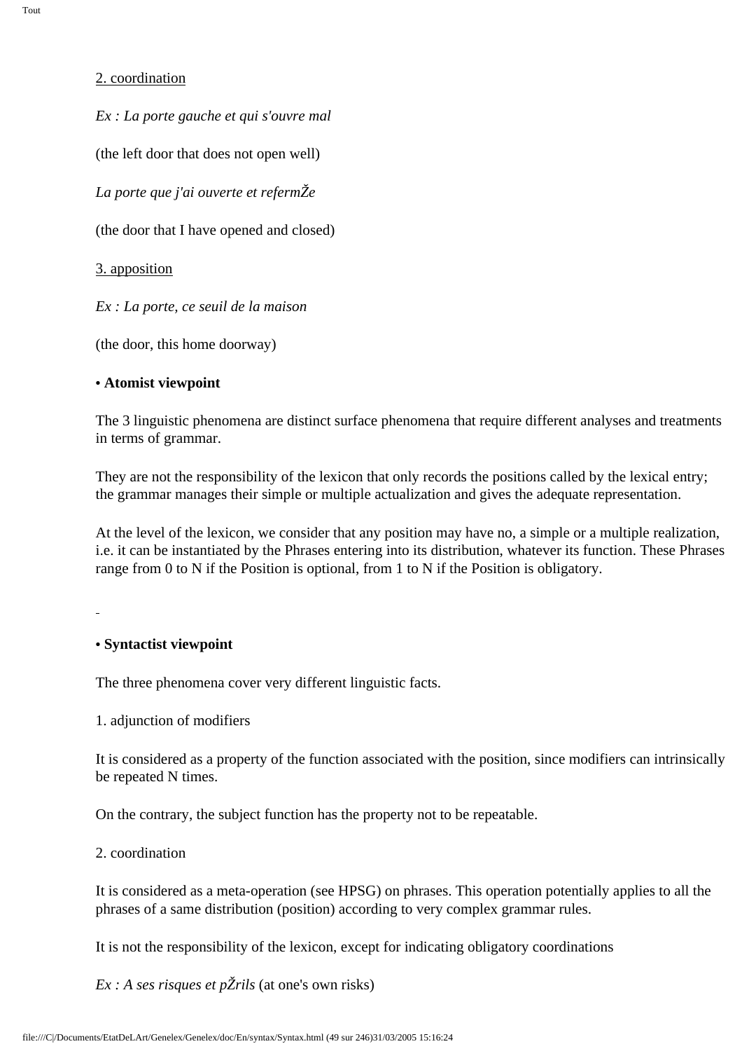2. coordination

*Ex : La porte gauche et qui s'ouvre mal*

(the left door that does not open well)

*La porte que j'ai ouverte et refermŽe*

(the door that I have opened and closed)

3. apposition

*Ex : La porte, ce seuil de la maison*

(the door, this home doorway)

**• Atomist viewpoint**

The 3 linguistic phenomena are distinct surface phenomena that require different analyses and treatments in terms of grammar.

They are not the responsibility of the lexicon that only records the positions called by the lexical entry; the grammar manages their simple or multiple actualization and gives the adequate representation.

At the level of the lexicon, we consider that any position may have no, a simple or a multiple realization, i.e. it can be instantiated by the Phrases entering into its distribution, whatever its function. These Phrases range from 0 to N if the Position is optional, from 1 to N if the Position is obligatory.

**• Syntactist viewpoint**

The three phenomena cover very different linguistic facts.

1. adjunction of modifiers

It is considered as a property of the function associated with the position, since modifiers can intrinsically be repeated N times.

On the contrary, the subject function has the property not to be repeatable.

2. coordination

It is considered as a meta-operation (see HPSG) on phrases. This operation potentially applies to all the phrases of a same distribution (position) according to very complex grammar rules.

It is not the responsibility of the lexicon, except for indicating obligatory coordinations

*Ex : A ses risques et pŽrils* (at one's own risks)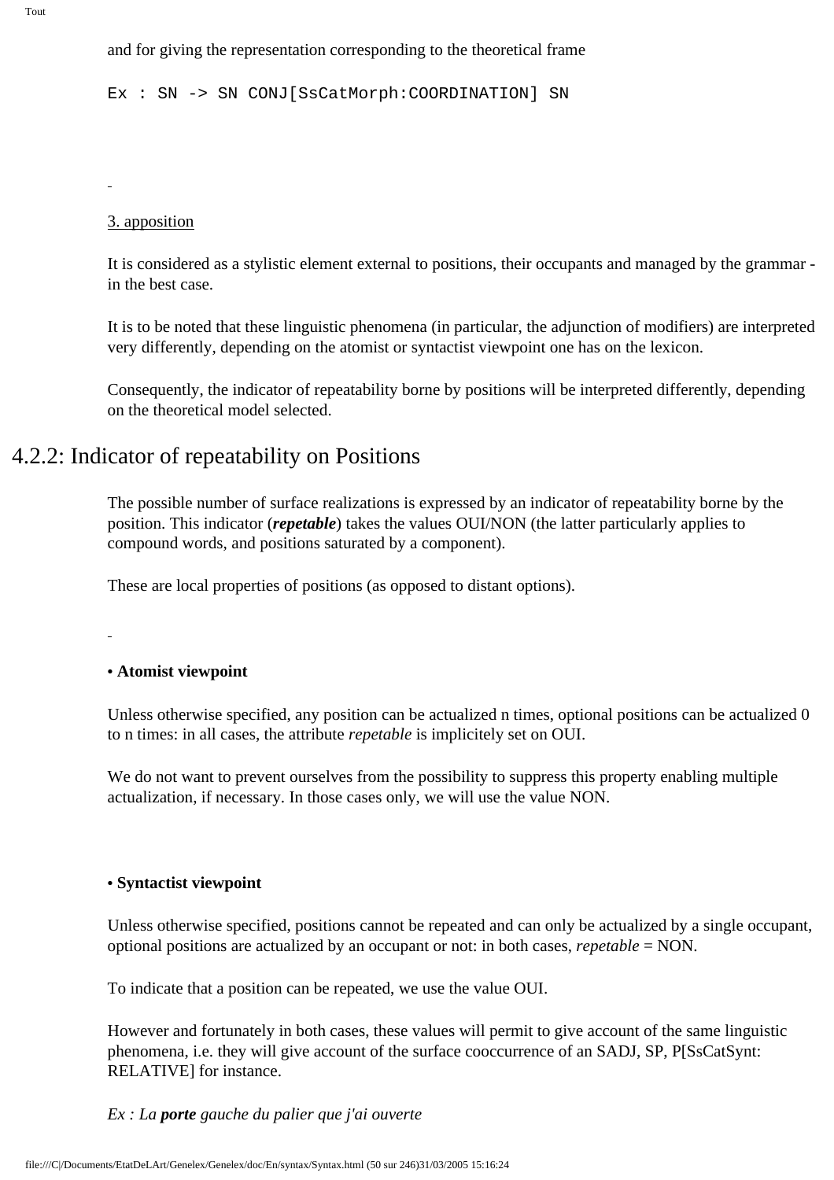and for giving the representation corresponding to the theoretical frame

```
Ex : SN -> SN CONJ[SsCatMorph:COORDINATION] SN
```

3. apposition

It is considered as a stylistic element external to positions, their occupants and managed by the grammar - in the best case.

It is to be noted that these linguistic phenomena (in particular, the adjunction of modifiers) are interpreted very differently, depending on the atomist or syntactist viewpoint one has on the lexicon.

Consequently, the indicator of repeatability borne by positions will be interpreted differently, depending on the theoretical model selected.

## 4.2.2: Indicator of repeatability on Positions

The possible number of surface realizations is expressed by an indicator of repeatability borne by the position. This indicator (***repetable***) takes the values OUI/NON (the latter particularly applies to compound words, and positions saturated by a component).

These are local properties of positions (as opposed to distant options).

**• Atomist viewpoint**

Unless otherwise specified, any position can be actualized n times, optional positions can be actualized 0 to n times: in all cases, the attribute *repetable* is implicitely set on OUI.

We do not want to prevent ourselves from the possibility to suppress this property enabling multiple actualization, if necessary. In those cases only, we will use the value NON.

**• Syntactist viewpoint**

Unless otherwise specified, positions cannot be repeated and can only be actualized by a single occupant, optional positions are actualized by an occupant or not: in both cases, *repetable* = NON.

To indicate that a position can be repeated, we use the value OUI.

However and fortunately in both cases, these values will permit to give account of the same linguistic phenomena, i.e. they will give account of the surface cooccurrence of an SADJ, SP, P[SsCatSynt: RELATIVE] for instance.

*Ex : La **porte** gauche du palier que j'ai ouverte*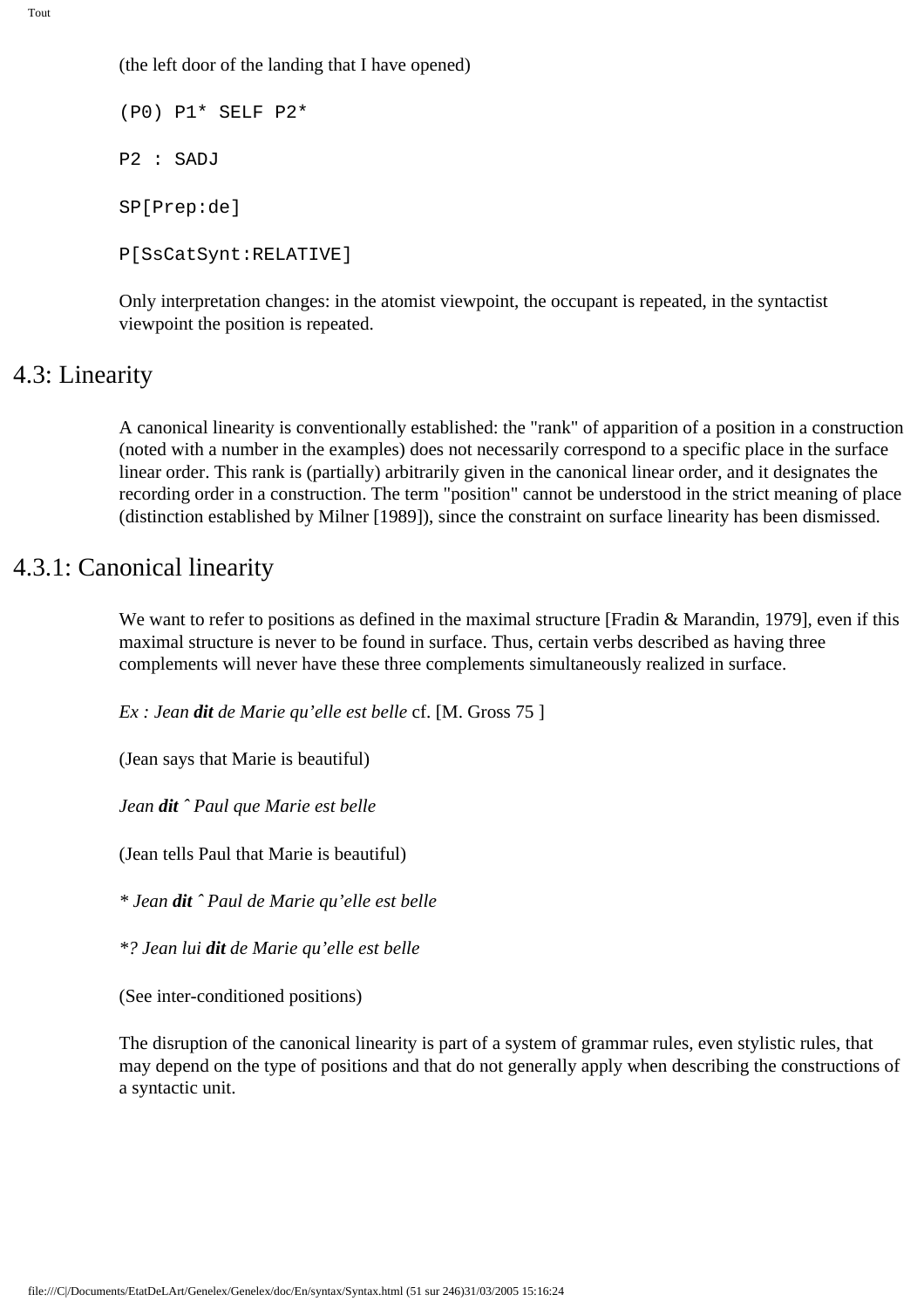(the left door of the landing that I have opened)

```
(P0) P1* SELF P2*

P2 : SADJ

SP[Prep:de]

P[SsCatSynt:RELATIVE]
```

Only interpretation changes: in the atomist viewpoint, the occupant is repeated, in the syntactist viewpoint the position is repeated.

## 4.3: Linearity

A canonical linearity is conventionally established: the "rank" of apparition of a position in a construction (noted with a number in the examples) does not necessarily correspond to a specific place in the surface linear order. This rank is (partially) arbitrarily given in the canonical linear order, and it designates the recording order in a construction. The term "position" cannot be understood in the strict meaning of place (distinction established by Milner [1989]), since the constraint on surface linearity has been dismissed.

### 4.3.1: Canonical linearity

We want to refer to positions as defined in the maximal structure [Fradin & Marandin, 1979], even if this maximal structure is never to be found in surface. Thus, certain verbs described as having three complements will never have these three complements simultaneously realized in surface.

*Ex : Jean **dit** de Marie qu'elle est belle* cf. [M. Gross 75 ]

(Jean says that Marie is beautiful)

*Jean **dit** ˆ Paul que Marie est belle*

(Jean tells Paul that Marie is beautiful)

*\* Jean **dit** ˆ Paul de Marie qu'elle est belle*

*\*? Jean lui **dit** de Marie qu'elle est belle*

(See inter-conditioned positions)

The disruption of the canonical linearity is part of a system of grammar rules, even stylistic rules, that may depend on the type of positions and that do not generally apply when describing the constructions of a syntactic unit.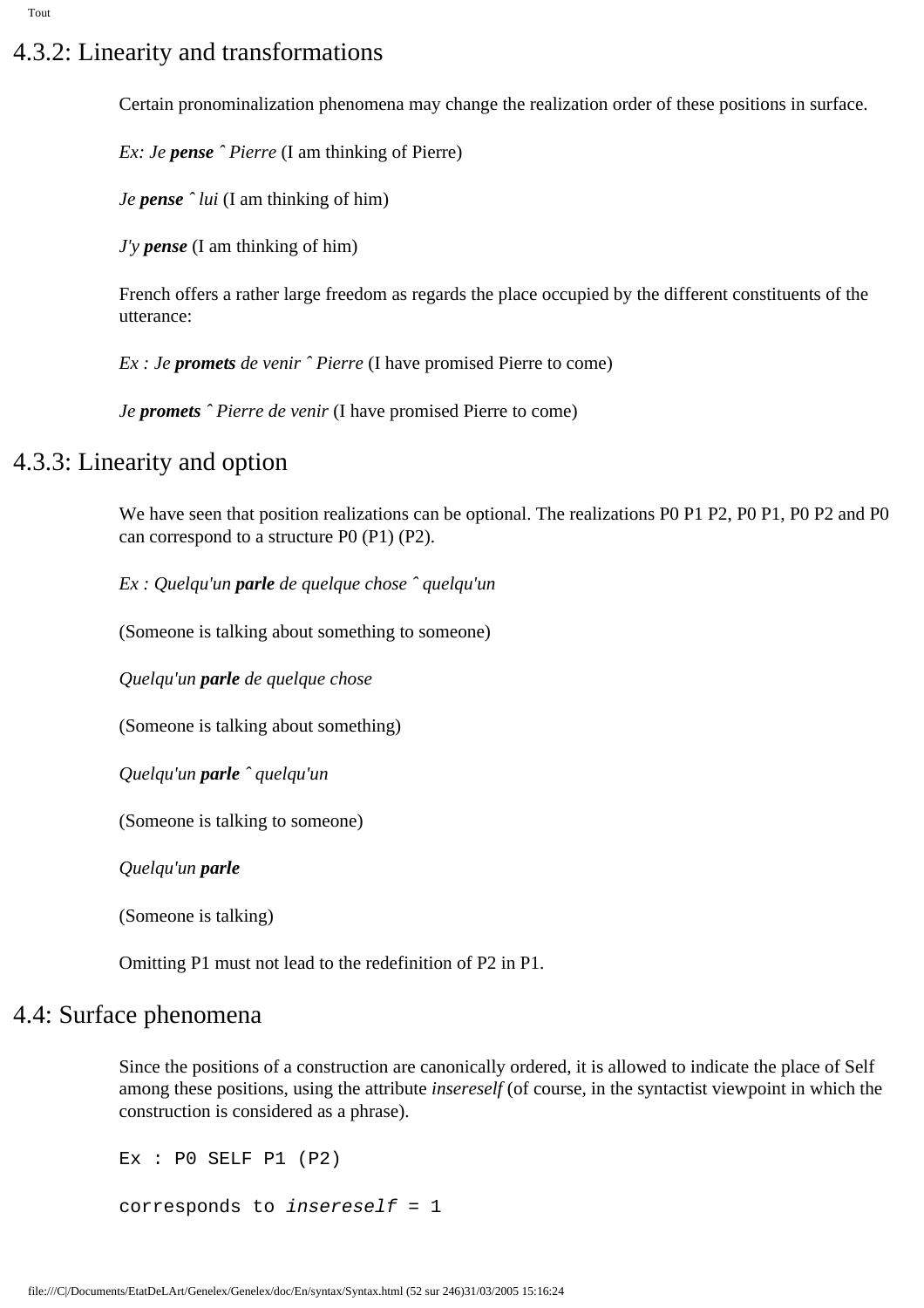## 4.3.2: Linearity and transformations

Certain pronominalization phenomena may change the realization order of these positions in surface.

*Ex: Je* ***pense*** *ˆ Pierre* (I am thinking of Pierre)

*Je* ***pense*** *ˆ lui* (I am thinking of him)

*J'y* ***pense*** (I am thinking of him)

French offers a rather large freedom as regards the place occupied by the different constituents of the utterance:

*Ex : Je* ***promets*** *de venir ˆ Pierre* (I have promised Pierre to come)

*Je* ***promets*** *ˆ Pierre de venir* (I have promised Pierre to come)

## 4.3.3: Linearity and option

We have seen that position realizations can be optional. The realizations P0 P1 P2, P0 P1, P0 P2 and P0 can correspond to a structure P0 (P1) (P2).

*Ex : Quelqu'un* ***parle*** *de quelque chose ˆ quelqu'un*

(Someone is talking about something to someone)

*Quelqu'un* ***parle*** *de quelque chose*

(Someone is talking about something)

*Quelqu'un* ***parle*** *ˆ quelqu'un*

(Someone is talking to someone)

*Quelqu'un* ***parle***

(Someone is talking)

Omitting P1 must not lead to the redefinition of P2 in P1.

## 4.4: Surface phenomena

Since the positions of a construction are canonically ordered, it is allowed to indicate the place of Self among these positions, using the attribute *insereself* (of course, in the syntactist viewpoint in which the construction is considered as a phrase).

```
Ex : P0 SELF P1 (P2)

corresponds to insereself = 1
```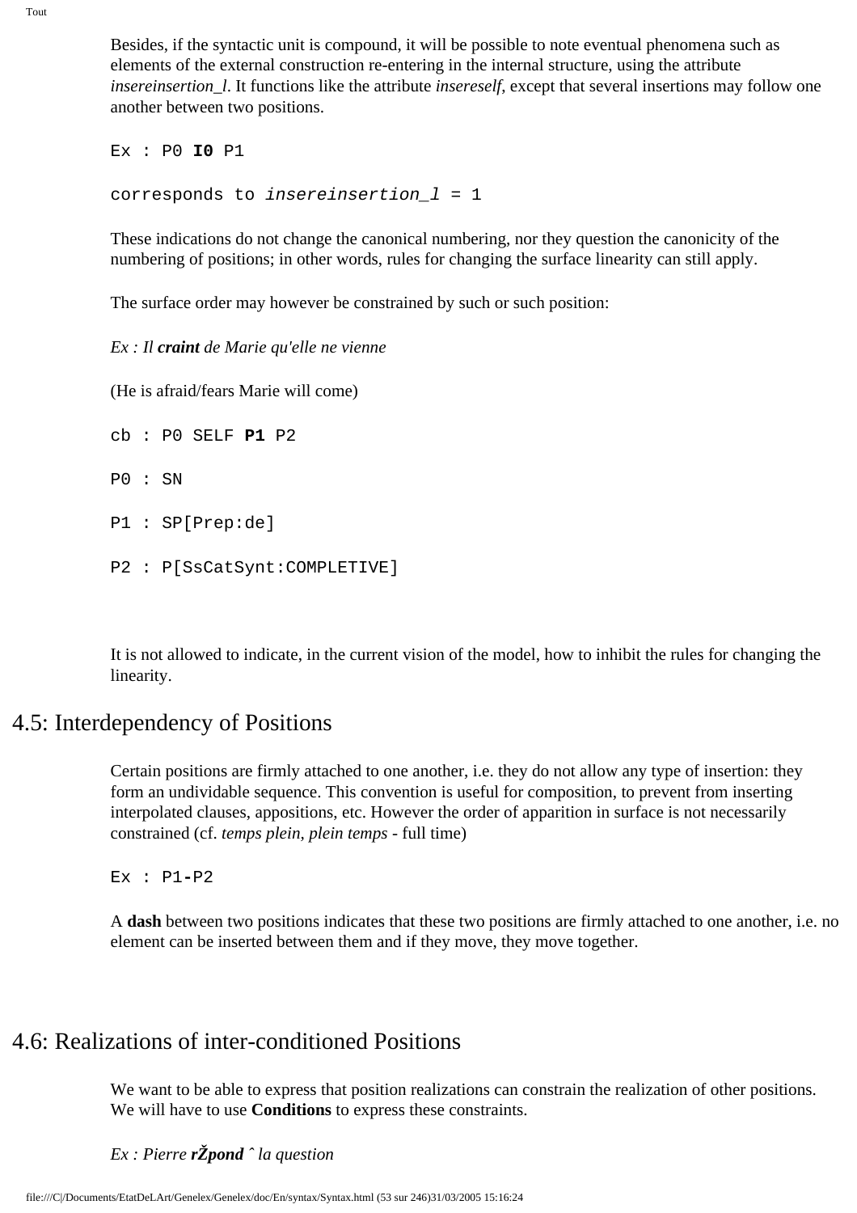Besides, if the syntactic unit is compound, it will be possible to note eventual phenomena such as elements of the external construction re-entering in the internal structure, using the attribute *insereinsertion_l*. It functions like the attribute *insereself*, except that several insertions may follow one another between two positions.

```
Ex : P0 I0 P1
```

```
corresponds to insereinsertion_l = 1
```

These indications do not change the canonical numbering, nor they question the canonicity of the numbering of positions; in other words, rules for changing the surface linearity can still apply.

The surface order may however be constrained by such or such position:

*Ex : Il **craint** de Marie qu'elle ne vienne*

(He is afraid/fears Marie will come)

```
cb : P0 SELF P1 P2

P0 : SN

P1 : SP[Prep:de]

P2 : P[SsCatSynt:COMPLETIVE]
```

It is not allowed to indicate, in the current vision of the model, how to inhibit the rules for changing the linearity.

## 4.5: Interdependency of Positions

Certain positions are firmly attached to one another, i.e. they do not allow any type of insertion: they form an undividable sequence. This convention is useful for composition, to prevent from inserting interpolated clauses, appositions, etc. However the order of apparition in surface is not necessarily constrained (cf. *temps plein, plein temps* - full time)

```
Ex : P1-P2
```

A **dash** between two positions indicates that these two positions are firmly attached to one another, i.e. no element can be inserted between them and if they move, they move together.

## 4.6: Realizations of inter-conditioned Positions

We want to be able to express that position realizations can constrain the realization of other positions. We will have to use **Conditions** to express these constraints.

*Ex : Pierre **rŽpond** ˆ la question*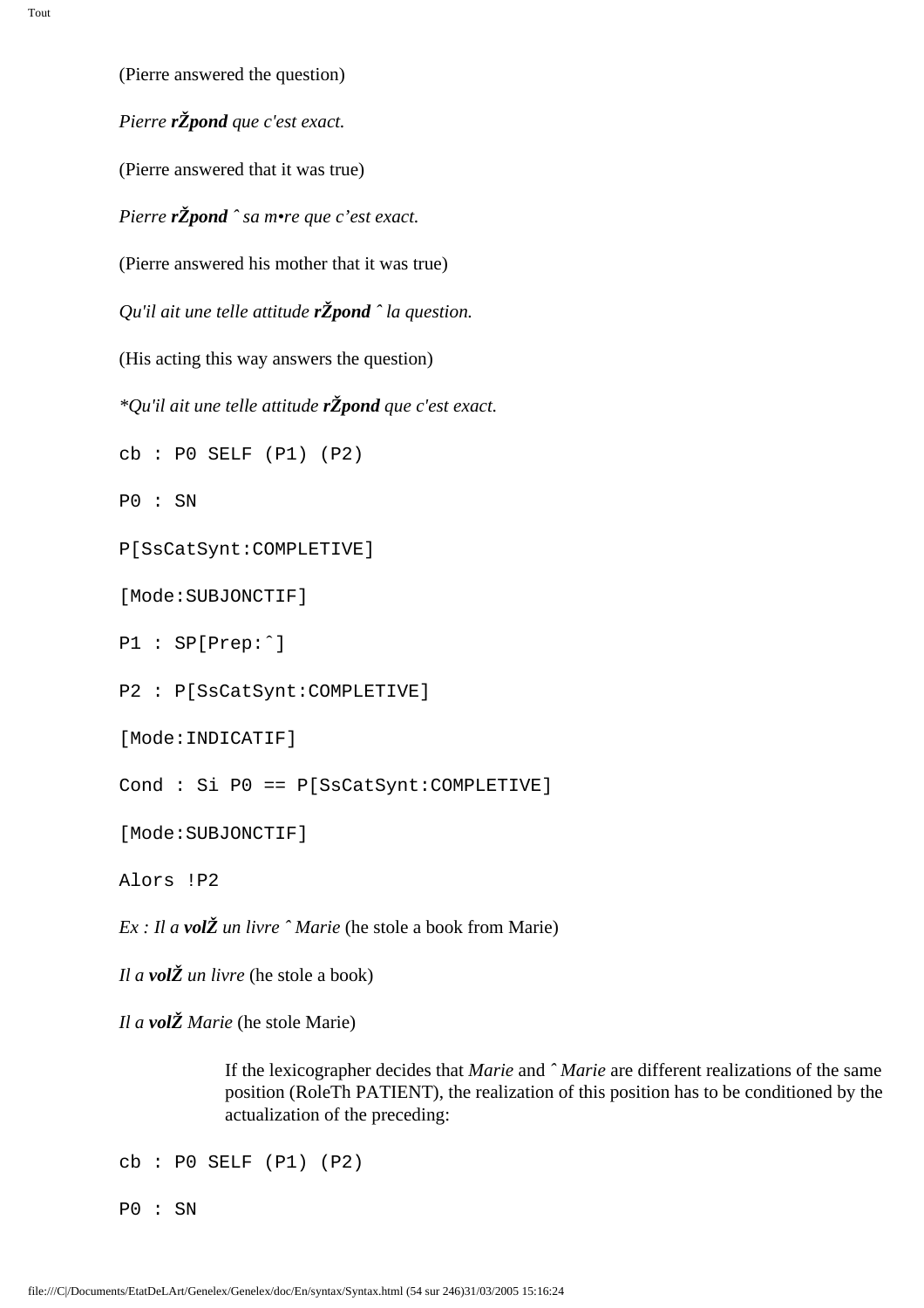(Pierre answered the question)

*Pierre **rŽpond** que c'est exact.*

(Pierre answered that it was true)

*Pierre **rŽpond** ˆ sa m•re que c'est exact.*

(Pierre answered his mother that it was true)

*Qu'il ait une telle attitude **rŽpond** ˆ la question.*

(His acting this way answers the question)

**Qu'il ait une telle attitude* ***rŽpond*** *que c'est exact.*

```
cb : P0 SELF (P1) (P2)

P0 : SN

P[SsCatSynt:COMPLETIVE]

[Mode:SUBJONCTIF]

P1 : SP[Prep:ˆ]

P2 : P[SsCatSynt:COMPLETIVE]

[Mode:INDICATIF]

Cond : Si P0 == P[SsCatSynt:COMPLETIVE]

[Mode:SUBJONCTIF]

Alors !P2
```

*Ex : Il a **volŽ** un livre ˆ Marie* (he stole a book from Marie)

*Il a **volŽ** un livre* (he stole a book)

*Il a **volŽ** Marie* (he stole Marie)

> If the lexicographer decides that *Marie* and *ˆ Marie* are different realizations of the same position (RoleTh PATIENT), the realization of this position has to be conditioned by the actualization of the preceding:

```
cb : P0 SELF (P1) (P2)

P0 : SN
```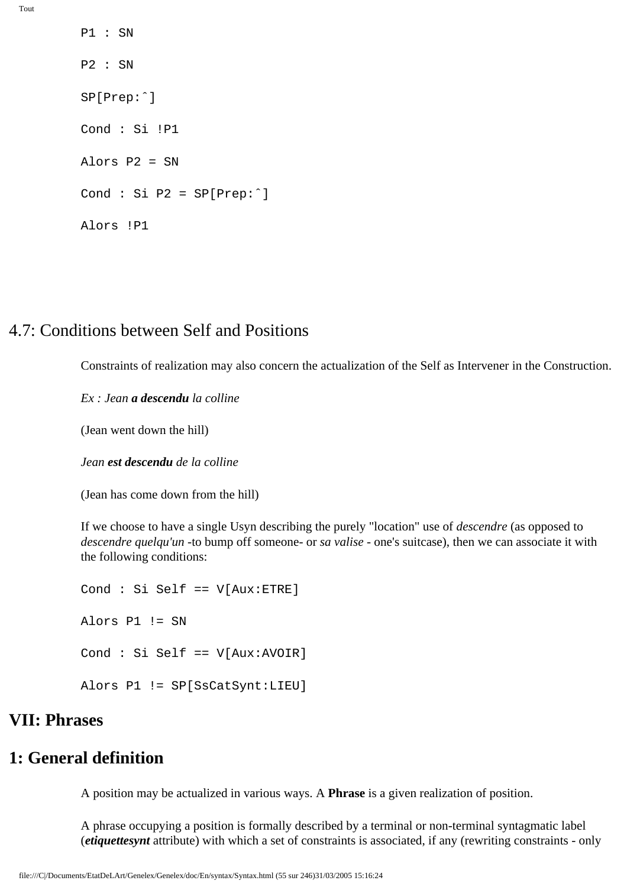```
P1 : SN

P2 : SN

SP[Prep:^]

Cond : Si !P1

Alors P2 = SN

Cond : Si P2 = SP[Prep:^]

Alors !P1
```

## 4.7: Conditions between Self and Positions

Constraints of realization may also concern the actualization of the Self as Intervener in the Construction.

*Ex : Jean* ***a descendu*** *la colline*

(Jean went down the hill)

*Jean* ***est descendu*** *de la colline*

(Jean has come down from the hill)

If we choose to have a single Usyn describing the purely "location" use of *descendre* (as opposed to *descendre quelqu'un* -to bump off someone- or *sa valise* - one's suitcase), then we can associate it with the following conditions:

```
Cond : Si Self == V[Aux:ETRE]

Alors P1 != SN

Cond : Si Self == V[Aux:AVOIR]

Alors P1 != SP[SsCatSynt:LIEU]
```

# VII: Phrases

# 1: General definition

A position may be actualized in various ways. A **Phrase** is a given realization of position.

A phrase occupying a position is formally described by a terminal or non-terminal syntagmatic label (***etiquettesynt*** attribute) with which a set of constraints is associated, if any (rewriting constraints - only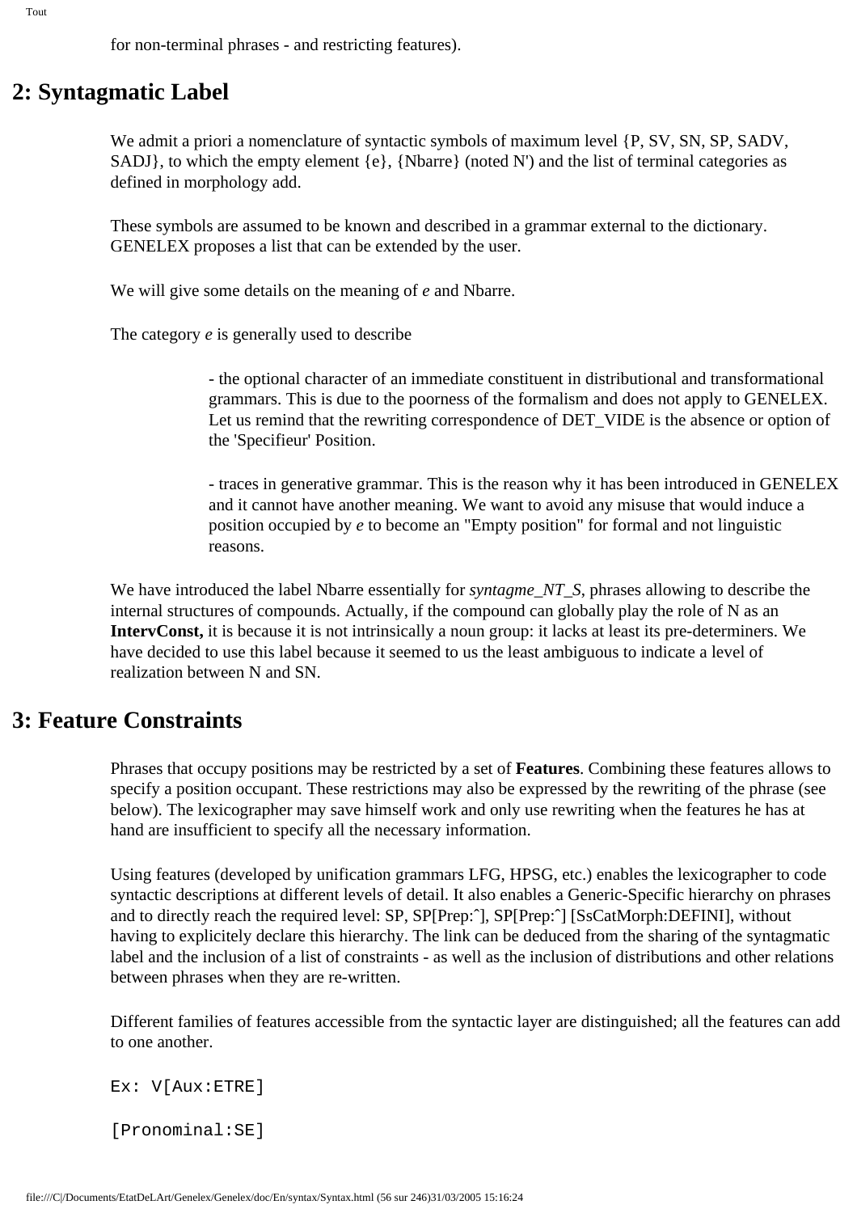for non-terminal phrases - and restricting features).

## 2: Syntagmatic Label

We admit a priori a nomenclature of syntactic symbols of maximum level {P, SV, SN, SP, SADV, SADJ}, to which the empty element {e}, {Nbarre} (noted N') and the list of terminal categories as defined in morphology add.

These symbols are assumed to be known and described in a grammar external to the dictionary. GENELEX proposes a list that can be extended by the user.

We will give some details on the meaning of *e* and Nbarre.

The category *e* is generally used to describe

- the optional character of an immediate constituent in distributional and transformational grammars. This is due to the poorness of the formalism and does not apply to GENELEX. Let us remind that the rewriting correspondence of DET_VIDE is the absence or option of the 'Specifieur' Position.

- traces in generative grammar. This is the reason why it has been introduced in GENELEX and it cannot have another meaning. We want to avoid any misuse that would induce a position occupied by *e* to become an "Empty position" for formal and not linguistic reasons.

We have introduced the label Nbarre essentially for *syntagme_NT_S*, phrases allowing to describe the internal structures of compounds. Actually, if the compound can globally play the role of N as an **IntervConst,** it is because it is not intrinsically a noun group: it lacks at least its pre-determiners. We have decided to use this label because it seemed to us the least ambiguous to indicate a level of realization between N and SN.

## 3: Feature Constraints

Phrases that occupy positions may be restricted by a set of **Features**. Combining these features allows to specify a position occupant. These restrictions may also be expressed by the rewriting of the phrase (see below). The lexicographer may save himself work and only use rewriting when the features he has at hand are insufficient to specify all the necessary information.

Using features (developed by unification grammars LFG, HPSG, etc.) enables the lexicographer to code syntactic descriptions at different levels of detail. It also enables a Generic-Specific hierarchy on phrases and to directly reach the required level: SP, SP[Prep:ˆ], SP[Prep:ˆ] [SsCatMorph:DEFINI], without having to explicitely declare this hierarchy. The link can be deduced from the sharing of the syntagmatic label and the inclusion of a list of constraints - as well as the inclusion of distributions and other relations between phrases when they are re-written.

Different families of features accessible from the syntactic layer are distinguished; all the features can add to one another.

```
Ex: V[Aux:ETRE]

[Pronominal:SE]
```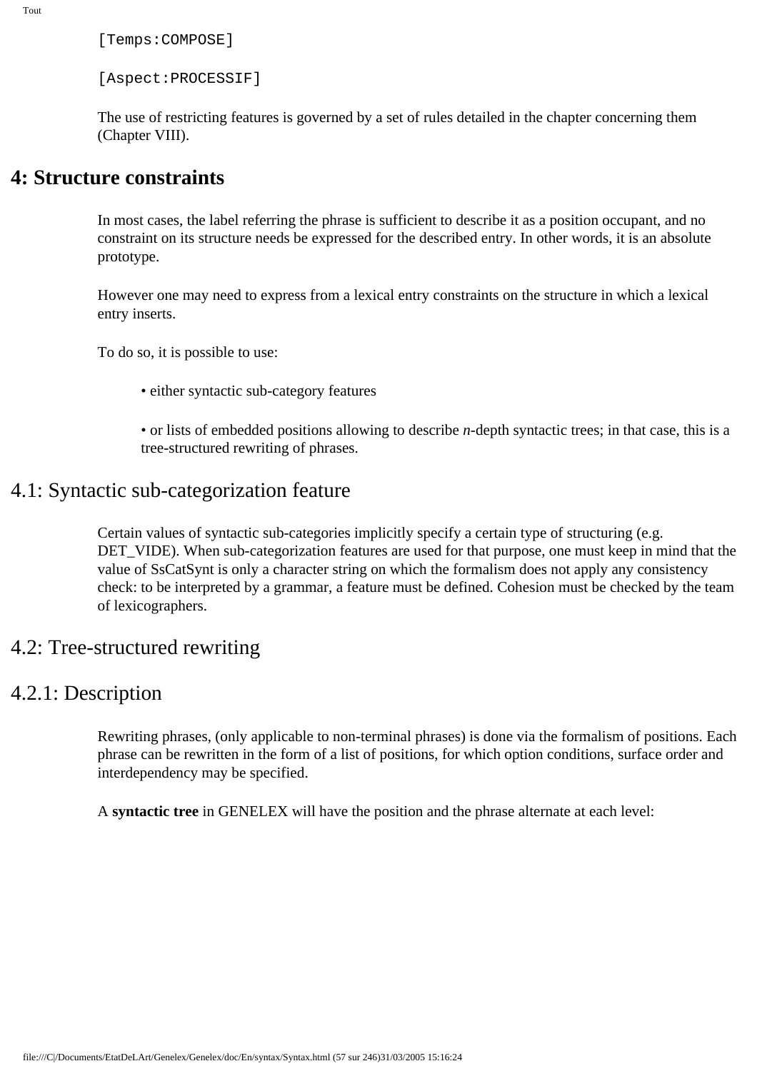```
[Temps:COMPOSE]

[Aspect:PROCESSIF]
```

The use of restricting features is governed by a set of rules detailed in the chapter concerning them (Chapter VIII).

# 4: Structure constraints

In most cases, the label referring the phrase is sufficient to describe it as a position occupant, and no constraint on its structure needs be expressed for the described entry. In other words, it is an absolute prototype.

However one may need to express from a lexical entry constraints on the structure in which a lexical entry inserts.

To do so, it is possible to use:

- either syntactic sub-category features
- or lists of embedded positions allowing to describe *n*-depth syntactic trees; in that case, this is a tree-structured rewriting of phrases.

## 4.1: Syntactic sub-categorization feature

Certain values of syntactic sub-categories implicitly specify a certain type of structuring (e.g. DET_VIDE). When sub-categorization features are used for that purpose, one must keep in mind that the value of SsCatSynt is only a character string on which the formalism does not apply any consistency check: to be interpreted by a grammar, a feature must be defined. Cohesion must be checked by the team of lexicographers.

## 4.2: Tree-structured rewriting

### 4.2.1: Description

Rewriting phrases, (only applicable to non-terminal phrases) is done via the formalism of positions. Each phrase can be rewritten in the form of a list of positions, for which option conditions, surface order and interdependency may be specified.

A **syntactic tree** in GENELEX will have the position and the phrase alternate at each level: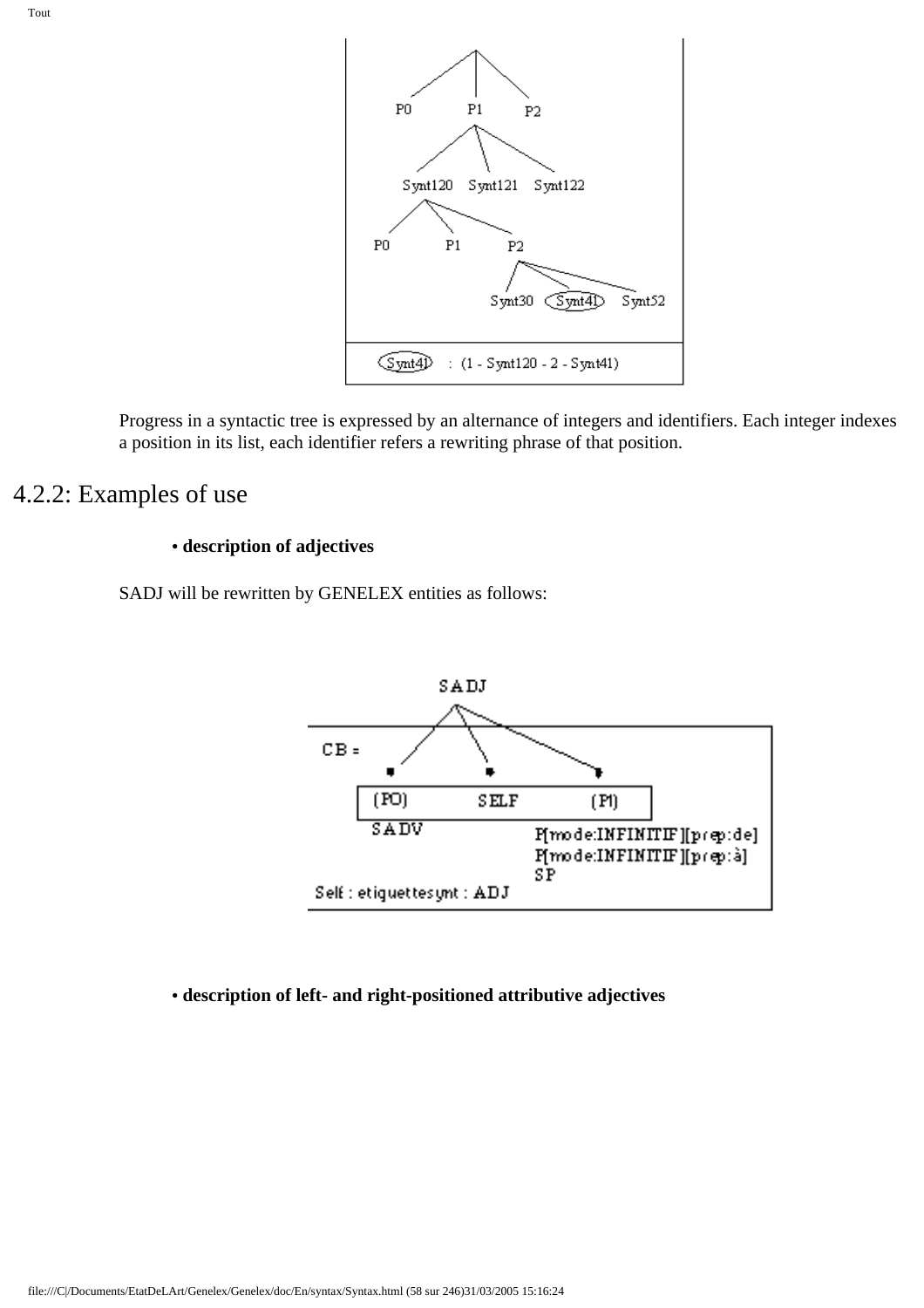Progress in a syntactic tree is expressed by an alternance of integers and identifiers. Each integer indexes a position in its list, each identifier refers a rewriting phrase of that position.

## 4.2.2: Examples of use

- **description of adjectives**

SADJ will be rewritten by GENELEX entities as follows:

- **description of left- and right-positioned attributive adjectives**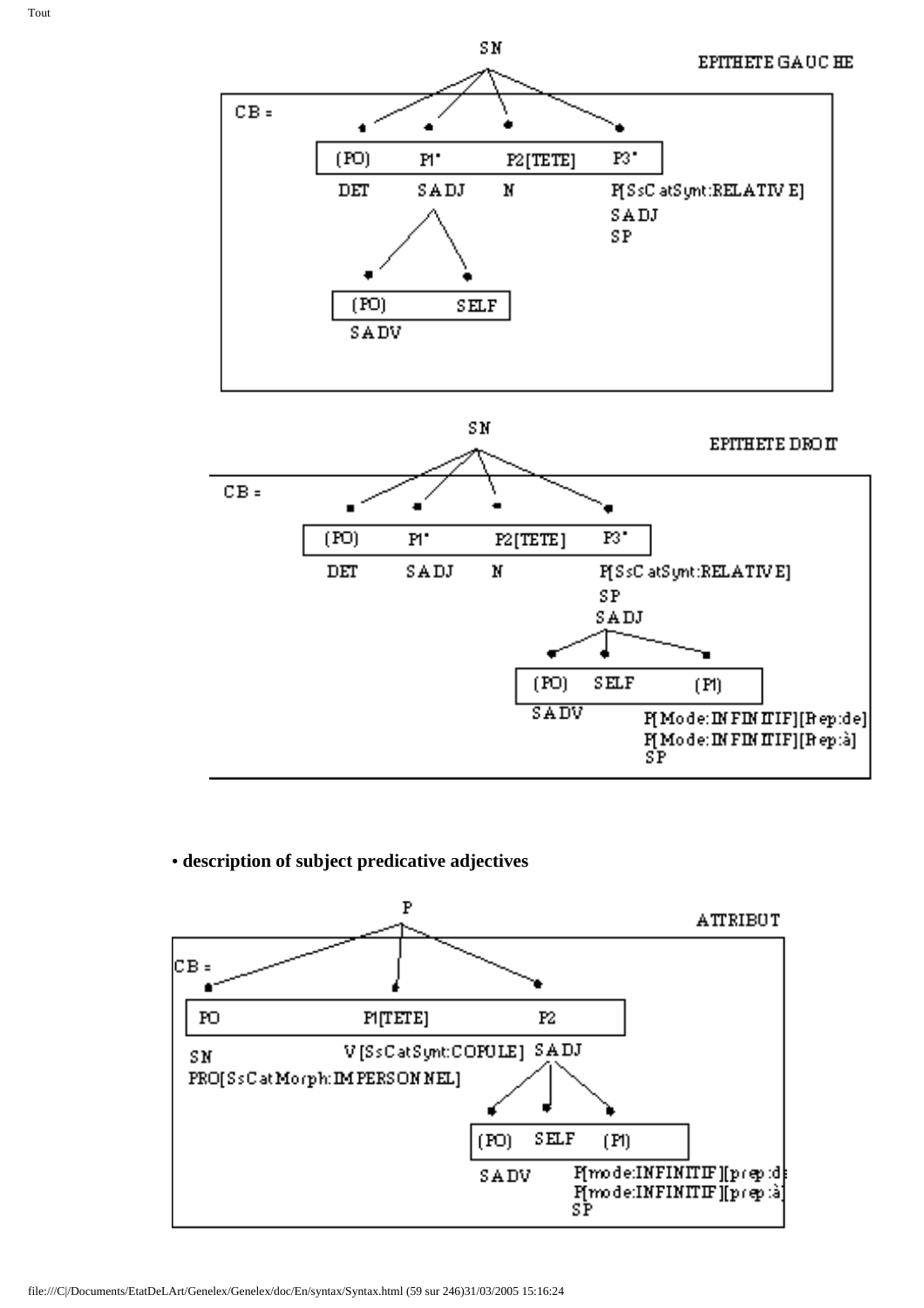SN

EPITHETE GAUCHE

CB =

| (P0) | P1* | P2[TETE] | P3* |
|---|---|---|---|
| DET | SADJ | N | P[SsCatSynt:RELATIVE] |
| | | | SADJ |
| | | | SP |

SADJ:

| (P0) | SELF |
|---|---|
| SADV | |

SN

EPITHETE DROIT

CB =

| (P0) | P1* | P2[TETE] | P3* |
|---|---|---|---|
| DET | SADJ | N | P[SsCatSynt:RELATIVE] |
| | | | SP |
| | | | SADJ |

SADJ:

| (P0) | SELF | (P1) |
|---|---|---|
| SADV | | P[Mode:INFINITIF][Prep:de] |
| | | P[Mode:INFINITIF][Prep:à] |
| | | SP |

• **description of subject predicative adjectives**

P

ATTRIBUT

CB =

| P0 | P1[TETE] | P2 |
|---|---|---|
| SN | V[SsCatSynt:COPULE] | SADJ |
| PRO[SsCatMorph:IMPERSONNEL] | | |

SADJ:

| (P0) | SELF | (P1) |
|---|---|---|
| SADV | | P[mode:INFINITIF][prep:de] |
| | | P[mode:INFINITIF][prep:à] |
| | | SP |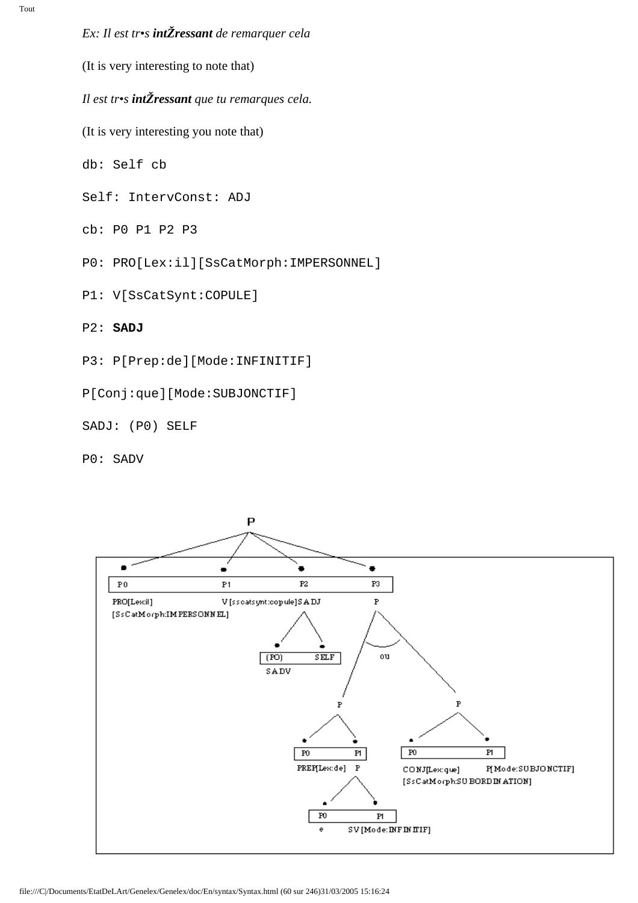*Ex: Il est tr•s **intŽressant** de remarquer cela*

(It is very interesting to note that)

*Il est tr•s **intŽressant** que tu remarques cela.*

(It is very interesting you note that)

```
db: Self cb

Self: IntervConst: ADJ

cb: P0 P1 P2 P3

P0: PRO[Lex:il][SsCatMorph:IMPERSONNEL]

P1: V[SsCatSynt:COPULE]

P2: SADJ

P3: P[Prep:de][Mode:INFINITIF]

P[Conj:que][Mode:SUBJONCTIF]

SADJ: (P0) SELF

P0: SADV
```

P

| P0 | P1 | P2 | P3 |
|---|---|---|---|
| PRO[Lex:il] [SsCatMorph:IMPERSONNEL] | V[sscatsynt:copule] | SADJ | P |

SADJ:

| (P0) | SELF |
|---|---|
| SADV | |

P3: P → P ou P

| P0 | P1 |
|---|---|
| PREP[Lex:de] | P |

P:

| P0 | P1 |
|---|---|
| e | SV[Mode:INFINITIF] |

ou

| P0 | P1 |
|---|---|
| CONJ[Lex:que] [SsCatMorph:SUBORDINATION] | P[Mode:SUBJONCTIF] |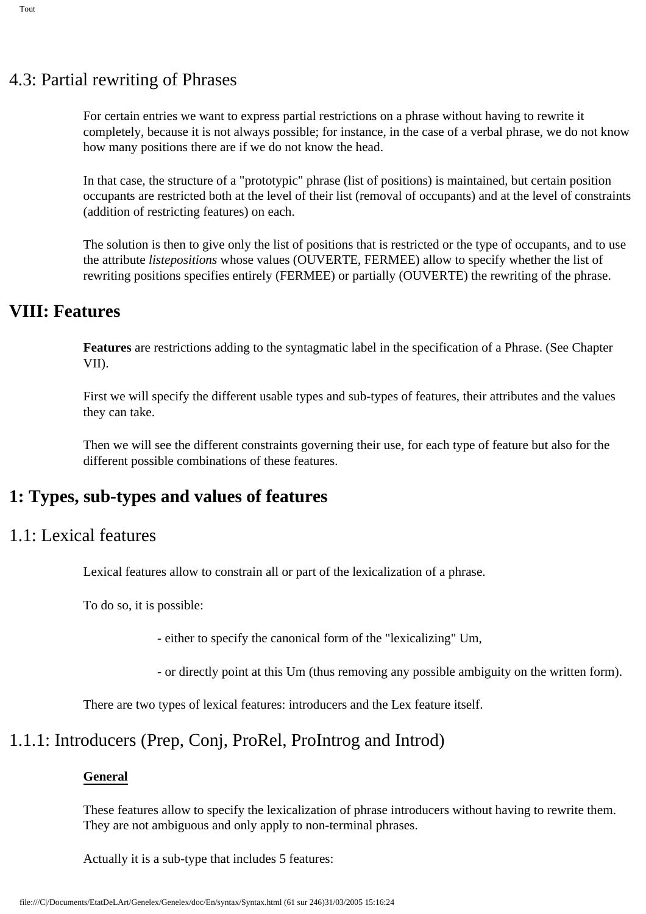## 4.3: Partial rewriting of Phrases

For certain entries we want to express partial restrictions on a phrase without having to rewrite it completely, because it is not always possible; for instance, in the case of a verbal phrase, we do not know how many positions there are if we do not know the head.

In that case, the structure of a "prototypic" phrase (list of positions) is maintained, but certain position occupants are restricted both at the level of their list (removal of occupants) and at the level of constraints (addition of restricting features) on each.

The solution is then to give only the list of positions that is restricted or the type of occupants, and to use the attribute *listepositions* whose values (OUVERTE, FERMEE) allow to specify whether the list of rewriting positions specifies entirely (FERMEE) or partially (OUVERTE) the rewriting of the phrase.

# VIII: Features

**Features** are restrictions adding to the syntagmatic label in the specification of a Phrase. (See Chapter VII).

First we will specify the different usable types and sub-types of features, their attributes and the values they can take.

Then we will see the different constraints governing their use, for each type of feature but also for the different possible combinations of these features.

## 1: Types, sub-types and values of features

### 1.1: Lexical features

Lexical features allow to constrain all or part of the lexicalization of a phrase.

To do so, it is possible:

- either to specify the canonical form of the "lexicalizing" Um,
- or directly point at this Um (thus removing any possible ambiguity on the written form).

There are two types of lexical features: introducers and the Lex feature itself.

### 1.1.1: Introducers (Prep, Conj, ProRel, ProIntrog and Introd)

**General**

These features allow to specify the lexicalization of phrase introducers without having to rewrite them. They are not ambiguous and only apply to non-terminal phrases.

Actually it is a sub-type that includes 5 features: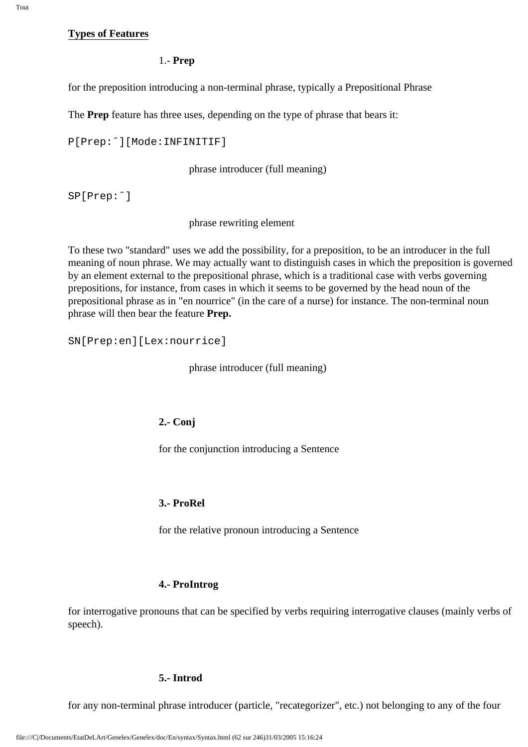**Types of Features**

1.- **Prep**

for the preposition introducing a non-terminal phrase, typically a Prepositional Phrase

The **Prep** feature has three uses, depending on the type of phrase that bears it:

```
P[Prep:ˆ][Mode:INFINITIF]
```

phrase introducer (full meaning)

```
SP[Prep:ˆ]
```

phrase rewriting element

To these two "standard" uses we add the possibility, for a preposition, to be an introducer in the full meaning of noun phrase. We may actually want to distinguish cases in which the preposition is governed by an element external to the prepositional phrase, which is a traditional case with verbs governing prepositions, for instance, from cases in which it seems to be governed by the head noun of the prepositional phrase as in "en nourrice" (in the care of a nurse) for instance. The non-terminal noun phrase will then bear the feature **Prep.**

```
SN[Prep:en][Lex:nourrice]
```

phrase introducer (full meaning)

**2.- Conj**

for the conjunction introducing a Sentence

**3.- ProRel**

for the relative pronoun introducing a Sentence

**4.- ProIntrog**

for interrogative pronouns that can be specified by verbs requiring interrogative clauses (mainly verbs of speech).

**5.- Introd**

for any non-terminal phrase introducer (particle, "recategorizer", etc.) not belonging to any of the four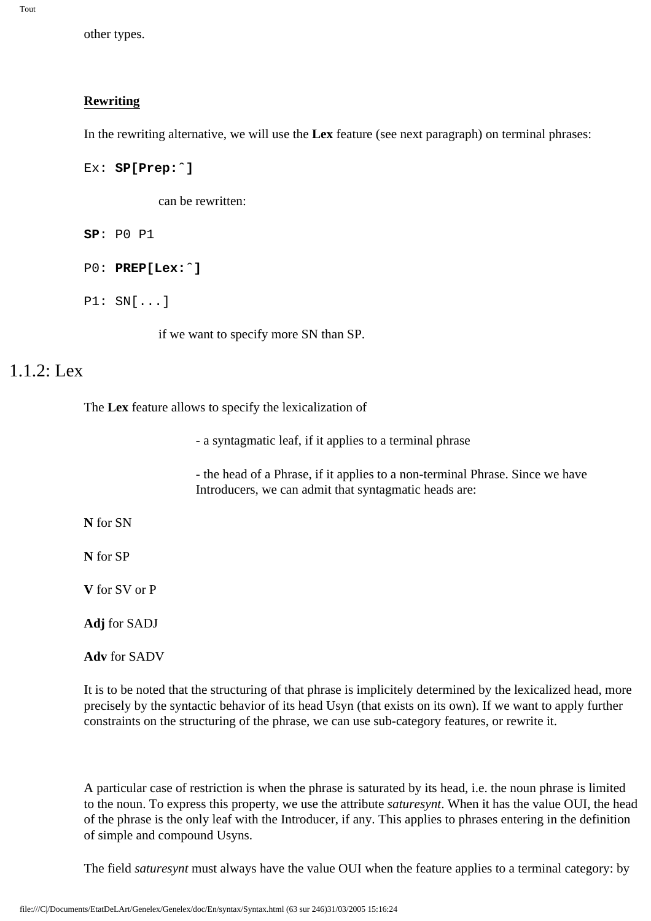other types.

**Rewriting**

In the rewriting alternative, we will use the **Lex** feature (see next paragraph) on terminal phrases:

`Ex:` **`SP[Prep:^]`**

can be rewritten:

**`SP`**`: P0 P1`

`P0:` **`PREP[Lex:^]`**

`P1: SN[...]`

if we want to specify more SN than SP.

## 1.1.2: Lex

The **Lex** feature allows to specify the lexicalization of

- a syntagmatic leaf, if it applies to a terminal phrase

- the head of a Phrase, if it applies to a non-terminal Phrase. Since we have Introducers, we can admit that syntagmatic heads are:

**N** for SN

**N** for SP

**V** for SV or P

**Adj** for SADJ

**Adv** for SADV

It is to be noted that the structuring of that phrase is implicitely determined by the lexicalized head, more precisely by the syntactic behavior of its head Usyn (that exists on its own). If we want to apply further constraints on the structuring of the phrase, we can use sub-category features, or rewrite it.

A particular case of restriction is when the phrase is saturated by its head, i.e. the noun phrase is limited to the noun. To express this property, we use the attribute *saturesynt*. When it has the value OUI, the head of the phrase is the only leaf with the Introducer, if any. This applies to phrases entering in the definition of simple and compound Usyns.

The field *saturesynt* must always have the value OUI when the feature applies to a terminal category: by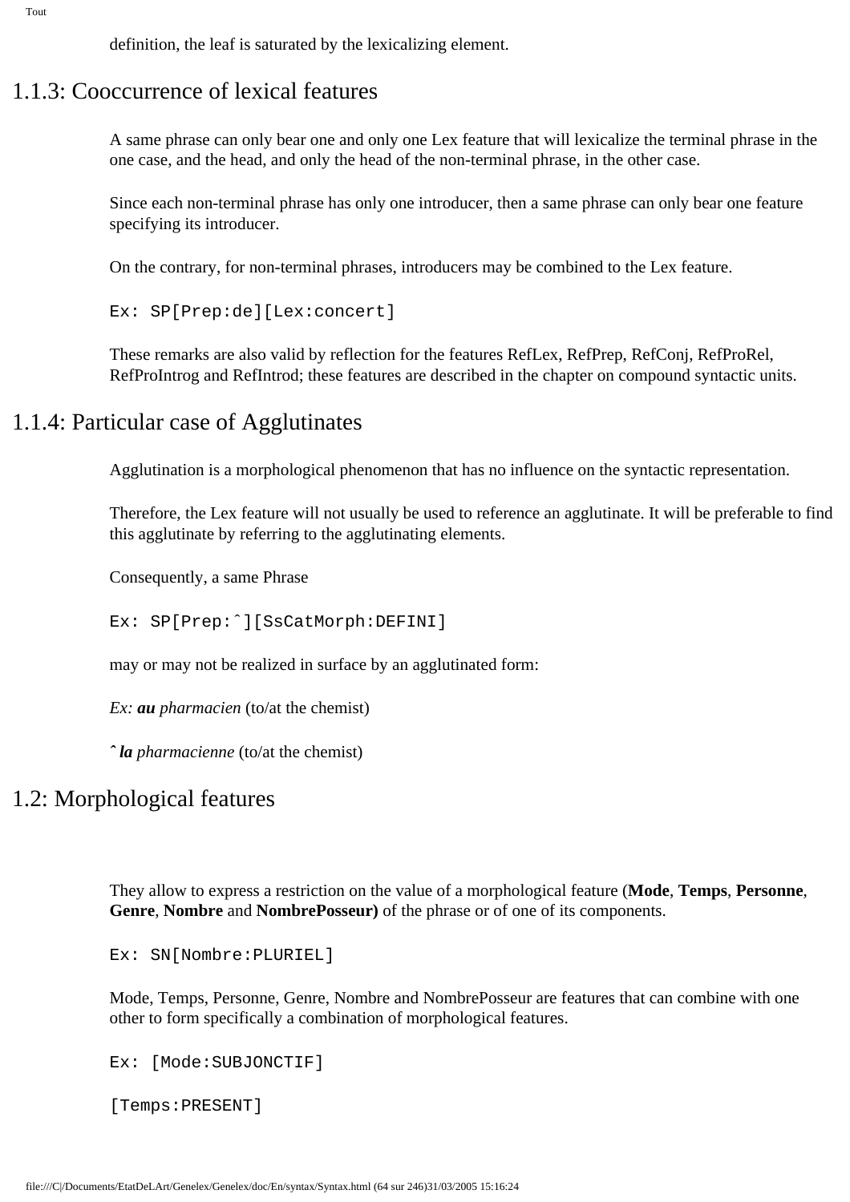definition, the leaf is saturated by the lexicalizing element.

## 1.1.3: Cooccurrence of lexical features

A same phrase can only bear one and only one Lex feature that will lexicalize the terminal phrase in the one case, and the head, and only the head of the non-terminal phrase, in the other case.

Since each non-terminal phrase has only one introducer, then a same phrase can only bear one feature specifying its introducer.

On the contrary, for non-terminal phrases, introducers may be combined to the Lex feature.

```
Ex: SP[Prep:de][Lex:concert]
```

These remarks are also valid by reflection for the features RefLex, RefPrep, RefConj, RefProRel, RefProIntrog and RefIntrod; these features are described in the chapter on compound syntactic units.

## 1.1.4: Particular case of Agglutinates

Agglutination is a morphological phenomenon that has no influence on the syntactic representation.

Therefore, the Lex feature will not usually be used to reference an agglutinate. It will be preferable to find this agglutinate by referring to the agglutinating elements.

Consequently, a same Phrase

```
Ex: SP[Prep:ˆ][SsCatMorph:DEFINI]
```

may or may not be realized in surface by an agglutinated form:

*Ex:* ***au*** *pharmacien* (to/at the chemist)

ˆ ***la*** *pharmacienne* (to/at the chemist)

## 1.2: Morphological features

They allow to express a restriction on the value of a morphological feature (**Mode**, **Temps**, **Personne**, **Genre**, **Nombre** and **NombrePosseur)** of the phrase or of one of its components.

```
Ex: SN[Nombre:PLURIEL]
```

Mode, Temps, Personne, Genre, Nombre and NombrePosseur are features that can combine with one other to form specifically a combination of morphological features.

```
Ex: [Mode:SUBJONCTIF]

[Temps:PRESENT]
```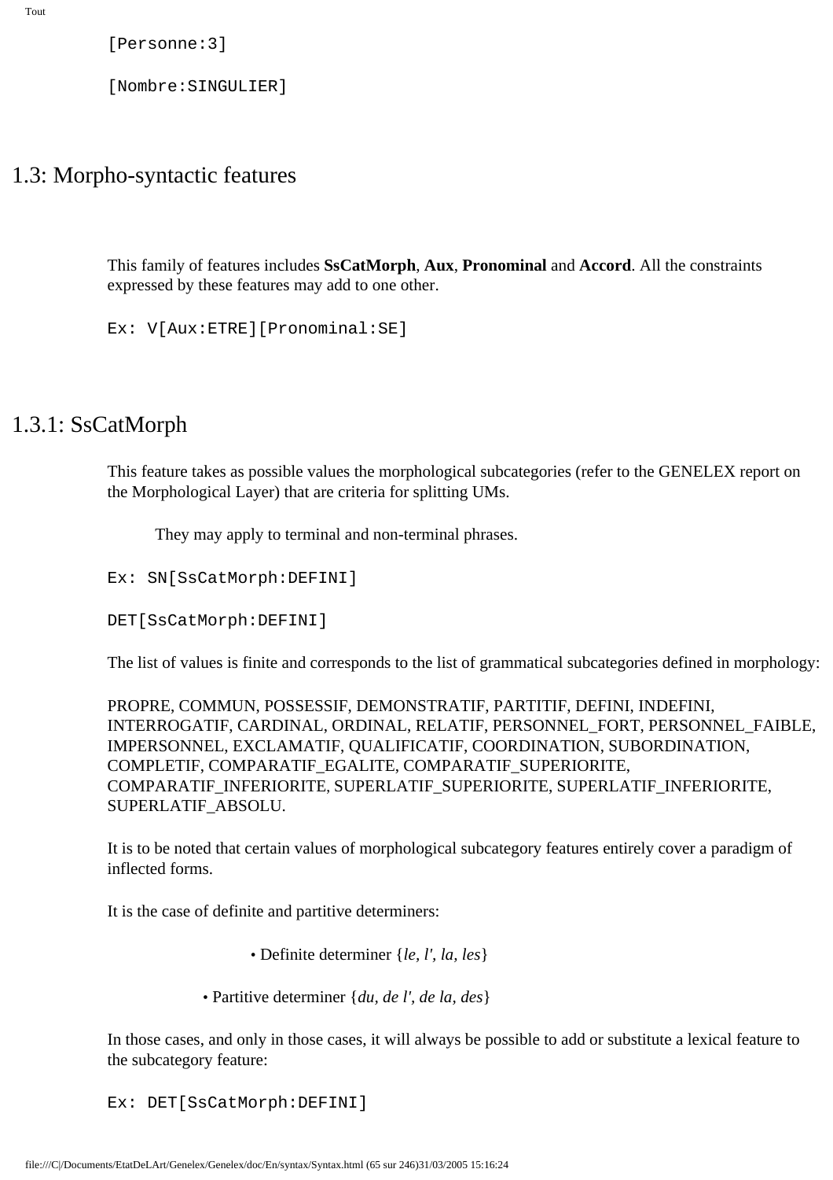[Personne:3]

[Nombre:SINGULIER]

# 1.3: Morpho-syntactic features

This family of features includes **SsCatMorph**, **Aux**, **Pronominal** and **Accord**. All the constraints expressed by these features may add to one other.

```
Ex: V[Aux:ETRE][Pronominal:SE]
```

## 1.3.1: SsCatMorph

This feature takes as possible values the morphological subcategories (refer to the GENELEX report on the Morphological Layer) that are criteria for splitting UMs.

They may apply to terminal and non-terminal phrases.

```
Ex: SN[SsCatMorph:DEFINI]

DET[SsCatMorph:DEFINI]
```

The list of values is finite and corresponds to the list of grammatical subcategories defined in morphology:

PROPRE, COMMUN, POSSESSIF, DEMONSTRATIF, PARTITIF, DEFINI, INDEFINI, INTERROGATIF, CARDINAL, ORDINAL, RELATIF, PERSONNEL_FORT, PERSONNEL_FAIBLE, IMPERSONNEL, EXCLAMATIF, QUALIFICATIF, COORDINATION, SUBORDINATION, COMPLETIF, COMPARATIF_EGALITE, COMPARATIF_SUPERIORITE, COMPARATIF_INFERIORITE, SUPERLATIF_SUPERIORITE, SUPERLATIF_INFERIORITE, SUPERLATIF_ABSOLU.

It is to be noted that certain values of morphological subcategory features entirely cover a paradigm of inflected forms.

It is the case of definite and partitive determiners:

- Definite determiner {*le, l', la, les*}
- Partitive determiner {*du, de l', de la, des*}

In those cases, and only in those cases, it will always be possible to add or substitute a lexical feature to the subcategory feature:

```
Ex: DET[SsCatMorph:DEFINI]
```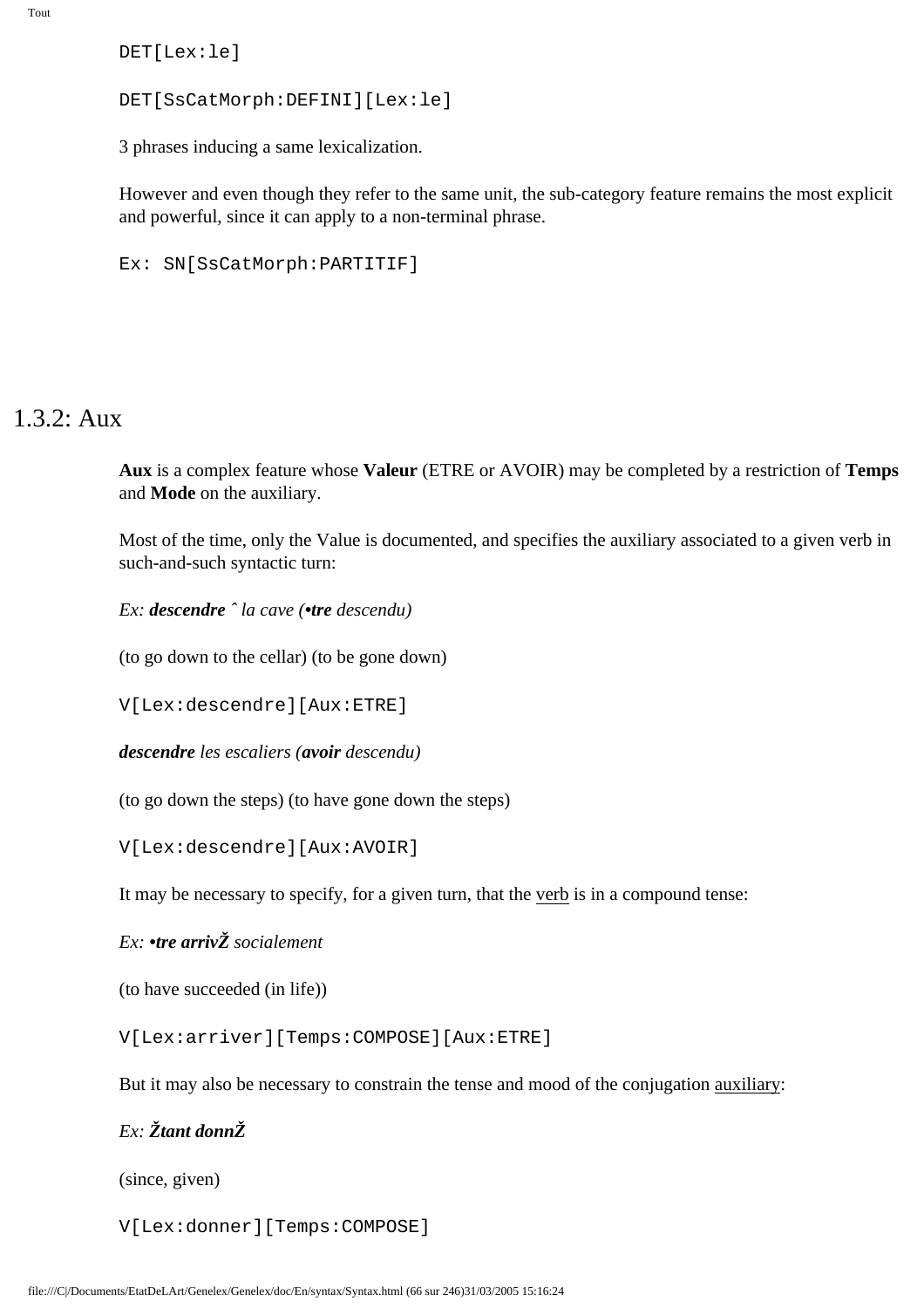```
DET[Lex:le]
```

```
DET[SsCatMorph:DEFINI][Lex:le]
```

3 phrases inducing a same lexicalization.

However and even though they refer to the same unit, the sub-category feature remains the most explicit and powerful, since it can apply to a non-terminal phrase.

```
Ex: SN[SsCatMorph:PARTITIF]
```

## 1.3.2: Aux

**Aux** is a complex feature whose **Valeur** (ETRE or AVOIR) may be completed by a restriction of **Temps** and **Mode** on the auxiliary.

Most of the time, only the Value is documented, and specifies the auxiliary associated to a given verb in such-and-such syntactic turn:

*Ex: **descendre** ˆ la cave (**•tre** descendu)*

(to go down to the cellar) (to be gone down)

```
V[Lex:descendre][Aux:ETRE]
```

***descendre** les escaliers (**avoir** descendu)*

(to go down the steps) (to have gone down the steps)

```
V[Lex:descendre][Aux:AVOIR]
```

It may be necessary to specify, for a given turn, that the verb is in a compound tense:

*Ex: **•tre arrivŽ** socialement*

(to have succeeded (in life))

```
V[Lex:arriver][Temps:COMPOSE][Aux:ETRE]
```

But it may also be necessary to constrain the tense and mood of the conjugation auxiliary:

*Ex: **Žtant donnŽ***

(since, given)

```
V[Lex:donner][Temps:COMPOSE]
```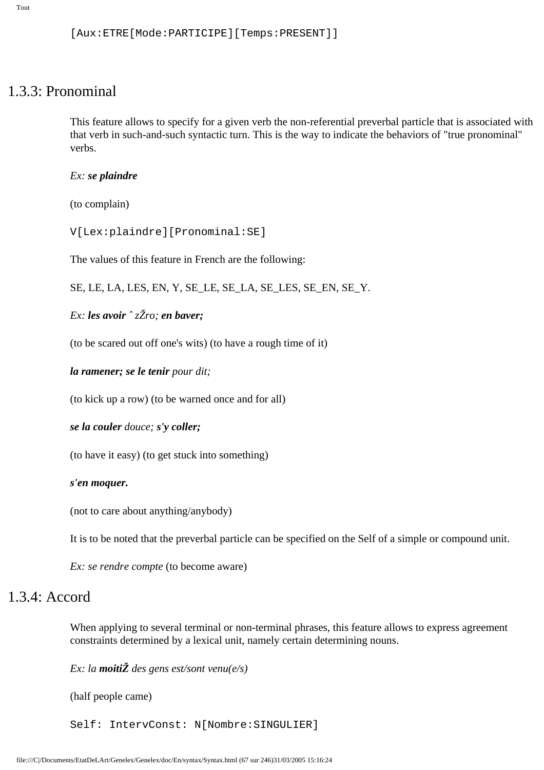```
[Aux:ETRE[Mode:PARTICIPE][Temps:PRESENT]]
```

### 1.3.3: Pronominal

This feature allows to specify for a given verb the non-referential preverbal particle that is associated with that verb in such-and-such syntactic turn. This is the way to indicate the behaviors of "true pronominal" verbs.

*Ex:* ***se plaindre***

(to complain)

```
V[Lex:plaindre][Pronominal:SE]
```

The values of this feature in French are the following:

SE, LE, LA, LES, EN, Y, SE_LE, SE_LA, SE_LES, SE_EN, SE_Y.

*Ex:* ***les avoir*** *ˆ zŽro;* ***en baver;***

(to be scared out off one's wits) (to have a rough time of it)

***la ramener; se le tenir*** *pour dit;*

(to kick up a row) (to be warned once and for all)

***se la couler*** *douce;* ***s'y coller;***

(to have it easy) (to get stuck into something)

***s'en moquer.***

(not to care about anything/anybody)

It is to be noted that the preverbal particle can be specified on the Self of a simple or compound unit.

*Ex: se rendre compte* (to become aware)

### 1.3.4: Accord

When applying to several terminal or non-terminal phrases, this feature allows to express agreement constraints determined by a lexical unit, namely certain determining nouns.

*Ex: la* ***moitiŽ*** *des gens est/sont venu(e/s)*

(half people came)

```
Self: IntervConst: N[Nombre:SINGULIER]
```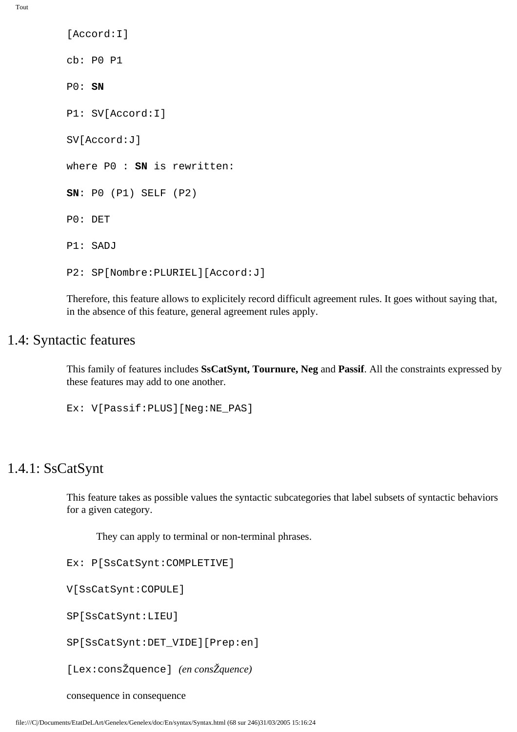[Accord:I]

cb: P0 P1

P0: **SN**

P1: SV[Accord:I]

SV[Accord:J]

where P0 : **SN** is rewritten:

**SN**: P0 (P1) SELF (P2)

P0: DET

P1: SADJ

P2: SP[Nombre:PLURIEL][Accord:J]

Therefore, this feature allows to explicitely record difficult agreement rules. It goes without saying that, in the absence of this feature, general agreement rules apply.

## 1.4: Syntactic features

This family of features includes **SsCatSynt, Tournure, Neg** and **Passif**. All the constraints expressed by these features may add to one another.

Ex: V[Passif:PLUS][Neg:NE_PAS]

## 1.4.1: SsCatSynt

This feature takes as possible values the syntactic subcategories that label subsets of syntactic behaviors for a given category.

They can apply to terminal or non-terminal phrases.

Ex: P[SsCatSynt:COMPLETIVE]

V[SsCatSynt:COPULE]

SP[SsCatSynt:LIEU]

SP[SsCatSynt:DET_VIDE][Prep:en]

[Lex:consŽquence] *(en consŽquence)*

consequence in consequence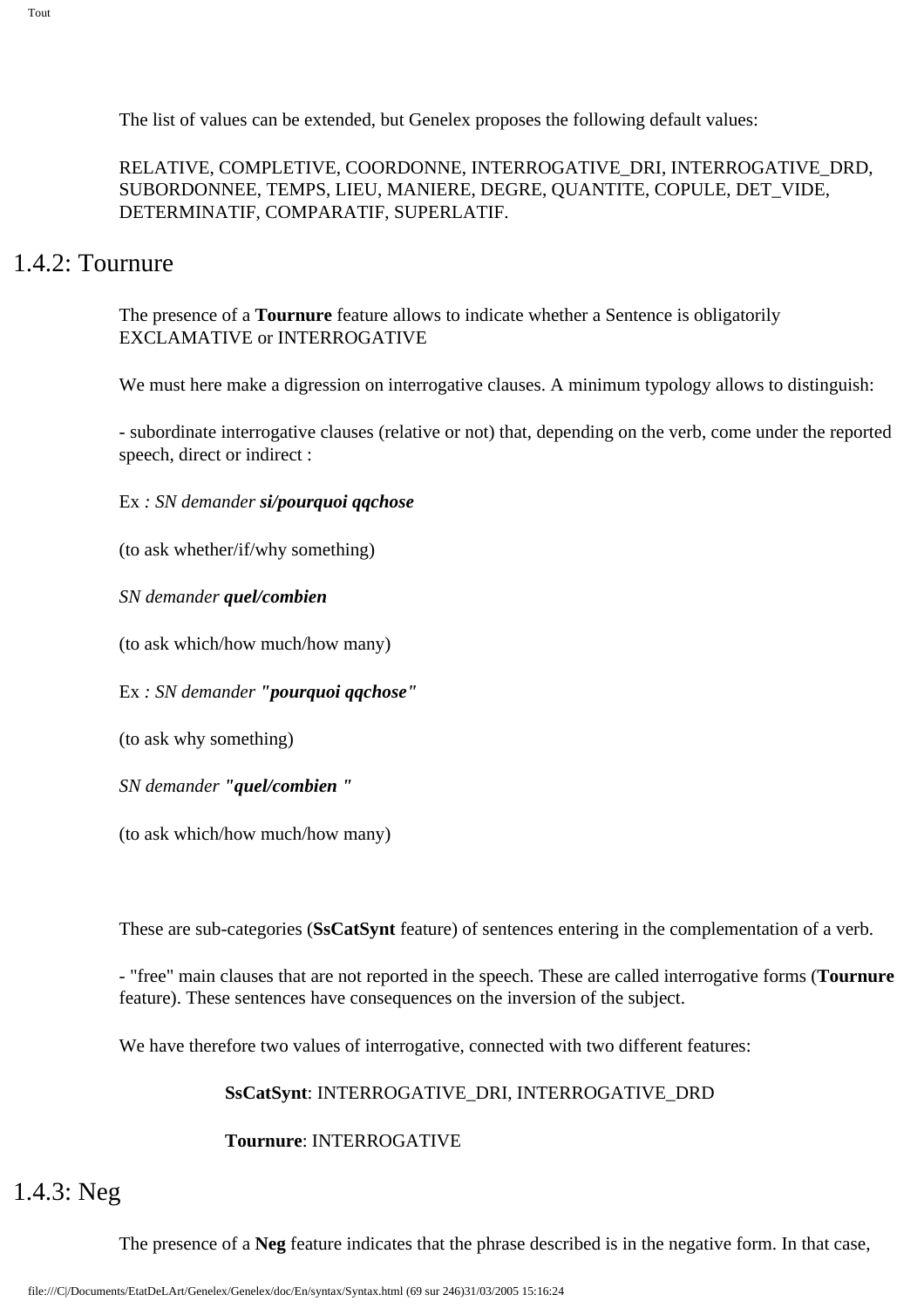The list of values can be extended, but Genelex proposes the following default values:

RELATIVE, COMPLETIVE, COORDONNE, INTERROGATIVE_DRI, INTERROGATIVE_DRD, SUBORDONNEE, TEMPS, LIEU, MANIERE, DEGRE, QUANTITE, COPULE, DET_VIDE, DETERMINATIF, COMPARATIF, SUPERLATIF.

## 1.4.2: Tournure

The presence of a **Tournure** feature allows to indicate whether a Sentence is obligatorily EXCLAMATIVE or INTERROGATIVE

We must here make a digression on interrogative clauses. A minimum typology allows to distinguish:

- subordinate interrogative clauses (relative or not) that, depending on the verb, come under the reported speech, direct or indirect :

Ex *: SN demander* ***si/pourquoi qqchose***

(to ask whether/if/why something)

*SN demander* ***quel/combien***

(to ask which/how much/how many)

Ex *: SN demander* ***"pourquoi qqchose"***

(to ask why something)

*SN demander* ***"quel/combien "***

(to ask which/how much/how many)

These are sub-categories (**SsCatSynt** feature) of sentences entering in the complementation of a verb.

- "free" main clauses that are not reported in the speech. These are called interrogative forms (**Tournure** feature). These sentences have consequences on the inversion of the subject.

We have therefore two values of interrogative, connected with two different features:

> **SsCatSynt**: INTERROGATIVE_DRI, INTERROGATIVE_DRD
>
> **Tournure**: INTERROGATIVE

## 1.4.3: Neg

The presence of a **Neg** feature indicates that the phrase described is in the negative form. In that case,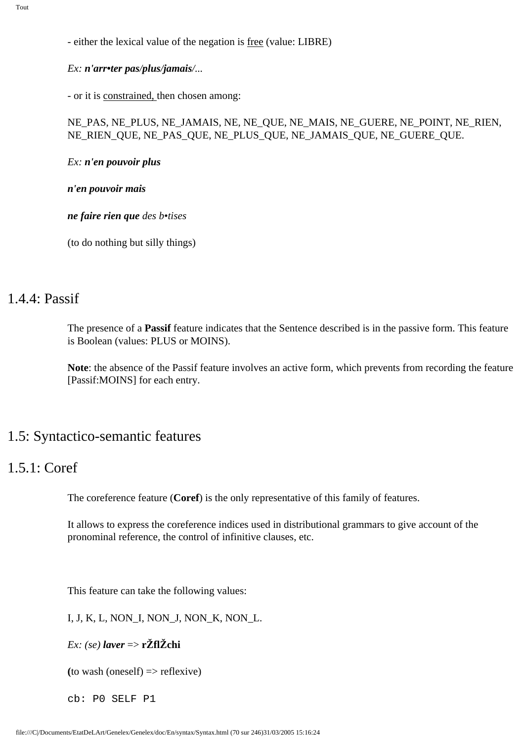- either the lexical value of the negation is <u>free</u> (value: LIBRE)

*Ex:* ***n'arr•ter pas/plus/jamais/...***

- or it is <u>constrained,</u> then chosen among:

NE_PAS, NE_PLUS, NE_JAMAIS, NE, NE_QUE, NE_MAIS, NE_GUERE, NE_POINT, NE_RIEN, NE_RIEN_QUE, NE_PAS_QUE, NE_PLUS_QUE, NE_JAMAIS_QUE, NE_GUERE_QUE.

*Ex:* ***n'en pouvoir plus***

***n'en pouvoir mais***

***ne faire rien que*** *des b•tises*

(to do nothing but silly things)

## 1.4.4: Passif

The presence of a **Passif** feature indicates that the Sentence described is in the passive form. This feature is Boolean (values: PLUS or MOINS).

**Note**: the absence of the Passif feature involves an active form, which prevents from recording the feature [Passif:MOINS] for each entry.

## 1.5: Syntactico-semantic features

## 1.5.1: Coref

The coreference feature (**Coref**) is the only representative of this family of features.

It allows to express the coreference indices used in distributional grammars to give account of the pronominal reference, the control of infinitive clauses, etc.

This feature can take the following values:

I, J, K, L, NON_I, NON_J, NON_K, NON_L.

*Ex: (se)* ***laver*** => **rŽflŽchi**

**(**to wash (oneself) => reflexive)

```
cb: P0 SELF P1
```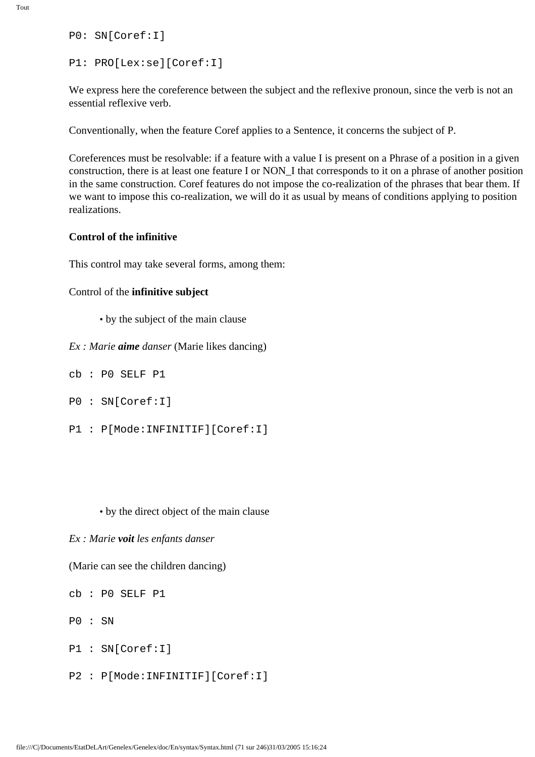```
P0: SN[Coref:I]

P1: PRO[Lex:se][Coref:I]
```

We express here the coreference between the subject and the reflexive pronoun, since the verb is not an essential reflexive verb.

Conventionally, when the feature Coref applies to a Sentence, it concerns the subject of P.

Coreferences must be resolvable: if a feature with a value I is present on a Phrase of a position in a given construction, there is at least one feature I or NON_I that corresponds to it on a phrase of another position in the same construction. Coref features do not impose the co-realization of the phrases that bear them. If we want to impose this co-realization, we will do it as usual by means of conditions applying to position realizations.

**Control of the infinitive**

This control may take several forms, among them:

Control of the **infinitive subject**

- by the subject of the main clause

*Ex : Marie **aime** danser* (Marie likes dancing)

```
cb : P0 SELF P1

P0 : SN[Coref:I]

P1 : P[Mode:INFINITIF][Coref:I]
```

- by the direct object of the main clause

*Ex : Marie **voit** les enfants danser*

(Marie can see the children dancing)

```
cb : P0 SELF P1

P0 : SN

P1 : SN[Coref:I]

P2 : P[Mode:INFINITIF][Coref:I]
```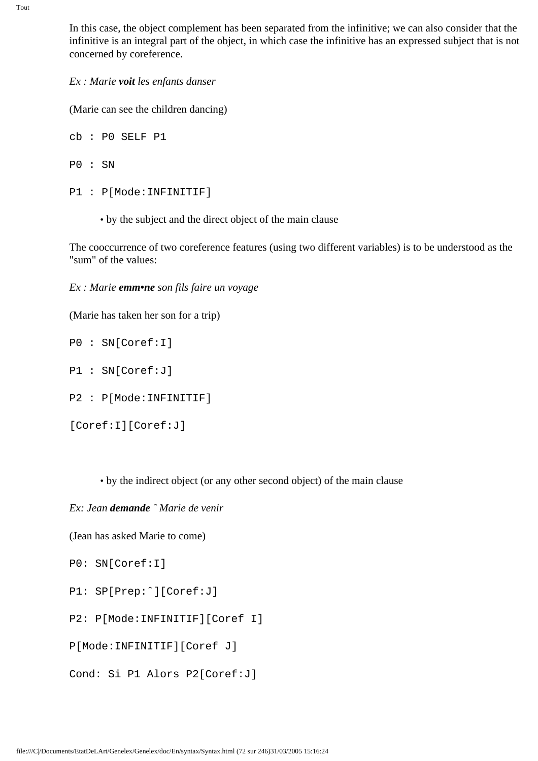In this case, the object complement has been separated from the infinitive; we can also consider that the infinitive is an integral part of the object, in which case the infinitive has an expressed subject that is not concerned by coreference.

*Ex : Marie **voit** les enfants danser*

(Marie can see the children dancing)

```
cb : P0 SELF P1

P0 : SN

P1 : P[Mode:INFINITIF]
```

- by the subject and the direct object of the main clause

The cooccurrence of two coreference features (using two different variables) is to be understood as the "sum" of the values:

*Ex : Marie **emm•ne** son fils faire un voyage*

(Marie has taken her son for a trip)

```
P0 : SN[Coref:I]

P1 : SN[Coref:J]

P2 : P[Mode:INFINITIF]

[Coref:I][Coref:J]
```

- by the indirect object (or any other second object) of the main clause

*Ex: Jean **demande** ˆ Marie de venir*

(Jean has asked Marie to come)

```
P0: SN[Coref:I]

P1: SP[Prep:ˆ][Coref:J]

P2: P[Mode:INFINITIF][Coref I]

P[Mode:INFINITIF][Coref J]

Cond: Si P1 Alors P2[Coref:J]
```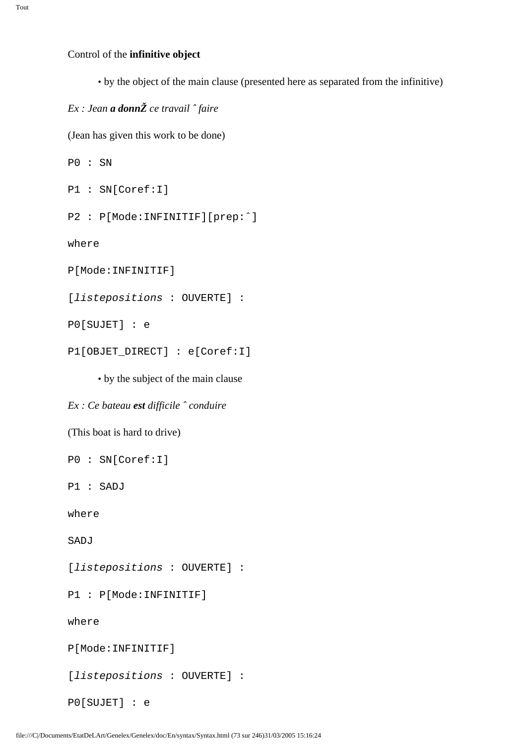Control of the **infinitive object**

- by the object of the main clause (presented here as separated from the infinitive)

*Ex : Jean* ***a donnŽ*** *ce travail ˆ faire*

(Jean has given this work to be done)

```
P0 : SN

P1 : SN[Coref:I]

P2 : P[Mode:INFINITIF][prep:ˆ]

where

P[Mode:INFINITIF]

[listepositions : OUVERTE] :

P0[SUJET] : e

P1[OBJET_DIRECT] : e[Coref:I]
```

- by the subject of the main clause

*Ex : Ce bateau* ***est*** *difficile ˆ conduire*

(This boat is hard to drive)

```
P0 : SN[Coref:I]

P1 : SADJ

where

SADJ

[listepositions : OUVERTE] :

P1 : P[Mode:INFINITIF]

where

P[Mode:INFINITIF]

[listepositions : OUVERTE] :

P0[SUJET] : e
```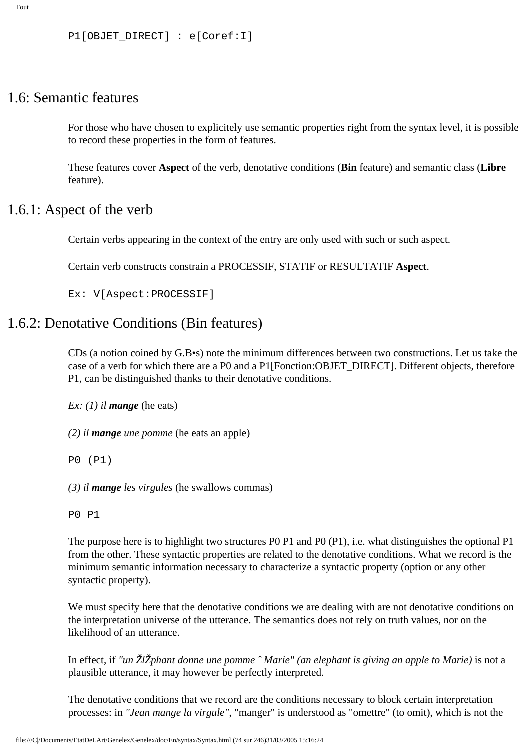```
P1[OBJET_DIRECT] : e[Coref:I]
```

## 1.6: Semantic features

For those who have chosen to explicitely use semantic properties right from the syntax level, it is possible to record these properties in the form of features.

These features cover **Aspect** of the verb, denotative conditions (**Bin** feature) and semantic class (**Libre** feature).

## 1.6.1: Aspect of the verb

Certain verbs appearing in the context of the entry are only used with such or such aspect.

Certain verb constructs constrain a PROCESSIF, STATIF or RESULTATIF **Aspect**.

```
Ex: V[Aspect:PROCESSIF]
```

## 1.6.2: Denotative Conditions (Bin features)

CDs (a notion coined by G.B•s) note the minimum differences between two constructions. Let us take the case of a verb for which there are a P0 and a P1[Fonction:OBJET_DIRECT]. Different objects, therefore P1, can be distinguished thanks to their denotative conditions.

*Ex: (1) il **mange*** (he eats)

*(2) il **mange** une pomme* (he eats an apple)

```
P0 (P1)
```

*(3) il **mange** les virgules* (he swallows commas)

```
P0 P1
```

The purpose here is to highlight two structures P0 P1 and P0 (P1), i.e. what distinguishes the optional P1 from the other. These syntactic properties are related to the denotative conditions. What we record is the minimum semantic information necessary to characterize a syntactic property (option or any other syntactic property).

We must specify here that the denotative conditions we are dealing with are not denotative conditions on the interpretation universe of the utterance. The semantics does not rely on truth values, nor on the likelihood of an utterance.

In effect, if *"un ŽlŽphant donne une pomme ˆ Marie" (an elephant is giving an apple to Marie)* is not a plausible utterance, it may however be perfectly interpreted.

The denotative conditions that we record are the conditions necessary to block certain interpretation processes: in *"Jean mange la virgule"*, "manger" is understood as "omettre" (to omit), which is not the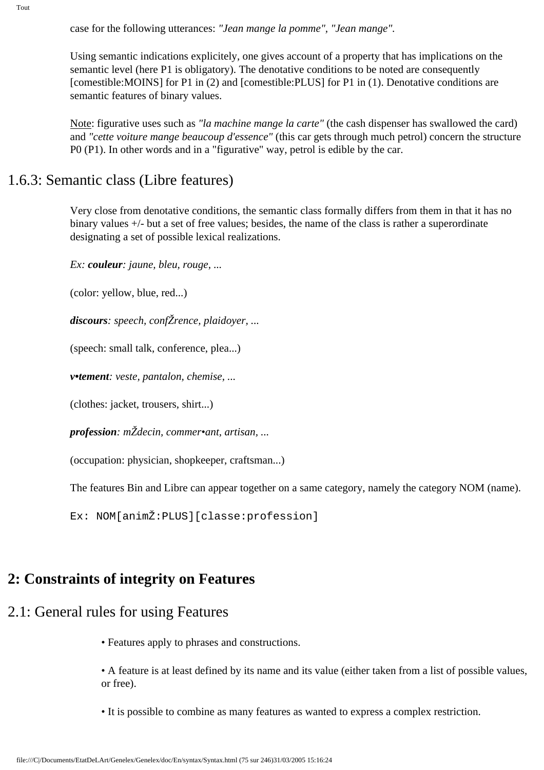case for the following utterances: *"Jean mange la pomme"*, *"Jean mange"*.

Using semantic indications explicitely, one gives account of a property that has implications on the semantic level (here P1 is obligatory). The denotative conditions to be noted are consequently [comestible:MOINS] for P1 in (2) and [comestible:PLUS] for P1 in (1). Denotative conditions are semantic features of binary values.

Note: figurative uses such as *"la machine mange la carte"* (the cash dispenser has swallowed the card) and *"cette voiture mange beaucoup d'essence"* (this car gets through much petrol) concern the structure P0 (P1). In other words and in a "figurative" way, petrol is edible by the car.

## 1.6.3: Semantic class (Libre features)

Very close from denotative conditions, the semantic class formally differs from them in that it has no binary values +/- but a set of free values; besides, the name of the class is rather a superordinate designating a set of possible lexical realizations.

*Ex: **couleur**: jaune, bleu, rouge, ...*

(color: yellow, blue, red...)

***discours**: speech, confŽrence, plaidoyer, ...*

(speech: small talk, conference, plea...)

***v•tement**: veste, pantalon, chemise, ...*

(clothes: jacket, trousers, shirt...)

***profession**: mŽdecin, commer•ant, artisan, ...*

(occupation: physician, shopkeeper, craftsman...)

The features Bin and Libre can appear together on a same category, namely the category NOM (name).

```
Ex: NOM[animŽ:PLUS][classe:profession]
```

# 2: Constraints of integrity on Features

## 2.1: General rules for using Features

- Features apply to phrases and constructions.
- A feature is at least defined by its name and its value (either taken from a list of possible values, or free).
- It is possible to combine as many features as wanted to express a complex restriction.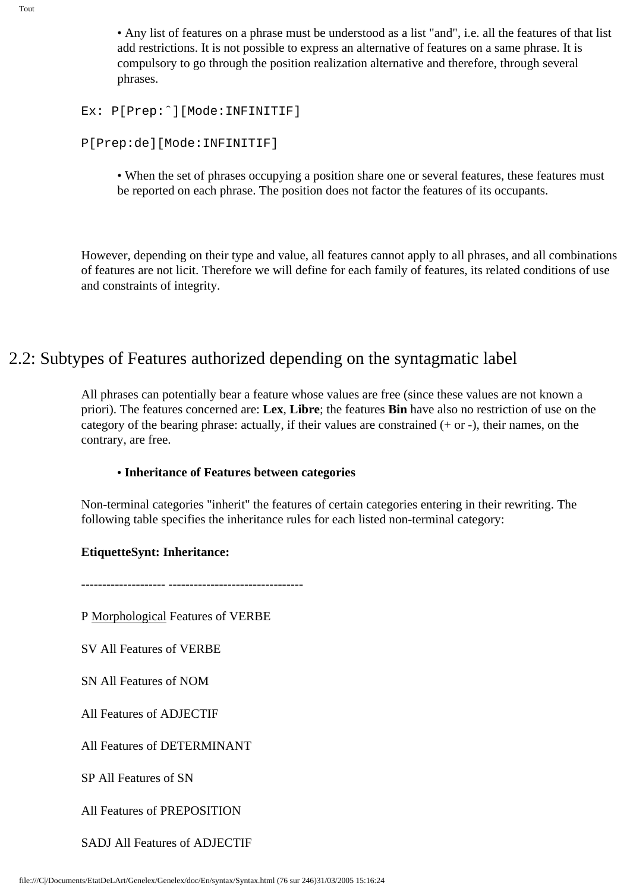- Any list of features on a phrase must be understood as a list "and", i.e. all the features of that list add restrictions. It is not possible to express an alternative of features on a same phrase. It is compulsory to go through the position realization alternative and therefore, through several phrases.

```
Ex: P[Prep:ˆ][Mode:INFINITIF]

P[Prep:de][Mode:INFINITIF]
```

- When the set of phrases occupying a position share one or several features, these features must be reported on each phrase. The position does not factor the features of its occupants.

However, depending on their type and value, all features cannot apply to all phrases, and all combinations of features are not licit. Therefore we will define for each family of features, its related conditions of use and constraints of integrity.

## 2.2: Subtypes of Features authorized depending on the syntagmatic label

All phrases can potentially bear a feature whose values are free (since these values are not known a priori). The features concerned are: **Lex**, **Libre**; the features **Bin** have also no restriction of use on the category of the bearing phrase: actually, if their values are constrained (+ or -), their names, on the contrary, are free.

- **Inheritance of Features between categories**

Non-terminal categories "inherit" the features of certain categories entering in their rewriting. The following table specifies the inheritance rules for each listed non-terminal category:

| **EtiquetteSynt:** | **Inheritance:** |
| --- | --- |
| P | Morphological Features of VERBE |
| SV | All Features of VERBE |
| SN | All Features of NOM |
| | All Features of ADJECTIF |
| | All Features of DETERMINANT |
| SP | All Features of SN |
| | All Features of PREPOSITION |
| SADJ | All Features of ADJECTIF |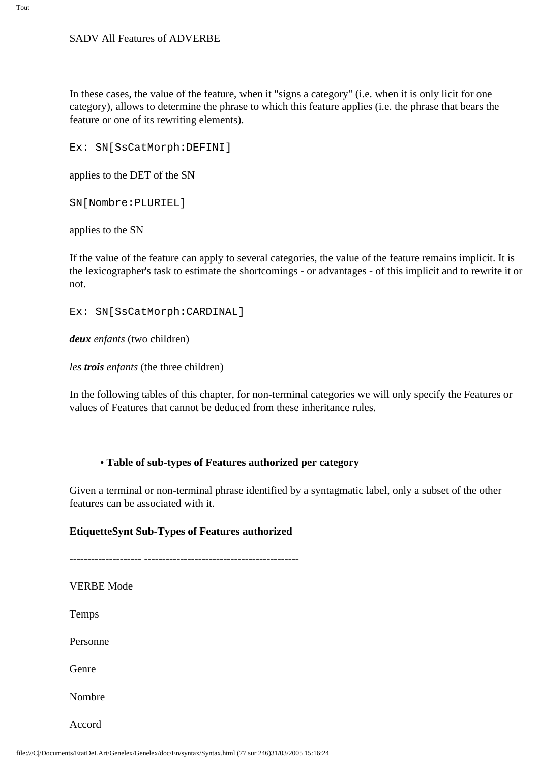SADV All Features of ADVERBE

In these cases, the value of the feature, when it "signs a category" (i.e. when it is only licit for one category), allows to determine the phrase to which this feature applies (i.e. the phrase that bears the feature or one of its rewriting elements).

```
Ex: SN[SsCatMorph:DEFINI]
```

applies to the DET of the SN

```
SN[Nombre:PLURIEL]
```

applies to the SN

If the value of the feature can apply to several categories, the value of the feature remains implicit. It is the lexicographer's task to estimate the shortcomings - or advantages - of this implicit and to rewrite it or not.

```
Ex: SN[SsCatMorph:CARDINAL]
```

***deux*** *enfants* (two children)

*les* ***trois*** *enfants* (the three children)

In the following tables of this chapter, for non-terminal categories we will only specify the Features or values of Features that cannot be deduced from these inheritance rules.

- **Table of sub-types of Features authorized per category**

Given a terminal or non-terminal phrase identified by a syntagmatic label, only a subset of the other features can be associated with it.

**EtiquetteSynt Sub-Types of Features authorized**

------------------- ------------------------------------------

VERBE Mode

Temps

Personne

Genre

Nombre

Accord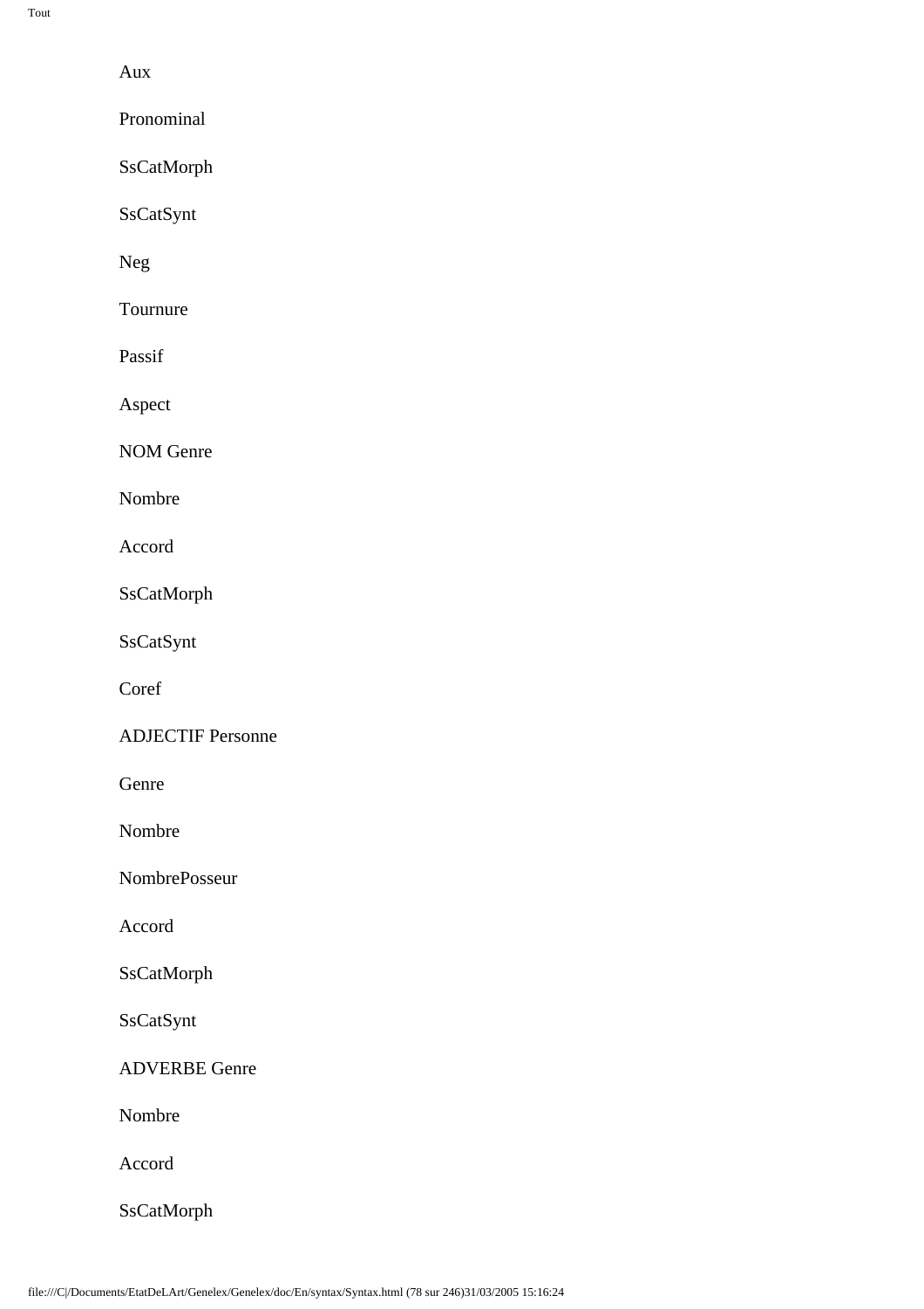Aux

Pronominal

SsCatMorph

SsCatSynt

Neg

Tournure

Passif

Aspect

NOM Genre

Nombre

Accord

SsCatMorph

SsCatSynt

Coref

ADJECTIF Personne

Genre

Nombre

NombrePosseur

Accord

SsCatMorph

SsCatSynt

ADVERBE Genre

Nombre

Accord

SsCatMorph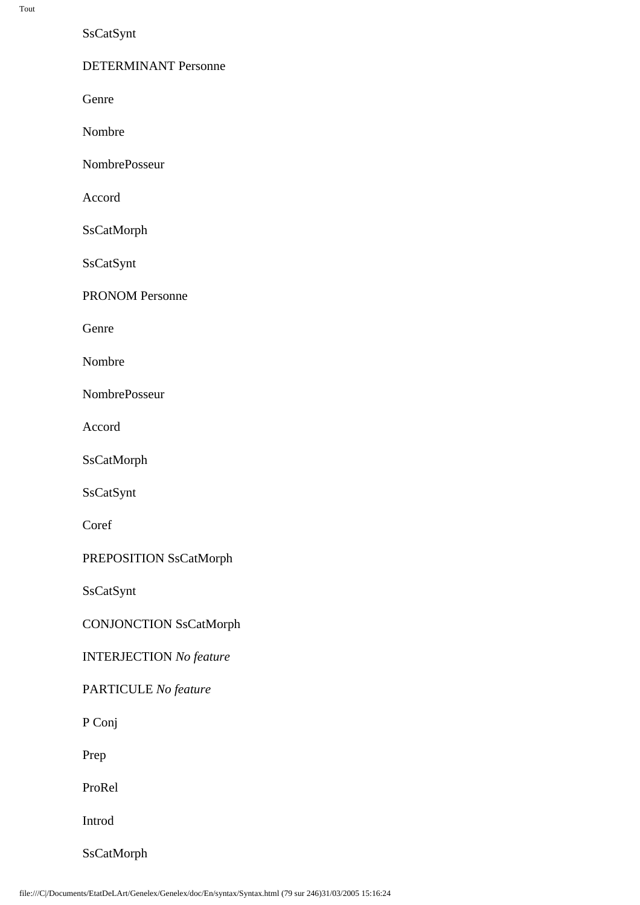SsCatSynt

DETERMINANT Personne

Genre

Nombre

NombrePosseur

Accord

SsCatMorph

SsCatSynt

PRONOM Personne

Genre

Nombre

NombrePosseur

Accord

SsCatMorph

SsCatSynt

Coref

PREPOSITION SsCatMorph

SsCatSynt

CONJONCTION SsCatMorph

INTERJECTION *No feature*

PARTICULE *No feature*

P Conj

Prep

ProRel

Introd

SsCatMorph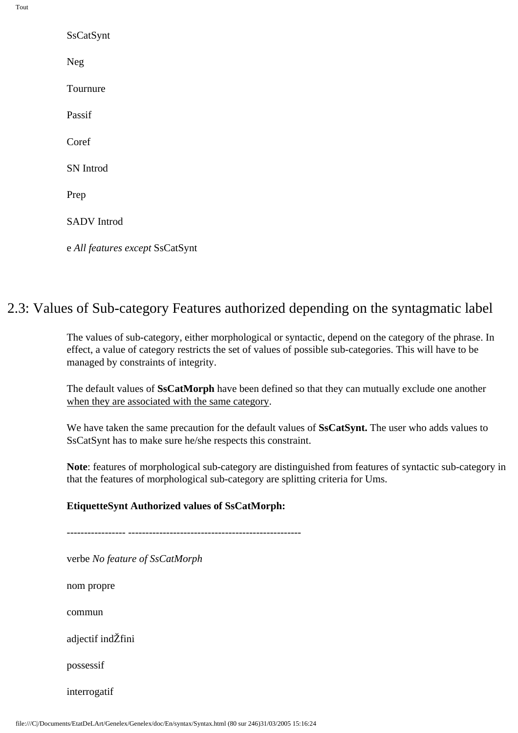SsCatSynt

Neg

Tournure

Passif

Coref

SN Introd

Prep

SADV Introd

e *All features except* SsCatSynt

## 2.3: Values of Sub-category Features authorized depending on the syntagmatic label

The values of sub-category, either morphological or syntactic, depend on the category of the phrase. In effect, a value of category restricts the set of values of possible sub-categories. This will have to be managed by constraints of integrity.

The default values of **SsCatMorph** have been defined so that they can mutually exclude one another <u>when they are associated with the same category</u>.

We have taken the same precaution for the default values of **SsCatSynt.** The user who adds values to SsCatSynt has to make sure he/she respects this constraint.

**Note**: features of morphological sub-category are distinguished from features of syntactic sub-category in that the features of morphological sub-category are splitting criteria for Ums.

**EtiquetteSynt Authorized values of SsCatMorph:**

---------------- -------------------------------------------------

verbe *No feature of SsCatMorph*

nom propre

commun

adjectif indŽfini

possessif

interrogatif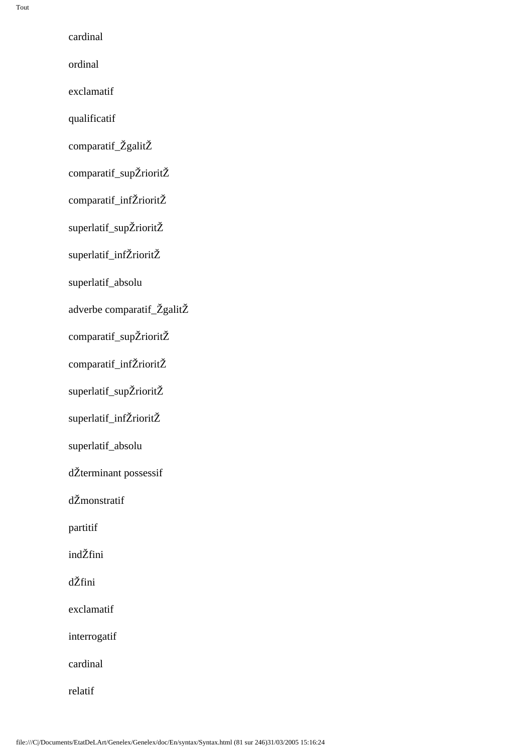cardinal

ordinal

exclamatif

qualificatif

comparatif_ŽgalitŽ

comparatif_supŽrioritŽ

comparatif_infŽrioritŽ

superlatif_supŽrioritŽ

superlatif_infŽrioritŽ

superlatif_absolu

adverbe comparatif_ŽgalitŽ

comparatif_supŽrioritŽ

comparatif_infŽrioritŽ

superlatif_supŽrioritŽ

superlatif_infŽrioritŽ

superlatif_absolu

dŽterminant possessif

dŽmonstratif

partitif

indŽfini

dŽfini

exclamatif

interrogatif

cardinal

relatif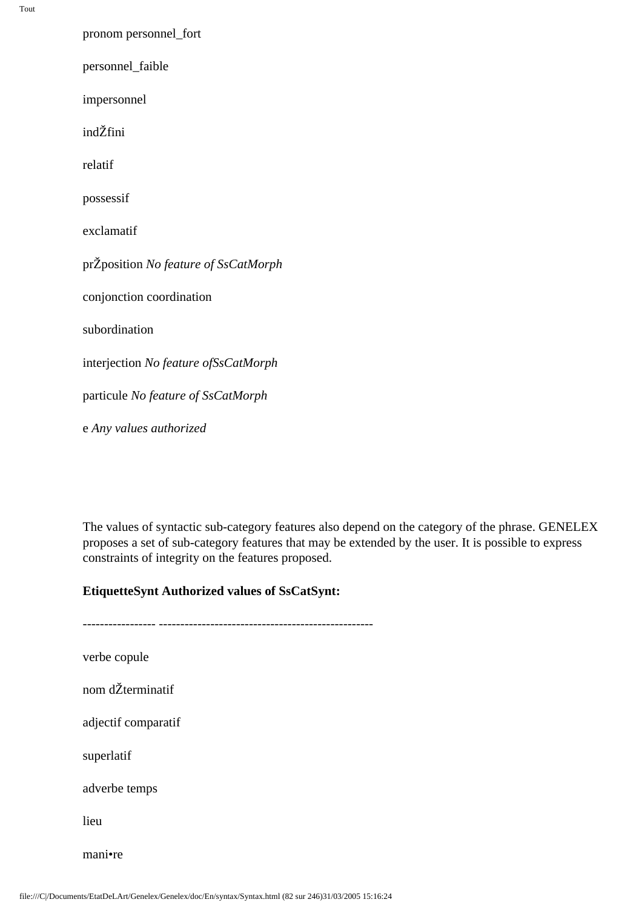pronom personnel_fort

personnel_faible

impersonnel

indŽfini

relatif

possessif

exclamatif

prŽposition *No feature of SsCatMorph*

conjonction coordination

subordination

interjection *No feature ofSsCatMorph*

particule *No feature of SsCatMorph*

e *Any values authorized*

The values of syntactic sub-category features also depend on the category of the phrase. GENELEX proposes a set of sub-category features that may be extended by the user. It is possible to express constraints of integrity on the features proposed.

**EtiquetteSynt Authorized values of SsCatSynt:**

---------------- -------------------------------------------------

verbe copule

nom dŽterminatif

adjectif comparatif

superlatif

adverbe temps

lieu

mani•re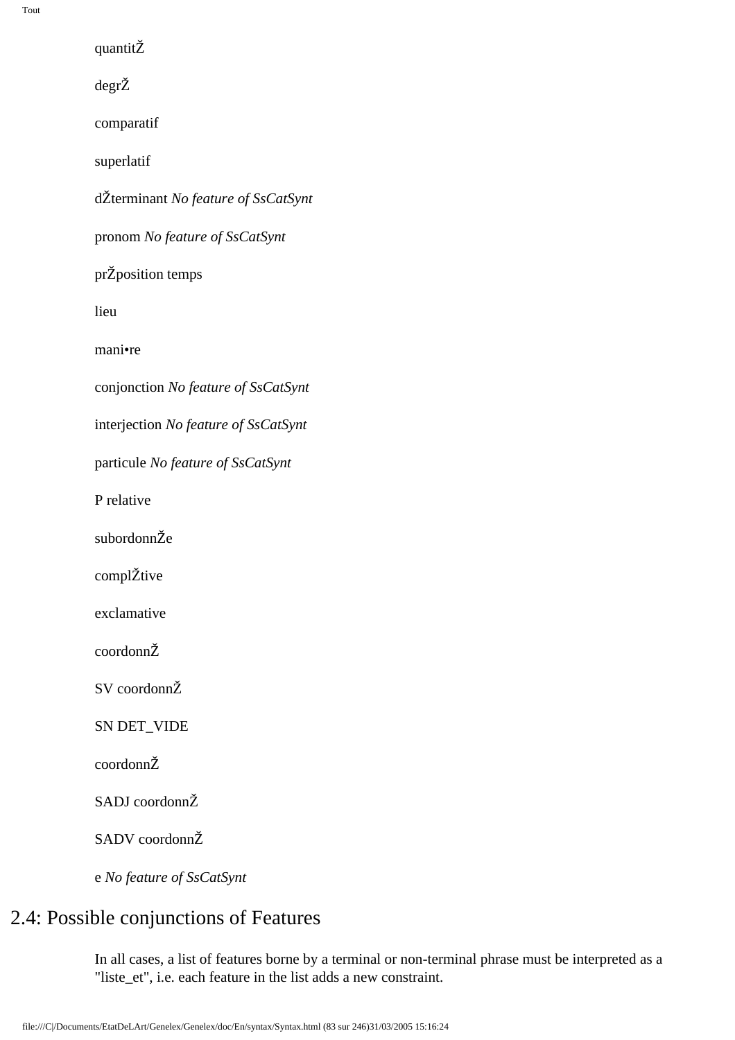quantitŽ

degrŽ

comparatif

superlatif

dŽterminant *No feature of SsCatSynt*

pronom *No feature of SsCatSynt*

prŽposition temps

lieu

mani•re

conjonction *No feature of SsCatSynt*

interjection *No feature of SsCatSynt*

particule *No feature of SsCatSynt*

P relative

subordonnŽe

complŽtive

exclamative

coordonnŽ

SV coordonnŽ

SN DET_VIDE

coordonnŽ

SADJ coordonnŽ

SADV coordonnŽ

e *No feature of SsCatSynt*

## 2.4: Possible conjunctions of Features

In all cases, a list of features borne by a terminal or non-terminal phrase must be interpreted as a "liste_et", i.e. each feature in the list adds a new constraint.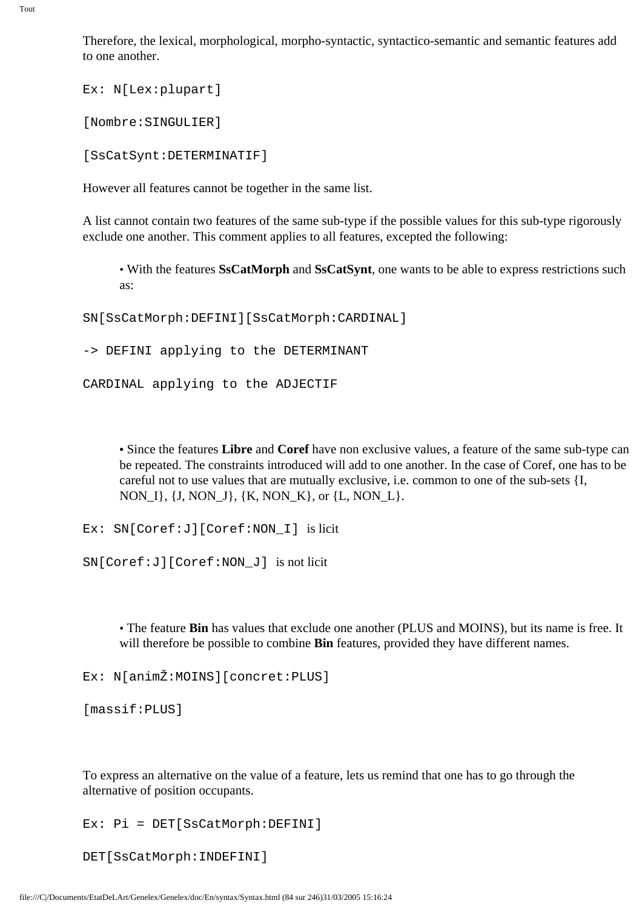Therefore, the lexical, morphological, morpho-syntactic, syntactico-semantic and semantic features add to one another.

```
Ex: N[Lex:plupart]

[Nombre:SINGULIER]

[SsCatSynt:DETERMINATIF]
```

However all features cannot be together in the same list.

A list cannot contain two features of the same sub-type if the possible values for this sub-type rigorously exclude one another. This comment applies to all features, excepted the following:

- With the features **SsCatMorph** and **SsCatSynt**, one wants to be able to express restrictions such as:

```
SN[SsCatMorph:DEFINI][SsCatMorph:CARDINAL]

-> DEFINI applying to the DETERMINANT

CARDINAL applying to the ADJECTIF
```

- Since the features **Libre** and **Coref** have non exclusive values, a feature of the same sub-type can be repeated. The constraints introduced will add to one another. In the case of Coref, one has to be careful not to use values that are mutually exclusive, i.e. common to one of the sub-sets {I, NON_I}, {J, NON_J}, {K, NON_K}, or {L, NON_L}.

`Ex: SN[Coref:J][Coref:NON_I]` is licit

`SN[Coref:J][Coref:NON_J]` is not licit

- The feature **Bin** has values that exclude one another (PLUS and MOINS), but its name is free. It will therefore be possible to combine **Bin** features, provided they have different names.

```
Ex: N[animŽ:MOINS][concret:PLUS]

[massif:PLUS]
```

To express an alternative on the value of a feature, lets us remind that one has to go through the alternative of position occupants.

```
Ex: Pi = DET[SsCatMorph:DEFINI]

DET[SsCatMorph:INDEFINI]
```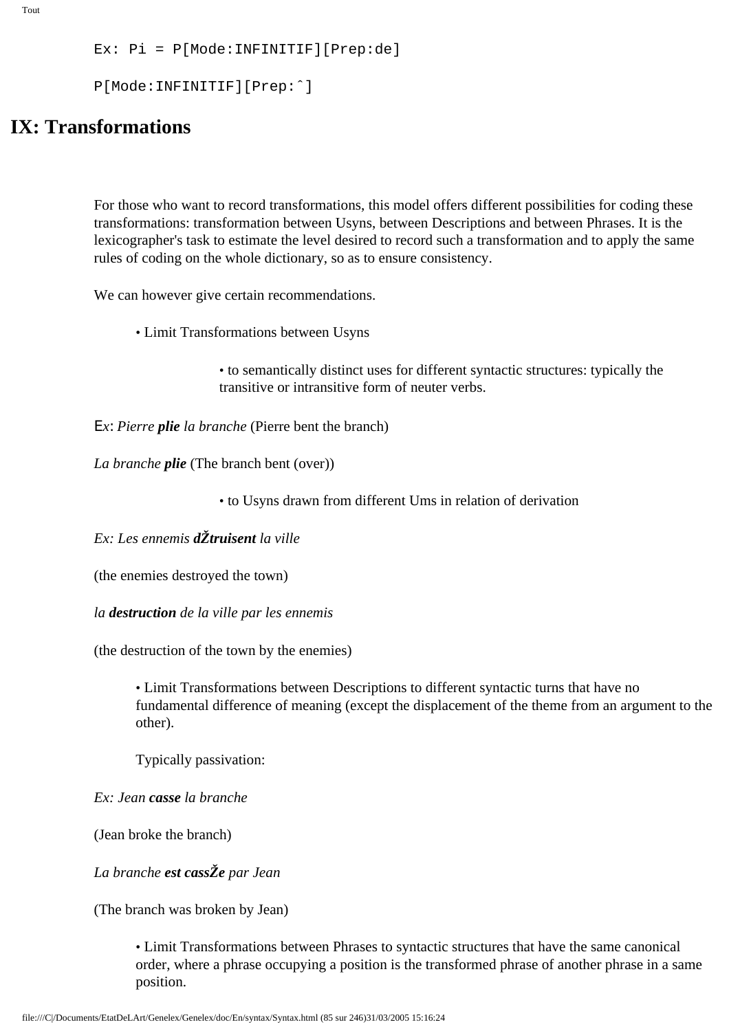```
Ex: Pi = P[Mode:INFINITIF][Prep:de]

P[Mode:INFINITIF][Prep:ˆ]
```

# IX: Transformations

For those who want to record transformations, this model offers different possibilities for coding these transformations: transformation between Usyns, between Descriptions and between Phrases. It is the lexicographer's task to estimate the level desired to record such a transformation and to apply the same rules of coding on the whole dictionary, so as to ensure consistency.

We can however give certain recommendations.

- Limit Transformations between Usyns
  - to semantically distinct uses for different syntactic structures: typically the transitive or intransitive form of neuter verbs.

Ex: *Pierre* ***plie*** *la branche* (Pierre bent the branch)

*La branche* ***plie*** (The branch bent (over))

  - to Usyns drawn from different Ums in relation of derivation

*Ex: Les ennemis* ***dŽtruisent*** *la ville*

(the enemies destroyed the town)

*la* ***destruction*** *de la ville par les ennemis*

(the destruction of the town by the enemies)

- Limit Transformations between Descriptions to different syntactic turns that have no fundamental difference of meaning (except the displacement of the theme from an argument to the other).

  Typically passivation:

*Ex: Jean* ***casse*** *la branche*

(Jean broke the branch)

*La branche* ***est cassŽe*** *par Jean*

(The branch was broken by Jean)

- Limit Transformations between Phrases to syntactic structures that have the same canonical order, where a phrase occupying a position is the transformed phrase of another phrase in a same position.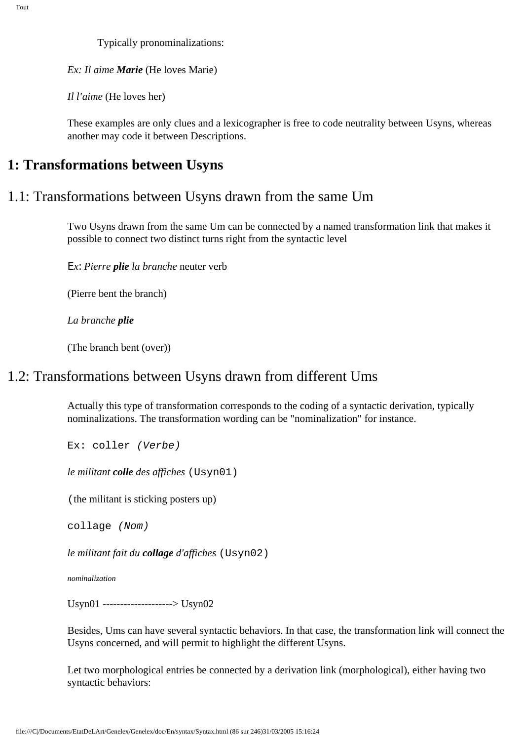Typically pronominalizations:

*Ex: Il aime **Marie*** (He loves Marie)

*Il l'aime* (He loves her)

These examples are only clues and a lexicographer is free to code neutrality between Usyns, whereas another may code it between Descriptions.

# 1: Transformations between Usyns

## 1.1: Transformations between Usyns drawn from the same Um

Two Usyns drawn from the same Um can be connected by a named transformation link that makes it possible to connect two distinct turns right from the syntactic level

Ex: *Pierre **plie** la branche* neuter verb

(Pierre bent the branch)

*La branche **plie***

(The branch bent (over))

## 1.2: Transformations between Usyns drawn from different Ums

Actually this type of transformation corresponds to the coding of a syntactic derivation, typically nominalizations. The transformation wording can be "nominalization" for instance.

Ex: coller *(Verbe)*

*le militant **colle** des affiches* (Usyn01)

(the militant is sticking posters up)

collage *(Nom)*

*le militant fait du **collage** d'affiches* (Usyn02)

*nominalization*

Usyn01 --------------------> Usyn02

Besides, Ums can have several syntactic behaviors. In that case, the transformation link will connect the Usyns concerned, and will permit to highlight the different Usyns.

Let two morphological entries be connected by a derivation link (morphological), either having two syntactic behaviors: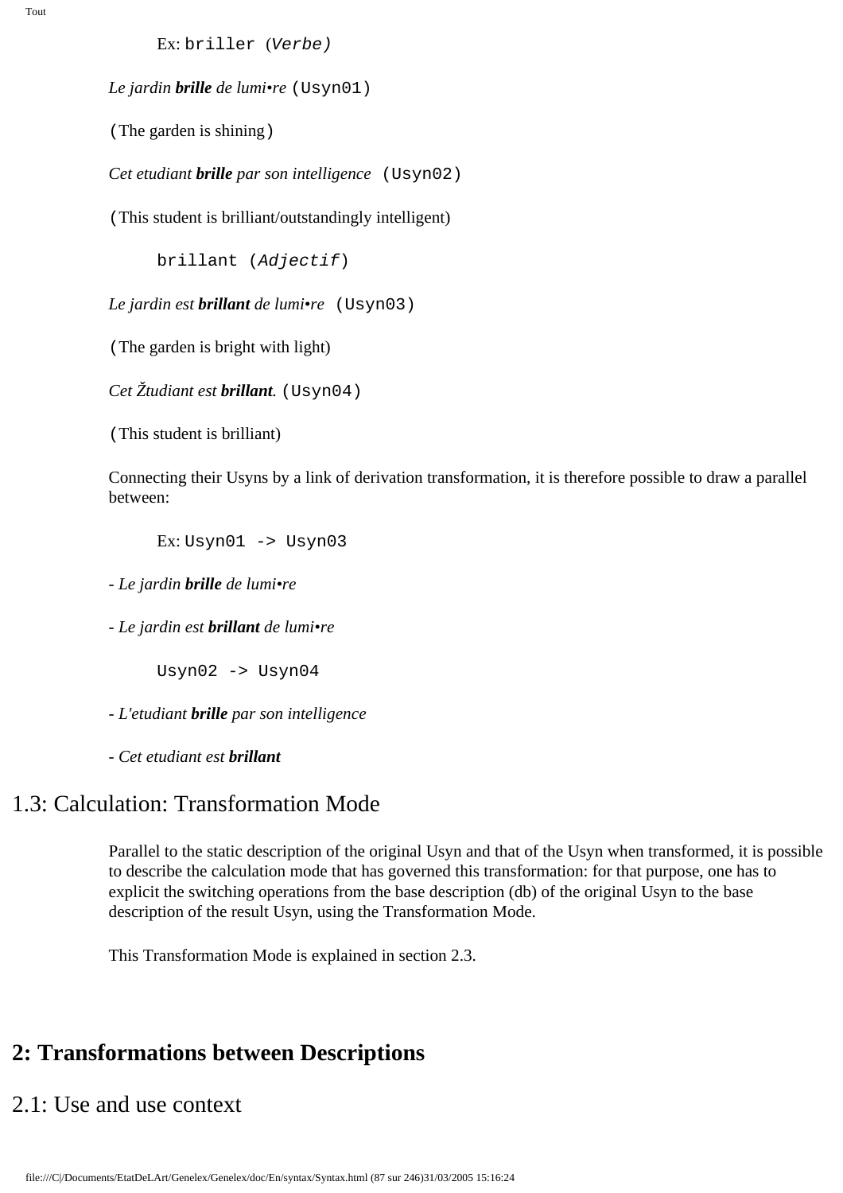Ex: briller (*Verbe)*

*Le jardin **brille** de lumi•re* (Usyn01)

(The garden is shining)

*Cet etudiant **brille** par son intelligence* (Usyn02)

(This student is brilliant/outstandingly intelligent)

brillant (*Adjectif*)

*Le jardin est **brillant** de lumi•re* (Usyn03)

(The garden is bright with light)

*Cet Žtudiant est **brillant**.* (Usyn04)

(This student is brilliant)

Connecting their Usyns by a link of derivation transformation, it is therefore possible to draw a parallel between:

Ex: Usyn01 -> Usyn03

- *Le jardin **brille** de lumi•re*

- *Le jardin est **brillant** de lumi•re*

Usyn02 -> Usyn04

- *L'etudiant **brille** par son intelligence*

- *Cet etudiant est **brillant***

## 1.3: Calculation: Transformation Mode

Parallel to the static description of the original Usyn and that of the Usyn when transformed, it is possible to describe the calculation mode that has governed this transformation: for that purpose, one has to explicit the switching operations from the base description (db) of the original Usyn to the base description of the result Usyn, using the Transformation Mode.

This Transformation Mode is explained in section 2.3.

# 2: Transformations between Descriptions

## 2.1: Use and use context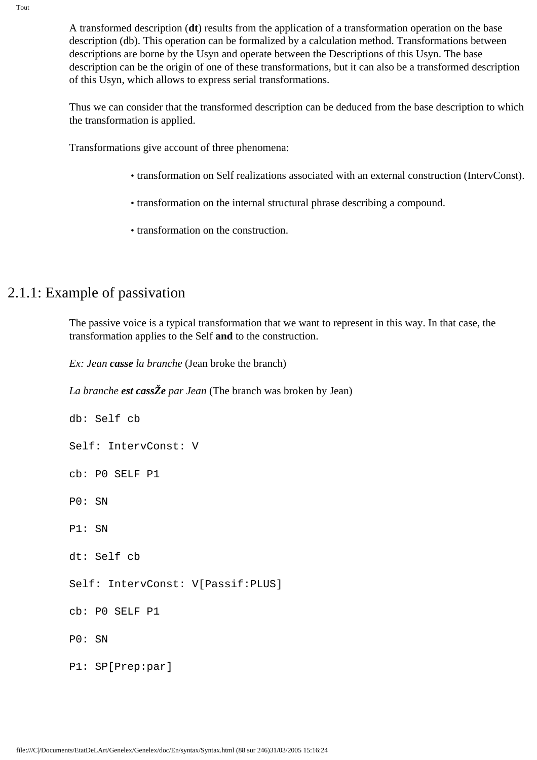A transformed description (**dt**) results from the application of a transformation operation on the base description (db). This operation can be formalized by a calculation method. Transformations between descriptions are borne by the Usyn and operate between the Descriptions of this Usyn. The base description can be the origin of one of these transformations, but it can also be a transformed description of this Usyn, which allows to express serial transformations.

Thus we can consider that the transformed description can be deduced from the base description to which the transformation is applied.

Transformations give account of three phenomena:

- transformation on Self realizations associated with an external construction (IntervConst).
- transformation on the internal structural phrase describing a compound.
- transformation on the construction.

## 2.1.1: Example of passivation

The passive voice is a typical transformation that we want to represent in this way. In that case, the transformation applies to the Self **and** to the construction.

*Ex: Jean* ***casse*** *la branche* (Jean broke the branch)

*La branche* ***est cassŽe*** *par Jean* (The branch was broken by Jean)

```
db: Self cb

Self: IntervConst: V

cb: P0 SELF P1

P0: SN

P1: SN

dt: Self cb

Self: IntervConst: V[Passif:PLUS]

cb: P0 SELF P1

P0: SN

P1: SP[Prep:par]
```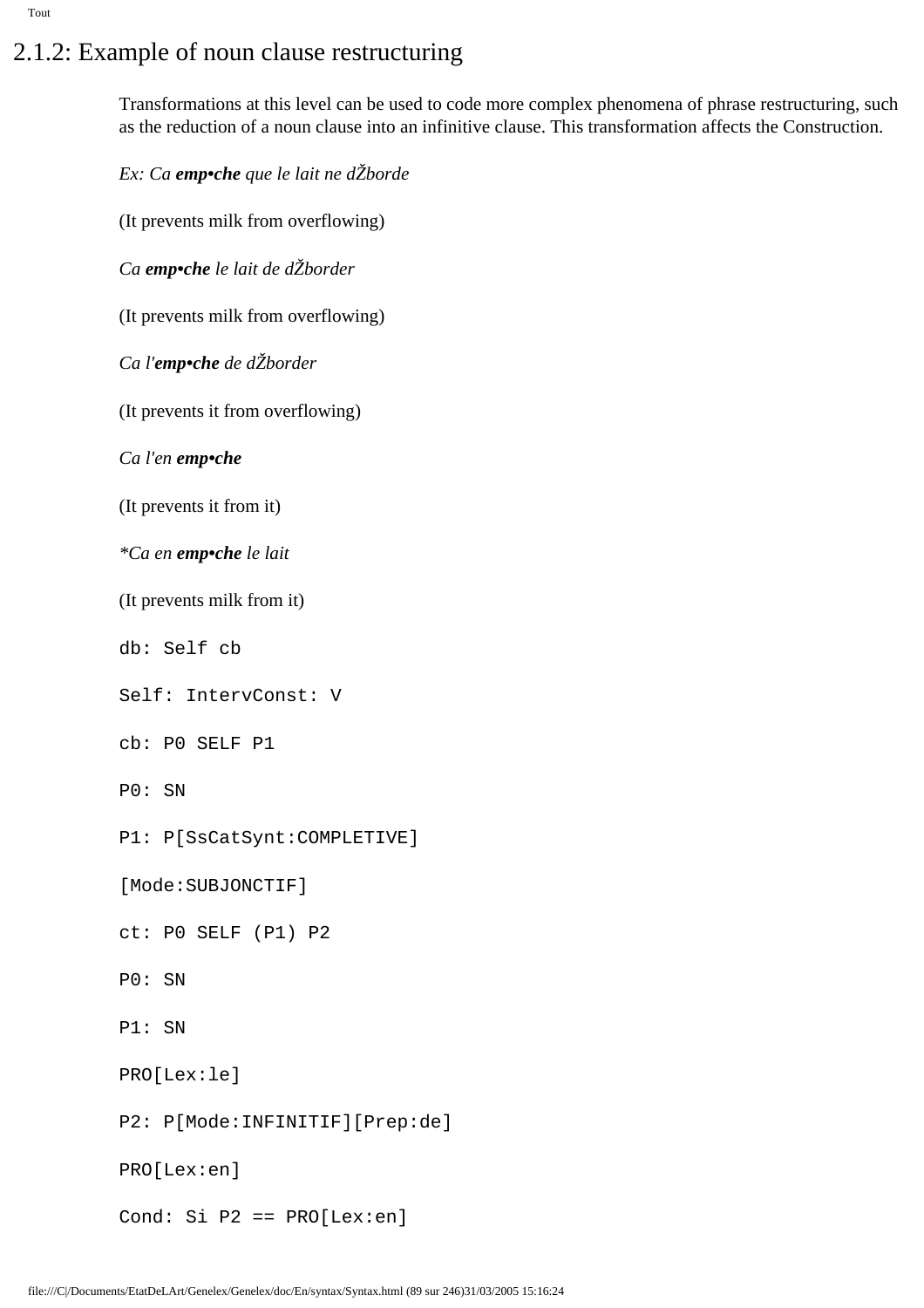## 2.1.2: Example of noun clause restructuring

Transformations at this level can be used to code more complex phenomena of phrase restructuring, such as the reduction of a noun clause into an infinitive clause. This transformation affects the Construction.

*Ex: Ca **emp•che** que le lait ne dŽborde*

(It prevents milk from overflowing)

*Ca **emp•che** le lait de dŽborder*

(It prevents milk from overflowing)

*Ca l'**emp•che** de dŽborder*

(It prevents it from overflowing)

*Ca l'en **emp•che***

(It prevents it from it)

*\*Ca en **emp•che** le lait*

(It prevents milk from it)

```
db: Self cb

Self: IntervConst: V

cb: P0 SELF P1

P0: SN

P1: P[SsCatSynt:COMPLETIVE]

[Mode:SUBJONCTIF]

ct: P0 SELF (P1) P2

P0: SN

P1: SN

PRO[Lex:le]

P2: P[Mode:INFINITIF][Prep:de]

PRO[Lex:en]

Cond: Si P2 == PRO[Lex:en]
```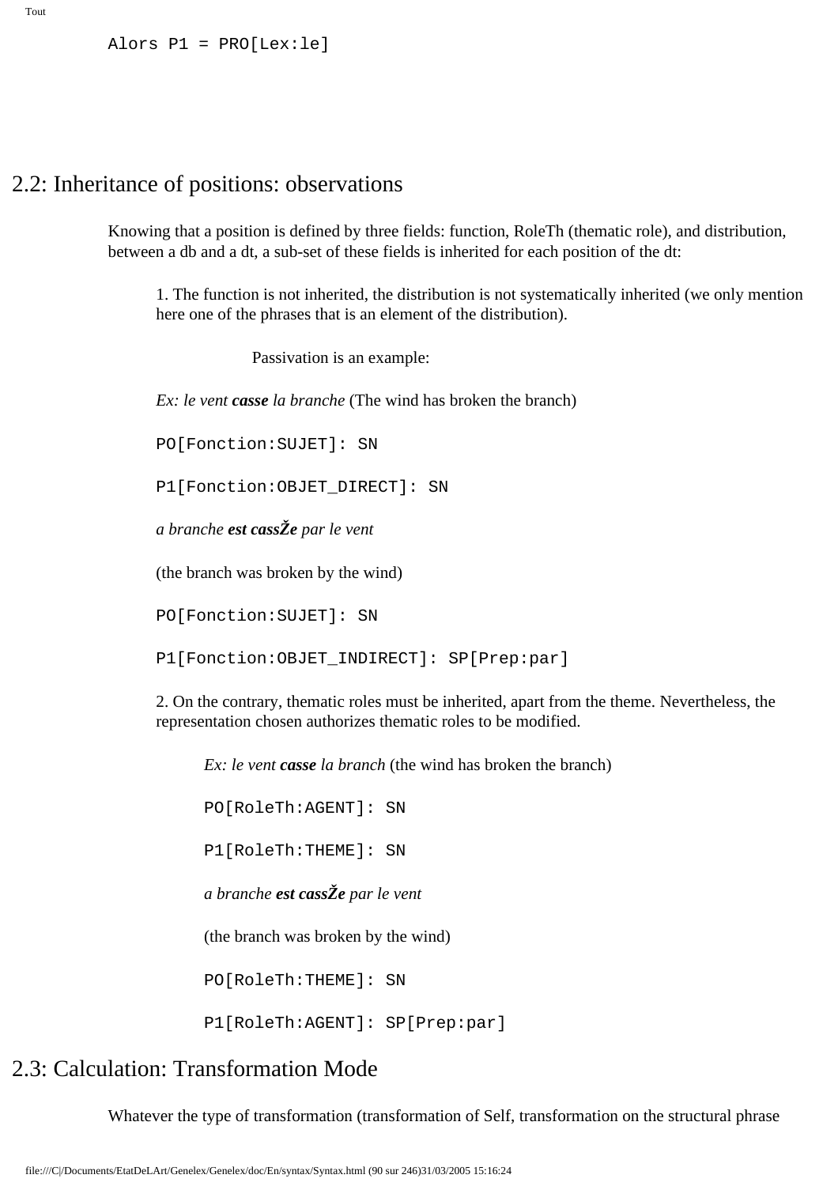```
Alors P1 = PRO[Lex:le]
```

## 2.2: Inheritance of positions: observations

Knowing that a position is defined by three fields: function, RoleTh (thematic role), and distribution, between a db and a dt, a sub-set of these fields is inherited for each position of the dt:

1. The function is not inherited, the distribution is not systematically inherited (we only mention here one of the phrases that is an element of the distribution).

Passivation is an example:

*Ex: le vent **casse** la branche* (The wind has broken the branch)

```
PO[Fonction:SUJET]: SN

P1[Fonction:OBJET_DIRECT]: SN
```

*a branche **est cassŽe** par le vent*

(the branch was broken by the wind)

```
PO[Fonction:SUJET]: SN

P1[Fonction:OBJET_INDIRECT]: SP[Prep:par]
```

2. On the contrary, thematic roles must be inherited, apart from the theme. Nevertheless, the representation chosen authorizes thematic roles to be modified.

*Ex: le vent **casse** la branch* (the wind has broken the branch)

```
PO[RoleTh:AGENT]: SN

P1[RoleTh:THEME]: SN
```

*a branche **est cassŽe** par le vent*

(the branch was broken by the wind)

```
PO[RoleTh:THEME]: SN

P1[RoleTh:AGENT]: SP[Prep:par]
```

## 2.3: Calculation: Transformation Mode

Whatever the type of transformation (transformation of Self, transformation on the structural phrase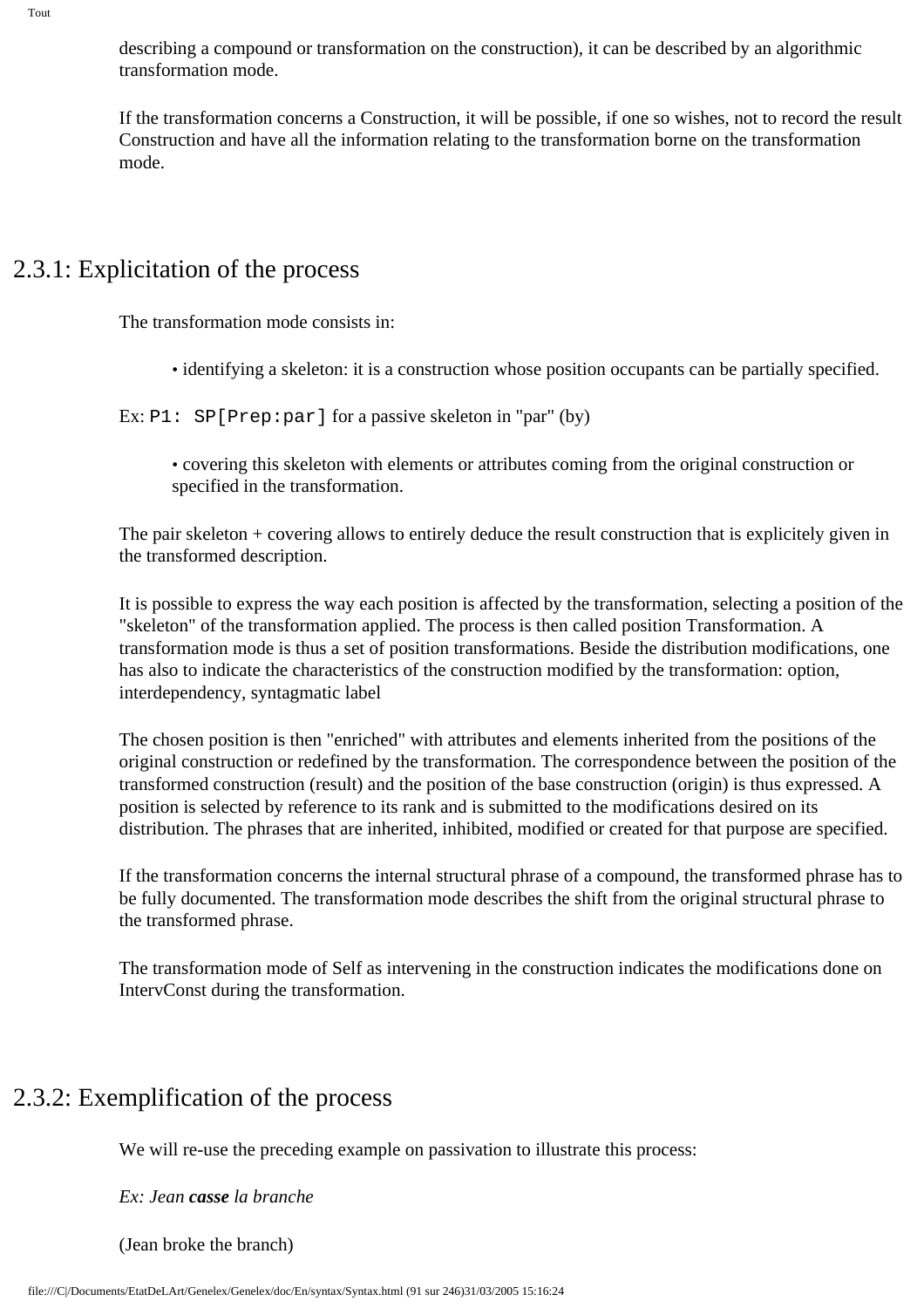describing a compound or transformation on the construction), it can be described by an algorithmic transformation mode.

If the transformation concerns a Construction, it will be possible, if one so wishes, not to record the result Construction and have all the information relating to the transformation borne on the transformation mode.

## 2.3.1: Explicitation of the process

The transformation mode consists in:

- identifying a skeleton: it is a construction whose position occupants can be partially specified.

Ex: `P1: SP[Prep:par]` for a passive skeleton in "par" (by)

- covering this skeleton with elements or attributes coming from the original construction or specified in the transformation.

The pair skeleton + covering allows to entirely deduce the result construction that is explicitely given in the transformed description.

It is possible to express the way each position is affected by the transformation, selecting a position of the "skeleton" of the transformation applied. The process is then called position Transformation. A transformation mode is thus a set of position transformations. Beside the distribution modifications, one has also to indicate the characteristics of the construction modified by the transformation: option, interdependency, syntagmatic label

The chosen position is then "enriched" with attributes and elements inherited from the positions of the original construction or redefined by the transformation. The correspondence between the position of the transformed construction (result) and the position of the base construction (origin) is thus expressed. A position is selected by reference to its rank and is submitted to the modifications desired on its distribution. The phrases that are inherited, inhibited, modified or created for that purpose are specified.

If the transformation concerns the internal structural phrase of a compound, the transformed phrase has to be fully documented. The transformation mode describes the shift from the original structural phrase to the transformed phrase.

The transformation mode of Self as intervening in the construction indicates the modifications done on IntervConst during the transformation.

## 2.3.2: Exemplification of the process

We will re-use the preceding example on passivation to illustrate this process:

*Ex: Jean* ***casse*** *la branche*

(Jean broke the branch)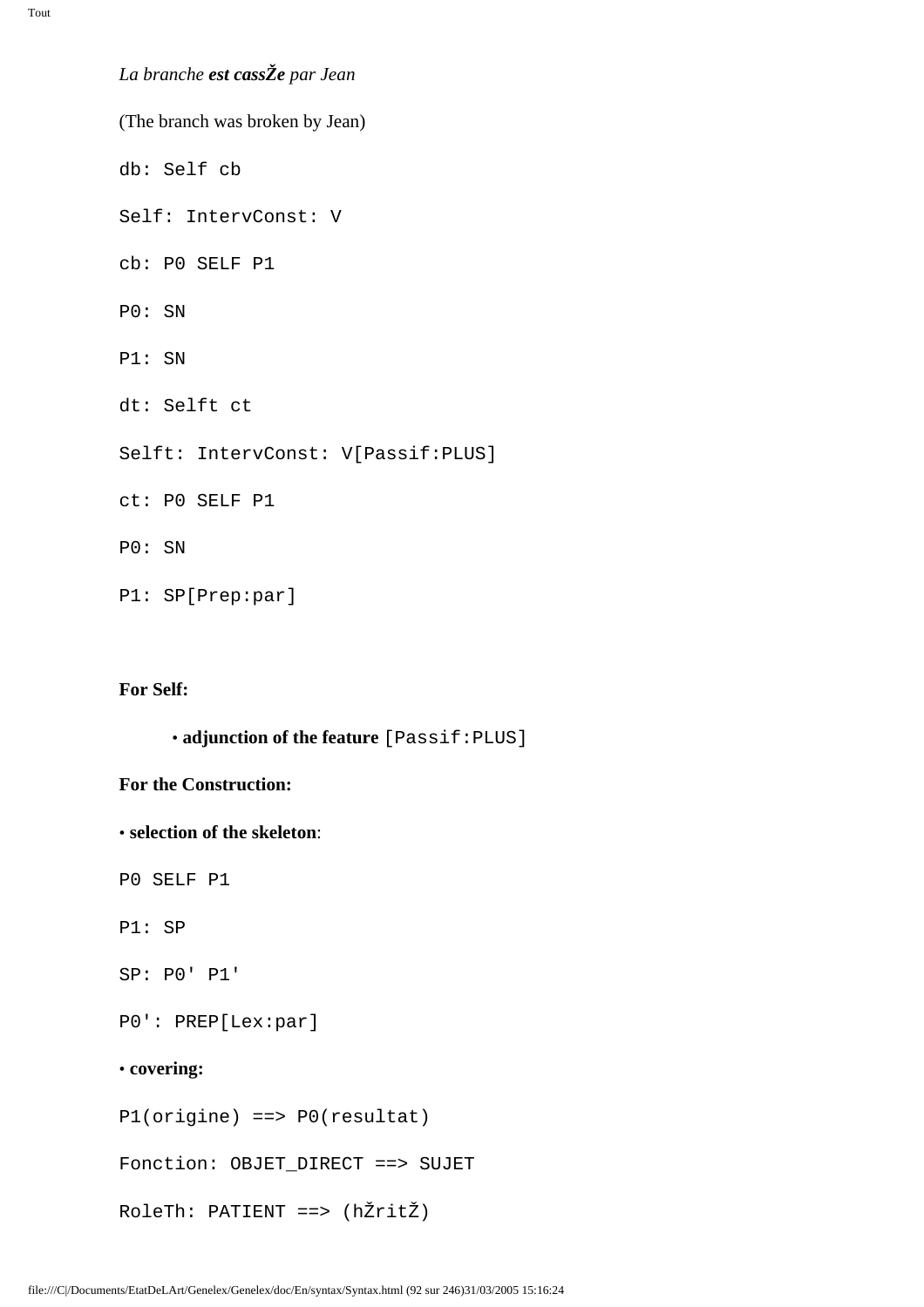*La branche **est cassŽe** par Jean*

(The branch was broken by Jean)

```
db: Self cb

Self: IntervConst: V

cb: P0 SELF P1

P0: SN

P1: SN

dt: Selft ct

Selft: IntervConst: V[Passif:PLUS]

ct: P0 SELF P1

P0: SN

P1: SP[Prep:par]
```

**For Self:**

- **adjunction of the feature** `[Passif:PLUS]`

**For the Construction:**

- **selection of the skeleton**:

```
P0 SELF P1

P1: SP

SP: P0' P1'

P0': PREP[Lex:par]
```

- **covering:**

```
P1(origine) ==> P0(resultat)

Fonction: OBJET_DIRECT ==> SUJET

RoleTh: PATIENT ==> (hŽritŽ)
```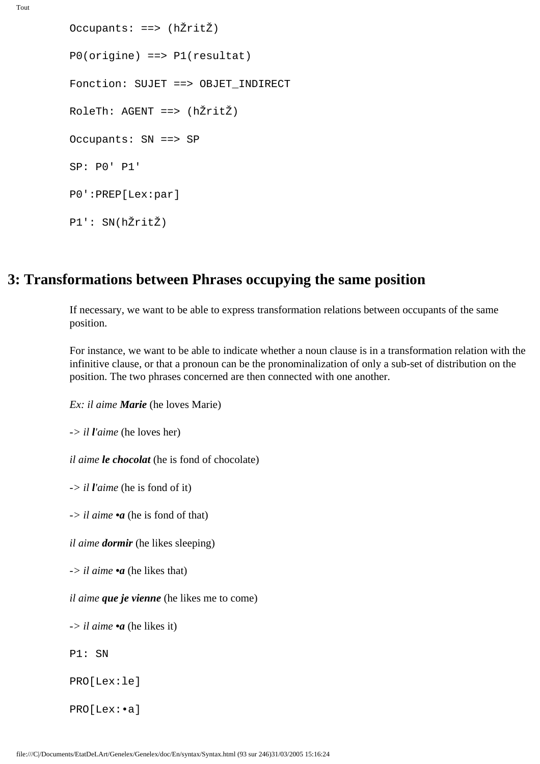```
Occupants: ==> (hŽritŽ)

P0(origine) ==> P1(resultat)

Fonction: SUJET ==> OBJET_INDIRECT

RoleTh: AGENT ==> (hŽritŽ)

Occupants: SN ==> SP

SP: P0' P1'

P0':PREP[Lex:par]

P1': SN(hŽritŽ)
```

## 3: Transformations between Phrases occupying the same position

If necessary, we want to be able to express transformation relations between occupants of the same position.

For instance, we want to be able to indicate whether a noun clause is in a transformation relation with the infinitive clause, or that a pronoun can be the pronominalization of only a sub-set of distribution on the position. The two phrases concerned are then connected with one another.

*Ex: il aime **Marie*** (he loves Marie)

-> *il **l'**aime* (he loves her)

*il aime **le chocolat*** (he is fond of chocolate)

-> *il **l'**aime* (he is fond of it)

-> *il aime **•a*** (he is fond of that)

*il aime **dormir*** (he likes sleeping)

-> *il aime **•a*** (he likes that)

*il aime **que je vienne*** (he likes me to come)

-> *il aime **•a*** (he likes it)

```
P1: SN

PRO[Lex:le]

PRO[Lex:•a]
```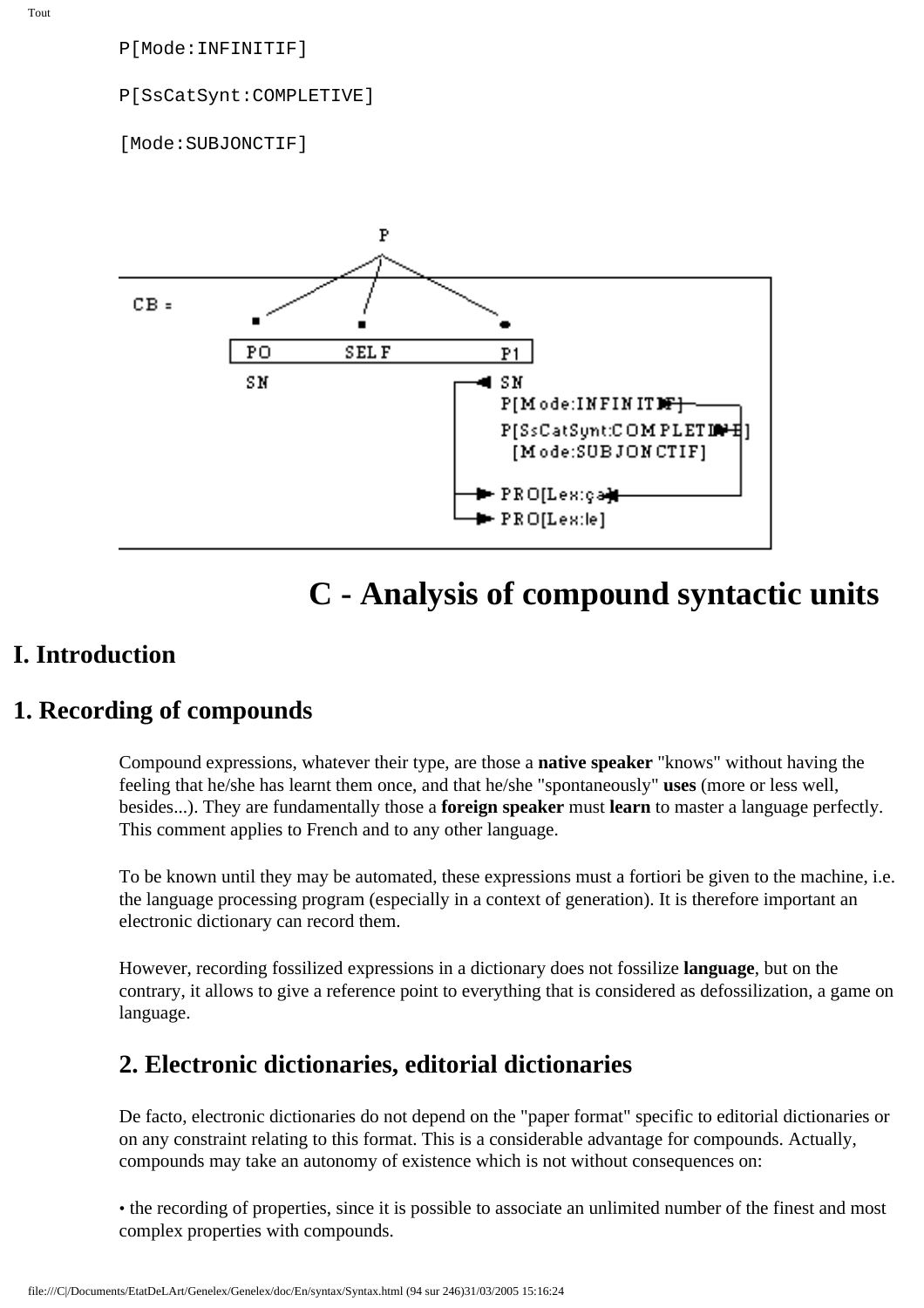```
P[Mode:INFINITIF]

P[SsCatSynt:COMPLETIVE]

[Mode:SUBJONCTIF]
```

```
                P
          /     |      \
CB =     ■      ■       ●
        PO     SELF     P1
        SN              SN
                        P[Mode:INFINITIF]
                        P[SsCatSynt:COMPLETIVE]
                          [Mode:SUBJONCTIF]
                        PRO[Lex:ça]
                        PRO[Lex:le]
```

# C - Analysis of compound syntactic units

## I. Introduction

## 1. Recording of compounds

Compound expressions, whatever their type, are those a **native speaker** "knows" without having the feeling that he/she has learnt them once, and that he/she "spontaneously" **uses** (more or less well, besides...). They are fundamentally those a **foreign speaker** must **learn** to master a language perfectly. This comment applies to French and to any other language.

To be known until they may be automated, these expressions must a fortiori be given to the machine, i.e. the language processing program (especially in a context of generation). It is therefore important an electronic dictionary can record them.

However, recording fossilized expressions in a dictionary does not fossilize **language**, but on the contrary, it allows to give a reference point to everything that is considered as defossilization, a game on language.

### 2. Electronic dictionaries, editorial dictionaries

De facto, electronic dictionaries do not depend on the "paper format" specific to editorial dictionaries or on any constraint relating to this format. This is a considerable advantage for compounds. Actually, compounds may take an autonomy of existence which is not without consequences on:

• the recording of properties, since it is possible to associate an unlimited number of the finest and most complex properties with compounds.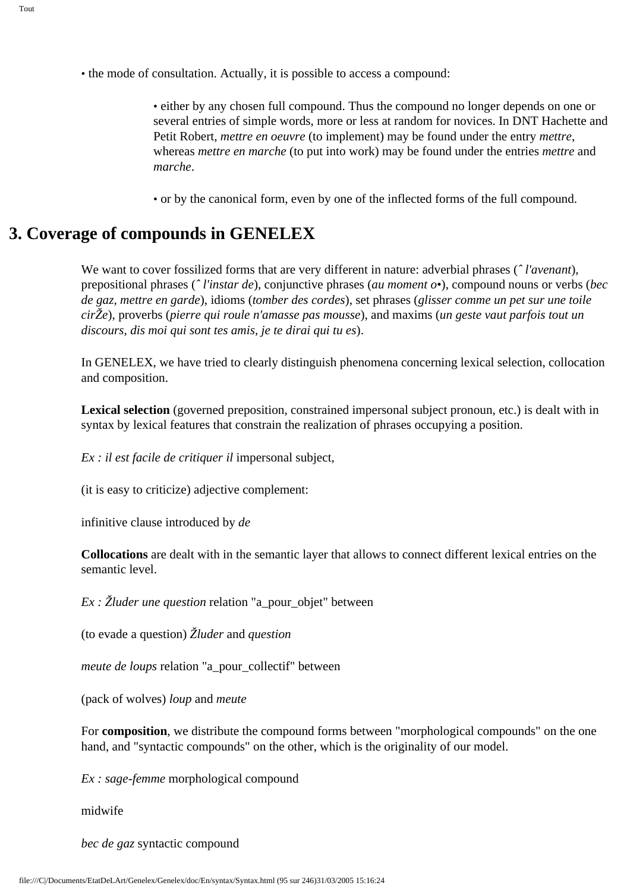• the mode of consultation. Actually, it is possible to access a compound:

> • either by any chosen full compound. Thus the compound no longer depends on one or several entries of simple words, more or less at random for novices. In DNT Hachette and Petit Robert, *mettre en oeuvre* (to implement) may be found under the entry *mettre*, whereas *mettre en marche* (to put into work) may be found under the entries *mettre* and *marche*.
>
> • or by the canonical form, even by one of the inflected forms of the full compound.

## 3. Coverage of compounds in GENELEX

We want to cover fossilized forms that are very different in nature: adverbial phrases (*ˆ l'avenant*), prepositional phrases (*ˆ l'instar de*), conjunctive phrases (*au moment o•*), compound nouns or verbs (*bec de gaz*, *mettre en garde*), idioms (*tomber des cordes*), set phrases (*glisser comme un pet sur une toile cirŽe*), proverbs (*pierre qui roule n'amasse pas mousse*), and maxims (*un geste vaut parfois tout un discours*, *dis moi qui sont tes amis, je te dirai qui tu es*).

In GENELEX, we have tried to clearly distinguish phenomena concerning lexical selection, collocation and composition.

**Lexical selection** (governed preposition, constrained impersonal subject pronoun, etc.) is dealt with in syntax by lexical features that constrain the realization of phrases occupying a position.

*Ex : il est facile de critiquer il* impersonal subject,

(it is easy to criticize) adjective complement:

infinitive clause introduced by *de*

**Collocations** are dealt with in the semantic layer that allows to connect different lexical entries on the semantic level.

*Ex : Žluder une question* relation "a_pour_objet" between

(to evade a question) *Žluder* and *question*

*meute de loups* relation "a_pour_collectif" between

(pack of wolves) *loup* and *meute*

For **composition**, we distribute the compound forms between "morphological compounds" on the one hand, and "syntactic compounds" on the other, which is the originality of our model.

*Ex : sage-femme* morphological compound

midwife

*bec de gaz* syntactic compound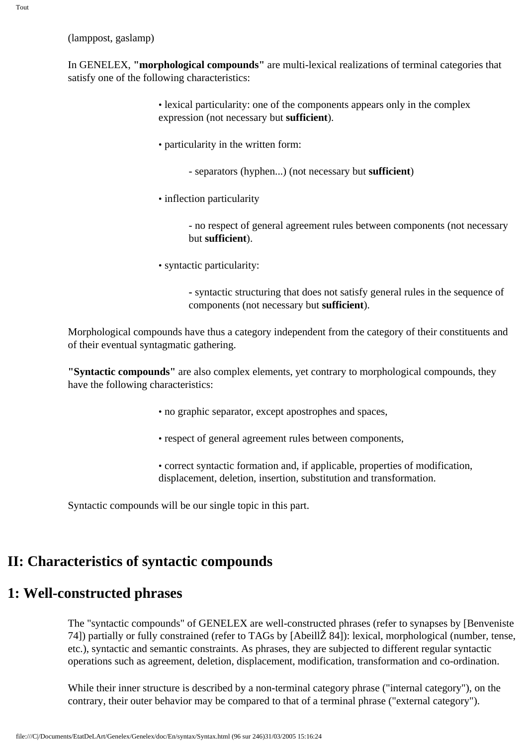(lamppost, gaslamp)

In GENELEX, **"morphological compounds"** are multi-lexical realizations of terminal categories that satisfy one of the following characteristics:

- lexical particularity: one of the components appears only in the complex expression (not necessary but **sufficient**).
- particularity in the written form:
  - separators (hyphen...) (not necessary but **sufficient**)
- inflection particularity
  - no respect of general agreement rules between components (not necessary but **sufficient**).
- syntactic particularity:
  - syntactic structuring that does not satisfy general rules in the sequence of components (not necessary but **sufficient**).

Morphological compounds have thus a category independent from the category of their constituents and of their eventual syntagmatic gathering.

**"Syntactic compounds"** are also complex elements, yet contrary to morphological compounds, they have the following characteristics:

- no graphic separator, except apostrophes and spaces,
- respect of general agreement rules between components,
- correct syntactic formation and, if applicable, properties of modification, displacement, deletion, insertion, substitution and transformation.

Syntactic compounds will be our single topic in this part.

# II: Characteristics of syntactic compounds

# 1: Well-constructed phrases

The "syntactic compounds" of GENELEX are well-constructed phrases (refer to synapses by [Benveniste 74]) partially or fully constrained (refer to TAGs by [AbeillŽ 84]): lexical, morphological (number, tense, etc.), syntactic and semantic constraints. As phrases, they are subjected to different regular syntactic operations such as agreement, deletion, displacement, modification, transformation and co-ordination.

While their inner structure is described by a non-terminal category phrase ("internal category"), on the contrary, their outer behavior may be compared to that of a terminal phrase ("external category").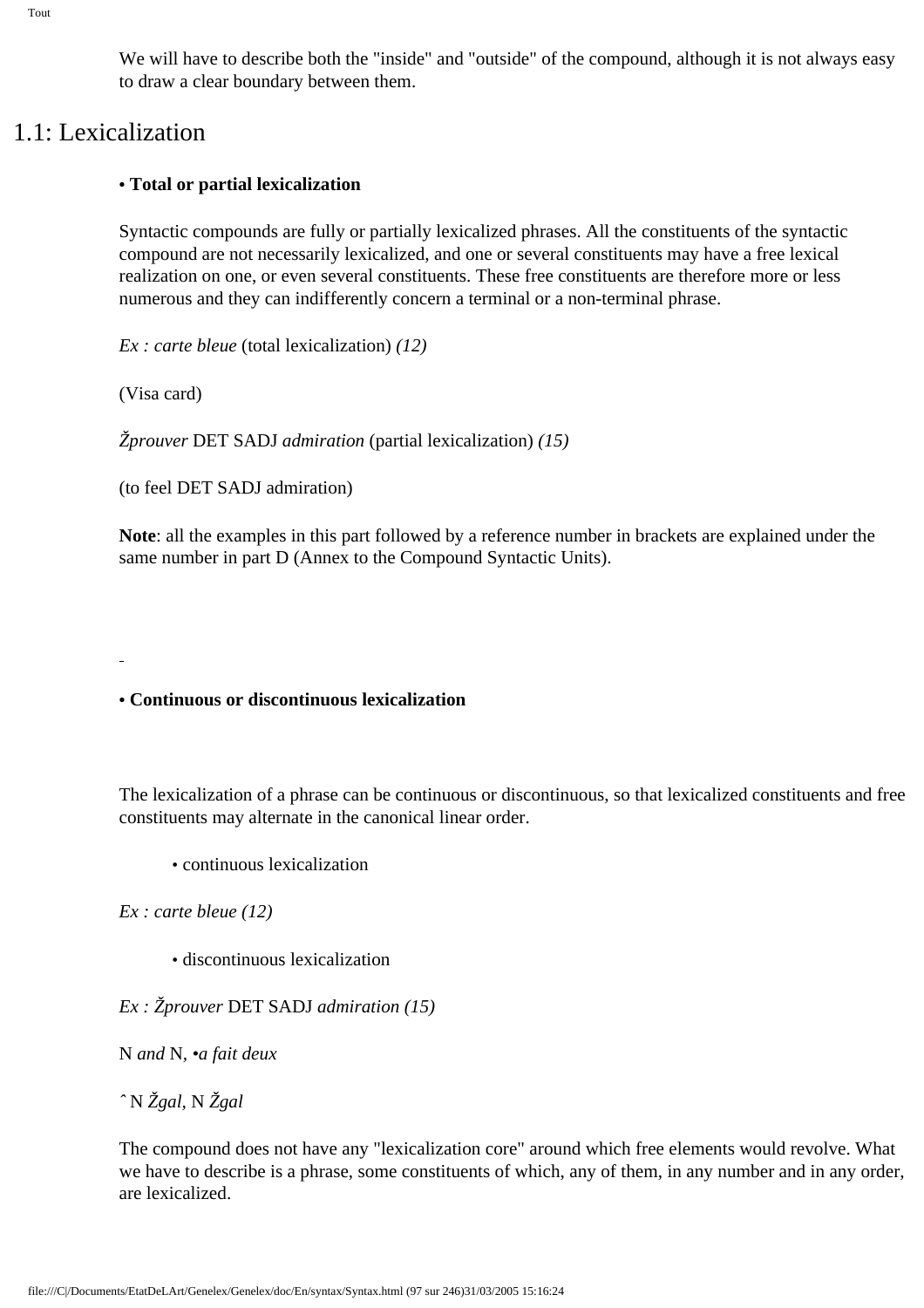We will have to describe both the "inside" and "outside" of the compound, although it is not always easy to draw a clear boundary between them.

# 1.1: Lexicalization

**• Total or partial lexicalization**

Syntactic compounds are fully or partially lexicalized phrases. All the constituents of the syntactic compound are not necessarily lexicalized, and one or several constituents may have a free lexical realization on one, or even several constituents. These free constituents are therefore more or less numerous and they can indifferently concern a terminal or a non-terminal phrase.

*Ex : carte bleue* (total lexicalization) *(12)*

(Visa card)

*Žprouver* DET SADJ *admiration* (partial lexicalization) *(15)*

(to feel DET SADJ admiration)

**Note**: all the examples in this part followed by a reference number in brackets are explained under the same number in part D (Annex to the Compound Syntactic Units).

**• Continuous or discontinuous lexicalization**

The lexicalization of a phrase can be continuous or discontinuous, so that lexicalized constituents and free constituents may alternate in the canonical linear order.

• continuous lexicalization

*Ex : carte bleue (12)*

• discontinuous lexicalization

*Ex : Žprouver* DET SADJ *admiration (15)*

N *and* N, *•a fait deux*

ˆ N *Žgal*, N *Žgal*

The compound does not have any "lexicalization core" around which free elements would revolve. What we have to describe is a phrase, some constituents of which, any of them, in any number and in any order, are lexicalized.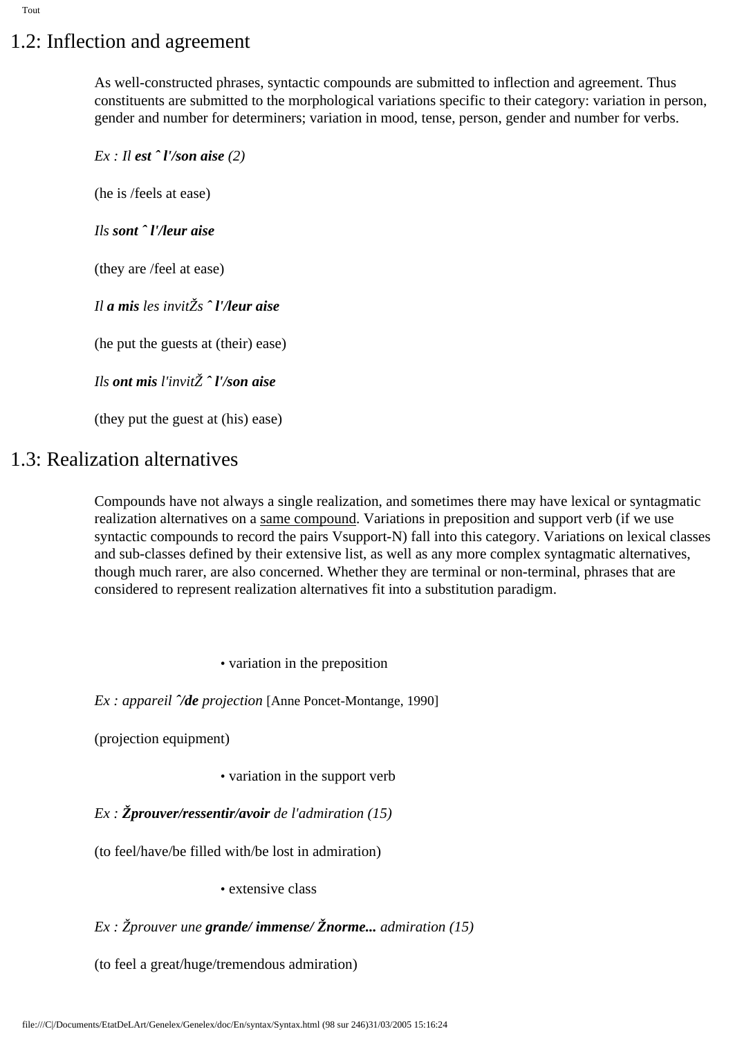## 1.2: Inflection and agreement

As well-constructed phrases, syntactic compounds are submitted to inflection and agreement. Thus constituents are submitted to the morphological variations specific to their category: variation in person, gender and number for determiners; variation in mood, tense, person, gender and number for verbs.

*Ex : Il* ***est ˆ l'/son aise*** *(2)*

(he is /feels at ease)

*Ils* ***sont ˆ l'/leur aise***

(they are /feel at ease)

*Il* ***a mis*** *les invitŽs* ***ˆ l'/leur aise***

(he put the guests at (their) ease)

*Ils* ***ont mis*** *l'invitŽ* ***ˆ l'/son aise***

(they put the guest at (his) ease)

## 1.3: Realization alternatives

Compounds have not always a single realization, and sometimes there may have lexical or syntagmatic realization alternatives on a same compound. Variations in preposition and support verb (if we use syntactic compounds to record the pairs Vsupport-N) fall into this category. Variations on lexical classes and sub-classes defined by their extensive list, as well as any more complex syntagmatic alternatives, though much rarer, are also concerned. Whether they are terminal or non-terminal, phrases that are considered to represent realization alternatives fit into a substitution paradigm.

- variation in the preposition

*Ex : appareil* ***ˆ/de*** *projection* [Anne Poncet-Montange, 1990]

(projection equipment)

- variation in the support verb

*Ex :* ***Žprouver/ressentir/avoir*** *de l'admiration (15)*

(to feel/have/be filled with/be lost in admiration)

- extensive class

*Ex : Žprouver une* ***grande/ immense/ Žnorme...*** *admiration (15)*

(to feel a great/huge/tremendous admiration)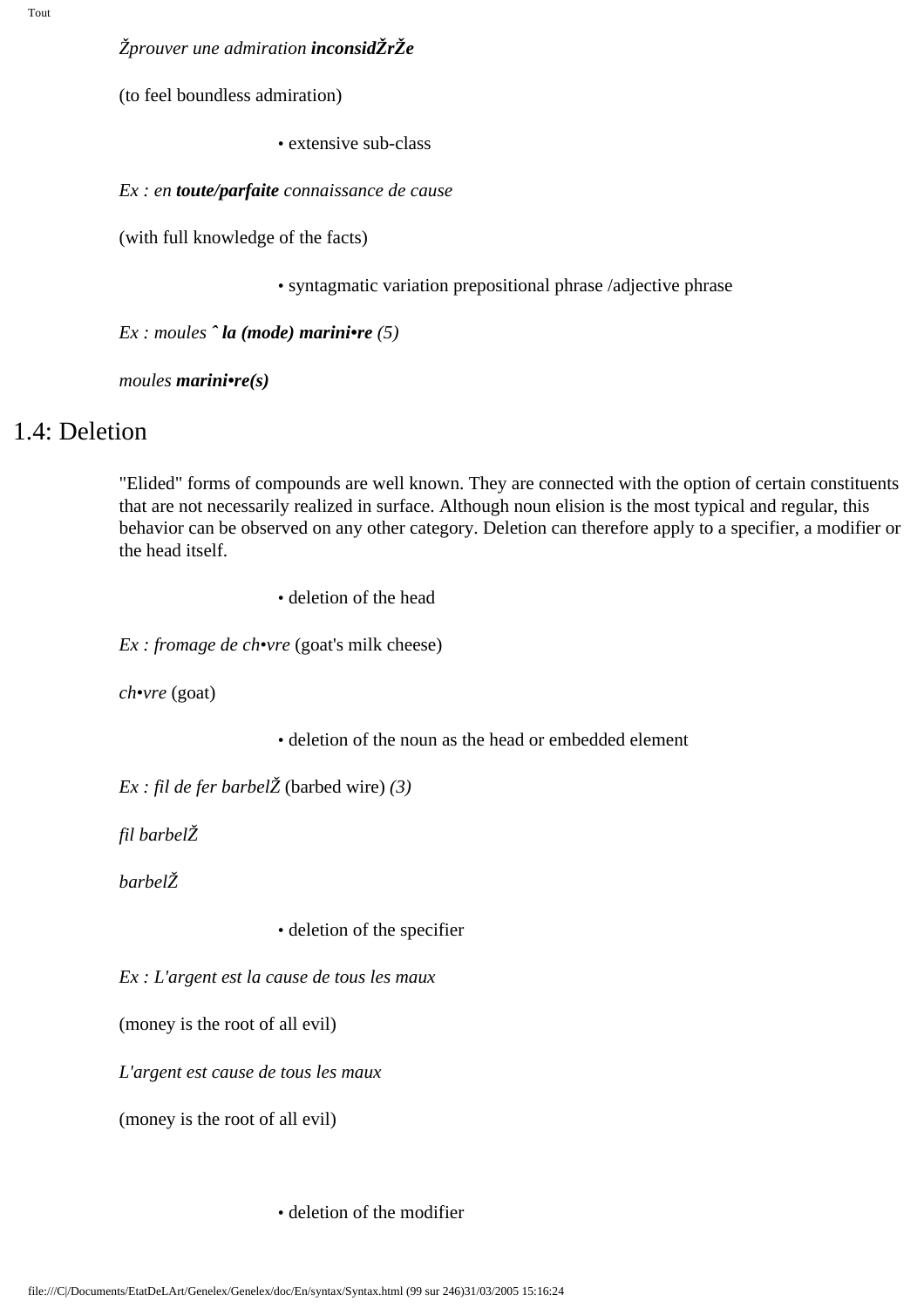*Žprouver une admiration* ***inconsidŽrŽe***

(to feel boundless admiration)

- extensive sub-class

*Ex : en* ***toute/parfaite*** *connaissance de cause*

(with full knowledge of the facts)

- syntagmatic variation prepositional phrase /adjective phrase

*Ex : moules ˆ* ***la (mode) marini•re*** *(5)*

*moules* ***marini•re(s)***

## 1.4: Deletion

"Elided" forms of compounds are well known. They are connected with the option of certain constituents that are not necessarily realized in surface. Although noun elision is the most typical and regular, this behavior can be observed on any other category. Deletion can therefore apply to a specifier, a modifier or the head itself.

- deletion of the head

*Ex : fromage de ch•vre* (goat's milk cheese)

*ch•vre* (goat)

- deletion of the noun as the head or embedded element

*Ex : fil de fer barbelŽ* (barbed wire) *(3)*

*fil barbelŽ*

*barbelŽ*

- deletion of the specifier

*Ex : L'argent est la cause de tous les maux*

(money is the root of all evil)

*L'argent est cause de tous les maux*

(money is the root of all evil)

- deletion of the modifier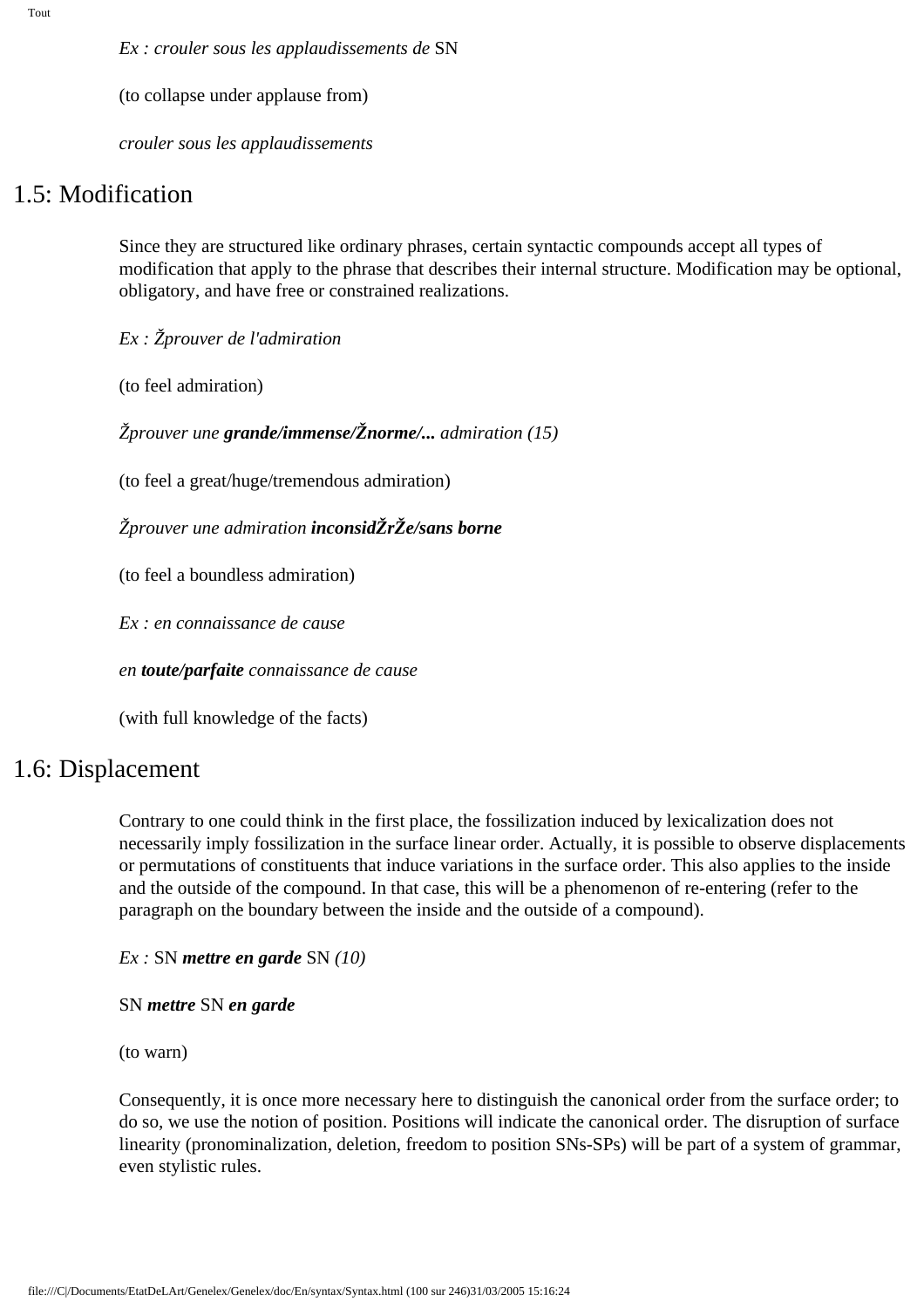*Ex : crouler sous les applaudissements de* SN

(to collapse under applause from)

*crouler sous les applaudissements*

## 1.5: Modification

Since they are structured like ordinary phrases, certain syntactic compounds accept all types of modification that apply to the phrase that describes their internal structure. Modification may be optional, obligatory, and have free or constrained realizations.

*Ex : Žprouver de l'admiration*

(to feel admiration)

*Žprouver une* ***grande/immense/Žnorme/...*** *admiration (15)*

(to feel a great/huge/tremendous admiration)

*Žprouver une admiration* ***inconsidŽrŽe/sans borne***

(to feel a boundless admiration)

*Ex : en connaissance de cause*

*en* ***toute/parfaite*** *connaissance de cause*

(with full knowledge of the facts)

## 1.6: Displacement

Contrary to one could think in the first place, the fossilization induced by lexicalization does not necessarily imply fossilization in the surface linear order. Actually, it is possible to observe displacements or permutations of constituents that induce variations in the surface order. This also applies to the inside and the outside of the compound. In that case, this will be a phenomenon of re-entering (refer to the paragraph on the boundary between the inside and the outside of a compound).

*Ex :* SN ***mettre en garde*** SN *(10)*

SN ***mettre*** SN ***en garde***

(to warn)

Consequently, it is once more necessary here to distinguish the canonical order from the surface order; to do so, we use the notion of position. Positions will indicate the canonical order. The disruption of surface linearity (pronominalization, deletion, freedom to position SNs-SPs) will be part of a system of grammar, even stylistic rules.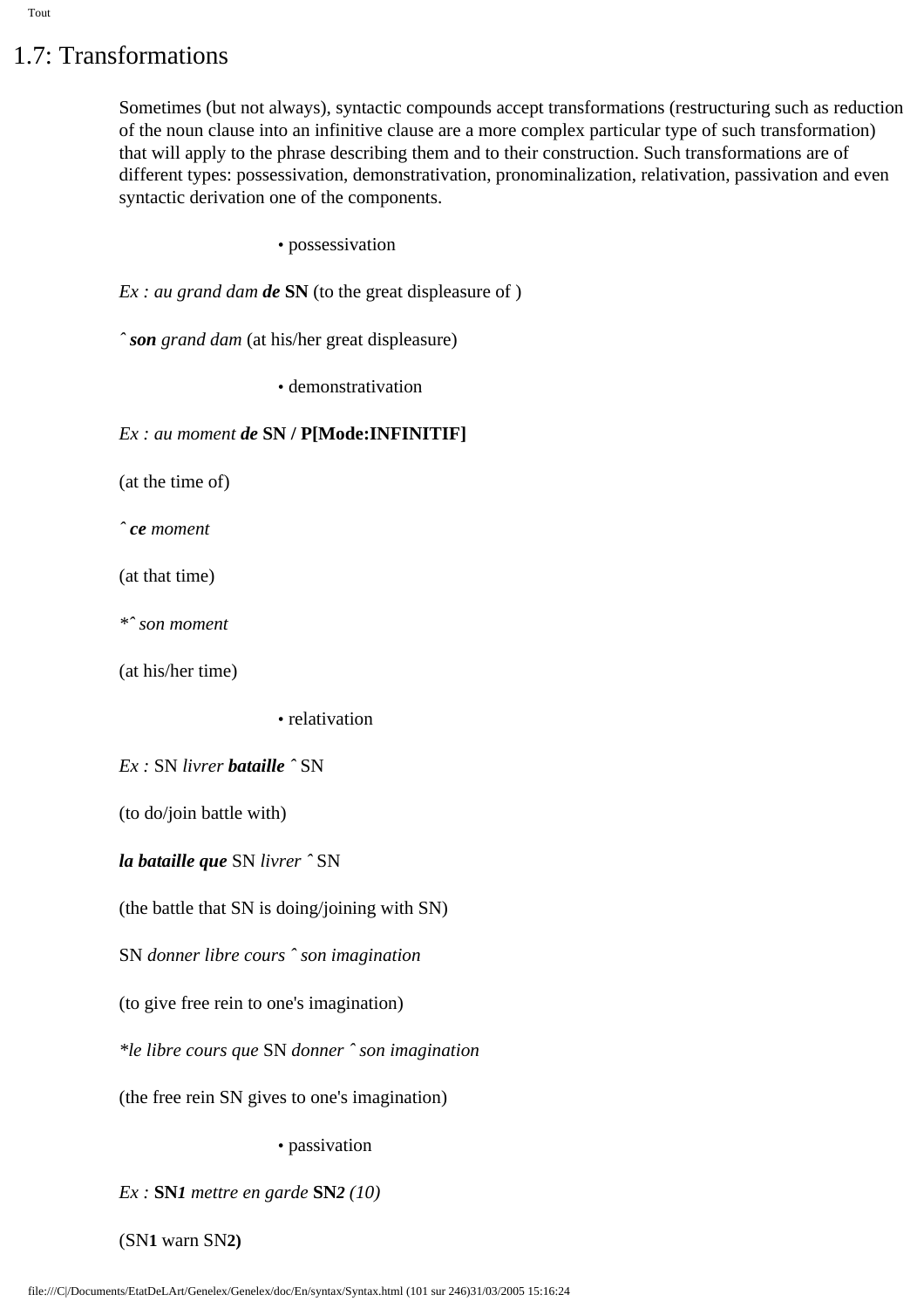## 1.7: Transformations

Sometimes (but not always), syntactic compounds accept transformations (restructuring such as reduction of the noun clause into an infinitive clause are a more complex particular type of such transformation) that will apply to the phrase describing them and to their construction. Such transformations are of different types: possessivation, demonstrativation, pronominalization, relativation, passivation and even syntactic derivation one of the components.

• possessivation

*Ex : au grand dam **de*** **SN** (to the great displeasure of )

ˆ ***son*** *grand dam* (at his/her great displeasure)

• demonstrativation

*Ex : au moment **de*** **SN / P[Mode:INFINITIF]**

(at the time of)

ˆ ***ce*** *moment*

(at that time)

*\*ˆ son moment*

(at his/her time)

• relativation

*Ex :* SN *livrer **bataille*** ˆ SN

(to do/join battle with)

***la bataille que*** SN *livrer* ˆ SN

(the battle that SN is doing/joining with SN)

SN *donner libre cours* ˆ *son imagination*

(to give free rein to one's imagination)

*\*le libre cours que* SN *donner* ˆ *son imagination*

(the free rein SN gives to one's imagination)

• passivation

*Ex :* **SN*1*** *mettre en garde* **SN*2*** *(10)*

(SN**1** warn SN**2)**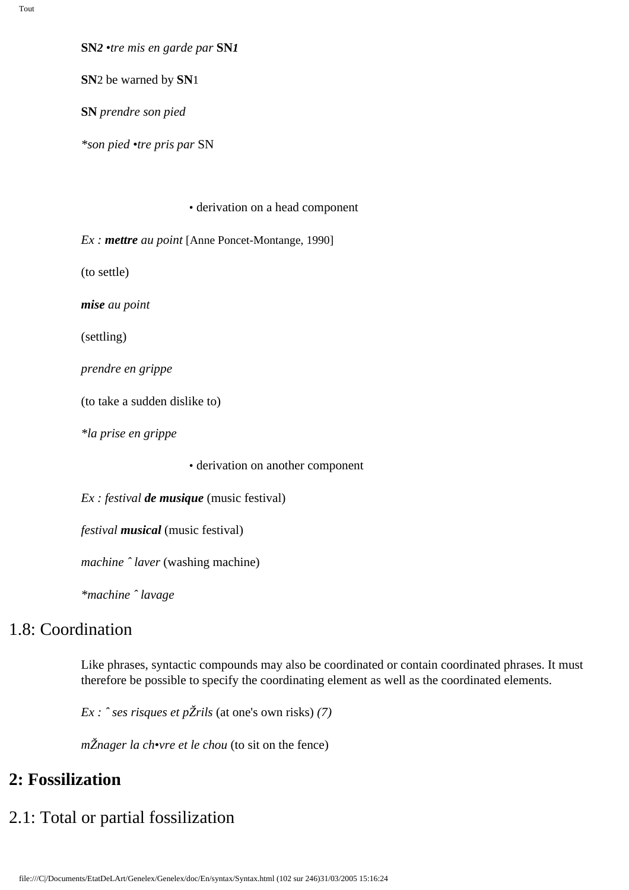**SN*2*** *•tre mis en garde par* **SN*1***

**SN**2 be warned by **SN**1

**SN** *prendre son pied*

*\*son pied •tre pris par* SN

• derivation on a head component

*Ex :* ***mettre*** *au point* [Anne Poncet-Montange, 1990]

(to settle)

***mise*** *au point*

(settling)

*prendre en grippe*

(to take a sudden dislike to)

*\*la prise en grippe*

• derivation on another component

*Ex : festival* ***de musique*** (music festival)

*festival* ***musical*** (music festival)

*machine ˆ laver* (washing machine)

*\*machine ˆ lavage*

## 1.8: Coordination

Like phrases, syntactic compounds may also be coordinated or contain coordinated phrases. It must therefore be possible to specify the coordinating element as well as the coordinated elements.

*Ex : ˆ ses risques et pŽrils* (at one's own risks) *(7)*

*mŽnager la ch•vre et le chou* (to sit on the fence)

# 2: Fossilization

## 2.1: Total or partial fossilization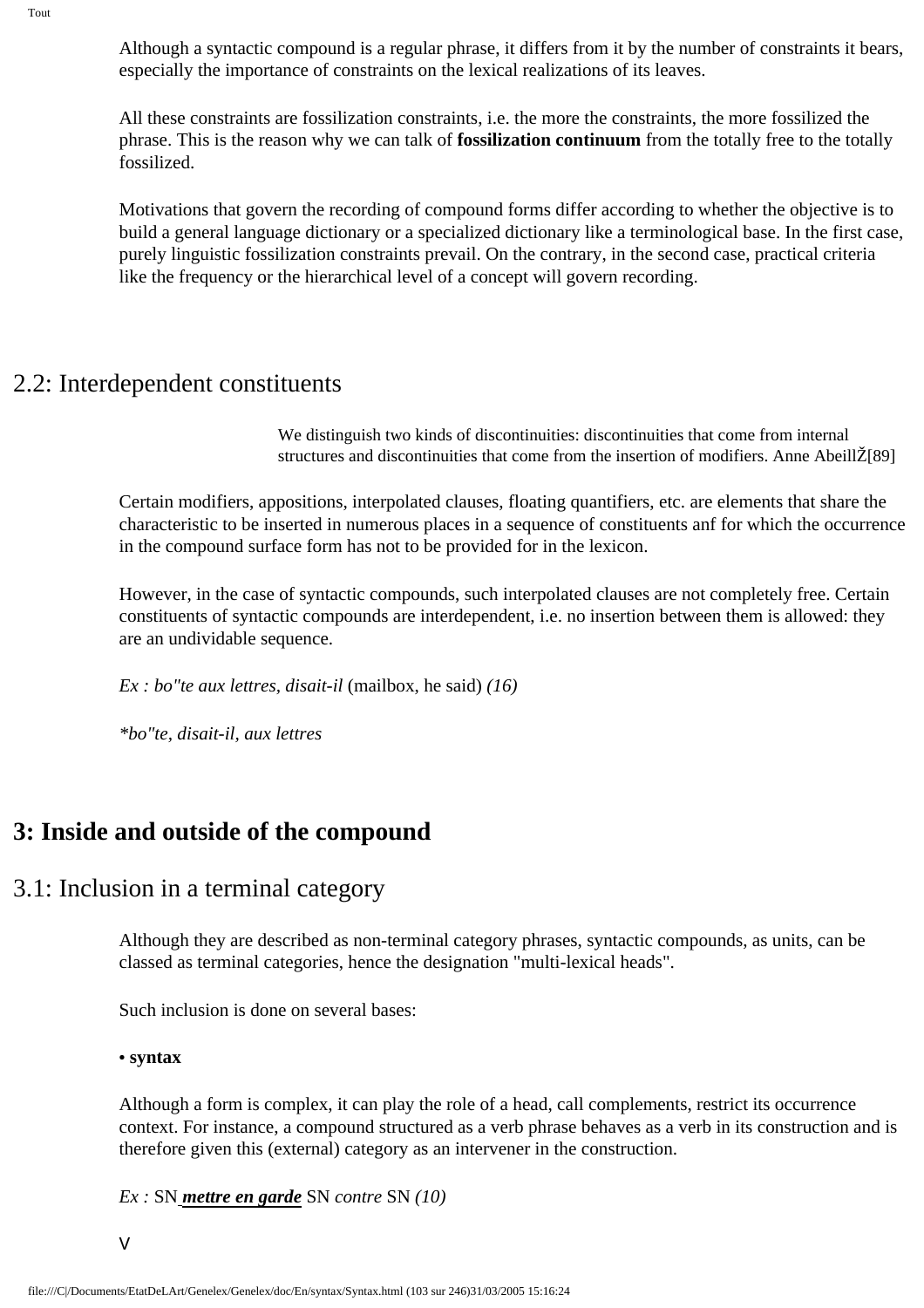Although a syntactic compound is a regular phrase, it differs from it by the number of constraints it bears, especially the importance of constraints on the lexical realizations of its leaves.

All these constraints are fossilization constraints, i.e. the more the constraints, the more fossilized the phrase. This is the reason why we can talk of **fossilization continuum** from the totally free to the totally fossilized.

Motivations that govern the recording of compound forms differ according to whether the objective is to build a general language dictionary or a specialized dictionary like a terminological base. In the first case, purely linguistic fossilization constraints prevail. On the contrary, in the second case, practical criteria like the frequency or the hierarchical level of a concept will govern recording.

## 2.2: Interdependent constituents

> We distinguish two kinds of discontinuities: discontinuities that come from internal structures and discontinuities that come from the insertion of modifiers. Anne AbeillŽ[89]

Certain modifiers, appositions, interpolated clauses, floating quantifiers, etc. are elements that share the characteristic to be inserted in numerous places in a sequence of constituents anf for which the occurrence in the compound surface form has not to be provided for in the lexicon.

However, in the case of syntactic compounds, such interpolated clauses are not completely free. Certain constituents of syntactic compounds are interdependent, i.e. no insertion between them is allowed: they are an undividable sequence.

*Ex : bo"te aux lettres, disait-il* (mailbox, he said) *(16)*

*\*bo"te, disait-il, aux lettres*

# 3: Inside and outside of the compound

## 3.1: Inclusion in a terminal category

Although they are described as non-terminal category phrases, syntactic compounds, as units, can be classed as terminal categories, hence the designation "multi-lexical heads".

Such inclusion is done on several bases:

**• syntax**

Although a form is complex, it can play the role of a head, call complements, restrict its occurrence context. For instance, a compound structured as a verb phrase behaves as a verb in its construction and is therefore given this (external) category as an intervener in the construction.

*Ex :* SN ***mettre en garde*** SN *contre* SN *(10)*

V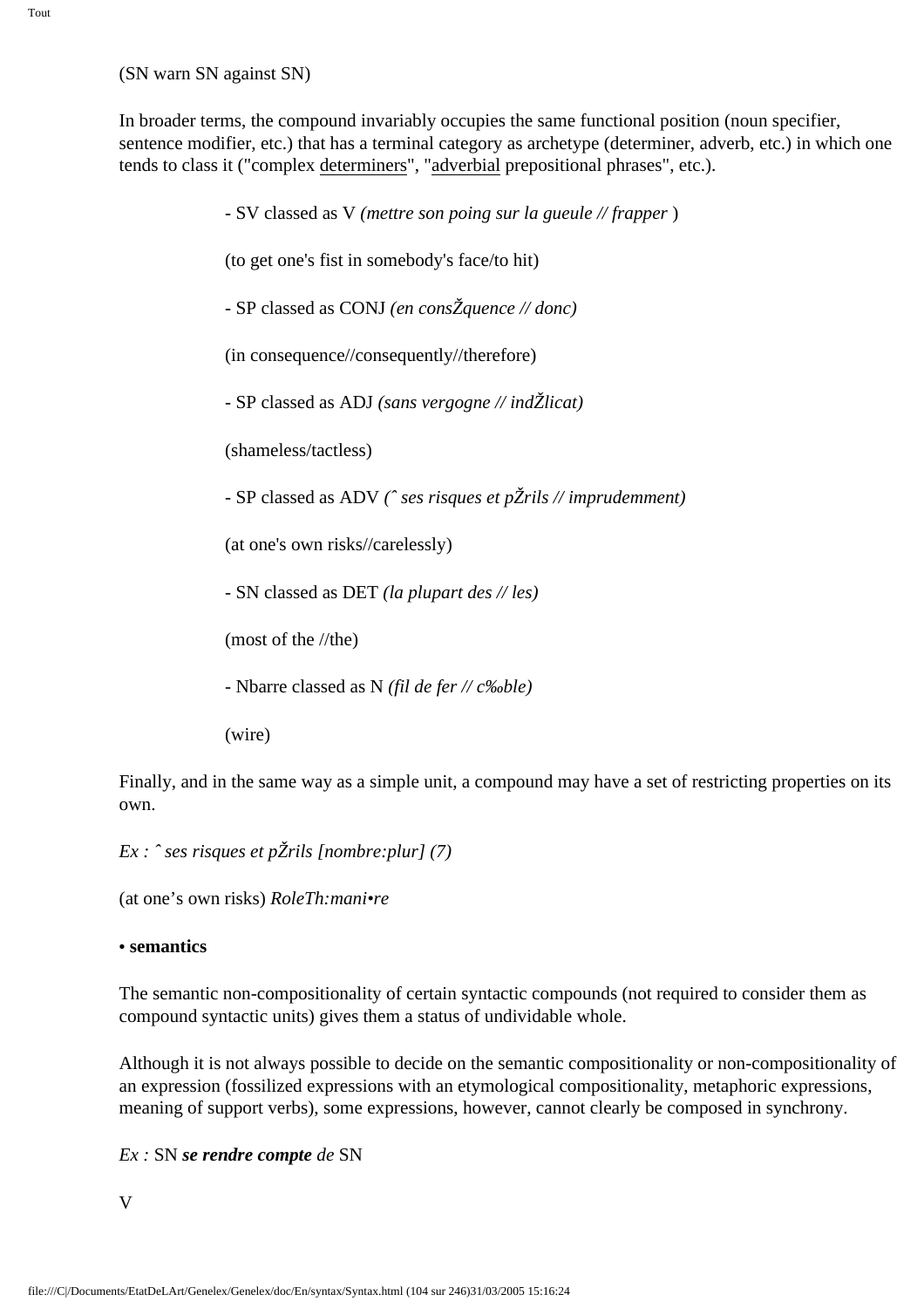(SN warn SN against SN)

In broader terms, the compound invariably occupies the same functional position (noun specifier, sentence modifier, etc.) that has a terminal category as archetype (determiner, adverb, etc.) in which one tends to class it ("complex determiners", "adverbial prepositional phrases", etc.).

- SV classed as V *(mettre son poing sur la gueule // frapper* )

(to get one's fist in somebody's face/to hit)

- SP classed as CONJ *(en consŽquence // donc)*

(in consequence//consequently//therefore)

- SP classed as ADJ *(sans vergogne // indŽlicat)*

(shameless/tactless)

- SP classed as ADV *(ˆ ses risques et pŽrils // imprudemment)*

(at one's own risks//carelessly)

- SN classed as DET *(la plupart des // les)*

(most of the //the)

- Nbarre classed as N *(fil de fer // c‰ble)*

(wire)

Finally, and in the same way as a simple unit, a compound may have a set of restricting properties on its own.

*Ex : ˆ ses risques et pŽrils [nombre:plur] (7)*

(at one's own risks) *RoleTh:mani•re*

**• semantics**

The semantic non-compositionality of certain syntactic compounds (not required to consider them as compound syntactic units) gives them a status of undividable whole.

Although it is not always possible to decide on the semantic compositionality or non-compositionality of an expression (fossilized expressions with an etymological compositionality, metaphoric expressions, meaning of support verbs), some expressions, however, cannot clearly be composed in synchrony.

*Ex :* SN ***se rendre compte** de* SN

V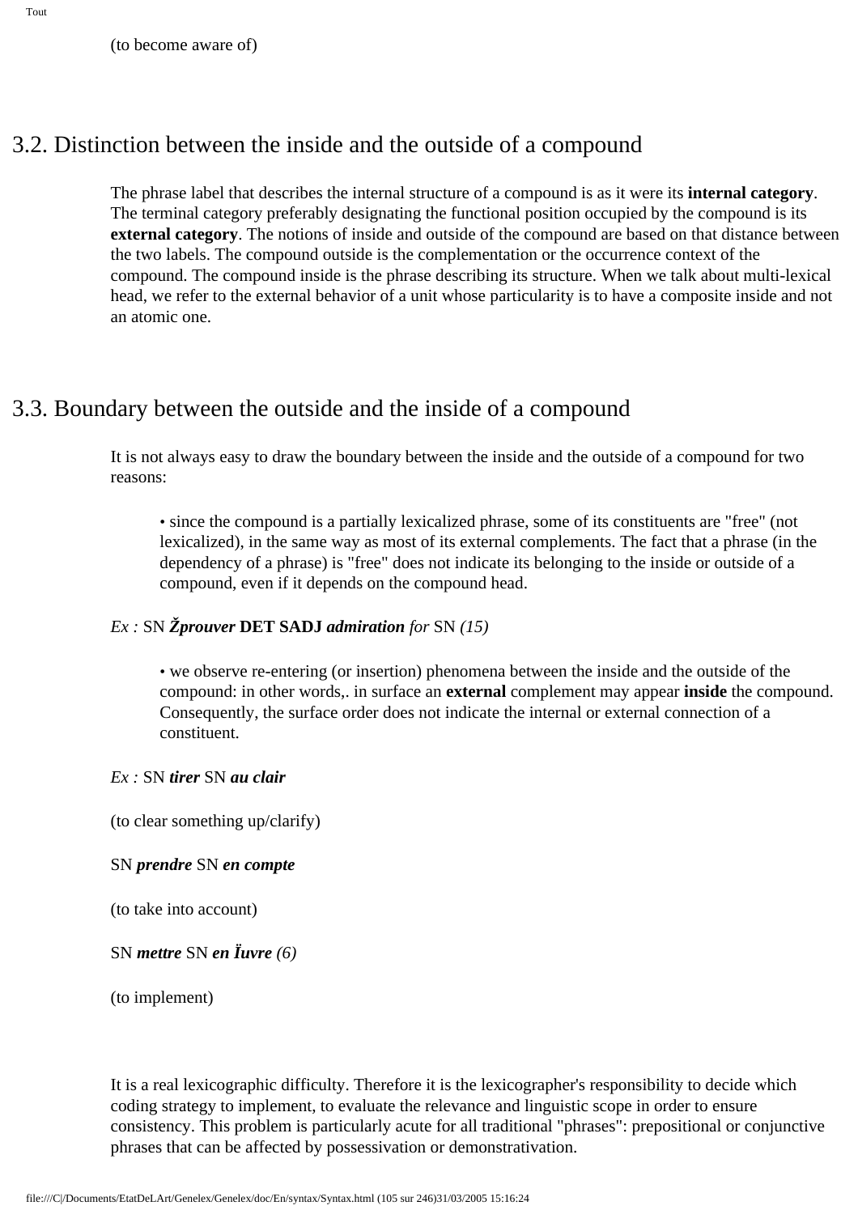(to become aware of)

## 3.2. Distinction between the inside and the outside of a compound

The phrase label that describes the internal structure of a compound is as it were its **internal category**. The terminal category preferably designating the functional position occupied by the compound is its **external category**. The notions of inside and outside of the compound are based on that distance between the two labels. The compound outside is the complementation or the occurrence context of the compound. The compound inside is the phrase describing its structure. When we talk about multi-lexical head, we refer to the external behavior of a unit whose particularity is to have a composite inside and not an atomic one.

## 3.3. Boundary between the outside and the inside of a compound

It is not always easy to draw the boundary between the inside and the outside of a compound for two reasons:

- since the compound is a partially lexicalized phrase, some of its constituents are "free" (not lexicalized), in the same way as most of its external complements. The fact that a phrase (in the dependency of a phrase) is "free" does not indicate its belonging to the inside or outside of a compound, even if it depends on the compound head.

*Ex :* SN ***Žprouver*** **DET SADJ** ***admiration*** *for* SN *(15)*

- we observe re-entering (or insertion) phenomena between the inside and the outside of the compound: in other words,. in surface an **external** complement may appear **inside** the compound. Consequently, the surface order does not indicate the internal or external connection of a constituent.

*Ex :* SN ***tirer*** SN ***au clair***

(to clear something up/clarify)

SN ***prendre*** SN ***en compte***

(to take into account)

SN ***mettre*** SN ***en Ïuvre*** *(6)*

(to implement)

It is a real lexicographic difficulty. Therefore it is the lexicographer's responsibility to decide which coding strategy to implement, to evaluate the relevance and linguistic scope in order to ensure consistency. This problem is particularly acute for all traditional "phrases": prepositional or conjunctive phrases that can be affected by possessivation or demonstrativation.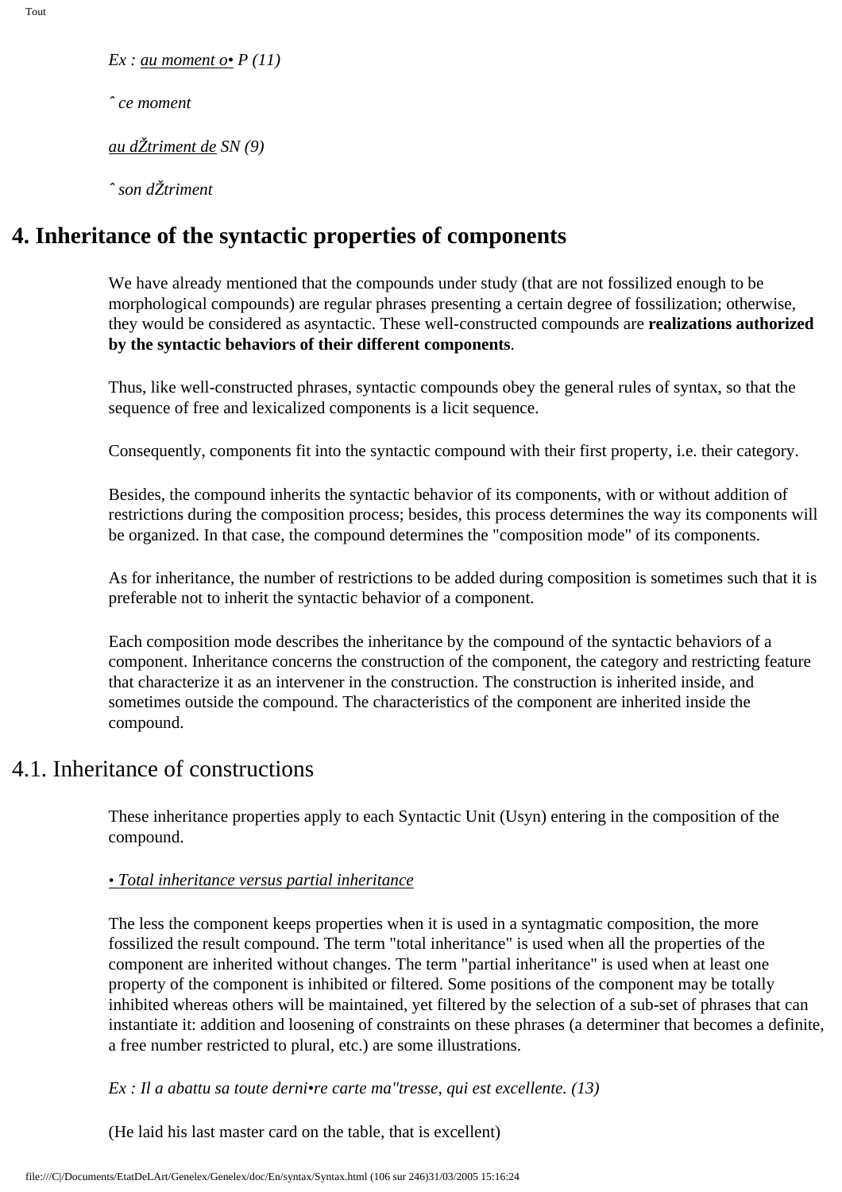*Ex : <u>au moment o•</u> P (11)*

*ˆ ce moment*

*<u>au dŽtriment de</u> SN (9)*

*ˆ son dŽtriment*

# 4. Inheritance of the syntactic properties of components

We have already mentioned that the compounds under study (that are not fossilized enough to be morphological compounds) are regular phrases presenting a certain degree of fossilization; otherwise, they would be considered as asyntactic. These well-constructed compounds are **realizations authorized by the syntactic behaviors of their different components**.

Thus, like well-constructed phrases, syntactic compounds obey the general rules of syntax, so that the sequence of free and lexicalized components is a licit sequence.

Consequently, components fit into the syntactic compound with their first property, i.e. their category.

Besides, the compound inherits the syntactic behavior of its components, with or without addition of restrictions during the composition process; besides, this process determines the way its components will be organized. In that case, the compound determines the "composition mode" of its components.

As for inheritance, the number of restrictions to be added during composition is sometimes such that it is preferable not to inherit the syntactic behavior of a component.

Each composition mode describes the inheritance by the compound of the syntactic behaviors of a component. Inheritance concerns the construction of the component, the category and restricting feature that characterize it as an intervener in the construction. The construction is inherited inside, and sometimes outside the compound. The characteristics of the component are inherited inside the compound.

## 4.1. Inheritance of constructions

These inheritance properties apply to each Syntactic Unit (Usyn) entering in the composition of the compound.

*<u>• Total inheritance versus partial inheritance</u>*

The less the component keeps properties when it is used in a syntagmatic composition, the more fossilized the result compound. The term "total inheritance" is used when all the properties of the component are inherited without changes. The term "partial inheritance" is used when at least one property of the component is inhibited or filtered. Some positions of the component may be totally inhibited whereas others will be maintained, yet filtered by the selection of a sub-set of phrases that can instantiate it: addition and loosening of constraints on these phrases (a determiner that becomes a definite, a free number restricted to plural, etc.) are some illustrations.

*Ex : Il a abattu sa toute derni•re carte ma"tresse, qui est excellente. (13)*

(He laid his last master card on the table, that is excellent)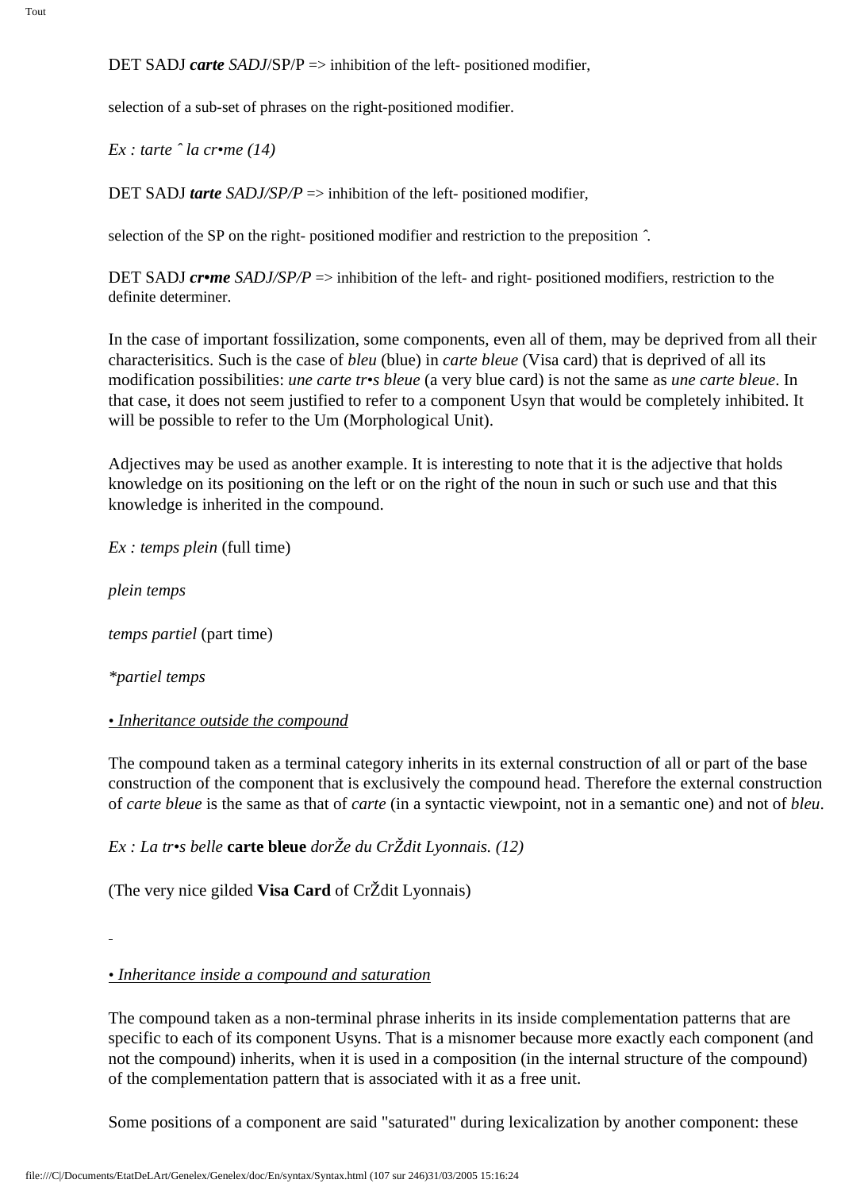DET SADJ ***carte*** *SADJ*/SP/P => inhibition of the left- positioned modifier,

selection of a sub-set of phrases on the right-positioned modifier.

*Ex : tarte ˆ la cr•me (14)*

DET SADJ ***tarte*** *SADJ/SP/P* => inhibition of the left- positioned modifier,

selection of the SP on the right- positioned modifier and restriction to the preposition ˆ.

DET SADJ ***cr•me*** *SADJ/SP/P* => inhibition of the left- and right- positioned modifiers, restriction to the definite determiner.

In the case of important fossilization, some components, even all of them, may be deprived from all their characterisitics. Such is the case of *bleu* (blue) in *carte bleue* (Visa card) that is deprived of all its modification possibilities: *une carte tr•s bleue* (a very blue card) is not the same as *une carte bleue*. In that case, it does not seem justified to refer to a component Usyn that would be completely inhibited. It will be possible to refer to the Um (Morphological Unit).

Adjectives may be used as another example. It is interesting to note that it is the adjective that holds knowledge on its positioning on the left or on the right of the noun in such or such use and that this knowledge is inherited in the compound.

*Ex : temps plein* (full time)

*plein temps*

*temps partiel* (part time)

*\*partiel temps*

*• Inheritance outside the compound*

The compound taken as a terminal category inherits in its external construction of all or part of the base construction of the component that is exclusively the compound head. Therefore the external construction of *carte bleue* is the same as that of *carte* (in a syntactic viewpoint, not in a semantic one) and not of *bleu*.

*Ex : La tr•s belle* **carte bleue** *dorŽe du CrŽdit Lyonnais. (12)*

(The very nice gilded **Visa Card** of CrŽdit Lyonnais)

*• Inheritance inside a compound and saturation*

The compound taken as a non-terminal phrase inherits in its inside complementation patterns that are specific to each of its component Usyns. That is a misnomer because more exactly each component (and not the compound) inherits, when it is used in a composition (in the internal structure of the compound) of the complementation pattern that is associated with it as a free unit.

Some positions of a component are said "saturated" during lexicalization by another component: these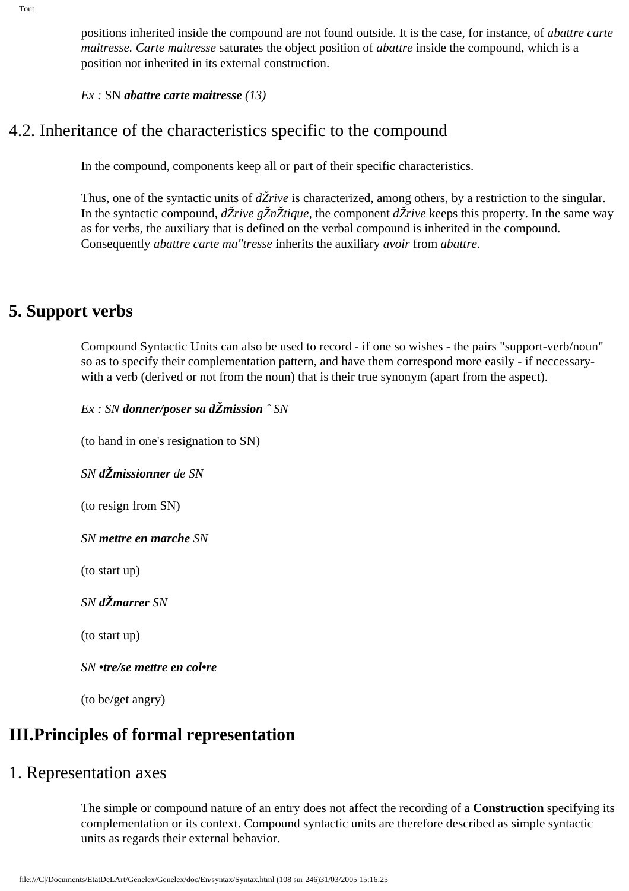positions inherited inside the compound are not found outside. It is the case, for instance, of *abattre carte maitresse. Carte maitresse* saturates the object position of *abattre* inside the compound, which is a position not inherited in its external construction.

*Ex :* SN ***abattre carte maitresse*** *(13)*

## 4.2. Inheritance of the characteristics specific to the compound

In the compound, components keep all or part of their specific characteristics.

Thus, one of the syntactic units of *dŽrive* is characterized, among others, by a restriction to the singular. In the syntactic compound, *dŽrive gŽnŽtique,* the component *dŽrive* keeps this property. In the same way as for verbs, the auxiliary that is defined on the verbal compound is inherited in the compound. Consequently *abattre carte ma"tresse* inherits the auxiliary *avoir* from *abattre*.

# 5. Support verbs

Compound Syntactic Units can also be used to record - if one so wishes - the pairs "support-verb/noun" so as to specify their complementation pattern, and have them correspond more easily - if neccessary- with a verb (derived or not from the noun) that is their true synonym (apart from the aspect).

*Ex : SN* ***donner/poser sa dŽmission*** *ˆ SN*

(to hand in one's resignation to SN)

*SN* ***dŽmissionner*** *de SN*

(to resign from SN)

*SN* ***mettre en marche*** *SN*

(to start up)

*SN* ***dŽmarrer*** *SN*

(to start up)

*SN* ***•tre/se mettre en col•re***

(to be/get angry)

# III.Principles of formal representation

## 1. Representation axes

The simple or compound nature of an entry does not affect the recording of a **Construction** specifying its complementation or its context. Compound syntactic units are therefore described as simple syntactic units as regards their external behavior.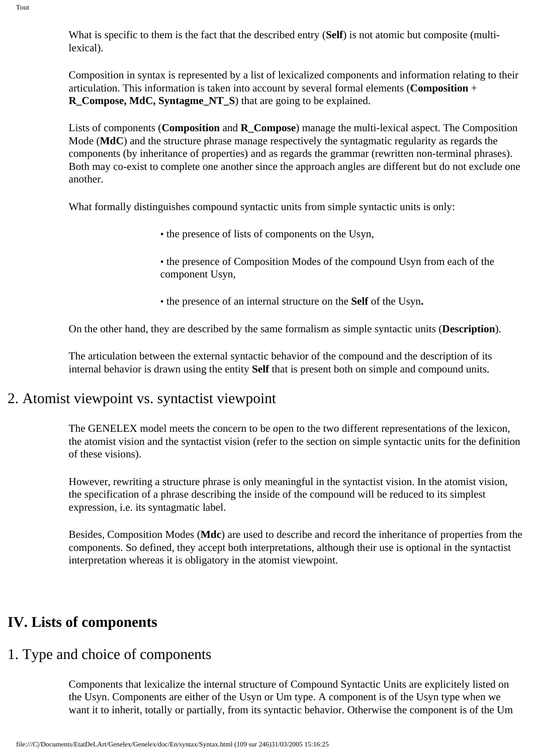What is specific to them is the fact that the described entry (**Self**) is not atomic but composite (multi-lexical).

Composition in syntax is represented by a list of lexicalized components and information relating to their articulation. This information is taken into account by several formal elements (**Composition** + **R_Compose, MdC, Syntagme_NT_S**) that are going to be explained.

Lists of components (**Composition** and **R_Compose**) manage the multi-lexical aspect. The Composition Mode (**MdC**) and the structure phrase manage respectively the syntagmatic regularity as regards the components (by inheritance of properties) and as regards the grammar (rewritten non-terminal phrases). Both may co-exist to complete one another since the approach angles are different but do not exclude one another.

What formally distinguishes compound syntactic units from simple syntactic units is only:

- the presence of lists of components on the Usyn,
- the presence of Composition Modes of the compound Usyn from each of the component Usyn,
- the presence of an internal structure on the **Self** of the Usyn**.**

On the other hand, they are described by the same formalism as simple syntactic units (**Description**).

The articulation between the external syntactic behavior of the compound and the description of its internal behavior is drawn using the entity **Self** that is present both on simple and compound units.

## 2. Atomist viewpoint vs. syntactist viewpoint

The GENELEX model meets the concern to be open to the two different representations of the lexicon, the atomist vision and the syntactist vision (refer to the section on simple syntactic units for the definition of these visions).

However, rewriting a structure phrase is only meaningful in the syntactist vision. In the atomist vision, the specification of a phrase describing the inside of the compound will be reduced to its simplest expression, i.e. its syntagmatic label.

Besides, Composition Modes (**Mdc**) are used to describe and record the inheritance of properties from the components. So defined, they accept both interpretations, although their use is optional in the syntactist interpretation whereas it is obligatory in the atomist viewpoint.

# IV. Lists of components

## 1. Type and choice of components

Components that lexicalize the internal structure of Compound Syntactic Units are explicitely listed on the Usyn. Components are either of the Usyn or Um type. A component is of the Usyn type when we want it to inherit, totally or partially, from its syntactic behavior. Otherwise the component is of the Um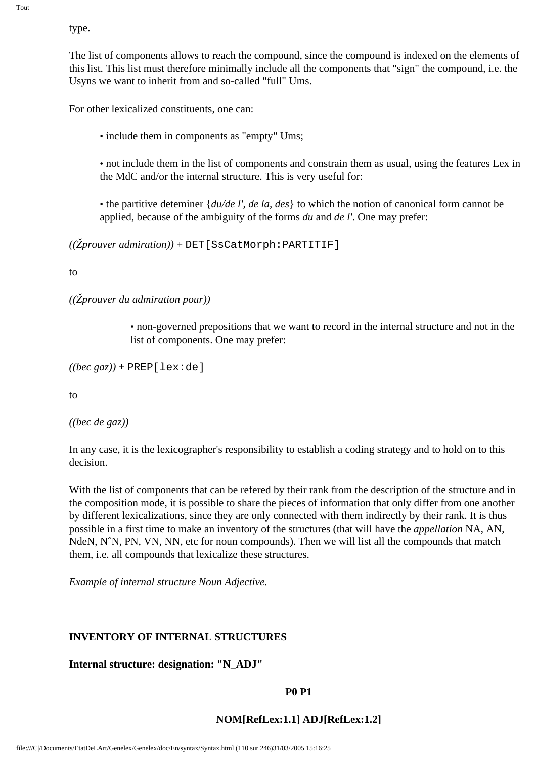type.

The list of components allows to reach the compound, since the compound is indexed on the elements of this list. This list must therefore minimally include all the components that "sign" the compound, i.e. the Usyns we want to inherit from and so-called "full" Ums.

For other lexicalized constituents, one can:

- include them in components as "empty" Ums;
- not include them in the list of components and constrain them as usual, using the features Lex in the MdC and/or the internal structure. This is very useful for:
- the partitive deteminer {*du/de l', de la, des*} to which the notion of canonical form cannot be applied, because of the ambiguity of the forms *du* and *de l'*. One may prefer:

*((Žprouver admiration))* + `DET[SsCatMorph:PARTITIF]`

to

*((Žprouver du admiration pour))*

- non-governed prepositions that we want to record in the internal structure and not in the list of components. One may prefer:

*((bec gaz))* + `PREP[lex:de]`

to

*((bec de gaz))*

In any case, it is the lexicographer's responsibility to establish a coding strategy and to hold on to this decision.

With the list of components that can be refered by their rank from the description of the structure and in the composition mode, it is possible to share the pieces of information that only differ from one another by different lexicalizations, since they are only connected with them indirectly by their rank. It is thus possible in a first time to make an inventory of the structures (that will have the *appellation* NA, AN, NdeN, NˆN, PN, VN, NN, etc for noun compounds). Then we will list all the compounds that match them, i.e. all compounds that lexicalize these structures.

*Example of internal structure Noun Adjective.*

**INVENTORY OF INTERNAL STRUCTURES**

**Internal structure: designation: "N_ADJ"**

**P0 P1**

**NOM[RefLex:1.1] ADJ[RefLex:1.2]**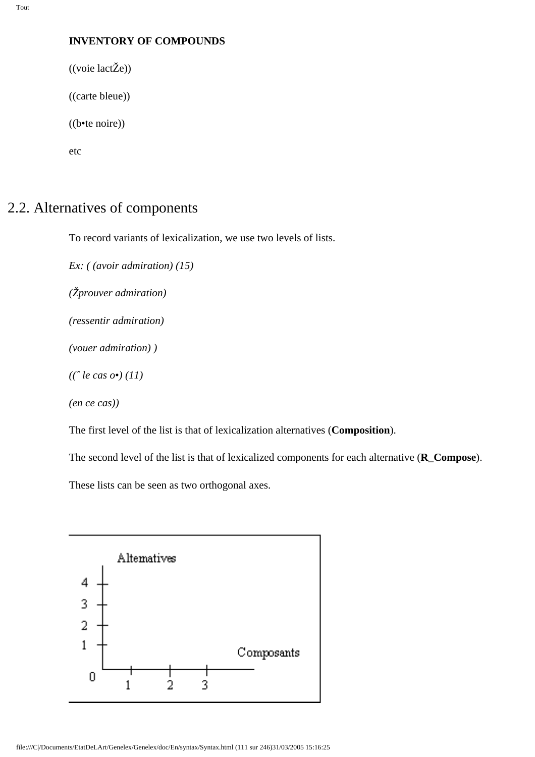**INVENTORY OF COMPOUNDS**

((voie lactŽe))

((carte bleue))

((b•te noire))

etc

## 2.2. Alternatives of components

To record variants of lexicalization, we use two levels of lists.

*Ex: ( (avoir admiration) (15)*

*(Žprouver admiration)*

*(ressentir admiration)*

*(vouer admiration) )*

*((ˆ le cas o•) (11)*

*(en ce cas))*

The first level of the list is that of lexicalization alternatives (**Composition**).

The second level of the list is that of lexicalized components for each alternative (**R_Compose**).

These lists can be seen as two orthogonal axes.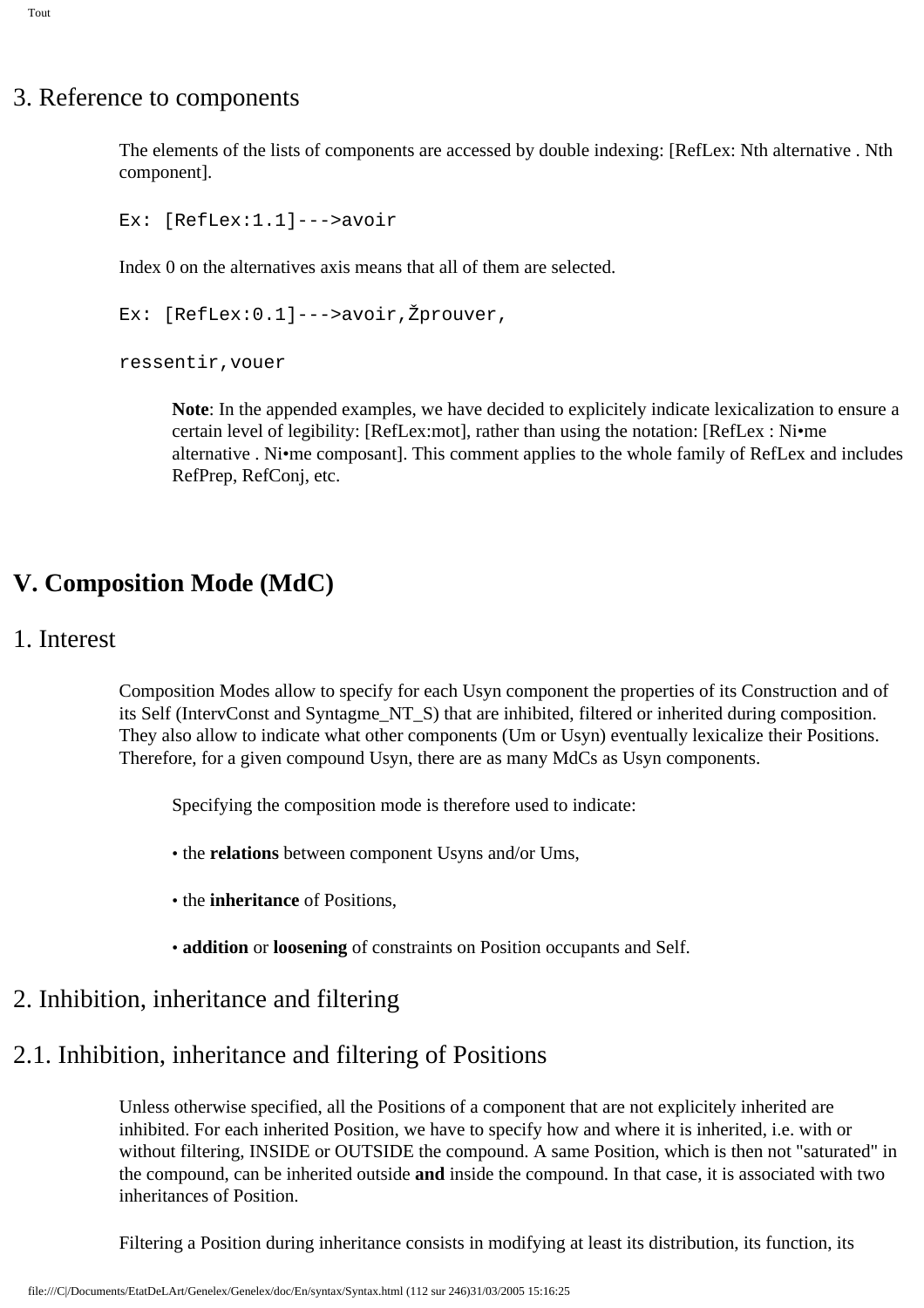## 3. Reference to components

The elements of the lists of components are accessed by double indexing: [RefLex: Nth alternative . Nth component].

```
Ex: [RefLex:1.1]--->avoir
```

Index 0 on the alternatives axis means that all of them are selected.

```
Ex: [RefLex:0.1]--->avoir,Žprouver,

ressentir,vouer
```

> **Note**: In the appended examples, we have decided to explicitely indicate lexicalization to ensure a certain level of legibility: [RefLex:mot], rather than using the notation: [RefLex : Ni•me alternative . Ni•me composant]. This comment applies to the whole family of RefLex and includes RefPrep, RefConj, etc.

# V. Composition Mode (MdC)

## 1. Interest

Composition Modes allow to specify for each Usyn component the properties of its Construction and of its Self (IntervConst and Syntagme_NT_S) that are inhibited, filtered or inherited during composition. They also allow to indicate what other components (Um or Usyn) eventually lexicalize their Positions. Therefore, for a given compound Usyn, there are as many MdCs as Usyn components.

> Specifying the composition mode is therefore used to indicate:
>
> • the **relations** between component Usyns and/or Ums,
>
> • the **inheritance** of Positions,
>
> • **addition** or **loosening** of constraints on Position occupants and Self.

## 2. Inhibition, inheritance and filtering

## 2.1. Inhibition, inheritance and filtering of Positions

Unless otherwise specified, all the Positions of a component that are not explicitely inherited are inhibited. For each inherited Position, we have to specify how and where it is inherited, i.e. with or without filtering, INSIDE or OUTSIDE the compound. A same Position, which is then not "saturated" in the compound, can be inherited outside **and** inside the compound. In that case, it is associated with two inheritances of Position.

Filtering a Position during inheritance consists in modifying at least its distribution, its function, its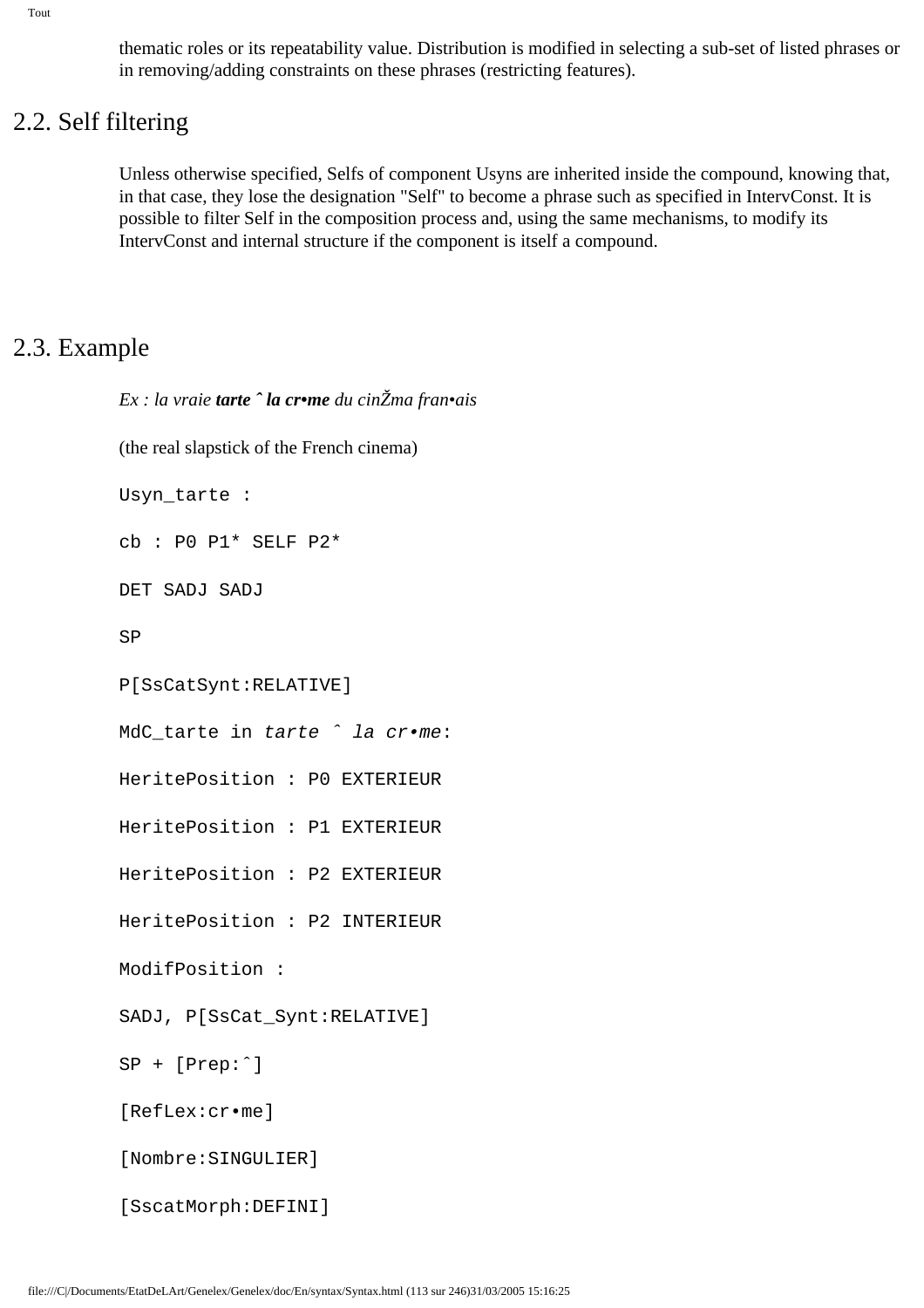thematic roles or its repeatability value. Distribution is modified in selecting a sub-set of listed phrases or in removing/adding constraints on these phrases (restricting features).

## 2.2. Self filtering

Unless otherwise specified, Selfs of component Usyns are inherited inside the compound, knowing that, in that case, they lose the designation "Self" to become a phrase such as specified in IntervConst. It is possible to filter Self in the composition process and, using the same mechanisms, to modify its IntervConst and internal structure if the component is itself a compound.

## 2.3. Example

*Ex : la vraie* ***tarte ˆ la cr•me*** *du cinŽma fran•ais*

(the real slapstick of the French cinema)

```
Usyn_tarte :

cb : P0 P1* SELF P2*

DET SADJ SADJ

SP

P[SsCatSynt:RELATIVE]

MdC_tarte in tarte ˆ la cr•me:

HeritePosition : P0 EXTERIEUR

HeritePosition : P1 EXTERIEUR

HeritePosition : P2 EXTERIEUR

HeritePosition : P2 INTERIEUR

ModifPosition :

SADJ, P[SsCat_Synt:RELATIVE]

SP + [Prep:ˆ]

[RefLex:cr•me]

[Nombre:SINGULIER]

[SscatMorph:DEFINI]
```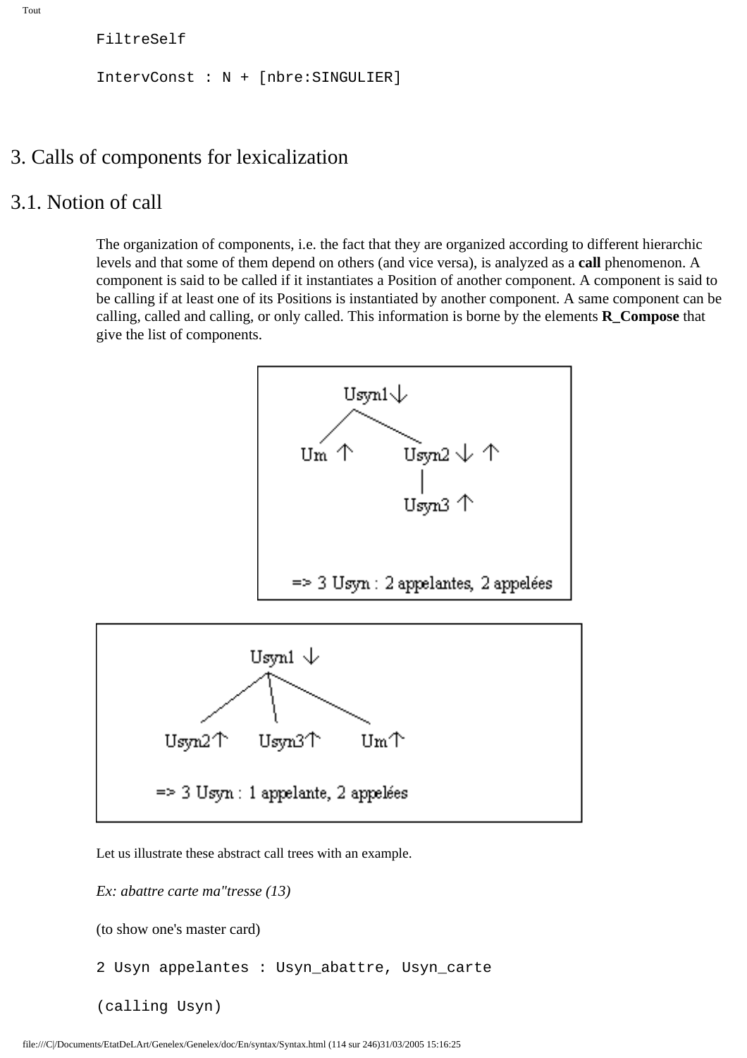```
FiltreSelf

IntervConst : N + [nbre:SINGULIER]
```

## 3. Calls of components for lexicalization

### 3.1. Notion of call

The organization of components, i.e. the fact that they are organized according to different hierarchic levels and that some of them depend on others (and vice versa), is analyzed as a **call** phenomenon. A component is said to be called if it instantiates a Position of another component. A component is said to be calling if at least one of its Positions is instantiated by another component. A same component can be calling, called and calling, or only called. This information is borne by the elements **R_Compose** that give the list of components.

Let us illustrate these abstract call trees with an example.

*Ex: abattre carte ma"tresse (13)*

(to show one's master card)

```
2 Usyn appelantes : Usyn_abattre, Usyn_carte

(calling Usyn)
```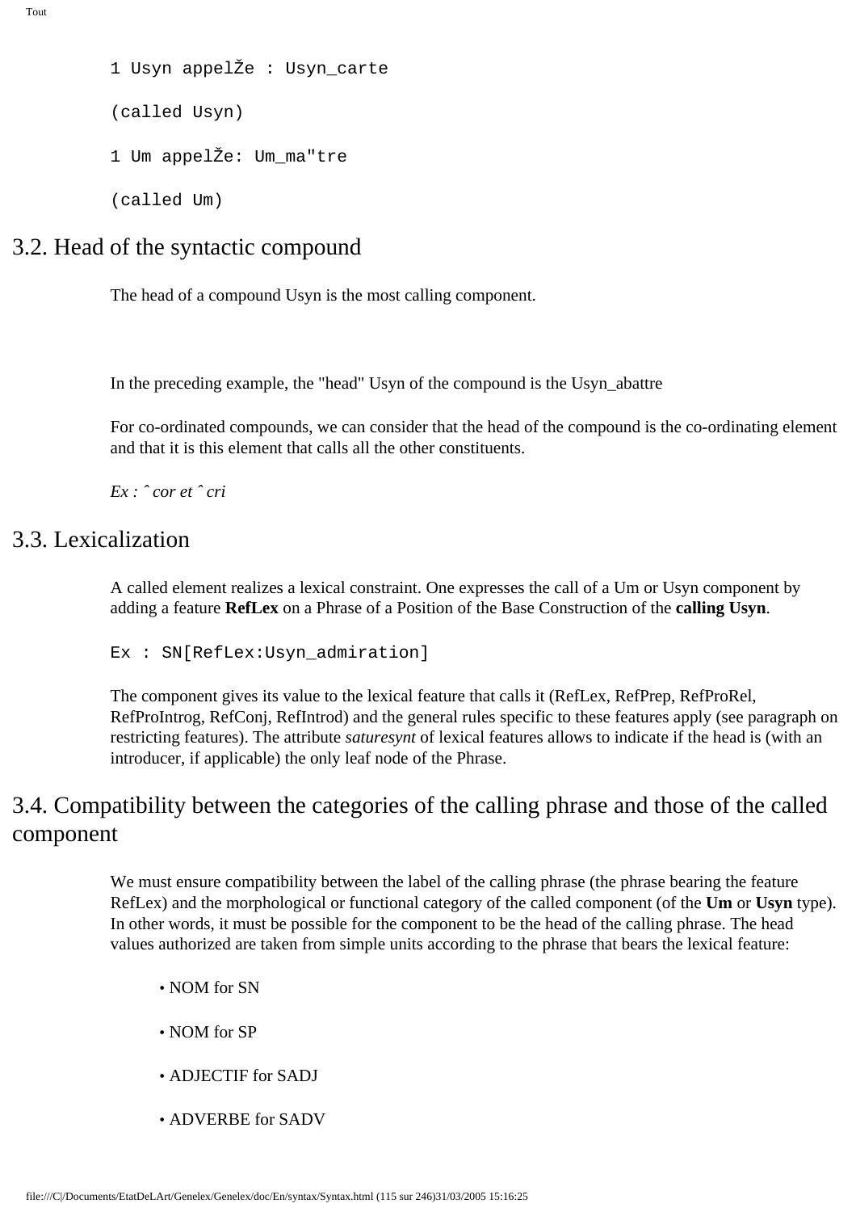```
1 Usyn appelŽe : Usyn_carte

(called Usyn)

1 Um appelŽe: Um_ma"tre

(called Um)
```

## 3.2. Head of the syntactic compound

The head of a compound Usyn is the most calling component.

In the preceding example, the "head" Usyn of the compound is the Usyn_abattre

For co-ordinated compounds, we can consider that the head of the compound is the co-ordinating element and that it is this element that calls all the other constituents.

*Ex : ˆ cor et ˆ cri*

## 3.3. Lexicalization

A called element realizes a lexical constraint. One expresses the call of a Um or Usyn component by adding a feature **RefLex** on a Phrase of a Position of the Base Construction of the **calling Usyn**.

```
Ex : SN[RefLex:Usyn_admiration]
```

The component gives its value to the lexical feature that calls it (RefLex, RefPrep, RefProRel, RefProIntrog, RefConj, RefIntrod) and the general rules specific to these features apply (see paragraph on restricting features). The attribute *saturesynt* of lexical features allows to indicate if the head is (with an introducer, if applicable) the only leaf node of the Phrase.

## 3.4. Compatibility between the categories of the calling phrase and those of the called component

We must ensure compatibility between the label of the calling phrase (the phrase bearing the feature RefLex) and the morphological or functional category of the called component (of the **Um** or **Usyn** type). In other words, it must be possible for the component to be the head of the calling phrase. The head values authorized are taken from simple units according to the phrase that bears the lexical feature:

- NOM for SN
- NOM for SP
- ADJECTIF for SADJ
- ADVERBE for SADV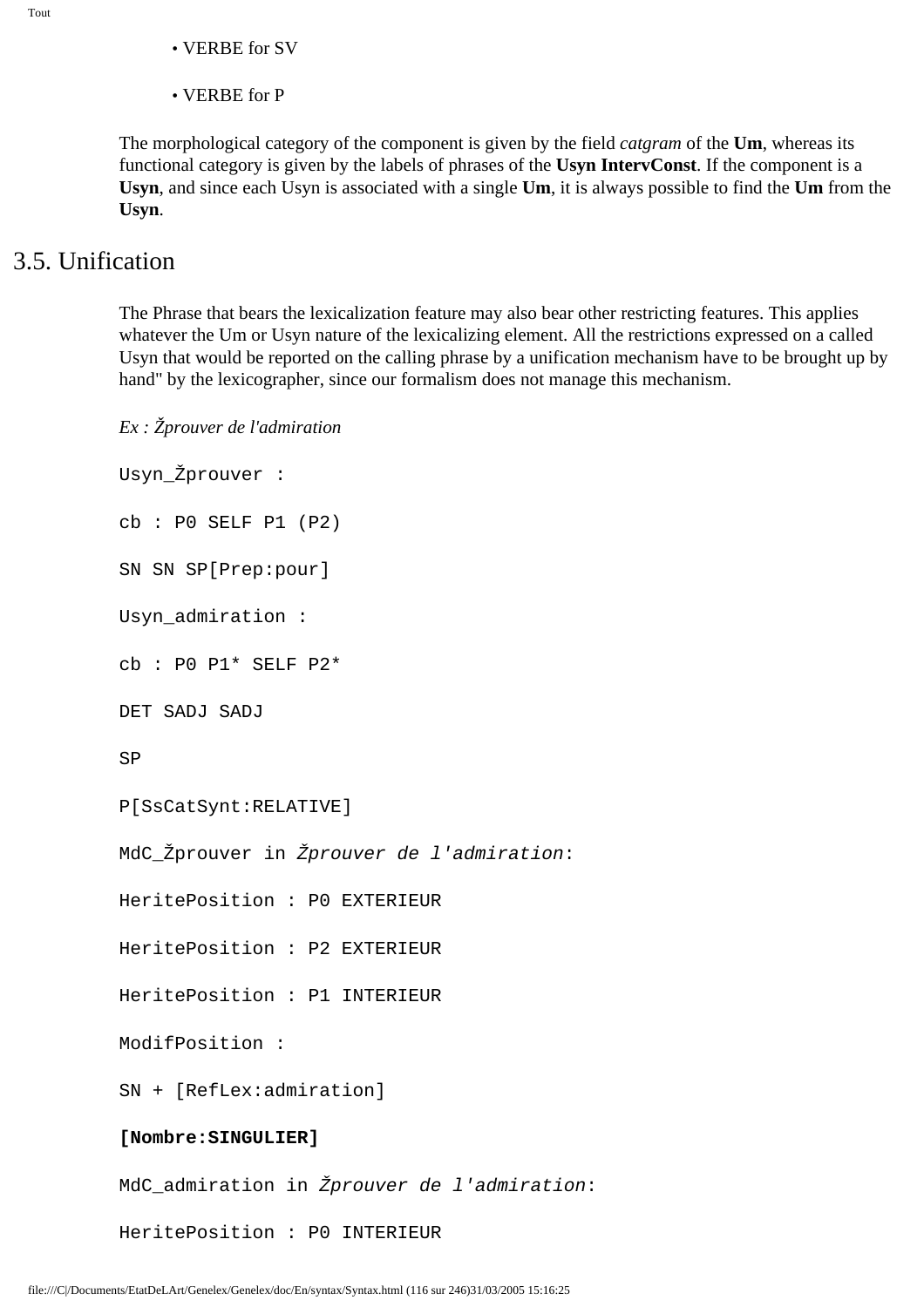- VERBE for SV
- VERBE for P

The morphological category of the component is given by the field *catgram* of the **Um**, whereas its functional category is given by the labels of phrases of the **Usyn IntervConst**. If the component is a **Usyn**, and since each Usyn is associated with a single **Um**, it is always possible to find the **Um** from the **Usyn**.

## 3.5. Unification

The Phrase that bears the lexicalization feature may also bear other restricting features. This applies whatever the Um or Usyn nature of the lexicalizing element. All the restrictions expressed on a called Usyn that would be reported on the calling phrase by a unification mechanism have to be brought up by hand" by the lexicographer, since our formalism does not manage this mechanism.

*Ex : Žprouver de l'admiration*

```
Usyn_Žprouver :

cb : P0 SELF P1 (P2)

SN SN SP[Prep:pour]

Usyn_admiration :

cb : P0 P1* SELF P2*

DET SADJ SADJ

SP

P[SsCatSynt:RELATIVE]

MdC_Žprouver in Žprouver de l'admiration:

HeritePosition : P0 EXTERIEUR

HeritePosition : P2 EXTERIEUR

HeritePosition : P1 INTERIEUR

ModifPosition :

SN + [RefLex:admiration]

[Nombre:SINGULIER]

MdC_admiration in Žprouver de l'admiration:

HeritePosition : P0 INTERIEUR
```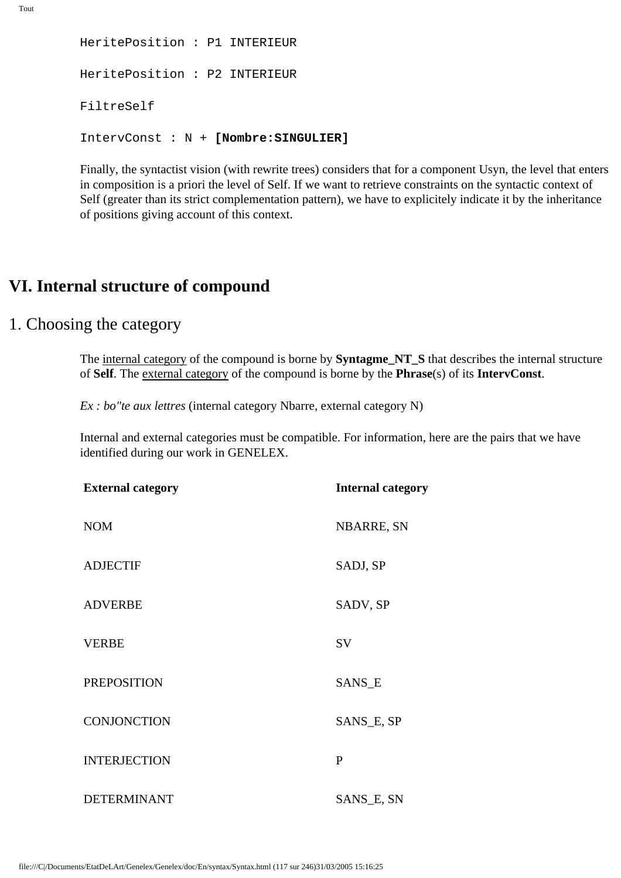```
HeritePosition : P1 INTERIEUR

HeritePosition : P2 INTERIEUR

FiltreSelf

IntervConst : N + [Nombre:SINGULIER]
```

Finally, the syntactist vision (with rewrite trees) considers that for a component Usyn, the level that enters in composition is a priori the level of Self. If we want to retrieve constraints on the syntactic context of Self (greater than its strict complementation pattern), we have to explicitely indicate it by the inheritance of positions giving account of this context.

# VI. Internal structure of compound

## 1. Choosing the category

The internal category of the compound is borne by **Syntagme_NT_S** that describes the internal structure of **Self**. The external category of the compound is borne by the **Phrase**(s) of its **IntervConst**.

*Ex : bo"te aux lettres* (internal category Nbarre, external category N)

Internal and external categories must be compatible. For information, here are the pairs that we have identified during our work in GENELEX.

| External category | Internal category |
|---|---|
| NOM | NBARRE, SN |
| ADJECTIF | SADJ, SP |
| ADVERBE | SADV, SP |
| VERBE | SV |
| PREPOSITION | SANS_E |
| CONJONCTION | SANS_E, SP |
| INTERJECTION | P |
| DETERMINANT | SANS_E, SN |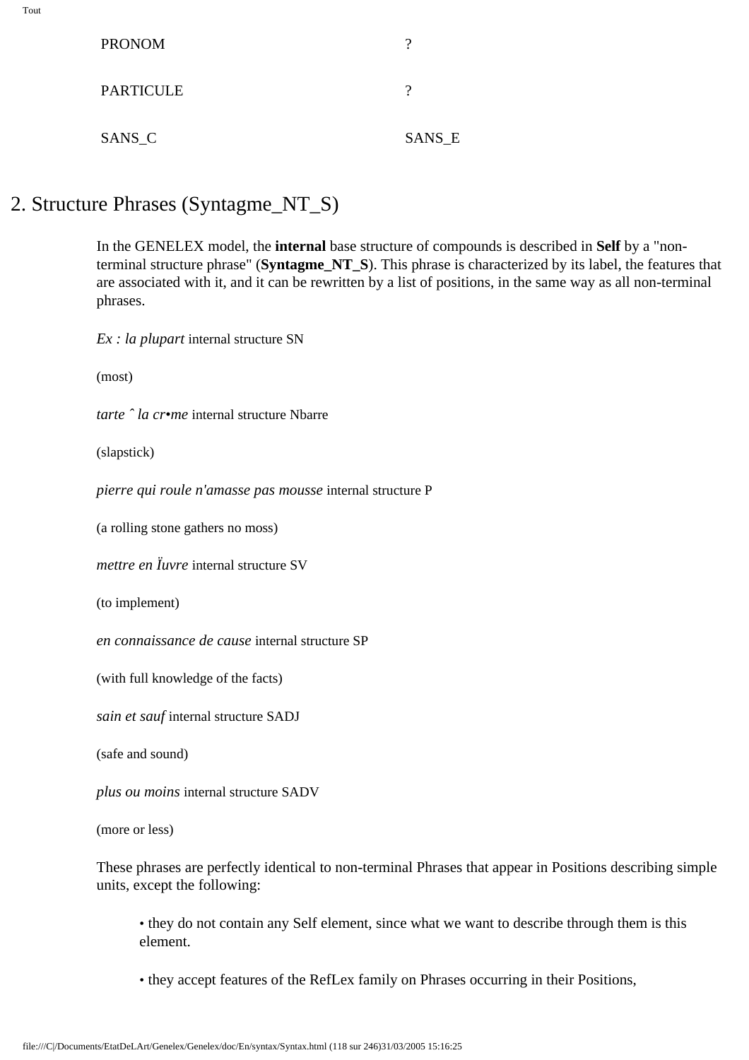| PRONOM | ? |
|---|---|
| PARTICULE | ? |
| SANS_C | SANS_E |

## 2. Structure Phrases (Syntagme_NT_S)

In the GENELEX model, the **internal** base structure of compounds is described in **Self** by a "non-terminal structure phrase" (**Syntagme_NT_S**). This phrase is characterized by its label, the features that are associated with it, and it can be rewritten by a list of positions, in the same way as all non-terminal phrases.

*Ex : la plupart* internal structure SN

(most)

*tarte ˆ la cr•me* internal structure Nbarre

(slapstick)

*pierre qui roule n'amasse pas mousse* internal structure P

(a rolling stone gathers no moss)

*mettre en Ïuvre* internal structure SV

(to implement)

*en connaissance de cause* internal structure SP

(with full knowledge of the facts)

*sain et sauf* internal structure SADJ

(safe and sound)

*plus ou moins* internal structure SADV

(more or less)

These phrases are perfectly identical to non-terminal Phrases that appear in Positions describing simple units, except the following:

- they do not contain any Self element, since what we want to describe through them is this element.
- they accept features of the RefLex family on Phrases occurring in their Positions,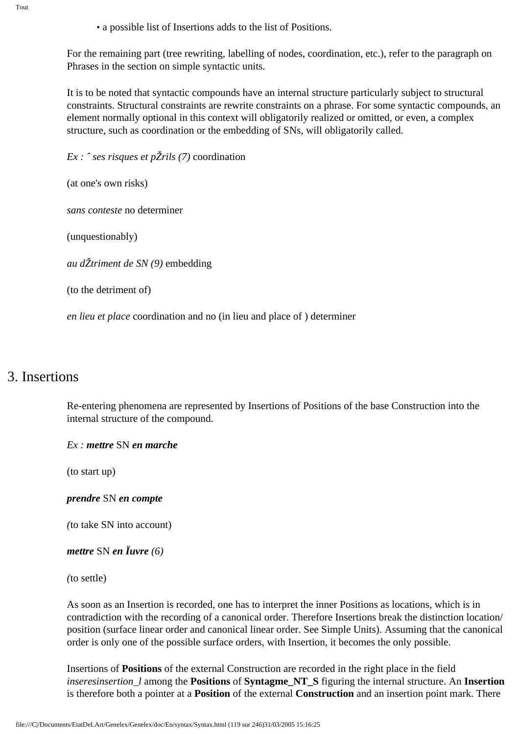• a possible list of Insertions adds to the list of Positions.

For the remaining part (tree rewriting, labelling of nodes, coordination, etc.), refer to the paragraph on Phrases in the section on simple syntactic units.

It is to be noted that syntactic compounds have an internal structure particularly subject to structural constraints. Structural constraints are rewrite constraints on a phrase. For some syntactic compounds, an element normally optional in this context will obligatorily realized or omitted, or even, a complex structure, such as coordination or the embedding of SNs, will obligatorily called.

*Ex : ˆ ses risques et pŽrils (7)* coordination

(at one's own risks)

*sans conteste* no determiner

(unquestionably)

*au dŽtriment de SN (9)* embedding

(to the detriment of)

*en lieu et place* coordination and no (in lieu and place of ) determiner

# 3. Insertions

Re-entering phenomena are represented by Insertions of Positions of the base Construction into the internal structure of the compound.

*Ex :* ***mettre*** SN ***en marche***

(to start up)

***prendre*** SN ***en compte***

*(*to take SN into account)

***mettre*** SN ***en Ïuvre*** *(6)*

*(*to settle)

As soon as an Insertion is recorded, one has to interpret the inner Positions as locations, which is in contradiction with the recording of a canonical order. Therefore Insertions break the distinction location/ position (surface linear order and canonical linear order. See Simple Units). Assuming that the canonical order is only one of the possible surface orders, with Insertion, it becomes the only possible.

Insertions of **Positions** of the external Construction are recorded in the right place in the field *inseresinsertion_l* among the **Positions** of **Syntagme_NT_S** figuring the internal structure. An **Insertion** is therefore both a pointer at a **Position** of the external **Construction** and an insertion point mark. There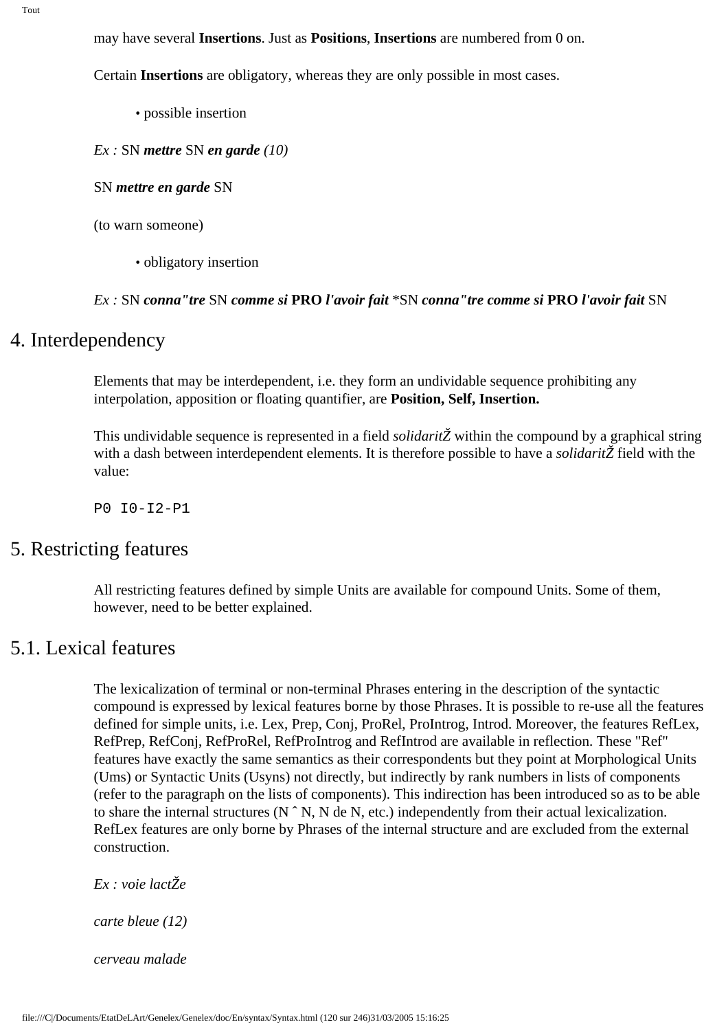may have several **Insertions**. Just as **Positions**, **Insertions** are numbered from 0 on.

Certain **Insertions** are obligatory, whereas they are only possible in most cases.

- possible insertion

*Ex :* SN ***mettre*** SN ***en garde*** *(10)*

SN ***mettre en garde*** SN

(to warn someone)

- obligatory insertion

*Ex :* SN ***conna"tre*** SN ***comme si*** **PRO** ***l'avoir fait*** *SN ***conna"tre comme si*** **PRO** ***l'avoir fait*** SN

# 4. Interdependency

Elements that may be interdependent, i.e. they form an undividable sequence prohibiting any interpolation, apposition or floating quantifier, are **Position, Self, Insertion.**

This undividable sequence is represented in a field *solidaritŽ* within the compound by a graphical string with a dash between interdependent elements. It is therefore possible to have a *solidaritŽ* field with the value:

```
P0 I0-I2-P1
```

# 5. Restricting features

All restricting features defined by simple Units are available for compound Units. Some of them, however, need to be better explained.

# 5.1. Lexical features

The lexicalization of terminal or non-terminal Phrases entering in the description of the syntactic compound is expressed by lexical features borne by those Phrases. It is possible to re-use all the features defined for simple units, i.e. Lex, Prep, Conj, ProRel, ProIntrog, Introd. Moreover, the features RefLex, RefPrep, RefConj, RefProRel, RefProIntrog and RefIntrod are available in reflection. These "Ref" features have exactly the same semantics as their correspondents but they point at Morphological Units (Ums) or Syntactic Units (Usyns) not directly, but indirectly by rank numbers in lists of components (refer to the paragraph on the lists of components). This indirection has been introduced so as to be able to share the internal structures (N ˆ N, N de N, etc.) independently from their actual lexicalization. RefLex features are only borne by Phrases of the internal structure and are excluded from the external construction.

*Ex : voie lactŽe*

*carte bleue (12)*

*cerveau malade*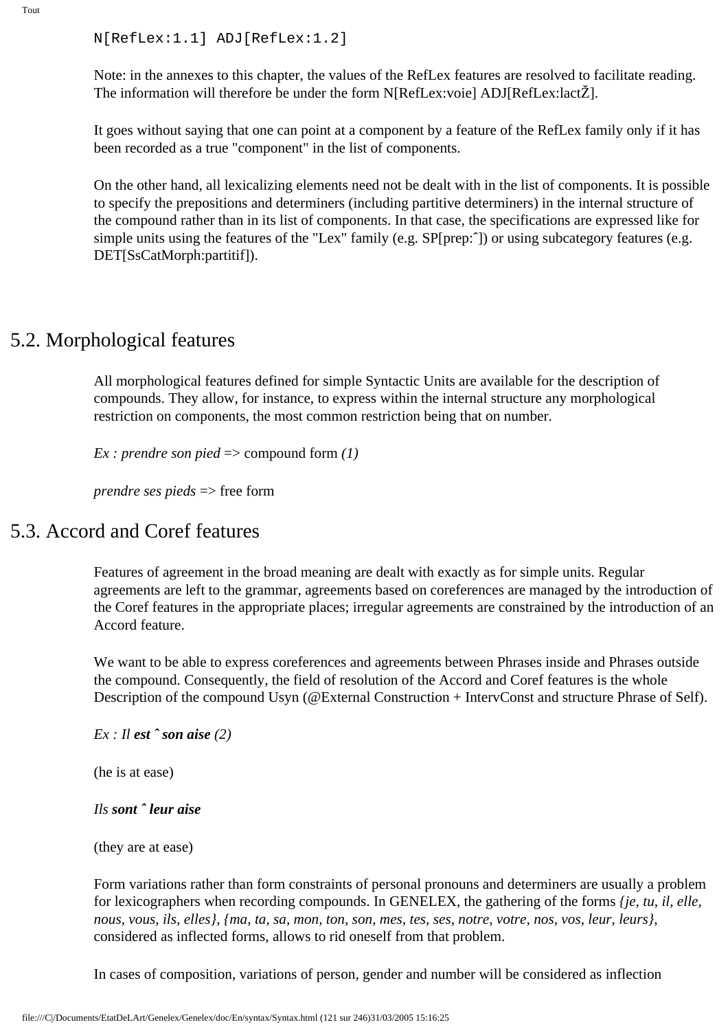```
N[RefLex:1.1] ADJ[RefLex:1.2]
```

Note: in the annexes to this chapter, the values of the RefLex features are resolved to facilitate reading. The information will therefore be under the form N[RefLex:voie] ADJ[RefLex:lactŽ].

It goes without saying that one can point at a component by a feature of the RefLex family only if it has been recorded as a true "component" in the list of components.

On the other hand, all lexicalizing elements need not be dealt with in the list of components. It is possible to specify the prepositions and determiners (including partitive determiners) in the internal structure of the compound rather than in its list of components. In that case, the specifications are expressed like for simple units using the features of the "Lex" family (e.g. SP[prep:ˆ]) or using subcategory features (e.g. DET[SsCatMorph:partitif]).

## 5.2. Morphological features

All morphological features defined for simple Syntactic Units are available for the description of compounds. They allow, for instance, to express within the internal structure any morphological restriction on components, the most common restriction being that on number.

*Ex : prendre son pied* => compound form *(1)*

*prendre ses pieds* => free form

## 5.3. Accord and Coref features

Features of agreement in the broad meaning are dealt with exactly as for simple units. Regular agreements are left to the grammar, agreements based on coreferences are managed by the introduction of the Coref features in the appropriate places; irregular agreements are constrained by the introduction of an Accord feature.

We want to be able to express coreferences and agreements between Phrases inside and Phrases outside the compound. Consequently, the field of resolution of the Accord and Coref features is the whole Description of the compound Usyn (@External Construction + IntervConst and structure Phrase of Self).

*Ex : Il* ***est ˆ son aise*** *(2)*

(he is at ease)

*Ils* ***sont ˆ leur aise***

(they are at ease)

Form variations rather than form constraints of personal pronouns and determiners are usually a problem for lexicographers when recording compounds. In GENELEX, the gathering of the forms *{je, tu, il, elle, nous, vous, ils, elles}, {ma, ta, sa, mon, ton, son, mes, tes, ses, notre, votre, nos, vos, leur, leurs}*, considered as inflected forms, allows to rid oneself from that problem.

In cases of composition, variations of person, gender and number will be considered as inflection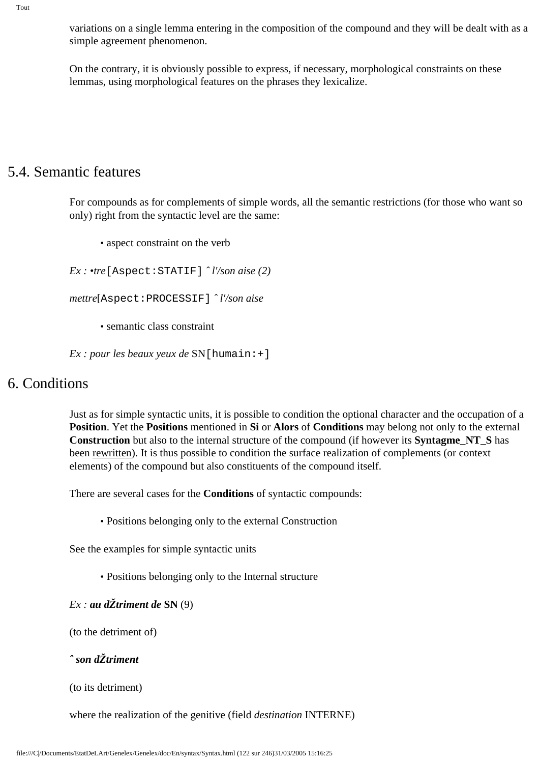variations on a single lemma entering in the composition of the compound and they will be dealt with as a simple agreement phenomenon.

On the contrary, it is obviously possible to express, if necessary, morphological constraints on these lemmas, using morphological features on the phrases they lexicalize.

## 5.4. Semantic features

For compounds as for complements of simple words, all the semantic restrictions (for those who want so only) right from the syntactic level are the same:

• aspect constraint on the verb

*Ex : •tre*`[Aspect:STATIF]` *ˆ l'/son aise (2)*

*mettre*`[Aspect:PROCESSIF]` *ˆ l'/son aise*

• semantic class constraint

*Ex : pour les beaux yeux de* SN`[humain:+]`

# 6. Conditions

Just as for simple syntactic units, it is possible to condition the optional character and the occupation of a **Position**. Yet the **Positions** mentioned in **Si** or **Alors** of **Conditions** may belong not only to the external **Construction** but also to the internal structure of the compound (if however its **Syntagme_NT_S** has been rewritten). It is thus possible to condition the surface realization of complements (or context elements) of the compound but also constituents of the compound itself.

There are several cases for the **Conditions** of syntactic compounds:

• Positions belonging only to the external Construction

See the examples for simple syntactic units

• Positions belonging only to the Internal structure

*Ex :* ***au dŽtriment de*** **SN** (9)

(to the detriment of)

***ˆ son dŽtriment***

(to its detriment)

where the realization of the genitive (field *destination* INTERNE)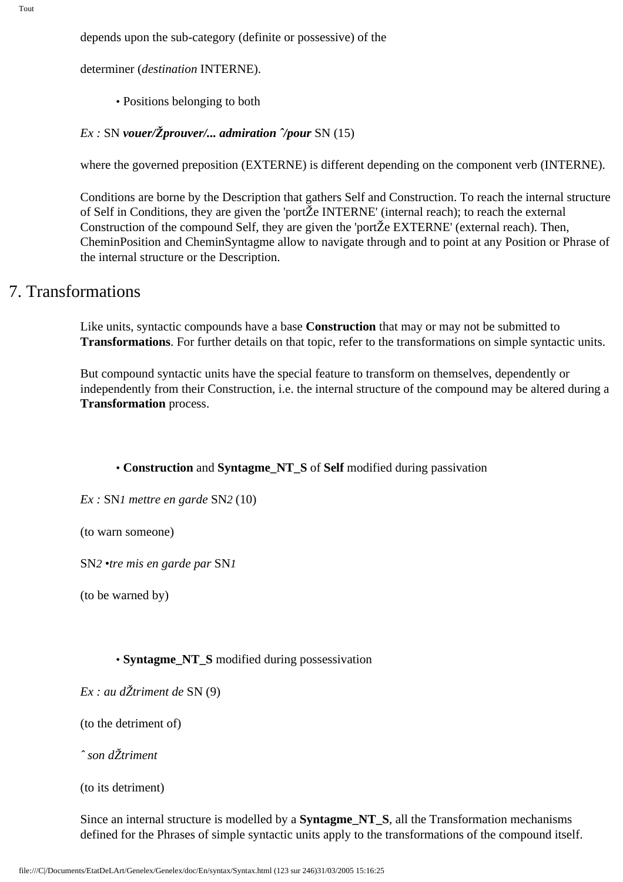depends upon the sub-category (definite or possessive) of the

determiner (*destination* INTERNE).

- Positions belonging to both

*Ex :* SN ***vouer/Žprouver/... admiration ˆ/pour*** SN (15)

where the governed preposition (EXTERNE) is different depending on the component verb (INTERNE).

Conditions are borne by the Description that gathers Self and Construction. To reach the internal structure of Self in Conditions, they are given the 'portŽe INTERNE' (internal reach); to reach the external Construction of the compound Self, they are given the 'portŽe EXTERNE' (external reach). Then, CheminPosition and CheminSyntagme allow to navigate through and to point at any Position or Phrase of the internal structure or the Description.

# 7. Transformations

Like units, syntactic compounds have a base **Construction** that may or may not be submitted to **Transformations**. For further details on that topic, refer to the transformations on simple syntactic units.

But compound syntactic units have the special feature to transform on themselves, dependently or independently from their Construction, i.e. the internal structure of the compound may be altered during a **Transformation** process.

- **Construction** and **Syntagme_NT_S** of **Self** modified during passivation

*Ex :* SN*1 mettre en garde* SN*2* (10)

(to warn someone)

SN*2 •tre mis en garde par* SN*1*

(to be warned by)

- **Syntagme_NT_S** modified during possessivation

*Ex : au dŽtriment de* SN (9)

(to the detriment of)

*ˆ son dŽtriment*

(to its detriment)

Since an internal structure is modelled by a **Syntagme_NT_S**, all the Transformation mechanisms defined for the Phrases of simple syntactic units apply to the transformations of the compound itself.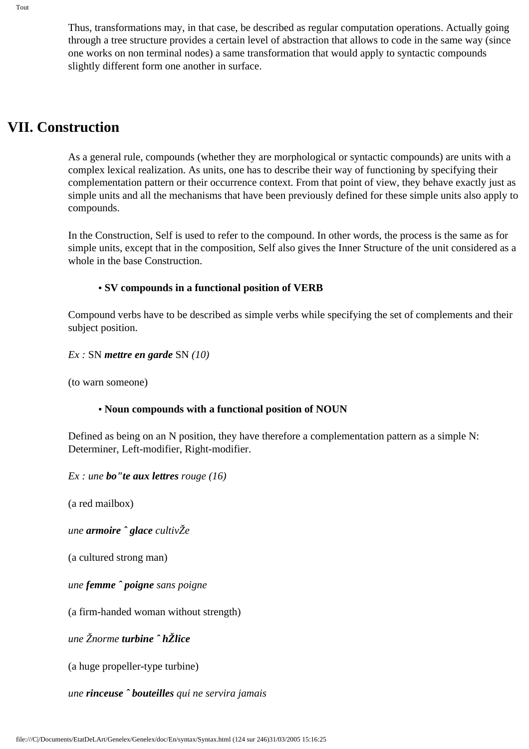Thus, transformations may, in that case, be described as regular computation operations. Actually going through a tree structure provides a certain level of abstraction that allows to code in the same way (since one works on non terminal nodes) a same transformation that would apply to syntactic compounds slightly different form one another in surface.

## VII. Construction

As a general rule, compounds (whether they are morphological or syntactic compounds) are units with a complex lexical realization. As units, one has to describe their way of functioning by specifying their complementation pattern or their occurrence context. From that point of view, they behave exactly just as simple units and all the mechanisms that have been previously defined for these simple units also apply to compounds.

In the Construction, Self is used to refer to the compound. In other words, the process is the same as for simple units, except that in the composition, Self also gives the Inner Structure of the unit considered as a whole in the base Construction.

- **SV compounds in a functional position of VERB**

Compound verbs have to be described as simple verbs while specifying the set of complements and their subject position.

*Ex :* SN ***mettre en garde*** SN *(10)*

(to warn someone)

- **Noun compounds with a functional position of NOUN**

Defined as being on an N position, they have therefore a complementation pattern as a simple N: Determiner, Left-modifier, Right-modifier.

*Ex : une* ***bo"te aux lettres*** *rouge (16)*

(a red mailbox)

*une* ***armoire ˆ glace*** *cultivŽe*

(a cultured strong man)

*une* ***femme ˆ poigne*** *sans poigne*

(a firm-handed woman without strength)

*une Žnorme* ***turbine ˆ hŽlice***

(a huge propeller-type turbine)

*une* ***rinceuse ˆ bouteilles*** *qui ne servira jamais*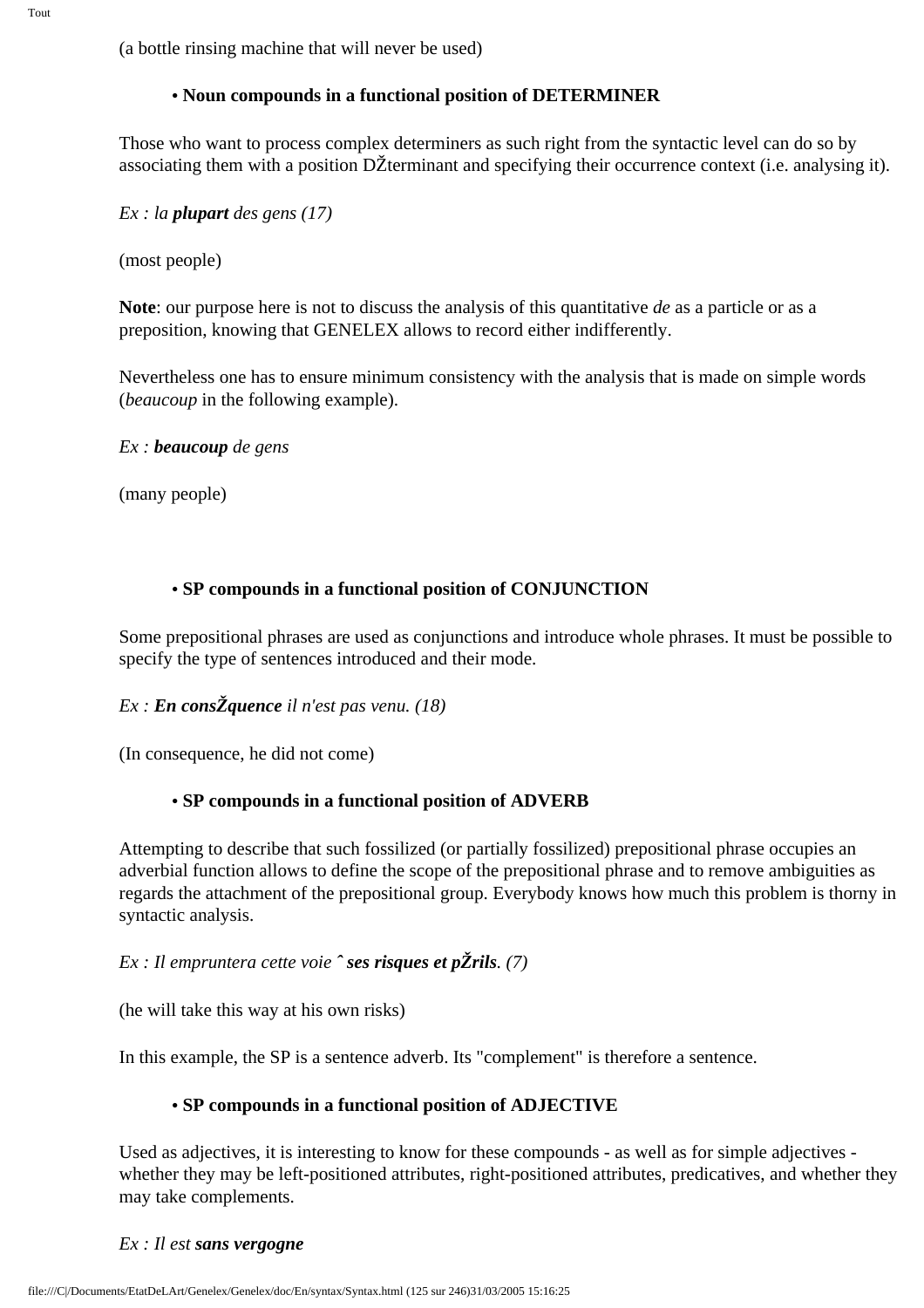(a bottle rinsing machine that will never be used)

- **Noun compounds in a functional position of DETERMINER**

Those who want to process complex determiners as such right from the syntactic level can do so by associating them with a position DŽterminant and specifying their occurrence context (i.e. analysing it).

*Ex : la **plupart** des gens (17)*

(most people)

**Note**: our purpose here is not to discuss the analysis of this quantitative *de* as a particle or as a preposition, knowing that GENELEX allows to record either indifferently.

Nevertheless one has to ensure minimum consistency with the analysis that is made on simple words (*beaucoup* in the following example).

*Ex : **beaucoup** de gens*

(many people)

- **SP compounds in a functional position of CONJUNCTION**

Some prepositional phrases are used as conjunctions and introduce whole phrases. It must be possible to specify the type of sentences introduced and their mode.

*Ex : **En consŽquence** il n'est pas venu. (18)*

(In consequence, he did not come)

- **SP compounds in a functional position of ADVERB**

Attempting to describe that such fossilized (or partially fossilized) prepositional phrase occupies an adverbial function allows to define the scope of the prepositional phrase and to remove ambiguities as regards the attachment of the prepositional group. Everybody knows how much this problem is thorny in syntactic analysis.

*Ex : Il empruntera cette voie **ˆ ses risques et pŽrils**. (7)*

(he will take this way at his own risks)

In this example, the SP is a sentence adverb. Its "complement" is therefore a sentence.

- **SP compounds in a functional position of ADJECTIVE**

Used as adjectives, it is interesting to know for these compounds - as well as for simple adjectives - whether they may be left-positioned attributes, right-positioned attributes, predicatives, and whether they may take complements.

*Ex : Il est **sans vergogne***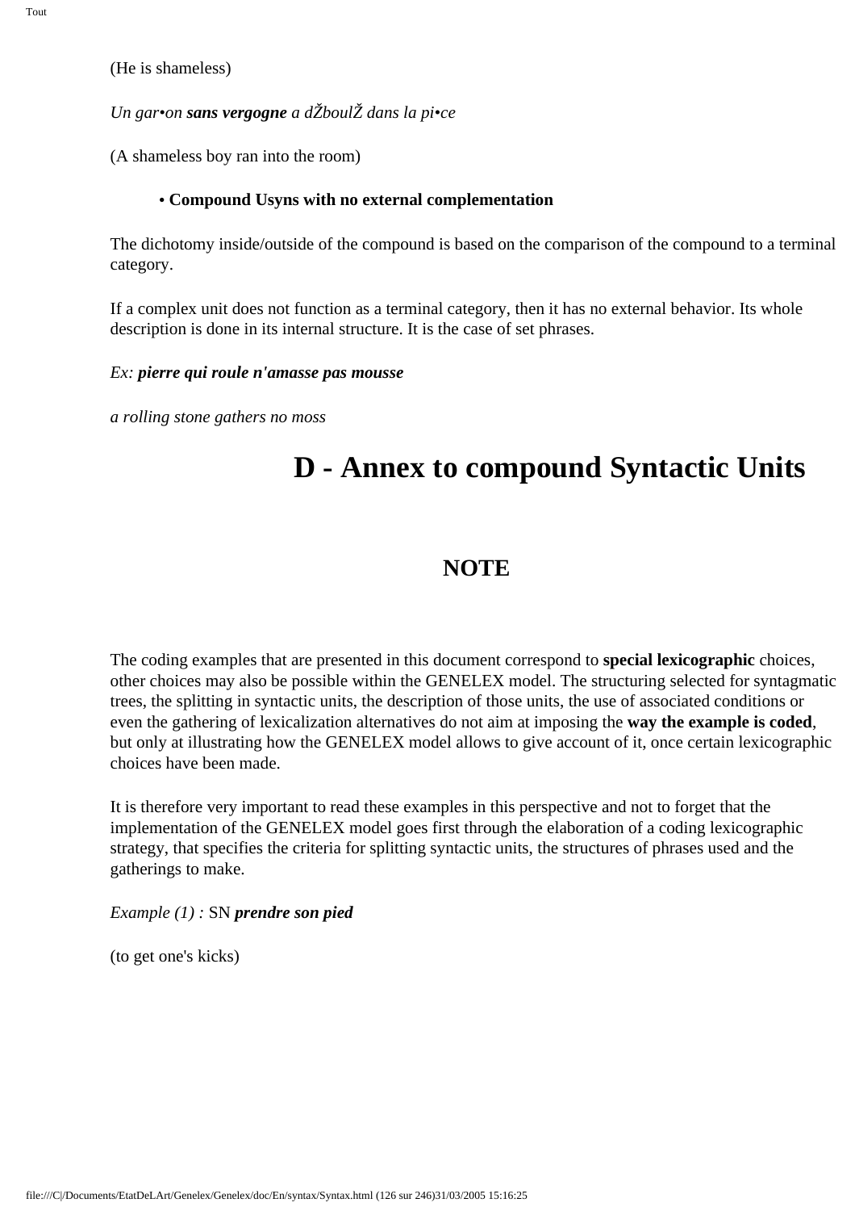(He is shameless)

*Un gar•on* ***sans vergogne*** *a dŽboulŽ dans la pi•ce*

(A shameless boy ran into the room)

- **Compound Usyns with no external complementation**

The dichotomy inside/outside of the compound is based on the comparison of the compound to a terminal category.

If a complex unit does not function as a terminal category, then it has no external behavior. Its whole description is done in its internal structure. It is the case of set phrases.

*Ex:* ***pierre qui roule n'amasse pas mousse***

*a rolling stone gathers no moss*

# D - Annex to compound Syntactic Units

## NOTE

The coding examples that are presented in this document correspond to **special lexicographic** choices, other choices may also be possible within the GENELEX model. The structuring selected for syntagmatic trees, the splitting in syntactic units, the description of those units, the use of associated conditions or even the gathering of lexicalization alternatives do not aim at imposing the **way the example is coded**, but only at illustrating how the GENELEX model allows to give account of it, once certain lexicographic choices have been made.

It is therefore very important to read these examples in this perspective and not to forget that the implementation of the GENELEX model goes first through the elaboration of a coding lexicographic strategy, that specifies the criteria for splitting syntactic units, the structures of phrases used and the gatherings to make.

*Example (1) :* SN ***prendre son pied***

(to get one's kicks)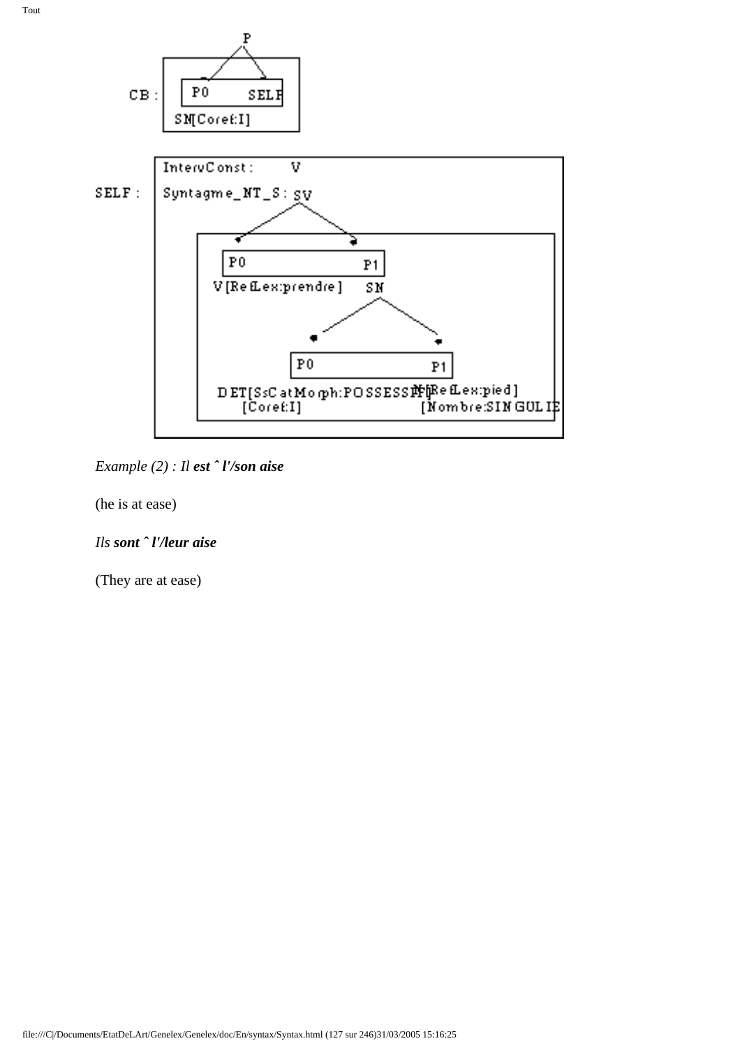CB :

```
          P
        /   \
  [ P0      SELF ]
  SN[Coref:I]
```

SELF :

```
InterνConst :    V
Syntagme_NT_S : SV
              /      \
     [ P0               P1 ]
     V[RefLex:prendre]  SN
                       /    \
               [ P0             P1 ]
     DET[SsCatMorph:POSSESSIF]  N[RefLex:pied]
     [Coref:I]                  [Nombre:SINGULIE
```

*Example (2) : Il* ***est ˆ l'/son aise***

(he is at ease)

*Ils* ***sont ˆ l'/leur aise***

(They are at ease)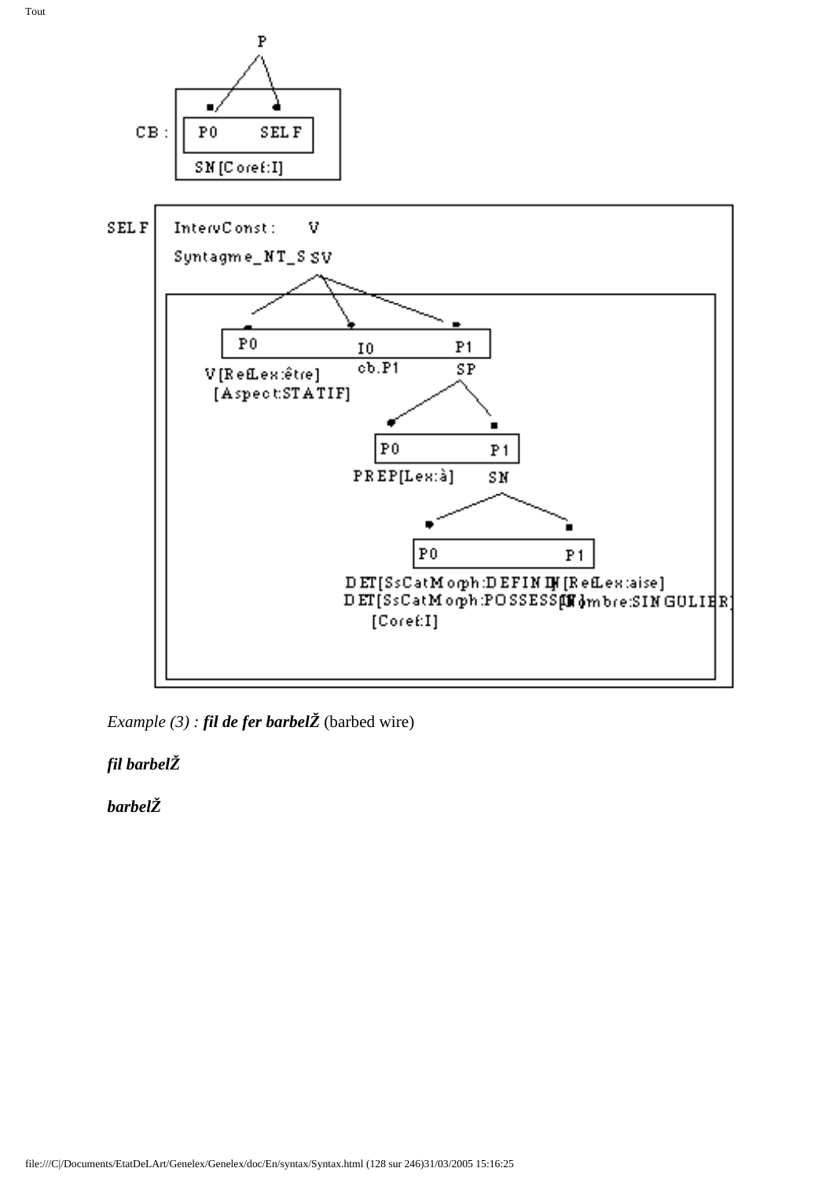CB :

```
        P
       / \
  ■ P0    ■ SELF
  SN[Coref:I]
```

SELF

InterConst : V

Syntagme_NT_S SV

```
            SV
     /      |       \
   P0       I0        P1
V[RefLex:être]  cb.P1   SP
[Aspect:STATIF]         /  \
                      P0     P1
                 PREP[Lex:à]  SN
                              /  \
                            P0     P1
  DET[SsCatMorph:DEFINI]  N[RefLex:aise]
  DET[SsCatMorph:POSSESSIF]  [Nombre:SINGULIER]
  [Coref:I]
```

*Example (3) :* ***fil de fer barbelŽ*** (barbed wire)

***fil barbelŽ***

***barbelŽ***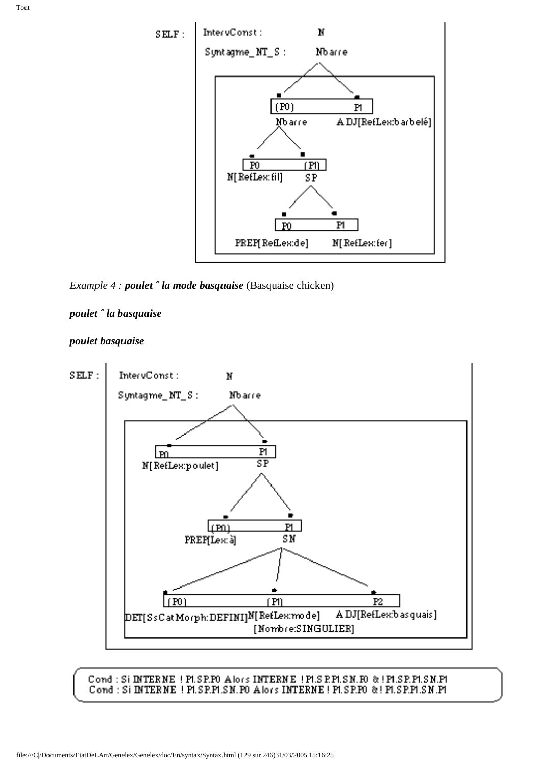SELF :

```
InterConst :        N
Syntagme_NT_S :     Nbarre

                    Nbarre
                   /      \
            (P0)              P1
            Nbarre            ADJ[RefLex:barbelé]
           /      \
        P0          (P1)
  N[RefLex:fil]     SP
                   /    \
                P0        P1
       PREP[RefLex:de]    N[RefLex:fer]
```

*Example 4 :* ***poulet ˆ la mode basquaise*** (Basquaise chicken)

***poulet ˆ la basquaise***

***poulet basquaise***

SELF :

```
InterConst :        N
Syntagme_NT_S :     Nbarre

                    Nbarre
                   /      \
            P0                P1
  N[RefLex:poulet]            SP
                             /    \
                         (P0)       P1
                   PREP[Lex:à]      SN
                                  /   |   \
                             (P0)   (P1)    P2
  DET[SsCatMorph:DEFINI] N[RefLex:mode]  ADJ[RefLex:basquais]
                         [Nombre:SINGULIER]
```

```
Cond : Si INTERNE ! P1.SP.P0 Alors INTERNE ! P1.SP.P1.SN.P0 & ! P1.SP.P1.SN.P1
Cond : Si INTERNE ! P1.SP.P1.SN.P0 Alors INTERNE ! P1.SP.P0 & ! P1.SP.P1.SN.P1
```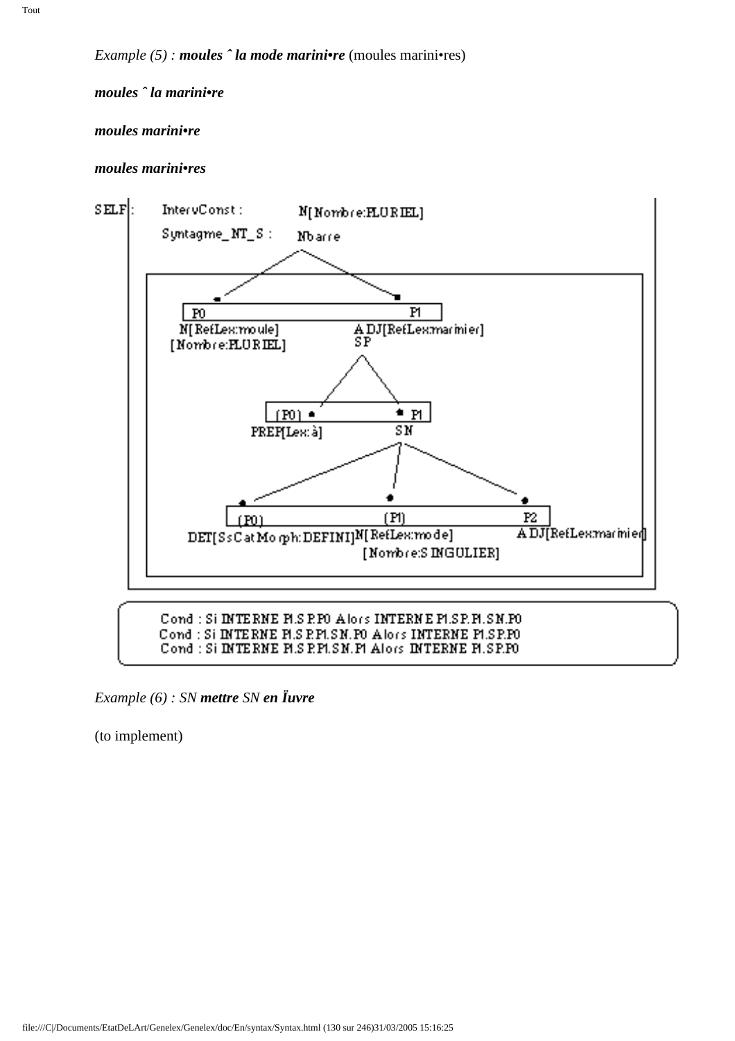*Example (5) :* ***moules ˆ la mode marini•re*** (moules marini•res)

***moules ˆ la marini•re***

***moules marini•re***

***moules marini•res***

```
SELF:   IntervConst :        N[Nombre:PLURIEL]
        Syntagme_NT_S :      Nbarre

        P0                               P1
        N[RefLex:moule]                  ADJ[RefLex:marinier]
        [Nombre:PLURIEL]                 SP

                    (P0)                 P1
                    PREP[Lex:à]          SN

           (P0)                          (P1)                    P2
           DET[SsCatMorph:DEFINI]        N[RefLex:mode]          ADJ[RefLex:marinier]
                                         [Nombre:SINGULIER]

Cond : Si INTERNE P1.SP.P0 Alors INTERNE P1.SP.P1.SN.P0
Cond : Si INTERNE P1.SP.P1.SN.P0 Alors INTERNE P1.SP.P0
Cond : Si INTERNE P1.SP.P1.SN.P1 Alors INTERNE P1.SP.P0
```

*Example (6) : SN* ***mettre*** *SN* ***en Ïuvre***

(to implement)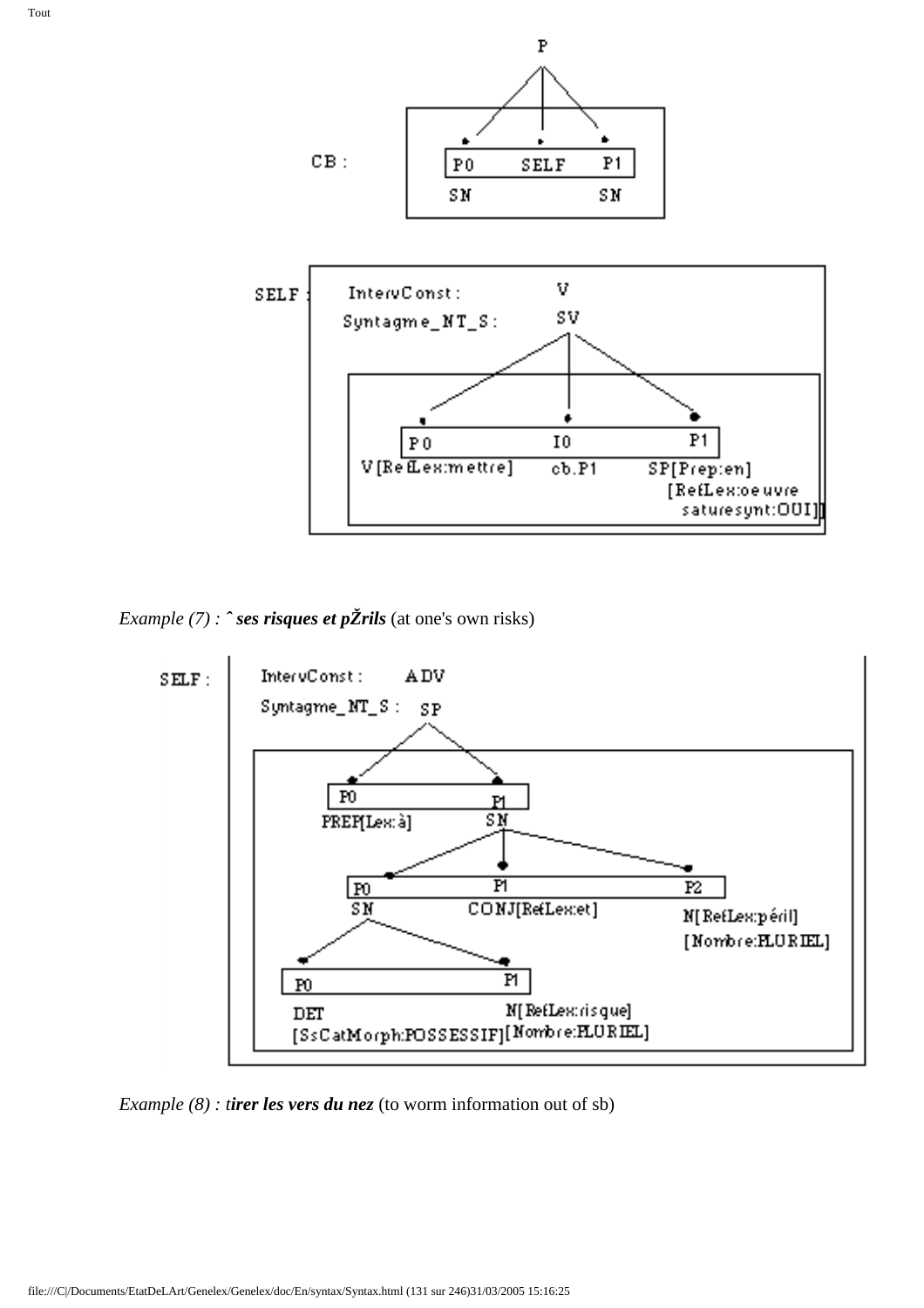CB :

```
            P
          / | \
        •   •   •
       P0  SELF  P1
       SN        SN
```

SELF :

InterConst : V

Syntagme_NT_S : SV

```
P0                    I0        P1
V[RefLex:mettre]      cb.P1     SP[Prep:en]
                                [RefLex:oeuvre
                                 saturesynt:OUI]]
```

*Example (7) : ˆ **ses risques et pŽrils*** (at one's own risks)

SELF :

InterConst : ADV

Syntagme_NT_S : SP

```
P0               P1
PREP[Lex:à]      SN
                 P0          P1                P2
                 SN          CONJ[RefLex:et]   N[RefLex:péril]
                                               [Nombre:PLURIEL]
                 P0                        P1
                 DET                       N[RefLex:risque]
                 [SsCatMorph:POSSESSIF]    [Nombre:PLURIEL]
```

*Example (8) : t**irer les vers du nez*** (to worm information out of sb)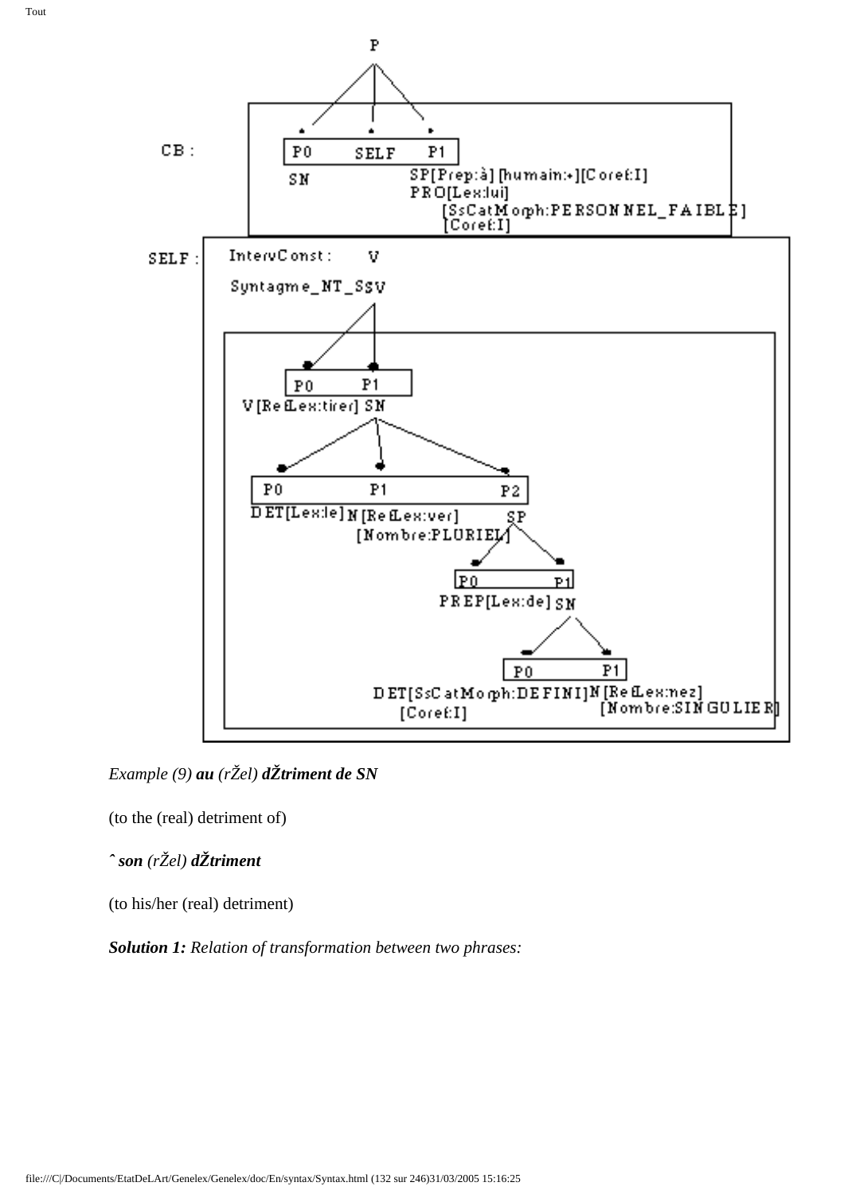CB :

| P0 | SELF | P1 |
| --- | --- | --- |
| SN | | SP[Prep:à] [humain:+][Coref:I] |
| | | PRO[Lex:lui] [SsCatMorph:PERSONNEL_FAIBLE] [Coref:I] |

SELF :

IntervConst : V

Syntagme_NT_SSV

| P0 | P1 |
| --- | --- |
| V[RefLex:tirer] | SN |

| P0 | P1 | P2 |
| --- | --- | --- |
| DET[Lex:le] | N[RefLex:ver] [Nombre:PLURIEL] | SP |

| P0 | P1 |
| --- | --- |
| PREP[Lex:de] | SN |

| P0 | P1 |
| --- | --- |
| DET[SsCatMorph:DEFINI] [Coref:I] | N[RefLex:nez] [Nombre:SINGULIER] |

*Example (9)* ***au*** *(rŽel)* ***dŽtriment de SN***

(to the (real) detriment of)

***ˆ son*** *(rŽel)* ***dŽtriment***

(to his/her (real) detriment)

***Solution 1:*** *Relation of transformation between two phrases:*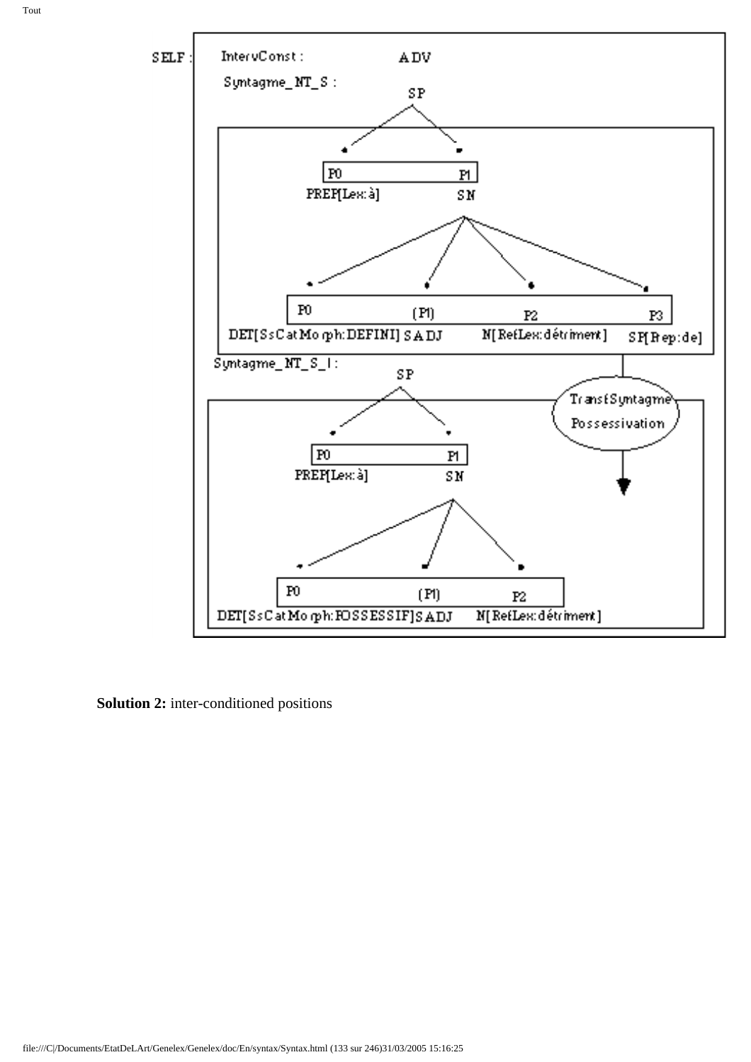SELF : InterwConst : ADV

Syntagme_NT_S : SP

- P0 PREP[Lex:à]
- P1 SN
  - P0 DET[SsCatMorph:DEFINI]
  - (P1) SADJ
  - P2 N[RefLex:détriment]
  - P3 SP[Prep:de]

TransfSyntagme Possessivation

Syntagme_NT_S_1 : SP

- P0 PREP[Lex:à]
- P1 SN
  - P0 DET[SsCatMorph:POSSESSIF]
  - (P1) SADJ
  - P2 N[RefLex:détriment]

**Solution 2:** inter-conditioned positions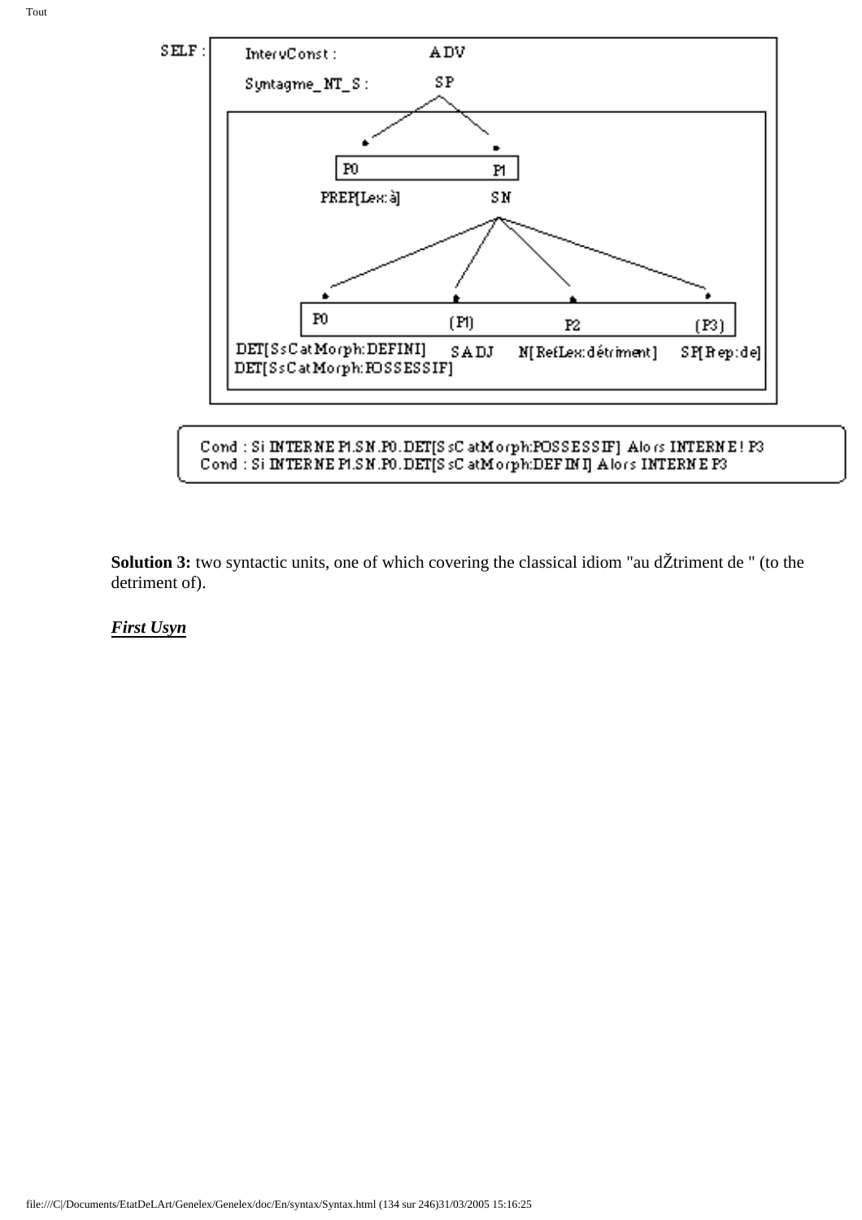```
SELF :  IntervConst :        ADV
        Syntagme_NT_S :      SP

                    P0                 P1
                    PREP[Lex:à]        SN

        P0                      (P1)     P2                    (P3)
        DET[SsCatMorph:DEFINI]  SADJ     N[RefLex:détriment]   SP[Prep:de]
        DET[SsCatMorph:POSSESSIF]

Cond : Si INTERNE P1.SN.P0.DET[SsCatMorph:POSSESSIF] Alors INTERNE ! P3
Cond : Si INTERNE P1.SN.P0.DET[SsCatMorph:DEFINI] Alors INTERNE P3
```

**Solution 3:** two syntactic units, one of which covering the classical idiom "au dŽtriment de " (to the detriment of).

***First Usyn***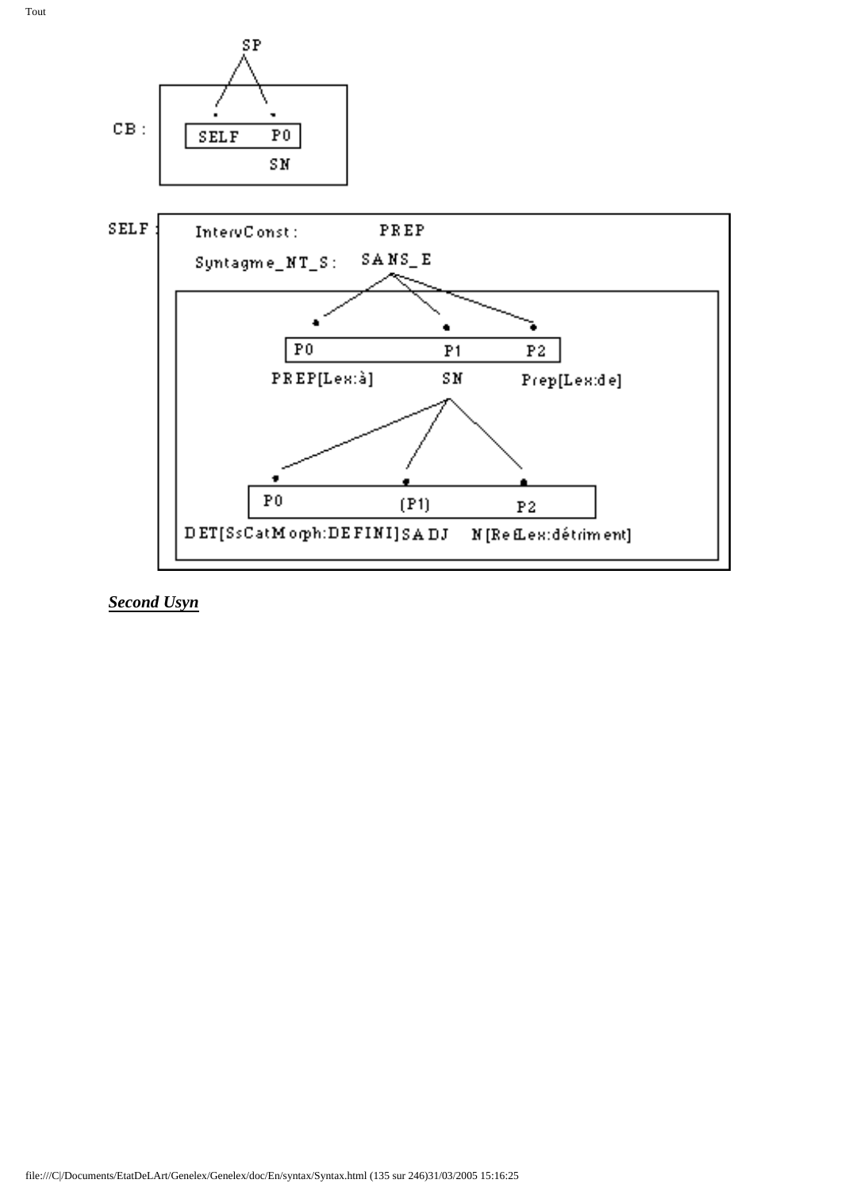CB :

```
        SP
       /  \
      .    .
   | SELF  P0 |
           SN
```

SELF :

InterConst : PREP

Syntagme_NT_S : SANS_E

```
                    SANS_E
          /           |          \
         .            .           .
   | P0               P1          P2 |
   PREP[Lex:à]        SN          Prep[Lex:de]
          /           |          \
         .            .           .
   | P0               (P1)        P2 |
   DET[SsCatMorph:DEFINI] SADJ   N[RefLex:détriment]
```

***Second Usyn***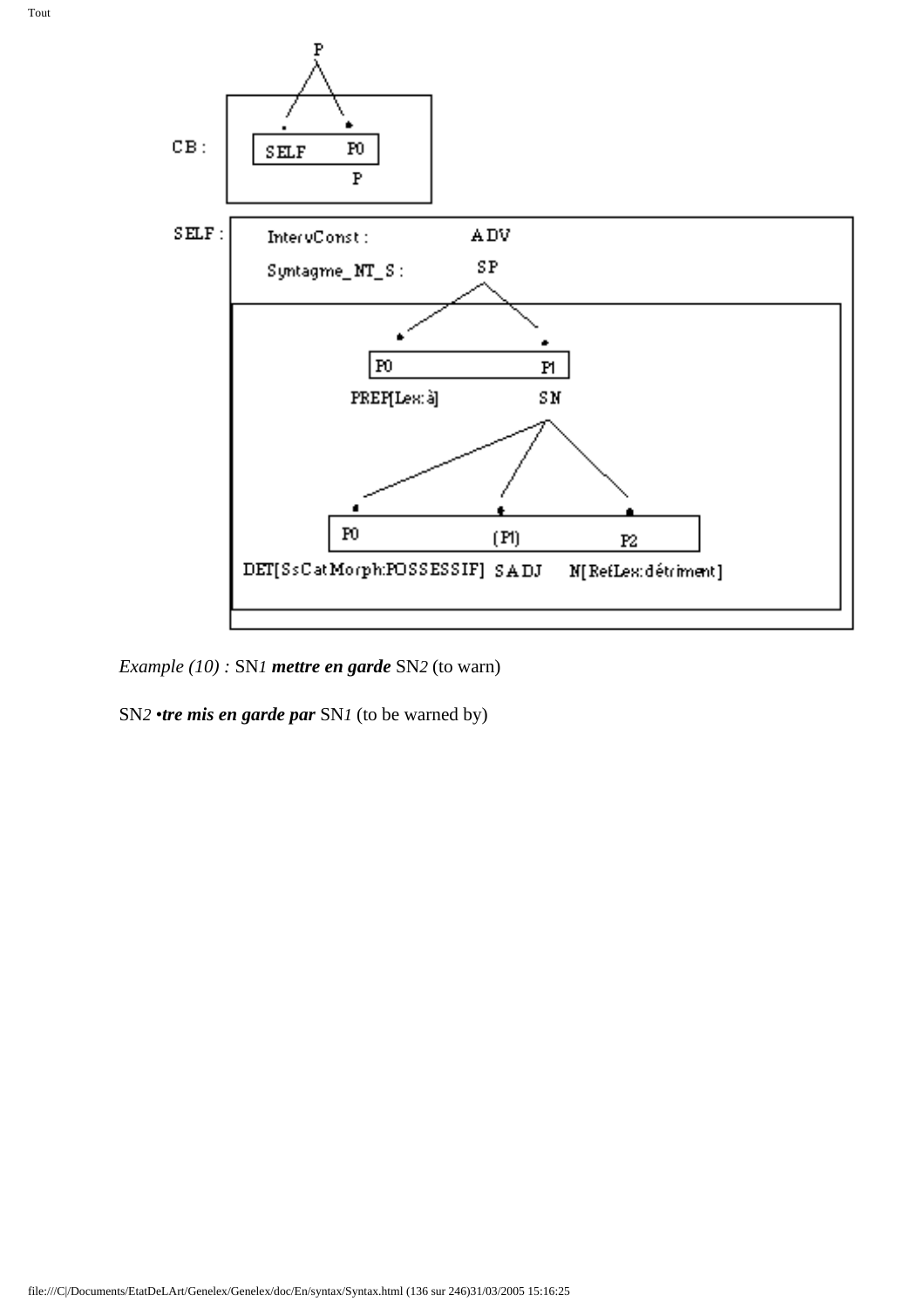CB :

P

SELF P0

P

SELF :

IntervConst : ADV

Syntagme_NT_S : SP

P0 P1

PREP[Lex:à] SN

P0 (P1) P2

DET[SsCatMorph:POSSESSIF] SADJ N[RefLex:détriment]

*Example (10) :* SN*1* ***mettre en garde*** SN*2* (to warn)

SN*2* •***tre mis en garde par*** SN*1* (to be warned by)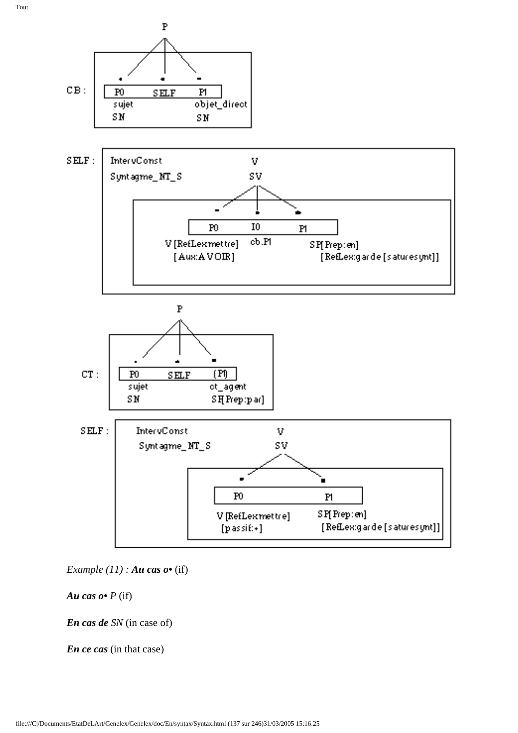CB :

```
                P
              / | \
     P0       SELF      P1
     sujet              objet_direct
     SN                 SN
```

SELF :

```
InterVConst                 V
Syntagme_NT_S               SV
                          / | \
              P0          I0          P1
     V [RefLex:mettre]   cb.P1    SP[Prep:en]
       [Aux:AVOIR]                  [RefLex:garde [saturesynt]]
```

CT :

```
                P
              / | \
     P0       SELF      (P1)
     sujet              ct_agent
     SN                 SP[Prep:par]
```

SELF :

```
InterVConst                 V
Syntagme_NT_S               SV
                          /    \
              P0                    P1
     V [RefLex:mettre]         SP[Prep:en]
       [passif:+]               [RefLex:garde [saturesynt]]
```

*Example (11) :* ***Au cas o•*** (if)

***Au cas o•*** *P* (if)

***En cas de*** *SN* (in case of)

***En ce cas*** (in that case)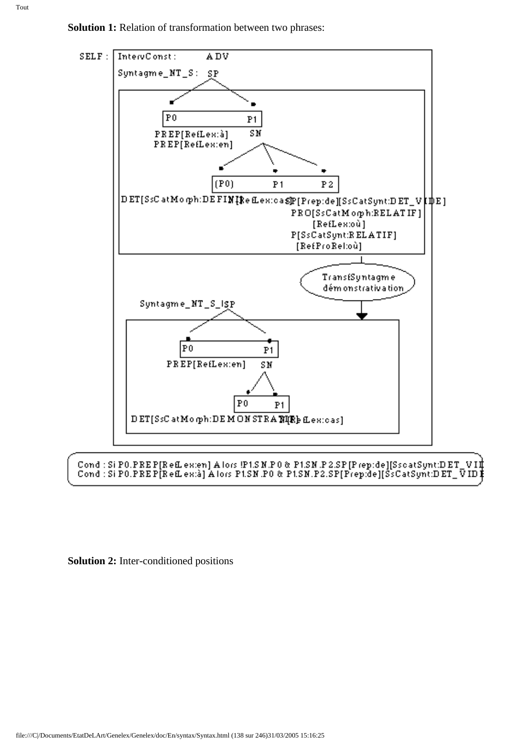**Solution 1:** Relation of transformation between two phrases:

```
SELF : InterConst :      ADV
       Syntagme_NT_S:  SP
                 P0                     P1
           PREP[RefLex:à]               SN
           PREP[RefLex:en]
                     (P0)          P1              P2
   DET[SsCatMorph:DEFINI][RefLex:cas]SP[Prep:de][SsCatSynt:DET_VIDE]
                                      PRO[SsCatMorph:RELATIF]
                                          [RefLex:où]
                                      P[SsCatSynt:RELATIF]
                                        [RefProRel:où]

                              TransfSyntagme
                              démonstrativation

       Syntagme_NT_S_ISP
                 P0                 P1
           PREP[RefLex:en]          SN
                            P0           P1
       DET[SsCatMorph:DEMONSTRATIF][RefLex:cas]
```

Cond : Si P0.PREP[RefLex:en] Alors !P1.SN.P0 & P1.SN.P2.SP[Prep:de][SscatSynt:DET_VI
Cond : Si P0.PREP[RefLex:à] Alors P1.SN.P0 & P1.SN.P2.SP[Prep:de][SsCatSynt:DET_VID

**Solution 2:** Inter-conditioned positions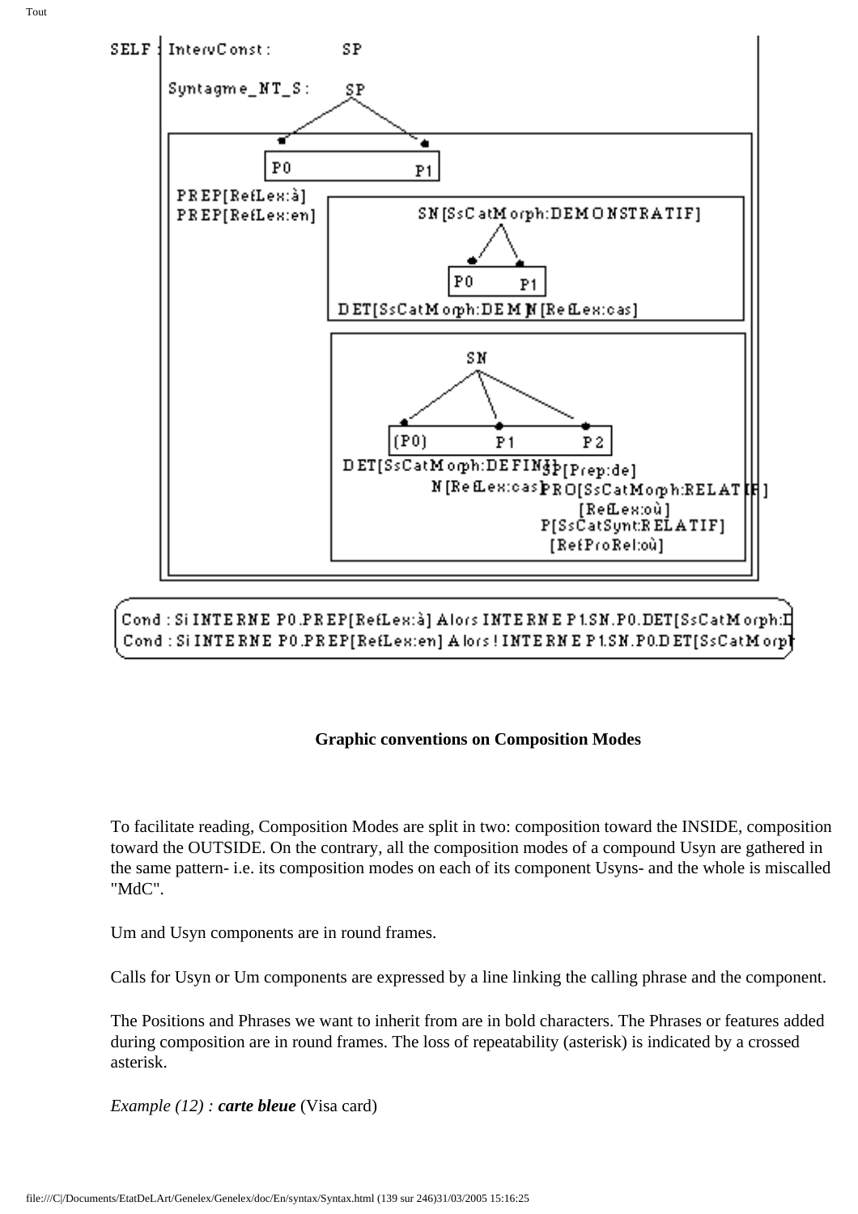SELF : IntervConst : SP

Syntagme_NT_S : SP

```
P0                    P1
PREP[RefLex:à]
PREP[RefLex:en]
        SN[SsCatMorph:DEMONSTRATIF]
            P0      P1
        DET[SsCatMorph:DEM]N[RefLex:cas]

        SN
        (P0)        P1          P2
        DET[SsCatMorph:DEFINI]SP[Prep:de]
            N[RefLex:cas]PRO[SsCatMorph:RELATIF]
                              [RefLex:où]
                            P[SsCatSynt:RELATIF]
                             [RefProRel:où]
```

Cond : Si INTERNE P0.PREP[RefLex:à] Alors INTERNE P1.SN.P0.DET[SsCatMorph:D
Cond : Si INTERNE P0.PREP[RefLex:en] Alors ! INTERNE P1.SN.P0.DET[SsCatMorph

**Graphic conventions on Composition Modes**

To facilitate reading, Composition Modes are split in two: composition toward the INSIDE, composition toward the OUTSIDE. On the contrary, all the composition modes of a compound Usyn are gathered in the same pattern- i.e. its composition modes on each of its component Usyns- and the whole is miscalled "MdC".

Um and Usyn components are in round frames.

Calls for Usyn or Um components are expressed by a line linking the calling phrase and the component.

The Positions and Phrases we want to inherit from are in bold characters. The Phrases or features added during composition are in round frames. The loss of repeatability (asterisk) is indicated by a crossed asterisk.

*Example (12) : **carte bleue*** (Visa card)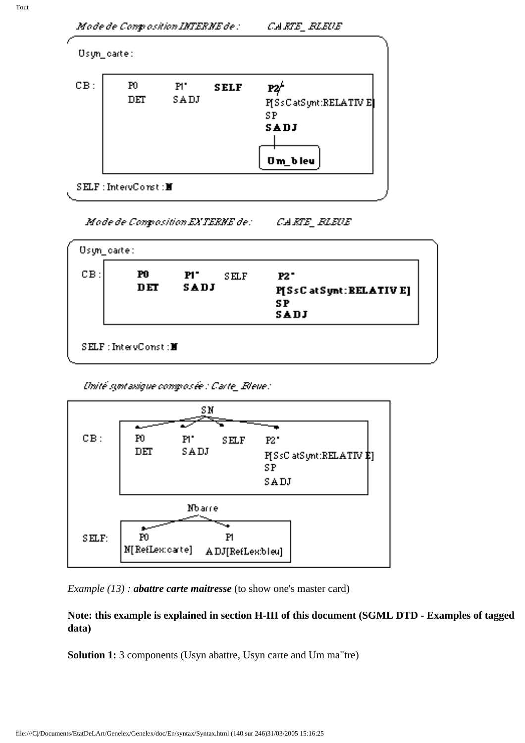*Mode de Composition INTERNE de :* *CARTE_BLEUE*

Usyn_carte :

| CB : | P0 | P1* | **SELF** | **P2**+ |
|---|---|---|---|---|
| | DET | SADJ | | P[SsCatSynt:RELATIVE] |
| | | | | SP |
| | | | | **SADJ** |
| | | | | **Um_bleu** |

SELF : IntervConst : **N**

*Mode de Composition EXTERNE de :* *CARTE_BLEUE*

Usyn_carte :

| CB : | **P0** | **P1*** | SELF | **P2*** |
|---|---|---|---|---|
| | **DET** | **SADJ** | | **P[SsCatSynt:RELATIVE]** |
| | | | | **SP** |
| | | | | **SADJ** |

SELF : IntervConst : **N**

*Unité syntaxique composée : Carte_Bleue :*

SN

| CB : | P0 | P1* | SELF | P2* |
|---|---|---|---|---|
| | DET | SADJ | | P[SsCatSynt:RELATIVE] |
| | | | | SP |
| | | | | SADJ |

Nbarre

| SELF: | P0 | P1 |
|---|---|---|
| | N[RefLex:carte] | ADJ[RefLex:bleu] |

*Example (13) :* ***abattre carte maitresse*** (to show one's master card)

**Note: this example is explained in section H-III of this document (SGML DTD - Examples of tagged data)**

**Solution 1:** 3 components (Usyn abattre, Usyn carte and Um ma"tre)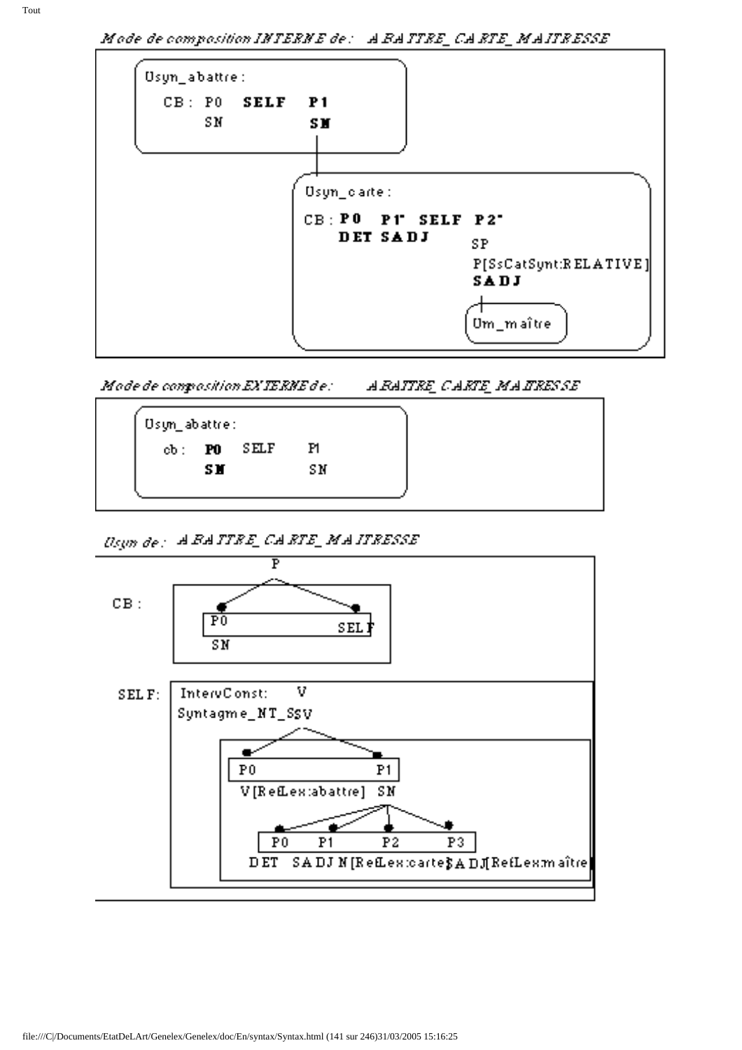*Mode de composition INTERNE de : ABATTRE_CARTE_MAITRESSE*

```
Usyn_abattre :
  CB : P0    SELF   P1
       SN           SN
                    |
        Usyn_carte :
          CB : P0    P1'    SELF   P2'
               DET   SADJ          SP
                                   P[SsCatSynt:RELATIVE]
                                   SADJ
                                   |
                                   Um_maître
```

*Mode de composition EXTERNE de : ABATTRE_CARTE_MAITRESSE*

```
Usyn_abattre :
  cb :  P0    SELF    P1
        SN            SN
```

*Usyn de : ABATTRE_CARTE_MAITRESSE*

```
              P
CB :     P0        SELF
         SN

SELF:  IntervConst:   V
       Syntagme_NT_SsV
           P0                  P1
           V[RefLex:abattre]   SN
               P0    P1     P2                P3
               DET   SADJ   N[RefLex:carte]   SADJ[RefLex:maître]
```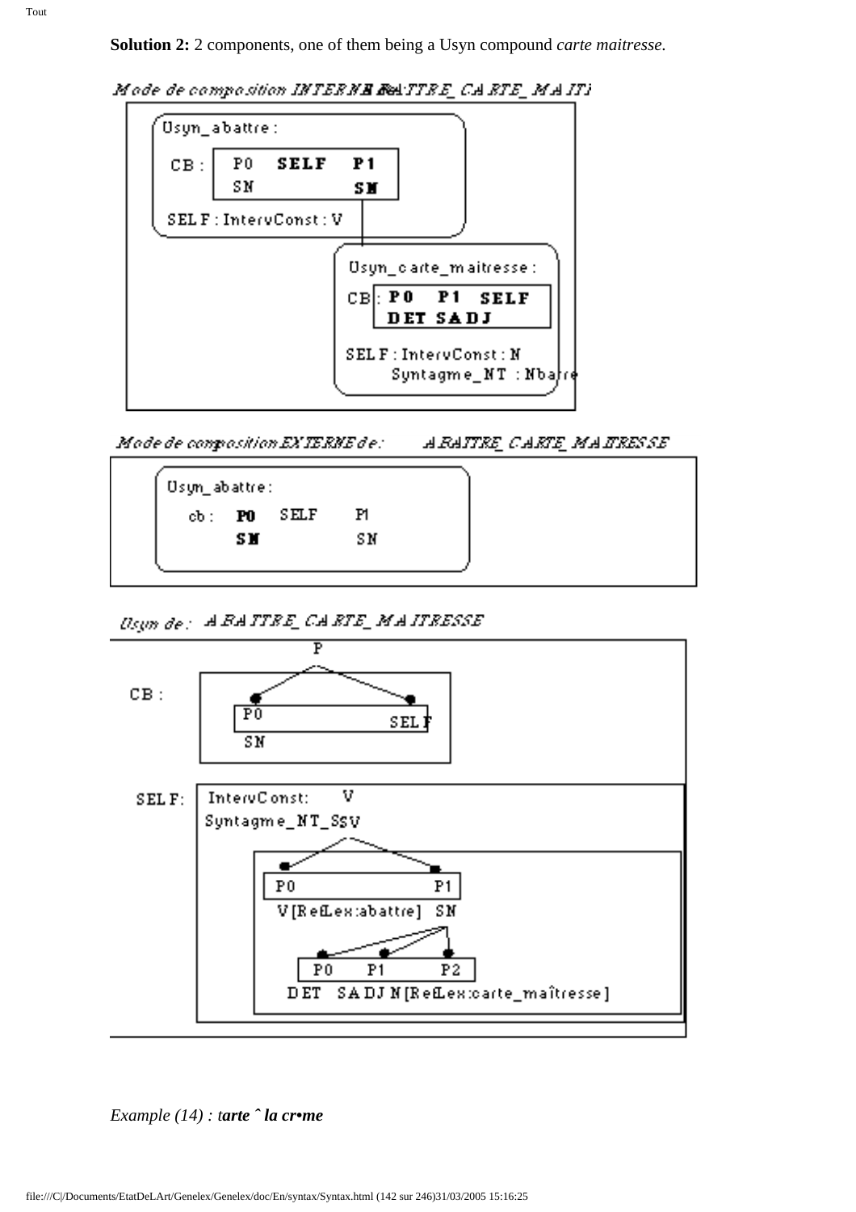**Solution 2:** 2 components, one of them being a Usyn compound *carte maitresse.*

*Mode de composition INTERNE ABATTRE_CARTE_MAITI*

```
Usyn_abattre :
  CB : P0   SELF   P1
       SN          SN
  SELF : IntervConst : V

        Usyn_carte_maitresse :
          CB : P0   P1   SELF
               DET  SADJ
          SELF : IntervConst : N
                 Syntagme_NT : Nbarre
```

*Mode de composition EXTERNE de: ABATTRE_CARTE_MAITRESSE*

```
Usyn_abattre :
  cb : P0   SELF   P1
       SN          SN
```

*Usyn de : ABATTRE_CARTE_MAITRESSE*

```
              P
CB :    P0          SELF
        SN

SELF:   IntervConst:   V
        Syntagme_NT_SSV
            P0                    P1
            V[RefLex:abattre]     SN
                P0    P1     P2
                DET   SADJ   N[RefLex:carte_maîtresse]
```

*Example (14) : tarte ˆ la cr•me*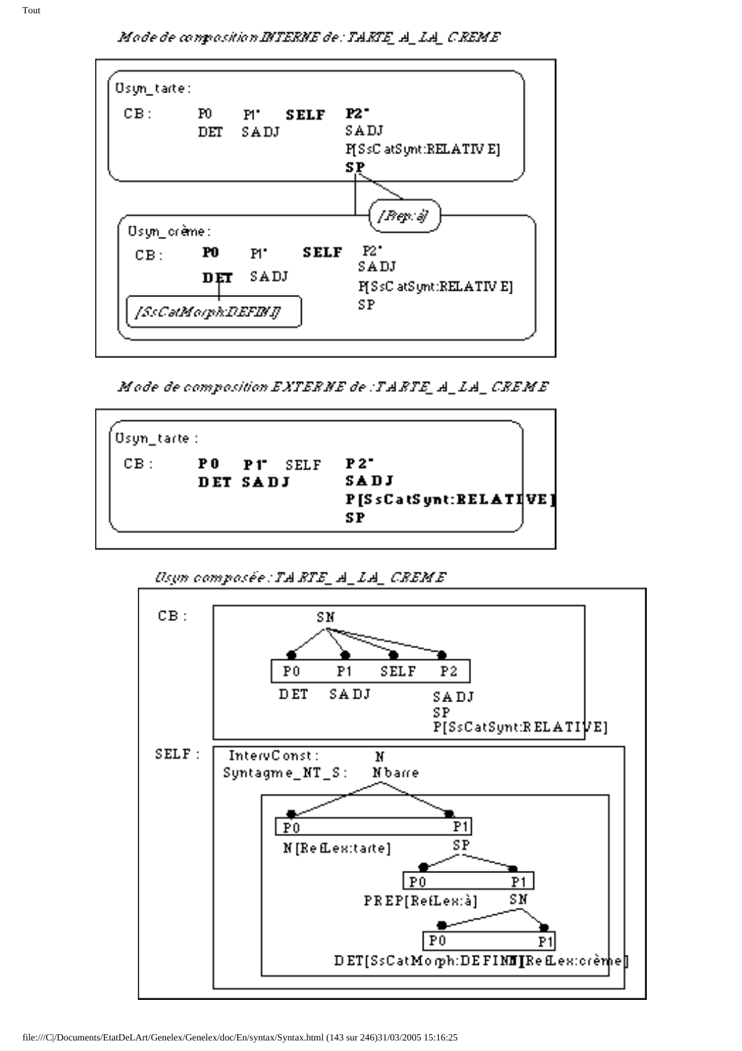*Mode de composition INTERNE de : TARTE_A_LA_CREME*

```
Usyn_tarte :
CB :    P0     P1*    SELF   P2*
        DET    SADJ          SADJ
                             P[SsCatSynt:RELATIVE]
                             SP
                              |
                         [Prep:à]
                              |
Usyn_crème :
CB :    P0     P1*    SELF   P2*
        DET    SADJ          SADJ
                             P[SsCatSynt:RELATIVE]
        [SsCatMorph:DEFINI]  SP
```

*Mode de composition EXTERNE de : TARTE_A_LA_CREME*

```
Usyn_tarte :
CB :    P0     P1*    SELF   P2*
        DET    SADJ          SADJ
                             P[SsCatSynt:RELATIVE]
                             SP
```

*Usyn composée : TARTE_A_LA_CREME*

```
CB :                SN
        P0      P1      SELF    P2
        DET     SADJ            SADJ
                                SP
                                P[SsCatSynt:RELATIVE]

SELF :  IntervConst :    N
        Syntagme_NT_S :  Nbarre
              P0                      P1
              N[RefLex:tarte]         SP
                                P0                P1
                                PREP[RefLex:à]    SN
                                            P0                         P1
                                            DET[SsCatMorph:DEFINI]     N[RefLex:crème]
```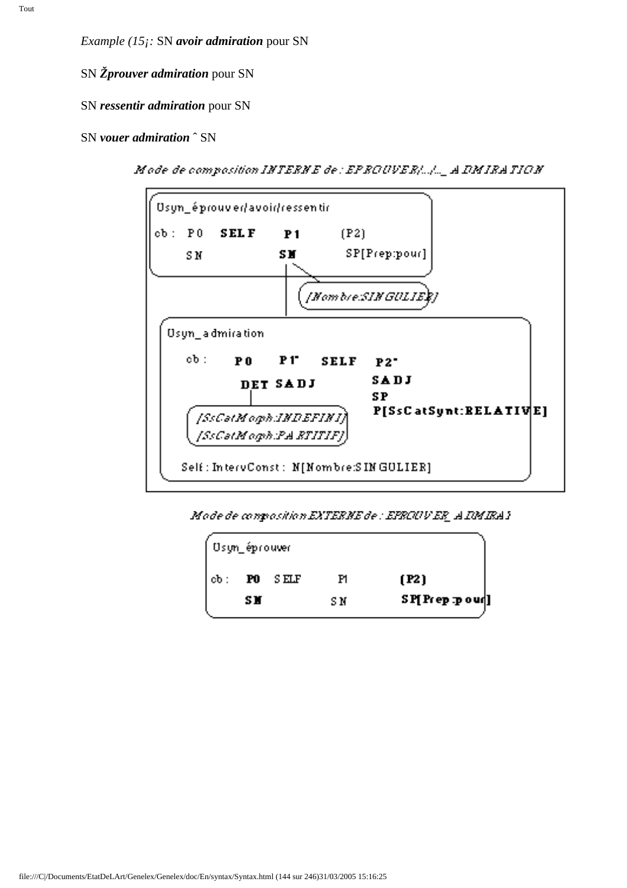*Example (15¡:* SN ***avoir admiration*** pour SN

SN ***Žprouver admiration*** pour SN

SN ***ressentir admiration*** pour SN

SN ***vouer admiration*** ˆ SN

*Mode de composition INTERNE de : EPROUVER/.../... ADMIRATION*

```
Usyn_éprouver/avoir/ressentir
cb :  P0    SELF    P1      (P2)
      SN            SN      SP[Prep:pour]
                     |
              [Nombre:SINGULIER]

Usyn_admiration
   cb :   P0    P1"   SELF   P2"
          DET   SADJ         SADJ
                             SP
                             P[SsCatSynt:RELATIVE]
   [SsCatMorph:INDEFINI]
   [SsCatMorph:PARTITIF]
   Self : IntervConst : N[Nombre:SINGULIER]
```

*Mode de composition EXTERNE de : EPROUVER_ADMIRAT*

```
Usyn_éprouver
cb :  P0   SELF    P1     (P2)
      SN           SN     SP[Prep:pour]
```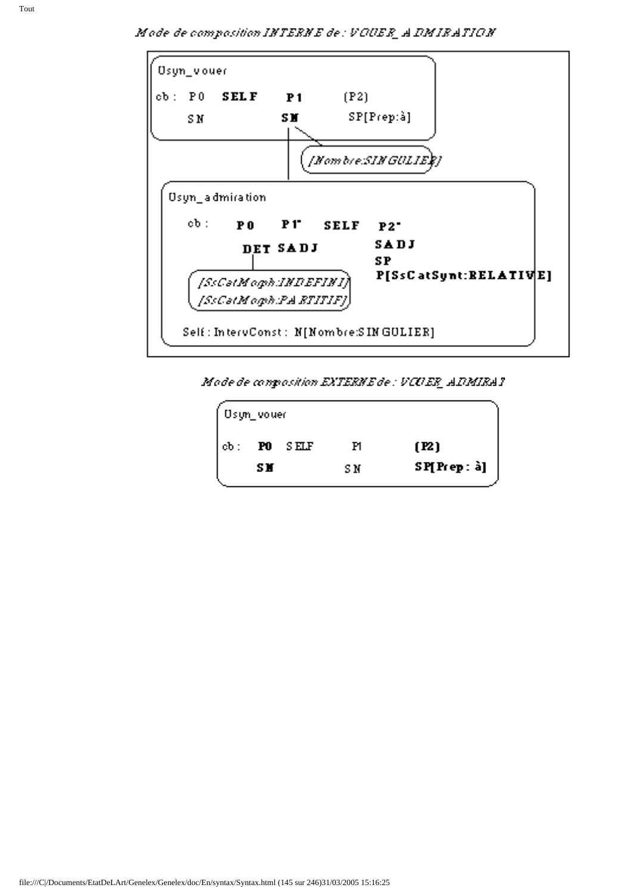*Mode de composition INTERNE de : VOUER_ADMIRATION*

Usyn_vouer

cb : P0 **SELF** **P1** (P2)

SN **SN** SP[Prep:à]

*[Nombre:SINGULIER]*

Usyn_admiration

cb : **P0** **P1'** **SELF** **P2'**

**DET SADJ** **SADJ**

**SP**

**P[SsCatSynt:RELATIVE]**

*[SsCatMorph:INDEFINI]*

*[SsCatMorph:PARTITIF]*

Self : IntervConst : N[Nombre:SINGULIER]

*Mode de composition EXTERNE de : VOUER_ADMIRAT*

Usyn_vouer

cb : **P0** SELF P1 **(P2)**

**SN** SN **SP[Prep : à]**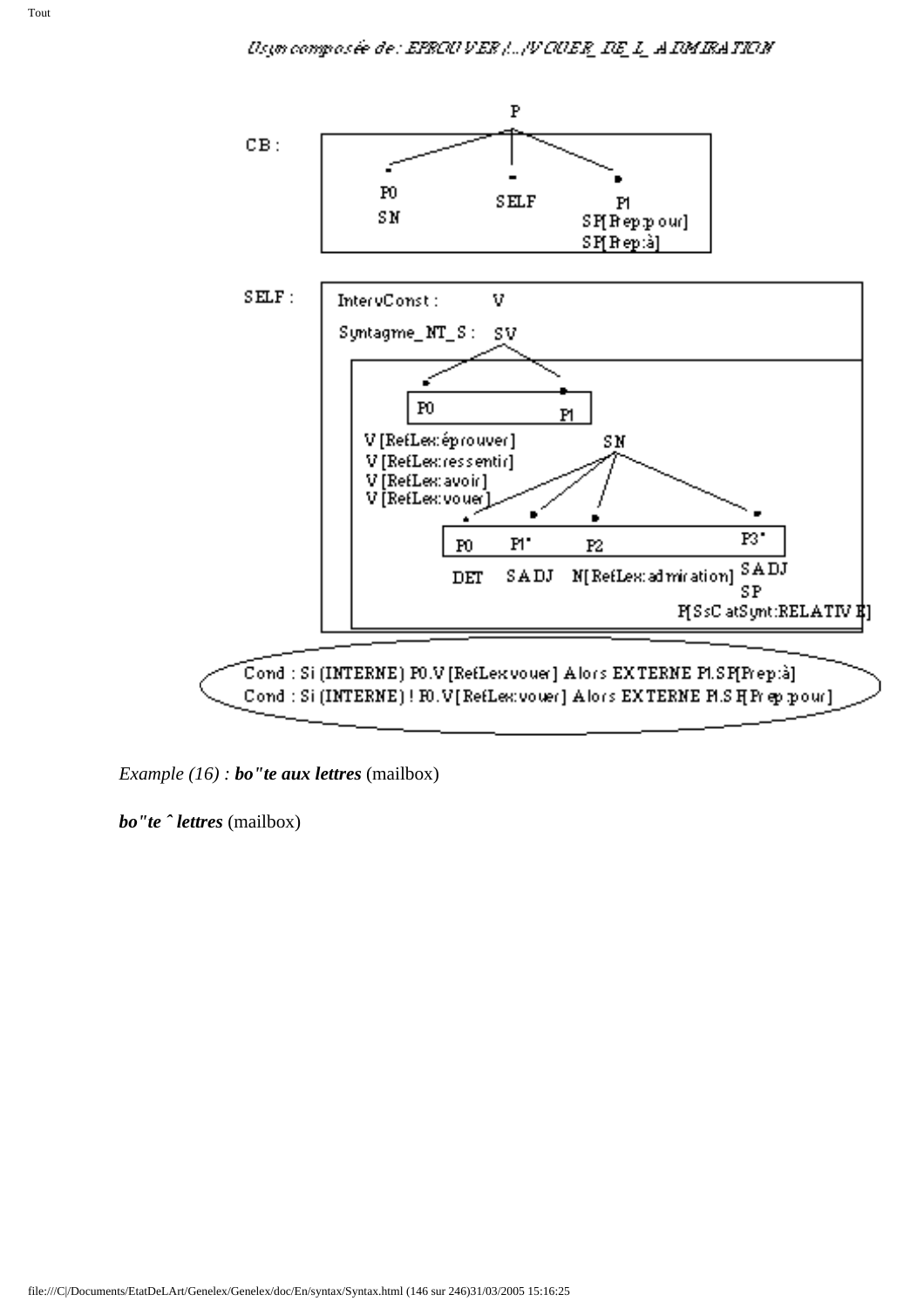Usyn composée de : EPROUVER /.../VOUER_DE_L_ADMIRATION

CB :

P

P0 SN — SELF — P1 SP[Prep:pour] SP[Prep:à]

SELF :

InterVConst : V

Syntagme_NT_S : SV

P0 — P1

V [RefLex:éprouver]
V [RefLex:ressentir]
V [RefLex:avoir]
V [RefLex:vouer]

SN

P0 DET — P1* SADJ — P2 N[RefLex:admiration] — P3* SADJ SP P[SsCatSynt:RELATIVE]

Cond : Si (INTERNE) P0.V [RefLex:vouer] Alors EXTERNE P1.SP[Prep:à]
Cond : Si (INTERNE) ! P0.V [RefLex:vouer] Alors EXTERNE P1.SP[Prep:pour]

*Example (16) :* ***bo"te aux lettres*** (mailbox)

***bo"te ˆ lettres*** (mailbox)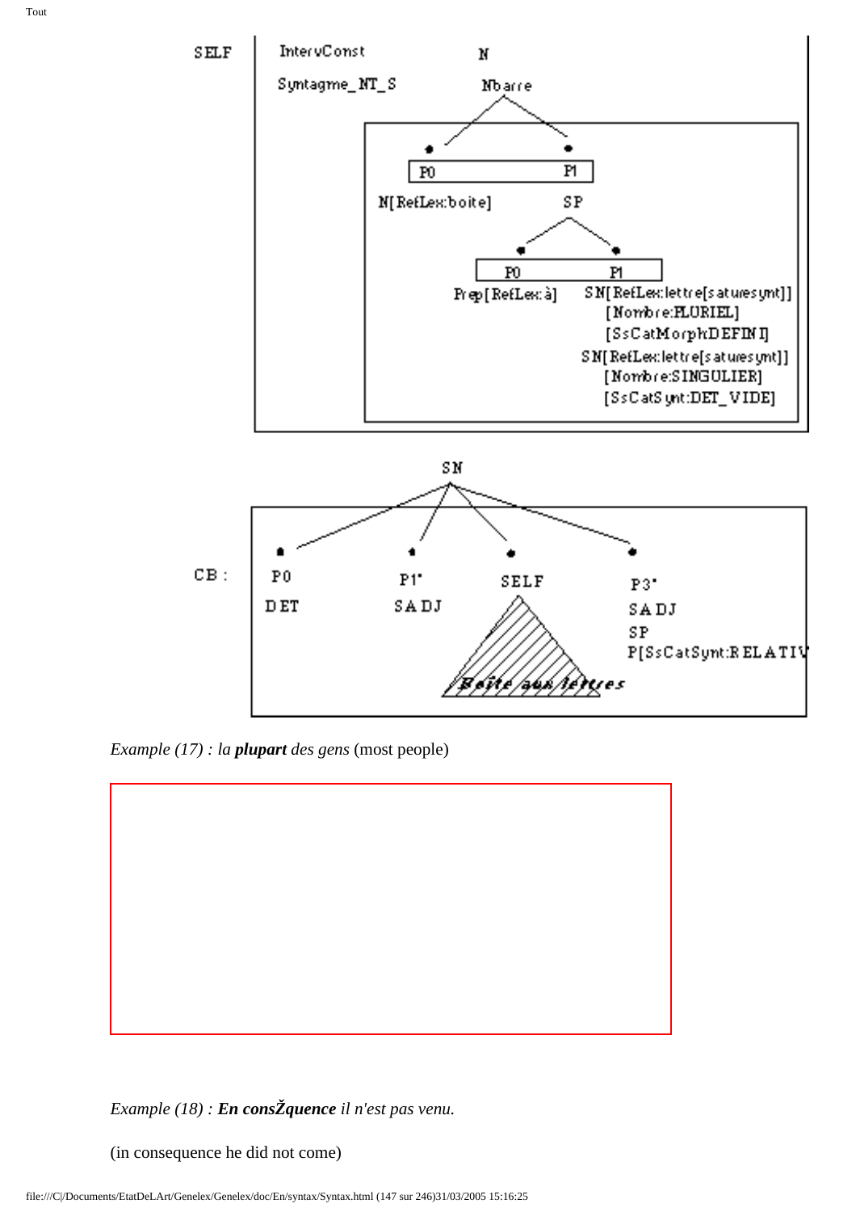```
SELF    IntervConst        N
        Syntagme_NT_S      Nbarre
                     P0                 P1
                     N[RefLex:boite]    SP
                                          P0                P1
                                          Prep[RefLex:à]    SN[RefLex:lettre[saturesynt]]
                                                              [Nombre:PLURIEL]
                                                              [SsCatMorph:DEFINI]
                                                            SN[RefLex:lettre[saturesynt]]
                                                              [Nombre:SINGULIER]
                                                              [SsCatSynt:DET_VIDE]
```

```
                          SN
CB :   P0      P1*      SELF                P3*
       DET     SADJ     Boîte aux lettres   SADJ
                                            SP
                                            P[SsCatSynt:RELATIV
```

*Example (17) : la* ***plupart*** *des gens* (most people)

*Example (18) :* ***En consŽquence*** *il n'est pas venu.*

(in consequence he did not come)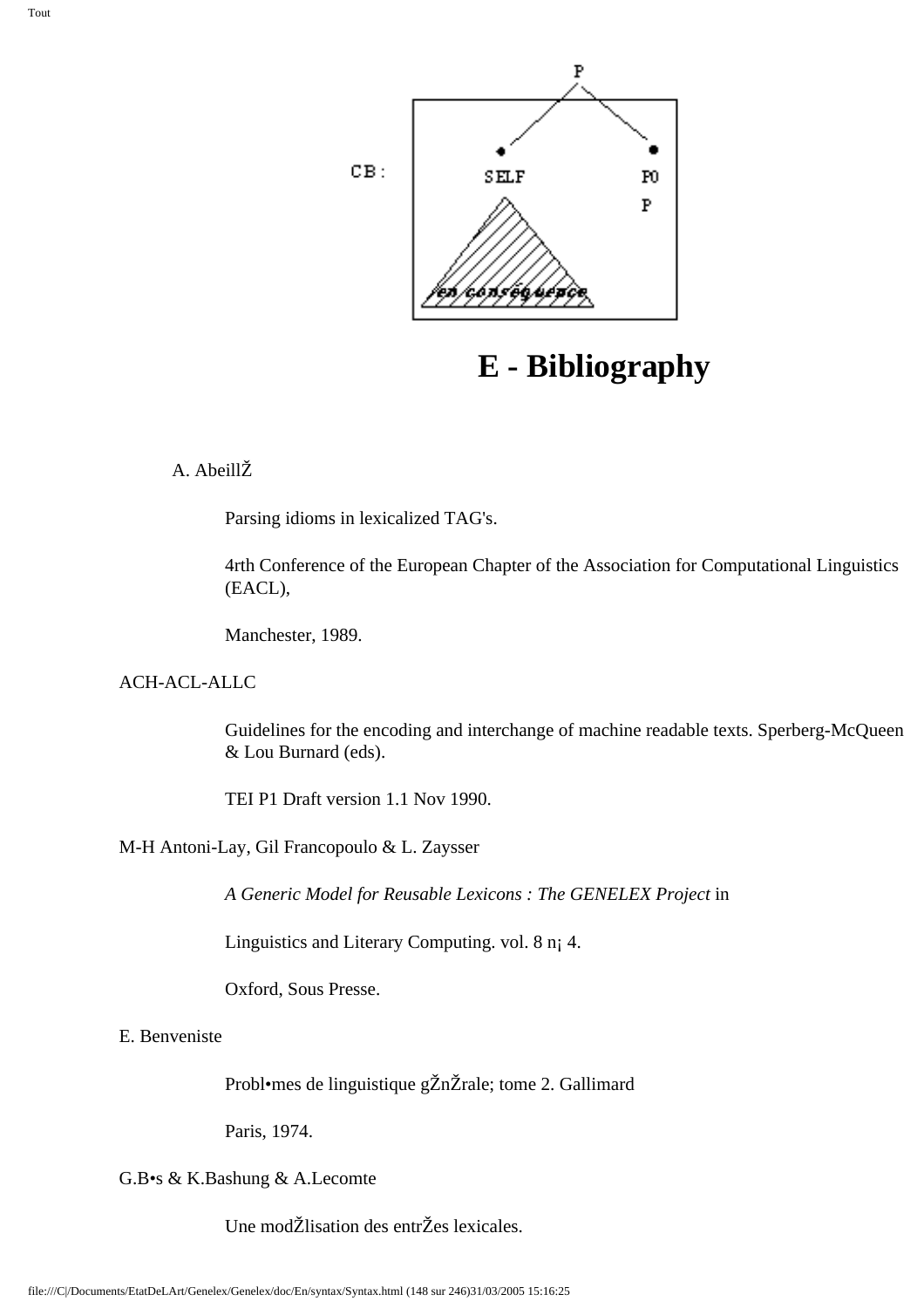CB :

# E - Bibliography

A. AbeillŽ

Parsing idioms in lexicalized TAG's.

4rth Conference of the European Chapter of the Association for Computational Linguistics (EACL),

Manchester, 1989.

ACH-ACL-ALLC

Guidelines for the encoding and interchange of machine readable texts. Sperberg-McQueen & Lou Burnard (eds).

TEI P1 Draft version 1.1 Nov 1990.

M-H Antoni-Lay, Gil Francopoulo & L. Zaysser

*A Generic Model for Reusable Lexicons : The GENELEX Project* in

Linguistics and Literary Computing. vol. 8 n¡ 4.

Oxford, Sous Presse.

E. Benveniste

Probl•mes de linguistique gŽnŽrale; tome 2. Gallimard

Paris, 1974.

G.B•s & K.Bashung & A.Lecomte

Une modŽlisation des entrŽes lexicales.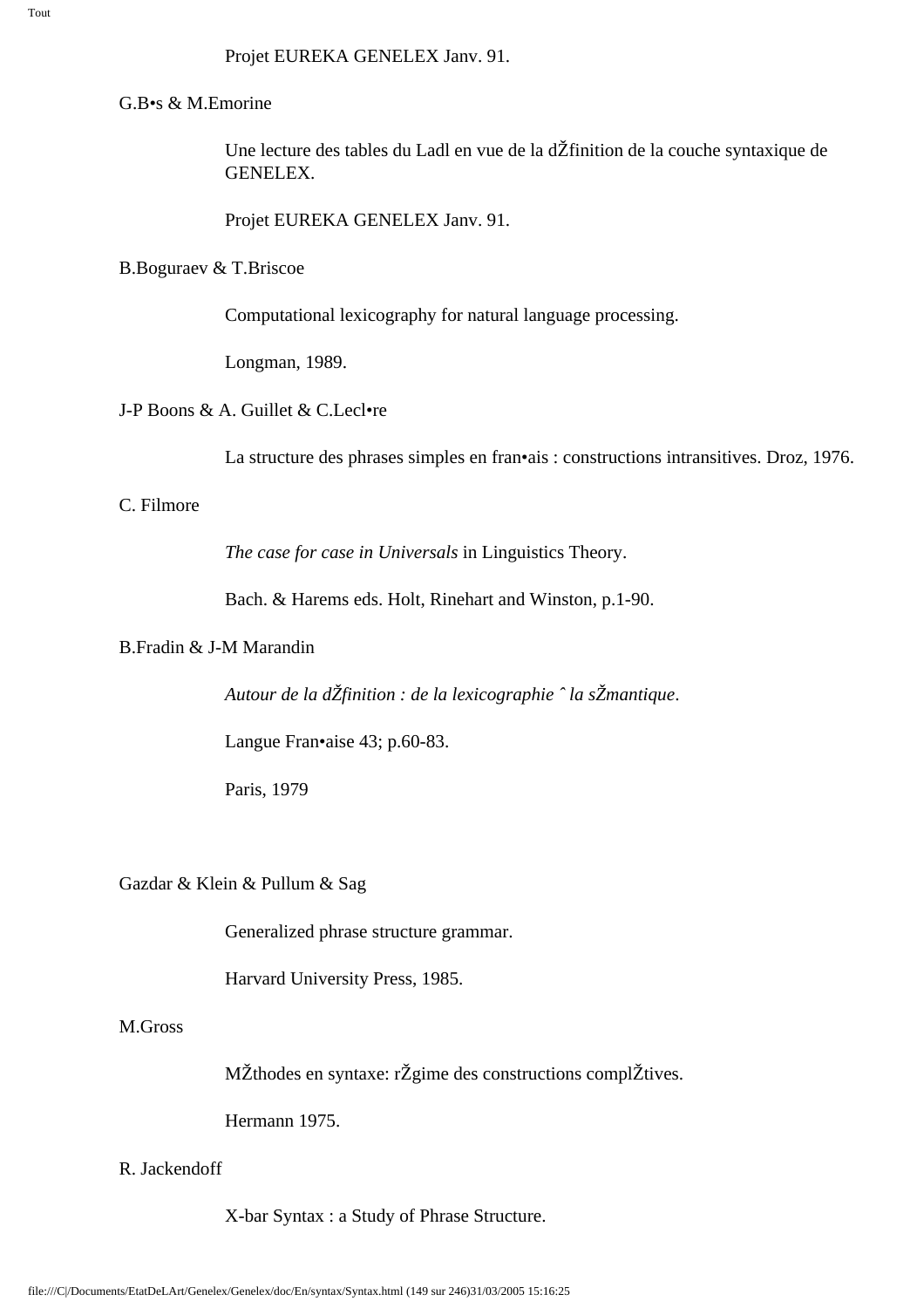Projet EUREKA GENELEX Janv. 91.

G.B•s & M.Emorine

Une lecture des tables du Ladl en vue de la dŽfinition de la couche syntaxique de GENELEX.

Projet EUREKA GENELEX Janv. 91.

B.Boguraev & T.Briscoe

Computational lexicography for natural language processing.

Longman, 1989.

J-P Boons & A. Guillet & C.Lecl•re

La structure des phrases simples en fran•ais : constructions intransitives. Droz, 1976.

C. Filmore

*The case for case in Universals* in Linguistics Theory.

Bach. & Harems eds. Holt, Rinehart and Winston, p.1-90.

B.Fradin & J-M Marandin

*Autour de la dŽfinition : de la lexicographie ˆ la sŽmantique*.

Langue Fran•aise 43; p.60-83.

Paris, 1979

Gazdar & Klein & Pullum & Sag

Generalized phrase structure grammar.

Harvard University Press, 1985.

M.Gross

MŽthodes en syntaxe: rŽgime des constructions complŽtives.

Hermann 1975.

R. Jackendoff

X-bar Syntax : a Study of Phrase Structure.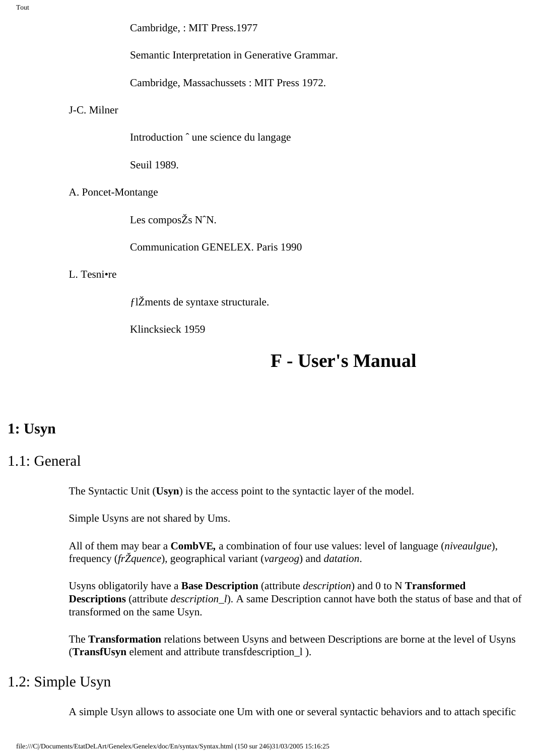Cambridge, : MIT Press.1977

Semantic Interpretation in Generative Grammar.

Cambridge, Massachussets : MIT Press 1972.

J-C. Milner

Introduction ˆ une science du langage

Seuil 1989.

A. Poncet-Montange

Les composŽs NˆN.

Communication GENELEX. Paris 1990

L. Tesni•re

ƒlŽments de syntaxe structurale.

Klincksieck 1959

# F - User's Manual

## 1: Usyn

### 1.1: General

The Syntactic Unit (**Usyn**) is the access point to the syntactic layer of the model.

Simple Usyns are not shared by Ums.

All of them may bear a **CombVE,** a combination of four use values: level of language (*niveaulgue*), frequency (*frŽquence*), geographical variant (*vargeog*) and *datation*.

Usyns obligatorily have a **Base Description** (attribute *description*) and 0 to N **Transformed Descriptions** (attribute *description_l*). A same Description cannot have both the status of base and that of transformed on the same Usyn.

The **Transformation** relations between Usyns and between Descriptions are borne at the level of Usyns (**TransfUsyn** element and attribute transfdescription_l ).

### 1.2: Simple Usyn

A simple Usyn allows to associate one Um with one or several syntactic behaviors and to attach specific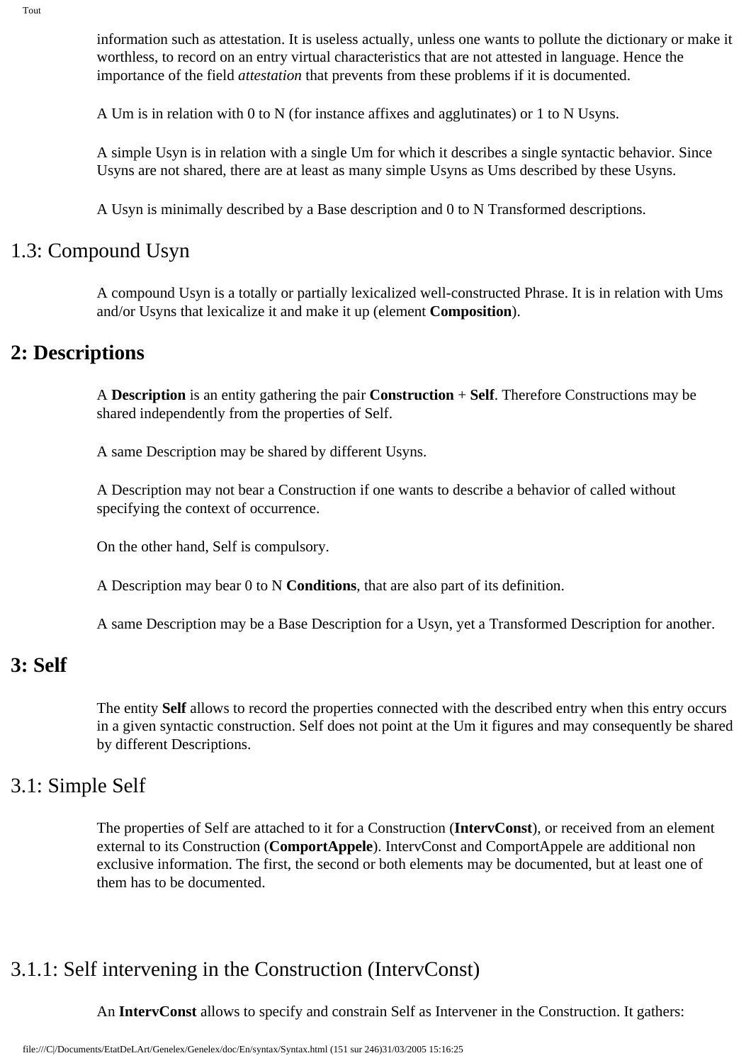information such as attestation. It is useless actually, unless one wants to pollute the dictionary or make it worthless, to record on an entry virtual characteristics that are not attested in language. Hence the importance of the field *attestation* that prevents from these problems if it is documented.

A Um is in relation with 0 to N (for instance affixes and agglutinates) or 1 to N Usyns.

A simple Usyn is in relation with a single Um for which it describes a single syntactic behavior. Since Usyns are not shared, there are at least as many simple Usyns as Ums described by these Usyns.

A Usyn is minimally described by a Base description and 0 to N Transformed descriptions.

### 1.3: Compound Usyn

A compound Usyn is a totally or partially lexicalized well-constructed Phrase. It is in relation with Ums and/or Usyns that lexicalize it and make it up (element **Composition**).

## 2: Descriptions

A **Description** is an entity gathering the pair **Construction** + **Self**. Therefore Constructions may be shared independently from the properties of Self.

A same Description may be shared by different Usyns.

A Description may not bear a Construction if one wants to describe a behavior of called without specifying the context of occurrence.

On the other hand, Self is compulsory.

A Description may bear 0 to N **Conditions**, that are also part of its definition.

A same Description may be a Base Description for a Usyn, yet a Transformed Description for another.

## 3: Self

The entity **Self** allows to record the properties connected with the described entry when this entry occurs in a given syntactic construction. Self does not point at the Um it figures and may consequently be shared by different Descriptions.

### 3.1: Simple Self

The properties of Self are attached to it for a Construction (**IntervConst**), or received from an element external to its Construction (**ComportAppele**). IntervConst and ComportAppele are additional non exclusive information. The first, the second or both elements may be documented, but at least one of them has to be documented.

#### 3.1.1: Self intervening in the Construction (IntervConst)

An **IntervConst** allows to specify and constrain Self as Intervener in the Construction. It gathers: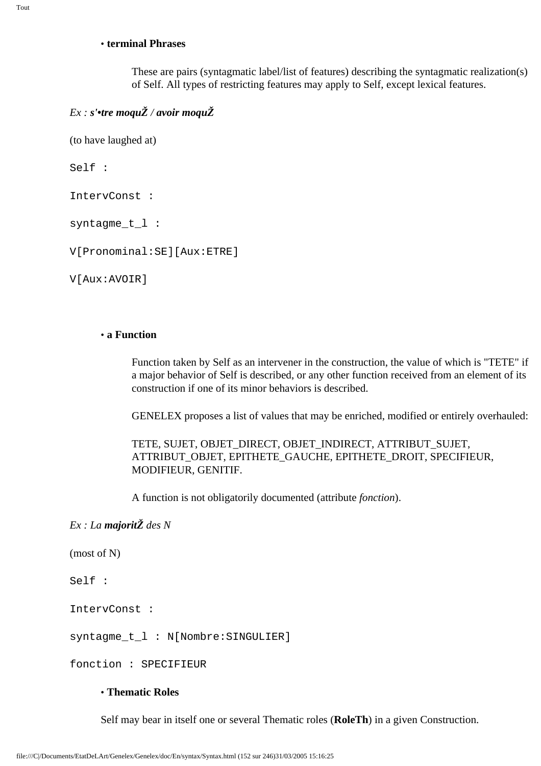• **terminal Phrases**

These are pairs (syntagmatic label/list of features) describing the syntagmatic realization(s) of Self. All types of restricting features may apply to Self, except lexical features.

*Ex : **s'•tre moquŽ / avoir moquŽ***

(to have laughed at)

```
Self :

IntervConst :

syntagme_t_l :

V[Pronominal:SE][Aux:ETRE]

V[Aux:AVOIR]
```

• **a Function**

Function taken by Self as an intervener in the construction, the value of which is "TETE" if a major behavior of Self is described, or any other function received from an element of its construction if one of its minor behaviors is described.

GENELEX proposes a list of values that may be enriched, modified or entirely overhauled:

TETE, SUJET, OBJET_DIRECT, OBJET_INDIRECT, ATTRIBUT_SUJET, ATTRIBUT_OBJET, EPITHETE_GAUCHE, EPITHETE_DROIT, SPECIFIEUR, MODIFIEUR, GENITIF.

A function is not obligatorily documented (attribute *fonction*).

*Ex : La **majoritŽ** des N*

(most of N)

```
Self :

IntervConst :

syntagme_t_l : N[Nombre:SINGULIER]

fonction : SPECIFIEUR
```

• **Thematic Roles**

Self may bear in itself one or several Thematic roles (**RoleTh**) in a given Construction.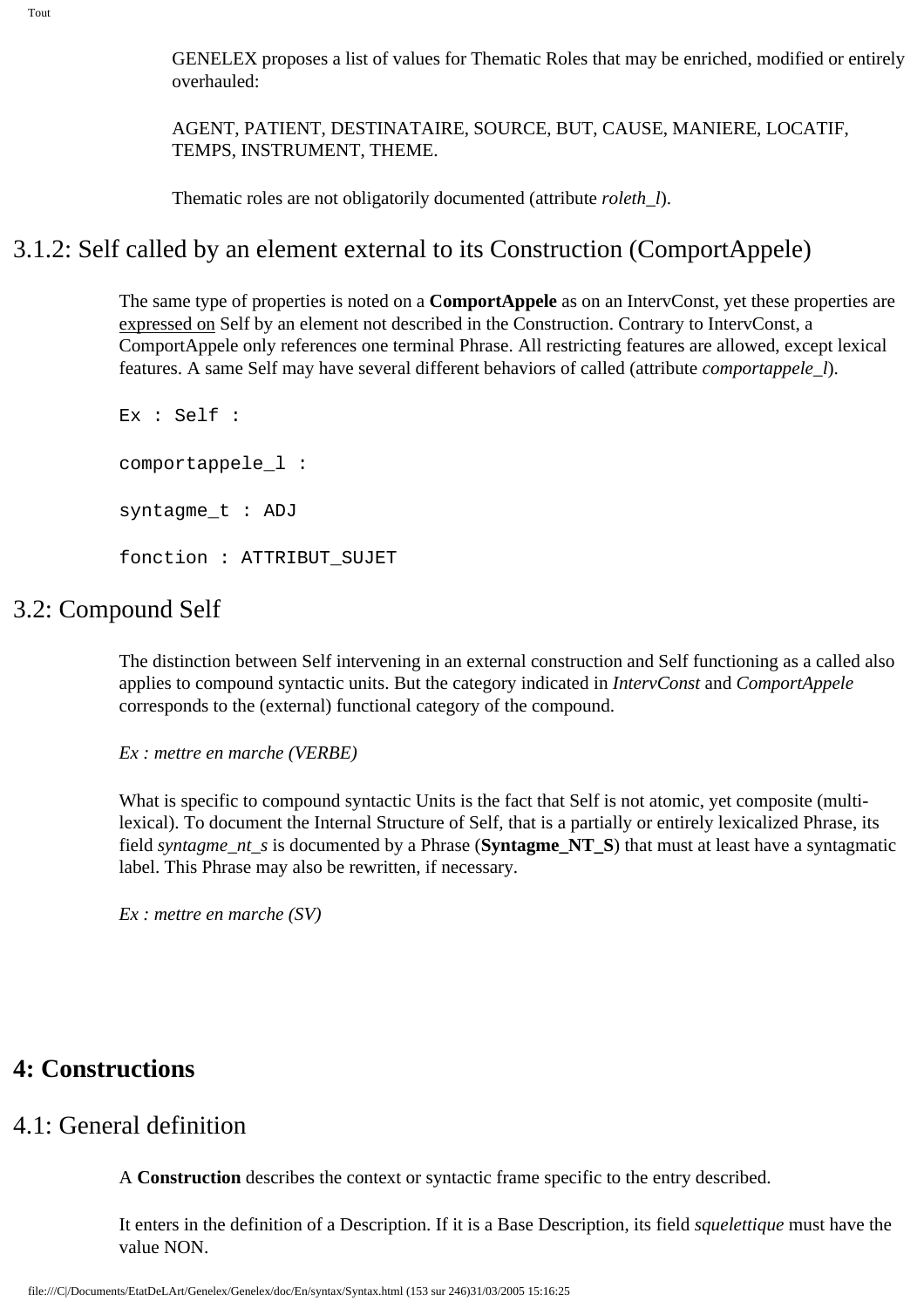GENELEX proposes a list of values for Thematic Roles that may be enriched, modified or entirely overhauled:

AGENT, PATIENT, DESTINATAIRE, SOURCE, BUT, CAUSE, MANIERE, LOCATIF, TEMPS, INSTRUMENT, THEME.

Thematic roles are not obligatorily documented (attribute *roleth_l*).

## 3.1.2: Self called by an element external to its Construction (ComportAppele)

The same type of properties is noted on a **ComportAppele** as on an IntervConst, yet these properties are expressed on Self by an element not described in the Construction. Contrary to IntervConst, a ComportAppele only references one terminal Phrase. All restricting features are allowed, except lexical features. A same Self may have several different behaviors of called (attribute *comportappele_l*).

```
Ex : Self :

comportappele_l :

syntagme_t : ADJ

fonction : ATTRIBUT_SUJET
```

## 3.2: Compound Self

The distinction between Self intervening in an external construction and Self functioning as a called also applies to compound syntactic units. But the category indicated in *IntervConst* and *ComportAppele* corresponds to the (external) functional category of the compound.

*Ex : mettre en marche (VERBE)*

What is specific to compound syntactic Units is the fact that Self is not atomic, yet composite (multi-lexical). To document the Internal Structure of Self, that is a partially or entirely lexicalized Phrase, its field *syntagme_nt_s* is documented by a Phrase (**Syntagme_NT_S**) that must at least have a syntagmatic label. This Phrase may also be rewritten, if necessary.

*Ex : mettre en marche (SV)*

# 4: Constructions

## 4.1: General definition

A **Construction** describes the context or syntactic frame specific to the entry described.

It enters in the definition of a Description. If it is a Base Description, its field *squelettique* must have the value NON.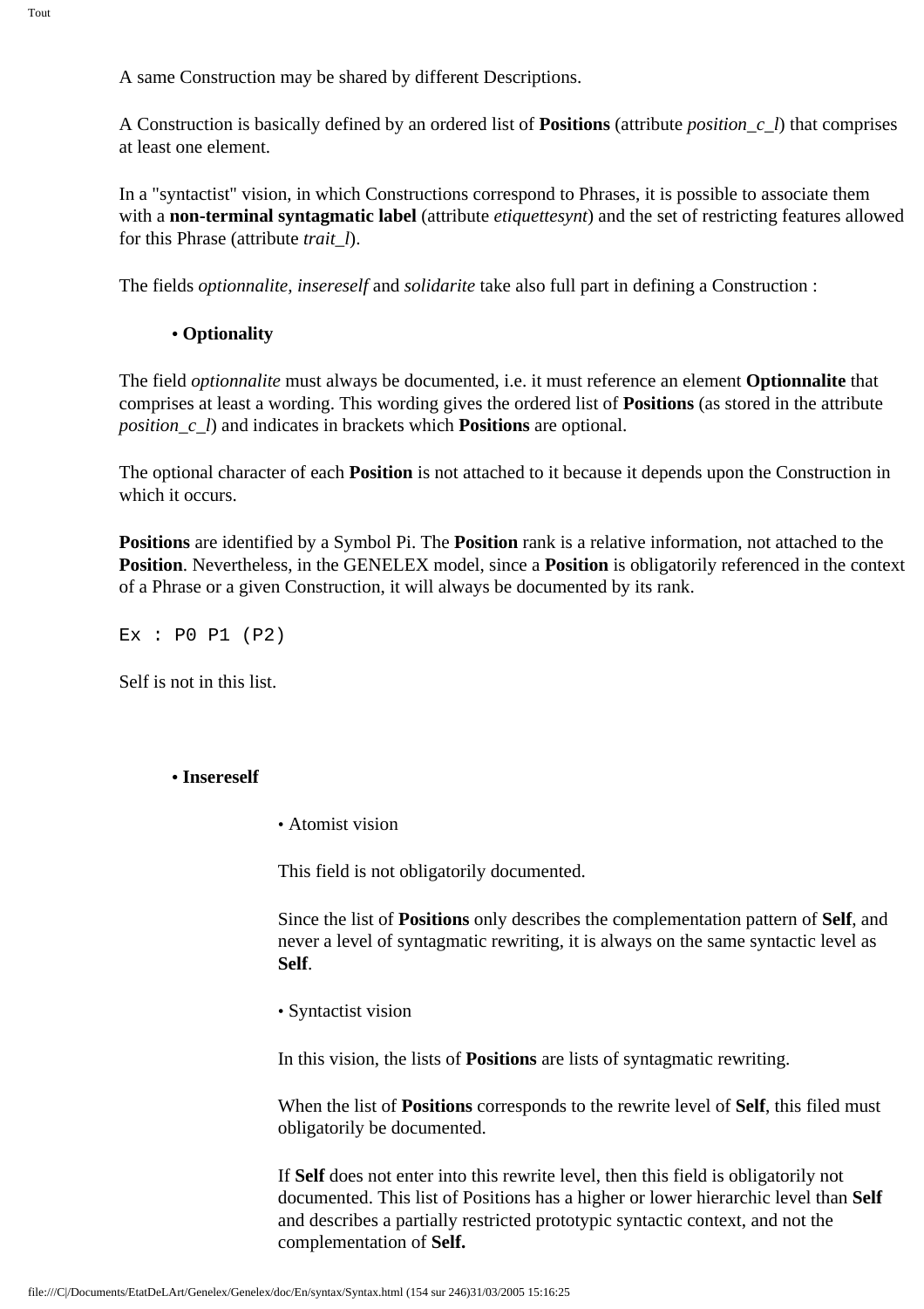A same Construction may be shared by different Descriptions.

A Construction is basically defined by an ordered list of **Positions** (attribute *position_c_l*) that comprises at least one element.

In a "syntactist" vision, in which Constructions correspond to Phrases, it is possible to associate them with a **non-terminal syntagmatic label** (attribute *etiquettesynt*) and the set of restricting features allowed for this Phrase (attribute *trait_l*).

The fields *optionnalite, insereself* and *solidarite* take also full part in defining a Construction :

- **Optionality**

The field *optionnalite* must always be documented, i.e. it must reference an element **Optionnalite** that comprises at least a wording. This wording gives the ordered list of **Positions** (as stored in the attribute *position_c_l*) and indicates in brackets which **Positions** are optional.

The optional character of each **Position** is not attached to it because it depends upon the Construction in which it occurs.

**Positions** are identified by a Symbol Pi. The **Position** rank is a relative information, not attached to the **Position**. Nevertheless, in the GENELEX model, since a **Position** is obligatorily referenced in the context of a Phrase or a given Construction, it will always be documented by its rank.

```
Ex : P0 P1 (P2)
```

Self is not in this list.

- **Insereself**

    - Atomist vision

    This field is not obligatorily documented.

    Since the list of **Positions** only describes the complementation pattern of **Self**, and never a level of syntagmatic rewriting, it is always on the same syntactic level as **Self**.

    - Syntactist vision

    In this vision, the lists of **Positions** are lists of syntagmatic rewriting.

    When the list of **Positions** corresponds to the rewrite level of **Self**, this filed must obligatorily be documented.

    If **Self** does not enter into this rewrite level, then this field is obligatorily not documented. This list of Positions has a higher or lower hierarchic level than **Self** and describes a partially restricted prototypic syntactic context, and not the complementation of **Self.**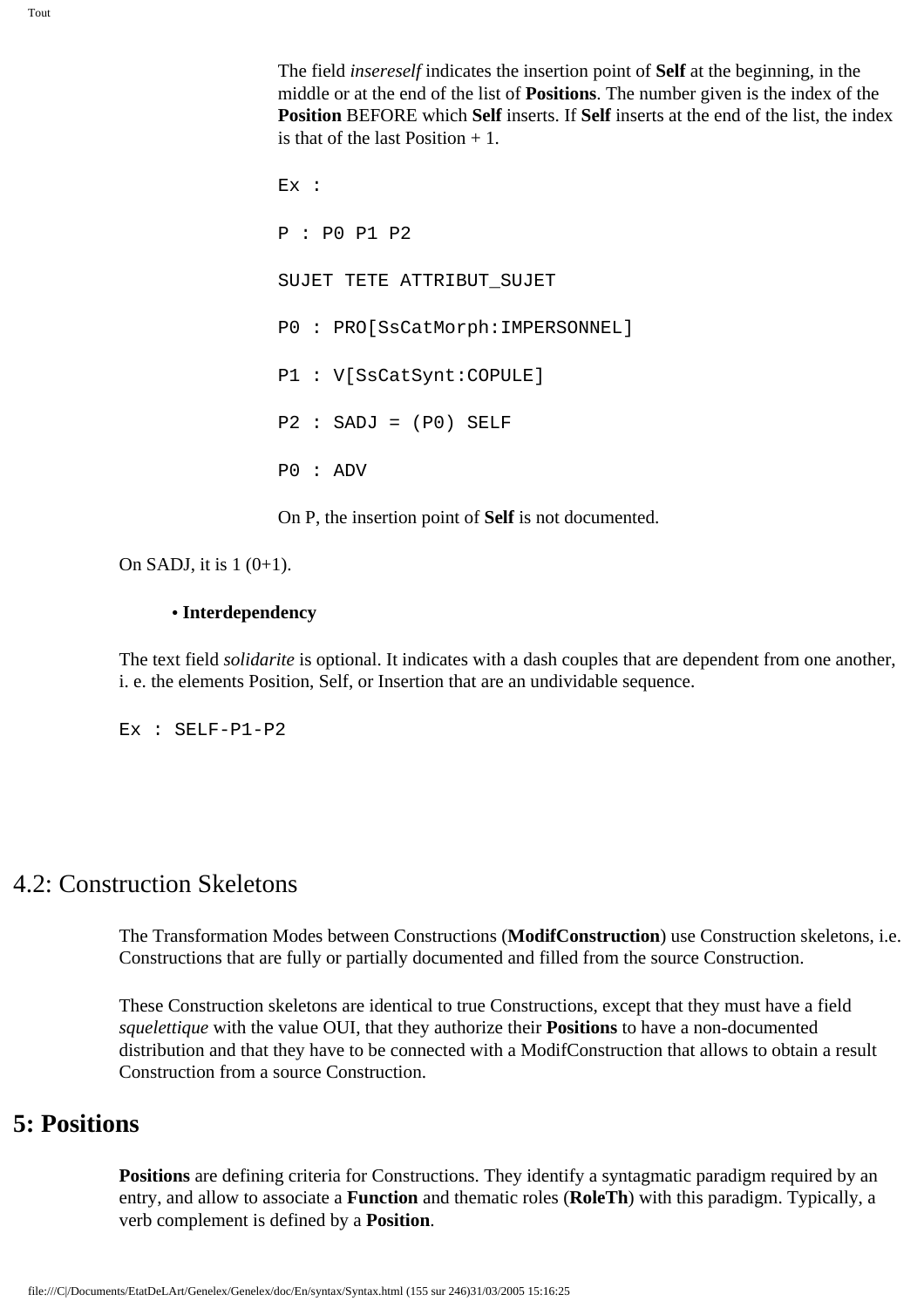The field *insereself* indicates the insertion point of **Self** at the beginning, in the middle or at the end of the list of **Positions**. The number given is the index of the **Position** BEFORE which **Self** inserts. If **Self** inserts at the end of the list, the index is that of the last Position + 1.

```
Ex :

P : P0 P1 P2

SUJET TETE ATTRIBUT_SUJET

P0 : PRO[SsCatMorph:IMPERSONNEL]

P1 : V[SsCatSynt:COPULE]

P2 : SADJ = (P0) SELF

P0 : ADV
```

On P, the insertion point of **Self** is not documented.

On SADJ, it is 1 (0+1).

- **Interdependency**

The text field *solidarite* is optional. It indicates with a dash couples that are dependent from one another, i. e. the elements Position, Self, or Insertion that are an undividable sequence.

```
Ex : SELF-P1-P2
```

## 4.2: Construction Skeletons

The Transformation Modes between Constructions (**ModifConstruction**) use Construction skeletons, i.e. Constructions that are fully or partially documented and filled from the source Construction.

These Construction skeletons are identical to true Constructions, except that they must have a field *squelettique* with the value OUI, that they authorize their **Positions** to have a non-documented distribution and that they have to be connected with a ModifConstruction that allows to obtain a result Construction from a source Construction.

# 5: Positions

**Positions** are defining criteria for Constructions. They identify a syntagmatic paradigm required by an entry, and allow to associate a **Function** and thematic roles (**RoleTh**) with this paradigm. Typically, a verb complement is defined by a **Position**.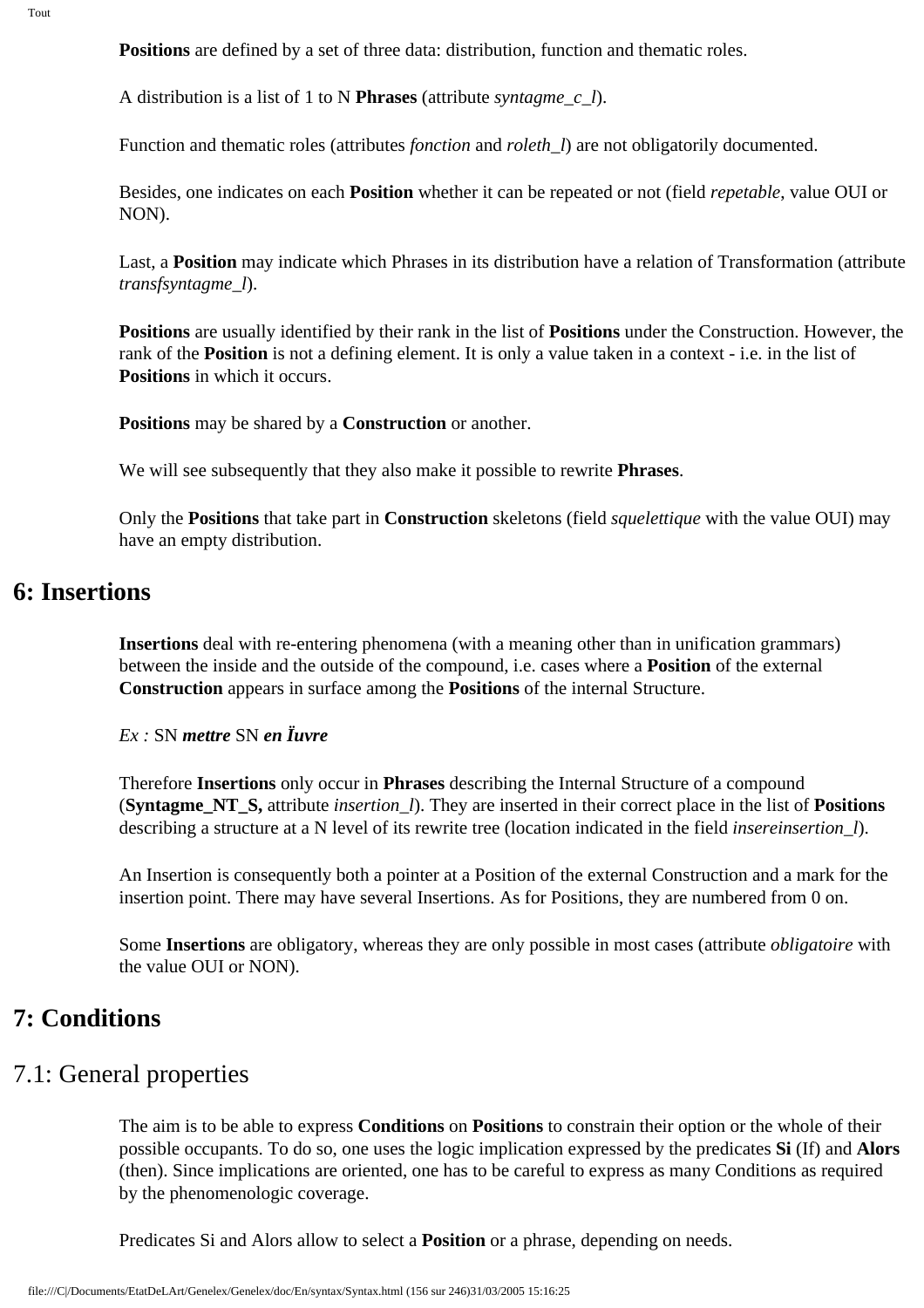**Positions** are defined by a set of three data: distribution, function and thematic roles.

A distribution is a list of 1 to N **Phrases** (attribute *syntagme_c_l*).

Function and thematic roles (attributes *fonction* and *roleth_l*) are not obligatorily documented.

Besides, one indicates on each **Position** whether it can be repeated or not (field *repetable*, value OUI or NON).

Last, a **Position** may indicate which Phrases in its distribution have a relation of Transformation (attribute *transfsyntagme_l*).

**Positions** are usually identified by their rank in the list of **Positions** under the Construction. However, the rank of the **Position** is not a defining element. It is only a value taken in a context - i.e. in the list of **Positions** in which it occurs.

**Positions** may be shared by a **Construction** or another.

We will see subsequently that they also make it possible to rewrite **Phrases**.

Only the **Positions** that take part in **Construction** skeletons (field *squelettique* with the value OUI) may have an empty distribution.

# 6: Insertions

**Insertions** deal with re-entering phenomena (with a meaning other than in unification grammars) between the inside and the outside of the compound, i.e. cases where a **Position** of the external **Construction** appears in surface among the **Positions** of the internal Structure.

*Ex :* SN ***mettre*** SN ***en Ïuvre***

Therefore **Insertions** only occur in **Phrases** describing the Internal Structure of a compound (**Syntagme_NT_S,** attribute *insertion_l*). They are inserted in their correct place in the list of **Positions** describing a structure at a N level of its rewrite tree (location indicated in the field *insereinsertion_l*).

An Insertion is consequently both a pointer at a Position of the external Construction and a mark for the insertion point. There may have several Insertions. As for Positions, they are numbered from 0 on.

Some **Insertions** are obligatory, whereas they are only possible in most cases (attribute *obligatoire* with the value OUI or NON).

# 7: Conditions

## 7.1: General properties

The aim is to be able to express **Conditions** on **Positions** to constrain their option or the whole of their possible occupants. To do so, one uses the logic implication expressed by the predicates **Si** (If) and **Alors** (then). Since implications are oriented, one has to be careful to express as many Conditions as required by the phenomenologic coverage.

Predicates Si and Alors allow to select a **Position** or a phrase, depending on needs.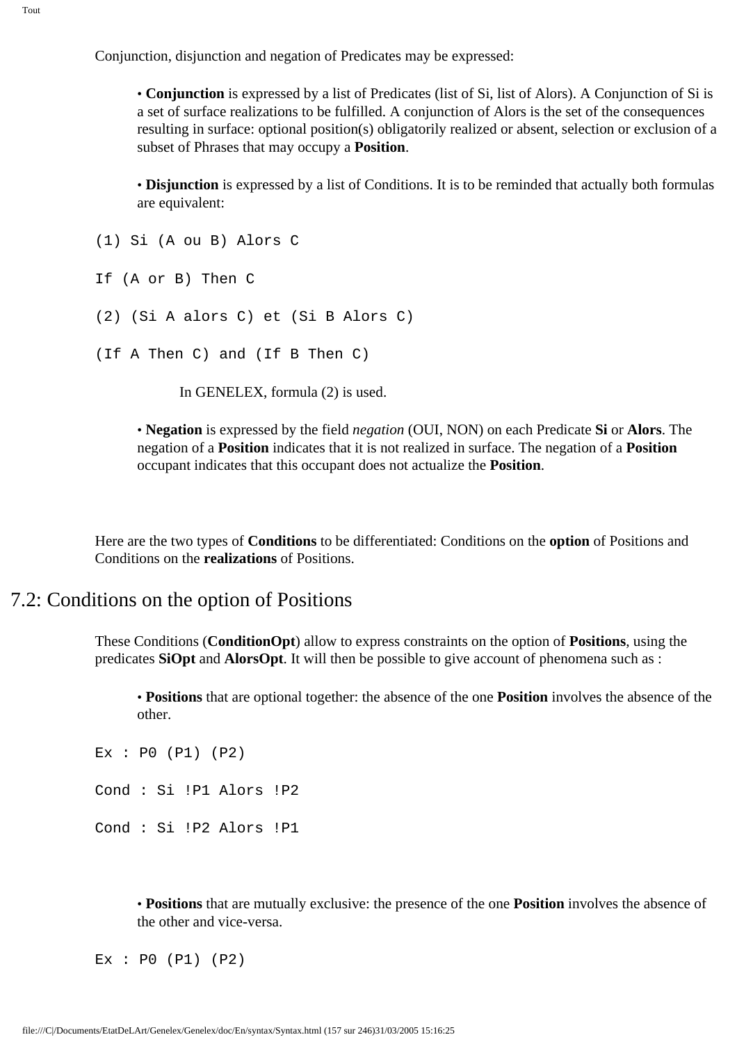Conjunction, disjunction and negation of Predicates may be expressed:

- **Conjunction** is expressed by a list of Predicates (list of Si, list of Alors). A Conjunction of Si is a set of surface realizations to be fulfilled. A conjunction of Alors is the set of the consequences resulting in surface: optional position(s) obligatorily realized or absent, selection or exclusion of a subset of Phrases that may occupy a **Position**.

- **Disjunction** is expressed by a list of Conditions. It is to be reminded that actually both formulas are equivalent:

```
(1) Si (A ou B) Alors C

If (A or B) Then C

(2) (Si A alors C) et (Si B Alors C)

(If A Then C) and (If B Then C)
```

In GENELEX, formula (2) is used.

- **Negation** is expressed by the field *negation* (OUI, NON) on each Predicate **Si** or **Alors**. The negation of a **Position** indicates that it is not realized in surface. The negation of a **Position** occupant indicates that this occupant does not actualize the **Position**.

Here are the two types of **Conditions** to be differentiated: Conditions on the **option** of Positions and Conditions on the **realizations** of Positions.

## 7.2: Conditions on the option of Positions

These Conditions (**ConditionOpt**) allow to express constraints on the option of **Positions**, using the predicates **SiOpt** and **AlorsOpt**. It will then be possible to give account of phenomena such as :

- **Positions** that are optional together: the absence of the one **Position** involves the absence of the other.

```
Ex : P0 (P1) (P2)

Cond : Si !P1 Alors !P2

Cond : Si !P2 Alors !P1
```

- **Positions** that are mutually exclusive: the presence of the one **Position** involves the absence of the other and vice-versa.

```
Ex : P0 (P1) (P2)
```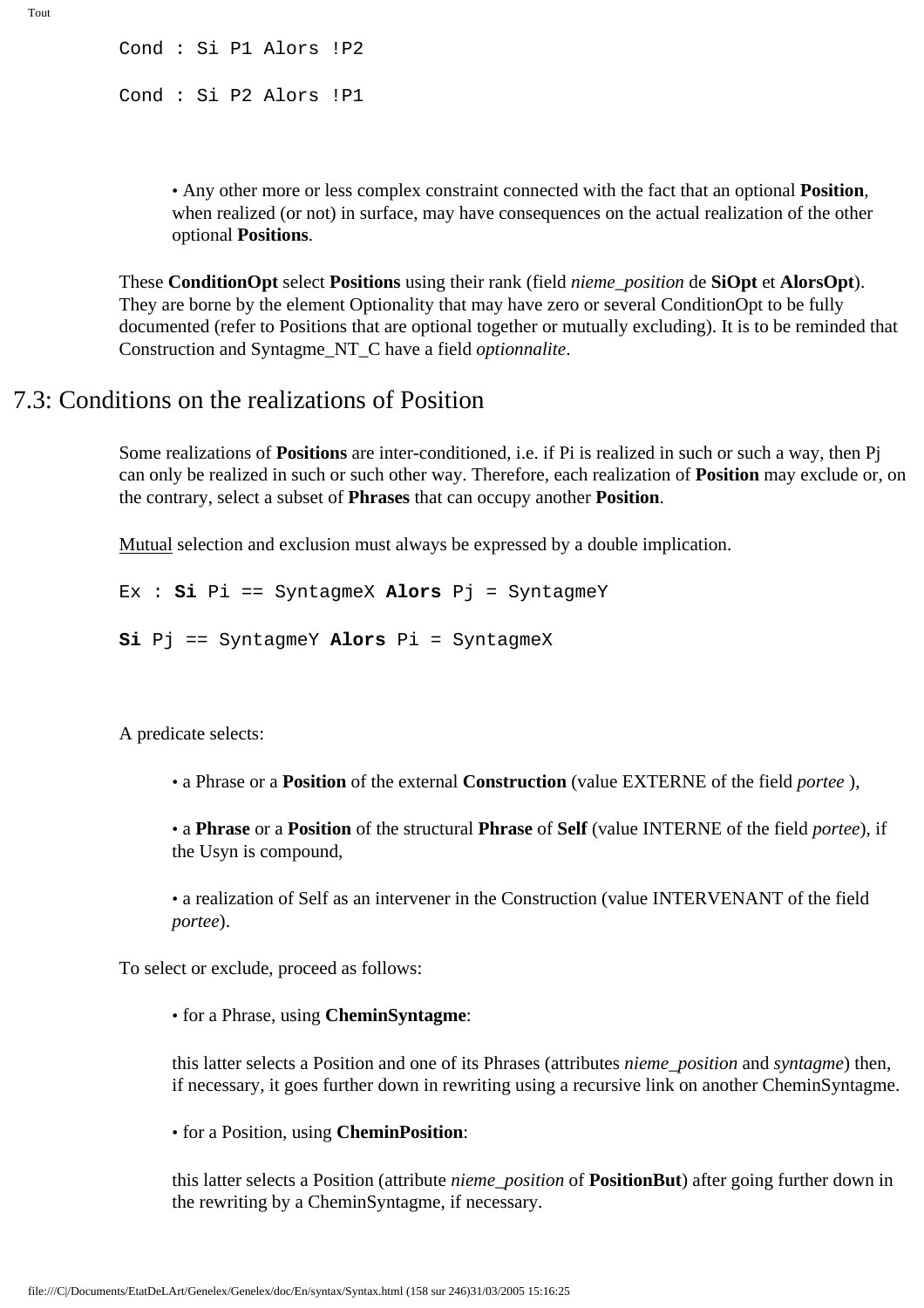```
Cond : Si P1 Alors !P2

Cond : Si P2 Alors !P1
```

- Any other more or less complex constraint connected with the fact that an optional **Position**, when realized (or not) in surface, may have consequences on the actual realization of the other optional **Positions**.

These **ConditionOpt** select **Positions** using their rank (field *nieme_position* de **SiOpt** et **AlorsOpt**). They are borne by the element Optionality that may have zero or several ConditionOpt to be fully documented (refer to Positions that are optional together or mutually excluding). It is to be reminded that Construction and Syntagme_NT_C have a field *optionnalite*.

## 7.3: Conditions on the realizations of Position

Some realizations of **Positions** are inter-conditioned, i.e. if Pi is realized in such or such a way, then Pj can only be realized in such or such other way. Therefore, each realization of **Position** may exclude or, on the contrary, select a subset of **Phrases** that can occupy another **Position**.

Mutual selection and exclusion must always be expressed by a double implication.

```
Ex : Si Pi == SyntagmeX Alors Pj = SyntagmeY

Si Pj == SyntagmeY Alors Pi = SyntagmeX
```

A predicate selects:

- a Phrase or a **Position** of the external **Construction** (value EXTERNE of the field *portee* ),
- a **Phrase** or a **Position** of the structural **Phrase** of **Self** (value INTERNE of the field *portee*), if the Usyn is compound,
- a realization of Self as an intervener in the Construction (value INTERVENANT of the field *portee*).

To select or exclude, proceed as follows:

- for a Phrase, using **CheminSyntagme**:

  this latter selects a Position and one of its Phrases (attributes *nieme_position* and *syntagme*) then, if necessary, it goes further down in rewriting using a recursive link on another CheminSyntagme.

- for a Position, using **CheminPosition**:

  this latter selects a Position (attribute *nieme_position* of **PositionBut**) after going further down in the rewriting by a CheminSyntagme, if necessary.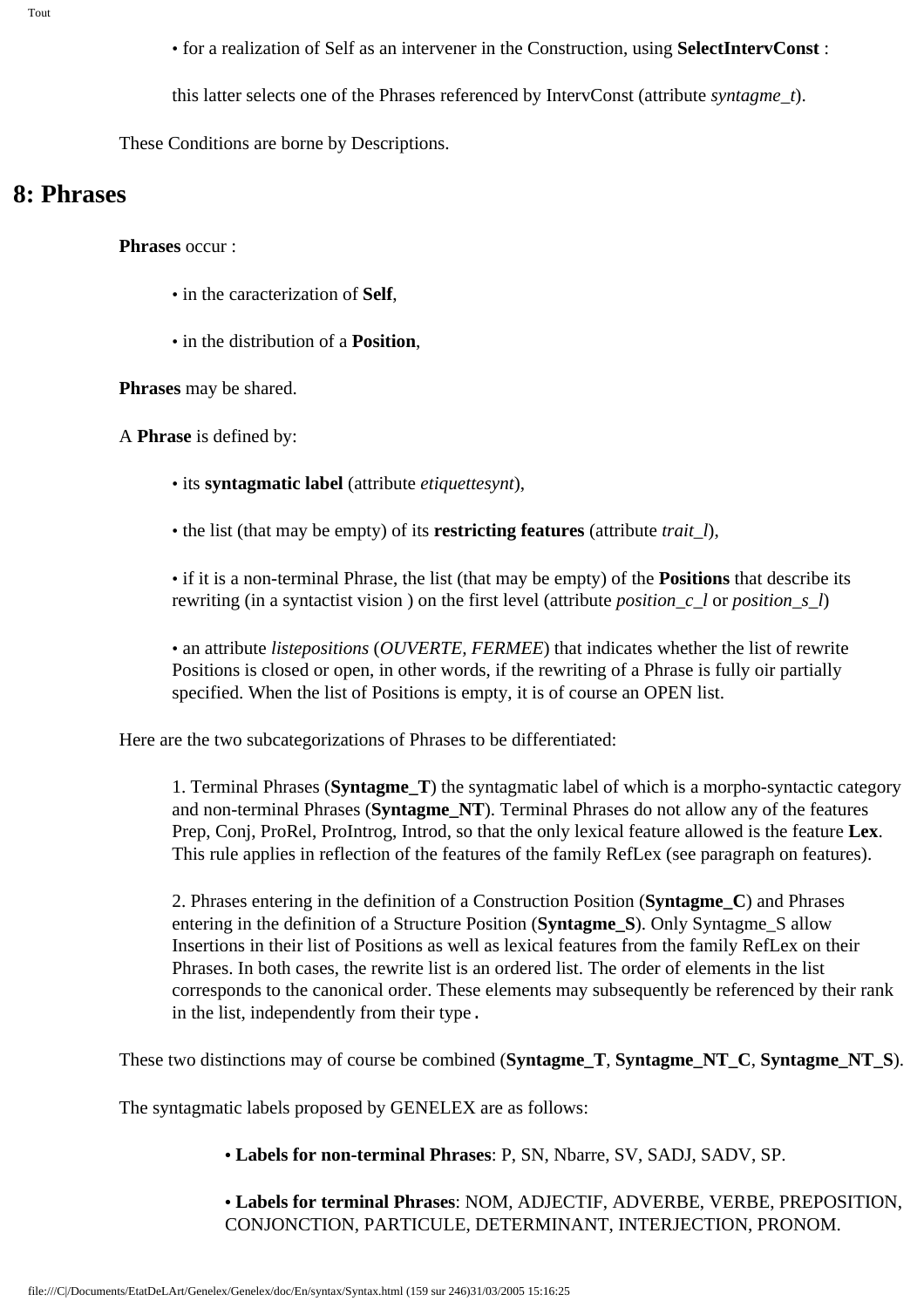• for a realization of Self as an intervener in the Construction, using **SelectIntervConst** :

this latter selects one of the Phrases referenced by IntervConst (attribute *syntagme_t*).

These Conditions are borne by Descriptions.

# 8: Phrases

**Phrases** occur :

• in the caracterization of **Self**,

• in the distribution of a **Position**,

**Phrases** may be shared.

A **Phrase** is defined by:

• its **syntagmatic label** (attribute *etiquettesynt*),

• the list (that may be empty) of its **restricting features** (attribute *trait_l*),

• if it is a non-terminal Phrase, the list (that may be empty) of the **Positions** that describe its rewriting (in a syntactist vision ) on the first level (attribute *position_c_l* or *position_s_l*)

• an attribute *listepositions* (*OUVERTE, FERMEE*) that indicates whether the list of rewrite Positions is closed or open, in other words, if the rewriting of a Phrase is fully oir partially specified. When the list of Positions is empty, it is of course an OPEN list.

Here are the two subcategorizations of Phrases to be differentiated:

1. Terminal Phrases (**Syntagme_T**) the syntagmatic label of which is a morpho-syntactic category and non-terminal Phrases (**Syntagme_NT**). Terminal Phrases do not allow any of the features Prep, Conj, ProRel, ProIntrog, Introd, so that the only lexical feature allowed is the feature **Lex**. This rule applies in reflection of the features of the family RefLex (see paragraph on features).

2. Phrases entering in the definition of a Construction Position (**Syntagme_C**) and Phrases entering in the definition of a Structure Position (**Syntagme_S**). Only Syntagme_S allow Insertions in their list of Positions as well as lexical features from the family RefLex on their Phrases. In both cases, the rewrite list is an ordered list. The order of elements in the list corresponds to the canonical order. These elements may subsequently be referenced by their rank in the list, independently from their type **.**

These two distinctions may of course be combined (**Syntagme_T**, **Syntagme_NT_C**, **Syntagme_NT_S**).

The syntagmatic labels proposed by GENELEX are as follows:

• **Labels for non-terminal Phrases**: P, SN, Nbarre, SV, SADJ, SADV, SP.

• **Labels for terminal Phrases**: NOM, ADJECTIF, ADVERBE, VERBE, PREPOSITION, CONJONCTION, PARTICULE, DETERMINANT, INTERJECTION, PRONOM.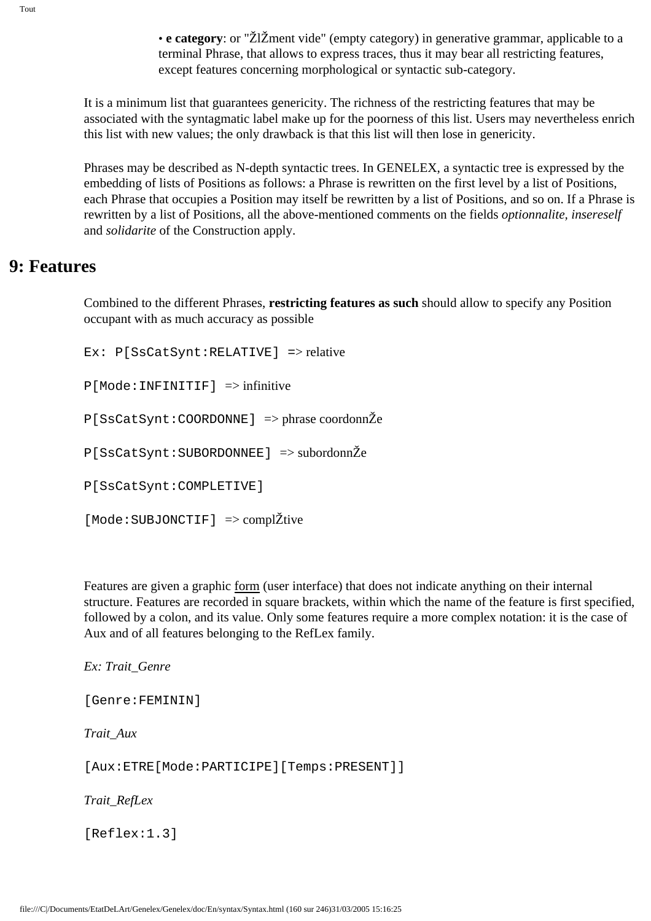- **e category**: or "ŽlŽment vide" (empty category) in generative grammar, applicable to a terminal Phrase, that allows to express traces, thus it may bear all restricting features, except features concerning morphological or syntactic sub-category.

It is a minimum list that guarantees genericity. The richness of the restricting features that may be associated with the syntagmatic label make up for the poorness of this list. Users may nevertheless enrich this list with new values; the only drawback is that this list will then lose in genericity.

Phrases may be described as N-depth syntactic trees. In GENELEX, a syntactic tree is expressed by the embedding of lists of Positions as follows: a Phrase is rewritten on the first level by a list of Positions, each Phrase that occupies a Position may itself be rewritten by a list of Positions, and so on. If a Phrase is rewritten by a list of Positions, all the above-mentioned comments on the fields *optionnalite, insereself* and *solidarite* of the Construction apply.

## 9: Features

Combined to the different Phrases, **restricting features as such** should allow to specify any Position occupant with as much accuracy as possible

`Ex: P[SsCatSynt:RELATIVE] =>` relative

`P[Mode:INFINITIF]` => infinitive

`P[SsCatSynt:COORDONNE]` => phrase coordonnŽe

`P[SsCatSynt:SUBORDONNEE]` => subordonnŽe

`P[SsCatSynt:COMPLETIVE]`

`[Mode:SUBJONCTIF]` => complŽtive

Features are given a graphic form (user interface) that does not indicate anything on their internal structure. Features are recorded in square brackets, within which the name of the feature is first specified, followed by a colon, and its value. Only some features require a more complex notation: it is the case of Aux and of all features belonging to the RefLex family.

*Ex: Trait_Genre*

`[Genre:FEMININ]`

*Trait_Aux*

`[Aux:ETRE[Mode:PARTICIPE][Temps:PRESENT]]`

*Trait_RefLex*

`[Reflex:1.3]`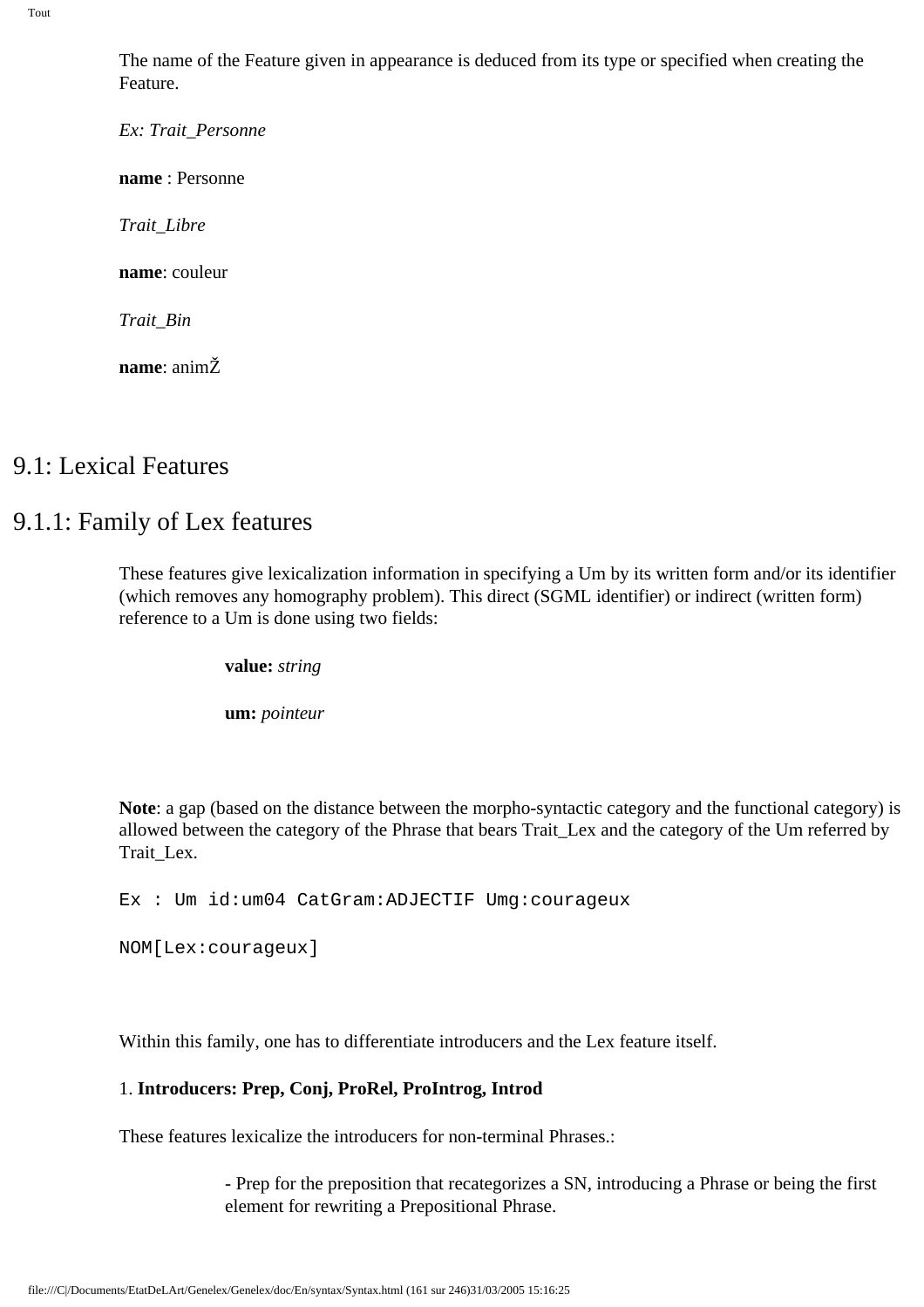The name of the Feature given in appearance is deduced from its type or specified when creating the Feature.

*Ex: Trait_Personne*

**name** : Personne

*Trait_Libre*

**name**: couleur

*Trait_Bin*

**name**: animŽ

## 9.1: Lexical Features

## 9.1.1: Family of Lex features

These features give lexicalization information in specifying a Um by its written form and/or its identifier (which removes any homography problem). This direct (SGML identifier) or indirect (written form) reference to a Um is done using two fields:

> **value:** *string*
>
> **um:** *pointeur*

**Note**: a gap (based on the distance between the morpho-syntactic category and the functional category) is allowed between the category of the Phrase that bears Trait_Lex and the category of the Um referred by Trait_Lex.

```
Ex : Um id:um04 CatGram:ADJECTIF Umg:courageux

NOM[Lex:courageux]
```

Within this family, one has to differentiate introducers and the Lex feature itself.

1. **Introducers: Prep, Conj, ProRel, ProIntrog, Introd**

These features lexicalize the introducers for non-terminal Phrases.:

> - Prep for the preposition that recategorizes a SN, introducing a Phrase or being the first element for rewriting a Prepositional Phrase.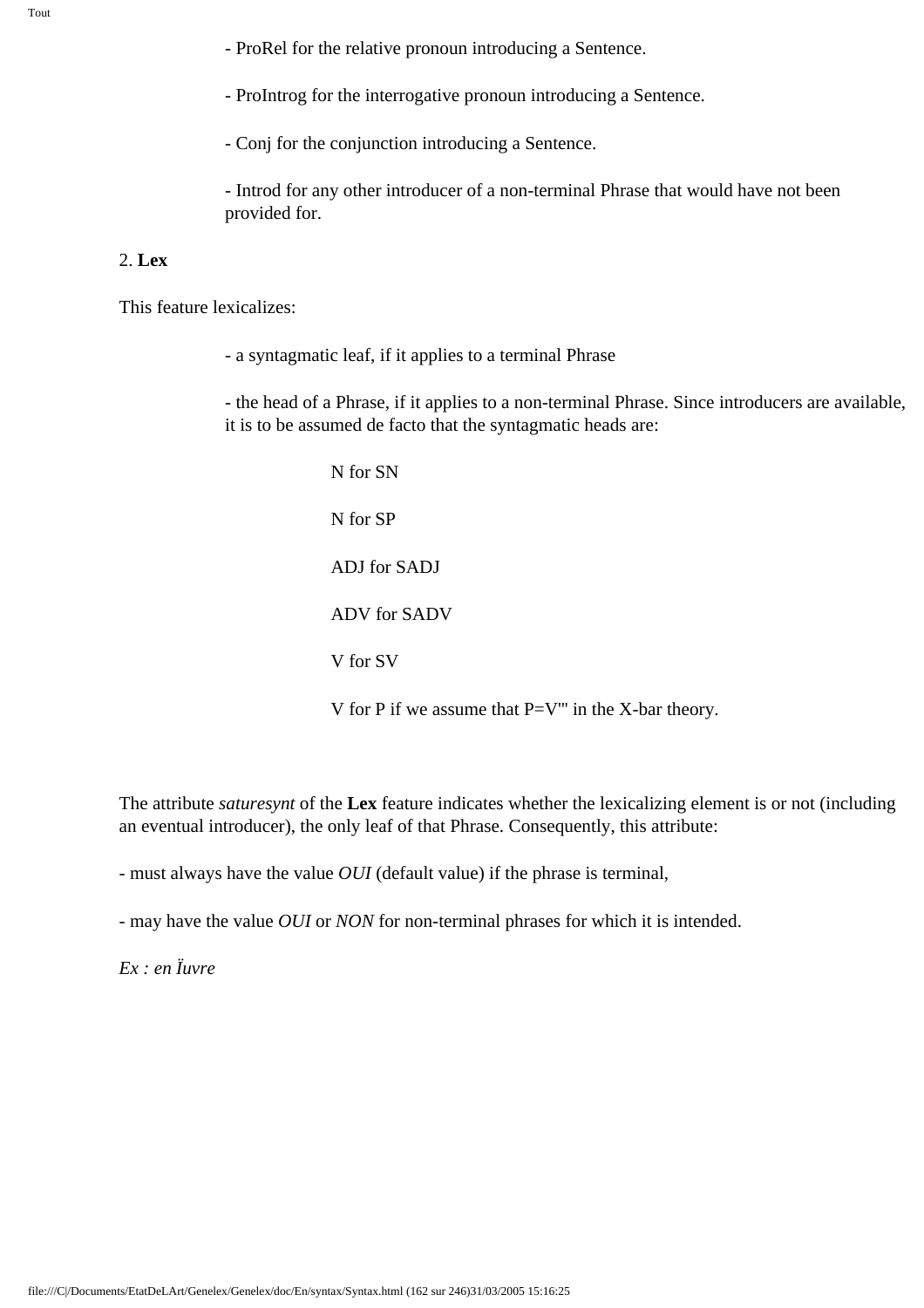- ProRel for the relative pronoun introducing a Sentence.

- ProIntrog for the interrogative pronoun introducing a Sentence.

- Conj for the conjunction introducing a Sentence.

- Introd for any other introducer of a non-terminal Phrase that would have not been provided for.

2. **Lex**

This feature lexicalizes:

- a syntagmatic leaf, if it applies to a terminal Phrase

- the head of a Phrase, if it applies to a non-terminal Phrase. Since introducers are available, it is to be assumed de facto that the syntagmatic heads are:

N for SN

N for SP

ADJ for SADJ

ADV for SADV

V for SV

V for P if we assume that P=V''' in the X-bar theory.

The attribute *saturesynt* of the **Lex** feature indicates whether the lexicalizing element is or not (including an eventual introducer), the only leaf of that Phrase. Consequently, this attribute:

- must always have the value *OUI* (default value) if the phrase is terminal,

- may have the value *OUI* or *NON* for non-terminal phrases for which it is intended.

*Ex : en Ïuvre*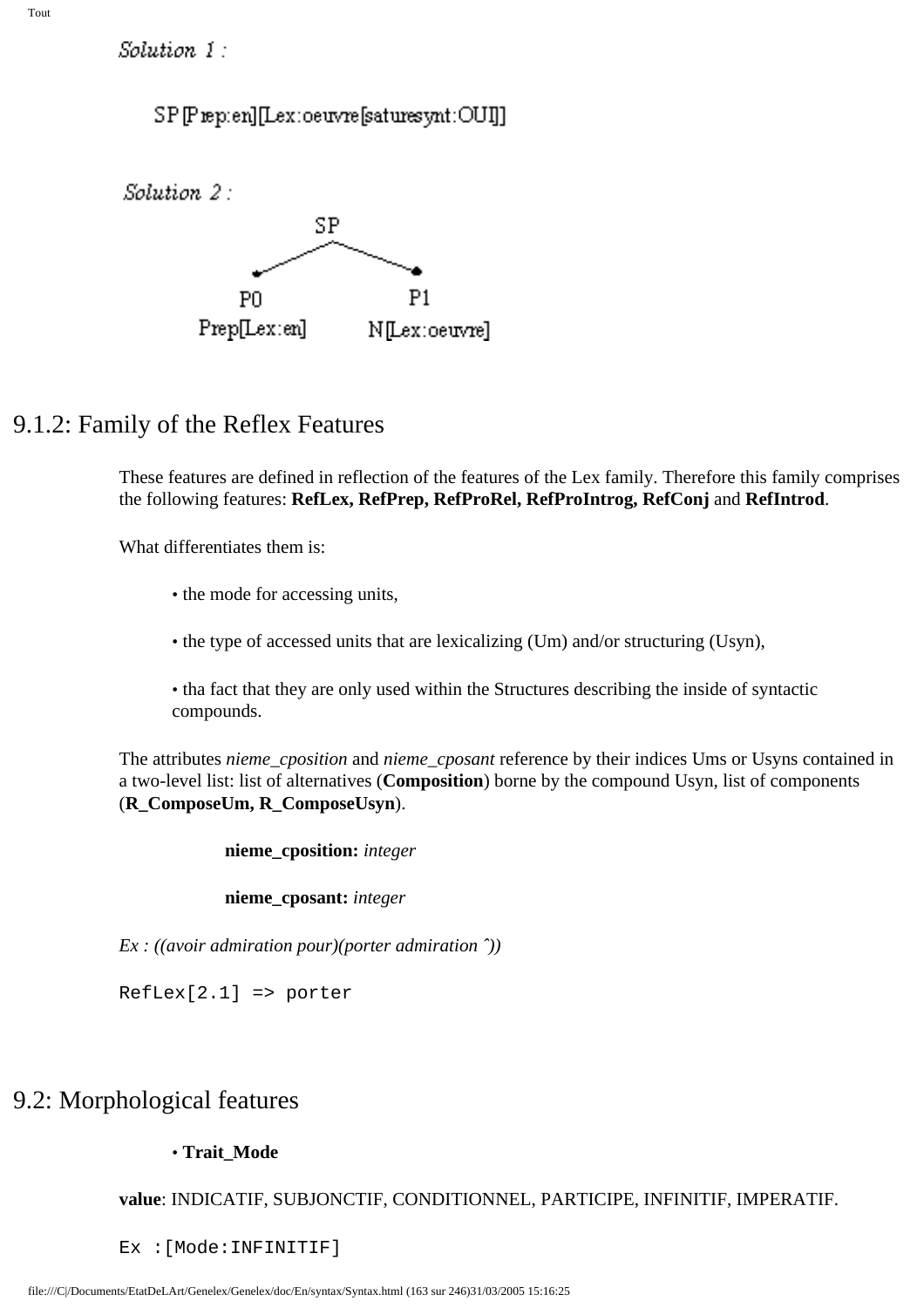*Solution 1 :*

SP[Prep:en][Lex:oeuvre[saturesynt:OUI]]

*Solution 2 :*

```
            SP
           /  \
          P0    P1
  Prep[Lex:en]  N[Lex:oeuvre]
```

## 9.1.2: Family of the Reflex Features

These features are defined in reflection of the features of the Lex family. Therefore this family comprises the following features: **RefLex, RefPrep, RefProRel, RefProIntrog, RefConj** and **RefIntrod**.

What differentiates them is:

- the mode for accessing units,
- the type of accessed units that are lexicalizing (Um) and/or structuring (Usyn),
- tha fact that they are only used within the Structures describing the inside of syntactic compounds.

The attributes *nieme_cposition* and *nieme_cposant* reference by their indices Ums or Usyns contained in a two-level list: list of alternatives (**Composition**) borne by the compound Usyn, list of components (**R_ComposeUm, R_ComposeUsyn**).

**nieme_cposition:** *integer*

**nieme_cposant:** *integer*

*Ex : ((avoir admiration pour)(porter admiration ˆ))*

```
RefLex[2.1] => porter
```

## 9.2: Morphological features

- **Trait_Mode**

**value**: INDICATIF, SUBJONCTIF, CONDITIONNEL, PARTICIPE, INFINITIF, IMPERATIF.

```
Ex :[Mode:INFINITIF]
```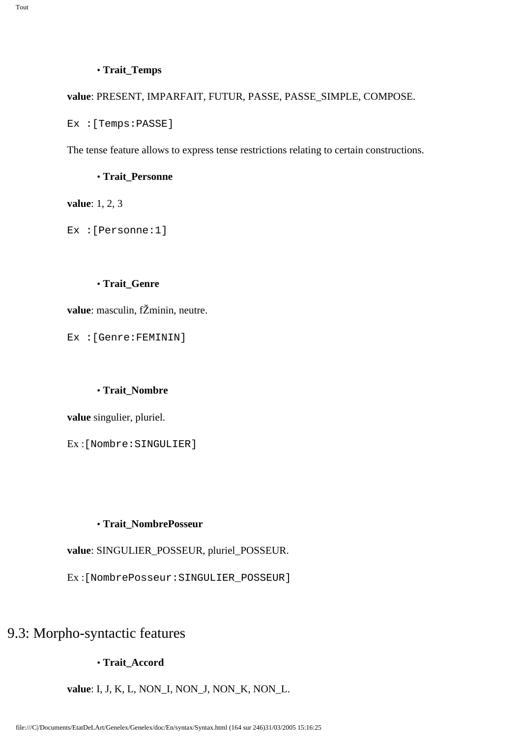• **Trait_Temps**

**value**: PRESENT, IMPARFAIT, FUTUR, PASSE, PASSE_SIMPLE, COMPOSE.

```
Ex :[Temps:PASSE]
```

The tense feature allows to express tense restrictions relating to certain constructions.

• **Trait_Personne**

**value**: 1, 2, 3

```
Ex :[Personne:1]
```

• **Trait_Genre**

**value**: masculin, fŽminin, neutre.

```
Ex :[Genre:FEMININ]
```

• **Trait_Nombre**

**value** singulier, pluriel.

Ex :`[Nombre:SINGULIER]`

• **Trait_NombrePosseur**

**value**: SINGULIER_POSSEUR, pluriel_POSSEUR.

Ex :`[NombrePosseur:SINGULIER_POSSEUR]`

# 9.3: Morpho-syntactic features

• **Trait_Accord**

**value**: I, J, K, L, NON_I, NON_J, NON_K, NON_L.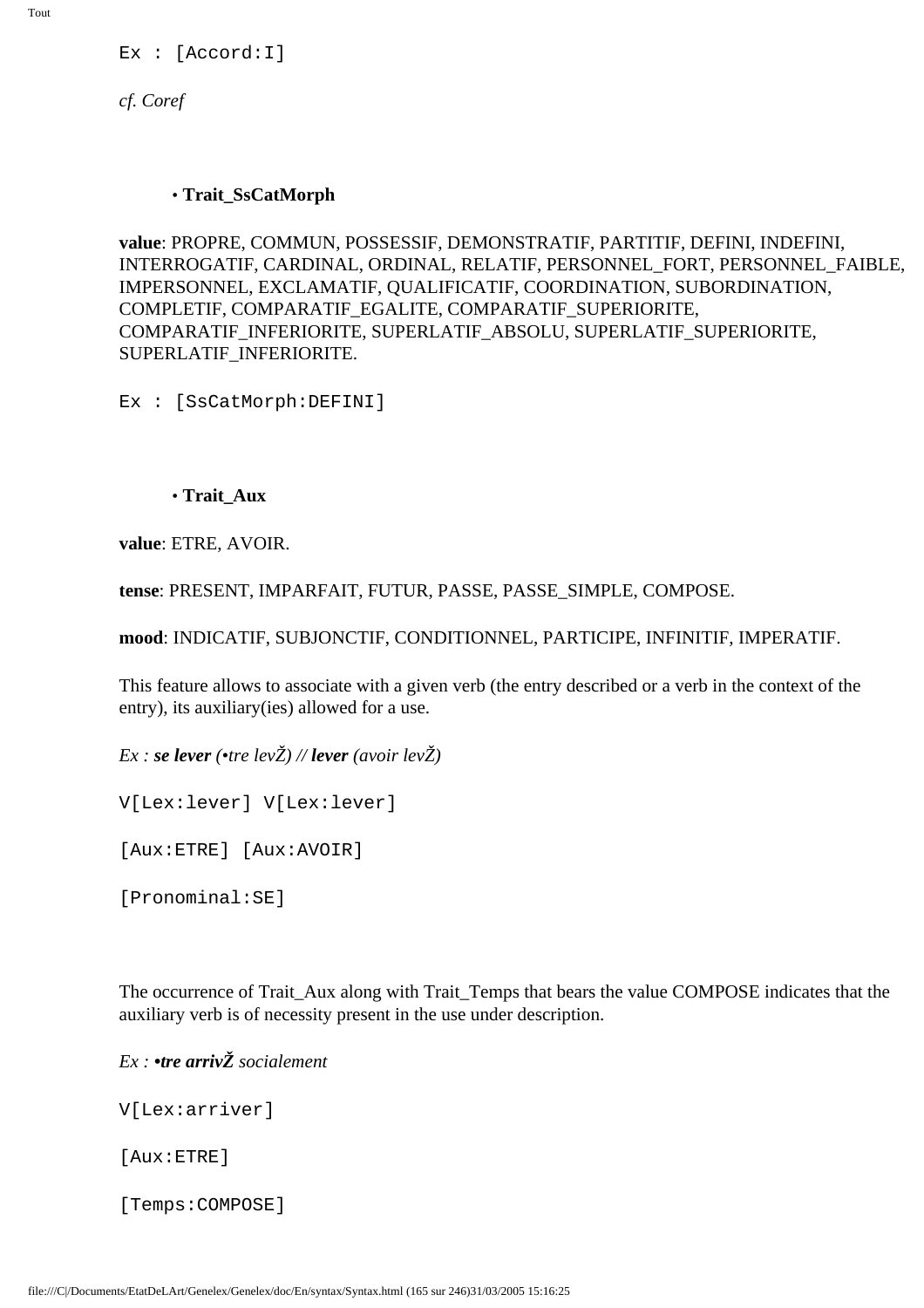```
Ex : [Accord:I]
```

*cf. Coref*

- **Trait_SsCatMorph**

**value**: PROPRE, COMMUN, POSSESSIF, DEMONSTRATIF, PARTITIF, DEFINI, INDEFINI, INTERROGATIF, CARDINAL, ORDINAL, RELATIF, PERSONNEL_FORT, PERSONNEL_FAIBLE, IMPERSONNEL, EXCLAMATIF, QUALIFICATIF, COORDINATION, SUBORDINATION, COMPLETIF, COMPARATIF_EGALITE, COMPARATIF_SUPERIORITE, COMPARATIF_INFERIORITE, SUPERLATIF_ABSOLU, SUPERLATIF_SUPERIORITE, SUPERLATIF_INFERIORITE.

```
Ex : [SsCatMorph:DEFINI]
```

- **Trait_Aux**

**value**: ETRE, AVOIR.

**tense**: PRESENT, IMPARFAIT, FUTUR, PASSE, PASSE_SIMPLE, COMPOSE.

**mood**: INDICATIF, SUBJONCTIF, CONDITIONNEL, PARTICIPE, INFINITIF, IMPERATIF.

This feature allows to associate with a given verb (the entry described or a verb in the context of the entry), its auxiliary(ies) allowed for a use.

*Ex : **se lever** (•tre levŽ) // **lever** (avoir levŽ)*

```
V[Lex:lever] V[Lex:lever]

[Aux:ETRE] [Aux:AVOIR]

[Pronominal:SE]
```

The occurrence of Trait_Aux along with Trait_Temps that bears the value COMPOSE indicates that the auxiliary verb is of necessity present in the use under description.

*Ex : **•tre arrivŽ** socialement*

```
V[Lex:arriver]

[Aux:ETRE]

[Temps:COMPOSE]
```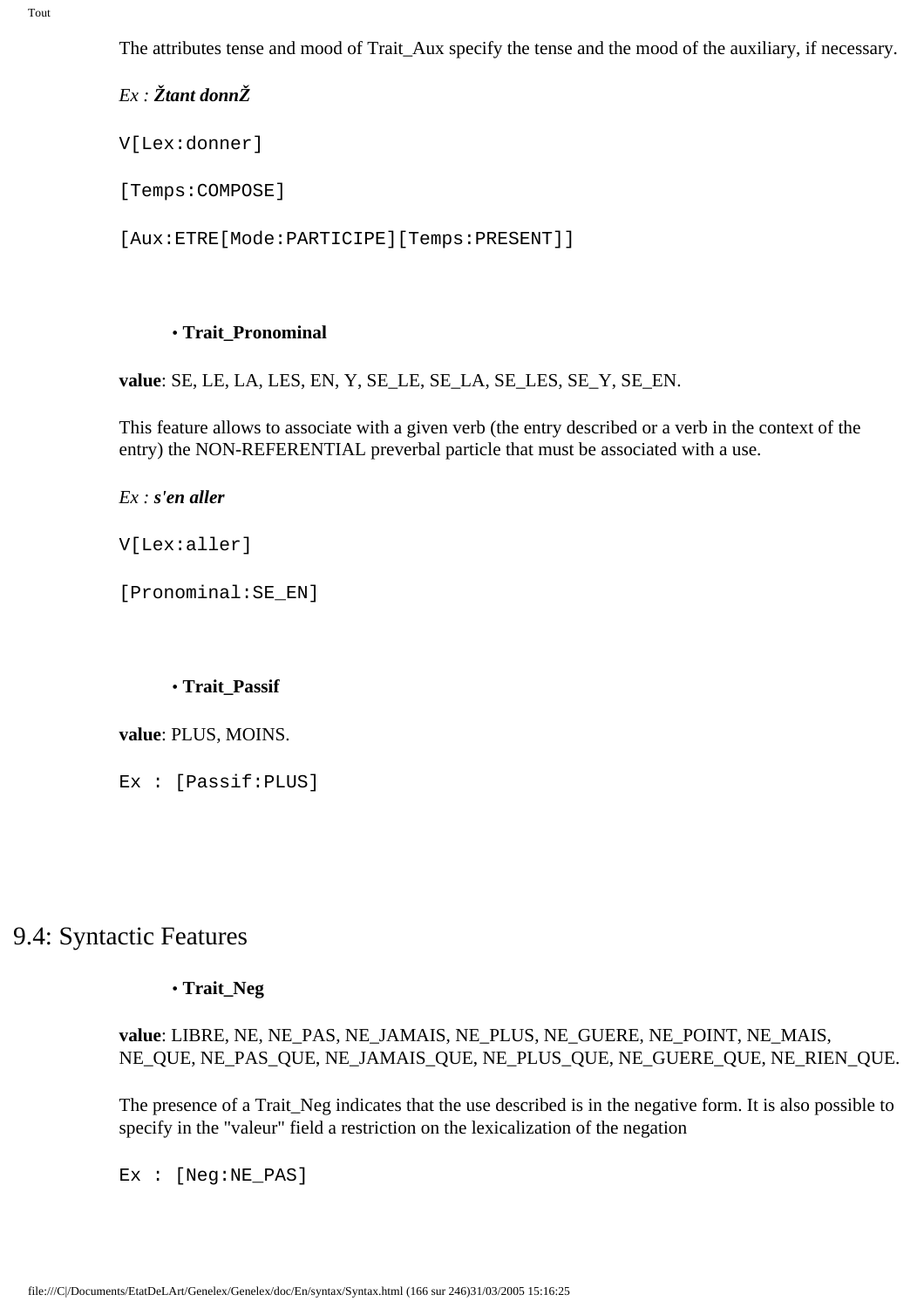The attributes tense and mood of Trait_Aux specify the tense and the mood of the auxiliary, if necessary.

*Ex :* ***Žtant donnŽ***

```
V[Lex:donner]

[Temps:COMPOSE]

[Aux:ETRE[Mode:PARTICIPE][Temps:PRESENT]]
```

- **Trait_Pronominal**

**value**: SE, LE, LA, LES, EN, Y, SE_LE, SE_LA, SE_LES, SE_Y, SE_EN.

This feature allows to associate with a given verb (the entry described or a verb in the context of the entry) the NON-REFERENTIAL preverbal particle that must be associated with a use.

*Ex :* ***s'en aller***

```
V[Lex:aller]

[Pronominal:SE_EN]
```

- **Trait_Passif**

**value**: PLUS, MOINS.

```
Ex : [Passif:PLUS]
```

## 9.4: Syntactic Features

- **Trait_Neg**

**value**: LIBRE, NE, NE_PAS, NE_JAMAIS, NE_PLUS, NE_GUERE, NE_POINT, NE_MAIS, NE_QUE, NE_PAS_QUE, NE_JAMAIS_QUE, NE_PLUS_QUE, NE_GUERE_QUE, NE_RIEN_QUE.

The presence of a Trait_Neg indicates that the use described is in the negative form. It is also possible to specify in the "valeur" field a restriction on the lexicalization of the negation

```
Ex : [Neg:NE_PAS]
```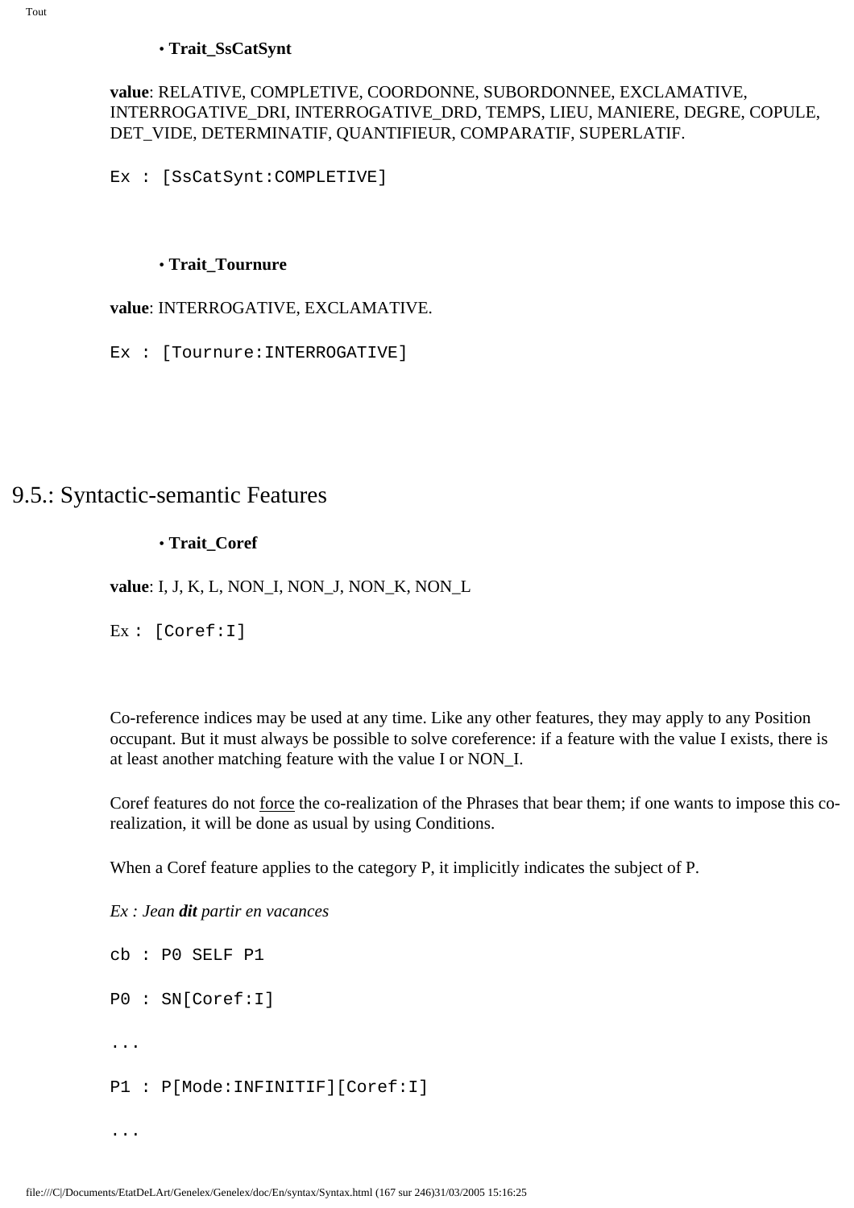- **Trait_SsCatSynt**

**value**: RELATIVE, COMPLETIVE, COORDONNE, SUBORDONNEE, EXCLAMATIVE, INTERROGATIVE_DRI, INTERROGATIVE_DRD, TEMPS, LIEU, MANIERE, DEGRE, COPULE, DET_VIDE, DETERMINATIF, QUANTIFIEUR, COMPARATIF, SUPERLATIF.

```
Ex : [SsCatSynt:COMPLETIVE]
```

- **Trait_Tournure**

**value**: INTERROGATIVE, EXCLAMATIVE.

```
Ex : [Tournure:INTERROGATIVE]
```

## 9.5.: Syntactic-semantic Features

- **Trait_Coref**

**value**: I, J, K, L, NON_I, NON_J, NON_K, NON_L

```
Ex : [Coref:I]
```

Co-reference indices may be used at any time. Like any other features, they may apply to any Position occupant. But it must always be possible to solve coreference: if a feature with the value I exists, there is at least another matching feature with the value I or NON_I.

Coref features do not force the co-realization of the Phrases that bear them; if one wants to impose this co-realization, it will be done as usual by using Conditions.

When a Coref feature applies to the category P, it implicitly indicates the subject of P.

*Ex : Jean* ***dit*** *partir en vacances*

```
cb : P0 SELF P1

P0 : SN[Coref:I]

...

P1 : P[Mode:INFINITIF][Coref:I]

...
```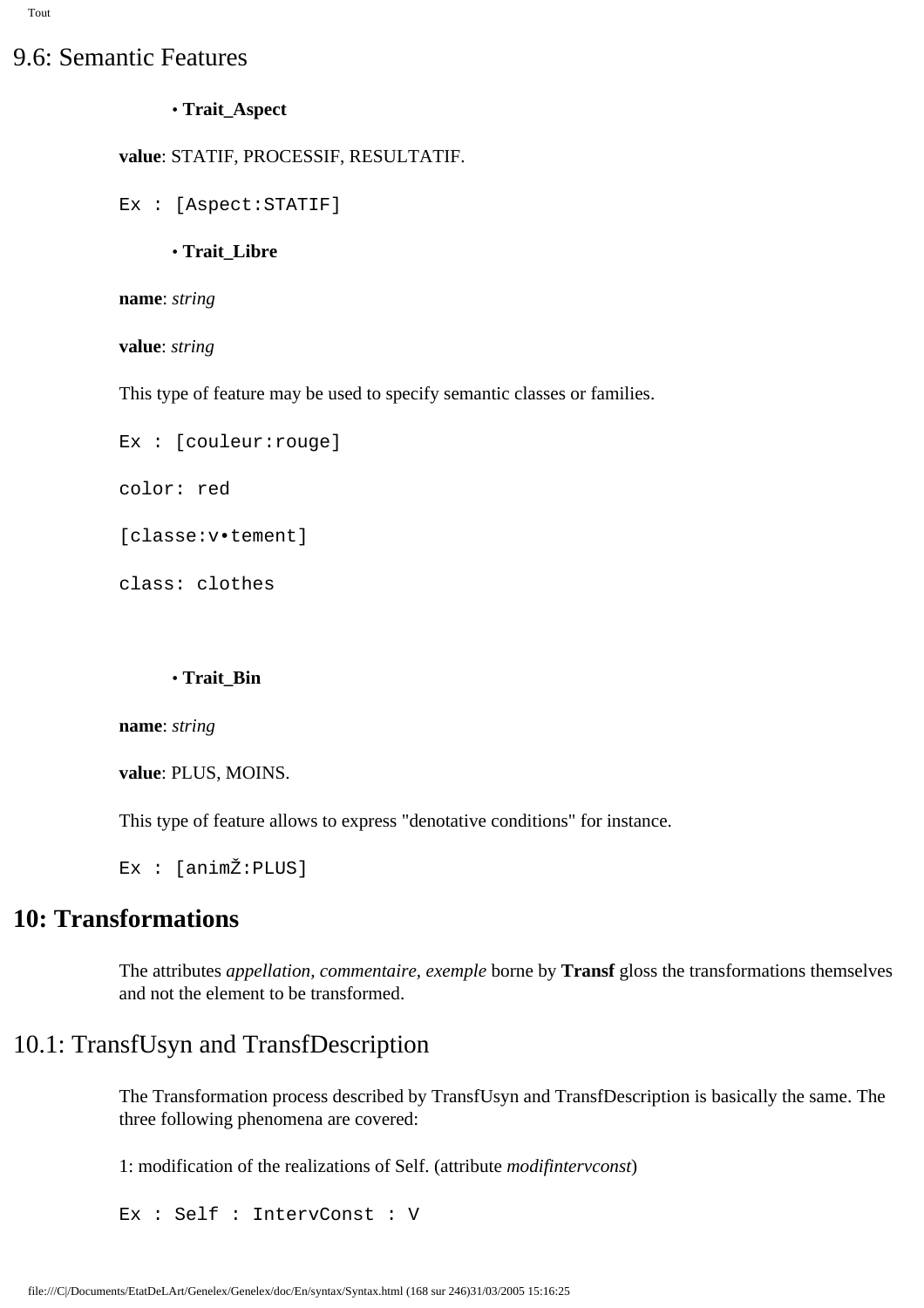## 9.6: Semantic Features

- **Trait_Aspect**

**value**: STATIF, PROCESSIF, RESULTATIF.

```
Ex : [Aspect:STATIF]
```

- **Trait_Libre**

**name**: *string*

**value**: *string*

This type of feature may be used to specify semantic classes or families.

```
Ex : [couleur:rouge]

color: red

[classe:v•tement]

class: clothes
```

- **Trait_Bin**

**name**: *string*

**value**: PLUS, MOINS.

This type of feature allows to express "denotative conditions" for instance.

```
Ex : [animŽ:PLUS]
```

# 10: Transformations

The attributes *appellation, commentaire, exemple* borne by **Transf** gloss the transformations themselves and not the element to be transformed.

## 10.1: TransfUsyn and TransfDescription

The Transformation process described by TransfUsyn and TransfDescription is basically the same. The three following phenomena are covered:

1: modification of the realizations of Self. (attribute *modifintervconst*)

```
Ex : Self : IntervConst : V
```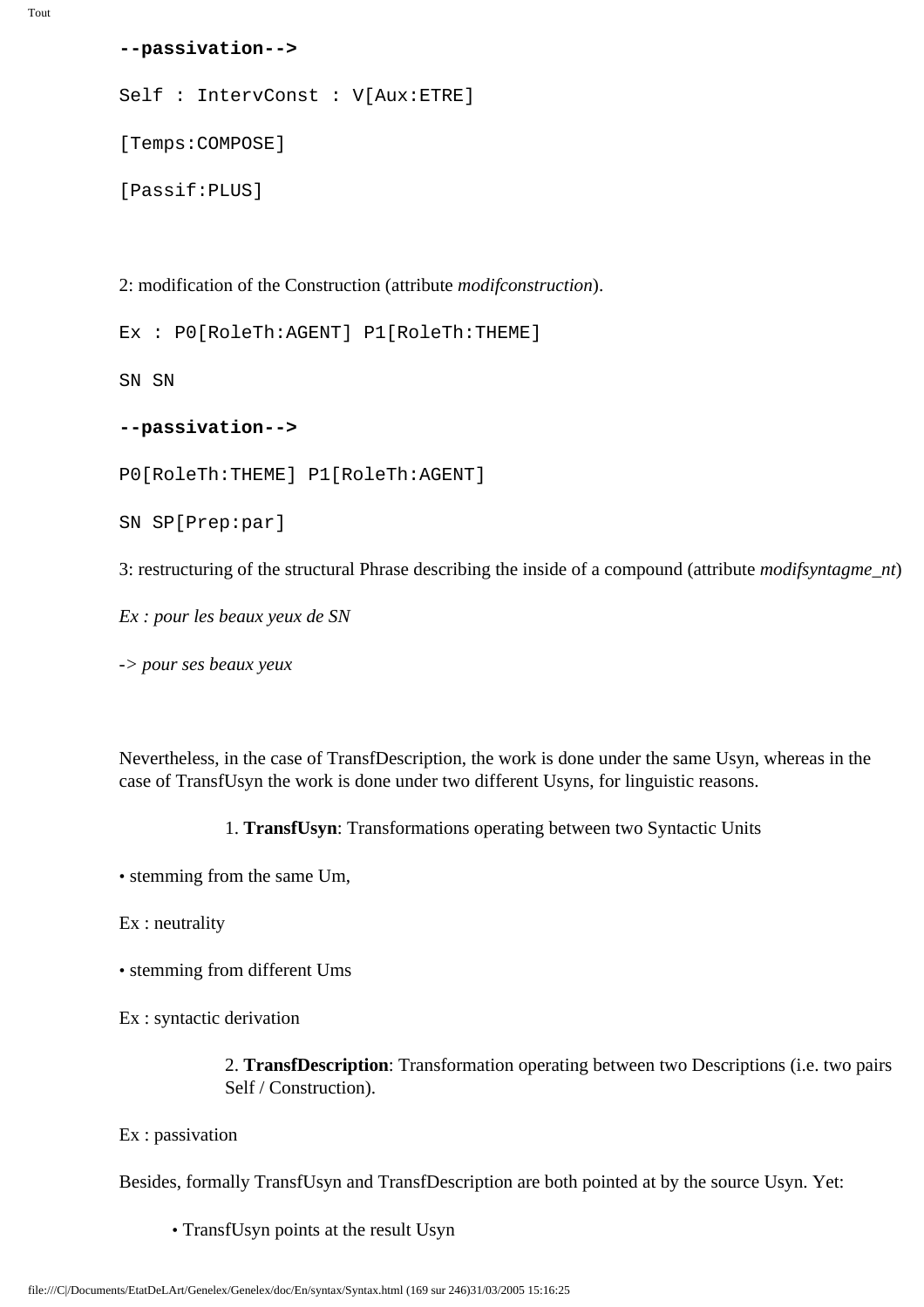**--passivation-->**

Self : IntervConst : V[Aux:ETRE]

[Temps:COMPOSE]

[Passif:PLUS]

2: modification of the Construction (attribute *modifconstruction*).

Ex : P0[RoleTh:AGENT] P1[RoleTh:THEME]

SN SN

**--passivation-->**

P0[RoleTh:THEME] P1[RoleTh:AGENT]

SN SP[Prep:par]

3: restructuring of the structural Phrase describing the inside of a compound (attribute *modifsyntagme_nt*)

*Ex : pour les beaux yeux de SN*

-> *pour ses beaux yeux*

Nevertheless, in the case of TransfDescription, the work is done under the same Usyn, whereas in the case of TransfUsyn the work is done under two different Usyns, for linguistic reasons.

1. **TransfUsyn**: Transformations operating between two Syntactic Units

• stemming from the same Um,

Ex : neutrality

• stemming from different Ums

Ex : syntactic derivation

2. **TransfDescription**: Transformation operating between two Descriptions (i.e. two pairs Self / Construction).

Ex : passivation

Besides, formally TransfUsyn and TransfDescription are both pointed at by the source Usyn. Yet:

• TransfUsyn points at the result Usyn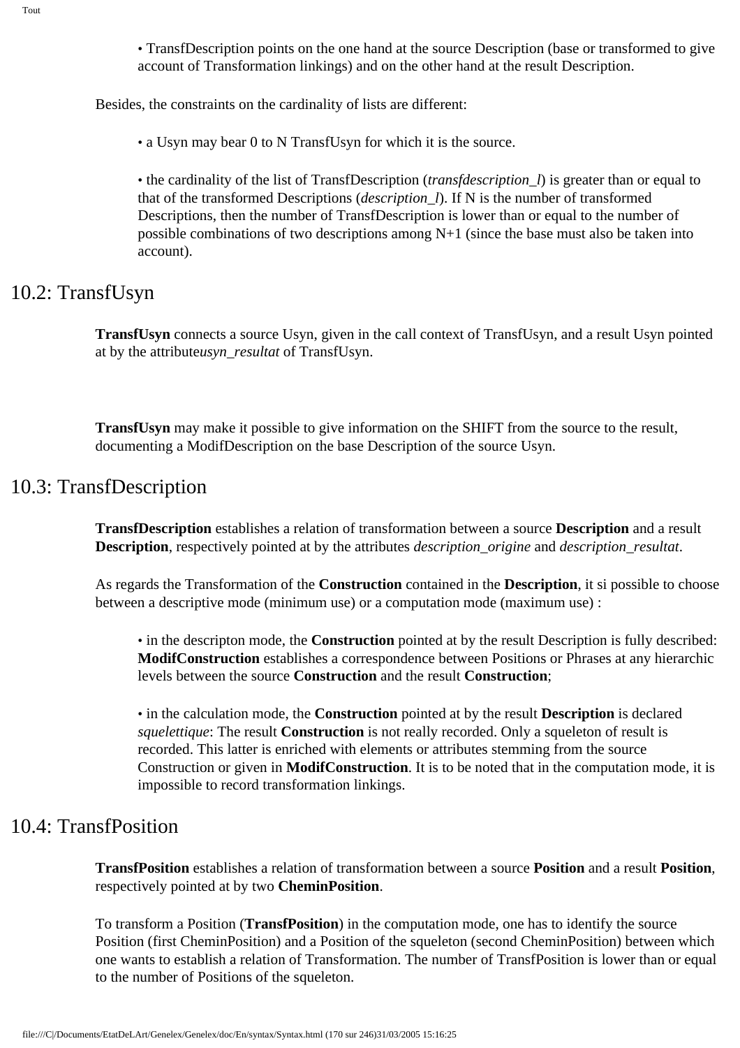- TransfDescription points on the one hand at the source Description (base or transformed to give account of Transformation linkings) and on the other hand at the result Description.

Besides, the constraints on the cardinality of lists are different:

- a Usyn may bear 0 to N TransfUsyn for which it is the source.

- the cardinality of the list of TransfDescription (*transfdescription_l*) is greater than or equal to that of the transformed Descriptions (*description_l*). If N is the number of transformed Descriptions, then the number of TransfDescription is lower than or equal to the number of possible combinations of two descriptions among N+1 (since the base must also be taken into account).

## 10.2: TransfUsyn

**TransfUsyn** connects a source Usyn, given in the call context of TransfUsyn, and a result Usyn pointed at by the attribute*usyn_resultat* of TransfUsyn.

**TransfUsyn** may make it possible to give information on the SHIFT from the source to the result, documenting a ModifDescription on the base Description of the source Usyn.

## 10.3: TransfDescription

**TransfDescription** establishes a relation of transformation between a source **Description** and a result **Description**, respectively pointed at by the attributes *description_origine* and *description_resultat*.

As regards the Transformation of the **Construction** contained in the **Description**, it si possible to choose between a descriptive mode (minimum use) or a computation mode (maximum use) :

- in the descripton mode, the **Construction** pointed at by the result Description is fully described: **ModifConstruction** establishes a correspondence between Positions or Phrases at any hierarchic levels between the source **Construction** and the result **Construction**;

- in the calculation mode, the **Construction** pointed at by the result **Description** is declared *squelettique*: The result **Construction** is not really recorded. Only a squeleton of result is recorded. This latter is enriched with elements or attributes stemming from the source Construction or given in **ModifConstruction**. It is to be noted that in the computation mode, it is impossible to record transformation linkings.

## 10.4: TransfPosition

**TransfPosition** establishes a relation of transformation between a source **Position** and a result **Position**, respectively pointed at by two **CheminPosition**.

To transform a Position (**TransfPosition**) in the computation mode, one has to identify the source Position (first CheminPosition) and a Position of the squeleton (second CheminPosition) between which one wants to establish a relation of Transformation. The number of TransfPosition is lower than or equal to the number of Positions of the squeleton.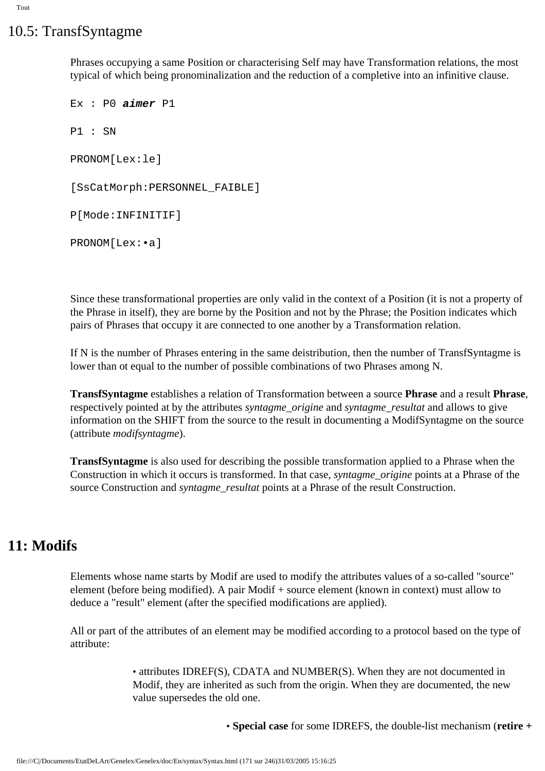## 10.5: TransfSyntagme

Phrases occupying a same Position or characterising Self may have Transformation relations, the most typical of which being pronominalization and the reduction of a completive into an infinitive clause.

```
Ex : P0 aimer P1

P1 : SN

PRONOM[Lex:le]

[SsCatMorph:PERSONNEL_FAIBLE]

P[Mode:INFINITIF]

PRONOM[Lex:•a]
```

Since these transformational properties are only valid in the context of a Position (it is not a property of the Phrase in itself), they are borne by the Position and not by the Phrase; the Position indicates which pairs of Phrases that occupy it are connected to one another by a Transformation relation.

If N is the number of Phrases entering in the same deistribution, then the number of TransfSyntagme is lower than ot equal to the number of possible combinations of two Phrases among N.

**TransfSyntagme** establishes a relation of Transformation between a source **Phrase** and a result **Phrase**, respectively pointed at by the attributes *syntagme_origine* and *syntagme_resultat* and allows to give information on the SHIFT from the source to the result in documenting a ModifSyntagme on the source (attribute *modifsyntagme*).

**TransfSyntagme** is also used for describing the possible transformation applied to a Phrase when the Construction in which it occurs is transformed. In that case, *syntagme_origine* points at a Phrase of the source Construction and *syntagme_resultat* points at a Phrase of the result Construction.

# 11: Modifs

Elements whose name starts by Modif are used to modify the attributes values of a so-called "source" element (before being modified). A pair Modif + source element (known in context) must allow to deduce a "result" element (after the specified modifications are applied).

All or part of the attributes of an element may be modified according to a protocol based on the type of attribute:

- attributes IDREF(S), CDATA and NUMBER(S). When they are not documented in Modif, they are inherited as such from the origin. When they are documented, the new value supersedes the old one.
  - **Special case** for some IDREFS, the double-list mechanism (**retire +**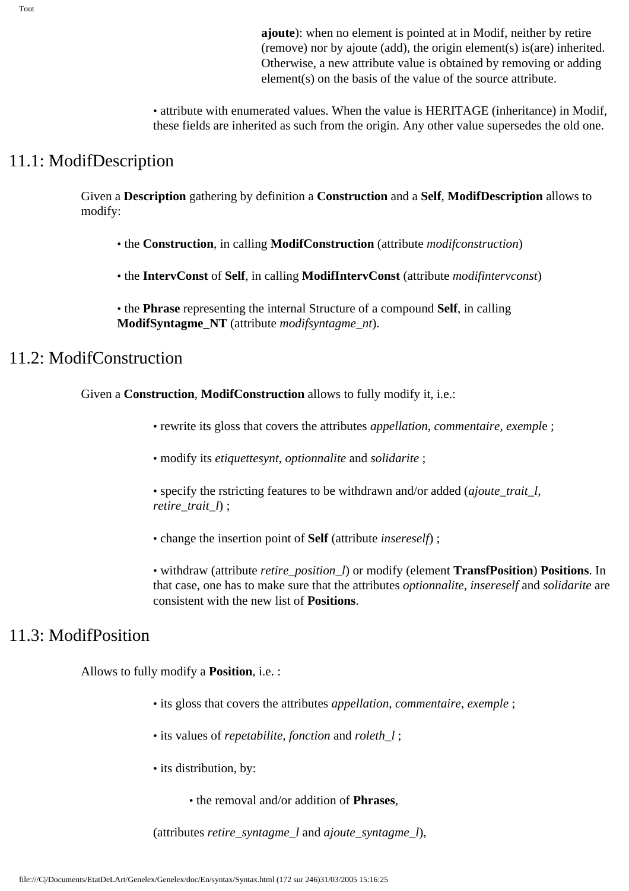**ajoute**): when no element is pointed at in Modif, neither by retire (remove) nor by ajoute (add), the origin element(s) is(are) inherited. Otherwise, a new attribute value is obtained by removing or adding element(s) on the basis of the value of the source attribute.

• attribute with enumerated values. When the value is HERITAGE (inheritance) in Modif, these fields are inherited as such from the origin. Any other value supersedes the old one.

## 11.1: ModifDescription

Given a **Description** gathering by definition a **Construction** and a **Self**, **ModifDescription** allows to modify:

• the **Construction**, in calling **ModifConstruction** (attribute *modifconstruction*)

• the **IntervConst** of **Self**, in calling **ModifIntervConst** (attribute *modifintervconst*)

• the **Phrase** representing the internal Structure of a compound **Self**, in calling **ModifSyntagme_NT** (attribute *modifsyntagme_nt*).

## 11.2: ModifConstruction

Given a **Construction**, **ModifConstruction** allows to fully modify it, i.e.:

• rewrite its gloss that covers the attributes *appellation*, *commentaire*, *exempl*e ;

• modify its *etiquettesynt*, *optionnalite* and *solidarite* ;

• specify the rstricting features to be withdrawn and/or added (*ajoute_trait_l*, *retire_trait_l*) ;

• change the insertion point of **Self** (attribute *insereself*) ;

• withdraw (attribute *retire_position_l*) or modify (element **TransfPosition**) **Positions**. In that case, one has to make sure that the attributes *optionnalite*, *insereself* and *solidarite* are consistent with the new list of **Positions**.

## 11.3: ModifPosition

Allows to fully modify a **Position**, i.e. :

• its gloss that covers the attributes *appellation*, *commentaire*, *exemple* ;

• its values of *repetabilite*, *fonction* and *roleth_l* ;

• its distribution, by:

• the removal and/or addition of **Phrases**,

(attributes *retire_syntagme_l* and *ajoute_syntagme_l*),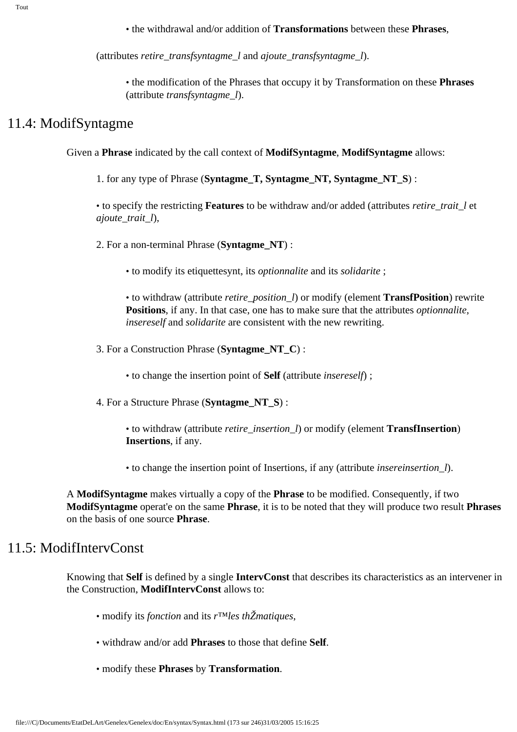• the withdrawal and/or addition of **Transformations** between these **Phrases**,

(attributes *retire_transfsyntagme_l* and *ajoute_transfsyntagme_l*).

• the modification of the Phrases that occupy it by Transformation on these **Phrases** (attribute *transfsyntagme_l*).

## 11.4: ModifSyntagme

Given a **Phrase** indicated by the call context of **ModifSyntagme**, **ModifSyntagme** allows:

1. for any type of Phrase (**Syntagme_T, Syntagme_NT, Syntagme_NT_S**) :

• to specify the restricting **Features** to be withdraw and/or added (attributes *retire_trait_l* et *ajoute_trait_l*),

2. For a non-terminal Phrase (**Syntagme_NT**) :

• to modify its etiquettesynt, its *optionnalite* and its *solidarite* ;

• to withdraw (attribute *retire_position_l*) or modify (element **TransfPosition**) rewrite **Positions**, if any. In that case, one has to make sure that the attributes *optionnalite*, *insereself* and *solidarite* are consistent with the new rewriting.

3. For a Construction Phrase (**Syntagme_NT_C**) :

• to change the insertion point of **Self** (attribute *insereself*) ;

4. For a Structure Phrase (**Syntagme_NT_S**) :

• to withdraw (attribute *retire_insertion_l*) or modify (element **TransfInsertion**) **Insertions**, if any.

• to change the insertion point of Insertions, if any (attribute *insereinsertion_l*).

A **ModifSyntagme** makes virtually a copy of the **Phrase** to be modified. Consequently, if two **ModifSyntagme** operat'e on the same **Phrase**, it is to be noted that they will produce two result **Phrases** on the basis of one source **Phrase**.

## 11.5: ModifIntervConst

Knowing that **Self** is defined by a single **IntervConst** that describes its characteristics as an intervener in the Construction, **ModifIntervConst** allows to:

• modify its *fonction* and its *r™les thŽmatiques*,

• withdraw and/or add **Phrases** to those that define **Self**.

• modify these **Phrases** by **Transformation**.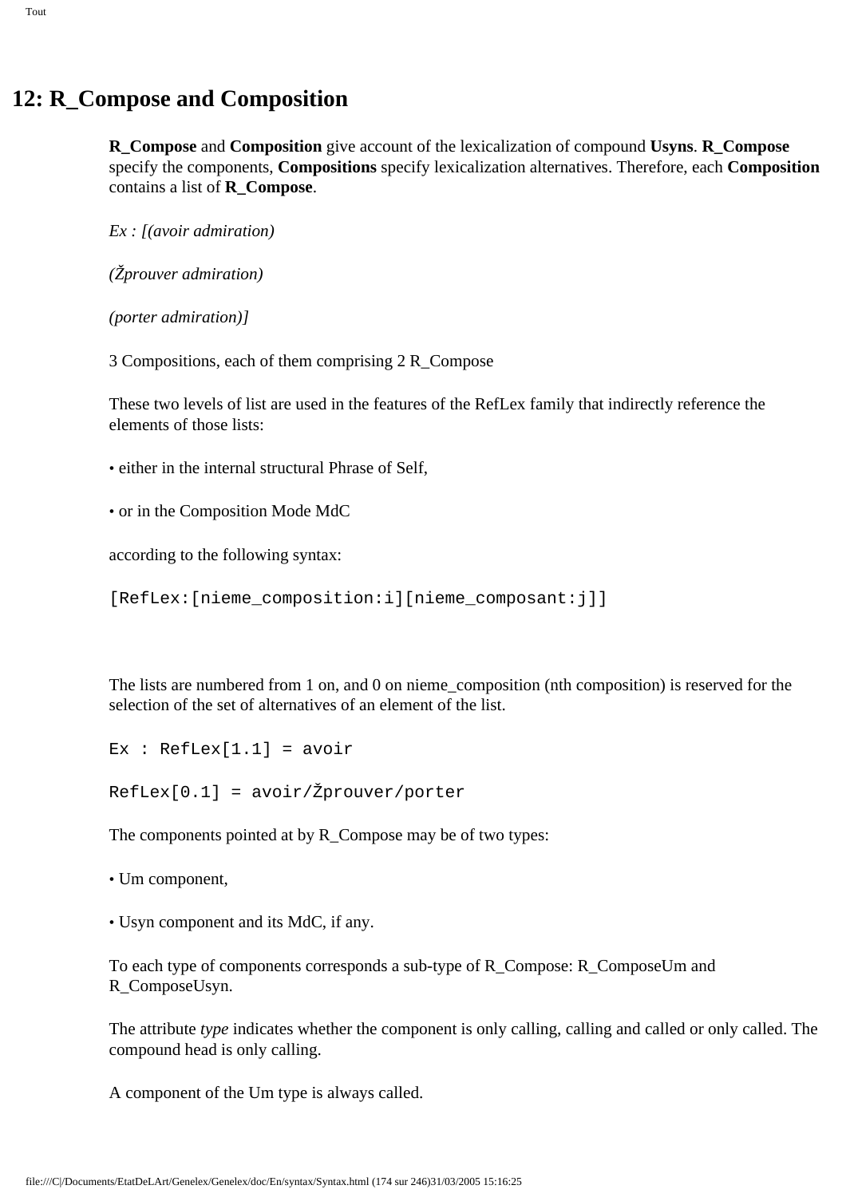# 12: R_Compose and Composition

**R_Compose** and **Composition** give account of the lexicalization of compound **Usyns**. **R_Compose** specify the components, **Compositions** specify lexicalization alternatives. Therefore, each **Composition** contains a list of **R_Compose**.

*Ex : [(avoir admiration)*

*(Žprouver admiration)*

*(porter admiration)]*

3 Compositions, each of them comprising 2 R_Compose

These two levels of list are used in the features of the RefLex family that indirectly reference the elements of those lists:

• either in the internal structural Phrase of Self,

• or in the Composition Mode MdC

according to the following syntax:

```
[RefLex:[nieme_composition:i][nieme_composant:j]]
```

The lists are numbered from 1 on, and 0 on nieme_composition (nth composition) is reserved for the selection of the set of alternatives of an element of the list.

```
Ex : RefLex[1.1] = avoir

RefLex[0.1] = avoir/Žprouver/porter
```

The components pointed at by R_Compose may be of two types:

• Um component,

• Usyn component and its MdC, if any.

To each type of components corresponds a sub-type of R_Compose: R_ComposeUm and R_ComposeUsyn.

The attribute *type* indicates whether the component is only calling, calling and called or only called. The compound head is only calling.

A component of the Um type is always called.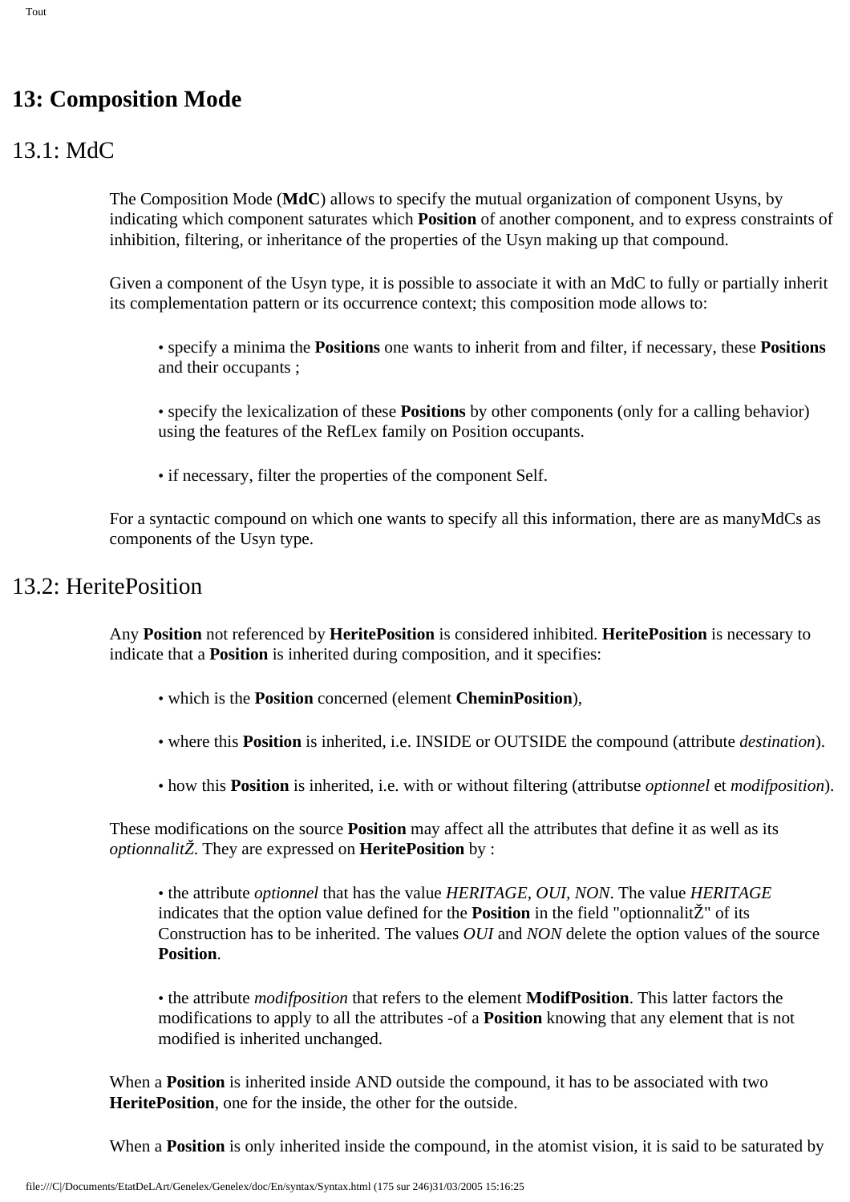# 13: Composition Mode

## 13.1: MdC

The Composition Mode (**MdC**) allows to specify the mutual organization of component Usyns, by indicating which component saturates which **Position** of another component, and to express constraints of inhibition, filtering, or inheritance of the properties of the Usyn making up that compound.

Given a component of the Usyn type, it is possible to associate it with an MdC to fully or partially inherit its complementation pattern or its occurrence context; this composition mode allows to:

- specify a minima the **Positions** one wants to inherit from and filter, if necessary, these **Positions** and their occupants ;
- specify the lexicalization of these **Positions** by other components (only for a calling behavior) using the features of the RefLex family on Position occupants.
- if necessary, filter the properties of the component Self.

For a syntactic compound on which one wants to specify all this information, there are as manyMdCs as components of the Usyn type.

## 13.2: HeritePosition

Any **Position** not referenced by **HeritePosition** is considered inhibited. **HeritePosition** is necessary to indicate that a **Position** is inherited during composition, and it specifies:

- which is the **Position** concerned (element **CheminPosition**),
- where this **Position** is inherited, i.e. INSIDE or OUTSIDE the compound (attribute *destination*).
- how this **Position** is inherited, i.e. with or without filtering (attributse *optionnel* et *modifposition*).

These modifications on the source **Position** may affect all the attributes that define it as well as its *optionnalitŽ*. They are expressed on **HeritePosition** by :

- the attribute *optionnel* that has the value *HERITAGE*, *OUI*, *NON*. The value *HERITAGE* indicates that the option value defined for the **Position** in the field "optionnalitŽ" of its Construction has to be inherited. The values *OUI* and *NON* delete the option values of the source **Position**.
- the attribute *modifposition* that refers to the element **ModifPosition**. This latter factors the modifications to apply to all the attributes -of a **Position** knowing that any element that is not modified is inherited unchanged.

When a **Position** is inherited inside AND outside the compound, it has to be associated with two **HeritePosition**, one for the inside, the other for the outside.

When a **Position** is only inherited inside the compound, in the atomist vision, it is said to be saturated by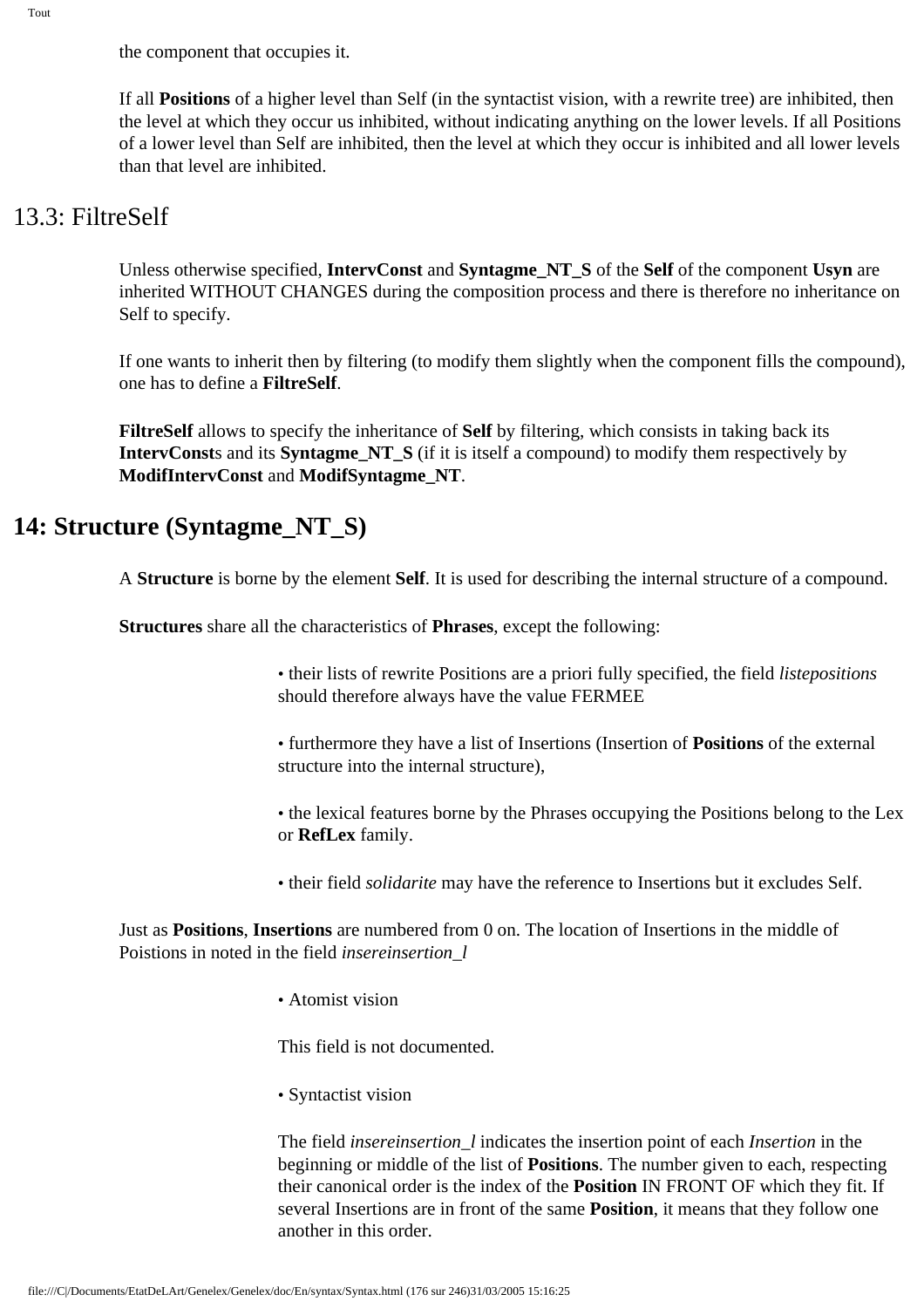the component that occupies it.

If all **Positions** of a higher level than Self (in the syntactist vision, with a rewrite tree) are inhibited, then the level at which they occur us inhibited, without indicating anything on the lower levels. If all Positions of a lower level than Self are inhibited, then the level at which they occur is inhibited and all lower levels than that level are inhibited.

## 13.3: FiltreSelf

Unless otherwise specified, **IntervConst** and **Syntagme_NT_S** of the **Self** of the component **Usyn** are inherited WITHOUT CHANGES during the composition process and there is therefore no inheritance on Self to specify.

If one wants to inherit then by filtering (to modify them slightly when the component fills the compound), one has to define a **FiltreSelf**.

**FiltreSelf** allows to specify the inheritance of **Self** by filtering, which consists in taking back its **IntervConst**s and its **Syntagme_NT_S** (if it is itself a compound) to modify them respectively by **ModifIntervConst** and **ModifSyntagme_NT**.

# 14: Structure (Syntagme_NT_S)

A **Structure** is borne by the element **Self**. It is used for describing the internal structure of a compound.

**Structures** share all the characteristics of **Phrases**, except the following:

- their lists of rewrite Positions are a priori fully specified, the field *listepositions* should therefore always have the value FERMEE
- furthermore they have a list of Insertions (Insertion of **Positions** of the external structure into the internal structure),
- the lexical features borne by the Phrases occupying the Positions belong to the Lex or **RefLex** family.
- their field *solidarite* may have the reference to Insertions but it excludes Self.

Just as **Positions**, **Insertions** are numbered from 0 on. The location of Insertions in the middle of Poistions in noted in the field *insereinsertion_l*

- Atomist vision

This field is not documented.

- Syntactist vision

The field *insereinsertion_l* indicates the insertion point of each *Insertion* in the beginning or middle of the list of **Positions**. The number given to each, respecting their canonical order is the index of the **Position** IN FRONT OF which they fit. If several Insertions are in front of the same **Position**, it means that they follow one another in this order.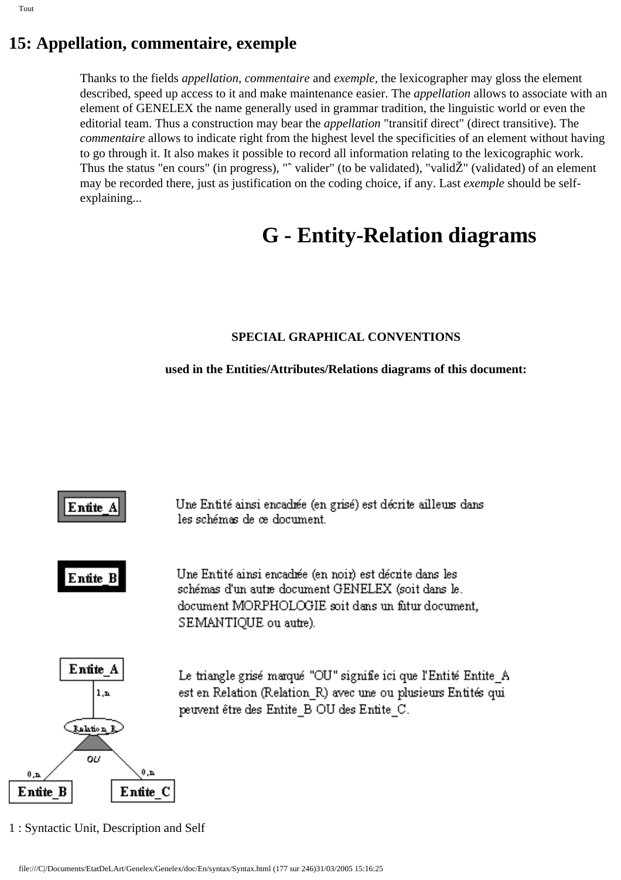## 15: Appellation, commentaire, exemple

Thanks to the fields *appellation*, *commentaire* and *exemple*, the lexicographer may gloss the element described, speed up access to it and make maintenance easier. The *appellation* allows to associate with an element of GENELEX the name generally used in grammar tradition, the linguistic world or even the editorial team. Thus a construction may bear the *appellation* "transitif direct" (direct transitive). The *commentaire* allows to indicate right from the highest level the specificities of an element without having to go through it. It also makes it possible to record all information relating to the lexicographic work. Thus the status "en cours" (in progress), "ˆ valider" (to be validated), "validŽ" (validated) of an element may be recorded there, just as justification on the coding choice, if any. Last *exemple* should be self-explaining...

# G - Entity-Relation diagrams

**SPECIAL GRAPHICAL CONVENTIONS**

**used in the Entities/Attributes/Relations diagrams of this document:**

Entite_A

Une Entité ainsi encadrée (en grisé) est décrite ailleurs dans les schémas de ce document.

Entite_B

Une Entité ainsi encadrée (en noir) est décrite dans les schémas d'un autre document GENELEX (soit dans le. document MORPHOLOGIE soit dans un futur document, SEMANTIQUE ou autre).

Entite_A — 1,n — Relation_R — OU — 0,n Entite_B / 0,n Entite_C

Le triangle grisé marqué "OU" signifie ici que l'Entité Entite_A est en Relation (Relation_R) avec une ou plusieurs Entités qui peuvent être des Entite_B OU des Entite_C.

1 : Syntactic Unit, Description and Self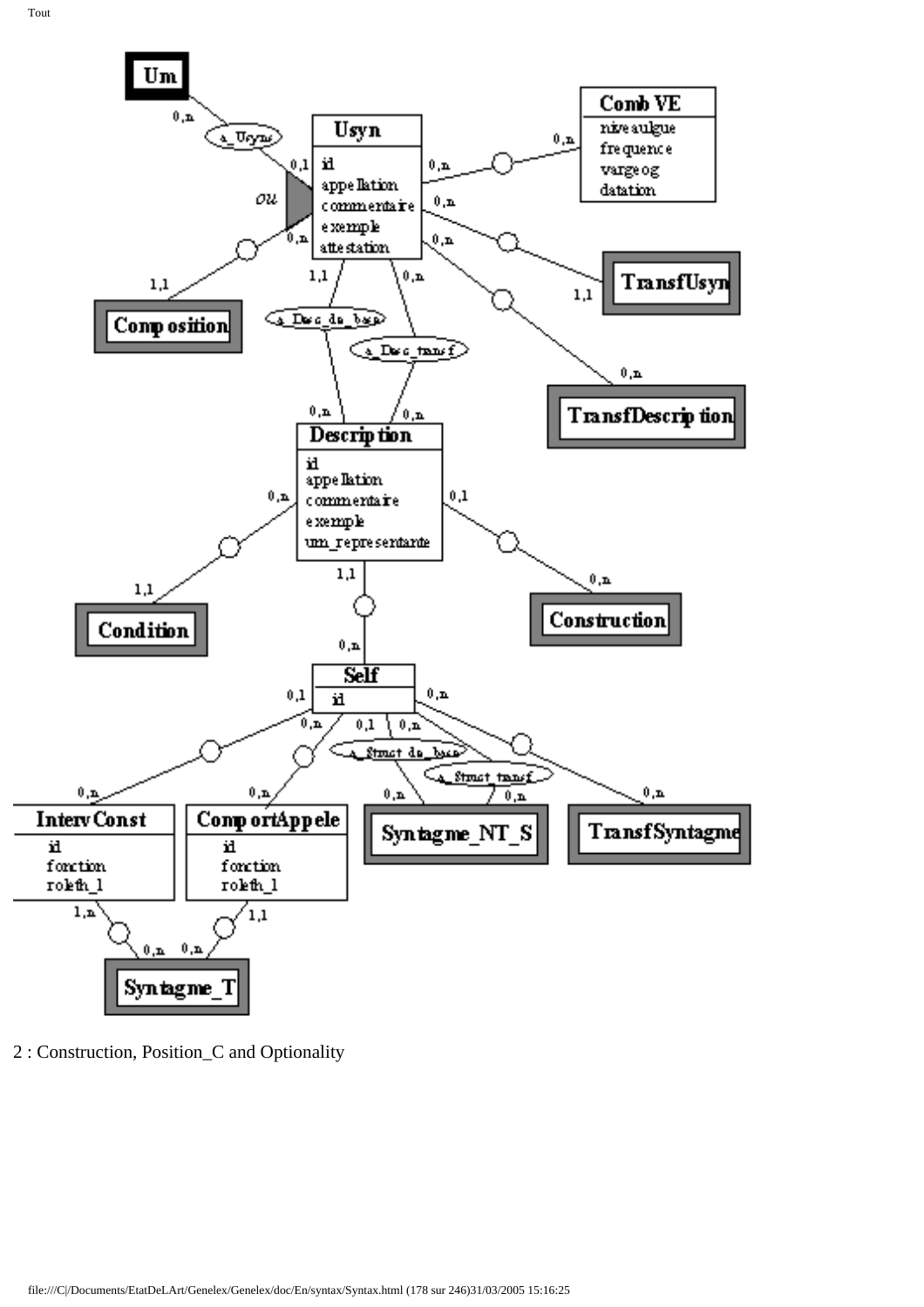2 : Construction, Position_C and Optionality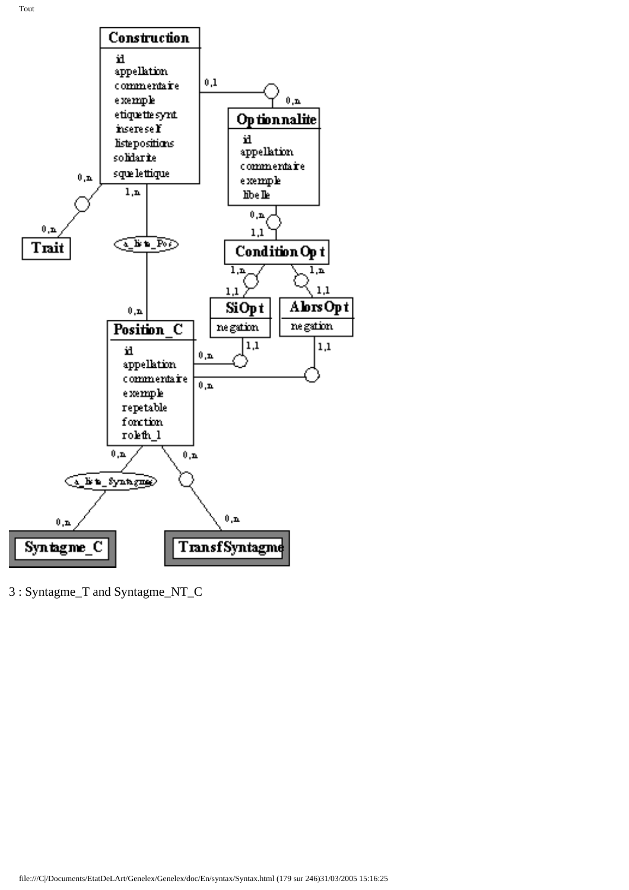**Construction**

- id
- appellation
- commentaire
- exemple
- etiquettesynt
- insereself
- listepositions
- solidarite
- squelettique

**Optionnalite**

- id
- appellation
- commentaire
- exemple
- libelle

**Trait**

**ConditionOpt**

**SiOpt**

- negation

**AlorsOpt**

- negation

**Position_C**

- id
- appellation
- commentaire
- exemple
- repetable
- fonction
- roleth_1

**Syntagme_C**

**TransfSyntagme**

Relationships and cardinalities:

- Construction (0,1) — Optionnalite (0,n)
- Construction (0,n) — Trait (0,n)
- Construction (1,n) — a_liste_Pos — Position_C (0,n)
- Optionnalite (0,n) — ConditionOpt (1,1)
- ConditionOpt (1,n) — SiOpt (1,1)
- ConditionOpt (1,n) — AlorsOpt (1,1)
- SiOpt (1,1) — Position_C (0,n)
- AlorsOpt (1,1) — Position_C (0,n)
- Position_C (0,n) — a_liste_Syntagmes — Syntagme_C (0,n)
- Position_C (0,n) — TransfSyntagme (0,n)

3 : Syntagme_T and Syntagme_NT_C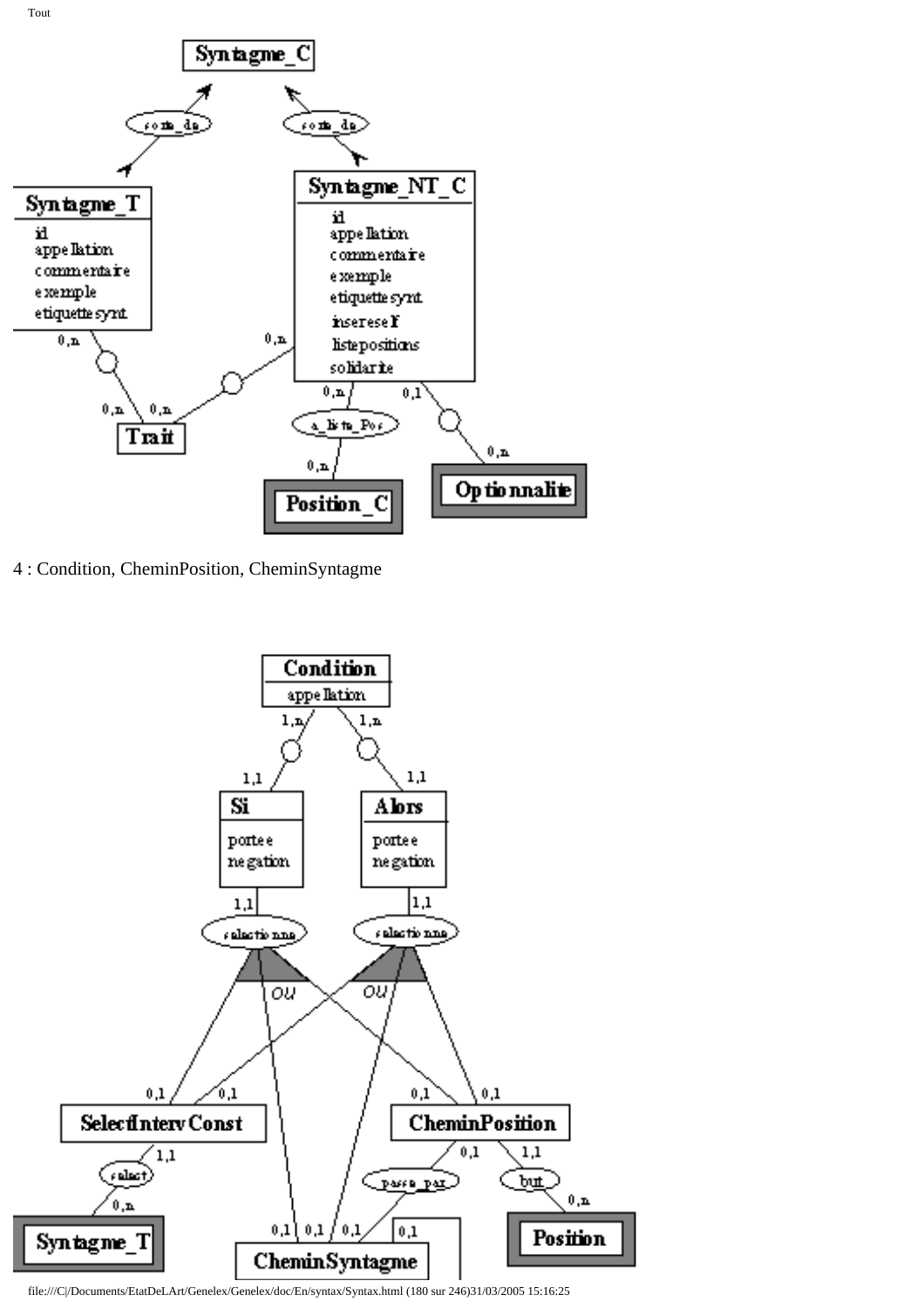4 : Condition, CheminPosition, CheminSyntagme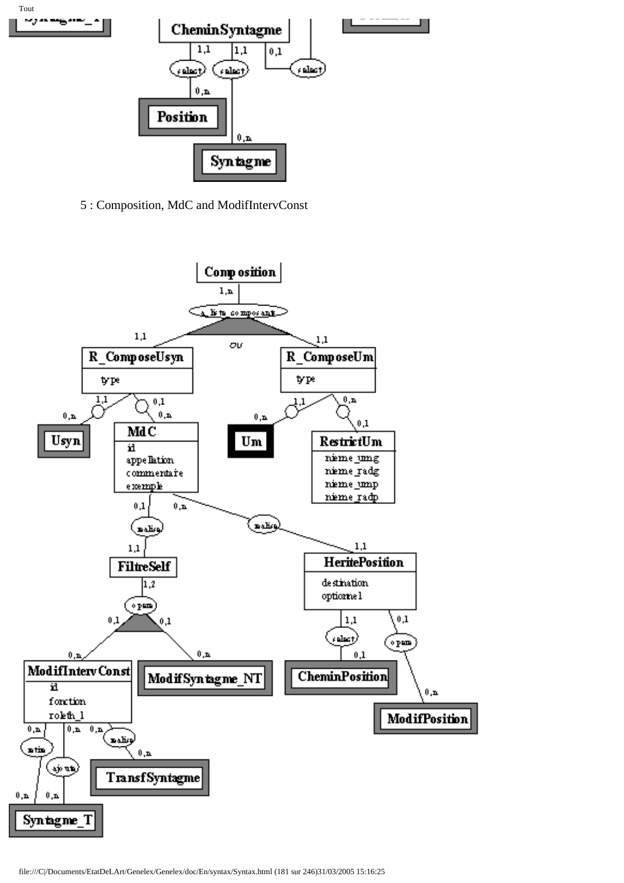5 : Composition, MdC and ModifIntervConst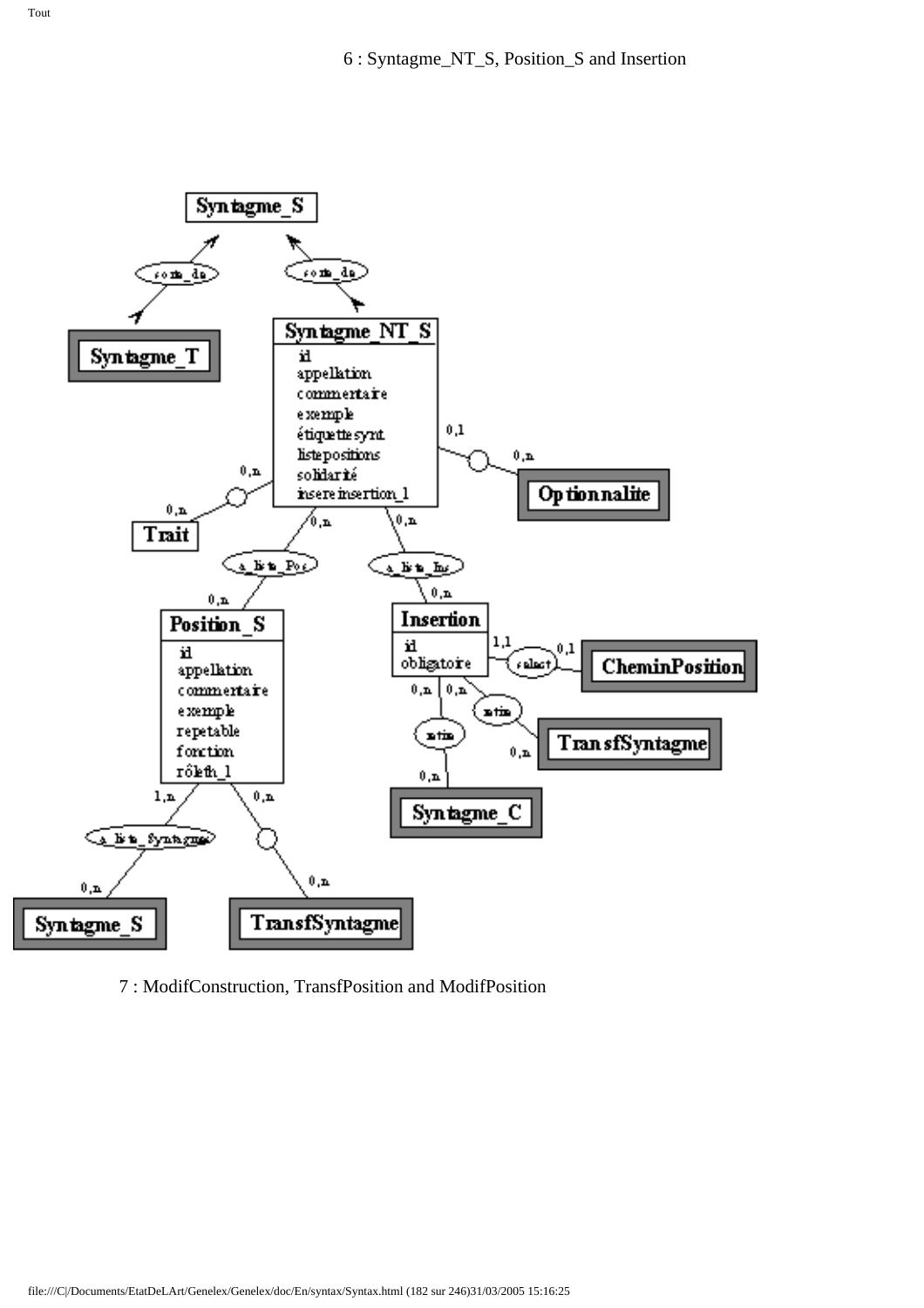6 : Syntagme_NT_S, Position_S and Insertion

7 : ModifConstruction, TransfPosition and ModifPosition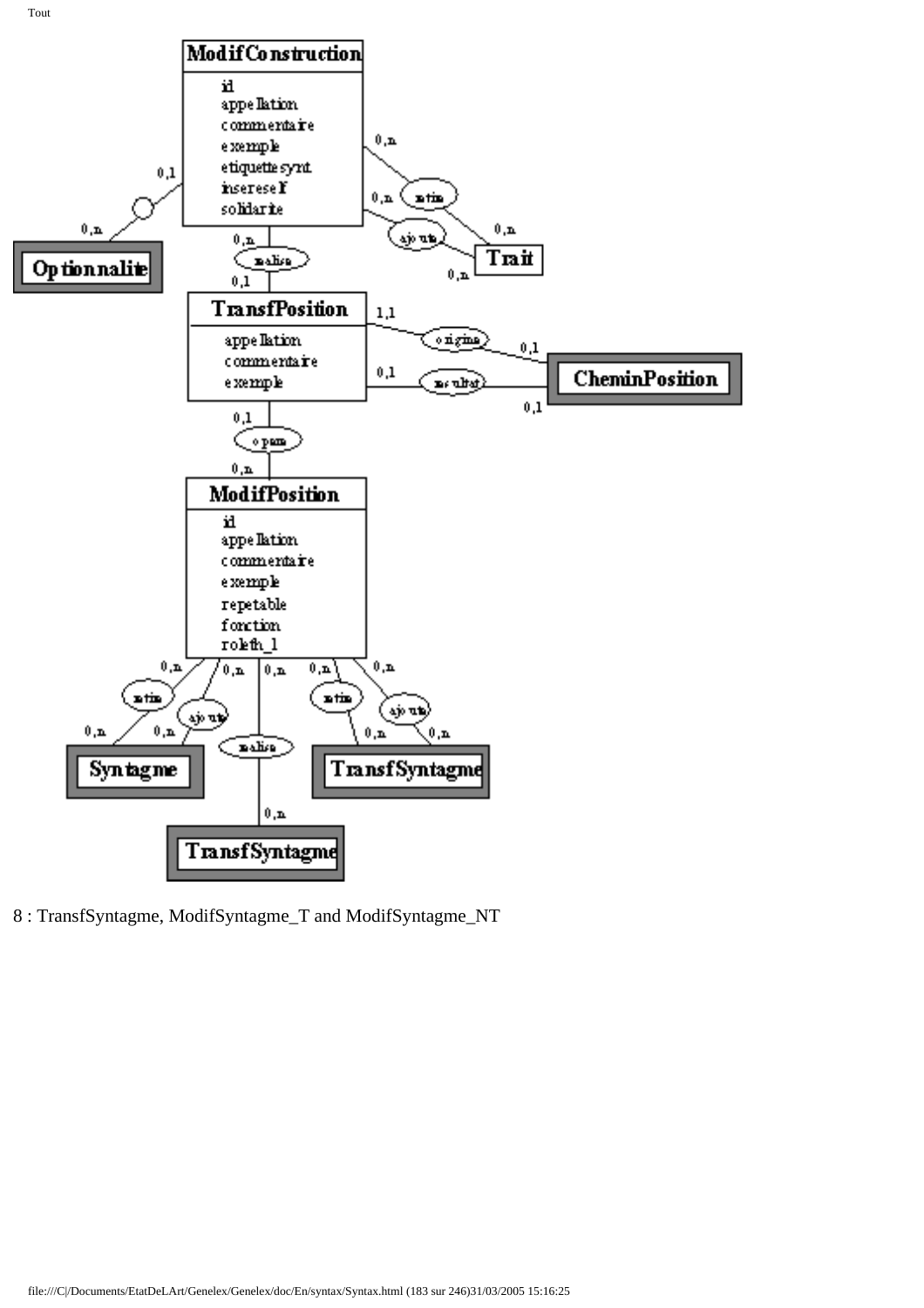8 : TransfSyntagme, ModifSyntagme_T and ModifSyntagme_NT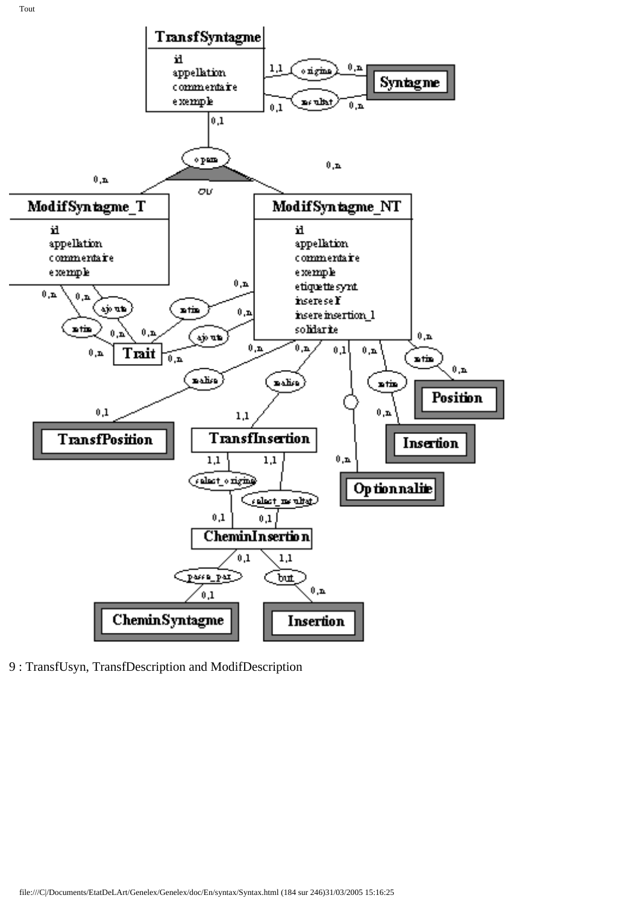9 : TransfUsyn, TransfDescription and ModifDescription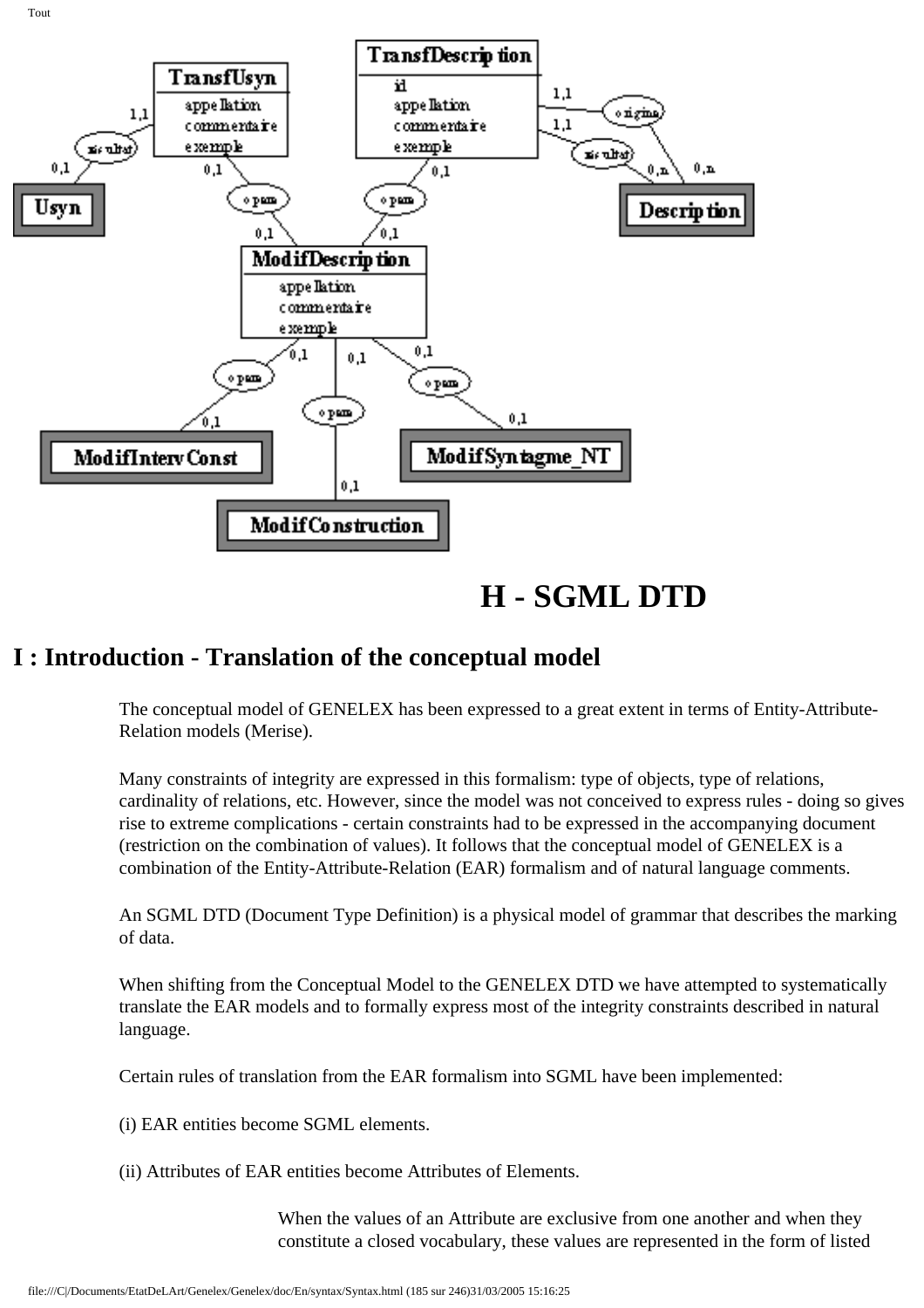# H - SGML DTD

## I : Introduction - Translation of the conceptual model

The conceptual model of GENELEX has been expressed to a great extent in terms of Entity-Attribute-Relation models (Merise).

Many constraints of integrity are expressed in this formalism: type of objects, type of relations, cardinality of relations, etc. However, since the model was not conceived to express rules - doing so gives rise to extreme complications - certain constraints had to be expressed in the accompanying document (restriction on the combination of values). It follows that the conceptual model of GENELEX is a combination of the Entity-Attribute-Relation (EAR) formalism and of natural language comments.

An SGML DTD (Document Type Definition) is a physical model of grammar that describes the marking of data.

When shifting from the Conceptual Model to the GENELEX DTD we have attempted to systematically translate the EAR models and to formally express most of the integrity constraints described in natural language.

Certain rules of translation from the EAR formalism into SGML have been implemented:

(i) EAR entities become SGML elements.

(ii) Attributes of EAR entities become Attributes of Elements.

> When the values of an Attribute are exclusive from one another and when they constitute a closed vocabulary, these values are represented in the form of listed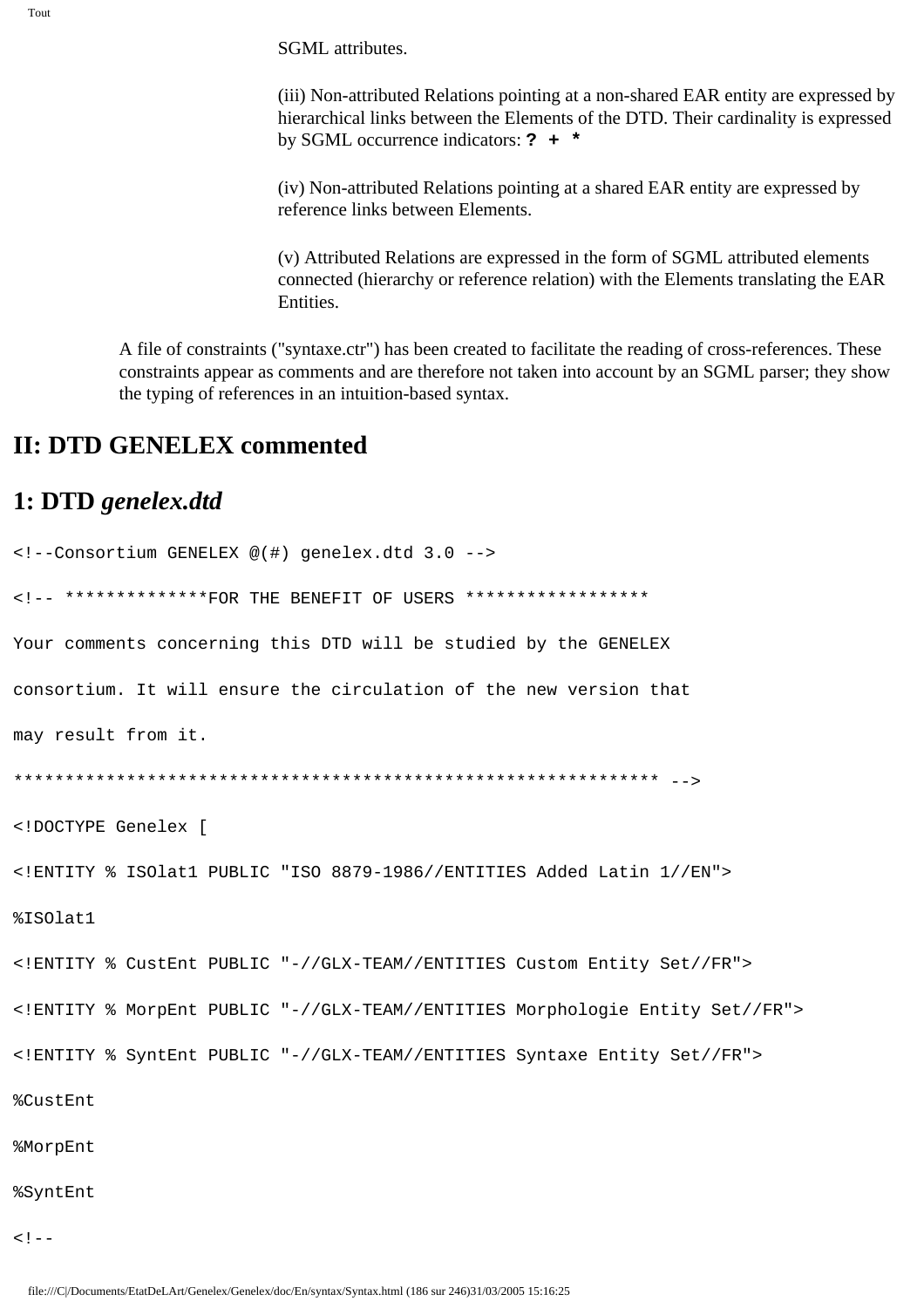SGML attributes.

(iii) Non-attributed Relations pointing at a non-shared EAR entity are expressed by hierarchical links between the Elements of the DTD. Their cardinality is expressed by SGML occurrence indicators: **? + ***

(iv) Non-attributed Relations pointing at a shared EAR entity are expressed by reference links between Elements.

(v) Attributed Relations are expressed in the form of SGML attributed elements connected (hierarchy or reference relation) with the Elements translating the EAR Entities.

A file of constraints ("syntaxe.ctr") has been created to facilitate the reading of cross-references. These constraints appear as comments and are therefore not taken into account by an SGML parser; they show the typing of references in an intuition-based syntax.

# II: DTD GENELEX commented

## 1: DTD *genelex.dtd*

```
<!--Consortium GENELEX @(#) genelex.dtd 3.0 -->

<!-- **************FOR THE BENEFIT OF USERS ******************

Your comments concerning this DTD will be studied by the GENELEX

consortium. It will ensure the circulation of the new version that

may result from it.

***************************************************************** -->

<!DOCTYPE Genelex [

<!ENTITY % ISOlat1 PUBLIC "ISO 8879-1986//ENTITIES Added Latin 1//EN">

%ISOlat1

<!ENTITY % CustEnt PUBLIC "-//GLX-TEAM//ENTITIES Custom Entity Set//FR">

<!ENTITY % MorpEnt PUBLIC "-//GLX-TEAM//ENTITIES Morphologie Entity Set//FR">

<!ENTITY % SyntEnt PUBLIC "-//GLX-TEAM//ENTITIES Syntaxe Entity Set//FR">

%CustEnt

%MorpEnt

%SyntEnt

<!--
```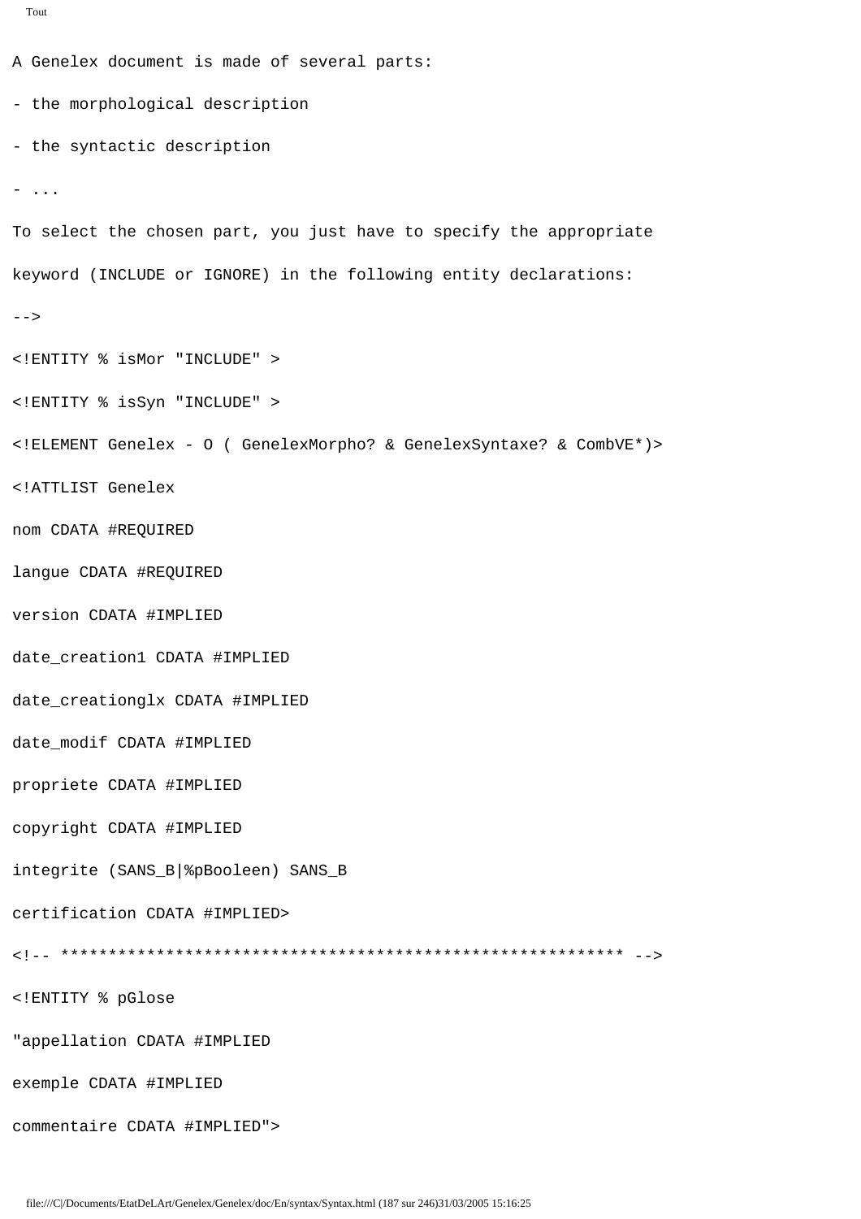```
A Genelex document is made of several parts:

- the morphological description

- the syntactic description

- ...

To select the chosen part, you just have to specify the appropriate

keyword (INCLUDE or IGNORE) in the following entity declarations:

-->

<!ENTITY % isMor "INCLUDE" >

<!ENTITY % isSyn "INCLUDE" >

<!ELEMENT Genelex - O ( GenelexMorpho? & GenelexSyntaxe? & CombVE*)>

<!ATTLIST Genelex

nom CDATA #REQUIRED

langue CDATA #REQUIRED

version CDATA #IMPLIED

date_creation1 CDATA #IMPLIED

date_creationglx CDATA #IMPLIED

date_modif CDATA #IMPLIED

propriete CDATA #IMPLIED

copyright CDATA #IMPLIED

integrite (SANS_B|%pBooleen) SANS_B

certification CDATA #IMPLIED>

<!-- ************************************************************ -->

<!ENTITY % pGlose

"appellation CDATA #IMPLIED

exemple CDATA #IMPLIED

commentaire CDATA #IMPLIED">
```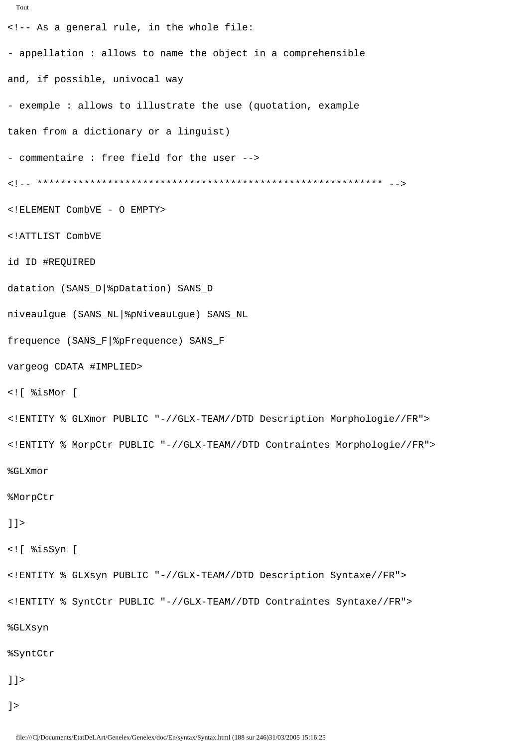```
<!-- As a general rule, in the whole file:

- appellation : allows to name the object in a comprehensible

and, if possible, univocal way

- exemple : allows to illustrate the use (quotation, example

taken from a dictionary or a linguist)

- commentaire : free field for the user -->

<!-- ************************************************************ -->

<!ELEMENT CombVE - O EMPTY>

<!ATTLIST CombVE

id ID #REQUIRED

datation (SANS_D|%pDatation) SANS_D

niveaulgue (SANS_NL|%pNiveauLgue) SANS_NL

frequence (SANS_F|%pFrequence) SANS_F

vargeog CDATA #IMPLIED>

<![ %isMor [

<!ENTITY % GLXmor PUBLIC "-//GLX-TEAM//DTD Description Morphologie//FR">

<!ENTITY % MorpCtr PUBLIC "-//GLX-TEAM//DTD Contraintes Morphologie//FR">

%GLXmor

%MorpCtr

]]>

<![ %isSyn [

<!ENTITY % GLXsyn PUBLIC "-//GLX-TEAM//DTD Description Syntaxe//FR">

<!ENTITY % SyntCtr PUBLIC "-//GLX-TEAM//DTD Contraintes Syntaxe//FR">

%GLXsyn

%SyntCtr

]]>

]>
```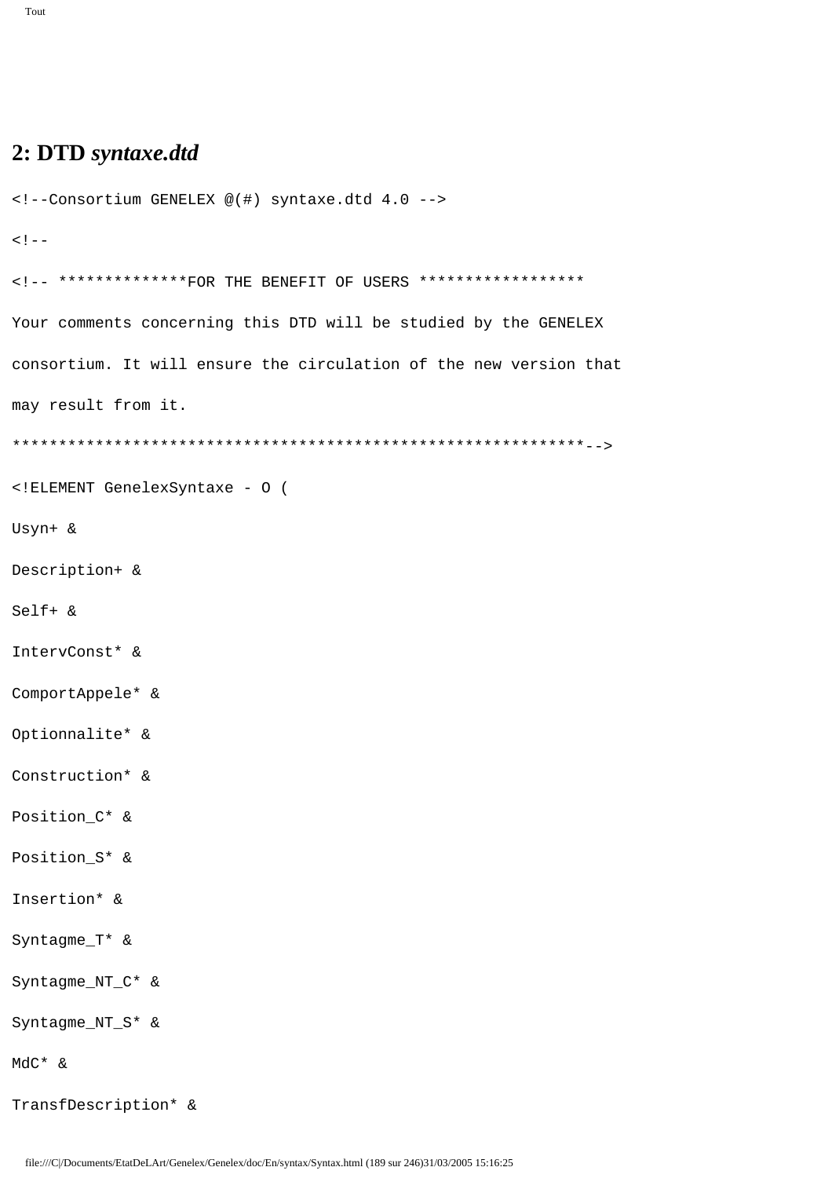## 2: DTD *syntaxe.dtd*

```
<!--Consortium GENELEX @(#) syntaxe.dtd 4.0 -->

<!--

<!-- **************FOR THE BENEFIT OF USERS ******************

Your comments concerning this DTD will be studied by the GENELEX

consortium. It will ensure the circulation of the new version that

may result from it.

**************************************************************-->

<!ELEMENT GenelexSyntaxe - O (

Usyn+ &

Description+ &

Self+ &

IntervConst* &

ComportAppele* &

Optionnalite* &

Construction* &

Position_C* &

Position_S* &

Insertion* &

Syntagme_T* &

Syntagme_NT_C* &

Syntagme_NT_S* &

MdC* &

TransfDescription* &
```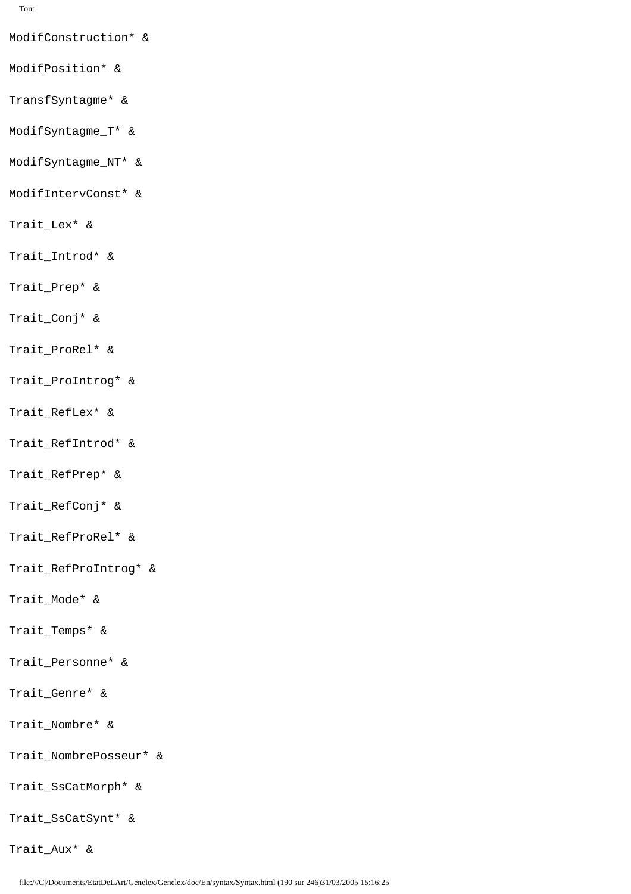```
ModifConstruction* &

ModifPosition* &

TransfSyntagme* &

ModifSyntagme_T* &

ModifSyntagme_NT* &

ModifIntervConst* &

Trait_Lex* &

Trait_Introd* &

Trait_Prep* &

Trait_Conj* &

Trait_ProRel* &

Trait_ProIntrog* &

Trait_RefLex* &

Trait_RefIntrod* &

Trait_RefPrep* &

Trait_RefConj* &

Trait_RefProRel* &

Trait_RefProIntrog* &

Trait_Mode* &

Trait_Temps* &

Trait_Personne* &

Trait_Genre* &

Trait_Nombre* &

Trait_NombrePosseur* &

Trait_SsCatMorph* &

Trait_SsCatSynt* &

Trait_Aux* &
```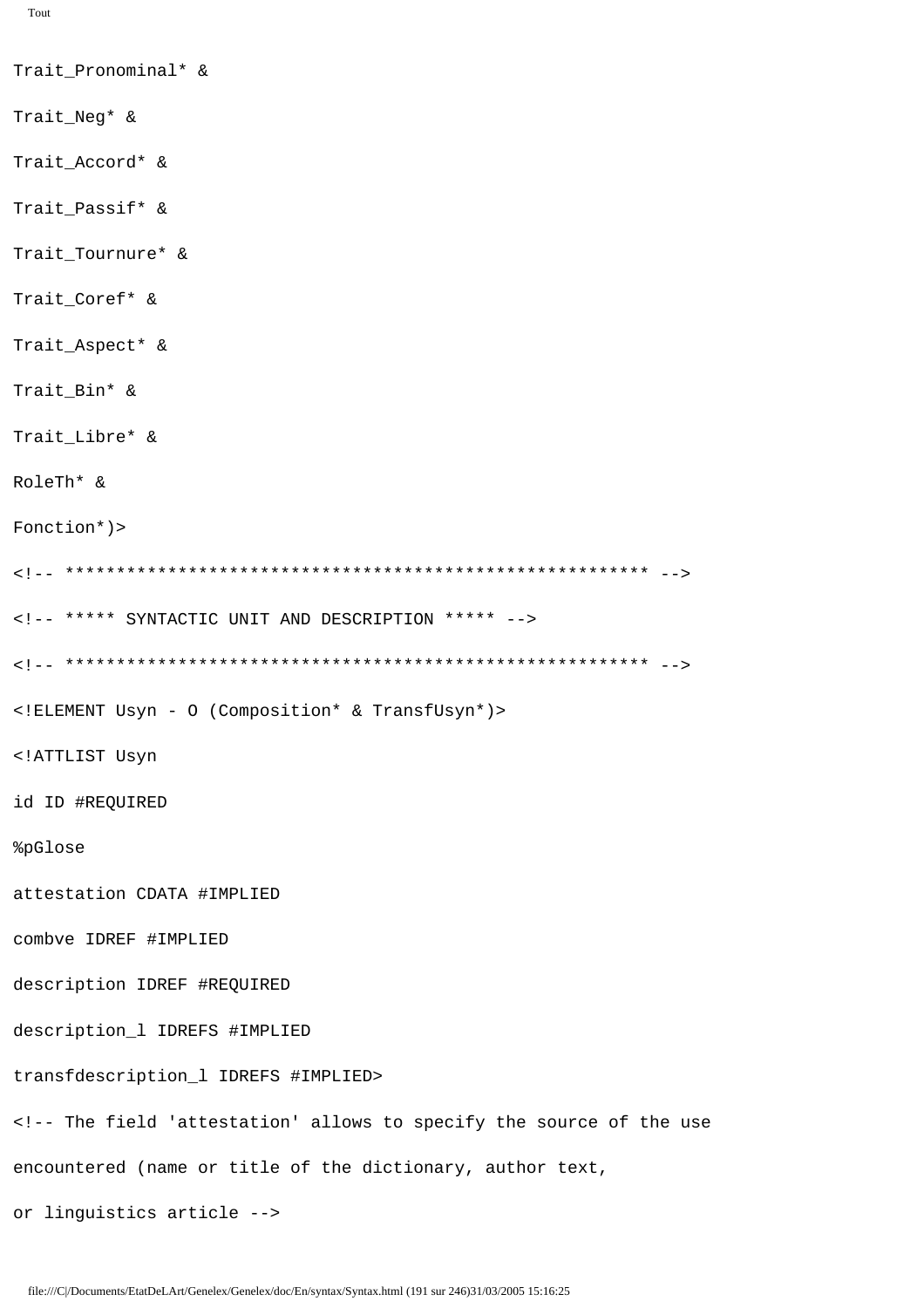```
Trait_Pronominal* &

Trait_Neg* &

Trait_Accord* &

Trait_Passif* &

Trait_Tournure* &

Trait_Coref* &

Trait_Aspect* &

Trait_Bin* &

Trait_Libre* &

RoleTh* &

Fonction*)>

<!-- ******************************************************** -->

<!-- ***** SYNTACTIC UNIT AND DESCRIPTION ***** -->

<!-- ******************************************************** -->

<!ELEMENT Usyn - O (Composition* & TransfUsyn*)>

<!ATTLIST Usyn

id ID #REQUIRED

%pGlose

attestation CDATA #IMPLIED

combve IDREF #IMPLIED

description IDREF #REQUIRED

description_l IDREFS #IMPLIED

transfdescription_l IDREFS #IMPLIED>

<!-- The field 'attestation' allows to specify the source of the use

encountered (name or title of the dictionary, author text,

or linguistics article -->
```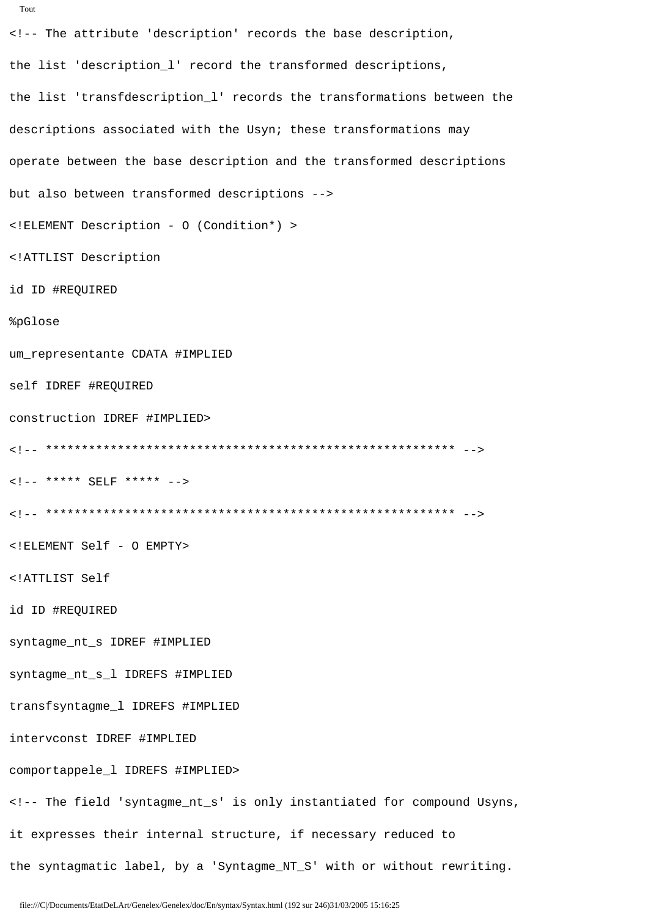```
<!-- The attribute 'description' records the base description,
the list 'description_l' record the transformed descriptions,
the list 'transfdescription_l' records the transformations between the
descriptions associated with the Usyn; these transformations may
operate between the base description and the transformed descriptions
but also between transformed descriptions -->
<!ELEMENT Description - O (Condition*) >
<!ATTLIST Description
id ID #REQUIRED
%pGlose
um_representante CDATA #IMPLIED
self IDREF #REQUIRED
construction IDREF #IMPLIED>
<!-- ******************************************************** -->
<!-- ***** SELF ***** -->
<!-- ******************************************************** -->
<!ELEMENT Self - O EMPTY>
<!ATTLIST Self
id ID #REQUIRED
syntagme_nt_s IDREF #IMPLIED
syntagme_nt_s_l IDREFS #IMPLIED
transfsyntagme_l IDREFS #IMPLIED
intervconst IDREF #IMPLIED
comportappele_l IDREFS #IMPLIED>
<!-- The field 'syntagme_nt_s' is only instantiated for compound Usyns,
it expresses their internal structure, if necessary reduced to
the syntagmatic label, by a 'Syntagme_NT_S' with or without rewriting.
```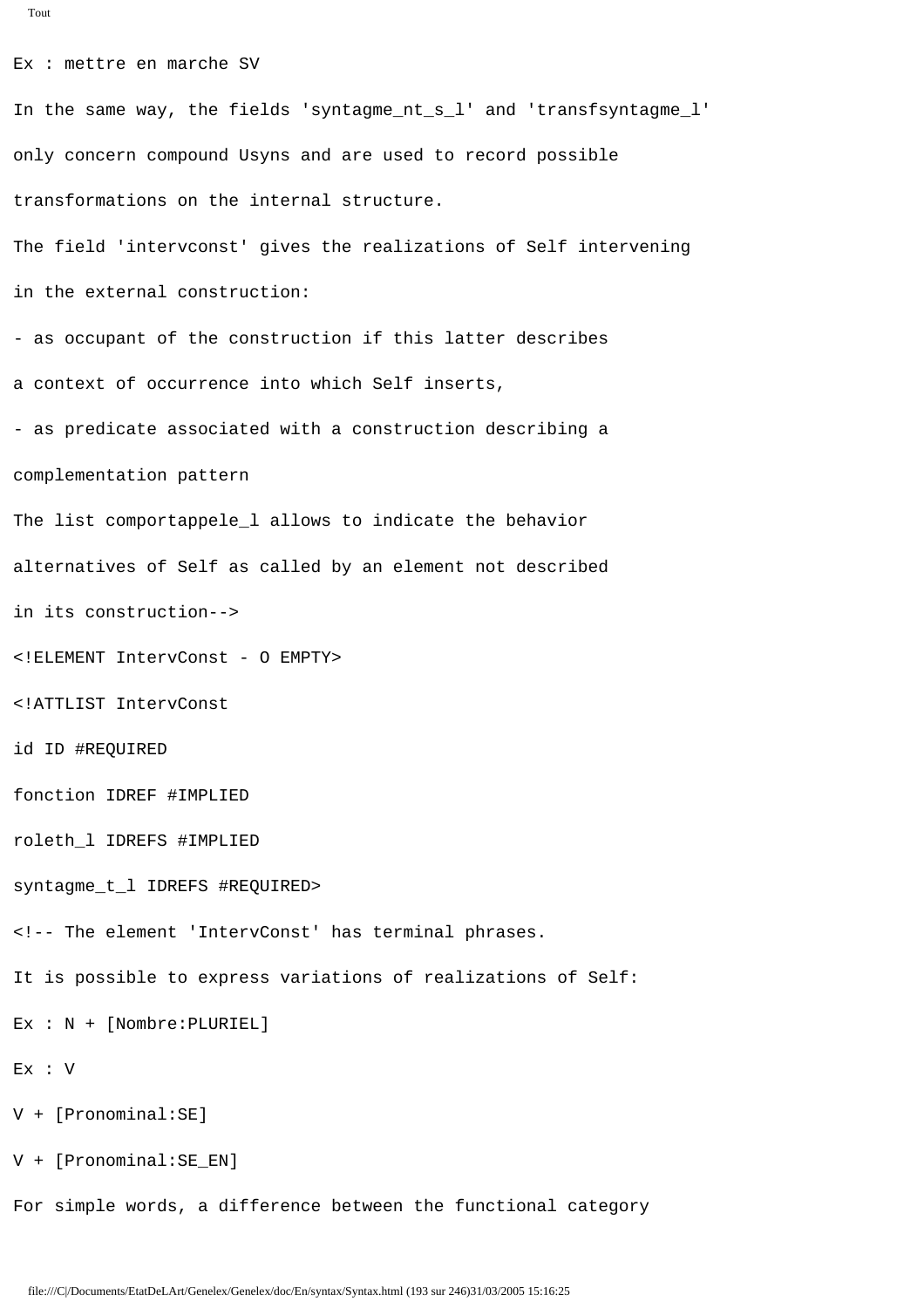```
Ex : mettre en marche SV

In the same way, the fields 'syntagme_nt_s_l' and 'transfsyntagme_l'

only concern compound Usyns and are used to record possible

transformations on the internal structure.

The field 'intervconst' gives the realizations of Self intervening

in the external construction:

- as occupant of the construction if this latter describes

a context of occurrence into which Self inserts,

- as predicate associated with a construction describing a

complementation pattern

The list comportappele_l allows to indicate the behavior

alternatives of Self as called by an element not described

in its construction-->

<!ELEMENT IntervConst - O EMPTY>

<!ATTLIST IntervConst

id ID #REQUIRED

fonction IDREF #IMPLIED

roleth_l IDREFS #IMPLIED

syntagme_t_l IDREFS #REQUIRED>

<!-- The element 'IntervConst' has terminal phrases.

It is possible to express variations of realizations of Self:

Ex : N + [Nombre:PLURIEL]

Ex : V

V + [Pronominal:SE]

V + [Pronominal:SE_EN]

For simple words, a difference between the functional category
```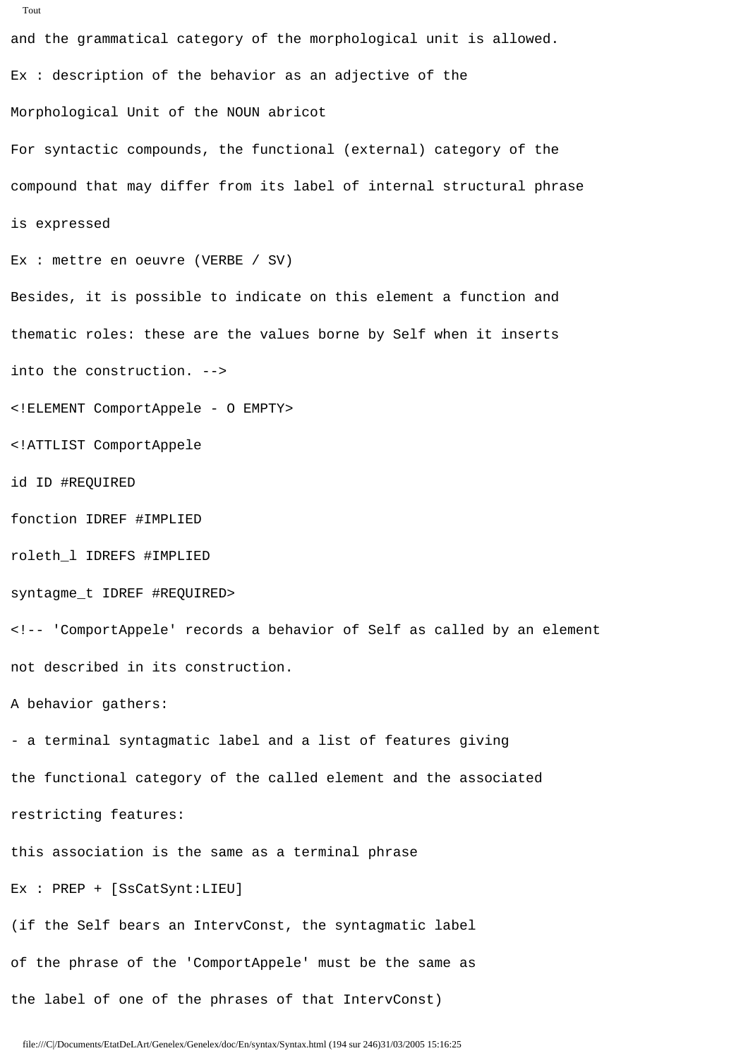```
and the grammatical category of the morphological unit is allowed.

Ex : description of the behavior as an adjective of the

Morphological Unit of the NOUN abricot

For syntactic compounds, the functional (external) category of the

compound that may differ from its label of internal structural phrase

is expressed

Ex : mettre en oeuvre (VERBE / SV)

Besides, it is possible to indicate on this element a function and

thematic roles: these are the values borne by Self when it inserts

into the construction. -->

<!ELEMENT ComportAppele - O EMPTY>

<!ATTLIST ComportAppele

id ID #REQUIRED

fonction IDREF #IMPLIED

roleth_l IDREFS #IMPLIED

syntagme_t IDREF #REQUIRED>

<!-- 'ComportAppele' records a behavior of Self as called by an element

not described in its construction.

A behavior gathers:

- a terminal syntagmatic label and a list of features giving

the functional category of the called element and the associated

restricting features:

this association is the same as a terminal phrase

Ex : PREP + [SsCatSynt:LIEU]

(if the Self bears an IntervConst, the syntagmatic label

of the phrase of the 'ComportAppele' must be the same as

the label of one of the phrases of that IntervConst)
```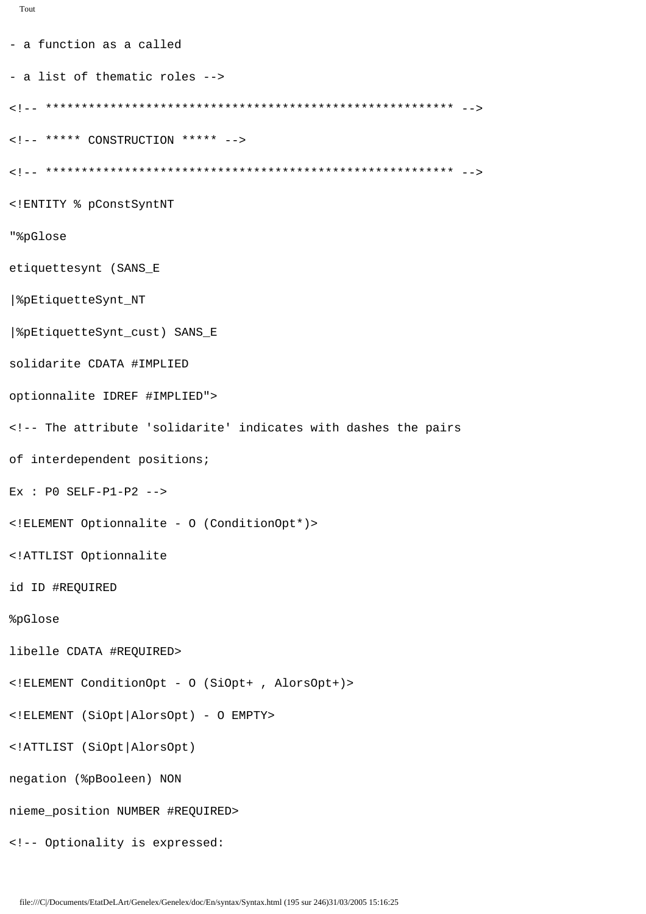```
- a function as a called

- a list of thematic roles -->

<!-- ******************************************************** -->

<!-- ***** CONSTRUCTION ***** -->

<!-- ******************************************************** -->

<!ENTITY % pConstSyntNT

"%pGlose

etiquettesynt (SANS_E

|%pEtiquetteSynt_NT

|%pEtiquetteSynt_cust) SANS_E

solidarite CDATA #IMPLIED

optionnalite IDREF #IMPLIED">

<!-- The attribute 'solidarite' indicates with dashes the pairs

of interdependent positions;

Ex : P0 SELF-P1-P2 -->

<!ELEMENT Optionnalite - O (ConditionOpt*)>

<!ATTLIST Optionnalite

id ID #REQUIRED

%pGlose

libelle CDATA #REQUIRED>

<!ELEMENT ConditionOpt - O (SiOpt+ , AlorsOpt+)>

<!ELEMENT (SiOpt|AlorsOpt) - O EMPTY>

<!ATTLIST (SiOpt|AlorsOpt)

negation (%pBooleen) NON

nieme_position NUMBER #REQUIRED>

<!-- Optionality is expressed:
```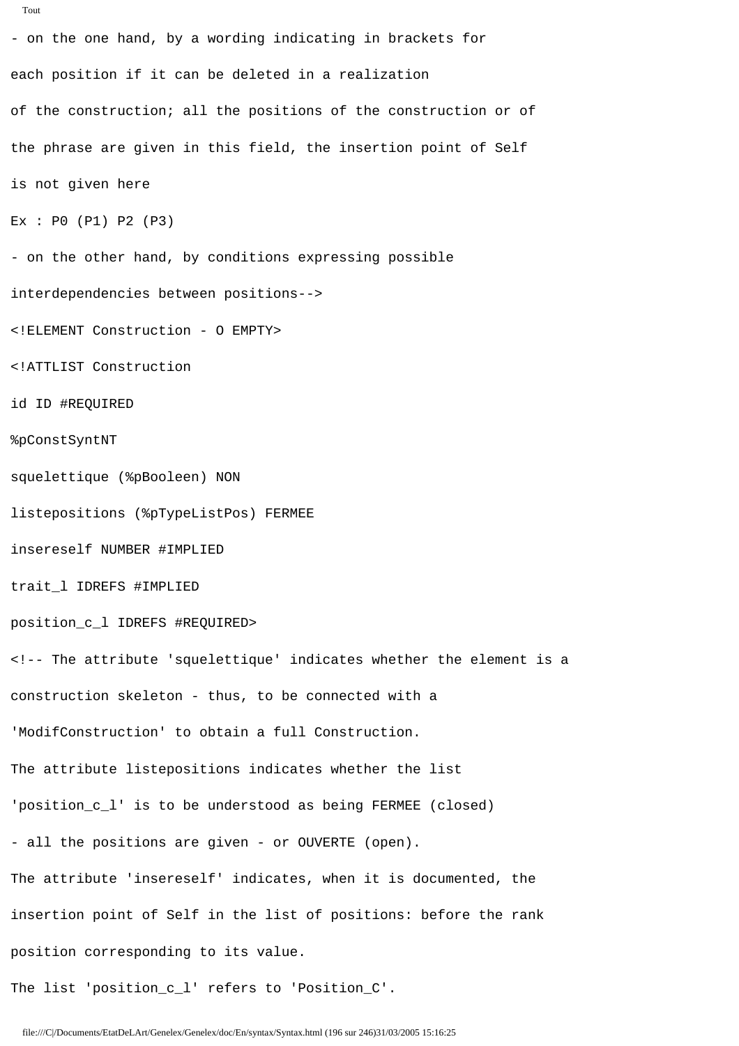```
- on the one hand, by a wording indicating in brackets for
each position if it can be deleted in a realization
of the construction; all the positions of the construction or of
the phrase are given in this field, the insertion point of Self
is not given here
Ex : P0 (P1) P2 (P3)
- on the other hand, by conditions expressing possible
interdependencies between positions-->
<!ELEMENT Construction - O EMPTY>
<!ATTLIST Construction
id ID #REQUIRED
%pConstSyntNT
squelettique (%pBooleen) NON
listepositions (%pTypeListPos) FERMEE
insereself NUMBER #IMPLIED
trait_l IDREFS #IMPLIED
position_c_l IDREFS #REQUIRED>
<!-- The attribute 'squelettique' indicates whether the element is a
construction skeleton - thus, to be connected with a
'ModifConstruction' to obtain a full Construction.
The attribute listepositions indicates whether the list
'position_c_l' is to be understood as being FERMEE (closed)
- all the positions are given - or OUVERTE (open).
The attribute 'insereself' indicates, when it is documented, the
insertion point of Self in the list of positions: before the rank
position corresponding to its value.
The list 'position_c_l' refers to 'Position_C'.
```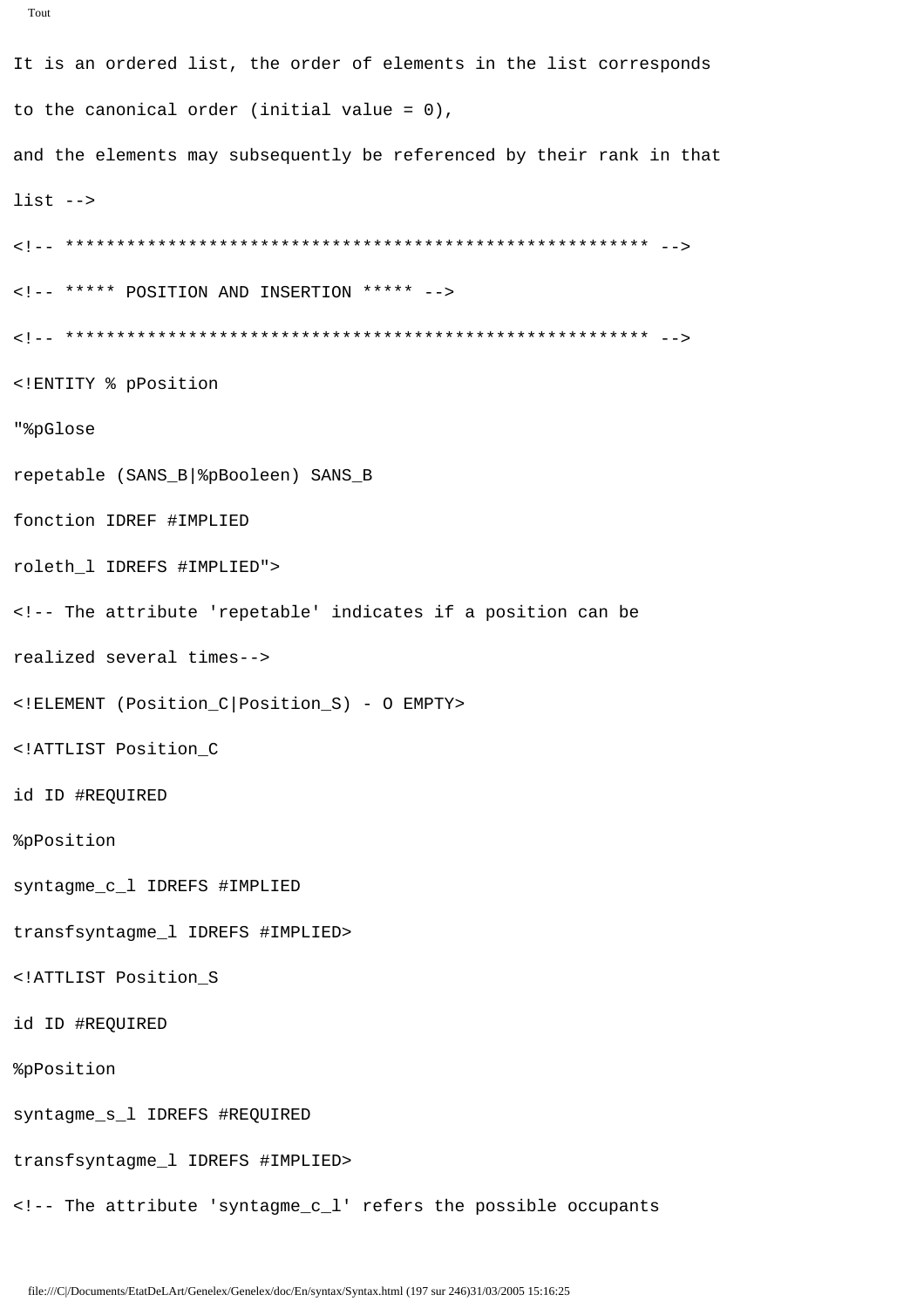```
It is an ordered list, the order of elements in the list corresponds
to the canonical order (initial value = 0),
and the elements may subsequently be referenced by their rank in that
list -->
<!-- ********************************************************* -->
<!-- ***** POSITION AND INSERTION ***** -->
<!-- ********************************************************* -->
<!ENTITY % pPosition
"%pGlose
repetable (SANS_B|%pBooleen) SANS_B
fonction IDREF #IMPLIED
roleth_l IDREFS #IMPLIED">
<!-- The attribute 'repetable' indicates if a position can be
realized several times-->
<!ELEMENT (Position_C|Position_S) - O EMPTY>
<!ATTLIST Position_C
id ID #REQUIRED
%pPosition
syntagme_c_l IDREFS #IMPLIED
transfsyntagme_l IDREFS #IMPLIED>
<!ATTLIST Position_S
id ID #REQUIRED
%pPosition
syntagme_s_l IDREFS #REQUIRED
transfsyntagme_l IDREFS #IMPLIED>
<!-- The attribute 'syntagme_c_l' refers the possible occupants
```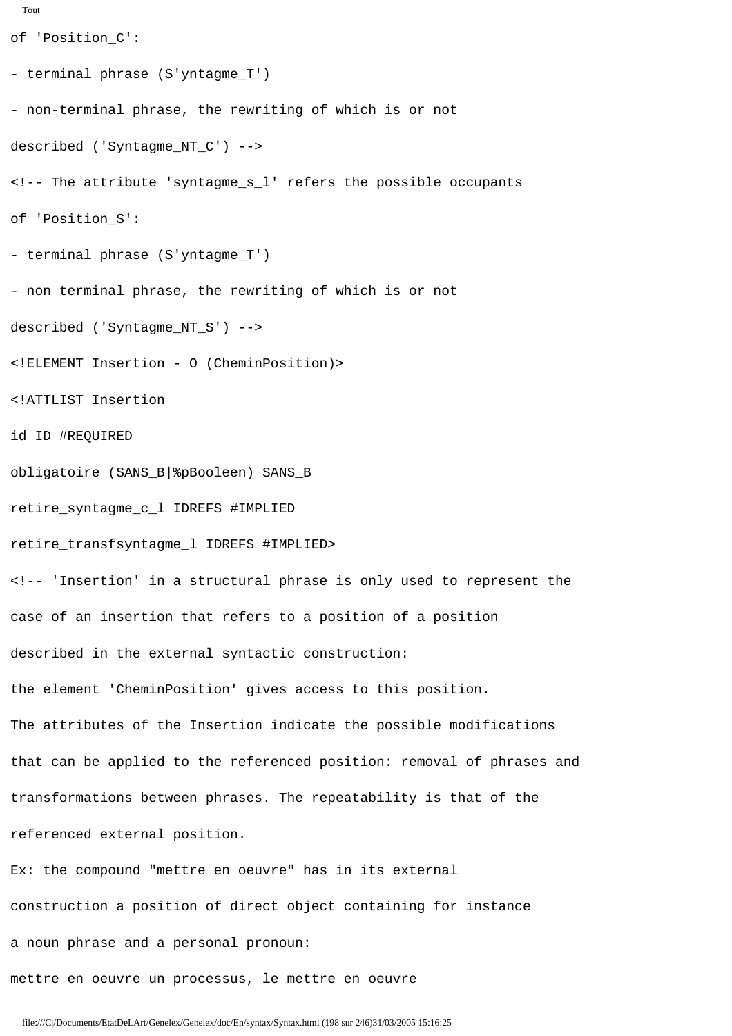```
of 'Position_C':

- terminal phrase (S'yntagme_T')

- non-terminal phrase, the rewriting of which is or not

described ('Syntagme_NT_C') -->

<!-- The attribute 'syntagme_s_l' refers the possible occupants

of 'Position_S':

- terminal phrase (S'yntagme_T')

- non terminal phrase, the rewriting of which is or not

described ('Syntagme_NT_S') -->

<!ELEMENT Insertion - O (CheminPosition)>

<!ATTLIST Insertion

id ID #REQUIRED

obligatoire (SANS_B|%pBooleen) SANS_B

retire_syntagme_c_l IDREFS #IMPLIED

retire_transfsyntagme_l IDREFS #IMPLIED>

<!-- 'Insertion' in a structural phrase is only used to represent the

case of an insertion that refers to a position of a position

described in the external syntactic construction:

the element 'CheminPosition' gives access to this position.

The attributes of the Insertion indicate the possible modifications

that can be applied to the referenced position: removal of phrases and

transformations between phrases. The repeatability is that of the

referenced external position.

Ex: the compound "mettre en oeuvre" has in its external

construction a position of direct object containing for instance

a noun phrase and a personal pronoun:

mettre en oeuvre un processus, le mettre en oeuvre
```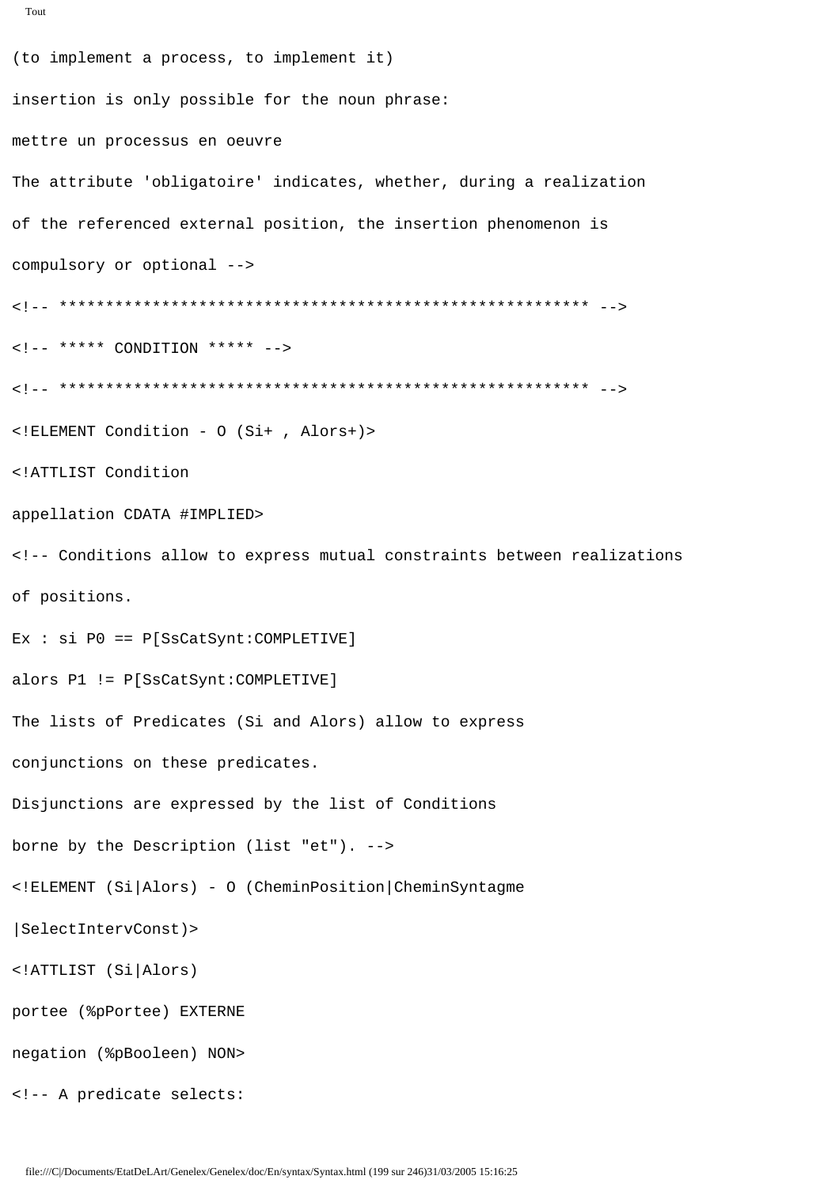```
(to implement a process, to implement it)

insertion is only possible for the noun phrase:

mettre un processus en oeuvre

The attribute 'obligatoire' indicates, whether, during a realization

of the referenced external position, the insertion phenomenon is

compulsory or optional -->

<!-- ********************************************************* -->

<!-- ***** CONDITION ***** -->

<!-- ********************************************************* -->

<!ELEMENT Condition - O (Si+ , Alors+)>

<!ATTLIST Condition

appellation CDATA #IMPLIED>

<!-- Conditions allow to express mutual constraints between realizations

of positions.

Ex : si P0 == P[SsCatSynt:COMPLETIVE]

alors P1 != P[SsCatSynt:COMPLETIVE]

The lists of Predicates (Si and Alors) allow to express

conjunctions on these predicates.

Disjunctions are expressed by the list of Conditions

borne by the Description (list "et"). -->

<!ELEMENT (Si|Alors) - O (CheminPosition|CheminSyntagme

|SelectIntervConst)>

<!ATTLIST (Si|Alors)

portee (%pPortee) EXTERNE

negation (%pBooleen) NON>

<!-- A predicate selects:
```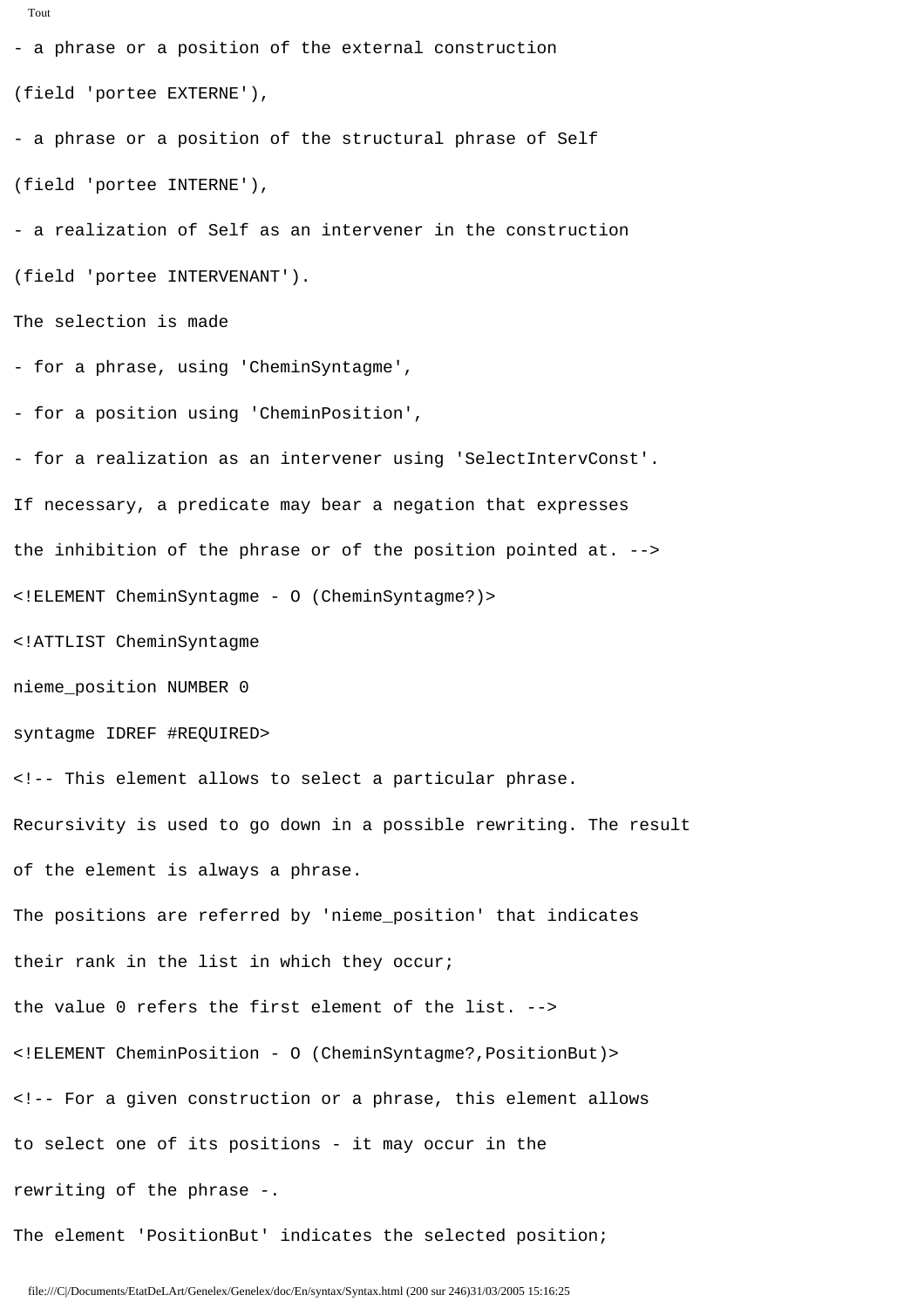```
- a phrase or a position of the external construction
(field 'portee EXTERNE'),
- a phrase or a position of the structural phrase of Self
(field 'portee INTERNE'),
- a realization of Self as an intervener in the construction
(field 'portee INTERVENANT').
The selection is made
- for a phrase, using 'CheminSyntagme',
- for a position using 'CheminPosition',
- for a realization as an intervener using 'SelectIntervConst'.
If necessary, a predicate may bear a negation that expresses
the inhibition of the phrase or of the position pointed at. -->
<!ELEMENT CheminSyntagme - O (CheminSyntagme?)>
<!ATTLIST CheminSyntagme
nieme_position NUMBER 0
syntagme IDREF #REQUIRED>
<!-- This element allows to select a particular phrase.
Recursivity is used to go down in a possible rewriting. The result
of the element is always a phrase.
The positions are referred by 'nieme_position' that indicates
their rank in the list in which they occur;
the value 0 refers the first element of the list. -->
<!ELEMENT CheminPosition - O (CheminSyntagme?,PositionBut)>
<!-- For a given construction or a phrase, this element allows
to select one of its positions - it may occur in the
rewriting of the phrase -.
The element 'PositionBut' indicates the selected position;
```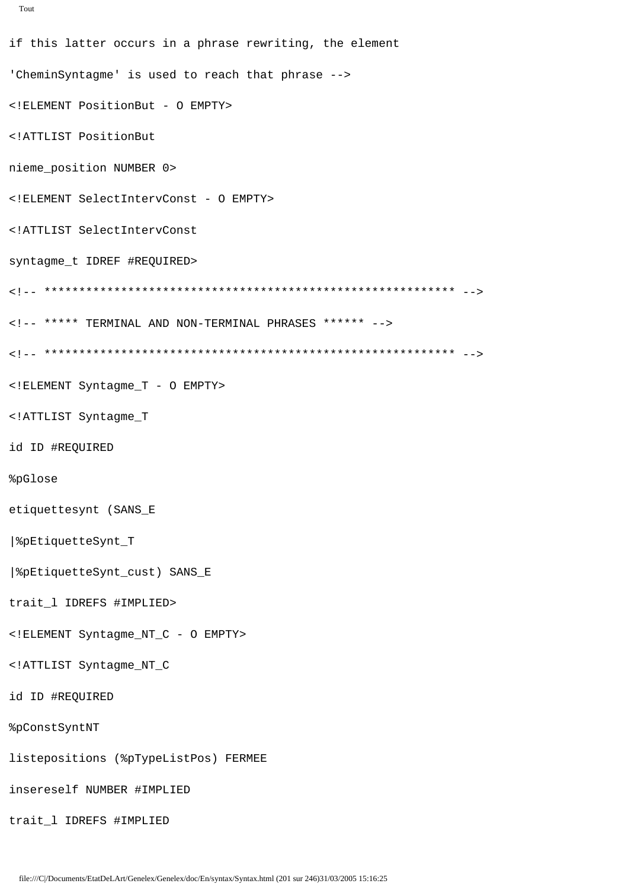```
if this latter occurs in a phrase rewriting, the element

'CheminSyntagme' is used to reach that phrase -->

<!ELEMENT PositionBut - O EMPTY>

<!ATTLIST PositionBut

nieme_position NUMBER 0>

<!ELEMENT SelectIntervConst - O EMPTY>

<!ATTLIST SelectIntervConst

syntagme_t IDREF #REQUIRED>

<!-- ********************************************************** -->

<!-- ***** TERMINAL AND NON-TERMINAL PHRASES ****** -->

<!-- ********************************************************** -->

<!ELEMENT Syntagme_T - O EMPTY>

<!ATTLIST Syntagme_T

id ID #REQUIRED

%pGlose

etiquettesynt (SANS_E

|%pEtiquetteSynt_T

|%pEtiquetteSynt_cust) SANS_E

trait_l IDREFS #IMPLIED>

<!ELEMENT Syntagme_NT_C - O EMPTY>

<!ATTLIST Syntagme_NT_C

id ID #REQUIRED

%pConstSyntNT

listepositions (%pTypeListPos) FERMEE

insereself NUMBER #IMPLIED

trait_l IDREFS #IMPLIED
```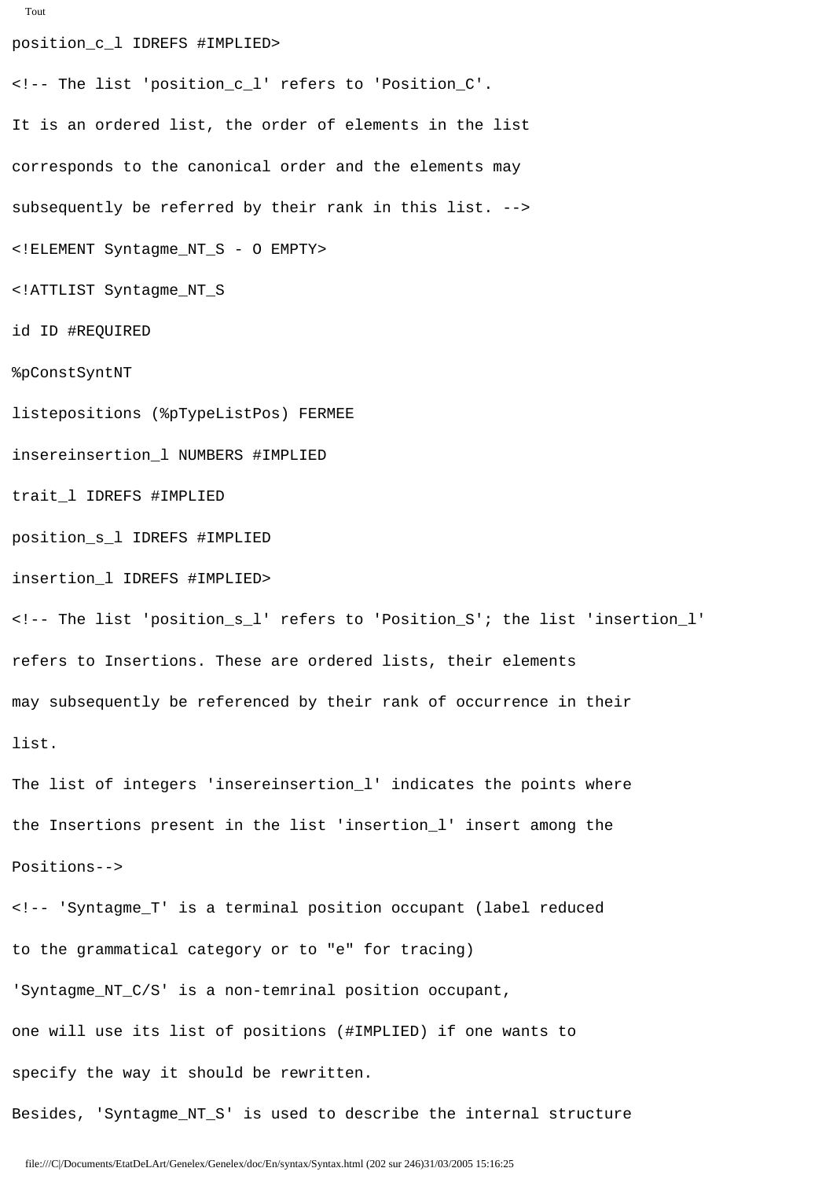```
position_c_l IDREFS #IMPLIED>

<!-- The list 'position_c_l' refers to 'Position_C'.

It is an ordered list, the order of elements in the list

corresponds to the canonical order and the elements may

subsequently be referred by their rank in this list. -->

<!ELEMENT Syntagme_NT_S - O EMPTY>

<!ATTLIST Syntagme_NT_S

id ID #REQUIRED

%pConstSyntNT

listepositions (%pTypeListPos) FERMEE

insereinsertion_l NUMBERS #IMPLIED

trait_l IDREFS #IMPLIED

position_s_l IDREFS #IMPLIED

insertion_l IDREFS #IMPLIED>

<!-- The list 'position_s_l' refers to 'Position_S'; the list 'insertion_l'

refers to Insertions. These are ordered lists, their elements

may subsequently be referenced by their rank of occurrence in their

list.

The list of integers 'insereinsertion_l' indicates the points where

the Insertions present in the list 'insertion_l' insert among the

Positions-->

<!-- 'Syntagme_T' is a terminal position occupant (label reduced

to the grammatical category or to "e" for tracing)

'Syntagme_NT_C/S' is a non-temrinal position occupant,

one will use its list of positions (#IMPLIED) if one wants to

specify the way it should be rewritten.

Besides, 'Syntagme_NT_S' is used to describe the internal structure
```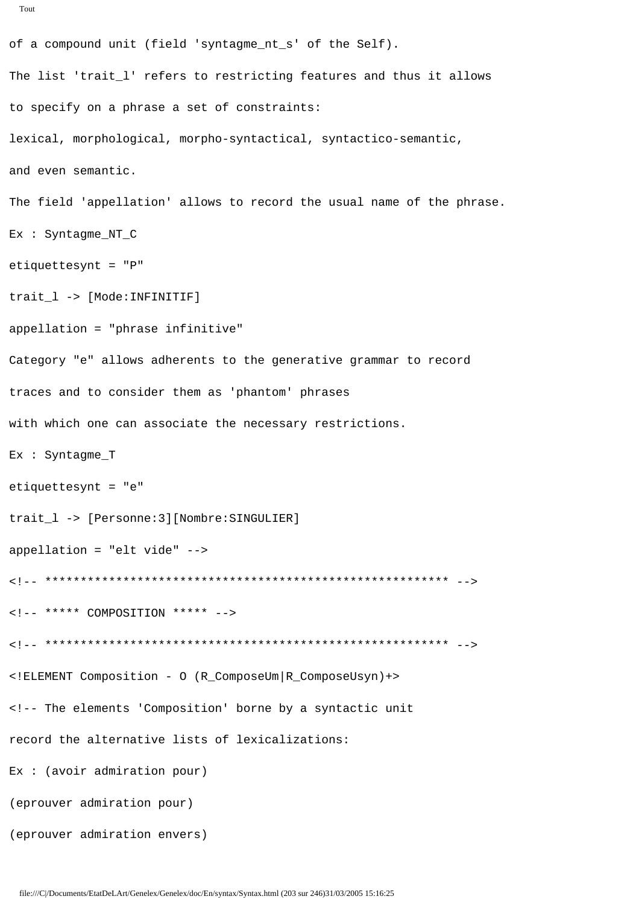```
of a compound unit (field 'syntagme_nt_s' of the Self).

The list 'trait_l' refers to restricting features and thus it allows

to specify on a phrase a set of constraints:

lexical, morphological, morpho-syntactical, syntactico-semantic,

and even semantic.

The field 'appellation' allows to record the usual name of the phrase.

Ex : Syntagme_NT_C

etiquettesynt = "P"

trait_l -> [Mode:INFINITIF]

appellation = "phrase infinitive"

Category "e" allows adherents to the generative grammar to record

traces and to consider them as 'phantom' phrases

with which one can associate the necessary restrictions.

Ex : Syntagme_T

etiquettesynt = "e"

trait_l -> [Personne:3][Nombre:SINGULIER]

appellation = "elt vide" -->

<!-- ******************************************************** -->

<!-- ***** COMPOSITION ***** -->

<!-- ******************************************************** -->

<!ELEMENT Composition - O (R_ComposeUm|R_ComposeUsyn)+>

<!-- The elements 'Composition' borne by a syntactic unit

record the alternative lists of lexicalizations:

Ex : (avoir admiration pour)

(eprouver admiration pour)

(eprouver admiration envers)
```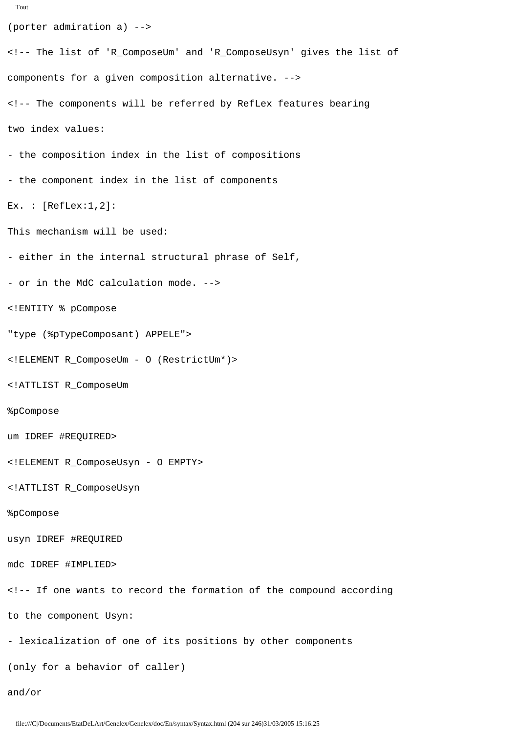```
(porter admiration a) -->

<!-- The list of 'R_ComposeUm' and 'R_ComposeUsyn' gives the list of

components for a given composition alternative. -->

<!-- The components will be referred by RefLex features bearing

two index values:

- the composition index in the list of compositions

- the component index in the list of components

Ex. : [RefLex:1,2]:

This mechanism will be used:

- either in the internal structural phrase of Self,

- or in the MdC calculation mode. -->

<!ENTITY % pCompose

"type (%pTypeComposant) APPELE">

<!ELEMENT R_ComposeUm - O (RestrictUm*)>

<!ATTLIST R_ComposeUm

%pCompose

um IDREF #REQUIRED>

<!ELEMENT R_ComposeUsyn - O EMPTY>

<!ATTLIST R_ComposeUsyn

%pCompose

usyn IDREF #REQUIRED

mdc IDREF #IMPLIED>

<!-- If one wants to record the formation of the compound according

to the component Usyn:

- lexicalization of one of its positions by other components

(only for a behavior of caller)

and/or
```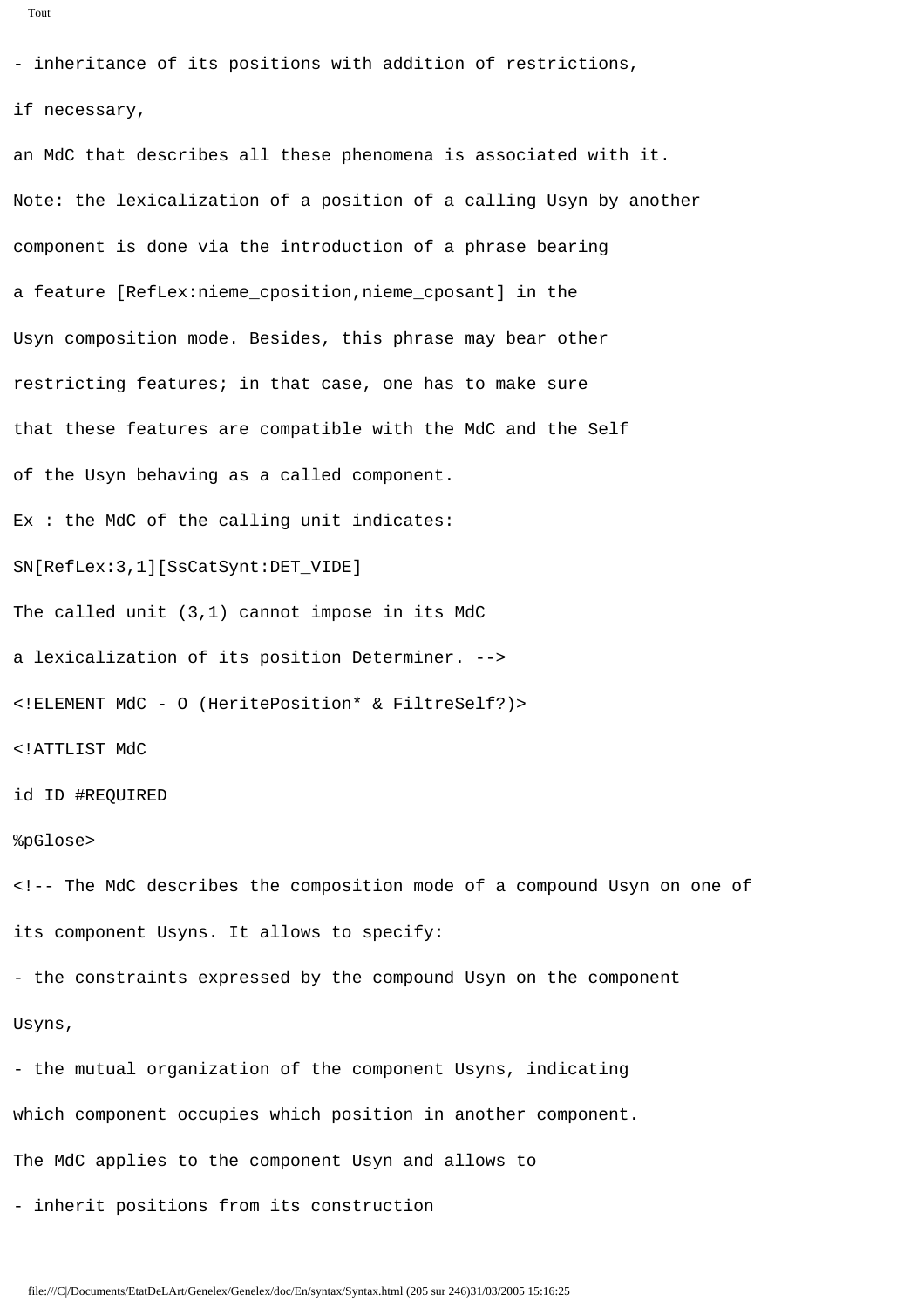```
- inheritance of its positions with addition of restrictions,
if necessary,
an MdC that describes all these phenomena is associated with it.
Note: the lexicalization of a position of a calling Usyn by another
component is done via the introduction of a phrase bearing
a feature [RefLex:nieme_cposition,nieme_cposant] in the
Usyn composition mode. Besides, this phrase may bear other
restricting features; in that case, one has to make sure
that these features are compatible with the MdC and the Self
of the Usyn behaving as a called component.
Ex : the MdC of the calling unit indicates:
SN[RefLex:3,1][SsCatSynt:DET_VIDE]
The called unit (3,1) cannot impose in its MdC
a lexicalization of its position Determiner. -->
<!ELEMENT MdC - O (HeritePosition* & FiltreSelf?)>
<!ATTLIST MdC
id ID #REQUIRED
%pGlose>
<!-- The MdC describes the composition mode of a compound Usyn on one of
its component Usyns. It allows to specify:
- the constraints expressed by the compound Usyn on the component
Usyns,
- the mutual organization of the component Usyns, indicating
which component occupies which position in another component.
The MdC applies to the component Usyn and allows to
- inherit positions from its construction
```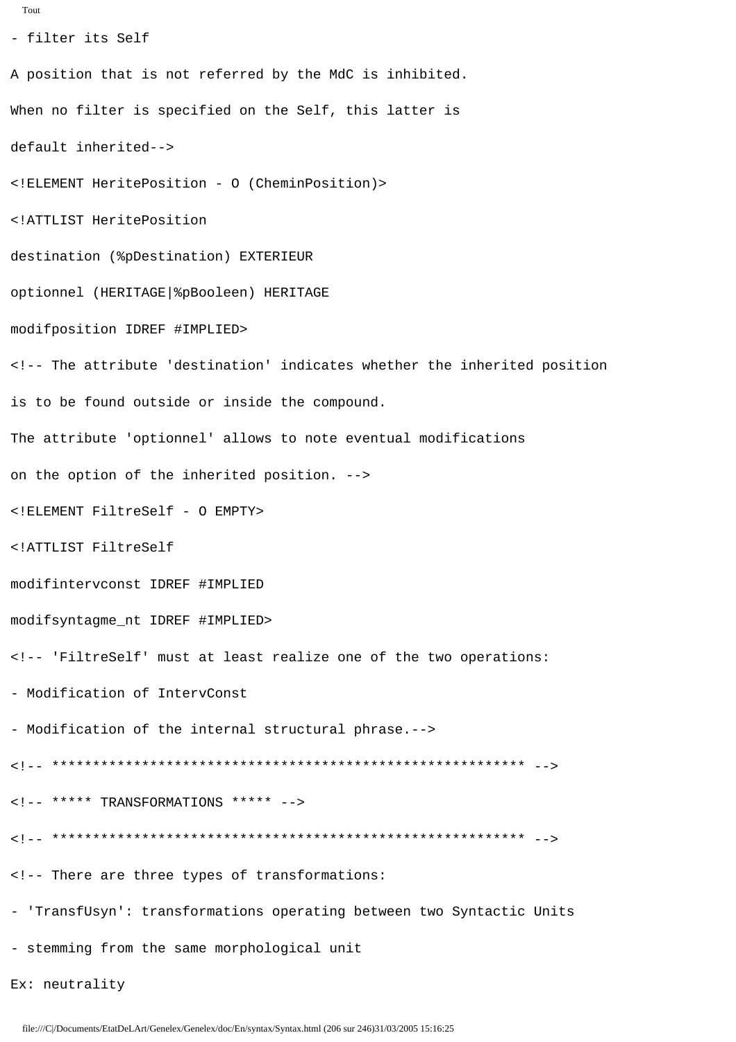```
- filter its Self

A position that is not referred by the MdC is inhibited.

When no filter is specified on the Self, this latter is

default inherited-->

<!ELEMENT HeritePosition - O (CheminPosition)>

<!ATTLIST HeritePosition

destination (%pDestination) EXTERIEUR

optionnel (HERITAGE|%pBooleen) HERITAGE

modifposition IDREF #IMPLIED>

<!-- The attribute 'destination' indicates whether the inherited position

is to be found outside or inside the compound.

The attribute 'optionnel' allows to note eventual modifications

on the option of the inherited position. -->

<!ELEMENT FiltreSelf - O EMPTY>

<!ATTLIST FiltreSelf

modifintervconst IDREF #IMPLIED

modifsyntagme_nt IDREF #IMPLIED>

<!-- 'FiltreSelf' must at least realize one of the two operations:

- Modification of IntervConst

- Modification of the internal structural phrase.-->

<!-- ********************************************************** -->

<!-- ***** TRANSFORMATIONS ***** -->

<!-- ********************************************************** -->

<!-- There are three types of transformations:

- 'TransfUsyn': transformations operating between two Syntactic Units

- stemming from the same morphological unit

Ex: neutrality
```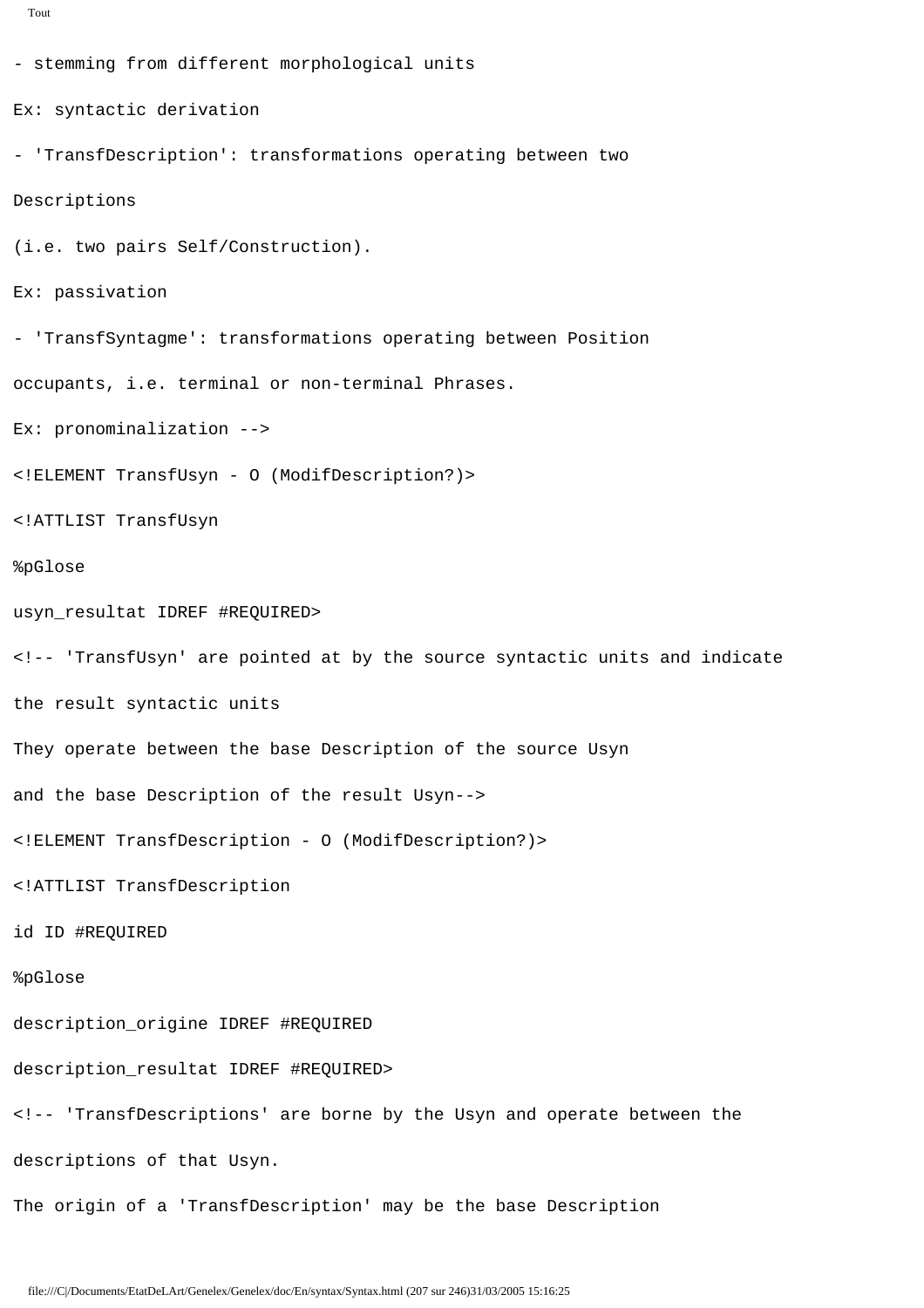```
- stemming from different morphological units

Ex: syntactic derivation

- 'TransfDescription': transformations operating between two

Descriptions

(i.e. two pairs Self/Construction).

Ex: passivation

- 'TransfSyntagme': transformations operating between Position

occupants, i.e. terminal or non-terminal Phrases.

Ex: pronominalization -->

<!ELEMENT TransfUsyn - O (ModifDescription?)>

<!ATTLIST TransfUsyn

%pGlose

usyn_resultat IDREF #REQUIRED>

<!-- 'TransfUsyn' are pointed at by the source syntactic units and indicate

the result syntactic units

They operate between the base Description of the source Usyn

and the base Description of the result Usyn-->

<!ELEMENT TransfDescription - O (ModifDescription?)>

<!ATTLIST TransfDescription

id ID #REQUIRED

%pGlose

description_origine IDREF #REQUIRED

description_resultat IDREF #REQUIRED>

<!-- 'TransfDescriptions' are borne by the Usyn and operate between the

descriptions of that Usyn.

The origin of a 'TransfDescription' may be the base Description
```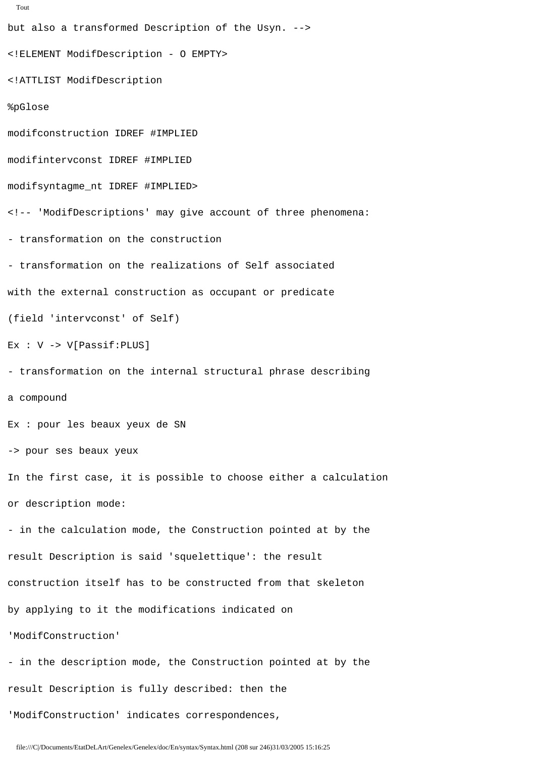```
but also a transformed Description of the Usyn. -->

<!ELEMENT ModifDescription - O EMPTY>

<!ATTLIST ModifDescription

%pGlose

modifconstruction IDREF #IMPLIED

modifintervconst IDREF #IMPLIED

modifsyntagme_nt IDREF #IMPLIED>

<!-- 'ModifDescriptions' may give account of three phenomena:

- transformation on the construction

- transformation on the realizations of Self associated

with the external construction as occupant or predicate

(field 'intervconst' of Self)

Ex : V -> V[Passif:PLUS]

- transformation on the internal structural phrase describing

a compound

Ex : pour les beaux yeux de SN

-> pour ses beaux yeux

In the first case, it is possible to choose either a calculation

or description mode:

- in the calculation mode, the Construction pointed at by the

result Description is said 'squelettique': the result

construction itself has to be constructed from that skeleton

by applying to it the modifications indicated on

'ModifConstruction'

- in the description mode, the Construction pointed at by the

result Description is fully described: then the

'ModifConstruction' indicates correspondences,
```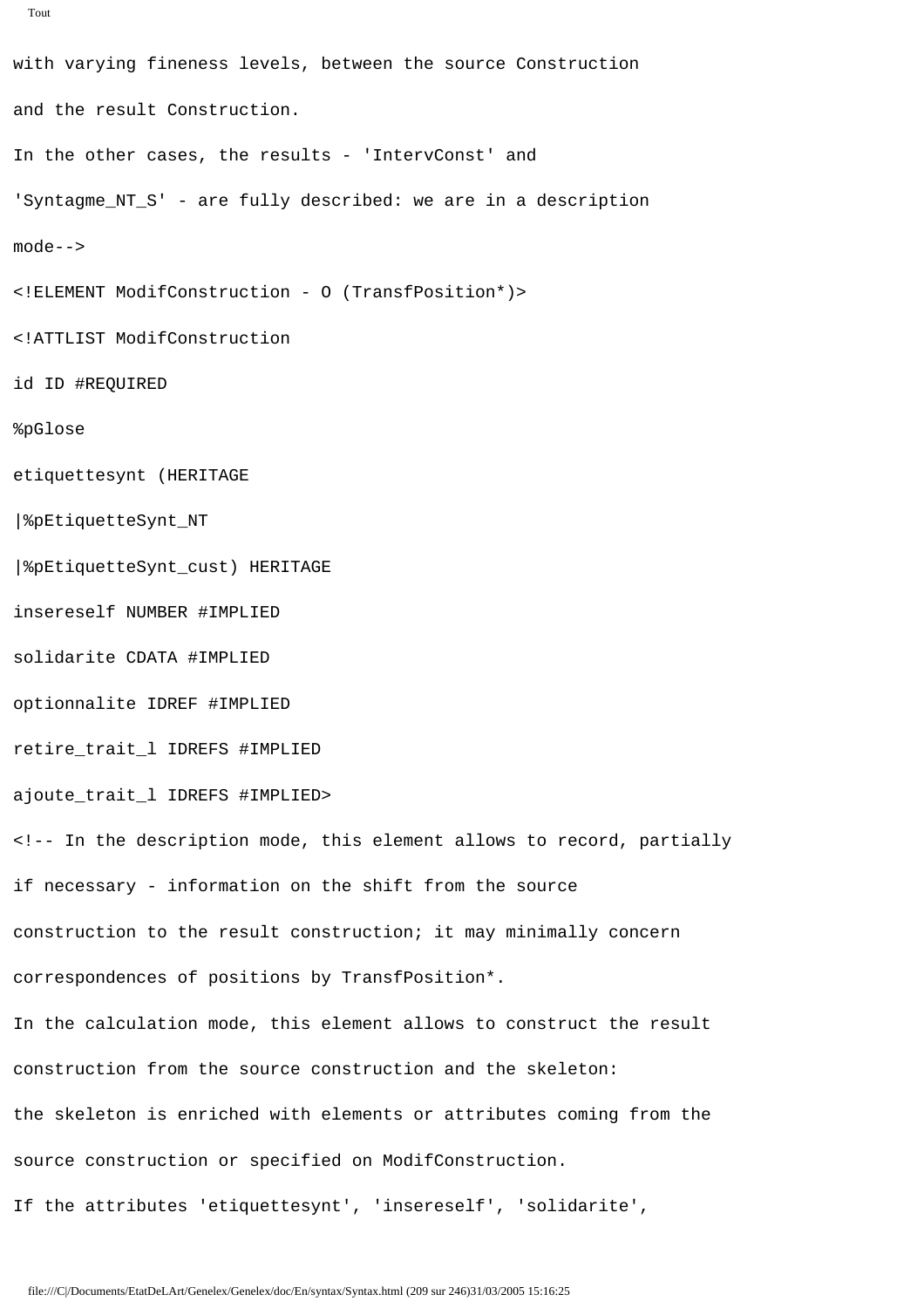```
with varying fineness levels, between the source Construction
and the result Construction.
In the other cases, the results - 'IntervConst' and
'Syntagme_NT_S' - are fully described: we are in a description
mode-->
<!ELEMENT ModifConstruction - O (TransfPosition*)>
<!ATTLIST ModifConstruction
id ID #REQUIRED
%pGlose
etiquettesynt (HERITAGE
|%pEtiquetteSynt_NT
|%pEtiquetteSynt_cust) HERITAGE
insereself NUMBER #IMPLIED
solidarite CDATA #IMPLIED
optionnalite IDREF #IMPLIED
retire_trait_l IDREFS #IMPLIED
ajoute_trait_l IDREFS #IMPLIED>
<!-- In the description mode, this element allows to record, partially
if necessary - information on the shift from the source
construction to the result construction; it may minimally concern
correspondences of positions by TransfPosition*.
In the calculation mode, this element allows to construct the result
construction from the source construction and the skeleton:
the skeleton is enriched with elements or attributes coming from the
source construction or specified on ModifConstruction.
If the attributes 'etiquettesynt', 'insereself', 'solidarite',
```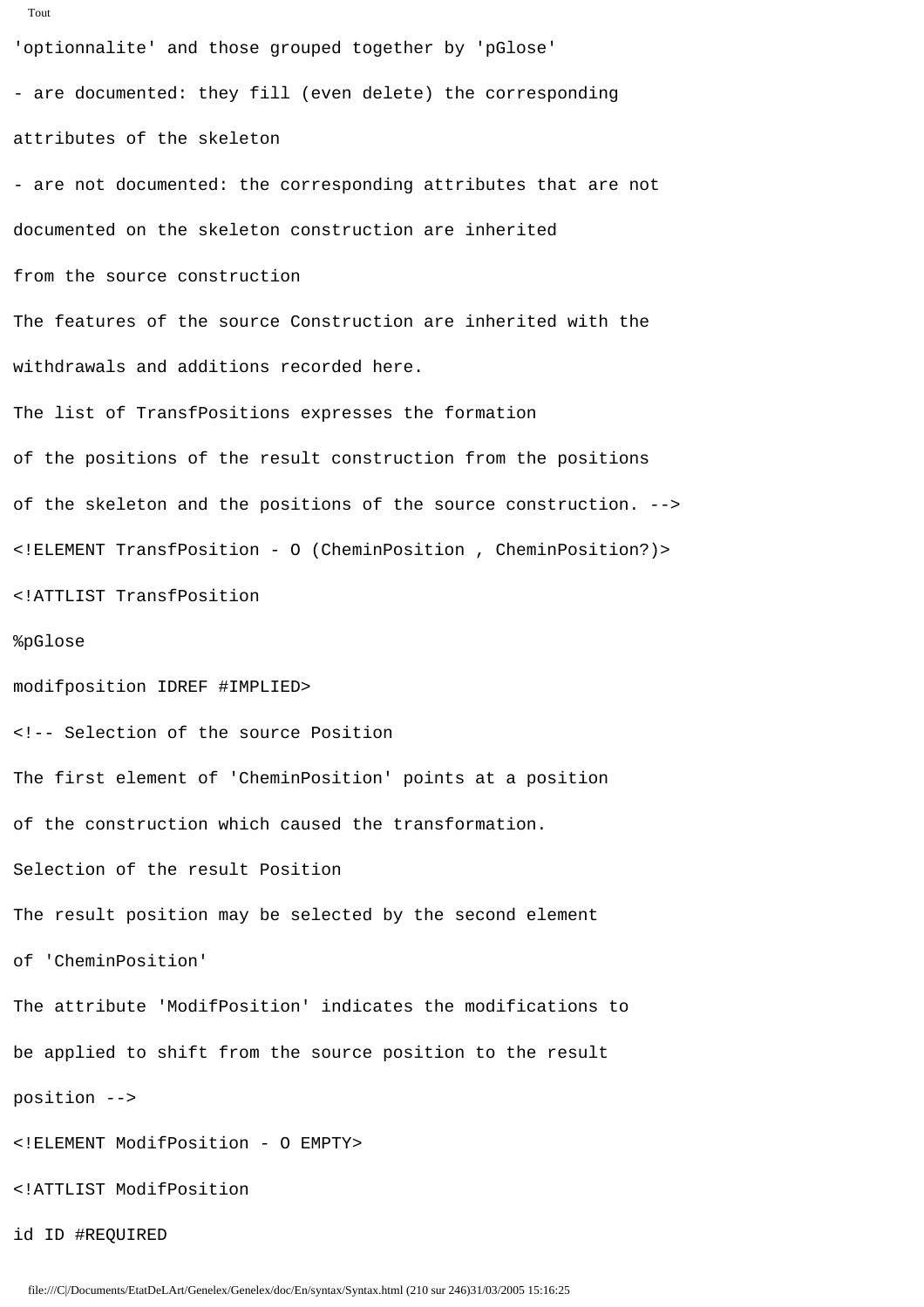```
'optionnalite' and those grouped together by 'pGlose'

- are documented: they fill (even delete) the corresponding

attributes of the skeleton

- are not documented: the corresponding attributes that are not

documented on the skeleton construction are inherited

from the source construction

The features of the source Construction are inherited with the

withdrawals and additions recorded here.

The list of TransfPositions expresses the formation

of the positions of the result construction from the positions

of the skeleton and the positions of the source construction. -->

<!ELEMENT TransfPosition - O (CheminPosition , CheminPosition?)>

<!ATTLIST TransfPosition

%pGlose

modifposition IDREF #IMPLIED>

<!-- Selection of the source Position

The first element of 'CheminPosition' points at a position

of the construction which caused the transformation.

Selection of the result Position

The result position may be selected by the second element

of 'CheminPosition'

The attribute 'ModifPosition' indicates the modifications to

be applied to shift from the source position to the result

position -->

<!ELEMENT ModifPosition - O EMPTY>

<!ATTLIST ModifPosition

id ID #REQUIRED
```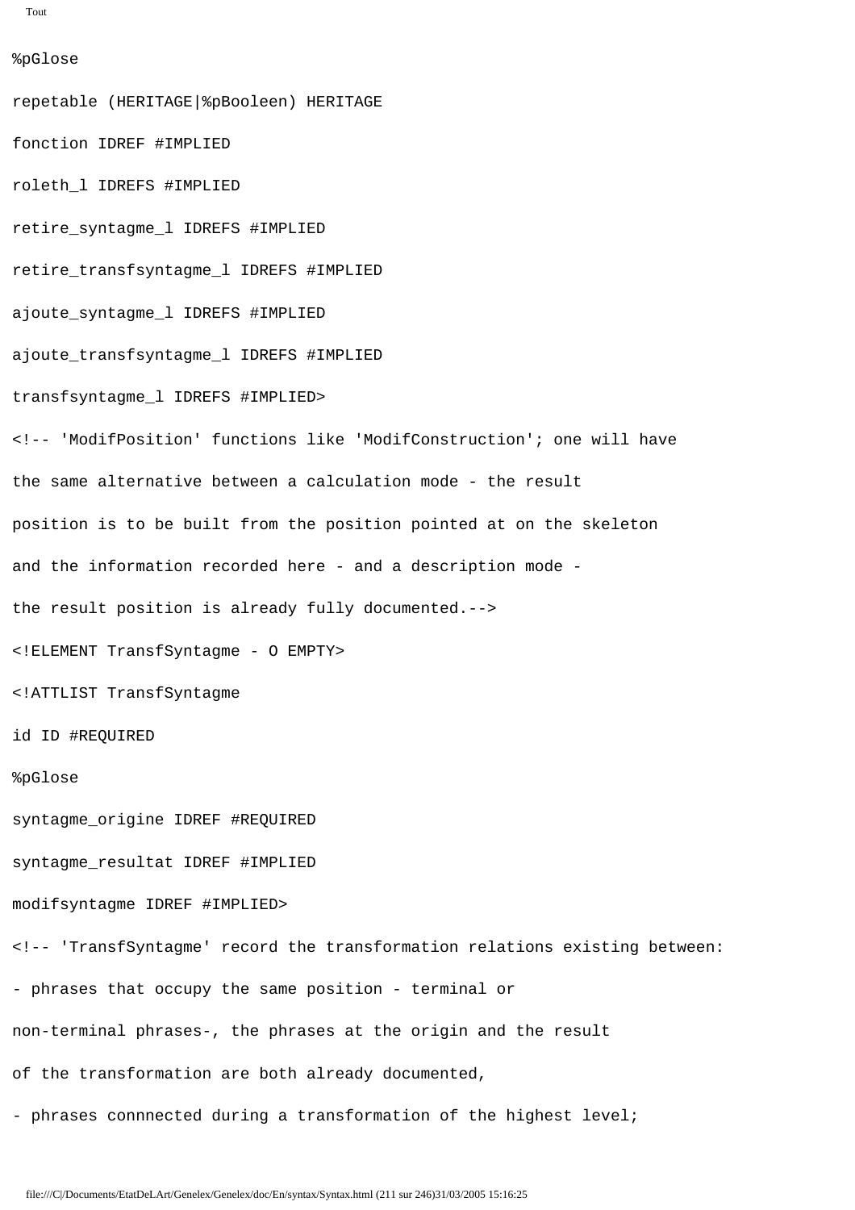```
%pGlose

repetable (HERITAGE|%pBooleen) HERITAGE

fonction IDREF #IMPLIED

roleth_l IDREFS #IMPLIED

retire_syntagme_l IDREFS #IMPLIED

retire_transfsyntagme_l IDREFS #IMPLIED

ajoute_syntagme_l IDREFS #IMPLIED

ajoute_transfsyntagme_l IDREFS #IMPLIED

transfsyntagme_l IDREFS #IMPLIED>

<!-- 'ModifPosition' functions like 'ModifConstruction'; one will have

the same alternative between a calculation mode - the result

position is to be built from the position pointed at on the skeleton

and the information recorded here - and a description mode -

the result position is already fully documented.-->

<!ELEMENT TransfSyntagme - O EMPTY>

<!ATTLIST TransfSyntagme

id ID #REQUIRED

%pGlose

syntagme_origine IDREF #REQUIRED

syntagme_resultat IDREF #IMPLIED

modifsyntagme IDREF #IMPLIED>

<!-- 'TransfSyntagme' record the transformation relations existing between:

- phrases that occupy the same position - terminal or

non-terminal phrases-, the phrases at the origin and the result

of the transformation are both already documented,

- phrases connnected during a transformation of the highest level;
```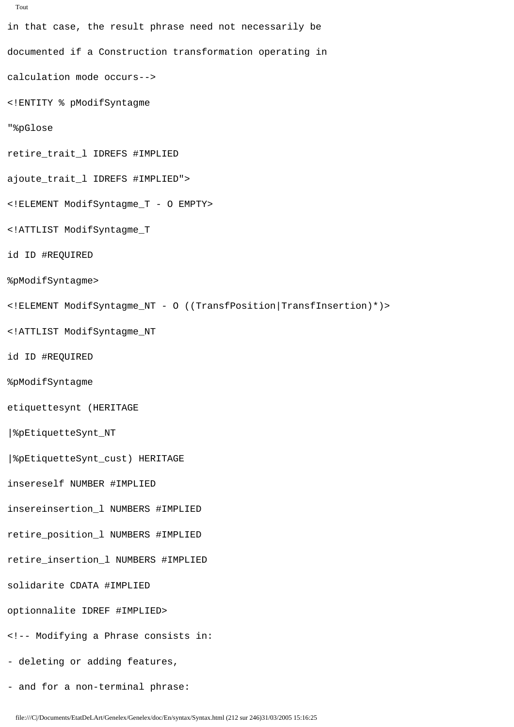```
in that case, the result phrase need not necessarily be

documented if a Construction transformation operating in

calculation mode occurs-->

<!ENTITY % pModifSyntagme

"%pGlose

retire_trait_l IDREFS #IMPLIED

ajoute_trait_l IDREFS #IMPLIED">

<!ELEMENT ModifSyntagme_T - O EMPTY>

<!ATTLIST ModifSyntagme_T

id ID #REQUIRED

%pModifSyntagme>

<!ELEMENT ModifSyntagme_NT - O ((TransfPosition|TransfInsertion)*)>

<!ATTLIST ModifSyntagme_NT

id ID #REQUIRED

%pModifSyntagme

etiquettesynt (HERITAGE

|%pEtiquetteSynt_NT

|%pEtiquetteSynt_cust) HERITAGE

insereself NUMBER #IMPLIED

insereinsertion_l NUMBERS #IMPLIED

retire_position_l NUMBERS #IMPLIED

retire_insertion_l NUMBERS #IMPLIED

solidarite CDATA #IMPLIED

optionnalite IDREF #IMPLIED>

<!-- Modifying a Phrase consists in:

- deleting or adding features,

- and for a non-terminal phrase:
```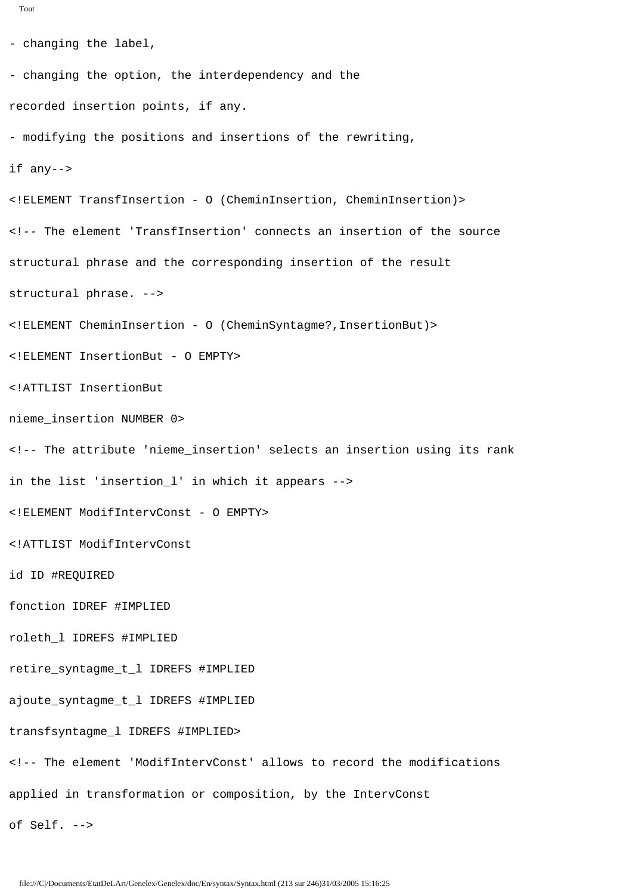```
- changing the label,

- changing the option, the interdependency and the

recorded insertion points, if any.

- modifying the positions and insertions of the rewriting,

if any-->

<!ELEMENT TransfInsertion - O (CheminInsertion, CheminInsertion)>

<!-- The element 'TransfInsertion' connects an insertion of the source

structural phrase and the corresponding insertion of the result

structural phrase. -->

<!ELEMENT CheminInsertion - O (CheminSyntagme?,InsertionBut)>

<!ELEMENT InsertionBut - O EMPTY>

<!ATTLIST InsertionBut

nieme_insertion NUMBER 0>

<!-- The attribute 'nieme_insertion' selects an insertion using its rank

in the list 'insertion_l' in which it appears -->

<!ELEMENT ModifIntervConst - O EMPTY>

<!ATTLIST ModifIntervConst

id ID #REQUIRED

fonction IDREF #IMPLIED

roleth_l IDREFS #IMPLIED

retire_syntagme_t_l IDREFS #IMPLIED

ajoute_syntagme_t_l IDREFS #IMPLIED

transfsyntagme_l IDREFS #IMPLIED>

<!-- The element 'ModifIntervConst' allows to record the modifications

applied in transformation or composition, by the IntervConst

of Self. -->
```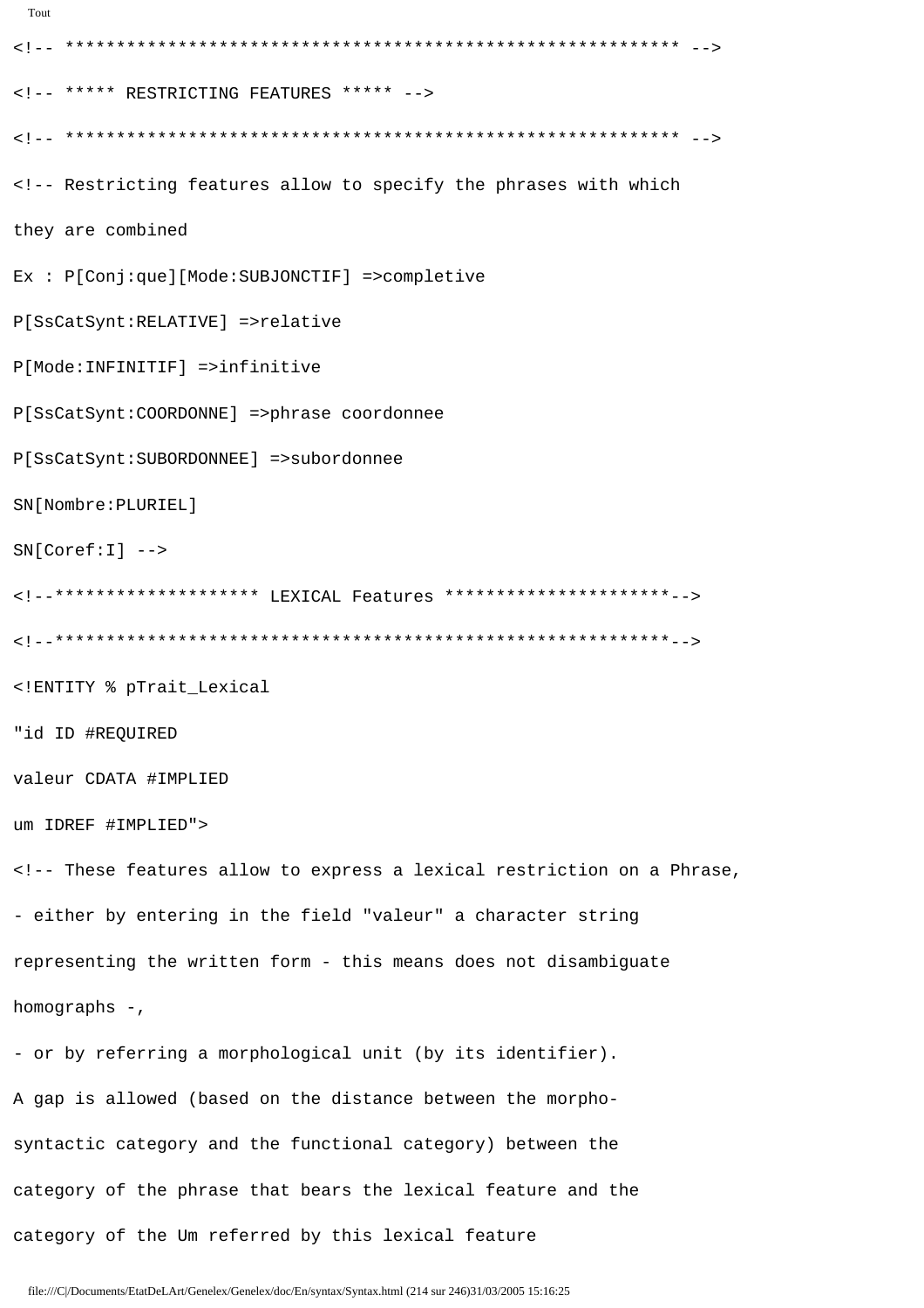```
<!-- ************************************************************* -->
<!-- ***** RESTRICTING FEATURES ***** -->
<!-- ************************************************************* -->
<!-- Restricting features allow to specify the phrases with which
they are combined
Ex : P[Conj:que][Mode:SUBJONCTIF] =>completive
P[SsCatSynt:RELATIVE] =>relative
P[Mode:INFINITIF] =>infinitive
P[SsCatSynt:COORDONNE] =>phrase coordonnee
P[SsCatSynt:SUBORDONNEE] =>subordonnee
SN[Nombre:PLURIEL]
SN[Coref:I] -->
<!--******************** LEXICAL Features **********************-->
<!--*************************************************************-->
<!ENTITY % pTrait_Lexical
"id ID #REQUIRED
valeur CDATA #IMPLIED
um IDREF #IMPLIED">
<!-- These features allow to express a lexical restriction on a Phrase,
- either by entering in the field "valeur" a character string
representing the written form - this means does not disambiguate
homographs -,
- or by referring a morphological unit (by its identifier).
A gap is allowed (based on the distance between the morpho-
syntactic category and the functional category) between the
category of the phrase that bears the lexical feature and the
category of the Um referred by this lexical feature
```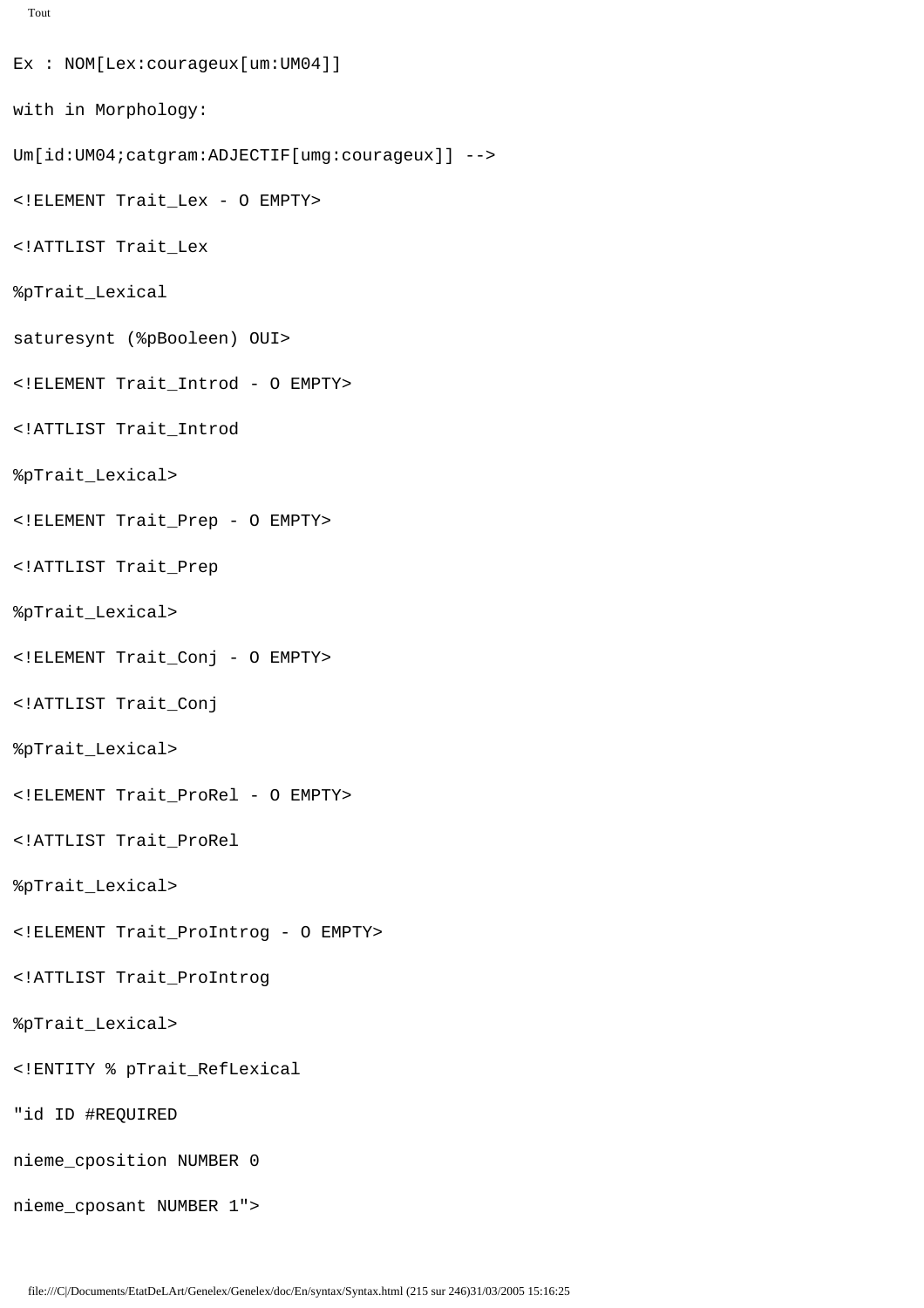```
Ex : NOM[Lex:courageux[um:UM04]]

with in Morphology:

Um[id:UM04;catgram:ADJECTIF[umg:courageux]] -->

<!ELEMENT Trait_Lex - O EMPTY>

<!ATTLIST Trait_Lex

%pTrait_Lexical

saturesynt (%pBooleen) OUI>

<!ELEMENT Trait_Introd - O EMPTY>

<!ATTLIST Trait_Introd

%pTrait_Lexical>

<!ELEMENT Trait_Prep - O EMPTY>

<!ATTLIST Trait_Prep

%pTrait_Lexical>

<!ELEMENT Trait_Conj - O EMPTY>

<!ATTLIST Trait_Conj

%pTrait_Lexical>

<!ELEMENT Trait_ProRel - O EMPTY>

<!ATTLIST Trait_ProRel

%pTrait_Lexical>

<!ELEMENT Trait_ProIntrog - O EMPTY>

<!ATTLIST Trait_ProIntrog

%pTrait_Lexical>

<!ENTITY % pTrait_RefLexical

"id ID #REQUIRED

nieme_cposition NUMBER 0

nieme_cposant NUMBER 1">
```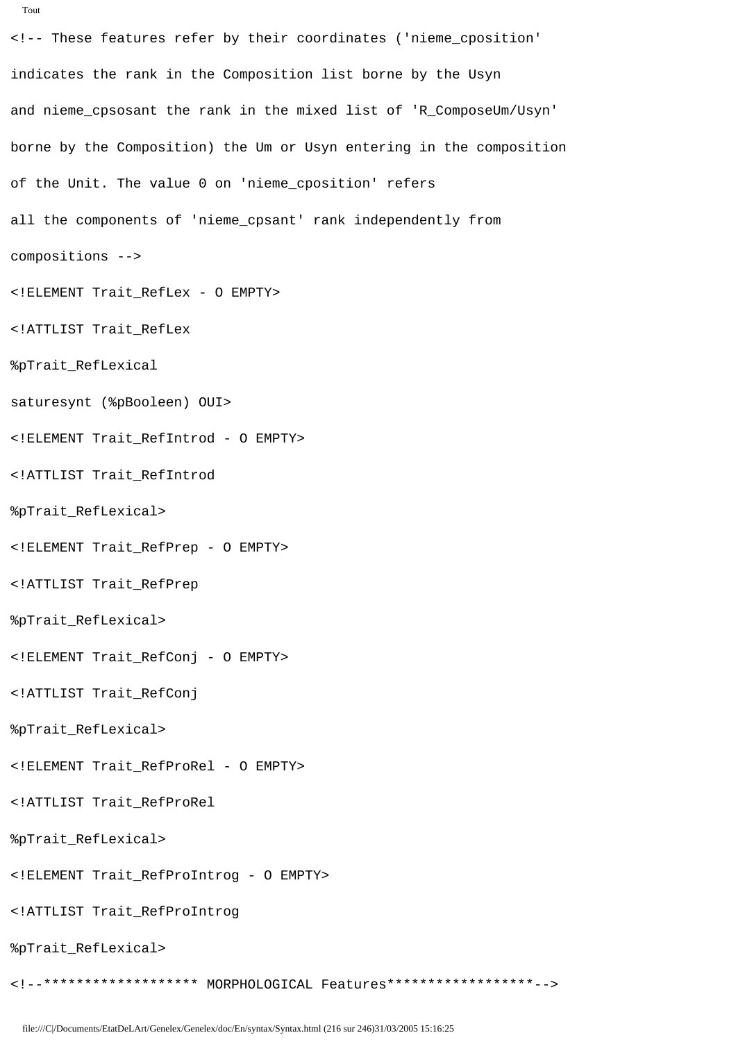```
<!-- These features refer by their coordinates ('nieme_cposition'

indicates the rank in the Composition list borne by the Usyn

and nieme_cpsosant the rank in the mixed list of 'R_ComposeUm/Usyn'

borne by the Composition) the Um or Usyn entering in the composition

of the Unit. The value 0 on 'nieme_cposition' refers

all the components of 'nieme_cpsant' rank independently from

compositions -->

<!ELEMENT Trait_RefLex - O EMPTY>

<!ATTLIST Trait_RefLex

%pTrait_RefLexical

saturesynt (%pBooleen) OUI>

<!ELEMENT Trait_RefIntrod - O EMPTY>

<!ATTLIST Trait_RefIntrod

%pTrait_RefLexical>

<!ELEMENT Trait_RefPrep - O EMPTY>

<!ATTLIST Trait_RefPrep

%pTrait_RefLexical>

<!ELEMENT Trait_RefConj - O EMPTY>

<!ATTLIST Trait_RefConj

%pTrait_RefLexical>

<!ELEMENT Trait_RefProRel - O EMPTY>

<!ATTLIST Trait_RefProRel

%pTrait_RefLexical>

<!ELEMENT Trait_RefProIntrog - O EMPTY>

<!ATTLIST Trait_RefProIntrog

%pTrait_RefLexical>

<!--****************** MORPHOLOGICAL Features******************-->
```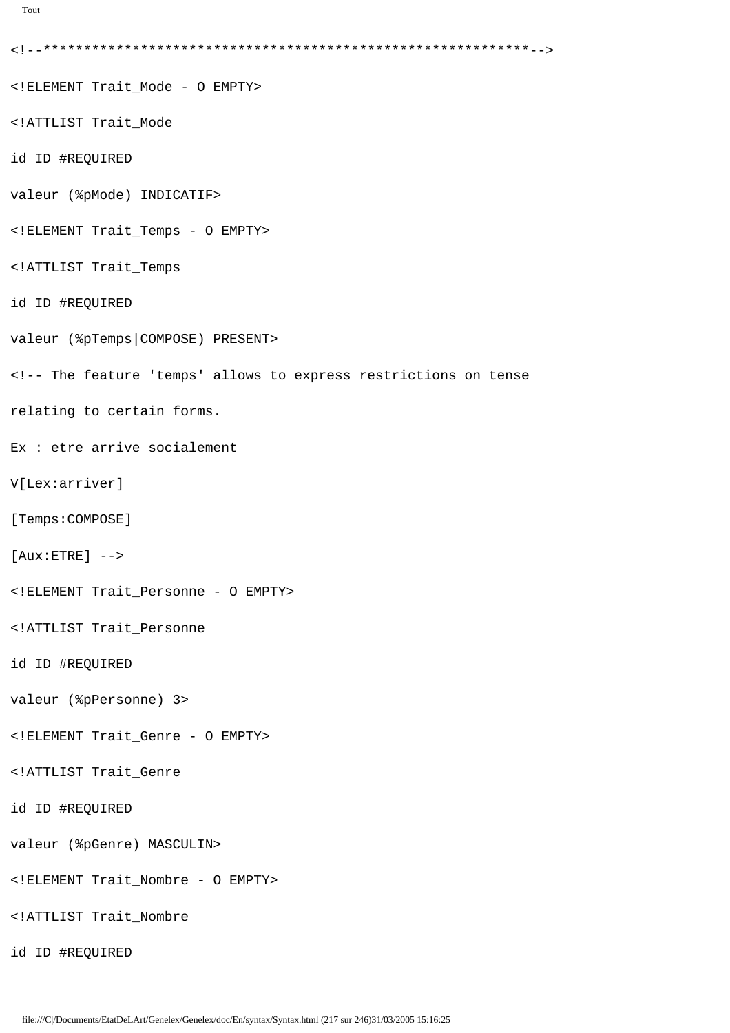```
<!--************************************************************-->
<!ELEMENT Trait_Mode - O EMPTY>
<!ATTLIST Trait_Mode
id ID #REQUIRED
valeur (%pMode) INDICATIF>
<!ELEMENT Trait_Temps - O EMPTY>
<!ATTLIST Trait_Temps
id ID #REQUIRED
valeur (%pTemps|COMPOSE) PRESENT>
<!-- The feature 'temps' allows to express restrictions on tense
relating to certain forms.
Ex : etre arrive socialement
V[Lex:arriver]
[Temps:COMPOSE]
[Aux:ETRE] -->
<!ELEMENT Trait_Personne - O EMPTY>
<!ATTLIST Trait_Personne
id ID #REQUIRED
valeur (%pPersonne) 3>
<!ELEMENT Trait_Genre - O EMPTY>
<!ATTLIST Trait_Genre
id ID #REQUIRED
valeur (%pGenre) MASCULIN>
<!ELEMENT Trait_Nombre - O EMPTY>
<!ATTLIST Trait_Nombre
id ID #REQUIRED
```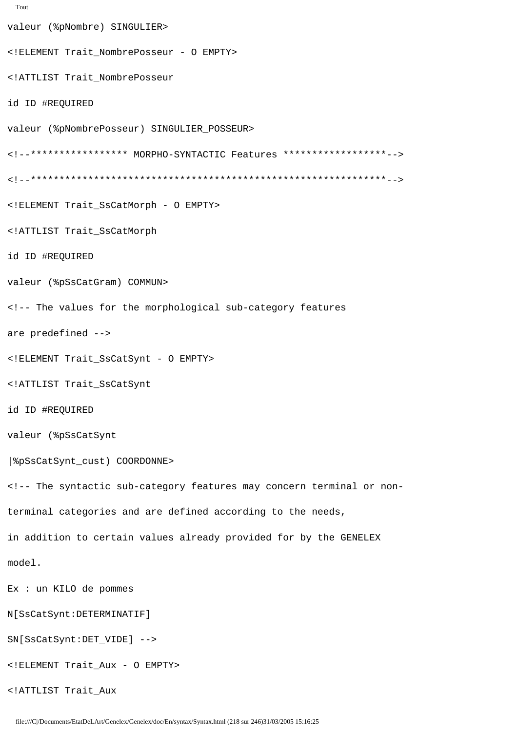```
valeur (%pNombre) SINGULIER>

<!ELEMENT Trait_NombrePosseur - O EMPTY>

<!ATTLIST Trait_NombrePosseur

id ID #REQUIRED

valeur (%pNombrePosseur) SINGULIER_POSSEUR>

<!--***************** MORPHO-SYNTACTIC Features ******************-->

<!--*************************************************************-->

<!ELEMENT Trait_SsCatMorph - O EMPTY>

<!ATTLIST Trait_SsCatMorph

id ID #REQUIRED

valeur (%pSsCatGram) COMMUN>

<!-- The values for the morphological sub-category features

are predefined -->

<!ELEMENT Trait_SsCatSynt - O EMPTY>

<!ATTLIST Trait_SsCatSynt

id ID #REQUIRED

valeur (%pSsCatSynt

|%pSsCatSynt_cust) COORDONNE>

<!-- The syntactic sub-category features may concern terminal or non-

terminal categories and are defined according to the needs,

in addition to certain values already provided for by the GENELEX

model.

Ex : un KILO de pommes

N[SsCatSynt:DETERMINATIF]

SN[SsCatSynt:DET_VIDE] -->

<!ELEMENT Trait_Aux - O EMPTY>

<!ATTLIST Trait_Aux
```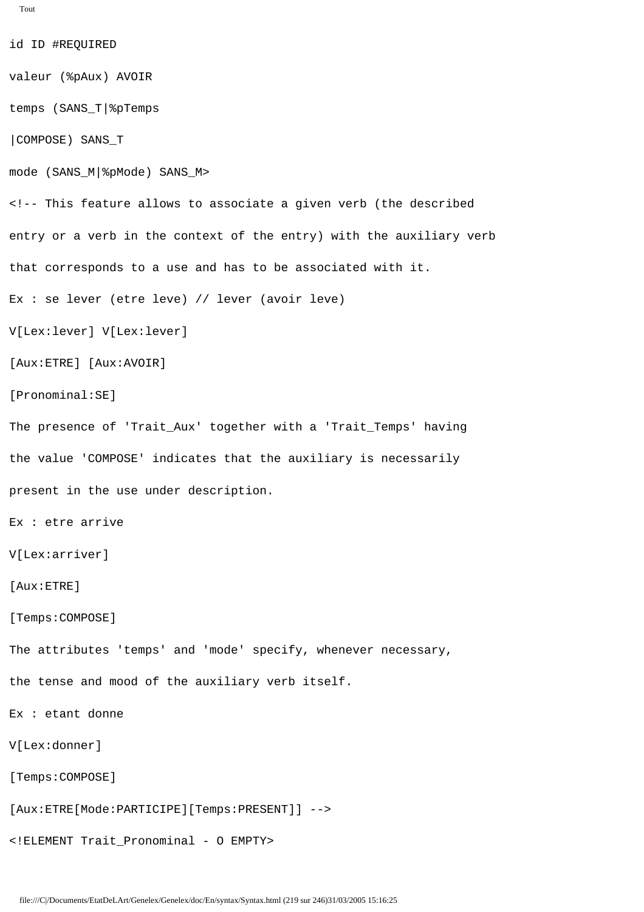```
id ID #REQUIRED

valeur (%pAux) AVOIR

temps (SANS_T|%pTemps

|COMPOSE) SANS_T

mode (SANS_M|%pMode) SANS_M>

<!-- This feature allows to associate a given verb (the described

entry or a verb in the context of the entry) with the auxiliary verb

that corresponds to a use and has to be associated with it.

Ex : se lever (etre leve) // lever (avoir leve)

V[Lex:lever] V[Lex:lever]

[Aux:ETRE] [Aux:AVOIR]

[Pronominal:SE]

The presence of 'Trait_Aux' together with a 'Trait_Temps' having

the value 'COMPOSE' indicates that the auxiliary is necessarily

present in the use under description.

Ex : etre arrive

V[Lex:arriver]

[Aux:ETRE]

[Temps:COMPOSE]

The attributes 'temps' and 'mode' specify, whenever necessary,

the tense and mood of the auxiliary verb itself.

Ex : etant donne

V[Lex:donner]

[Temps:COMPOSE]

[Aux:ETRE[Mode:PARTICIPE][Temps:PRESENT]] -->

<!ELEMENT Trait_Pronominal - O EMPTY>
```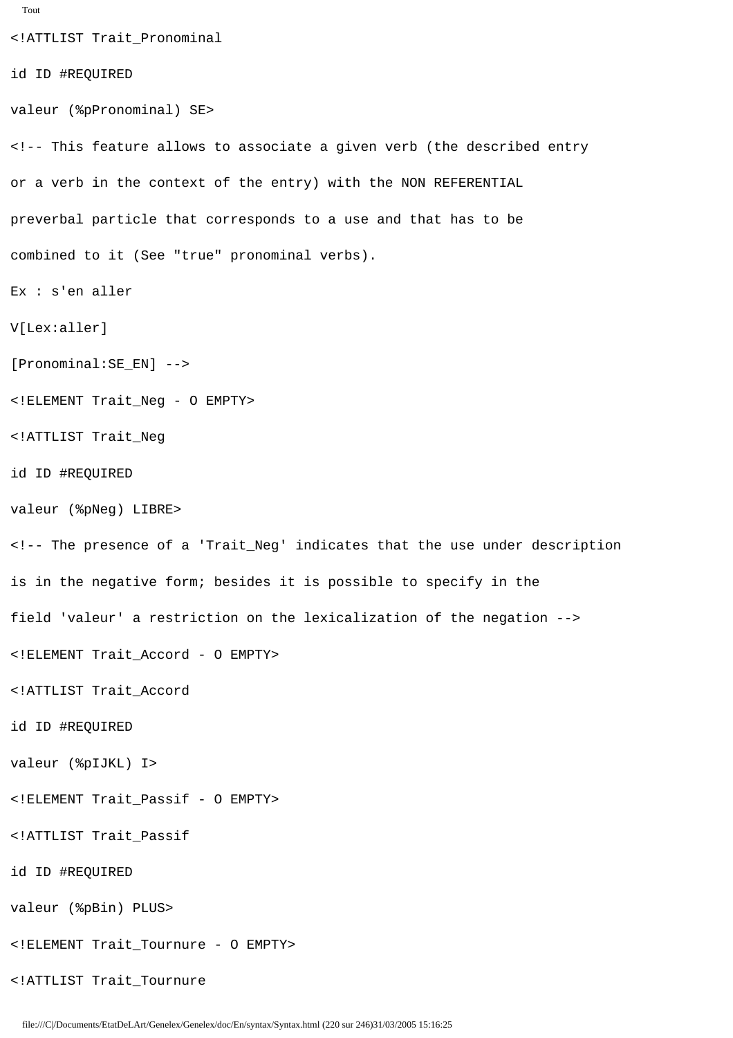```
<!ATTLIST Trait_Pronominal

id ID #REQUIRED

valeur (%pPronominal) SE>

<!-- This feature allows to associate a given verb (the described entry

or a verb in the context of the entry) with the NON REFERENTIAL

preverbal particle that corresponds to a use and that has to be

combined to it (See "true" pronominal verbs).

Ex : s'en aller

V[Lex:aller]

[Pronominal:SE_EN] -->

<!ELEMENT Trait_Neg - O EMPTY>

<!ATTLIST Trait_Neg

id ID #REQUIRED

valeur (%pNeg) LIBRE>

<!-- The presence of a 'Trait_Neg' indicates that the use under description

is in the negative form; besides it is possible to specify in the

field 'valeur' a restriction on the lexicalization of the negation -->

<!ELEMENT Trait_Accord - O EMPTY>

<!ATTLIST Trait_Accord

id ID #REQUIRED

valeur (%pIJKL) I>

<!ELEMENT Trait_Passif - O EMPTY>

<!ATTLIST Trait_Passif

id ID #REQUIRED

valeur (%pBin) PLUS>

<!ELEMENT Trait_Tournure - O EMPTY>

<!ATTLIST Trait_Tournure
```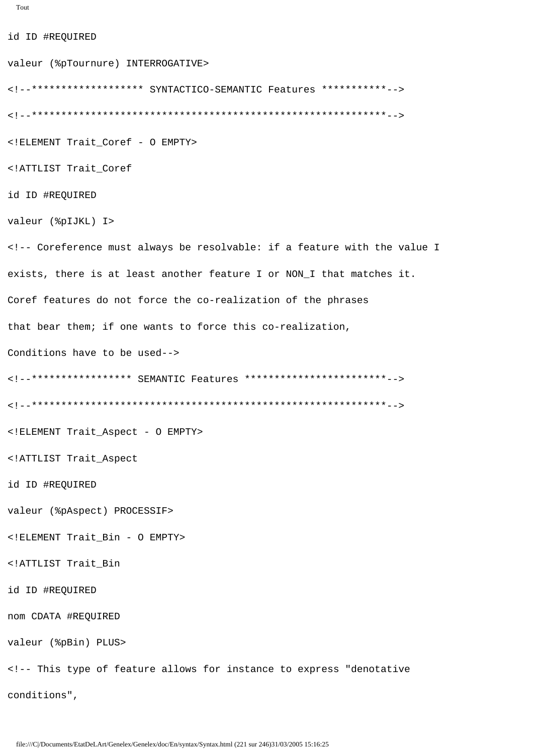```
id ID #REQUIRED

valeur (%pTournure) INTERROGATIVE>

<!--******************* SYNTACTICO-SEMANTIC Features ***********-->

<!--************************************************************-->

<!ELEMENT Trait_Coref - O EMPTY>

<!ATTLIST Trait_Coref

id ID #REQUIRED

valeur (%pIJKL) I>

<!-- Coreference must always be resolvable: if a feature with the value I

exists, there is at least another feature I or NON_I that matches it.

Coref features do not force the co-realization of the phrases

that bear them; if one wants to force this co-realization,

Conditions have to be used-->

<!--***************** SEMANTIC Features ************************-->

<!--************************************************************-->

<!ELEMENT Trait_Aspect - O EMPTY>

<!ATTLIST Trait_Aspect

id ID #REQUIRED

valeur (%pAspect) PROCESSIF>

<!ELEMENT Trait_Bin - O EMPTY>

<!ATTLIST Trait_Bin

id ID #REQUIRED

nom CDATA #REQUIRED

valeur (%pBin) PLUS>

<!-- This type of feature allows for instance to express "denotative

conditions",
```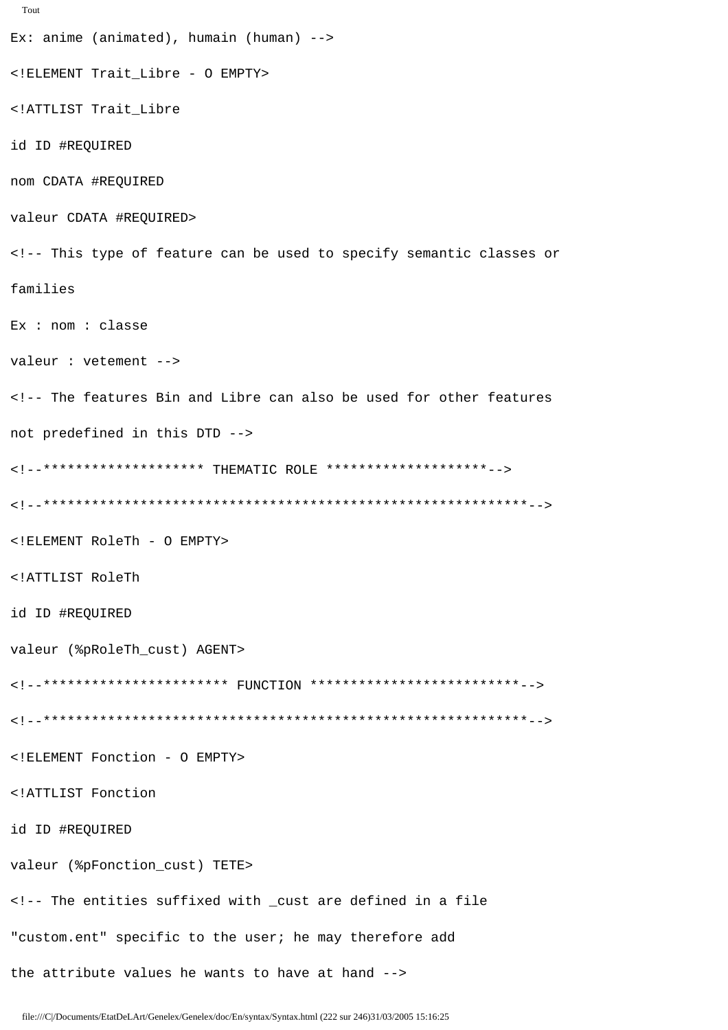```
Ex: anime (animated), humain (human) -->

<!ELEMENT Trait_Libre - O EMPTY>

<!ATTLIST Trait_Libre

id ID #REQUIRED

nom CDATA #REQUIRED

valeur CDATA #REQUIRED>

<!-- This type of feature can be used to specify semantic classes or

families

Ex : nom : classe

valeur : vetement -->

<!-- The features Bin and Libre can also be used for other features

not predefined in this DTD -->

<!--******************** THEMATIC ROLE ********************-->

<!--************************************************************-->

<!ELEMENT RoleTh - O EMPTY>

<!ATTLIST RoleTh

id ID #REQUIRED

valeur (%pRoleTh_cust) AGENT>

<!--*********************** FUNCTION *************************-->

<!--************************************************************-->

<!ELEMENT Fonction - O EMPTY>

<!ATTLIST Fonction

id ID #REQUIRED

valeur (%pFonction_cust) TETE>

<!-- The entities suffixed with _cust are defined in a file

"custom.ent" specific to the user; he may therefore add

the attribute values he wants to have at hand -->
```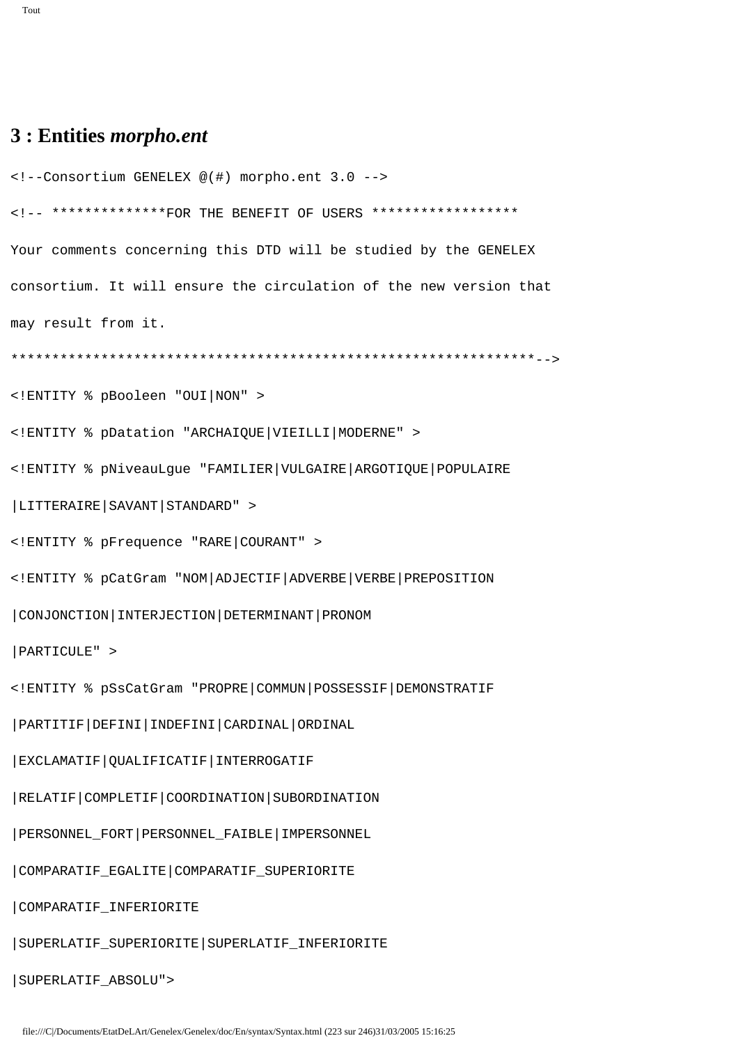# 3 : Entities *morpho.ent*

```
<!--Consortium GENELEX @(#) morpho.ent 3.0 -->

<!-- **************FOR THE BENEFIT OF USERS ******************

Your comments concerning this DTD will be studied by the GENELEX

consortium. It will ensure the circulation of the new version that

may result from it.

*****************************************************************-->

<!ENTITY % pBooleen "OUI|NON" >

<!ENTITY % pDatation "ARCHAIQUE|VIEILLI|MODERNE" >

<!ENTITY % pNiveauLgue "FAMILIER|VULGAIRE|ARGOTIQUE|POPULAIRE

|LITTERAIRE|SAVANT|STANDARD" >

<!ENTITY % pFrequence "RARE|COURANT" >

<!ENTITY % pCatGram "NOM|ADJECTIF|ADVERBE|VERBE|PREPOSITION

|CONJONCTION|INTERJECTION|DETERMINANT|PRONOM

|PARTICULE" >

<!ENTITY % pSsCatGram "PROPRE|COMMUN|POSSESSIF|DEMONSTRATIF

|PARTITIF|DEFINI|INDEFINI|CARDINAL|ORDINAL

|EXCLAMATIF|QUALIFICATIF|INTERROGATIF

|RELATIF|COMPLETIF|COORDINATION|SUBORDINATION

|PERSONNEL_FORT|PERSONNEL_FAIBLE|IMPERSONNEL

|COMPARATIF_EGALITE|COMPARATIF_SUPERIORITE

|COMPARATIF_INFERIORITE

|SUPERLATIF_SUPERIORITE|SUPERLATIF_INFERIORITE

|SUPERLATIF_ABSOLU">
```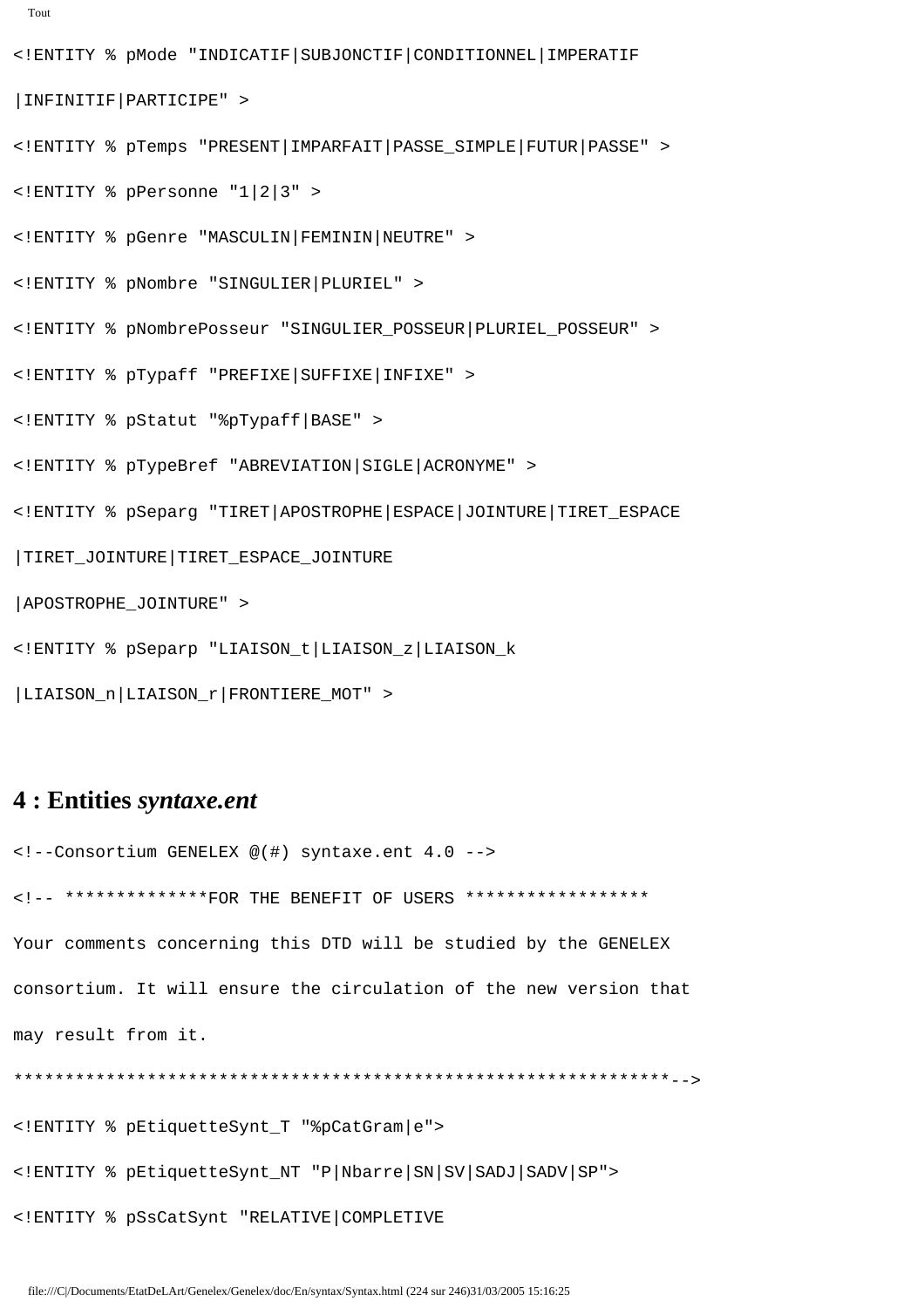```
<!ENTITY % pMode "INDICATIF|SUBJONCTIF|CONDITIONNEL|IMPERATIF

|INFINITIF|PARTICIPE" >

<!ENTITY % pTemps "PRESENT|IMPARFAIT|PASSE_SIMPLE|FUTUR|PASSE" >

<!ENTITY % pPersonne "1|2|3" >

<!ENTITY % pGenre "MASCULIN|FEMININ|NEUTRE" >

<!ENTITY % pNombre "SINGULIER|PLURIEL" >

<!ENTITY % pNombrePosseur "SINGULIER_POSSEUR|PLURIEL_POSSEUR" >

<!ENTITY % pTypaff "PREFIXE|SUFFIXE|INFIXE" >

<!ENTITY % pStatut "%pTypaff|BASE" >

<!ENTITY % pTypeBref "ABREVIATION|SIGLE|ACRONYME" >

<!ENTITY % pSeparg "TIRET|APOSTROPHE|ESPACE|JOINTURE|TIRET_ESPACE

|TIRET_JOINTURE|TIRET_ESPACE_JOINTURE

|APOSTROPHE_JOINTURE" >

<!ENTITY % pSeparp "LIAISON_t|LIAISON_z|LIAISON_k

|LIAISON_n|LIAISON_r|FRONTIERE_MOT" >
```

## 4 : Entities *syntaxe.ent*

```
<!--Consortium GENELEX @(#) syntaxe.ent 4.0 -->

<!-- **************FOR THE BENEFIT OF USERS ******************

Your comments concerning this DTD will be studied by the GENELEX

consortium. It will ensure the circulation of the new version that

may result from it.

*****************************************************************-->

<!ENTITY % pEtiquetteSynt_T "%pCatGram|e">

<!ENTITY % pEtiquetteSynt_NT "P|Nbarre|SN|SV|SADJ|SADV|SP">

<!ENTITY % pSsCatSynt "RELATIVE|COMPLETIVE
```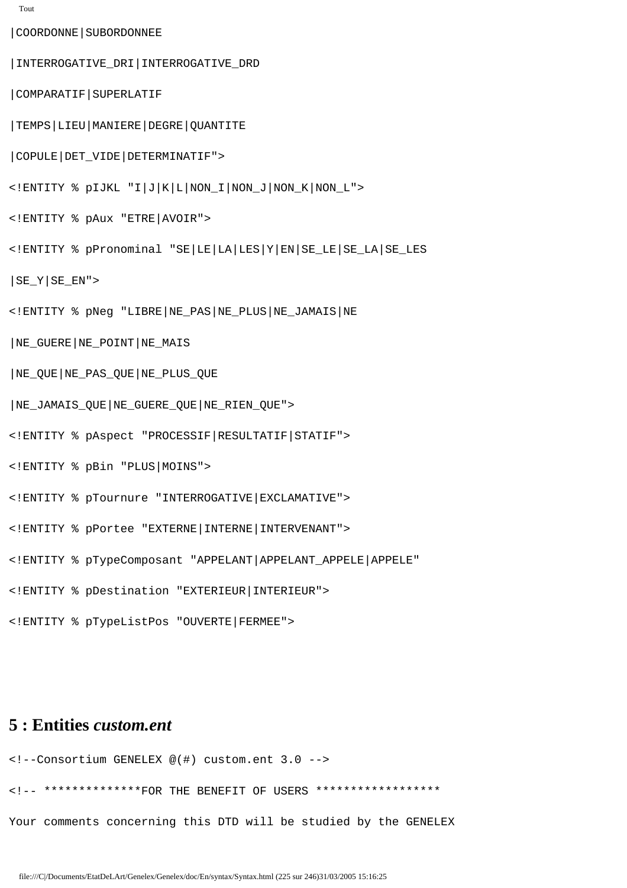```
|COORDONNE|SUBORDONNEE

|INTERROGATIVE_DRI|INTERROGATIVE_DRD

|COMPARATIF|SUPERLATIF

|TEMPS|LIEU|MANIERE|DEGRE|QUANTITE

|COPULE|DET_VIDE|DETERMINATIF">

<!ENTITY % pIJKL "I|J|K|L|NON_I|NON_J|NON_K|NON_L">

<!ENTITY % pAux "ETRE|AVOIR">

<!ENTITY % pPronominal "SE|LE|LA|LES|Y|EN|SE_LE|SE_LA|SE_LES

|SE_Y|SE_EN">

<!ENTITY % pNeg "LIBRE|NE_PAS|NE_PLUS|NE_JAMAIS|NE

|NE_GUERE|NE_POINT|NE_MAIS

|NE_QUE|NE_PAS_QUE|NE_PLUS_QUE

|NE_JAMAIS_QUE|NE_GUERE_QUE|NE_RIEN_QUE">

<!ENTITY % pAspect "PROCESSIF|RESULTATIF|STATIF">

<!ENTITY % pBin "PLUS|MOINS">

<!ENTITY % pTournure "INTERROGATIVE|EXCLAMATIVE">

<!ENTITY % pPortee "EXTERNE|INTERNE|INTERVENANT">

<!ENTITY % pTypeComposant "APPELANT|APPELANT_APPELE|APPELE"

<!ENTITY % pDestination "EXTERIEUR|INTERIEUR">

<!ENTITY % pTypeListPos "OUVERTE|FERMEE">
```

## 5 : Entities *custom.ent*

```
<!--Consortium GENELEX @(#) custom.ent 3.0 -->

<!-- **************FOR THE BENEFIT OF USERS ******************

Your comments concerning this DTD will be studied by the GENELEX
```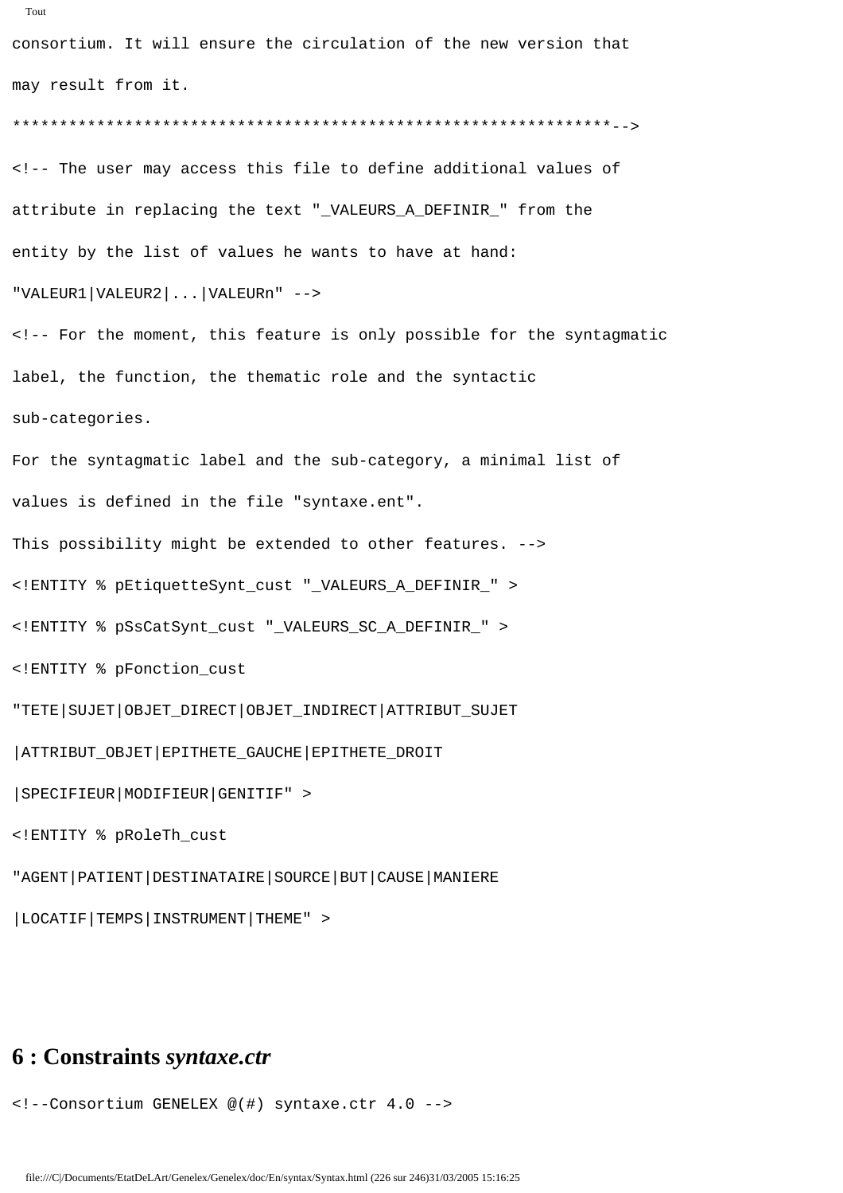```
consortium. It will ensure the circulation of the new version that
may result from it.
***************************************************************-->
<!-- The user may access this file to define additional values of
attribute in replacing the text "_VALEURS_A_DEFINIR_" from the
entity by the list of values he wants to have at hand:
"VALEUR1|VALEUR2|...|VALEURn" -->
<!-- For the moment, this feature is only possible for the syntagmatic
label, the function, the thematic role and the syntactic
sub-categories.
For the syntagmatic label and the sub-category, a minimal list of
values is defined in the file "syntaxe.ent".
This possibility might be extended to other features. -->
<!ENTITY % pEtiquetteSynt_cust "_VALEURS_A_DEFINIR_" >
<!ENTITY % pSsCatSynt_cust "_VALEURS_SC_A_DEFINIR_" >
<!ENTITY % pFonction_cust
"TETE|SUJET|OBJET_DIRECT|OBJET_INDIRECT|ATTRIBUT_SUJET
|ATTRIBUT_OBJET|EPITHETE_GAUCHE|EPITHETE_DROIT
|SPECIFIEUR|MODIFIEUR|GENITIF" >
<!ENTITY % pRoleTh_cust
"AGENT|PATIENT|DESTINATAIRE|SOURCE|BUT|CAUSE|MANIERE
|LOCATIF|TEMPS|INSTRUMENT|THEME" >
```

## 6 : Constraints *syntaxe.ctr*

```
<!--Consortium GENELEX @(#) syntaxe.ctr 4.0 -->
```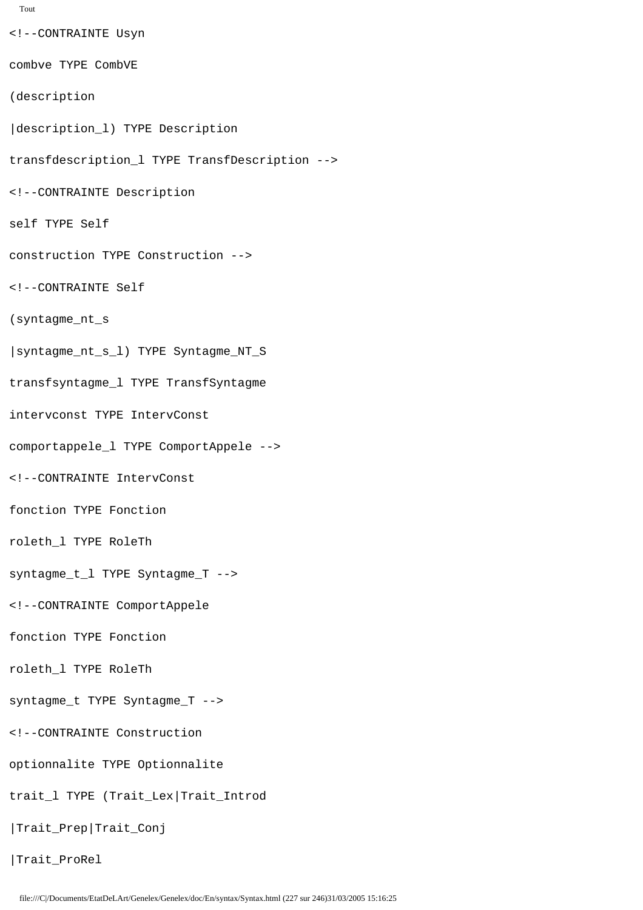```
<!--CONTRAINTE Usyn

combve TYPE CombVE

(description

|description_l) TYPE Description

transfdescription_l TYPE TransfDescription -->

<!--CONTRAINTE Description

self TYPE Self

construction TYPE Construction -->

<!--CONTRAINTE Self

(syntagme_nt_s

|syntagme_nt_s_l) TYPE Syntagme_NT_S

transfsyntagme_l TYPE TransfSyntagme

intervconst TYPE IntervConst

comportappele_l TYPE ComportAppele -->

<!--CONTRAINTE IntervConst

fonction TYPE Fonction

roleth_l TYPE RoleTh

syntagme_t_l TYPE Syntagme_T -->

<!--CONTRAINTE ComportAppele

fonction TYPE Fonction

roleth_l TYPE RoleTh

syntagme_t TYPE Syntagme_T -->

<!--CONTRAINTE Construction

optionnalite TYPE Optionnalite

trait_l TYPE (Trait_Lex|Trait_Introd

|Trait_Prep|Trait_Conj

|Trait_ProRel
```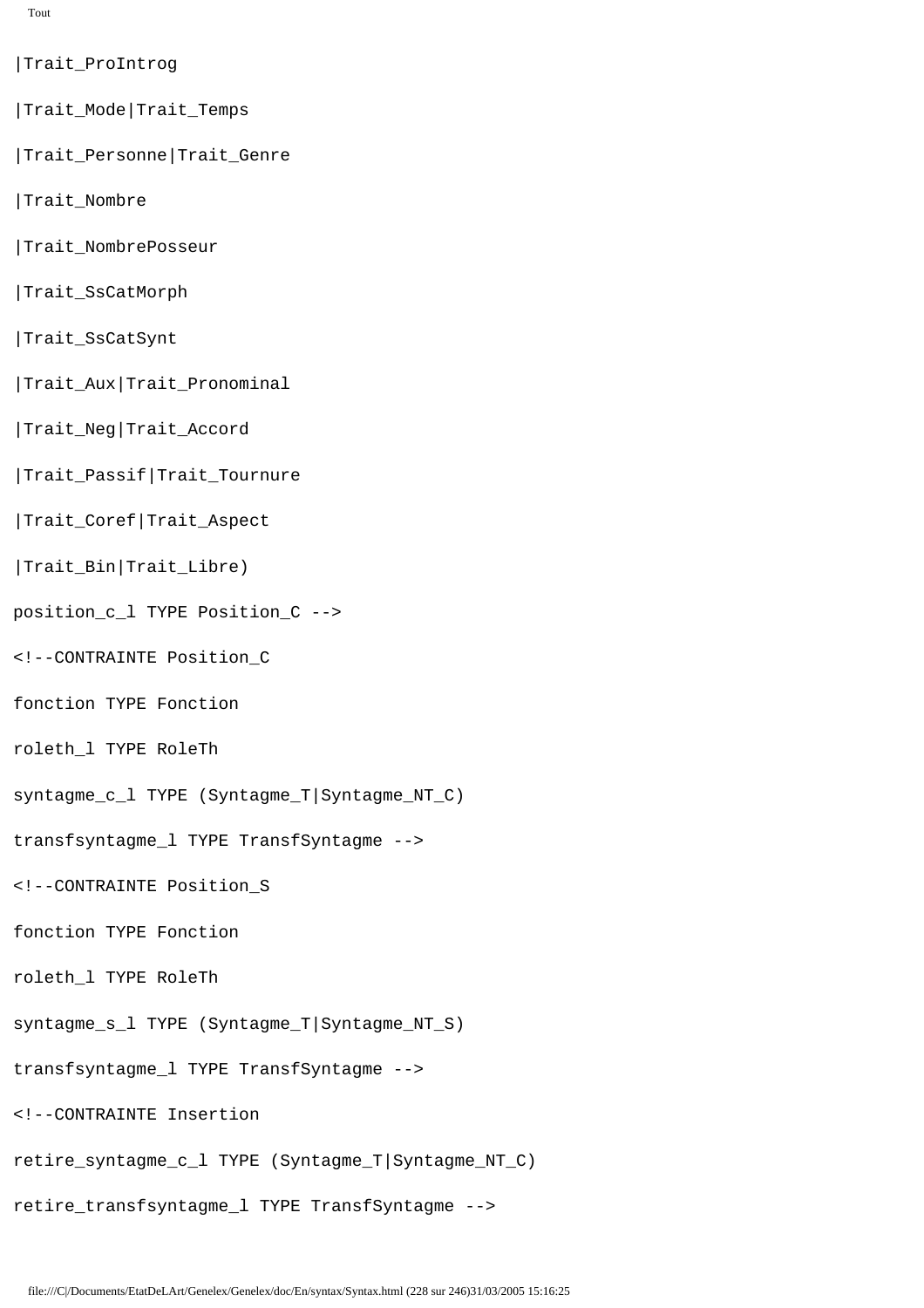```
|Trait_ProIntrog

|Trait_Mode|Trait_Temps

|Trait_Personne|Trait_Genre

|Trait_Nombre

|Trait_NombrePosseur

|Trait_SsCatMorph

|Trait_SsCatSynt

|Trait_Aux|Trait_Pronominal

|Trait_Neg|Trait_Accord

|Trait_Passif|Trait_Tournure

|Trait_Coref|Trait_Aspect

|Trait_Bin|Trait_Libre)

position_c_l TYPE Position_C -->

<!--CONTRAINTE Position_C

fonction TYPE Fonction

roleth_l TYPE RoleTh

syntagme_c_l TYPE (Syntagme_T|Syntagme_NT_C)

transfsyntagme_l TYPE TransfSyntagme -->

<!--CONTRAINTE Position_S

fonction TYPE Fonction

roleth_l TYPE RoleTh

syntagme_s_l TYPE (Syntagme_T|Syntagme_NT_S)

transfsyntagme_l TYPE TransfSyntagme -->

<!--CONTRAINTE Insertion

retire_syntagme_c_l TYPE (Syntagme_T|Syntagme_NT_C)

retire_transfsyntagme_l TYPE TransfSyntagme -->
```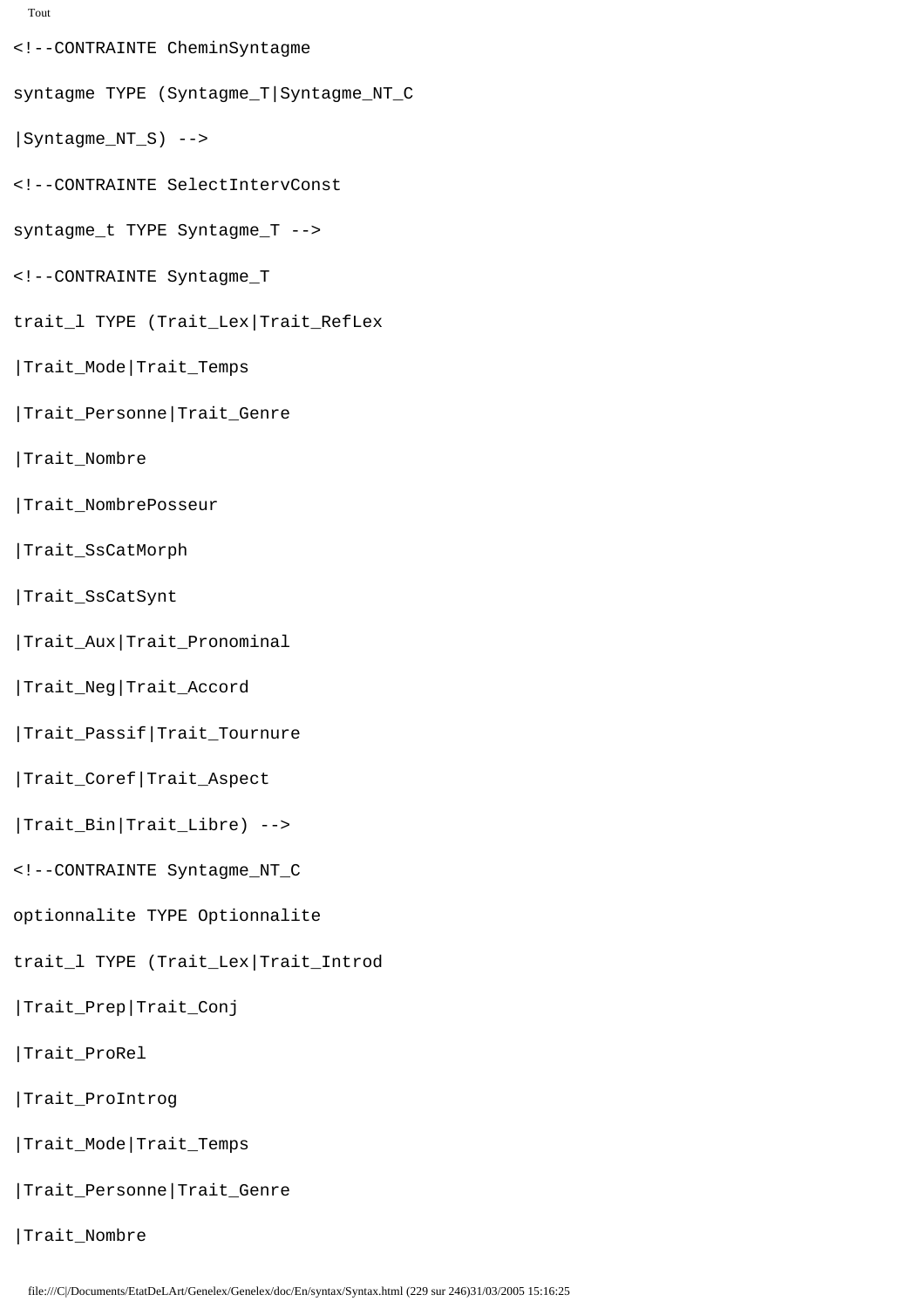```
<!--CONTRAINTE CheminSyntagme

syntagme TYPE (Syntagme_T|Syntagme_NT_C

|Syntagme_NT_S) -->

<!--CONTRAINTE SelectIntervConst

syntagme_t TYPE Syntagme_T -->

<!--CONTRAINTE Syntagme_T

trait_l TYPE (Trait_Lex|Trait_RefLex

|Trait_Mode|Trait_Temps

|Trait_Personne|Trait_Genre

|Trait_Nombre

|Trait_NombrePosseur

|Trait_SsCatMorph

|Trait_SsCatSynt

|Trait_Aux|Trait_Pronominal

|Trait_Neg|Trait_Accord

|Trait_Passif|Trait_Tournure

|Trait_Coref|Trait_Aspect

|Trait_Bin|Trait_Libre) -->

<!--CONTRAINTE Syntagme_NT_C

optionnalite TYPE Optionnalite

trait_l TYPE (Trait_Lex|Trait_Introd

|Trait_Prep|Trait_Conj

|Trait_ProRel

|Trait_ProIntrog

|Trait_Mode|Trait_Temps

|Trait_Personne|Trait_Genre

|Trait_Nombre
```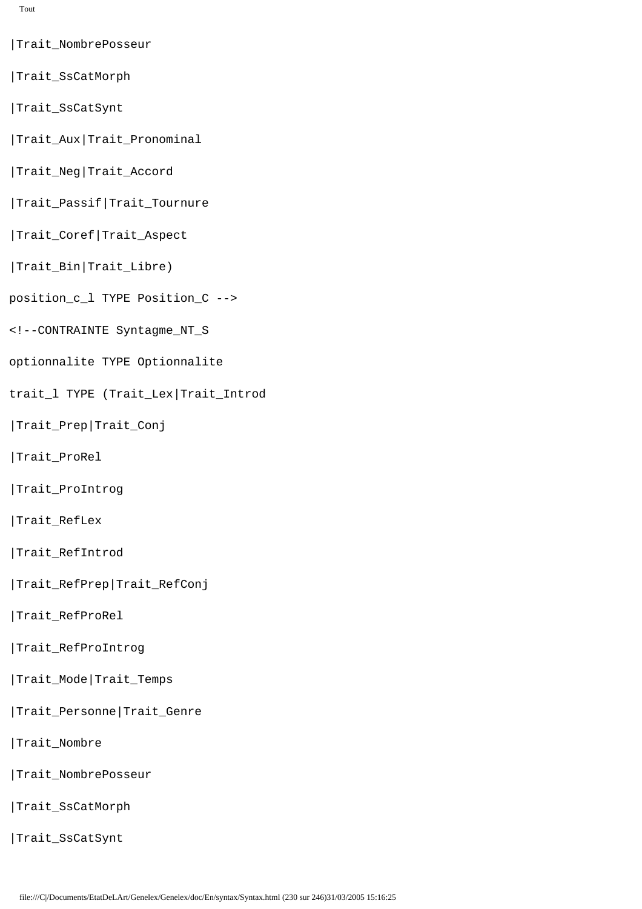```
|Trait_NombrePosseur

|Trait_SsCatMorph

|Trait_SsCatSynt

|Trait_Aux|Trait_Pronominal

|Trait_Neg|Trait_Accord

|Trait_Passif|Trait_Tournure

|Trait_Coref|Trait_Aspect

|Trait_Bin|Trait_Libre)

position_c_l TYPE Position_C -->

<!--CONTRAINTE Syntagme_NT_S

optionnalite TYPE Optionnalite

trait_l TYPE (Trait_Lex|Trait_Introd

|Trait_Prep|Trait_Conj

|Trait_ProRel

|Trait_ProIntrog

|Trait_RefLex

|Trait_RefIntrod

|Trait_RefPrep|Trait_RefConj

|Trait_RefProRel

|Trait_RefProIntrog

|Trait_Mode|Trait_Temps

|Trait_Personne|Trait_Genre

|Trait_Nombre

|Trait_NombrePosseur

|Trait_SsCatMorph

|Trait_SsCatSynt
```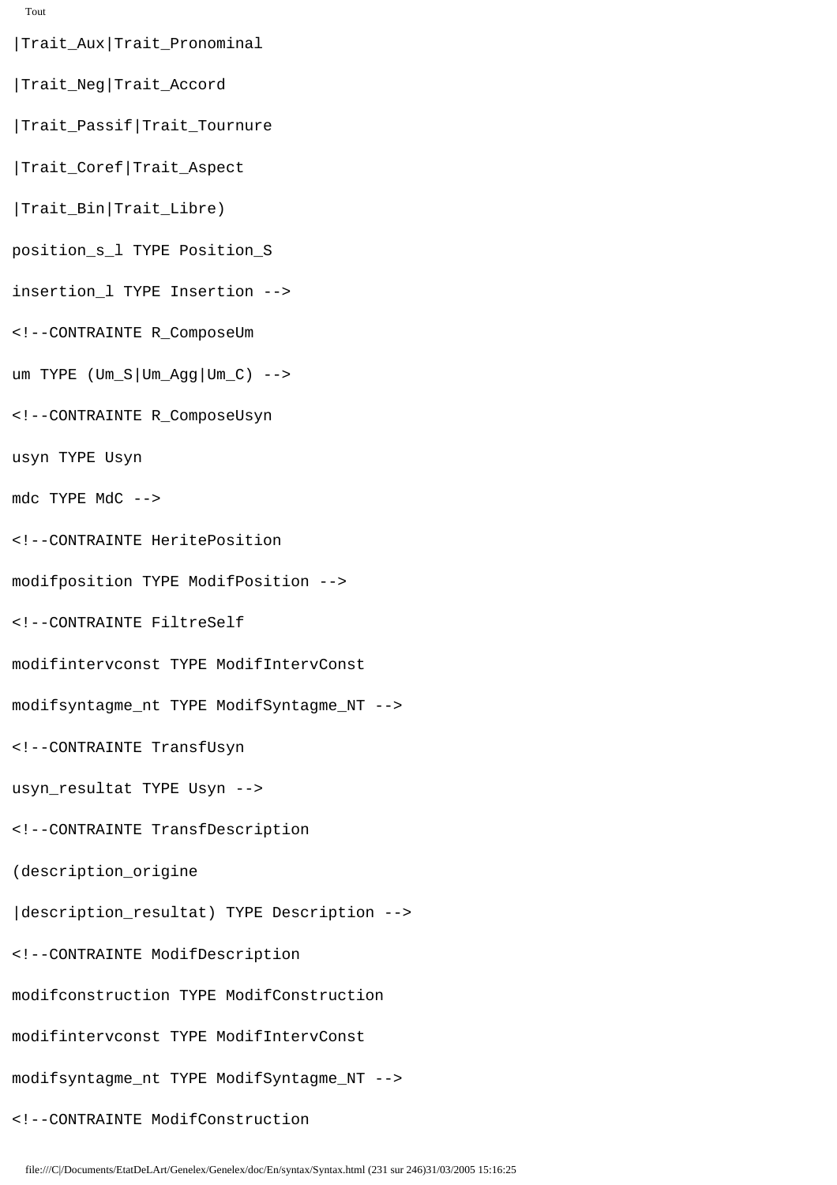```
|Trait_Aux|Trait_Pronominal

|Trait_Neg|Trait_Accord

|Trait_Passif|Trait_Tournure

|Trait_Coref|Trait_Aspect

|Trait_Bin|Trait_Libre)

position_s_l TYPE Position_S

insertion_l TYPE Insertion -->

<!--CONTRAINTE R_ComposeUm

um TYPE (Um_S|Um_Agg|Um_C) -->

<!--CONTRAINTE R_ComposeUsyn

usyn TYPE Usyn

mdc TYPE MdC -->

<!--CONTRAINTE HeritePosition

modifposition TYPE ModifPosition -->

<!--CONTRAINTE FiltreSelf

modifintervconst TYPE ModifIntervConst

modifsyntagme_nt TYPE ModifSyntagme_NT -->

<!--CONTRAINTE TransfUsyn

usyn_resultat TYPE Usyn -->

<!--CONTRAINTE TransfDescription

(description_origine

|description_resultat) TYPE Description -->

<!--CONTRAINTE ModifDescription

modifconstruction TYPE ModifConstruction

modifintervconst TYPE ModifIntervConst

modifsyntagme_nt TYPE ModifSyntagme_NT -->

<!--CONTRAINTE ModifConstruction
```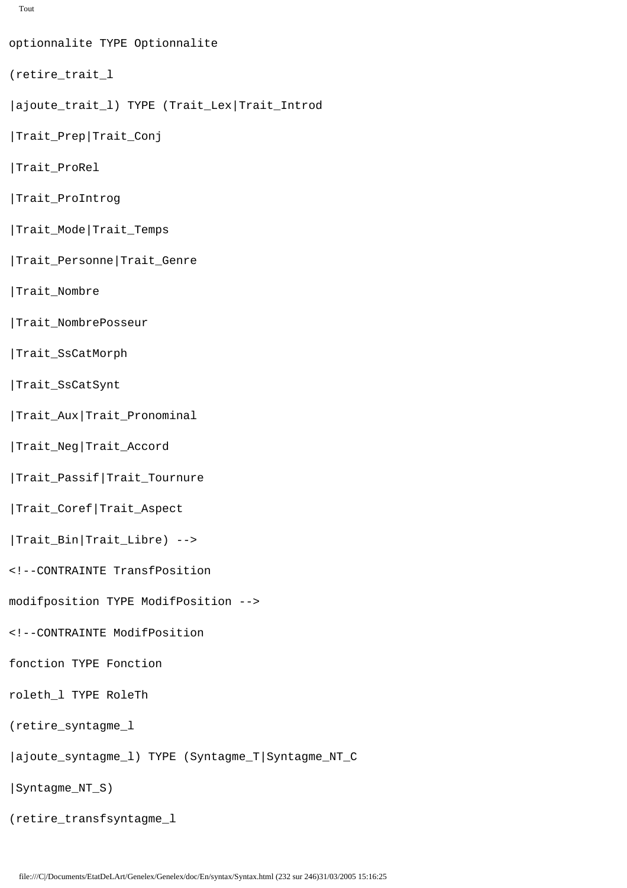```
optionnalite TYPE Optionnalite

(retire_trait_l

|ajoute_trait_l) TYPE (Trait_Lex|Trait_Introd

|Trait_Prep|Trait_Conj

|Trait_ProRel

|Trait_ProIntrog

|Trait_Mode|Trait_Temps

|Trait_Personne|Trait_Genre

|Trait_Nombre

|Trait_NombrePosseur

|Trait_SsCatMorph

|Trait_SsCatSynt

|Trait_Aux|Trait_Pronominal

|Trait_Neg|Trait_Accord

|Trait_Passif|Trait_Tournure

|Trait_Coref|Trait_Aspect

|Trait_Bin|Trait_Libre) -->

<!--CONTRAINTE TransfPosition

modifposition TYPE ModifPosition -->

<!--CONTRAINTE ModifPosition

fonction TYPE Fonction

roleth_l TYPE RoleTh

(retire_syntagme_l

|ajoute_syntagme_l) TYPE (Syntagme_T|Syntagme_NT_C

|Syntagme_NT_S)

(retire_transfsyntagme_l
```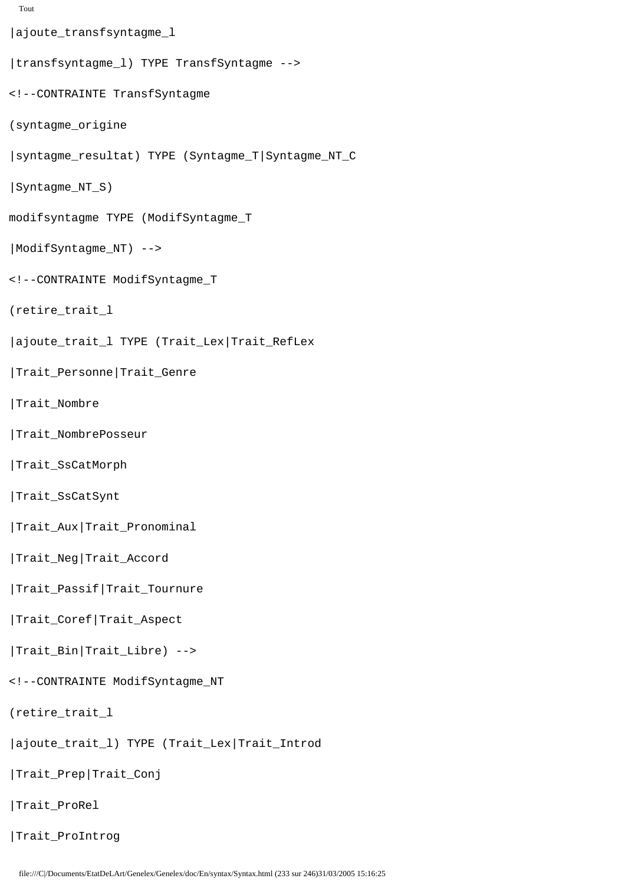```
|ajoute_transfsyntagme_l

|transfsyntagme_l) TYPE TransfSyntagme -->

<!--CONTRAINTE TransfSyntagme

(syntagme_origine

|syntagme_resultat) TYPE (Syntagme_T|Syntagme_NT_C

|Syntagme_NT_S)

modifsyntagme TYPE (ModifSyntagme_T

|ModifSyntagme_NT) -->

<!--CONTRAINTE ModifSyntagme_T

(retire_trait_l

|ajoute_trait_l TYPE (Trait_Lex|Trait_RefLex

|Trait_Personne|Trait_Genre

|Trait_Nombre

|Trait_NombrePosseur

|Trait_SsCatMorph

|Trait_SsCatSynt

|Trait_Aux|Trait_Pronominal

|Trait_Neg|Trait_Accord

|Trait_Passif|Trait_Tournure

|Trait_Coref|Trait_Aspect

|Trait_Bin|Trait_Libre) -->

<!--CONTRAINTE ModifSyntagme_NT

(retire_trait_l

|ajoute_trait_l) TYPE (Trait_Lex|Trait_Introd

|Trait_Prep|Trait_Conj

|Trait_ProRel

|Trait_ProIntrog
```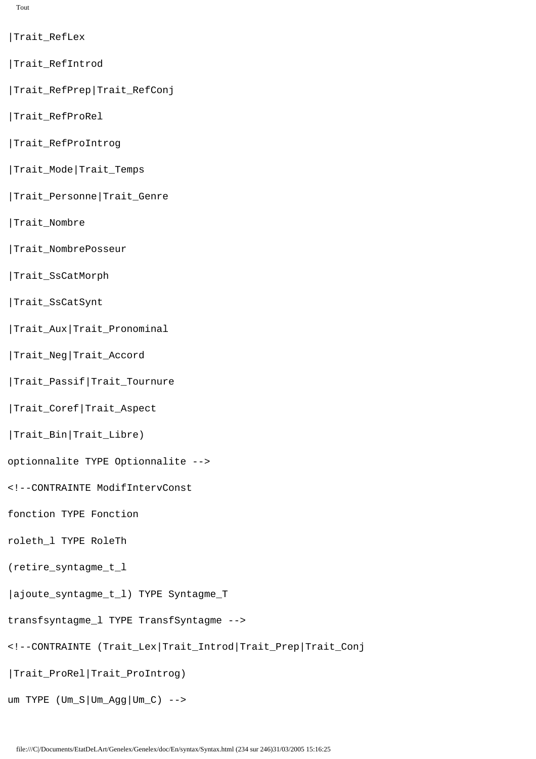```
|Trait_RefLex
|Trait_RefIntrod
|Trait_RefPrep|Trait_RefConj
|Trait_RefProRel
|Trait_RefProIntrog
|Trait_Mode|Trait_Temps
|Trait_Personne|Trait_Genre
|Trait_Nombre
|Trait_NombrePosseur
|Trait_SsCatMorph
|Trait_SsCatSynt
|Trait_Aux|Trait_Pronominal
|Trait_Neg|Trait_Accord
|Trait_Passif|Trait_Tournure
|Trait_Coref|Trait_Aspect
|Trait_Bin|Trait_Libre)
optionnalite TYPE Optionnalite -->
<!--CONTRAINTE ModifIntervConst
fonction TYPE Fonction
roleth_l TYPE RoleTh
(retire_syntagme_t_l
|ajoute_syntagme_t_l) TYPE Syntagme_T
transfsyntagme_l TYPE TransfSyntagme -->
<!--CONTRAINTE (Trait_Lex|Trait_Introd|Trait_Prep|Trait_Conj
|Trait_ProRel|Trait_ProIntrog)
um TYPE (Um_S|Um_Agg|Um_C) -->
```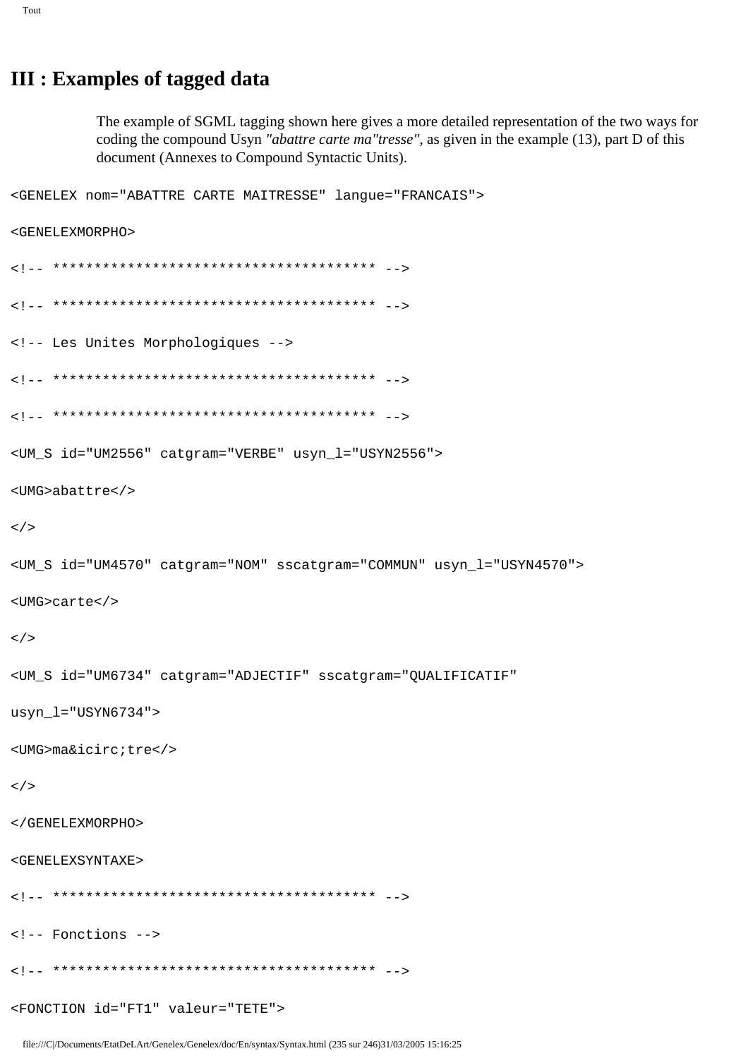# III : Examples of tagged data

The example of SGML tagging shown here gives a more detailed representation of the two ways for coding the compound Usyn *"abattre carte ma"tresse"*, as given in the example (13), part D of this document (Annexes to Compound Syntactic Units).

```
<GENELEX nom="ABATTRE CARTE MAITRESSE" langue="FRANCAIS">

<GENELEXMORPHO>

<!-- *************************************** -->

<!-- *************************************** -->

<!-- Les Unites Morphologiques -->

<!-- *************************************** -->

<!-- *************************************** -->

<UM_S id="UM2556" catgram="VERBE" usyn_l="USYN2556">

<UMG>abattre</>

</>

<UM_S id="UM4570" catgram="NOM" sscatgram="COMMUN" usyn_l="USYN4570">

<UMG>carte</>

</>

<UM_S id="UM6734" catgram="ADJECTIF" sscatgram="QUALIFICATIF"

usyn_l="USYN6734">

<UMG>ma&icirc;tre</>

</>

</GENELEXMORPHO>

<GENELEXSYNTAXE>

<!-- *************************************** -->

<!-- Fonctions -->

<!-- *************************************** -->

<FONCTION id="FT1" valeur="TETE">
```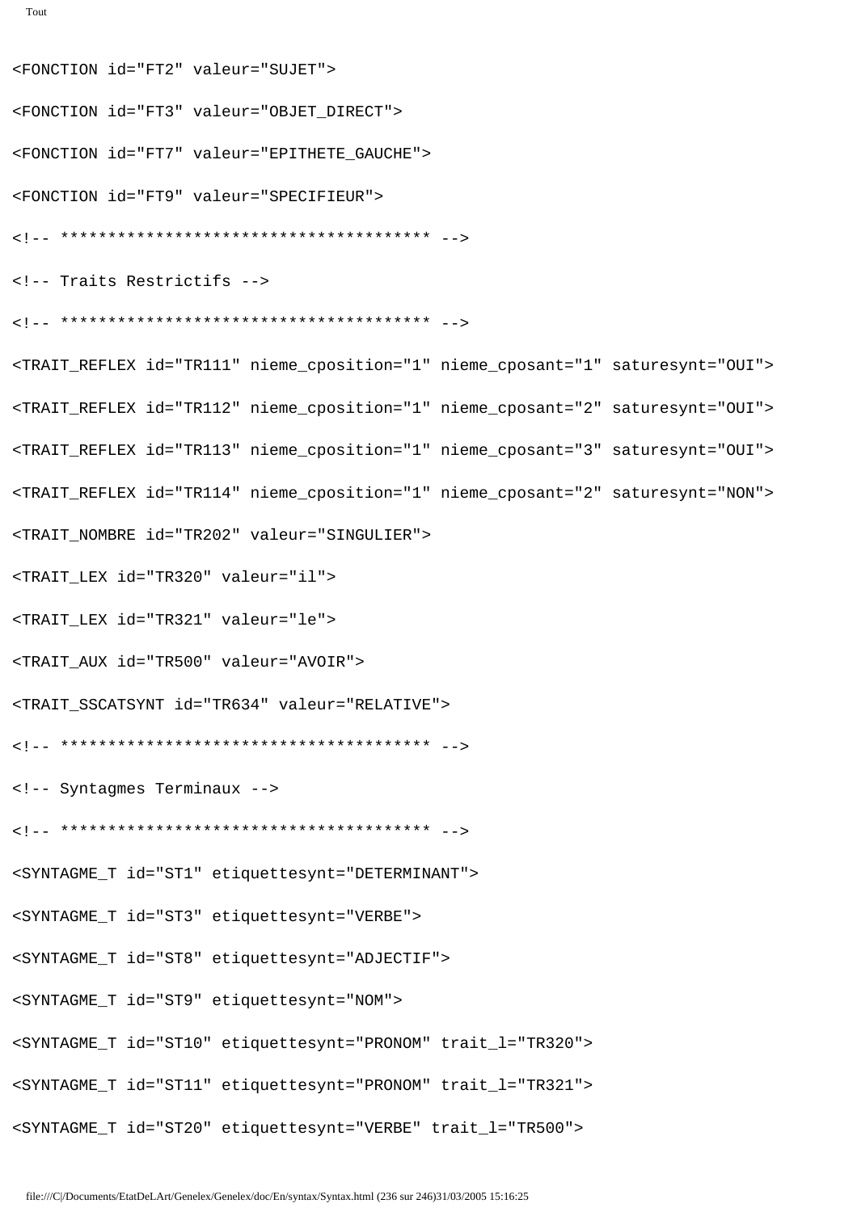```
<FONCTION id="FT2" valeur="SUJET">

<FONCTION id="FT3" valeur="OBJET_DIRECT">

<FONCTION id="FT7" valeur="EPITHETE_GAUCHE">

<FONCTION id="FT9" valeur="SPECIFIEUR">

<!-- *************************************** -->

<!-- Traits Restrictifs -->

<!-- *************************************** -->

<TRAIT_REFLEX id="TR111" nieme_cposition="1" nieme_cposant="1" saturesynt="OUI">

<TRAIT_REFLEX id="TR112" nieme_cposition="1" nieme_cposant="2" saturesynt="OUI">

<TRAIT_REFLEX id="TR113" nieme_cposition="1" nieme_cposant="3" saturesynt="OUI">

<TRAIT_REFLEX id="TR114" nieme_cposition="1" nieme_cposant="2" saturesynt="NON">

<TRAIT_NOMBRE id="TR202" valeur="SINGULIER">

<TRAIT_LEX id="TR320" valeur="il">

<TRAIT_LEX id="TR321" valeur="le">

<TRAIT_AUX id="TR500" valeur="AVOIR">

<TRAIT_SSCATSYNT id="TR634" valeur="RELATIVE">

<!-- *************************************** -->

<!-- Syntagmes Terminaux -->

<!-- *************************************** -->

<SYNTAGME_T id="ST1" etiquettesynt="DETERMINANT">

<SYNTAGME_T id="ST3" etiquettesynt="VERBE">

<SYNTAGME_T id="ST8" etiquettesynt="ADJECTIF">

<SYNTAGME_T id="ST9" etiquettesynt="NOM">

<SYNTAGME_T id="ST10" etiquettesynt="PRONOM" trait_l="TR320">

<SYNTAGME_T id="ST11" etiquettesynt="PRONOM" trait_l="TR321">

<SYNTAGME_T id="ST20" etiquettesynt="VERBE" trait_l="TR500">
```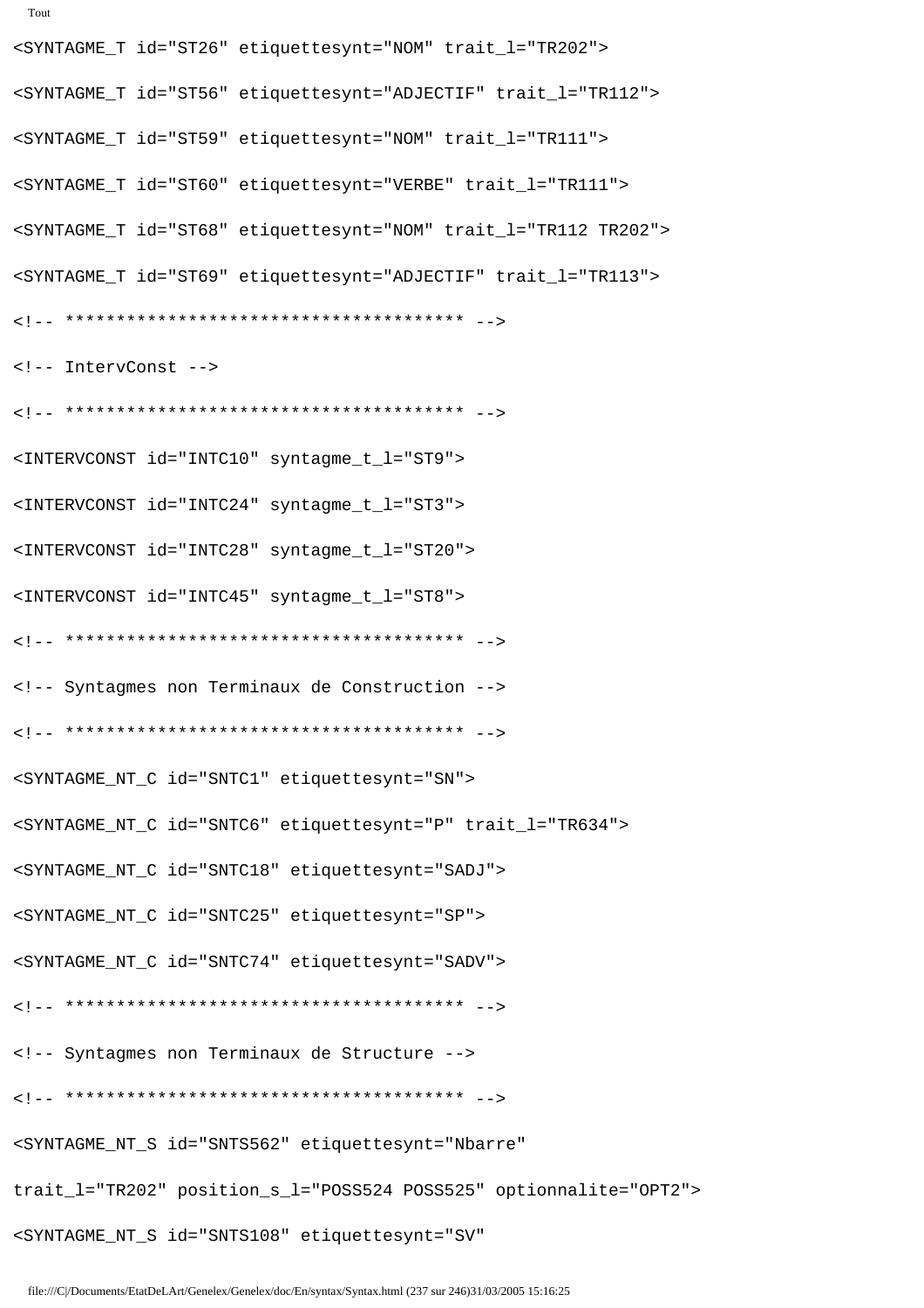```
<SYNTAGME_T id="ST26" etiquettesynt="NOM" trait_l="TR202">

<SYNTAGME_T id="ST56" etiquettesynt="ADJECTIF" trait_l="TR112">

<SYNTAGME_T id="ST59" etiquettesynt="NOM" trait_l="TR111">

<SYNTAGME_T id="ST60" etiquettesynt="VERBE" trait_l="TR111">

<SYNTAGME_T id="ST68" etiquettesynt="NOM" trait_l="TR112 TR202">

<SYNTAGME_T id="ST69" etiquettesynt="ADJECTIF" trait_l="TR113">

<!-- *************************************** -->

<!-- IntervConst -->

<!-- *************************************** -->

<INTERVCONST id="INTC10" syntagme_t_l="ST9">

<INTERVCONST id="INTC24" syntagme_t_l="ST3">

<INTERVCONST id="INTC28" syntagme_t_l="ST20">

<INTERVCONST id="INTC45" syntagme_t_l="ST8">

<!-- *************************************** -->

<!-- Syntagmes non Terminaux de Construction -->

<!-- *************************************** -->

<SYNTAGME_NT_C id="SNTC1" etiquettesynt="SN">

<SYNTAGME_NT_C id="SNTC6" etiquettesynt="P" trait_l="TR634">

<SYNTAGME_NT_C id="SNTC18" etiquettesynt="SADJ">

<SYNTAGME_NT_C id="SNTC25" etiquettesynt="SP">

<SYNTAGME_NT_C id="SNTC74" etiquettesynt="SADV">

<!-- *************************************** -->

<!-- Syntagmes non Terminaux de Structure -->

<!-- *************************************** -->

<SYNTAGME_NT_S id="SNTS562" etiquettesynt="Nbarre"

trait_l="TR202" position_s_l="POSS524 POSS525" optionnalite="OPT2">

<SYNTAGME_NT_S id="SNTS108" etiquettesynt="SV"
```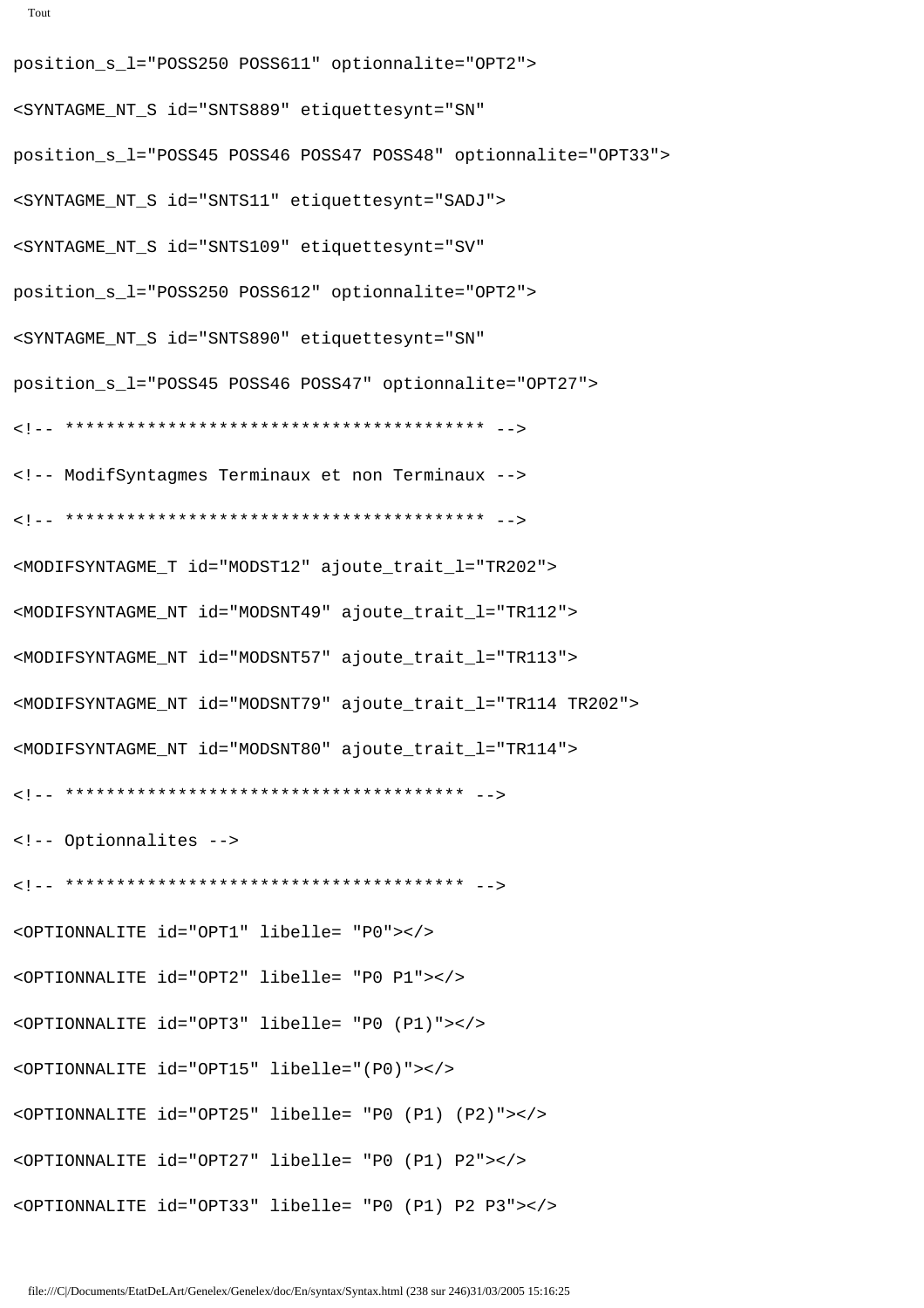```
position_s_l="POSS250 POSS611" optionnalite="OPT2">

<SYNTAGME_NT_S id="SNTS889" etiquettesynt="SN"

position_s_l="POSS45 POSS46 POSS47 POSS48" optionnalite="OPT33">

<SYNTAGME_NT_S id="SNTS11" etiquettesynt="SADJ">

<SYNTAGME_NT_S id="SNTS109" etiquettesynt="SV"

position_s_l="POSS250 POSS612" optionnalite="OPT2">

<SYNTAGME_NT_S id="SNTS890" etiquettesynt="SN"

position_s_l="POSS45 POSS46 POSS47" optionnalite="OPT27">

<!-- ***************************************** -->

<!-- ModifSyntagmes Terminaux et non Terminaux -->

<!-- ***************************************** -->

<MODIFSYNTAGME_T id="MODST12" ajoute_trait_l="TR202">

<MODIFSYNTAGME_NT id="MODSNT49" ajoute_trait_l="TR112">

<MODIFSYNTAGME_NT id="MODSNT57" ajoute_trait_l="TR113">

<MODIFSYNTAGME_NT id="MODSNT79" ajoute_trait_l="TR114 TR202">

<MODIFSYNTAGME_NT id="MODSNT80" ajoute_trait_l="TR114">

<!-- *************************************** -->

<!-- Optionnalites -->

<!-- *************************************** -->

<OPTIONNALITE id="OPT1" libelle= "P0"></>

<OPTIONNALITE id="OPT2" libelle= "P0 P1"></>

<OPTIONNALITE id="OPT3" libelle= "P0 (P1)"></>

<OPTIONNALITE id="OPT15" libelle="(P0)"></>

<OPTIONNALITE id="OPT25" libelle= "P0 (P1) (P2)"></>

<OPTIONNALITE id="OPT27" libelle= "P0 (P1) P2"></>

<OPTIONNALITE id="OPT33" libelle= "P0 (P1) P2 P3"></>
```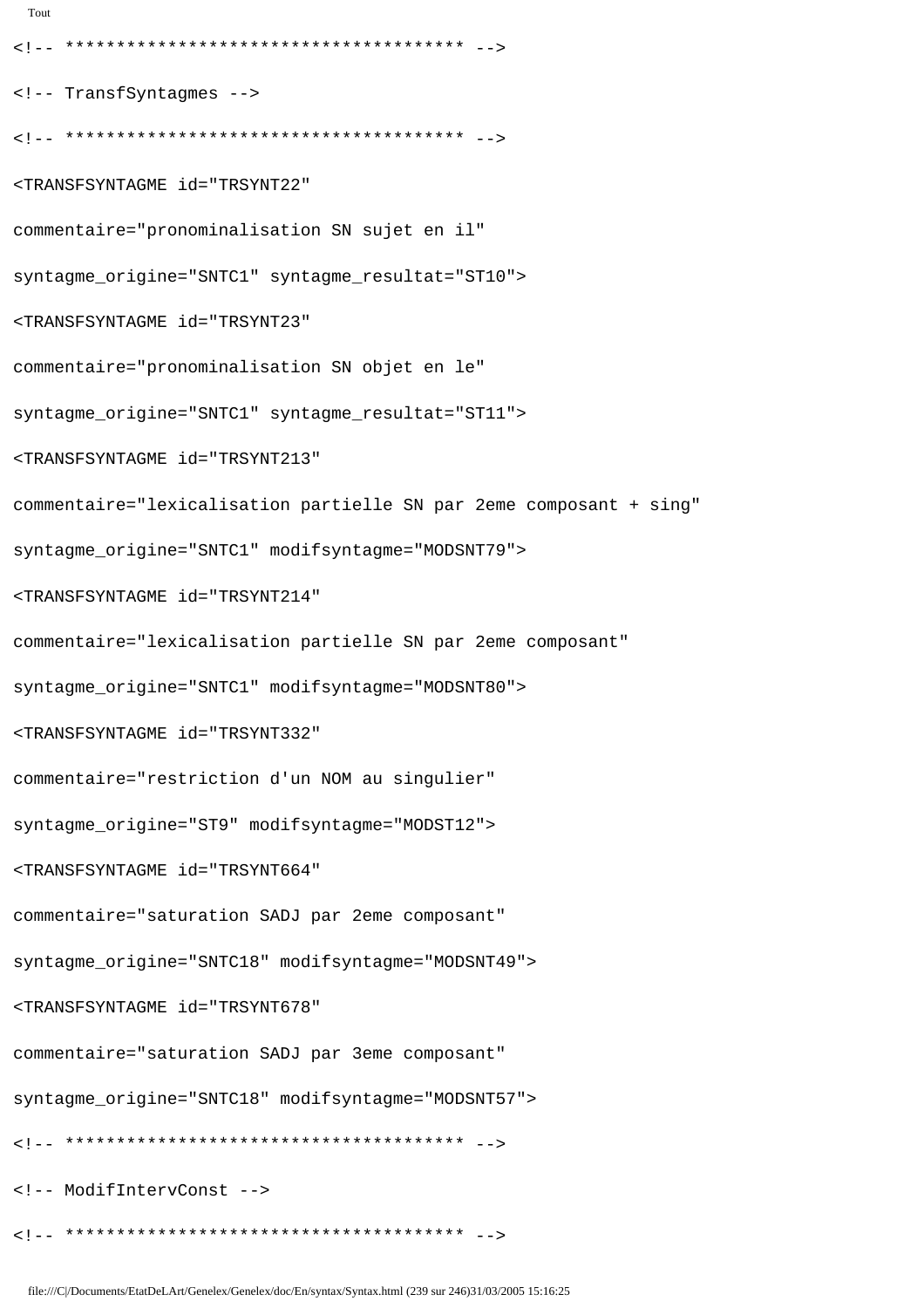```
<!-- *************************************** -->

<!-- TransfSyntagmes -->

<!-- *************************************** -->

<TRANSFSYNTAGME id="TRSYNT22"

commentaire="pronominalisation SN sujet en il"

syntagme_origine="SNTC1" syntagme_resultat="ST10">

<TRANSFSYNTAGME id="TRSYNT23"

commentaire="pronominalisation SN objet en le"

syntagme_origine="SNTC1" syntagme_resultat="ST11">

<TRANSFSYNTAGME id="TRSYNT213"

commentaire="lexicalisation partielle SN par 2eme composant + sing"

syntagme_origine="SNTC1" modifsyntagme="MODSNT79">

<TRANSFSYNTAGME id="TRSYNT214"

commentaire="lexicalisation partielle SN par 2eme composant"

syntagme_origine="SNTC1" modifsyntagme="MODSNT80">

<TRANSFSYNTAGME id="TRSYNT332"

commentaire="restriction d'un NOM au singulier"

syntagme_origine="ST9" modifsyntagme="MODST12">

<TRANSFSYNTAGME id="TRSYNT664"

commentaire="saturation SADJ par 2eme composant"

syntagme_origine="SNTC18" modifsyntagme="MODSNT49">

<TRANSFSYNTAGME id="TRSYNT678"

commentaire="saturation SADJ par 3eme composant"

syntagme_origine="SNTC18" modifsyntagme="MODSNT57">

<!-- *************************************** -->

<!-- ModifIntervConst -->

<!-- *************************************** -->
```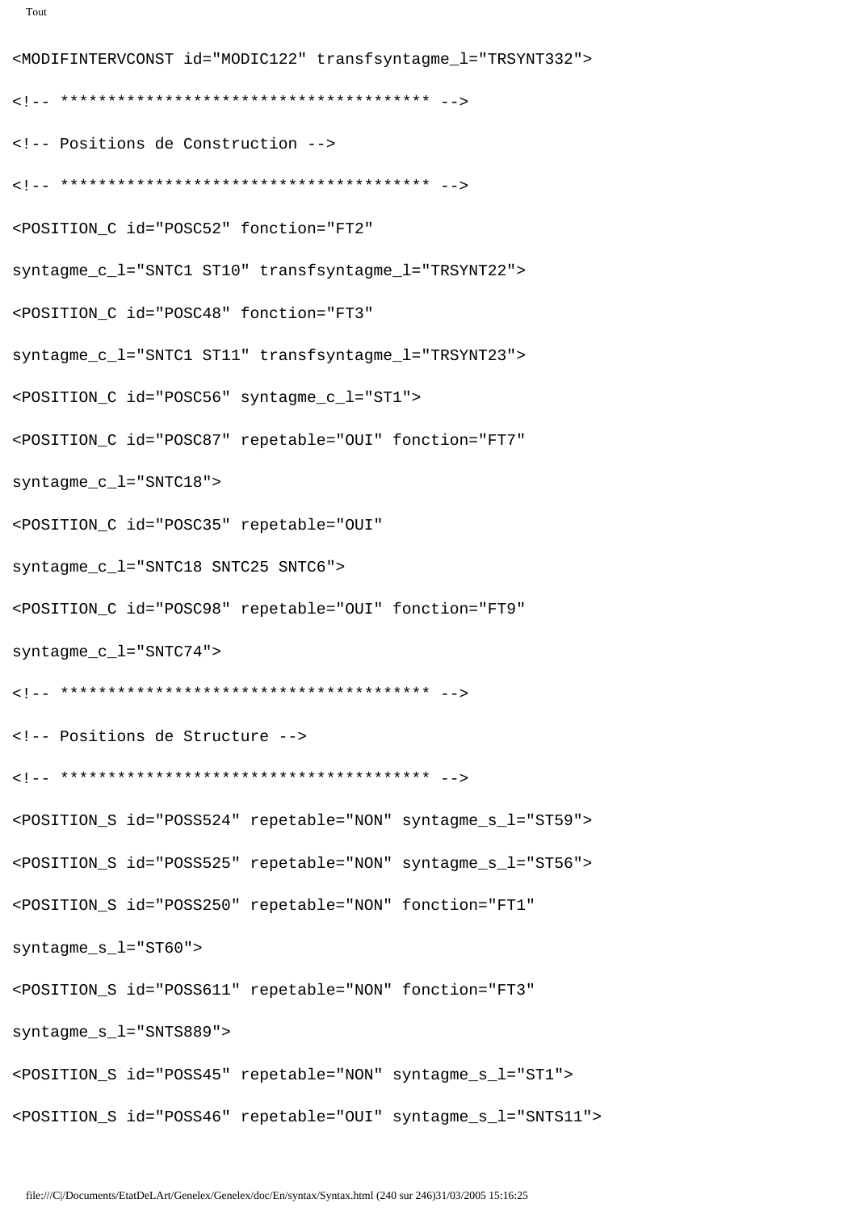```
<MODIFINTERVCONST id="MODIC122" transfsyntagme_l="TRSYNT332">

<!-- *************************************** -->

<!-- Positions de Construction -->

<!-- *************************************** -->

<POSITION_C id="POSC52" fonction="FT2"

syntagme_c_l="SNTC1 ST10" transfsyntagme_l="TRSYNT22">

<POSITION_C id="POSC48" fonction="FT3"

syntagme_c_l="SNTC1 ST11" transfsyntagme_l="TRSYNT23">

<POSITION_C id="POSC56" syntagme_c_l="ST1">

<POSITION_C id="POSC87" repetable="OUI" fonction="FT7"

syntagme_c_l="SNTC18">

<POSITION_C id="POSC35" repetable="OUI"

syntagme_c_l="SNTC18 SNTC25 SNTC6">

<POSITION_C id="POSC98" repetable="OUI" fonction="FT9"

syntagme_c_l="SNTC74">

<!-- *************************************** -->

<!-- Positions de Structure -->

<!-- *************************************** -->

<POSITION_S id="POSS524" repetable="NON" syntagme_s_l="ST59">

<POSITION_S id="POSS525" repetable="NON" syntagme_s_l="ST56">

<POSITION_S id="POSS250" repetable="NON" fonction="FT1"

syntagme_s_l="ST60">

<POSITION_S id="POSS611" repetable="NON" fonction="FT3"

syntagme_s_l="SNTS889">

<POSITION_S id="POSS45" repetable="NON" syntagme_s_l="ST1">

<POSITION_S id="POSS46" repetable="OUI" syntagme_s_l="SNTS11">
```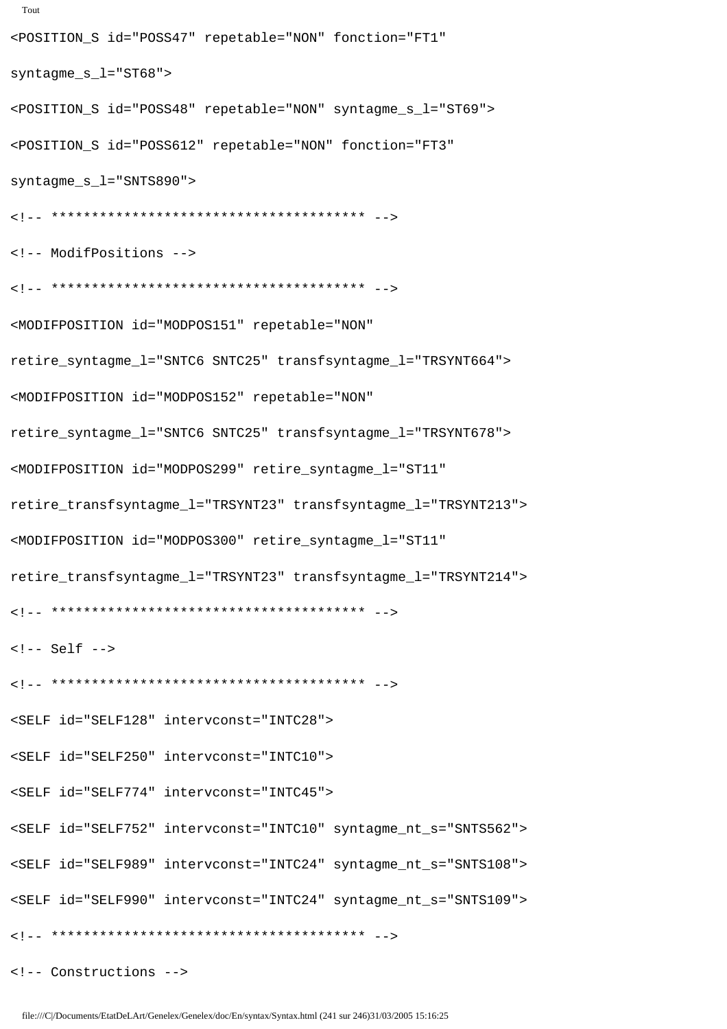```
<POSITION_S id="POSS47" repetable="NON" fonction="FT1"

syntagme_s_l="ST68">

<POSITION_S id="POSS48" repetable="NON" syntagme_s_l="ST69">

<POSITION_S id="POSS612" repetable="NON" fonction="FT3"

syntagme_s_l="SNTS890">

<!-- *************************************** -->

<!-- ModifPositions -->

<!-- *************************************** -->

<MODIFPOSITION id="MODPOS151" repetable="NON"

retire_syntagme_l="SNTC6 SNTC25" transfsyntagme_l="TRSYNT664">

<MODIFPOSITION id="MODPOS152" repetable="NON"

retire_syntagme_l="SNTC6 SNTC25" transfsyntagme_l="TRSYNT678">

<MODIFPOSITION id="MODPOS299" retire_syntagme_l="ST11"

retire_transfsyntagme_l="TRSYNT23" transfsyntagme_l="TRSYNT213">

<MODIFPOSITION id="MODPOS300" retire_syntagme_l="ST11"

retire_transfsyntagme_l="TRSYNT23" transfsyntagme_l="TRSYNT214">

<!-- *************************************** -->

<!-- Self -->

<!-- *************************************** -->

<SELF id="SELF128" intervconst="INTC28">

<SELF id="SELF250" intervconst="INTC10">

<SELF id="SELF774" intervconst="INTC45">

<SELF id="SELF752" intervconst="INTC10" syntagme_nt_s="SNTS562">

<SELF id="SELF989" intervconst="INTC24" syntagme_nt_s="SNTS108">

<SELF id="SELF990" intervconst="INTC24" syntagme_nt_s="SNTS109">

<!-- *************************************** -->

<!-- Constructions -->
```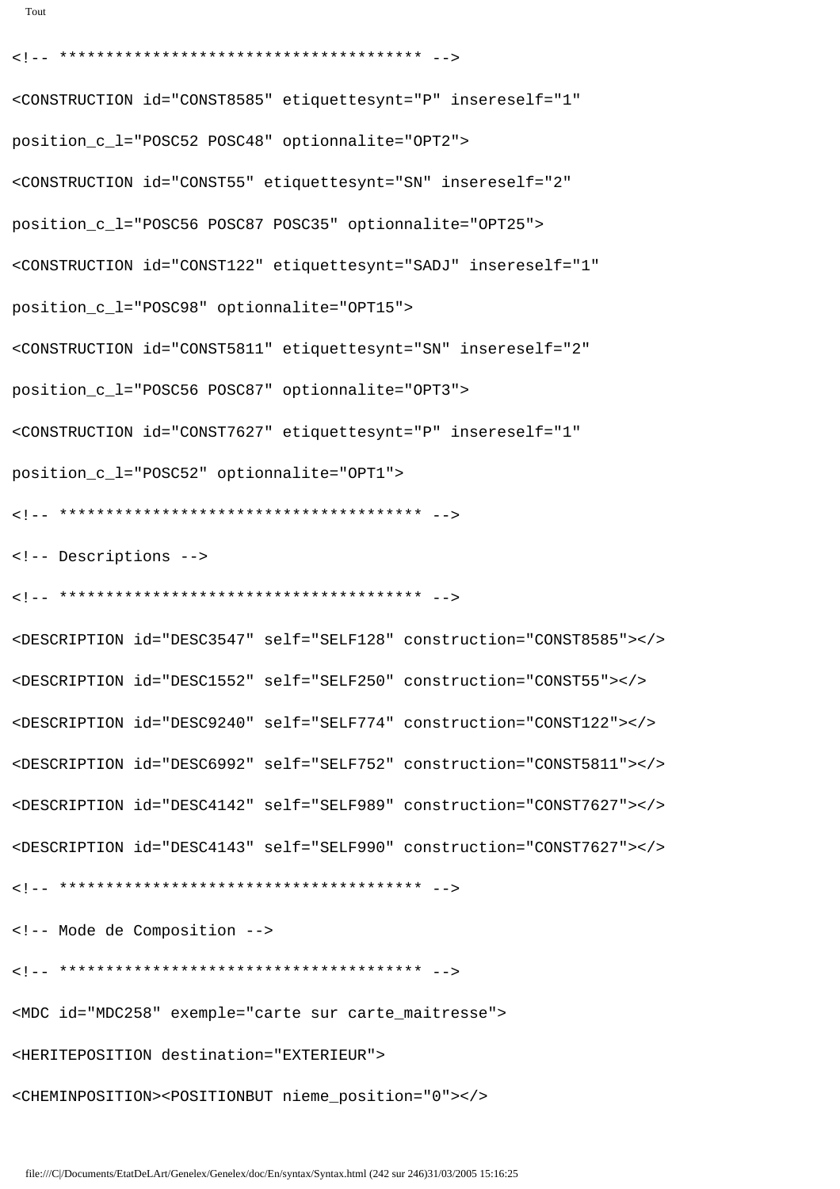```
<!-- *************************************** -->
<CONSTRUCTION id="CONST8585" etiquettesynt="P" insereself="1"
position_c_l="POSC52 POSC48" optionnalite="OPT2">
<CONSTRUCTION id="CONST55" etiquettesynt="SN" insereself="2"
position_c_l="POSC56 POSC87 POSC35" optionnalite="OPT25">
<CONSTRUCTION id="CONST122" etiquettesynt="SADJ" insereself="1"
position_c_l="POSC98" optionnalite="OPT15">
<CONSTRUCTION id="CONST5811" etiquettesynt="SN" insereself="2"
position_c_l="POSC56 POSC87" optionnalite="OPT3">
<CONSTRUCTION id="CONST7627" etiquettesynt="P" insereself="1"
position_c_l="POSC52" optionnalite="OPT1">
<!-- *************************************** -->
<!-- Descriptions -->
<!-- *************************************** -->
<DESCRIPTION id="DESC3547" self="SELF128" construction="CONST8585"></>
<DESCRIPTION id="DESC1552" self="SELF250" construction="CONST55"></>
<DESCRIPTION id="DESC9240" self="SELF774" construction="CONST122"></>
<DESCRIPTION id="DESC6992" self="SELF752" construction="CONST5811"></>
<DESCRIPTION id="DESC4142" self="SELF989" construction="CONST7627"></>
<DESCRIPTION id="DESC4143" self="SELF990" construction="CONST7627"></>
<!-- *************************************** -->
<!-- Mode de Composition -->
<!-- *************************************** -->
<MDC id="MDC258" exemple="carte sur carte_maitresse">
<HERITEPOSITION destination="EXTERIEUR">
<CHEMINPOSITION><POSITIONBUT nieme_position="0"></>
```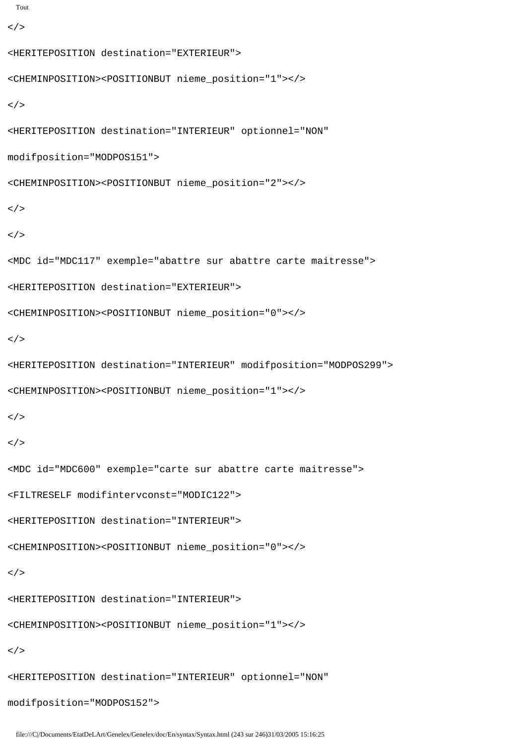```
</>
<HERITEPOSITION destination="EXTERIEUR">
<CHEMINPOSITION><POSITIONBUT nieme_position="1"></>
</>
<HERITEPOSITION destination="INTERIEUR" optionnel="NON"
modifposition="MODPOS151">
<CHEMINPOSITION><POSITIONBUT nieme_position="2"></>
</>
</>
<MDC id="MDC117" exemple="abattre sur abattre carte maitresse">
<HERITEPOSITION destination="EXTERIEUR">
<CHEMINPOSITION><POSITIONBUT nieme_position="0"></>
</>
<HERITEPOSITION destination="INTERIEUR" modifposition="MODPOS299">
<CHEMINPOSITION><POSITIONBUT nieme_position="1"></>
</>
</>
<MDC id="MDC600" exemple="carte sur abattre carte maitresse">
<FILTRESELF modifintervconst="MODIC122">
<HERITEPOSITION destination="INTERIEUR">
<CHEMINPOSITION><POSITIONBUT nieme_position="0"></>
</>
<HERITEPOSITION destination="INTERIEUR">
<CHEMINPOSITION><POSITIONBUT nieme_position="1"></>
</>
<HERITEPOSITION destination="INTERIEUR" optionnel="NON"
modifposition="MODPOS152">
```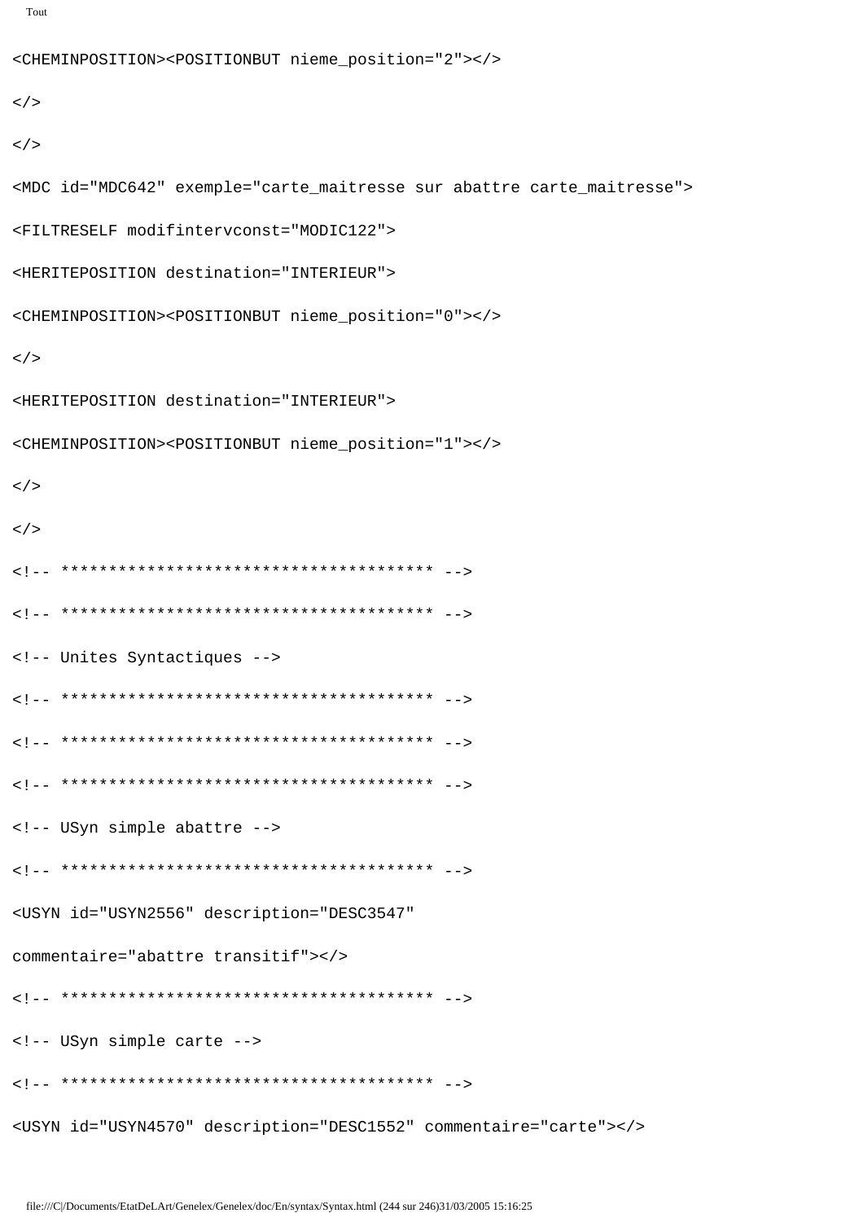```
<CHEMINPOSITION><POSITIONBUT nieme_position="2"></>

</>

</>

<MDC id="MDC642" exemple="carte_maitresse sur abattre carte_maitresse">

<FILTRESELF modifintervconst="MODIC122">

<HERITEPOSITION destination="INTERIEUR">

<CHEMINPOSITION><POSITIONBUT nieme_position="0"></>

</>

<HERITEPOSITION destination="INTERIEUR">

<CHEMINPOSITION><POSITIONBUT nieme_position="1"></>

</>

</>

<!-- *************************************** -->

<!-- *************************************** -->

<!-- Unites Syntactiques -->

<!-- *************************************** -->

<!-- *************************************** -->

<!-- *************************************** -->

<!-- USyn simple abattre -->

<!-- *************************************** -->

<USYN id="USYN2556" description="DESC3547"

commentaire="abattre transitif"></>

<!-- *************************************** -->

<!-- USyn simple carte -->

<!-- *************************************** -->

<USYN id="USYN4570" description="DESC1552" commentaire="carte"></>
```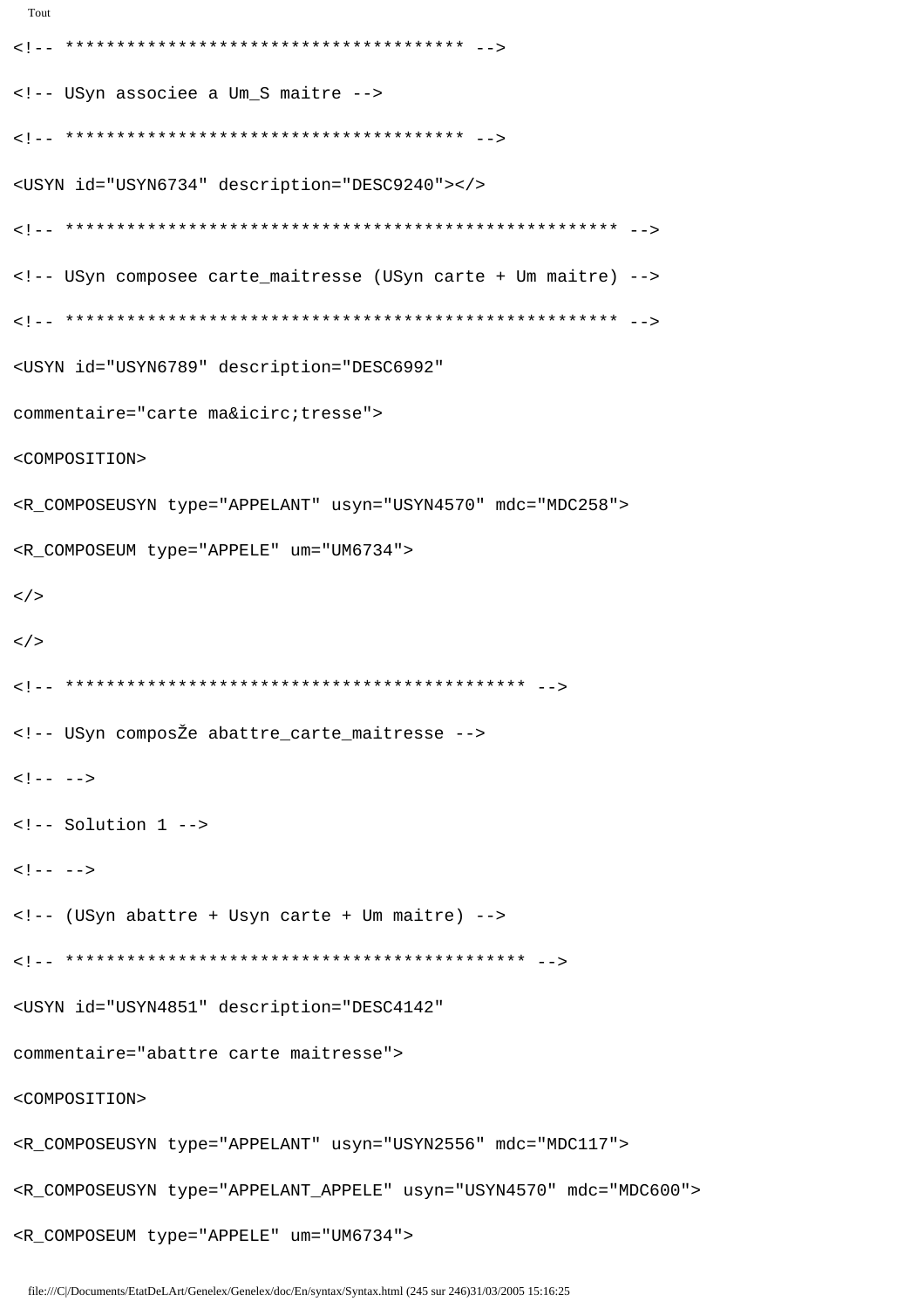```
<!-- *************************************** -->

<!-- USyn associee a Um_S maitre -->

<!-- *************************************** -->

<USYN id="USYN6734" description="DESC9240"></>

<!-- ****************************************************** -->

<!-- USyn composee carte_maitresse (USyn carte + Um maitre) -->

<!-- ****************************************************** -->

<USYN id="USYN6789" description="DESC6992"

commentaire="carte ma&icirc;tresse">

<COMPOSITION>

<R_COMPOSEUSYN type="APPELANT" usyn="USYN4570" mdc="MDC258">

<R_COMPOSEUM type="APPELE" um="UM6734">

</>

</>

<!-- ********************************************** -->

<!-- USyn composŽe abattre_carte_maitresse -->

<!-- -->

<!-- Solution 1 -->

<!-- -->

<!-- (USyn abattre + Usyn carte + Um maitre) -->

<!-- ********************************************** -->

<USYN id="USYN4851" description="DESC4142"

commentaire="abattre carte maitresse">

<COMPOSITION>

<R_COMPOSEUSYN type="APPELANT" usyn="USYN2556" mdc="MDC117">

<R_COMPOSEUSYN type="APPELANT_APPELE" usyn="USYN4570" mdc="MDC600">

<R_COMPOSEUM type="APPELE" um="UM6734">
```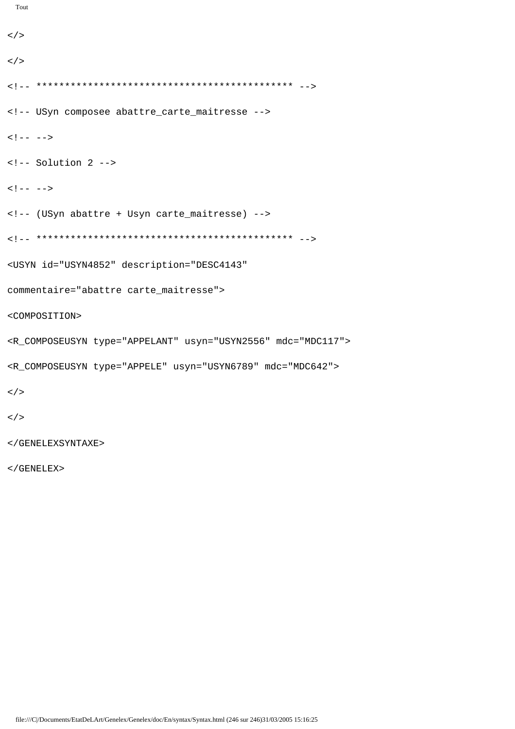```
</>

</>

<!-- ********************************************* -->

<!-- USyn composee abattre_carte_maitresse -->

<!-- -->

<!-- Solution 2 -->

<!-- -->

<!-- (USyn abattre + Usyn carte_maitresse) -->

<!-- ********************************************* -->

<USYN id="USYN4852" description="DESC4143"

commentaire="abattre carte_maitresse">

<COMPOSITION>

<R_COMPOSEUSYN type="APPELANT" usyn="USYN2556" mdc="MDC117">

<R_COMPOSEUSYN type="APPELE" usyn="USYN6789" mdc="MDC642">

</>

</>

</GENELEXSYNTAXE>

</GENELEX>
```